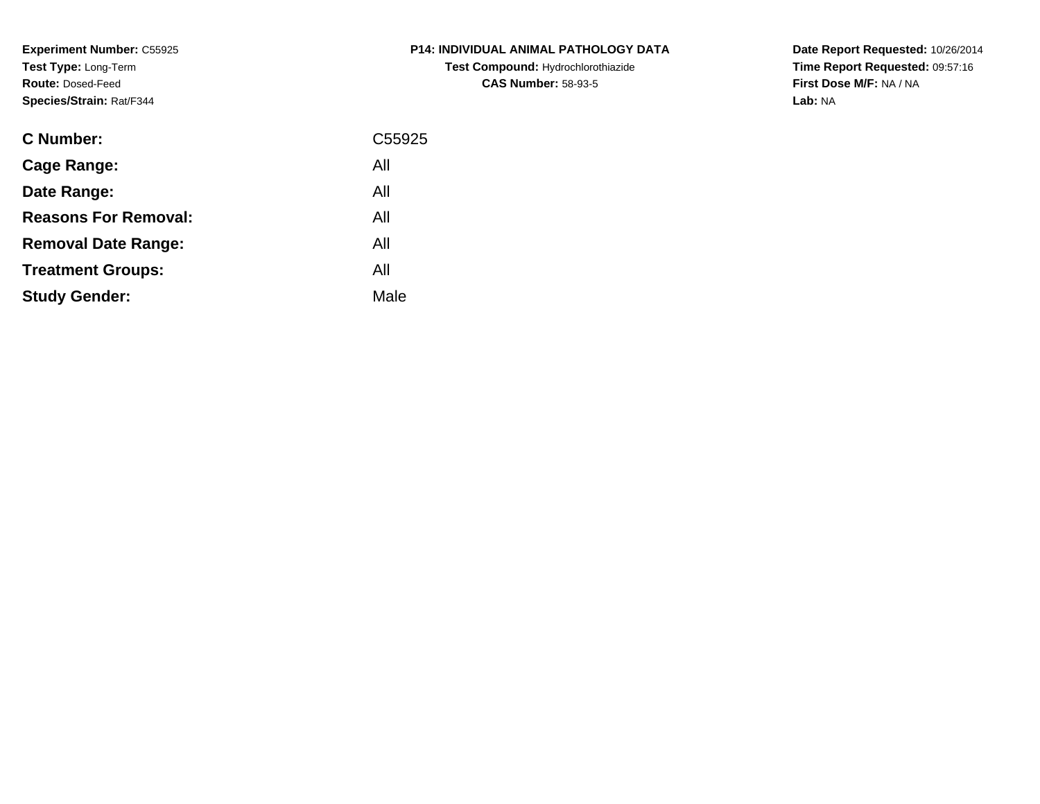**Experiment Number:** C55925
**Test Type:** Long-Term
**Route:** Dosed-Feed
**Species/Strain:** Rat/F344

**P14: INDIVIDUAL ANIMAL PATHOLOGY DATA**
**Test Compound:** Hydrochlorothiazide
**CAS Number:** 58-93-5

**Date Report Requested:** 10/26/2014
**Time Report Requested:** 09:57:16
**First Dose M/F:** NA / NA
**Lab:** NA

| | |
|---|---|
| **C Number:** | C55925 |
| **Cage Range:** | All |
| **Date Range:** | All |
| **Reasons For Removal:** | All |
| **Removal Date Range:** | All |
| **Treatment Groups:** | All |
| **Study Gender:** | Male |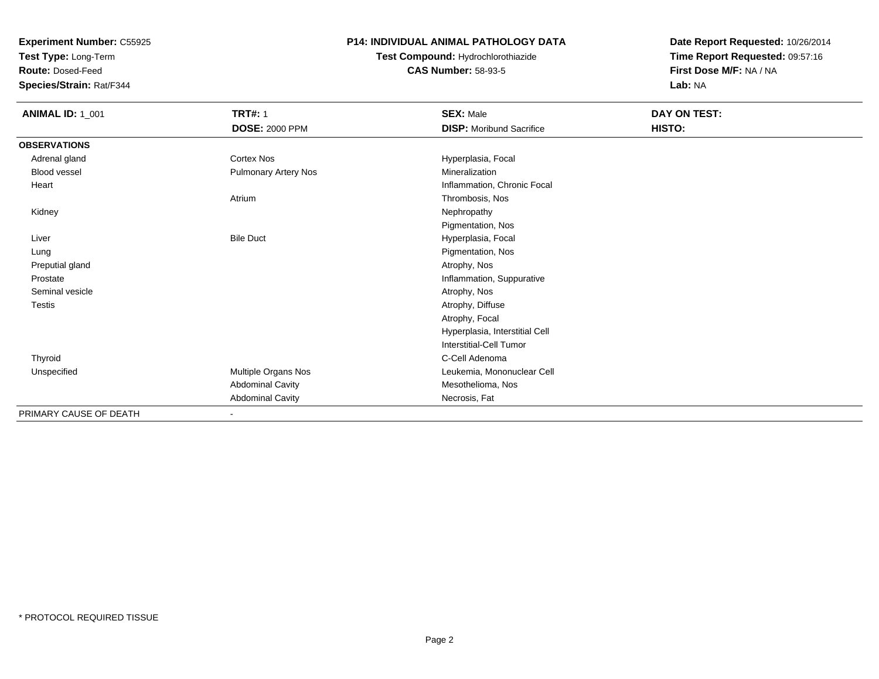**Experiment Number:** C55925
**Test Type:** Long-Term
**Route:** Dosed-Feed
**Species/Strain:** Rat/F344

## P14: INDIVIDUAL ANIMAL PATHOLOGY DATA

**Test Compound:** Hydrochlorothiazide
**CAS Number:** 58-93-5

**Date Report Requested:** 10/26/2014
**Time Report Requested:** 09:57:16
**First Dose M/F:** NA / NA
**Lab:** NA

| **ANIMAL ID:** 1_001 | **TRT#:** 1 | **SEX:** Male | **DAY ON TEST:** |
|---|---|---|---|
| | **DOSE:** 2000 PPM | **DISP:** Moribund Sacrifice | **HISTO:** |
| **OBSERVATIONS** | | | |
| Adrenal gland | Cortex Nos | Hyperplasia, Focal | |
| Blood vessel | Pulmonary Artery Nos | Mineralization | |
| Heart | | Inflammation, Chronic Focal | |
| | Atrium | Thrombosis, Nos | |
| Kidney | | Nephropathy | |
| | | Pigmentation, Nos | |
| Liver | Bile Duct | Hyperplasia, Focal | |
| Lung | | Pigmentation, Nos | |
| Preputial gland | | Atrophy, Nos | |
| Prostate | | Inflammation, Suppurative | |
| Seminal vesicle | | Atrophy, Nos | |
| Testis | | Atrophy, Diffuse | |
| | | Atrophy, Focal | |
| | | Hyperplasia, Interstitial Cell | |
| | | Interstitial-Cell Tumor | |
| Thyroid | | C-Cell Adenoma | |
| Unspecified | Multiple Organs Nos | Leukemia, Mononuclear Cell | |
| | Abdominal Cavity | Mesothelioma, Nos | |
| | Abdominal Cavity | Necrosis, Fat | |
| PRIMARY CAUSE OF DEATH | - | | |

* PROTOCOL REQUIRED TISSUE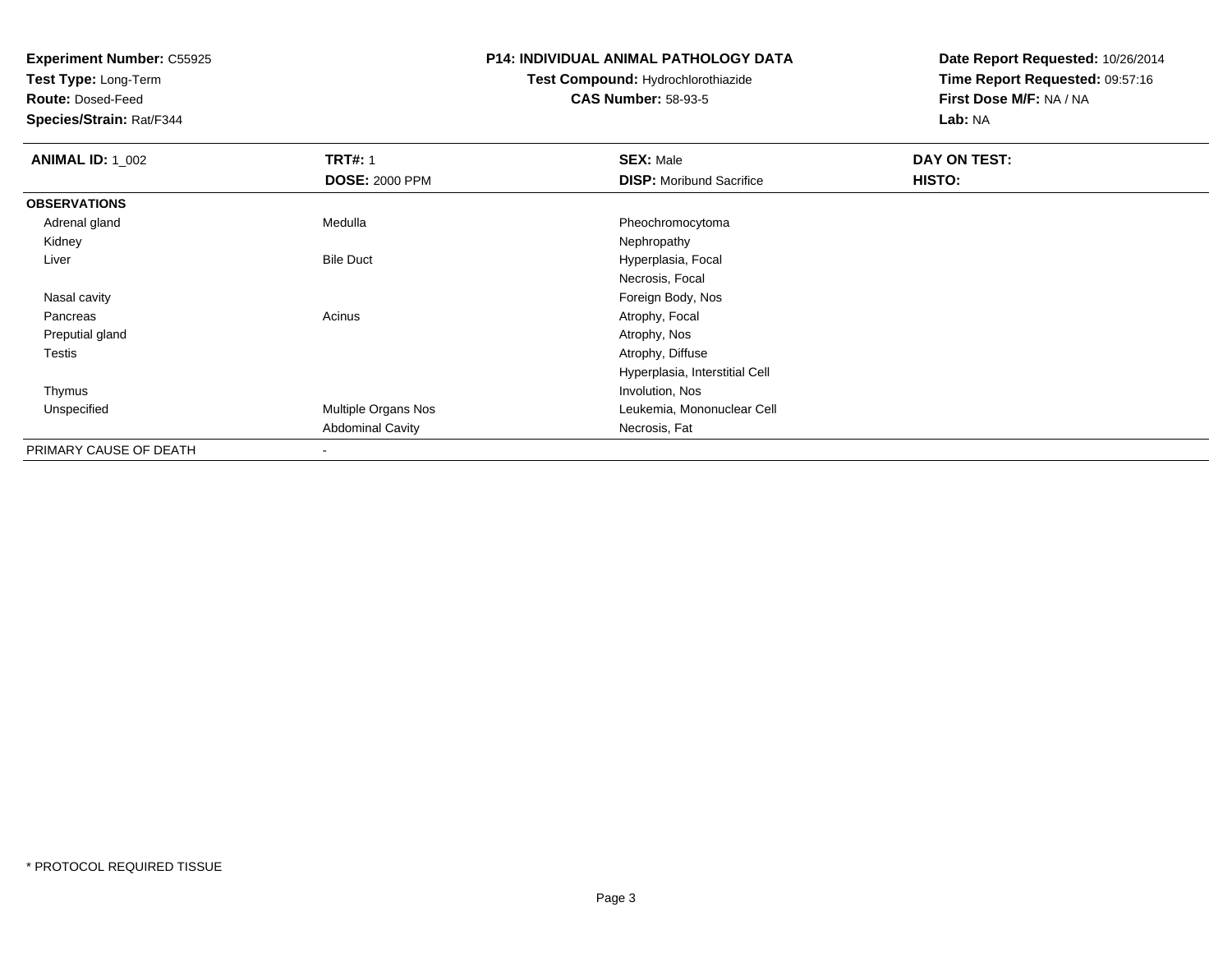**Experiment Number:** C55925
**Test Type:** Long-Term
**Route:** Dosed-Feed
**Species/Strain:** Rat/F344

**P14: INDIVIDUAL ANIMAL PATHOLOGY DATA**
**Test Compound:** Hydrochlorothiazide
**CAS Number:** 58-93-5

**Date Report Requested:** 10/26/2014
**Time Report Requested:** 09:57:16
**First Dose M/F:** NA / NA
**Lab:** NA

| **ANIMAL ID:** 1_002 | **TRT#:** 1 | **SEX:** Male | **DAY ON TEST:** |
|---|---|---|---|
| | **DOSE:** 2000 PPM | **DISP:** Moribund Sacrifice | **HISTO:** |
| **OBSERVATIONS** | | | |
| Adrenal gland | Medulla | Pheochromocytoma | |
| Kidney | | Nephropathy | |
| Liver | Bile Duct | Hyperplasia, Focal | |
| | | Necrosis, Focal | |
| Nasal cavity | | Foreign Body, Nos | |
| Pancreas | Acinus | Atrophy, Focal | |
| Preputial gland | | Atrophy, Nos | |
| Testis | | Atrophy, Diffuse | |
| | | Hyperplasia, Interstitial Cell | |
| Thymus | | Involution, Nos | |
| Unspecified | Multiple Organs Nos | Leukemia, Mononuclear Cell | |
| | Abdominal Cavity | Necrosis, Fat | |
| PRIMARY CAUSE OF DEATH | - | | |

* PROTOCOL REQUIRED TISSUE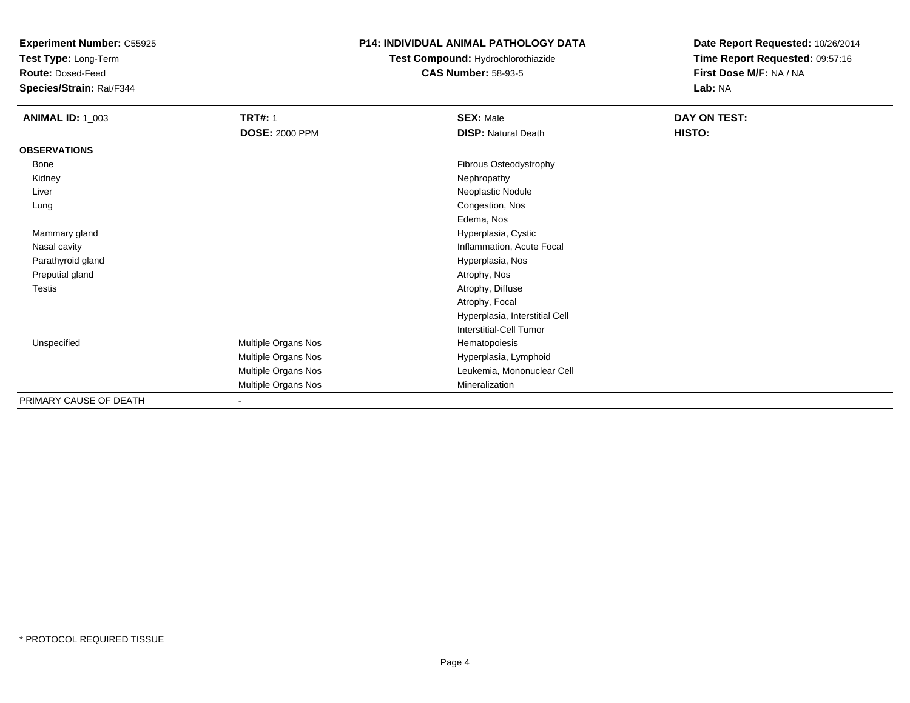**Experiment Number:** C55925
**Test Type:** Long-Term
**Route:** Dosed-Feed
**Species/Strain:** Rat/F344

**P14: INDIVIDUAL ANIMAL PATHOLOGY DATA**
**Test Compound:** Hydrochlorothiazide
**CAS Number:** 58-93-5

**Date Report Requested:** 10/26/2014
**Time Report Requested:** 09:57:16
**First Dose M/F:** NA / NA
**Lab:** NA

| **ANIMAL ID:** 1_003 | **TRT#:** 1 | **SEX:** Male | **DAY ON TEST:** |
|---|---|---|---|
| | **DOSE:** 2000 PPM | **DISP:** Natural Death | **HISTO:** |
| **OBSERVATIONS** | | | |
| Bone | | Fibrous Osteodystrophy | |
| Kidney | | Nephropathy | |
| Liver | | Neoplastic Nodule | |
| Lung | | Congestion, Nos | |
| | | Edema, Nos | |
| Mammary gland | | Hyperplasia, Cystic | |
| Nasal cavity | | Inflammation, Acute Focal | |
| Parathyroid gland | | Hyperplasia, Nos | |
| Preputial gland | | Atrophy, Nos | |
| Testis | | Atrophy, Diffuse | |
| | | Atrophy, Focal | |
| | | Hyperplasia, Interstitial Cell | |
| | | Interstitial-Cell Tumor | |
| Unspecified | Multiple Organs Nos | Hematopoiesis | |
| | Multiple Organs Nos | Hyperplasia, Lymphoid | |
| | Multiple Organs Nos | Leukemia, Mononuclear Cell | |
| | Multiple Organs Nos | Mineralization | |
| PRIMARY CAUSE OF DEATH | - | | |

* PROTOCOL REQUIRED TISSUE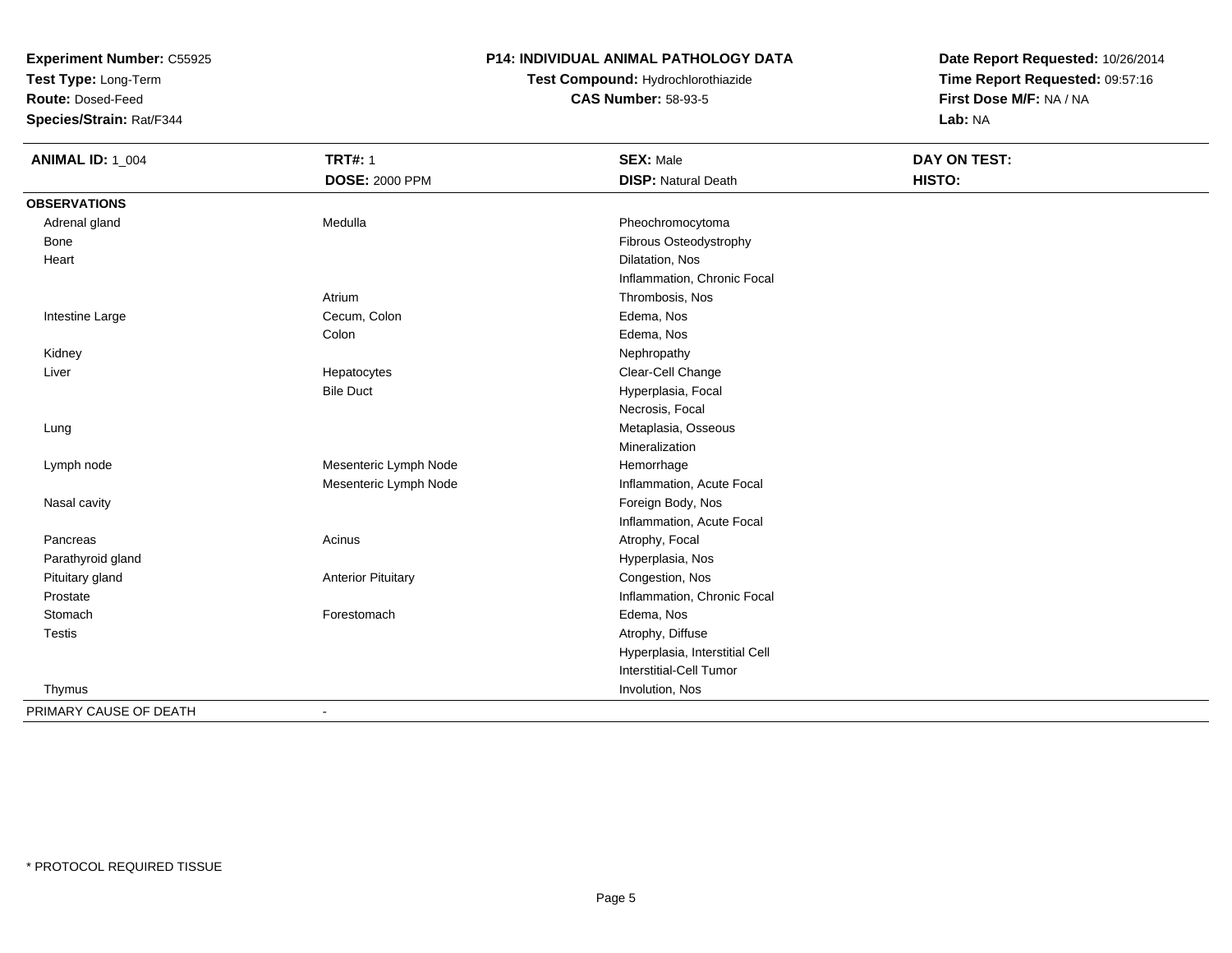**Experiment Number:** C55925
**Test Type:** Long-Term
**Route:** Dosed-Feed
**Species/Strain:** Rat/F344

**P14: INDIVIDUAL ANIMAL PATHOLOGY DATA**
**Test Compound:** Hydrochlorothiazide
**CAS Number:** 58-93-5

**Date Report Requested:** 10/26/2014
**Time Report Requested:** 09:57:16
**First Dose M/F:** NA / NA
**Lab:** NA

| **ANIMAL ID:** 1_004 | **TRT#:** 1 | **SEX:** Male | **DAY ON TEST:** |
|---|---|---|---|
| | **DOSE:** 2000 PPM | **DISP:** Natural Death | **HISTO:** |
| **OBSERVATIONS** | | | |
| Adrenal gland | Medulla | Pheochromocytoma | |
| Bone | | Fibrous Osteodystrophy | |
| Heart | | Dilatation, Nos | |
| | | Inflammation, Chronic Focal | |
| | Atrium | Thrombosis, Nos | |
| Intestine Large | Cecum, Colon | Edema, Nos | |
| | Colon | Edema, Nos | |
| Kidney | | Nephropathy | |
| Liver | Hepatocytes | Clear-Cell Change | |
| | Bile Duct | Hyperplasia, Focal | |
| | | Necrosis, Focal | |
| Lung | | Metaplasia, Osseous | |
| | | Mineralization | |
| Lymph node | Mesenteric Lymph Node | Hemorrhage | |
| | Mesenteric Lymph Node | Inflammation, Acute Focal | |
| Nasal cavity | | Foreign Body, Nos | |
| | | Inflammation, Acute Focal | |
| Pancreas | Acinus | Atrophy, Focal | |
| Parathyroid gland | | Hyperplasia, Nos | |
| Pituitary gland | Anterior Pituitary | Congestion, Nos | |
| Prostate | | Inflammation, Chronic Focal | |
| Stomach | Forestomach | Edema, Nos | |
| Testis | | Atrophy, Diffuse | |
| | | Hyperplasia, Interstitial Cell | |
| | | Interstitial-Cell Tumor | |
| Thymus | | Involution, Nos | |
| PRIMARY CAUSE OF DEATH | - | | |

\* PROTOCOL REQUIRED TISSUE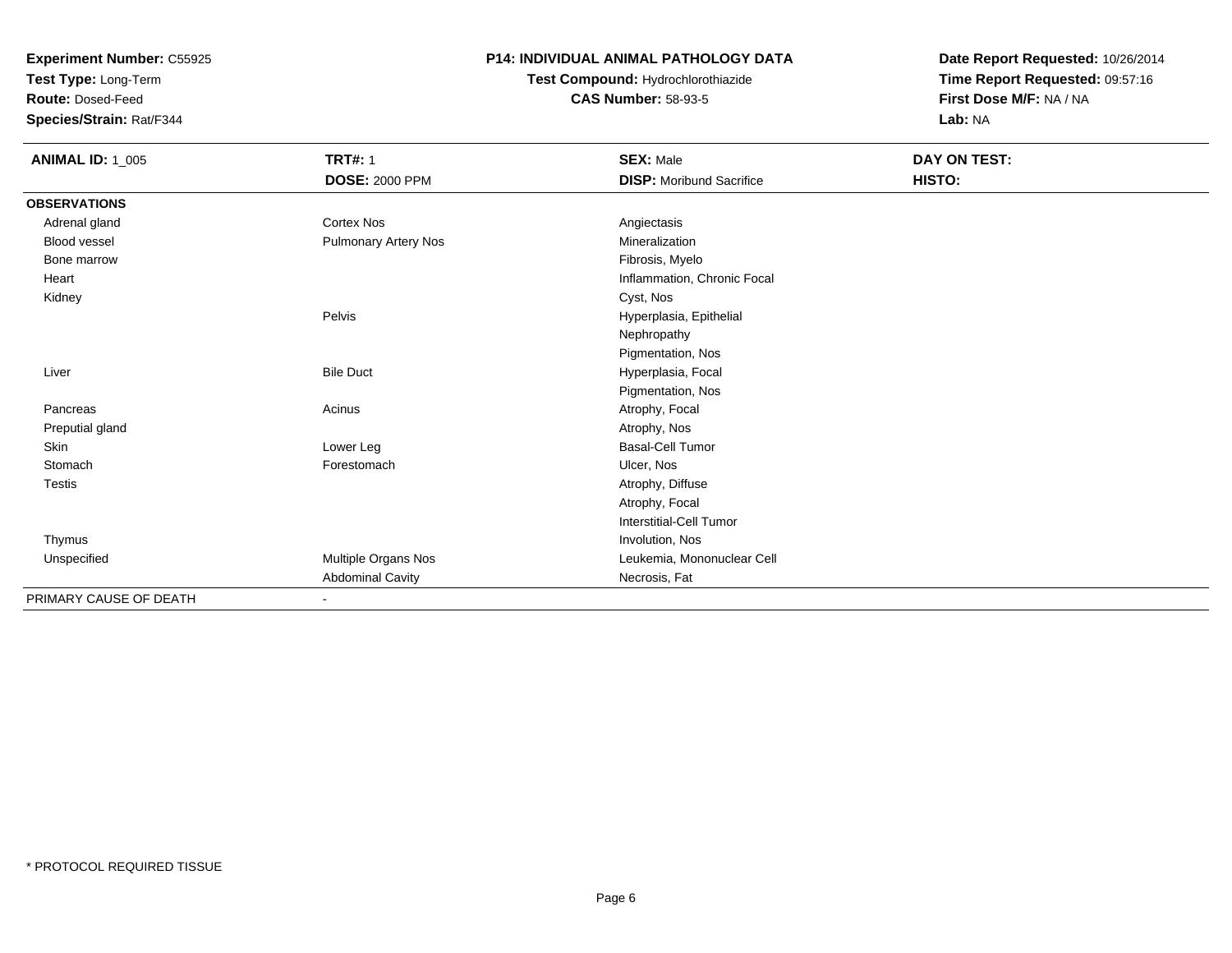**Experiment Number:** C55925
**Test Type:** Long-Term
**Route:** Dosed-Feed
**Species/Strain:** Rat/F344

**P14: INDIVIDUAL ANIMAL PATHOLOGY DATA**
**Test Compound:** Hydrochlorothiazide
**CAS Number:** 58-93-5

**Date Report Requested:** 10/26/2014
**Time Report Requested:** 09:57:16
**First Dose M/F:** NA / NA
**Lab:** NA

| **ANIMAL ID:** 1_005 | **TRT#:** 1 | **SEX:** Male | **DAY ON TEST:** |
|---|---|---|---|
| | **DOSE:** 2000 PPM | **DISP:** Moribund Sacrifice | **HISTO:** |
| **OBSERVATIONS** | | | |
| Adrenal gland | Cortex Nos | Angiectasis | |
| Blood vessel | Pulmonary Artery Nos | Mineralization | |
| Bone marrow | | Fibrosis, Myelo | |
| Heart | | Inflammation, Chronic Focal | |
| Kidney | | Cyst, Nos | |
| | Pelvis | Hyperplasia, Epithelial | |
| | | Nephropathy | |
| | | Pigmentation, Nos | |
| Liver | Bile Duct | Hyperplasia, Focal | |
| | | Pigmentation, Nos | |
| Pancreas | Acinus | Atrophy, Focal | |
| Preputial gland | | Atrophy, Nos | |
| Skin | Lower Leg | Basal-Cell Tumor | |
| Stomach | Forestomach | Ulcer, Nos | |
| Testis | | Atrophy, Diffuse | |
| | | Atrophy, Focal | |
| | | Interstitial-Cell Tumor | |
| Thymus | | Involution, Nos | |
| Unspecified | Multiple Organs Nos | Leukemia, Mononuclear Cell | |
| | Abdominal Cavity | Necrosis, Fat | |
| PRIMARY CAUSE OF DEATH | - | | |

\* PROTOCOL REQUIRED TISSUE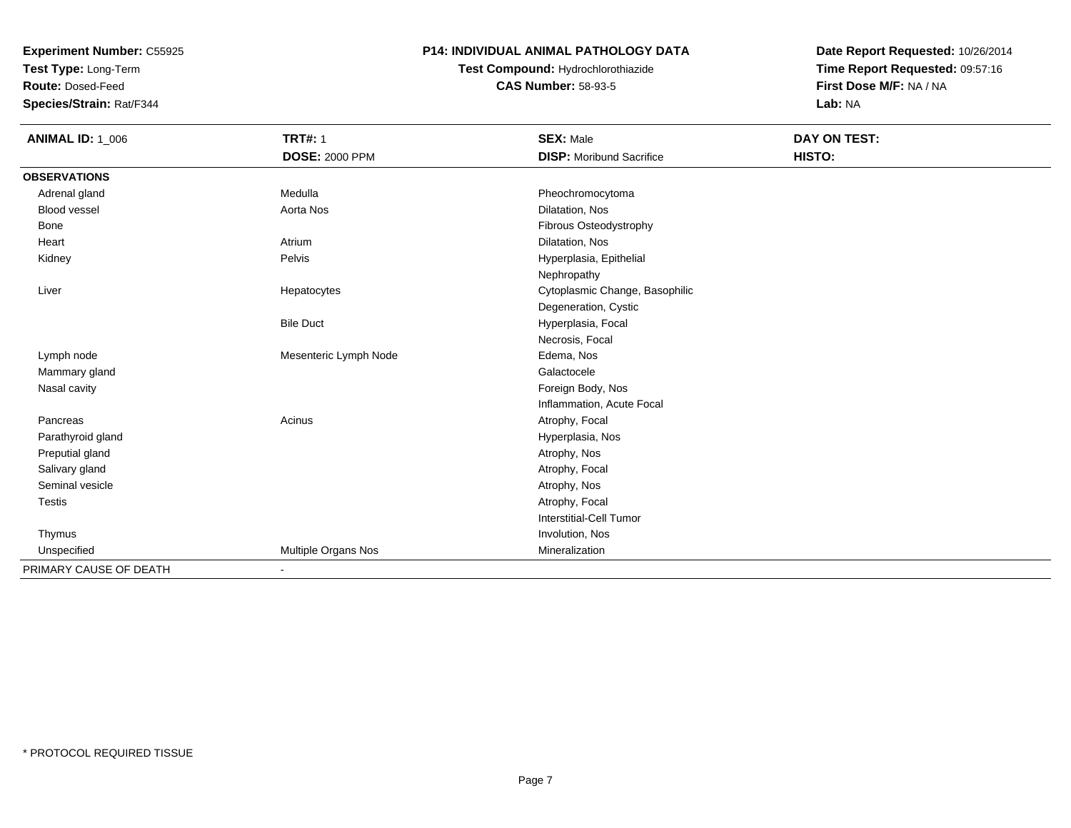**Experiment Number:** C55925
**Test Type:** Long-Term
**Route:** Dosed-Feed
**Species/Strain:** Rat/F344

**P14: INDIVIDUAL ANIMAL PATHOLOGY DATA**
**Test Compound:** Hydrochlorothiazide
**CAS Number:** 58-93-5

**Date Report Requested:** 10/26/2014
**Time Report Requested:** 09:57:16
**First Dose M/F:** NA / NA
**Lab:** NA

| **ANIMAL ID:** 1_006 | **TRT#:** 1 | **SEX:** Male | **DAY ON TEST:** |
|---|---|---|---|
| | **DOSE:** 2000 PPM | **DISP:** Moribund Sacrifice | **HISTO:** |
| **OBSERVATIONS** | | | |
| Adrenal gland | Medulla | Pheochromocytoma | |
| Blood vessel | Aorta Nos | Dilatation, Nos | |
| Bone | | Fibrous Osteodystrophy | |
| Heart | Atrium | Dilatation, Nos | |
| Kidney | Pelvis | Hyperplasia, Epithelial | |
| | | Nephropathy | |
| Liver | Hepatocytes | Cytoplasmic Change, Basophilic | |
| | | Degeneration, Cystic | |
| | Bile Duct | Hyperplasia, Focal | |
| | | Necrosis, Focal | |
| Lymph node | Mesenteric Lymph Node | Edema, Nos | |
| Mammary gland | | Galactocele | |
| Nasal cavity | | Foreign Body, Nos | |
| | | Inflammation, Acute Focal | |
| Pancreas | Acinus | Atrophy, Focal | |
| Parathyroid gland | | Hyperplasia, Nos | |
| Preputial gland | | Atrophy, Nos | |
| Salivary gland | | Atrophy, Focal | |
| Seminal vesicle | | Atrophy, Nos | |
| Testis | | Atrophy, Focal | |
| | | Interstitial-Cell Tumor | |
| Thymus | | Involution, Nos | |
| Unspecified | Multiple Organs Nos | Mineralization | |
| PRIMARY CAUSE OF DEATH | - | | |

* PROTOCOL REQUIRED TISSUE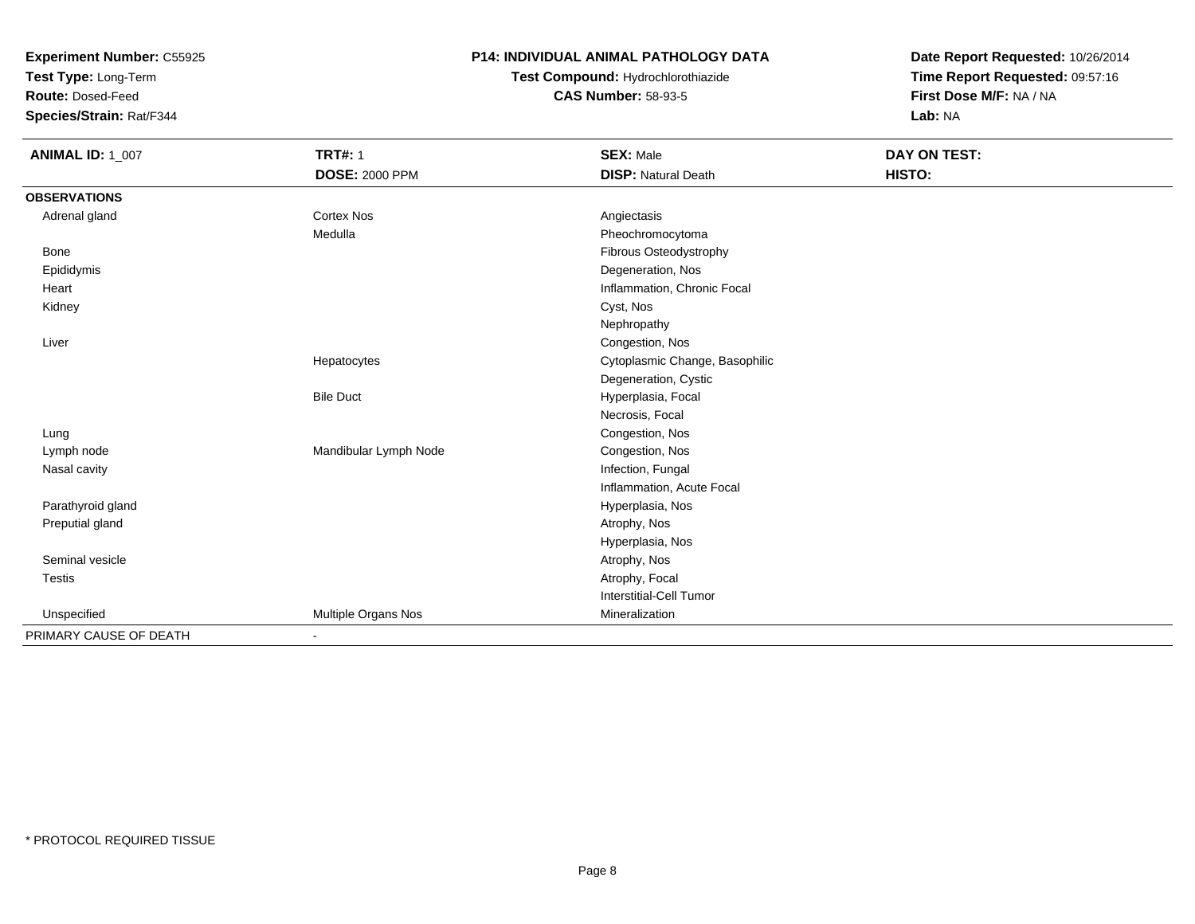**Experiment Number:** C55925
**Test Type:** Long-Term
**Route:** Dosed-Feed
**Species/Strain:** Rat/F344

**P14: INDIVIDUAL ANIMAL PATHOLOGY DATA**
**Test Compound:** Hydrochlorothiazide
**CAS Number:** 58-93-5

**Date Report Requested:** 10/26/2014
**Time Report Requested:** 09:57:16
**First Dose M/F:** NA / NA
**Lab:** NA

| **ANIMAL ID:** 1_007 | **TRT#:** 1 | **SEX:** Male | **DAY ON TEST:** |
|---|---|---|---|
| | **DOSE:** 2000 PPM | **DISP:** Natural Death | **HISTO:** |
| **OBSERVATIONS** | | | |
| Adrenal gland | Cortex Nos | Angiectasis | |
| | Medulla | Pheochromocytoma | |
| Bone | | Fibrous Osteodystrophy | |
| Epididymis | | Degeneration, Nos | |
| Heart | | Inflammation, Chronic Focal | |
| Kidney | | Cyst, Nos | |
| | | Nephropathy | |
| Liver | | Congestion, Nos | |
| | Hepatocytes | Cytoplasmic Change, Basophilic | |
| | | Degeneration, Cystic | |
| | Bile Duct | Hyperplasia, Focal | |
| | | Necrosis, Focal | |
| Lung | | Congestion, Nos | |
| Lymph node | Mandibular Lymph Node | Congestion, Nos | |
| Nasal cavity | | Infection, Fungal | |
| | | Inflammation, Acute Focal | |
| Parathyroid gland | | Hyperplasia, Nos | |
| Preputial gland | | Atrophy, Nos | |
| | | Hyperplasia, Nos | |
| Seminal vesicle | | Atrophy, Nos | |
| Testis | | Atrophy, Focal | |
| | | Interstitial-Cell Tumor | |
| Unspecified | Multiple Organs Nos | Mineralization | |
| PRIMARY CAUSE OF DEATH | - | | |

\* PROTOCOL REQUIRED TISSUE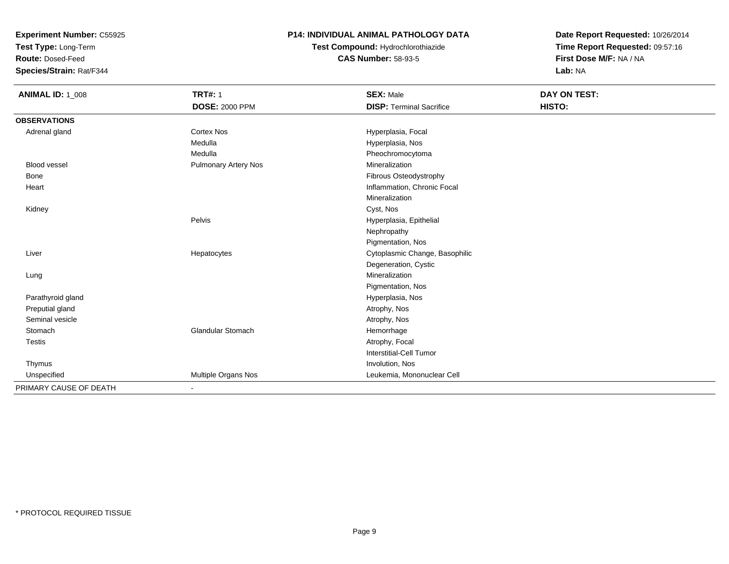**Experiment Number:** C55925
**Test Type:** Long-Term
**Route:** Dosed-Feed
**Species/Strain:** Rat/F344

**P14: INDIVIDUAL ANIMAL PATHOLOGY DATA**
**Test Compound:** Hydrochlorothiazide
**CAS Number:** 58-93-5

**Date Report Requested:** 10/26/2014
**Time Report Requested:** 09:57:16
**First Dose M/F:** NA / NA
**Lab:** NA

| **ANIMAL ID:** 1_008 | **TRT#:** 1 | **SEX:** Male | **DAY ON TEST:** |
|---|---|---|---|
| | **DOSE:** 2000 PPM | **DISP:** Terminal Sacrifice | **HISTO:** |
| **OBSERVATIONS** | | | |
| Adrenal gland | Cortex Nos | Hyperplasia, Focal | |
| | Medulla | Hyperplasia, Nos | |
| | Medulla | Pheochromocytoma | |
| Blood vessel | Pulmonary Artery Nos | Mineralization | |
| Bone | | Fibrous Osteodystrophy | |
| Heart | | Inflammation, Chronic Focal | |
| | | Mineralization | |
| Kidney | | Cyst, Nos | |
| | Pelvis | Hyperplasia, Epithelial | |
| | | Nephropathy | |
| | | Pigmentation, Nos | |
| Liver | Hepatocytes | Cytoplasmic Change, Basophilic | |
| | | Degeneration, Cystic | |
| Lung | | Mineralization | |
| | | Pigmentation, Nos | |
| Parathyroid gland | | Hyperplasia, Nos | |
| Preputial gland | | Atrophy, Nos | |
| Seminal vesicle | | Atrophy, Nos | |
| Stomach | Glandular Stomach | Hemorrhage | |
| Testis | | Atrophy, Focal | |
| | | Interstitial-Cell Tumor | |
| Thymus | | Involution, Nos | |
| Unspecified | Multiple Organs Nos | Leukemia, Mononuclear Cell | |
| PRIMARY CAUSE OF DEATH | - | | |

* PROTOCOL REQUIRED TISSUE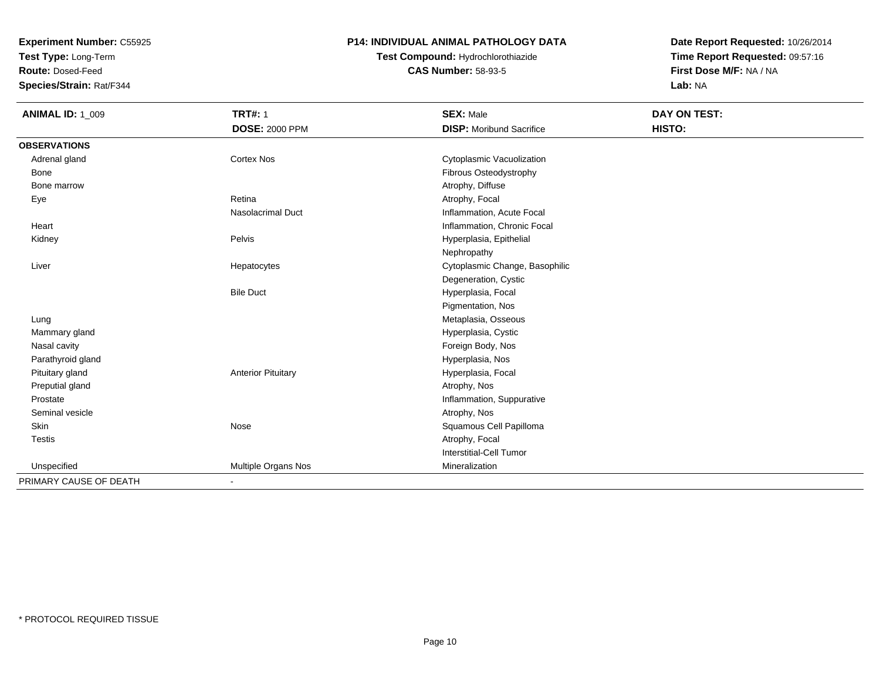**Experiment Number:** C55925
**Test Type:** Long-Term
**Route:** Dosed-Feed
**Species/Strain:** Rat/F344

**P14: INDIVIDUAL ANIMAL PATHOLOGY DATA**
**Test Compound:** Hydrochlorothiazide
**CAS Number:** 58-93-5

**Date Report Requested:** 10/26/2014
**Time Report Requested:** 09:57:16
**First Dose M/F:** NA / NA
**Lab:** NA

| **ANIMAL ID:** 1_009 | **TRT#:** 1 | **SEX:** Male | **DAY ON TEST:** |
|---|---|---|---|
| | **DOSE:** 2000 PPM | **DISP:** Moribund Sacrifice | **HISTO:** |
| **OBSERVATIONS** | | | |
| Adrenal gland | Cortex Nos | Cytoplasmic Vacuolization | |
| Bone | | Fibrous Osteodystrophy | |
| Bone marrow | | Atrophy, Diffuse | |
| Eye | Retina | Atrophy, Focal | |
| | Nasolacrimal Duct | Inflammation, Acute Focal | |
| Heart | | Inflammation, Chronic Focal | |
| Kidney | Pelvis | Hyperplasia, Epithelial | |
| | | Nephropathy | |
| Liver | Hepatocytes | Cytoplasmic Change, Basophilic | |
| | | Degeneration, Cystic | |
| | Bile Duct | Hyperplasia, Focal | |
| | | Pigmentation, Nos | |
| Lung | | Metaplasia, Osseous | |
| Mammary gland | | Hyperplasia, Cystic | |
| Nasal cavity | | Foreign Body, Nos | |
| Parathyroid gland | | Hyperplasia, Nos | |
| Pituitary gland | Anterior Pituitary | Hyperplasia, Focal | |
| Preputial gland | | Atrophy, Nos | |
| Prostate | | Inflammation, Suppurative | |
| Seminal vesicle | | Atrophy, Nos | |
| Skin | Nose | Squamous Cell Papilloma | |
| Testis | | Atrophy, Focal | |
| | | Interstitial-Cell Tumor | |
| Unspecified | Multiple Organs Nos | Mineralization | |
| PRIMARY CAUSE OF DEATH | - | | |

* PROTOCOL REQUIRED TISSUE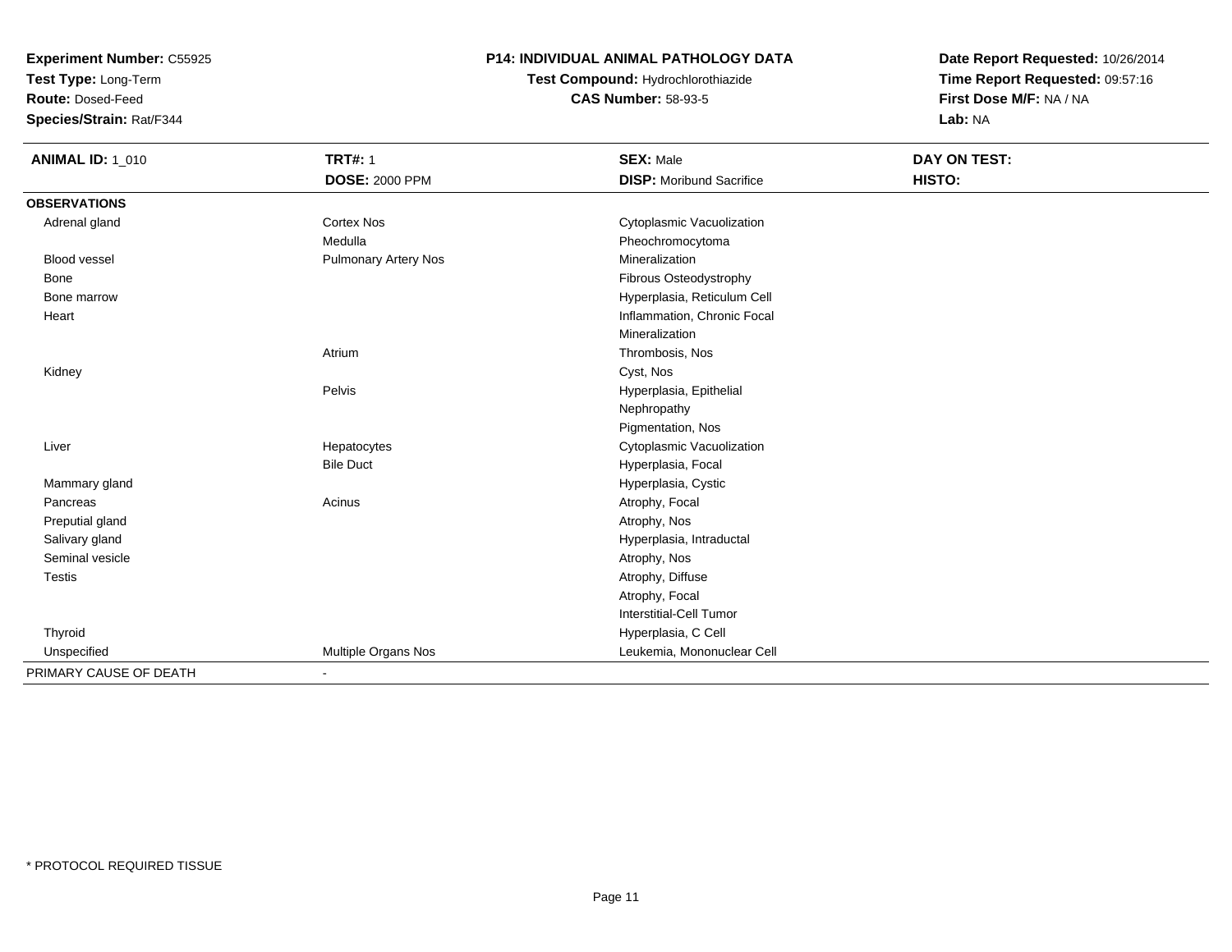**Experiment Number:** C55925
**Test Type:** Long-Term
**Route:** Dosed-Feed
**Species/Strain:** Rat/F344

**P14: INDIVIDUAL ANIMAL PATHOLOGY DATA**
**Test Compound:** Hydrochlorothiazide
**CAS Number:** 58-93-5

**Date Report Requested:** 10/26/2014
**Time Report Requested:** 09:57:16
**First Dose M/F:** NA / NA
**Lab:** NA

| **ANIMAL ID:** 1_010 | **TRT#:** 1 | **SEX:** Male | **DAY ON TEST:** |
|---|---|---|---|
| | **DOSE:** 2000 PPM | **DISP:** Moribund Sacrifice | **HISTO:** |
| **OBSERVATIONS** | | | |
| Adrenal gland | Cortex Nos | Cytoplasmic Vacuolization | |
| | Medulla | Pheochromocytoma | |
| Blood vessel | Pulmonary Artery Nos | Mineralization | |
| Bone | | Fibrous Osteodystrophy | |
| Bone marrow | | Hyperplasia, Reticulum Cell | |
| Heart | | Inflammation, Chronic Focal | |
| | | Mineralization | |
| | Atrium | Thrombosis, Nos | |
| Kidney | | Cyst, Nos | |
| | Pelvis | Hyperplasia, Epithelial | |
| | | Nephropathy | |
| | | Pigmentation, Nos | |
| Liver | Hepatocytes | Cytoplasmic Vacuolization | |
| | Bile Duct | Hyperplasia, Focal | |
| Mammary gland | | Hyperplasia, Cystic | |
| Pancreas | Acinus | Atrophy, Focal | |
| Preputial gland | | Atrophy, Nos | |
| Salivary gland | | Hyperplasia, Intraductal | |
| Seminal vesicle | | Atrophy, Nos | |
| Testis | | Atrophy, Diffuse | |
| | | Atrophy, Focal | |
| | | Interstitial-Cell Tumor | |
| Thyroid | | Hyperplasia, C Cell | |
| Unspecified | Multiple Organs Nos | Leukemia, Mononuclear Cell | |
| PRIMARY CAUSE OF DEATH | - | | |

\* PROTOCOL REQUIRED TISSUE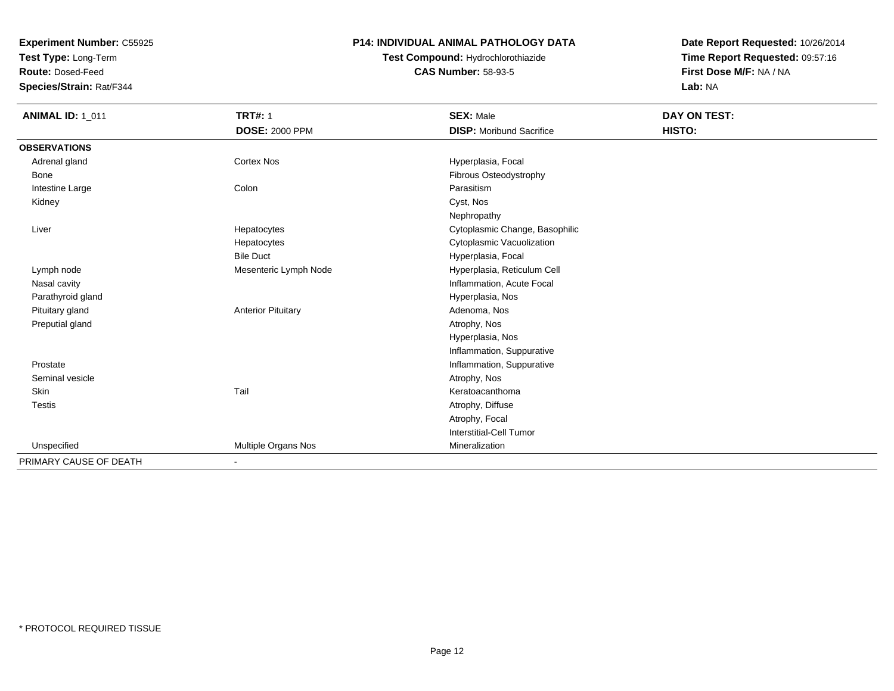**Experiment Number:** C55925
**Test Type:** Long-Term
**Route:** Dosed-Feed
**Species/Strain:** Rat/F344

**P14: INDIVIDUAL ANIMAL PATHOLOGY DATA**
**Test Compound:** Hydrochlorothiazide
**CAS Number:** 58-93-5

**Date Report Requested:** 10/26/2014
**Time Report Requested:** 09:57:16
**First Dose M/F:** NA / NA
**Lab:** NA

| **ANIMAL ID:** 1_011 | **TRT#:** 1 | **SEX:** Male | **DAY ON TEST:** |
|---|---|---|---|
| | **DOSE:** 2000 PPM | **DISP:** Moribund Sacrifice | **HISTO:** |
| **OBSERVATIONS** | | | |
| Adrenal gland | Cortex Nos | Hyperplasia, Focal | |
| Bone | | Fibrous Osteodystrophy | |
| Intestine Large | Colon | Parasitism | |
| Kidney | | Cyst, Nos | |
| | | Nephropathy | |
| Liver | Hepatocytes | Cytoplasmic Change, Basophilic | |
| | Hepatocytes | Cytoplasmic Vacuolization | |
| | Bile Duct | Hyperplasia, Focal | |
| Lymph node | Mesenteric Lymph Node | Hyperplasia, Reticulum Cell | |
| Nasal cavity | | Inflammation, Acute Focal | |
| Parathyroid gland | | Hyperplasia, Nos | |
| Pituitary gland | Anterior Pituitary | Adenoma, Nos | |
| Preputial gland | | Atrophy, Nos | |
| | | Hyperplasia, Nos | |
| | | Inflammation, Suppurative | |
| Prostate | | Inflammation, Suppurative | |
| Seminal vesicle | | Atrophy, Nos | |
| Skin | Tail | Keratoacanthoma | |
| Testis | | Atrophy, Diffuse | |
| | | Atrophy, Focal | |
| | | Interstitial-Cell Tumor | |
| Unspecified | Multiple Organs Nos | Mineralization | |
| PRIMARY CAUSE OF DEATH | - | | |

* PROTOCOL REQUIRED TISSUE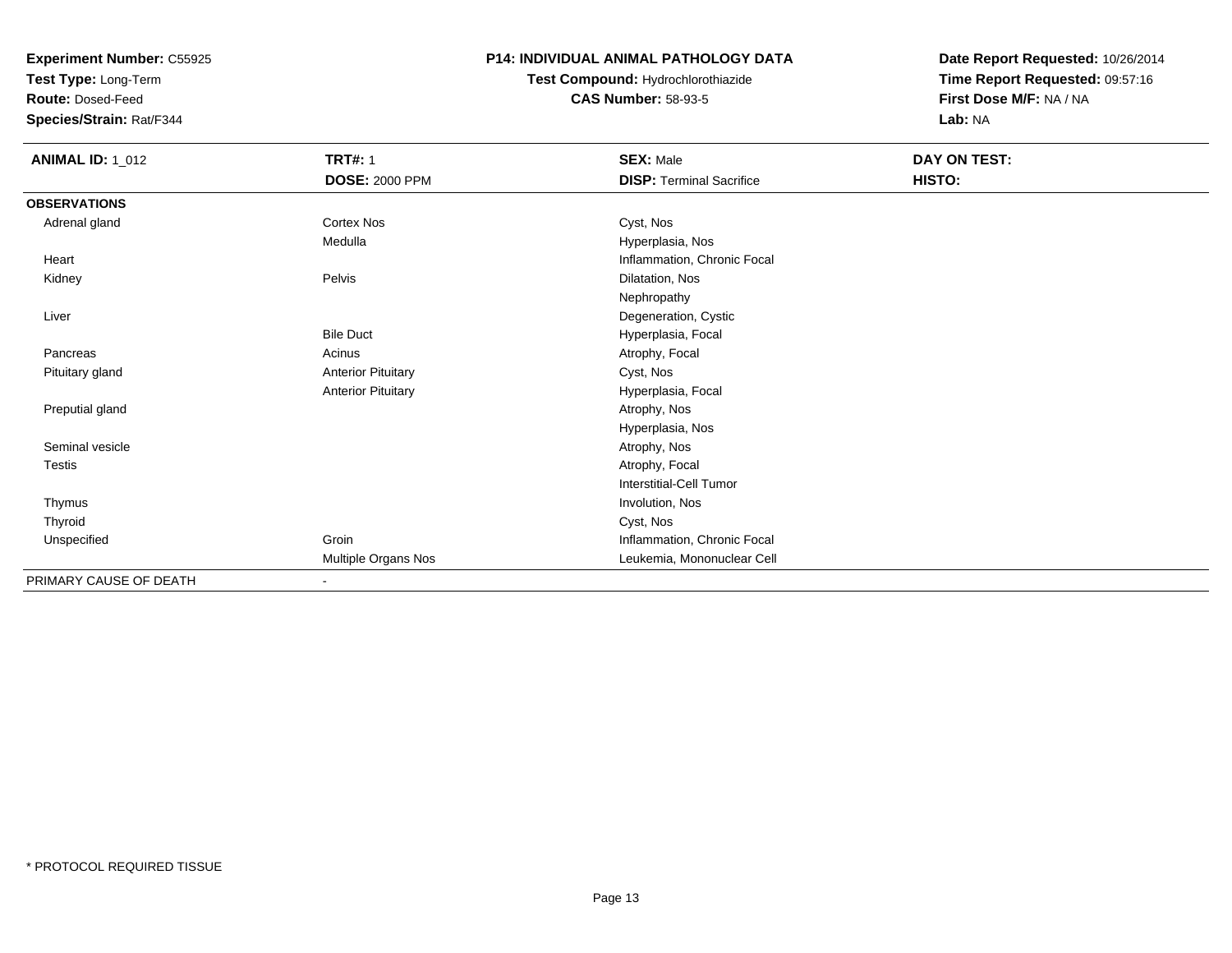**Experiment Number:** C55925
**Test Type:** Long-Term
**Route:** Dosed-Feed
**Species/Strain:** Rat/F344

**P14: INDIVIDUAL ANIMAL PATHOLOGY DATA**
**Test Compound:** Hydrochlorothiazide
**CAS Number:** 58-93-5

**Date Report Requested:** 10/26/2014
**Time Report Requested:** 09:57:16
**First Dose M/F:** NA / NA
**Lab:** NA

| **ANIMAL ID:** 1_012 | **TRT#:** 1 | **SEX:** Male | **DAY ON TEST:** |
|---|---|---|---|
| | **DOSE:** 2000 PPM | **DISP:** Terminal Sacrifice | **HISTO:** |
| **OBSERVATIONS** | | | |
| Adrenal gland | Cortex Nos | Cyst, Nos | |
| | Medulla | Hyperplasia, Nos | |
| Heart | | Inflammation, Chronic Focal | |
| Kidney | Pelvis | Dilatation, Nos | |
| | | Nephropathy | |
| Liver | | Degeneration, Cystic | |
| | Bile Duct | Hyperplasia, Focal | |
| Pancreas | Acinus | Atrophy, Focal | |
| Pituitary gland | Anterior Pituitary | Cyst, Nos | |
| | Anterior Pituitary | Hyperplasia, Focal | |
| Preputial gland | | Atrophy, Nos | |
| | | Hyperplasia, Nos | |
| Seminal vesicle | | Atrophy, Nos | |
| Testis | | Atrophy, Focal | |
| | | Interstitial-Cell Tumor | |
| Thymus | | Involution, Nos | |
| Thyroid | | Cyst, Nos | |
| Unspecified | Groin | Inflammation, Chronic Focal | |
| | Multiple Organs Nos | Leukemia, Mononuclear Cell | |
| PRIMARY CAUSE OF DEATH | - | | |

* PROTOCOL REQUIRED TISSUE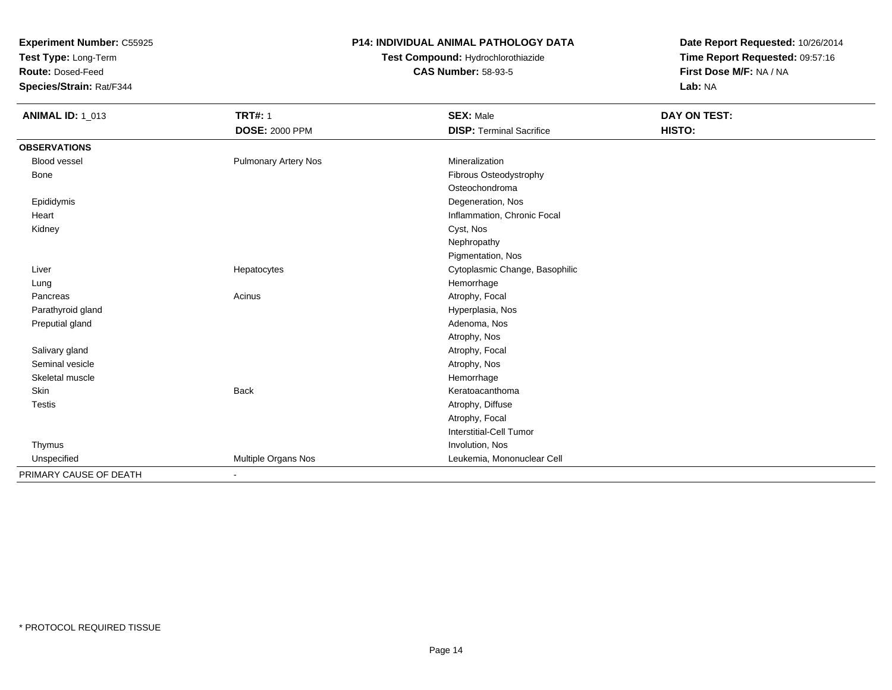**Experiment Number:** C55925
**Test Type:** Long-Term
**Route:** Dosed-Feed
**Species/Strain:** Rat/F344

**P14: INDIVIDUAL ANIMAL PATHOLOGY DATA**
**Test Compound:** Hydrochlorothiazide
**CAS Number:** 58-93-5

**Date Report Requested:** 10/26/2014
**Time Report Requested:** 09:57:16
**First Dose M/F:** NA / NA
**Lab:** NA

| **ANIMAL ID:** 1_013 | **TRT#:** 1 | **SEX:** Male | **DAY ON TEST:** |
|---|---|---|---|
| | **DOSE:** 2000 PPM | **DISP:** Terminal Sacrifice | **HISTO:** |
| **OBSERVATIONS** | | | |
| Blood vessel | Pulmonary Artery Nos | Mineralization | |
| Bone | | Fibrous Osteodystrophy | |
| | | Osteochondroma | |
| Epididymis | | Degeneration, Nos | |
| Heart | | Inflammation, Chronic Focal | |
| Kidney | | Cyst, Nos | |
| | | Nephropathy | |
| | | Pigmentation, Nos | |
| Liver | Hepatocytes | Cytoplasmic Change, Basophilic | |
| Lung | | Hemorrhage | |
| Pancreas | Acinus | Atrophy, Focal | |
| Parathyroid gland | | Hyperplasia, Nos | |
| Preputial gland | | Adenoma, Nos | |
| | | Atrophy, Nos | |
| Salivary gland | | Atrophy, Focal | |
| Seminal vesicle | | Atrophy, Nos | |
| Skeletal muscle | | Hemorrhage | |
| Skin | Back | Keratoacanthoma | |
| Testis | | Atrophy, Diffuse | |
| | | Atrophy, Focal | |
| | | Interstitial-Cell Tumor | |
| Thymus | | Involution, Nos | |
| Unspecified | Multiple Organs Nos | Leukemia, Mononuclear Cell | |
| PRIMARY CAUSE OF DEATH | - | | |

* PROTOCOL REQUIRED TISSUE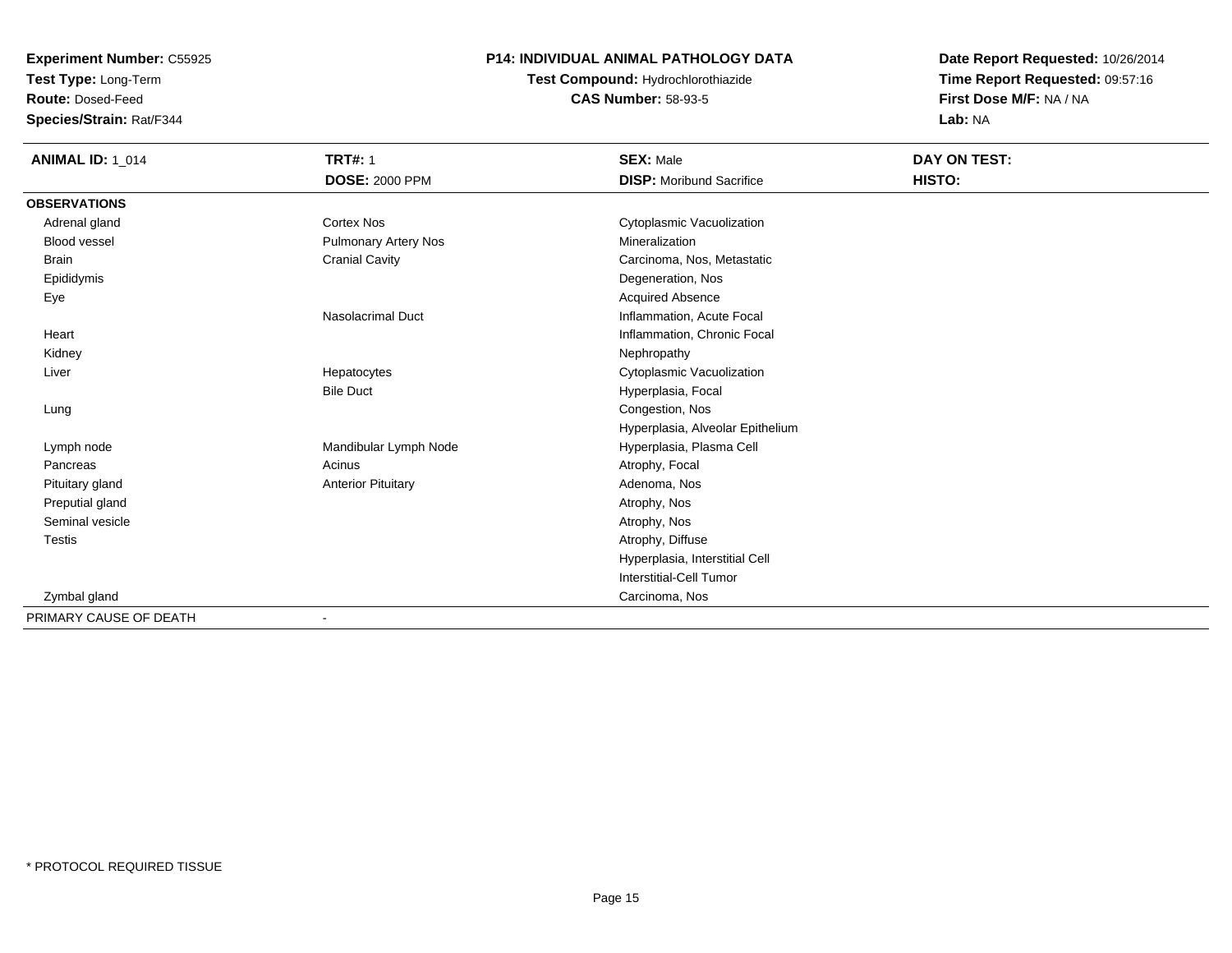**Experiment Number:** C55925
**Test Type:** Long-Term
**Route:** Dosed-Feed
**Species/Strain:** Rat/F344

# P14: INDIVIDUAL ANIMAL PATHOLOGY DATA

**Test Compound:** Hydrochlorothiazide
**CAS Number:** 58-93-5

**Date Report Requested:** 10/26/2014
**Time Report Requested:** 09:57:16
**First Dose M/F:** NA / NA
**Lab:** NA

| **ANIMAL ID:** 1_014 | **TRT#:** 1 | **SEX:** Male | **DAY ON TEST:** |
|---|---|---|---|
| | **DOSE:** 2000 PPM | **DISP:** Moribund Sacrifice | **HISTO:** |
| **OBSERVATIONS** | | | |
| Adrenal gland | Cortex Nos | Cytoplasmic Vacuolization | |
| Blood vessel | Pulmonary Artery Nos | Mineralization | |
| Brain | Cranial Cavity | Carcinoma, Nos, Metastatic | |
| Epididymis | | Degeneration, Nos | |
| Eye | | Acquired Absence | |
| | Nasolacrimal Duct | Inflammation, Acute Focal | |
| Heart | | Inflammation, Chronic Focal | |
| Kidney | | Nephropathy | |
| Liver | Hepatocytes | Cytoplasmic Vacuolization | |
| | Bile Duct | Hyperplasia, Focal | |
| Lung | | Congestion, Nos | |
| | | Hyperplasia, Alveolar Epithelium | |
| Lymph node | Mandibular Lymph Node | Hyperplasia, Plasma Cell | |
| Pancreas | Acinus | Atrophy, Focal | |
| Pituitary gland | Anterior Pituitary | Adenoma, Nos | |
| Preputial gland | | Atrophy, Nos | |
| Seminal vesicle | | Atrophy, Nos | |
| Testis | | Atrophy, Diffuse | |
| | | Hyperplasia, Interstitial Cell | |
| | | Interstitial-Cell Tumor | |
| Zymbal gland | | Carcinoma, Nos | |
| PRIMARY CAUSE OF DEATH | - | | |

* PROTOCOL REQUIRED TISSUE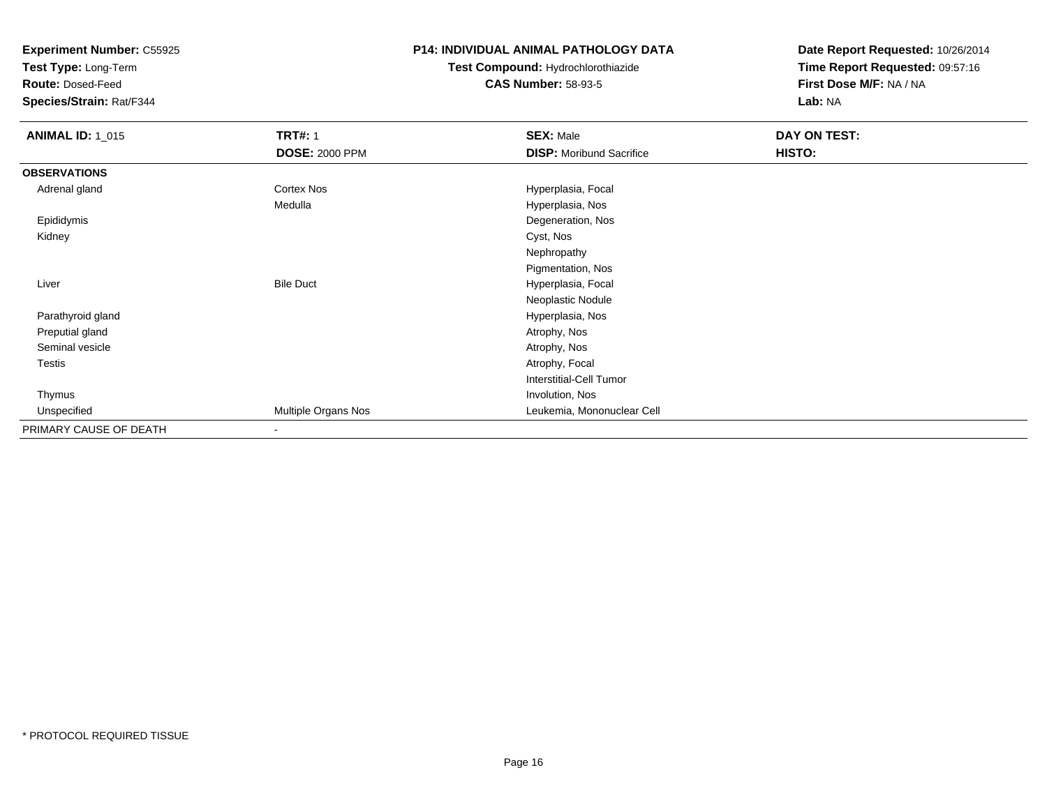**Experiment Number:** C55925
**Test Type:** Long-Term
**Route:** Dosed-Feed
**Species/Strain:** Rat/F344

**P14: INDIVIDUAL ANIMAL PATHOLOGY DATA**
**Test Compound:** Hydrochlorothiazide
**CAS Number:** 58-93-5

**Date Report Requested:** 10/26/2014
**Time Report Requested:** 09:57:16
**First Dose M/F:** NA / NA
**Lab:** NA

| **ANIMAL ID:** 1_015 | **TRT#:** 1 | **SEX:** Male | **DAY ON TEST:** |
|---|---|---|---|
| | **DOSE:** 2000 PPM | **DISP:** Moribund Sacrifice | **HISTO:** |
| **OBSERVATIONS** | | | |
| Adrenal gland | Cortex Nos | Hyperplasia, Focal | |
| | Medulla | Hyperplasia, Nos | |
| Epididymis | | Degeneration, Nos | |
| Kidney | | Cyst, Nos | |
| | | Nephropathy | |
| | | Pigmentation, Nos | |
| Liver | Bile Duct | Hyperplasia, Focal | |
| | | Neoplastic Nodule | |
| Parathyroid gland | | Hyperplasia, Nos | |
| Preputial gland | | Atrophy, Nos | |
| Seminal vesicle | | Atrophy, Nos | |
| Testis | | Atrophy, Focal | |
| | | Interstitial-Cell Tumor | |
| Thymus | | Involution, Nos | |
| Unspecified | Multiple Organs Nos | Leukemia, Mononuclear Cell | |
| PRIMARY CAUSE OF DEATH | - | | |

* PROTOCOL REQUIRED TISSUE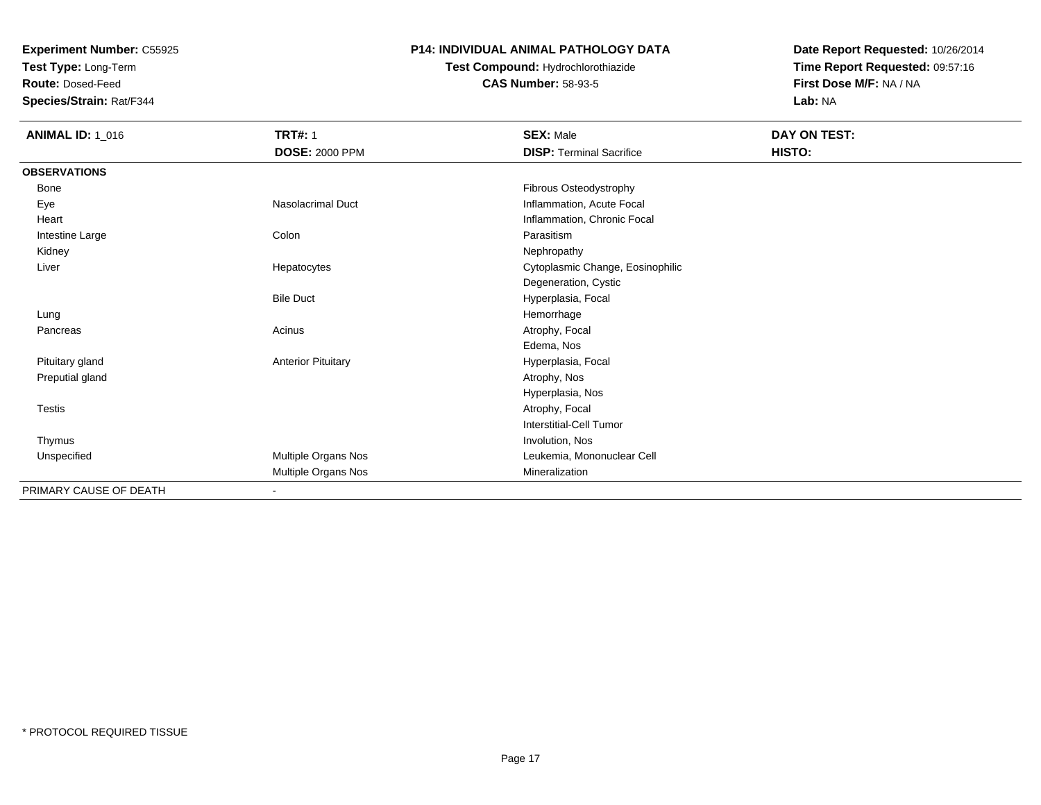**Experiment Number:** C55925
**Test Type:** Long-Term
**Route:** Dosed-Feed
**Species/Strain:** Rat/F344

**P14: INDIVIDUAL ANIMAL PATHOLOGY DATA**
**Test Compound:** Hydrochlorothiazide
**CAS Number:** 58-93-5

**Date Report Requested:** 10/26/2014
**Time Report Requested:** 09:57:16
**First Dose M/F:** NA / NA
**Lab:** NA

| **ANIMAL ID:** 1_016 | **TRT#:** 1 | **SEX:** Male | **DAY ON TEST:** |
|---|---|---|---|
| | **DOSE:** 2000 PPM | **DISP:** Terminal Sacrifice | **HISTO:** |
| **OBSERVATIONS** | | | |
| Bone | | Fibrous Osteodystrophy | |
| Eye | Nasolacrimal Duct | Inflammation, Acute Focal | |
| Heart | | Inflammation, Chronic Focal | |
| Intestine Large | Colon | Parasitism | |
| Kidney | | Nephropathy | |
| Liver | Hepatocytes | Cytoplasmic Change, Eosinophilic | |
| | | Degeneration, Cystic | |
| | Bile Duct | Hyperplasia, Focal | |
| Lung | | Hemorrhage | |
| Pancreas | Acinus | Atrophy, Focal | |
| | | Edema, Nos | |
| Pituitary gland | Anterior Pituitary | Hyperplasia, Focal | |
| Preputial gland | | Atrophy, Nos | |
| | | Hyperplasia, Nos | |
| Testis | | Atrophy, Focal | |
| | | Interstitial-Cell Tumor | |
| Thymus | | Involution, Nos | |
| Unspecified | Multiple Organs Nos | Leukemia, Mononuclear Cell | |
| | Multiple Organs Nos | Mineralization | |
| PRIMARY CAUSE OF DEATH | - | | |

* PROTOCOL REQUIRED TISSUE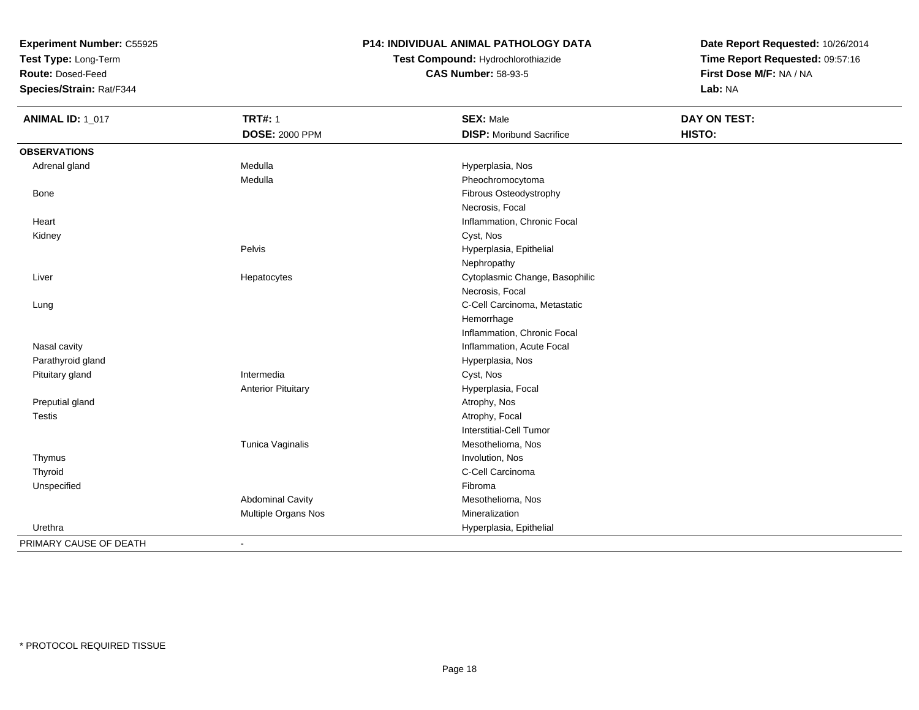**Experiment Number:** C55925
**Test Type:** Long-Term
**Route:** Dosed-Feed
**Species/Strain:** Rat/F344

# P14: INDIVIDUAL ANIMAL PATHOLOGY DATA

**Test Compound:** Hydrochlorothiazide
**CAS Number:** 58-93-5

**Date Report Requested:** 10/26/2014
**Time Report Requested:** 09:57:16
**First Dose M/F:** NA / NA
**Lab:** NA

| **ANIMAL ID:** 1_017 | **TRT#:** 1 | **SEX:** Male | **DAY ON TEST:** |
|---|---|---|---|
| | **DOSE:** 2000 PPM | **DISP:** Moribund Sacrifice | **HISTO:** |
| **OBSERVATIONS** | | | |
| Adrenal gland | Medulla | Hyperplasia, Nos | |
| | Medulla | Pheochromocytoma | |
| Bone | | Fibrous Osteodystrophy | |
| | | Necrosis, Focal | |
| Heart | | Inflammation, Chronic Focal | |
| Kidney | | Cyst, Nos | |
| | Pelvis | Hyperplasia, Epithelial | |
| | | Nephropathy | |
| Liver | Hepatocytes | Cytoplasmic Change, Basophilic | |
| | | Necrosis, Focal | |
| Lung | | C-Cell Carcinoma, Metastatic | |
| | | Hemorrhage | |
| | | Inflammation, Chronic Focal | |
| Nasal cavity | | Inflammation, Acute Focal | |
| Parathyroid gland | | Hyperplasia, Nos | |
| Pituitary gland | Intermedia | Cyst, Nos | |
| | Anterior Pituitary | Hyperplasia, Focal | |
| Preputial gland | | Atrophy, Nos | |
| Testis | | Atrophy, Focal | |
| | | Interstitial-Cell Tumor | |
| | Tunica Vaginalis | Mesothelioma, Nos | |
| Thymus | | Involution, Nos | |
| Thyroid | | C-Cell Carcinoma | |
| Unspecified | | Fibroma | |
| | Abdominal Cavity | Mesothelioma, Nos | |
| | Multiple Organs Nos | Mineralization | |
| Urethra | | Hyperplasia, Epithelial | |
| PRIMARY CAUSE OF DEATH | - | | |

\* PROTOCOL REQUIRED TISSUE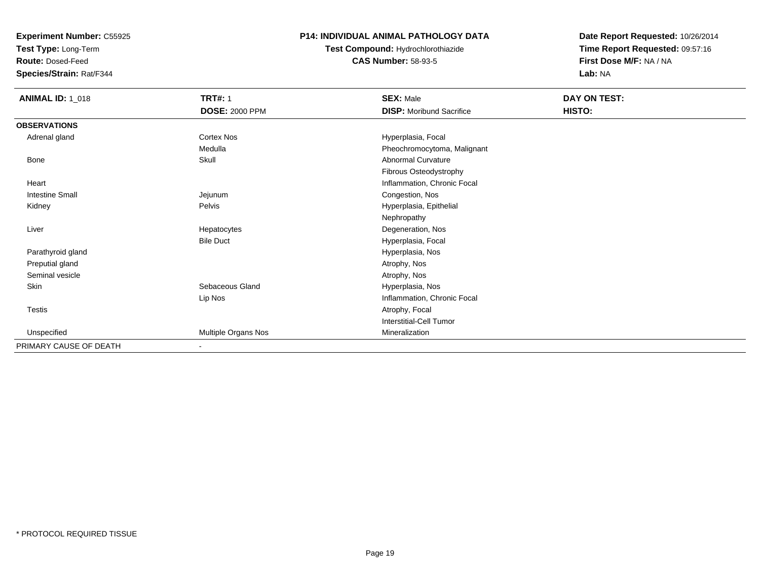**Experiment Number:** C55925
**Test Type:** Long-Term
**Route:** Dosed-Feed
**Species/Strain:** Rat/F344

**P14: INDIVIDUAL ANIMAL PATHOLOGY DATA**
**Test Compound:** Hydrochlorothiazide
**CAS Number:** 58-93-5

**Date Report Requested:** 10/26/2014
**Time Report Requested:** 09:57:16
**First Dose M/F:** NA / NA
**Lab:** NA

| **ANIMAL ID:** 1_018 | **TRT#:** 1 | **SEX:** Male | **DAY ON TEST:** |
|---|---|---|---|
| | **DOSE:** 2000 PPM | **DISP:** Moribund Sacrifice | **HISTO:** |
| **OBSERVATIONS** | | | |
| Adrenal gland | Cortex Nos | Hyperplasia, Focal | |
| | Medulla | Pheochromocytoma, Malignant | |
| Bone | Skull | Abnormal Curvature | |
| | | Fibrous Osteodystrophy | |
| Heart | | Inflammation, Chronic Focal | |
| Intestine Small | Jejunum | Congestion, Nos | |
| Kidney | Pelvis | Hyperplasia, Epithelial | |
| | | Nephropathy | |
| Liver | Hepatocytes | Degeneration, Nos | |
| | Bile Duct | Hyperplasia, Focal | |
| Parathyroid gland | | Hyperplasia, Nos | |
| Preputial gland | | Atrophy, Nos | |
| Seminal vesicle | | Atrophy, Nos | |
| Skin | Sebaceous Gland | Hyperplasia, Nos | |
| | Lip Nos | Inflammation, Chronic Focal | |
| Testis | | Atrophy, Focal | |
| | | Interstitial-Cell Tumor | |
| Unspecified | Multiple Organs Nos | Mineralization | |
| PRIMARY CAUSE OF DEATH | - | | |

\* PROTOCOL REQUIRED TISSUE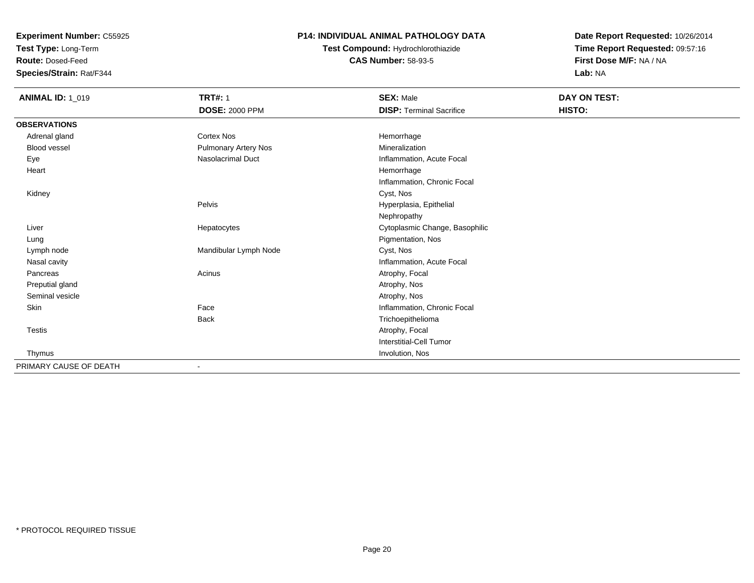**Experiment Number:** C55925
**Test Type:** Long-Term
**Route:** Dosed-Feed
**Species/Strain:** Rat/F344

**P14: INDIVIDUAL ANIMAL PATHOLOGY DATA**
**Test Compound:** Hydrochlorothiazide
**CAS Number:** 58-93-5

**Date Report Requested:** 10/26/2014
**Time Report Requested:** 09:57:16
**First Dose M/F:** NA / NA
**Lab:** NA

| **ANIMAL ID:** 1_019 | **TRT#:** 1 | **SEX:** Male | **DAY ON TEST:** |
|---|---|---|---|
| | **DOSE:** 2000 PPM | **DISP:** Terminal Sacrifice | **HISTO:** |
| **OBSERVATIONS** | | | |
| Adrenal gland | Cortex Nos | Hemorrhage | |
| Blood vessel | Pulmonary Artery Nos | Mineralization | |
| Eye | Nasolacrimal Duct | Inflammation, Acute Focal | |
| Heart | | Hemorrhage | |
| | | Inflammation, Chronic Focal | |
| Kidney | | Cyst, Nos | |
| | Pelvis | Hyperplasia, Epithelial | |
| | | Nephropathy | |
| Liver | Hepatocytes | Cytoplasmic Change, Basophilic | |
| Lung | | Pigmentation, Nos | |
| Lymph node | Mandibular Lymph Node | Cyst, Nos | |
| Nasal cavity | | Inflammation, Acute Focal | |
| Pancreas | Acinus | Atrophy, Focal | |
| Preputial gland | | Atrophy, Nos | |
| Seminal vesicle | | Atrophy, Nos | |
| Skin | Face | Inflammation, Chronic Focal | |
| | Back | Trichoepithelioma | |
| Testis | | Atrophy, Focal | |
| | | Interstitial-Cell Tumor | |
| Thymus | | Involution, Nos | |
| PRIMARY CAUSE OF DEATH | - | | |

* PROTOCOL REQUIRED TISSUE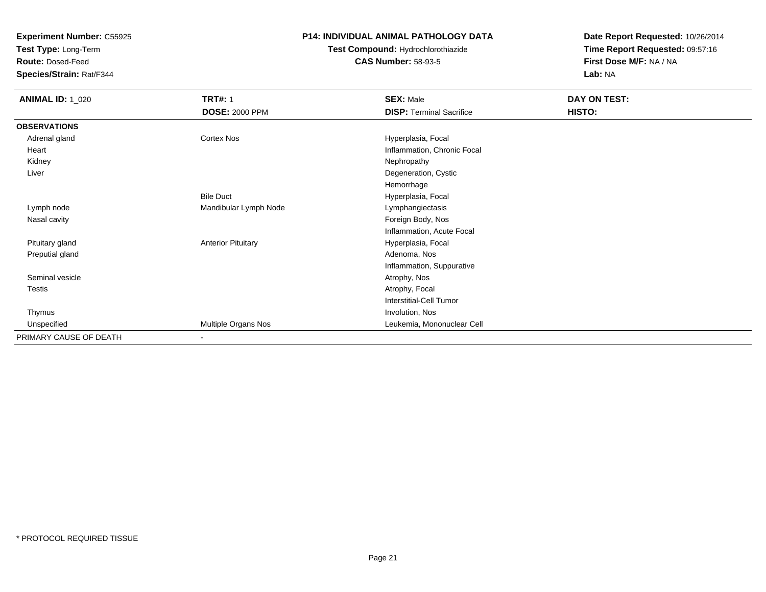**Experiment Number:** C55925
**Test Type:** Long-Term
**Route:** Dosed-Feed
**Species/Strain:** Rat/F344

**P14: INDIVIDUAL ANIMAL PATHOLOGY DATA**
**Test Compound:** Hydrochlorothiazide
**CAS Number:** 58-93-5

**Date Report Requested:** 10/26/2014
**Time Report Requested:** 09:57:16
**First Dose M/F:** NA / NA
**Lab:** NA

| **ANIMAL ID:** 1_020 | **TRT#:** 1 | **SEX:** Male | **DAY ON TEST:** |
|---|---|---|---|
| | **DOSE:** 2000 PPM | **DISP:** Terminal Sacrifice | **HISTO:** |
| **OBSERVATIONS** | | | |
| Adrenal gland | Cortex Nos | Hyperplasia, Focal | |
| Heart | | Inflammation, Chronic Focal | |
| Kidney | | Nephropathy | |
| Liver | | Degeneration, Cystic | |
| | | Hemorrhage | |
| | Bile Duct | Hyperplasia, Focal | |
| Lymph node | Mandibular Lymph Node | Lymphangiectasis | |
| Nasal cavity | | Foreign Body, Nos | |
| | | Inflammation, Acute Focal | |
| Pituitary gland | Anterior Pituitary | Hyperplasia, Focal | |
| Preputial gland | | Adenoma, Nos | |
| | | Inflammation, Suppurative | |
| Seminal vesicle | | Atrophy, Nos | |
| Testis | | Atrophy, Focal | |
| | | Interstitial-Cell Tumor | |
| Thymus | | Involution, Nos | |
| Unspecified | Multiple Organs Nos | Leukemia, Mononuclear Cell | |
| PRIMARY CAUSE OF DEATH | - | | |

* PROTOCOL REQUIRED TISSUE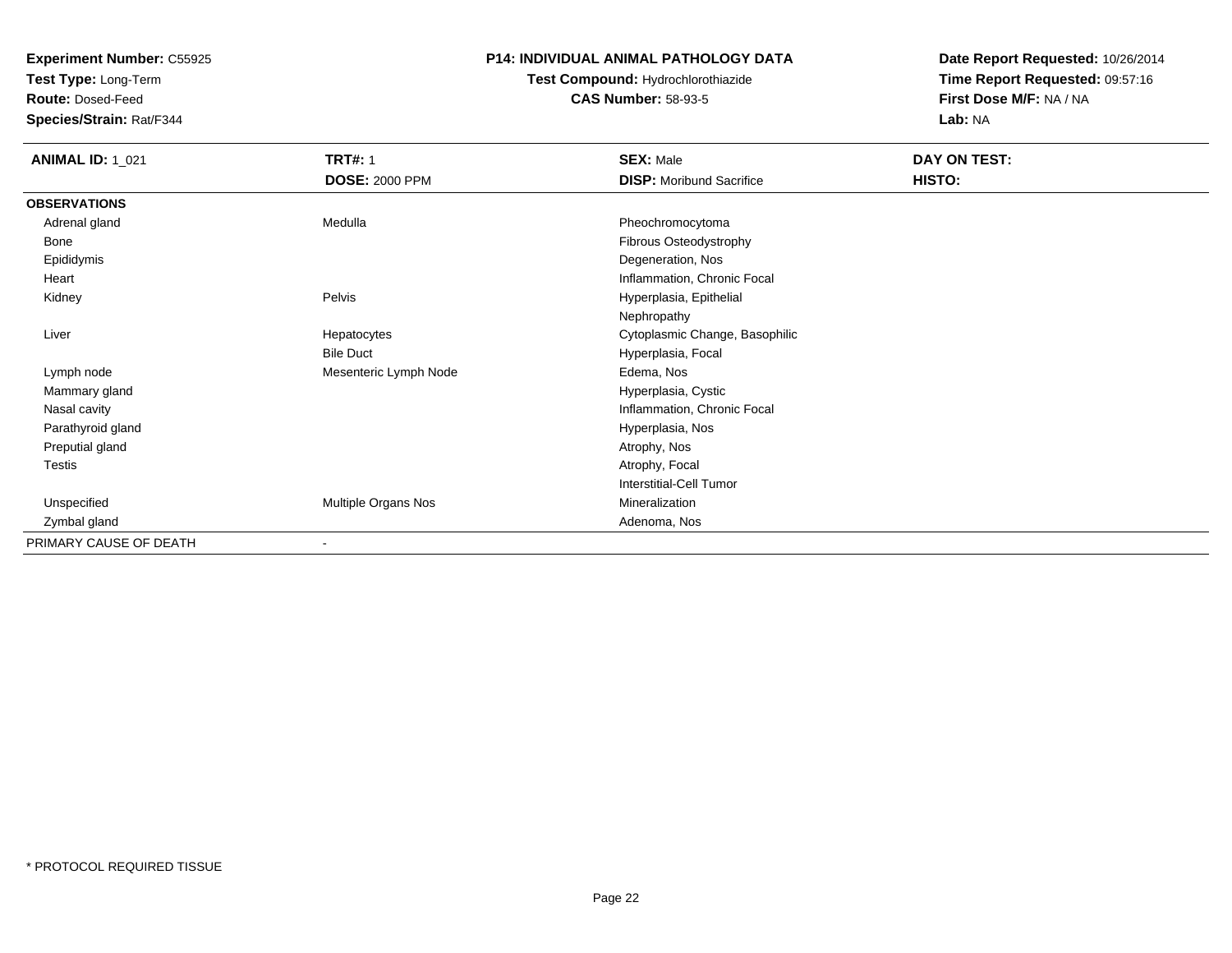**Experiment Number:** C55925
**Test Type:** Long-Term
**Route:** Dosed-Feed
**Species/Strain:** Rat/F344

**P14: INDIVIDUAL ANIMAL PATHOLOGY DATA**
**Test Compound:** Hydrochlorothiazide
**CAS Number:** 58-93-5

**Date Report Requested:** 10/26/2014
**Time Report Requested:** 09:57:16
**First Dose M/F:** NA / NA
**Lab:** NA

| **ANIMAL ID:** 1_021 | **TRT#:** 1 | **SEX:** Male | **DAY ON TEST:** |
|---|---|---|---|
| | **DOSE:** 2000 PPM | **DISP:** Moribund Sacrifice | **HISTO:** |
| **OBSERVATIONS** | | | |
| Adrenal gland | Medulla | Pheochromocytoma | |
| Bone | | Fibrous Osteodystrophy | |
| Epididymis | | Degeneration, Nos | |
| Heart | | Inflammation, Chronic Focal | |
| Kidney | Pelvis | Hyperplasia, Epithelial | |
| | | Nephropathy | |
| Liver | Hepatocytes | Cytoplasmic Change, Basophilic | |
| | Bile Duct | Hyperplasia, Focal | |
| Lymph node | Mesenteric Lymph Node | Edema, Nos | |
| Mammary gland | | Hyperplasia, Cystic | |
| Nasal cavity | | Inflammation, Chronic Focal | |
| Parathyroid gland | | Hyperplasia, Nos | |
| Preputial gland | | Atrophy, Nos | |
| Testis | | Atrophy, Focal | |
| | | Interstitial-Cell Tumor | |
| Unspecified | Multiple Organs Nos | Mineralization | |
| Zymbal gland | | Adenoma, Nos | |
| PRIMARY CAUSE OF DEATH | - | | |

* PROTOCOL REQUIRED TISSUE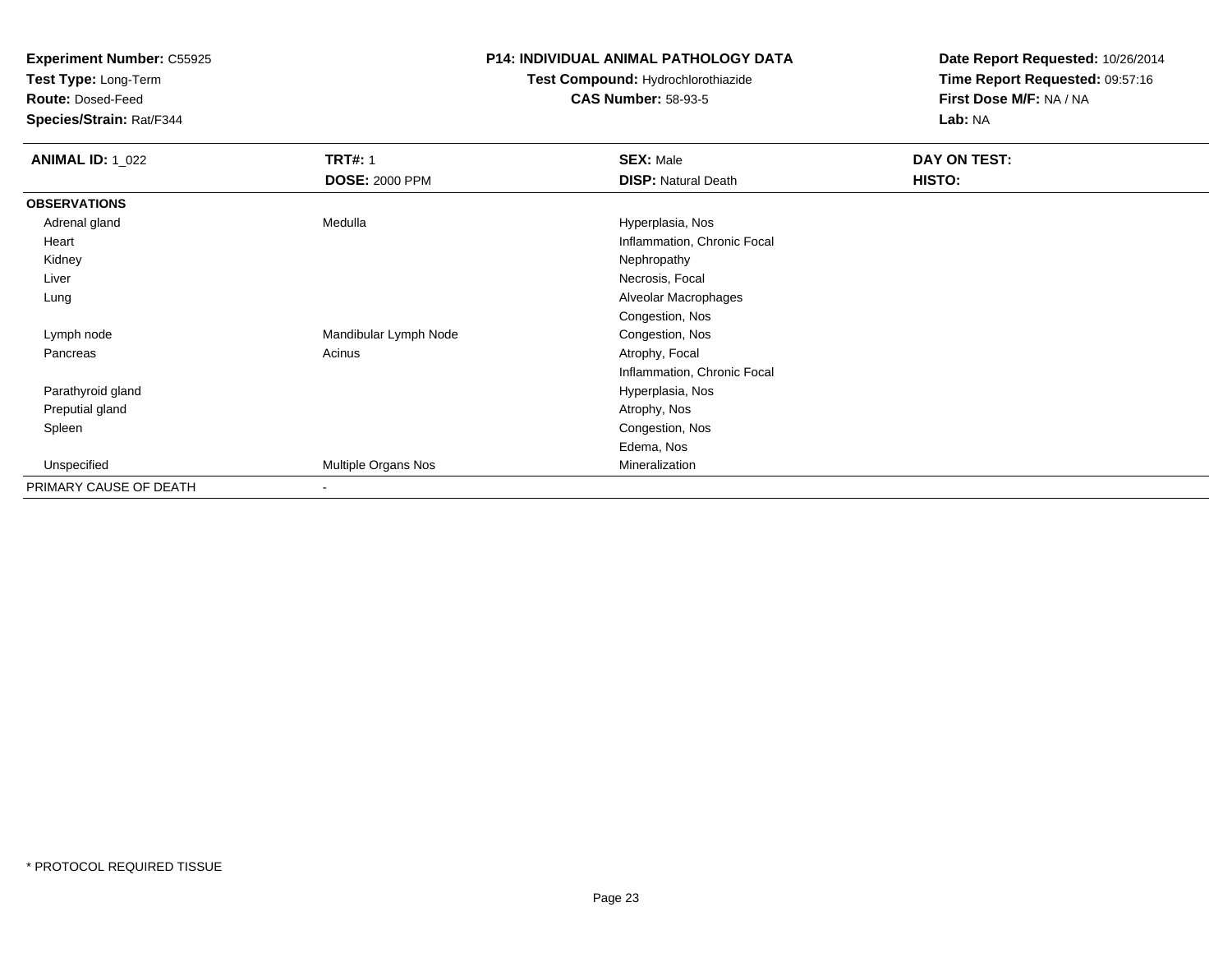**Experiment Number:** C55925
**Test Type:** Long-Term
**Route:** Dosed-Feed
**Species/Strain:** Rat/F344

**P14: INDIVIDUAL ANIMAL PATHOLOGY DATA**
**Test Compound:** Hydrochlorothiazide
**CAS Number:** 58-93-5

**Date Report Requested:** 10/26/2014
**Time Report Requested:** 09:57:16
**First Dose M/F:** NA / NA
**Lab:** NA

| **ANIMAL ID:** 1_022 | **TRT#:** 1 | **SEX:** Male | **DAY ON TEST:** |
|---|---|---|---|
| | **DOSE:** 2000 PPM | **DISP:** Natural Death | **HISTO:** |
| **OBSERVATIONS** | | | |
| Adrenal gland | Medulla | Hyperplasia, Nos | |
| Heart | | Inflammation, Chronic Focal | |
| Kidney | | Nephropathy | |
| Liver | | Necrosis, Focal | |
| Lung | | Alveolar Macrophages | |
| | | Congestion, Nos | |
| Lymph node | Mandibular Lymph Node | Congestion, Nos | |
| Pancreas | Acinus | Atrophy, Focal | |
| | | Inflammation, Chronic Focal | |
| Parathyroid gland | | Hyperplasia, Nos | |
| Preputial gland | | Atrophy, Nos | |
| Spleen | | Congestion, Nos | |
| | | Edema, Nos | |
| Unspecified | Multiple Organs Nos | Mineralization | |
| PRIMARY CAUSE OF DEATH | - | | |

* PROTOCOL REQUIRED TISSUE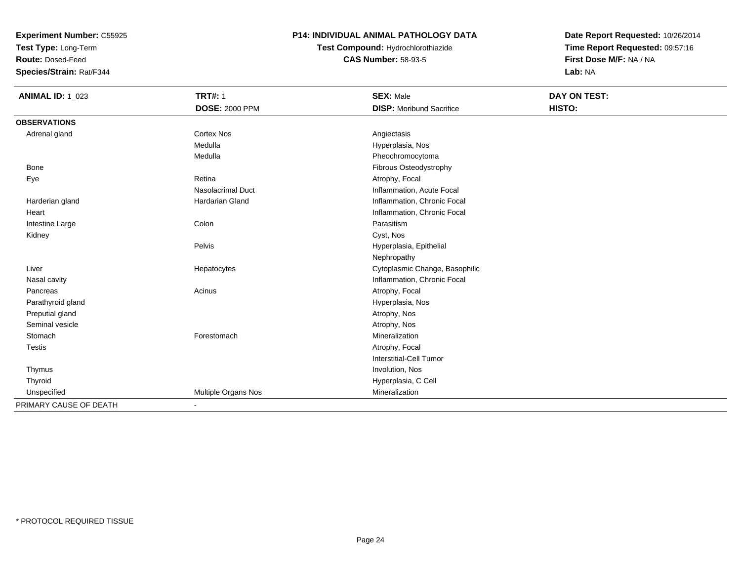**Experiment Number:** C55925
**Test Type:** Long-Term
**Route:** Dosed-Feed
**Species/Strain:** Rat/F344

**P14: INDIVIDUAL ANIMAL PATHOLOGY DATA**
**Test Compound:** Hydrochlorothiazide
**CAS Number:** 58-93-5

**Date Report Requested:** 10/26/2014
**Time Report Requested:** 09:57:16
**First Dose M/F:** NA / NA
**Lab:** NA

| **ANIMAL ID:** 1_023 | **TRT#:** 1 | **SEX:** Male | **DAY ON TEST:** |
|---|---|---|---|
| | **DOSE:** 2000 PPM | **DISP:** Moribund Sacrifice | **HISTO:** |
| **OBSERVATIONS** | | | |
| Adrenal gland | Cortex Nos | Angiectasis | |
| | Medulla | Hyperplasia, Nos | |
| | Medulla | Pheochromocytoma | |
| Bone | | Fibrous Osteodystrophy | |
| Eye | Retina | Atrophy, Focal | |
| | Nasolacrimal Duct | Inflammation, Acute Focal | |
| Harderian gland | Hardarian Gland | Inflammation, Chronic Focal | |
| Heart | | Inflammation, Chronic Focal | |
| Intestine Large | Colon | Parasitism | |
| Kidney | | Cyst, Nos | |
| | Pelvis | Hyperplasia, Epithelial | |
| | | Nephropathy | |
| Liver | Hepatocytes | Cytoplasmic Change, Basophilic | |
| Nasal cavity | | Inflammation, Chronic Focal | |
| Pancreas | Acinus | Atrophy, Focal | |
| Parathyroid gland | | Hyperplasia, Nos | |
| Preputial gland | | Atrophy, Nos | |
| Seminal vesicle | | Atrophy, Nos | |
| Stomach | Forestomach | Mineralization | |
| Testis | | Atrophy, Focal | |
| | | Interstitial-Cell Tumor | |
| Thymus | | Involution, Nos | |
| Thyroid | | Hyperplasia, C Cell | |
| Unspecified | Multiple Organs Nos | Mineralization | |
| PRIMARY CAUSE OF DEATH | - | | |

* PROTOCOL REQUIRED TISSUE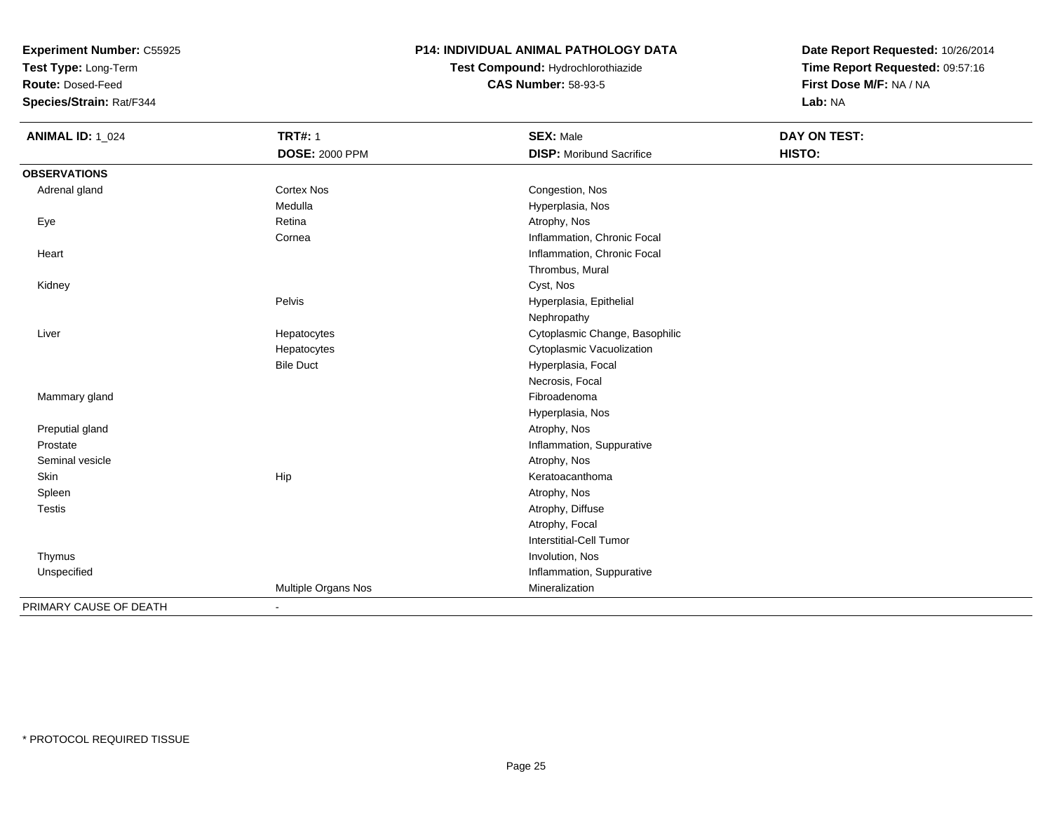**Experiment Number:** C55925
**Test Type:** Long-Term
**Route:** Dosed-Feed
**Species/Strain:** Rat/F344

**P14: INDIVIDUAL ANIMAL PATHOLOGY DATA**
**Test Compound:** Hydrochlorothiazide
**CAS Number:** 58-93-5

**Date Report Requested:** 10/26/2014
**Time Report Requested:** 09:57:16
**First Dose M/F:** NA / NA
**Lab:** NA

| **ANIMAL ID:** 1_024 | **TRT#:** 1 | **SEX:** Male | **DAY ON TEST:** |
|---|---|---|---|
| | **DOSE:** 2000 PPM | **DISP:** Moribund Sacrifice | **HISTO:** |
| **OBSERVATIONS** | | | |
| Adrenal gland | Cortex Nos | Congestion, Nos | |
| | Medulla | Hyperplasia, Nos | |
| Eye | Retina | Atrophy, Nos | |
| | Cornea | Inflammation, Chronic Focal | |
| Heart | | Inflammation, Chronic Focal | |
| | | Thrombus, Mural | |
| Kidney | | Cyst, Nos | |
| | Pelvis | Hyperplasia, Epithelial | |
| | | Nephropathy | |
| Liver | Hepatocytes | Cytoplasmic Change, Basophilic | |
| | Hepatocytes | Cytoplasmic Vacuolization | |
| | Bile Duct | Hyperplasia, Focal | |
| | | Necrosis, Focal | |
| Mammary gland | | Fibroadenoma | |
| | | Hyperplasia, Nos | |
| Preputial gland | | Atrophy, Nos | |
| Prostate | | Inflammation, Suppurative | |
| Seminal vesicle | | Atrophy, Nos | |
| Skin | Hip | Keratoacanthoma | |
| Spleen | | Atrophy, Nos | |
| Testis | | Atrophy, Diffuse | |
| | | Atrophy, Focal | |
| | | Interstitial-Cell Tumor | |
| Thymus | | Involution, Nos | |
| Unspecified | | Inflammation, Suppurative | |
| | Multiple Organs Nos | Mineralization | |
| PRIMARY CAUSE OF DEATH | - | | |

\* PROTOCOL REQUIRED TISSUE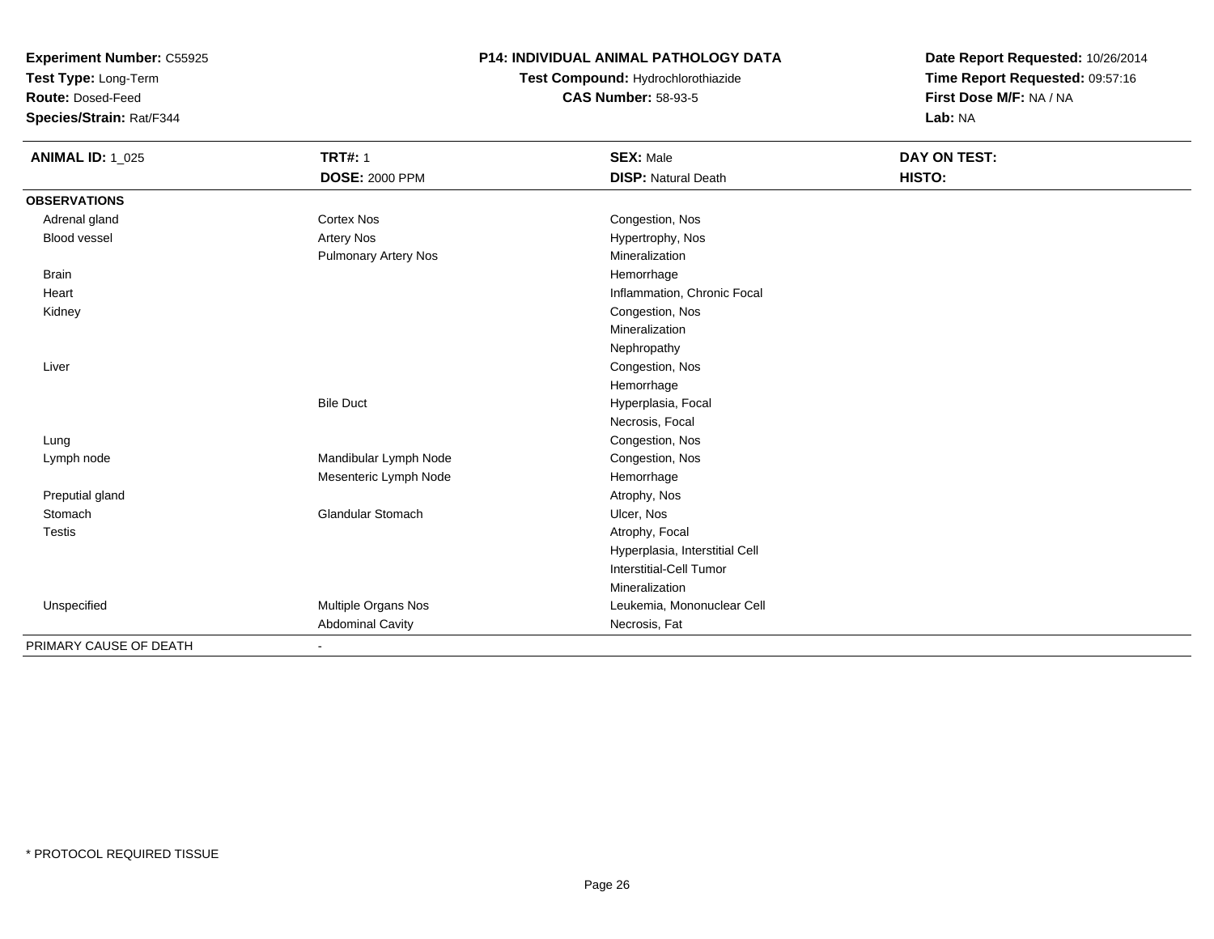**Experiment Number:** C55925
**Test Type:** Long-Term
**Route:** Dosed-Feed
**Species/Strain:** Rat/F344

**P14: INDIVIDUAL ANIMAL PATHOLOGY DATA**
**Test Compound:** Hydrochlorothiazide
**CAS Number:** 58-93-5

**Date Report Requested:** 10/26/2014
**Time Report Requested:** 09:57:16
**First Dose M/F:** NA / NA
**Lab:** NA

| **ANIMAL ID:** 1_025 | **TRT#:** 1 | **SEX:** Male | **DAY ON TEST:** |
|---|---|---|---|
| | **DOSE:** 2000 PPM | **DISP:** Natural Death | **HISTO:** |
| **OBSERVATIONS** | | | |
| Adrenal gland | Cortex Nos | Congestion, Nos | |
| Blood vessel | Artery Nos | Hypertrophy, Nos | |
| | Pulmonary Artery Nos | Mineralization | |
| Brain | | Hemorrhage | |
| Heart | | Inflammation, Chronic Focal | |
| Kidney | | Congestion, Nos | |
| | | Mineralization | |
| | | Nephropathy | |
| Liver | | Congestion, Nos | |
| | | Hemorrhage | |
| | Bile Duct | Hyperplasia, Focal | |
| | | Necrosis, Focal | |
| Lung | | Congestion, Nos | |
| Lymph node | Mandibular Lymph Node | Congestion, Nos | |
| | Mesenteric Lymph Node | Hemorrhage | |
| Preputial gland | | Atrophy, Nos | |
| Stomach | Glandular Stomach | Ulcer, Nos | |
| Testis | | Atrophy, Focal | |
| | | Hyperplasia, Interstitial Cell | |
| | | Interstitial-Cell Tumor | |
| | | Mineralization | |
| Unspecified | Multiple Organs Nos | Leukemia, Mononuclear Cell | |
| | Abdominal Cavity | Necrosis, Fat | |
| PRIMARY CAUSE OF DEATH | - | | |

\* PROTOCOL REQUIRED TISSUE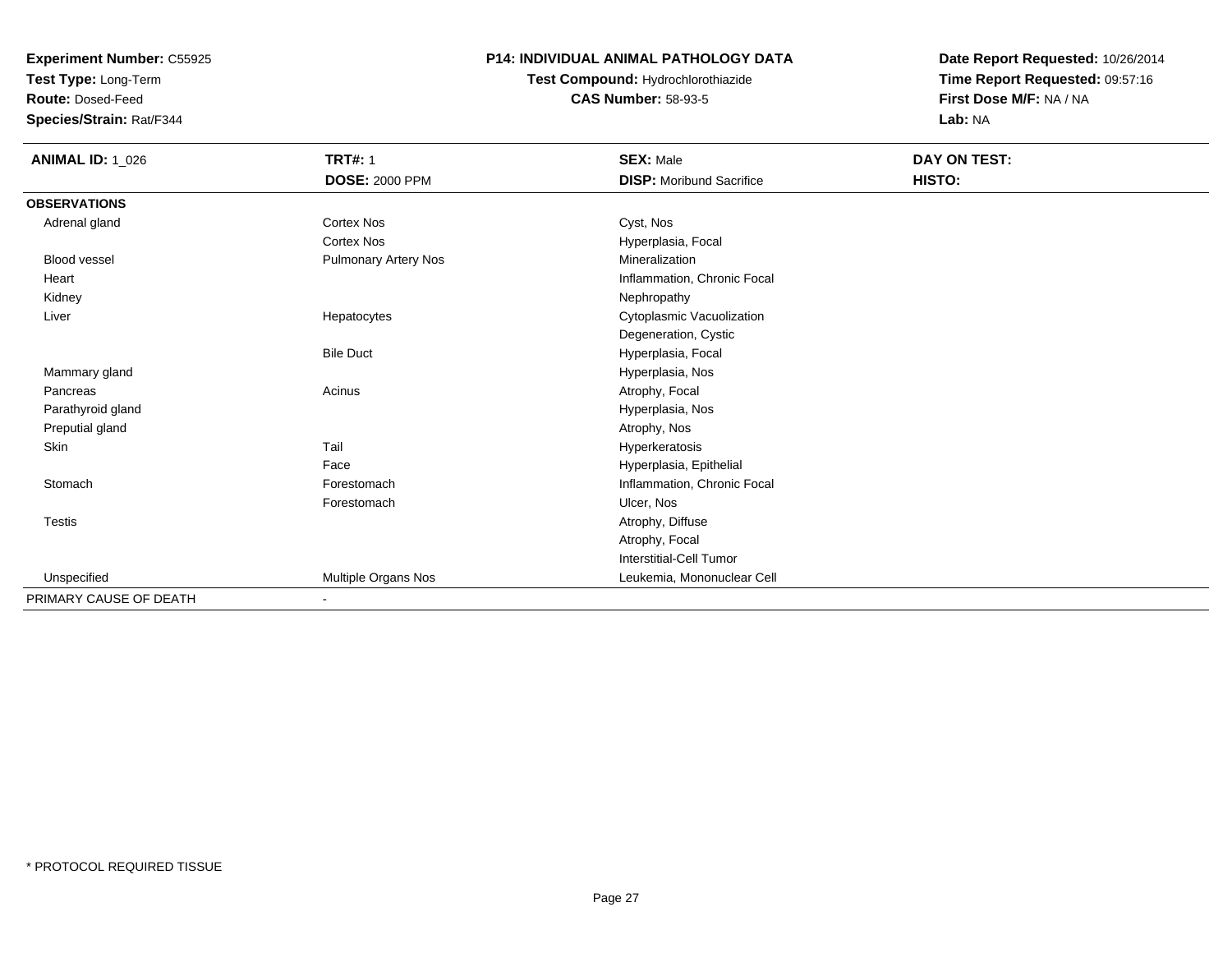**Experiment Number:** C55925
**Test Type:** Long-Term
**Route:** Dosed-Feed
**Species/Strain:** Rat/F344

**P14: INDIVIDUAL ANIMAL PATHOLOGY DATA**
**Test Compound:** Hydrochlorothiazide
**CAS Number:** 58-93-5

**Date Report Requested:** 10/26/2014
**Time Report Requested:** 09:57:16
**First Dose M/F:** NA / NA
**Lab:** NA

| **ANIMAL ID:** 1_026 | **TRT#:** 1 | **SEX:** Male | **DAY ON TEST:** |
|---|---|---|---|
| | **DOSE:** 2000 PPM | **DISP:** Moribund Sacrifice | **HISTO:** |
| **OBSERVATIONS** | | | |
| Adrenal gland | Cortex Nos | Cyst, Nos | |
| | Cortex Nos | Hyperplasia, Focal | |
| Blood vessel | Pulmonary Artery Nos | Mineralization | |
| Heart | | Inflammation, Chronic Focal | |
| Kidney | | Nephropathy | |
| Liver | Hepatocytes | Cytoplasmic Vacuolization | |
| | | Degeneration, Cystic | |
| | Bile Duct | Hyperplasia, Focal | |
| Mammary gland | | Hyperplasia, Nos | |
| Pancreas | Acinus | Atrophy, Focal | |
| Parathyroid gland | | Hyperplasia, Nos | |
| Preputial gland | | Atrophy, Nos | |
| Skin | Tail | Hyperkeratosis | |
| | Face | Hyperplasia, Epithelial | |
| Stomach | Forestomach | Inflammation, Chronic Focal | |
| | Forestomach | Ulcer, Nos | |
| Testis | | Atrophy, Diffuse | |
| | | Atrophy, Focal | |
| | | Interstitial-Cell Tumor | |
| Unspecified | Multiple Organs Nos | Leukemia, Mononuclear Cell | |
| PRIMARY CAUSE OF DEATH | - | | |

* PROTOCOL REQUIRED TISSUE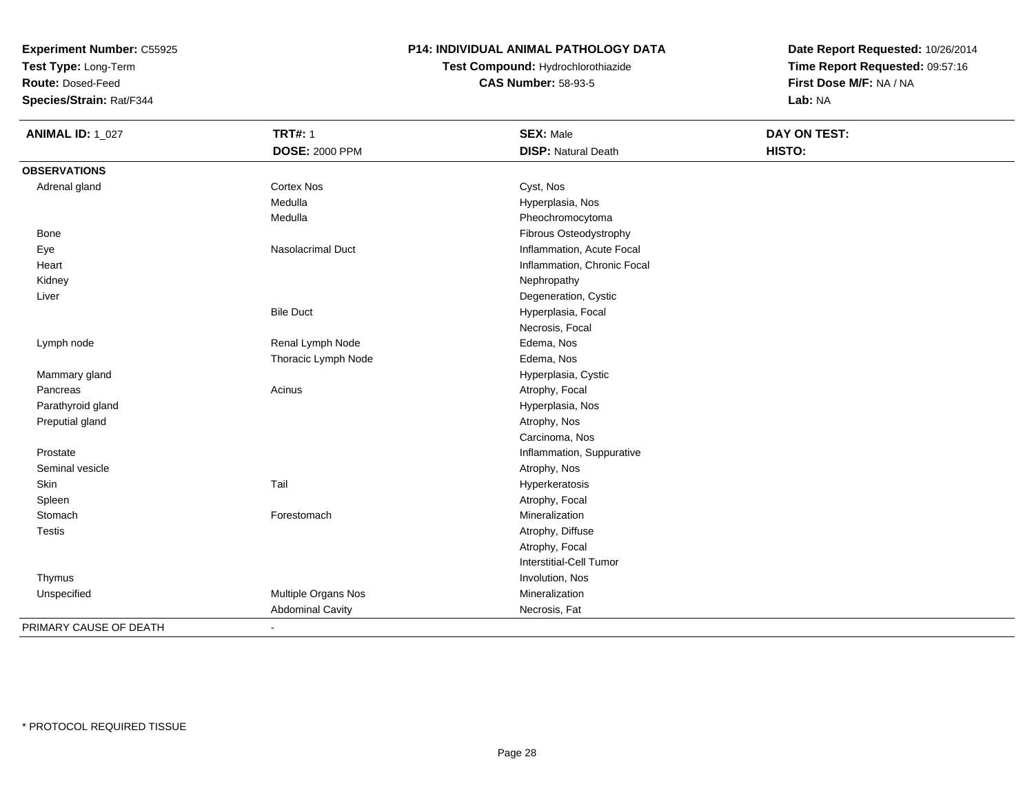**Experiment Number:** C55925
**Test Type:** Long-Term
**Route:** Dosed-Feed
**Species/Strain:** Rat/F344

**P14: INDIVIDUAL ANIMAL PATHOLOGY DATA**
**Test Compound:** Hydrochlorothiazide
**CAS Number:** 58-93-5

**Date Report Requested:** 10/26/2014
**Time Report Requested:** 09:57:16
**First Dose M/F:** NA / NA
**Lab:** NA

| **ANIMAL ID:** 1_027 | **TRT#:** 1 | **SEX:** Male | **DAY ON TEST:** |
|---|---|---|---|
| | **DOSE:** 2000 PPM | **DISP:** Natural Death | **HISTO:** |
| **OBSERVATIONS** | | | |
| Adrenal gland | Cortex Nos | Cyst, Nos | |
| | Medulla | Hyperplasia, Nos | |
| | Medulla | Pheochromocytoma | |
| Bone | | Fibrous Osteodystrophy | |
| Eye | Nasolacrimal Duct | Inflammation, Acute Focal | |
| Heart | | Inflammation, Chronic Focal | |
| Kidney | | Nephropathy | |
| Liver | | Degeneration, Cystic | |
| | Bile Duct | Hyperplasia, Focal | |
| | | Necrosis, Focal | |
| Lymph node | Renal Lymph Node | Edema, Nos | |
| | Thoracic Lymph Node | Edema, Nos | |
| Mammary gland | | Hyperplasia, Cystic | |
| Pancreas | Acinus | Atrophy, Focal | |
| Parathyroid gland | | Hyperplasia, Nos | |
| Preputial gland | | Atrophy, Nos | |
| | | Carcinoma, Nos | |
| Prostate | | Inflammation, Suppurative | |
| Seminal vesicle | | Atrophy, Nos | |
| Skin | Tail | Hyperkeratosis | |
| Spleen | | Atrophy, Focal | |
| Stomach | Forestomach | Mineralization | |
| Testis | | Atrophy, Diffuse | |
| | | Atrophy, Focal | |
| | | Interstitial-Cell Tumor | |
| Thymus | | Involution, Nos | |
| Unspecified | Multiple Organs Nos | Mineralization | |
| | Abdominal Cavity | Necrosis, Fat | |
| PRIMARY CAUSE OF DEATH | - | | |

* PROTOCOL REQUIRED TISSUE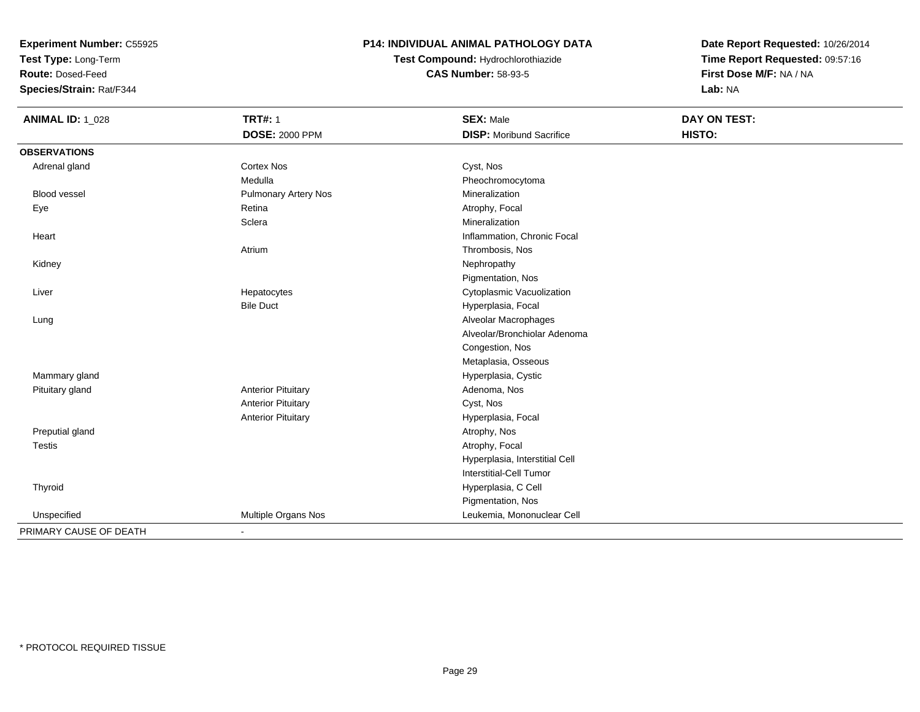**Experiment Number:** C55925
**Test Type:** Long-Term
**Route:** Dosed-Feed
**Species/Strain:** Rat/F344

## P14: INDIVIDUAL ANIMAL PATHOLOGY DATA

**Test Compound:** Hydrochlorothiazide
**CAS Number:** 58-93-5

**Date Report Requested:** 10/26/2014
**Time Report Requested:** 09:57:16
**First Dose M/F:** NA / NA
**Lab:** NA

| **ANIMAL ID:** 1_028 | **TRT#:** 1 | **SEX:** Male | **DAY ON TEST:** |
|---|---|---|---|
| | **DOSE:** 2000 PPM | **DISP:** Moribund Sacrifice | **HISTO:** |
| **OBSERVATIONS** | | | |
| Adrenal gland | Cortex Nos | Cyst, Nos | |
| | Medulla | Pheochromocytoma | |
| Blood vessel | Pulmonary Artery Nos | Mineralization | |
| Eye | Retina | Atrophy, Focal | |
| | Sclera | Mineralization | |
| Heart | | Inflammation, Chronic Focal | |
| | Atrium | Thrombosis, Nos | |
| Kidney | | Nephropathy | |
| | | Pigmentation, Nos | |
| Liver | Hepatocytes | Cytoplasmic Vacuolization | |
| | Bile Duct | Hyperplasia, Focal | |
| Lung | | Alveolar Macrophages | |
| | | Alveolar/Bronchiolar Adenoma | |
| | | Congestion, Nos | |
| | | Metaplasia, Osseous | |
| Mammary gland | | Hyperplasia, Cystic | |
| Pituitary gland | Anterior Pituitary | Adenoma, Nos | |
| | Anterior Pituitary | Cyst, Nos | |
| | Anterior Pituitary | Hyperplasia, Focal | |
| Preputial gland | | Atrophy, Nos | |
| Testis | | Atrophy, Focal | |
| | | Hyperplasia, Interstitial Cell | |
| | | Interstitial-Cell Tumor | |
| Thyroid | | Hyperplasia, C Cell | |
| | | Pigmentation, Nos | |
| Unspecified | Multiple Organs Nos | Leukemia, Mononuclear Cell | |
| PRIMARY CAUSE OF DEATH | - | | |

* PROTOCOL REQUIRED TISSUE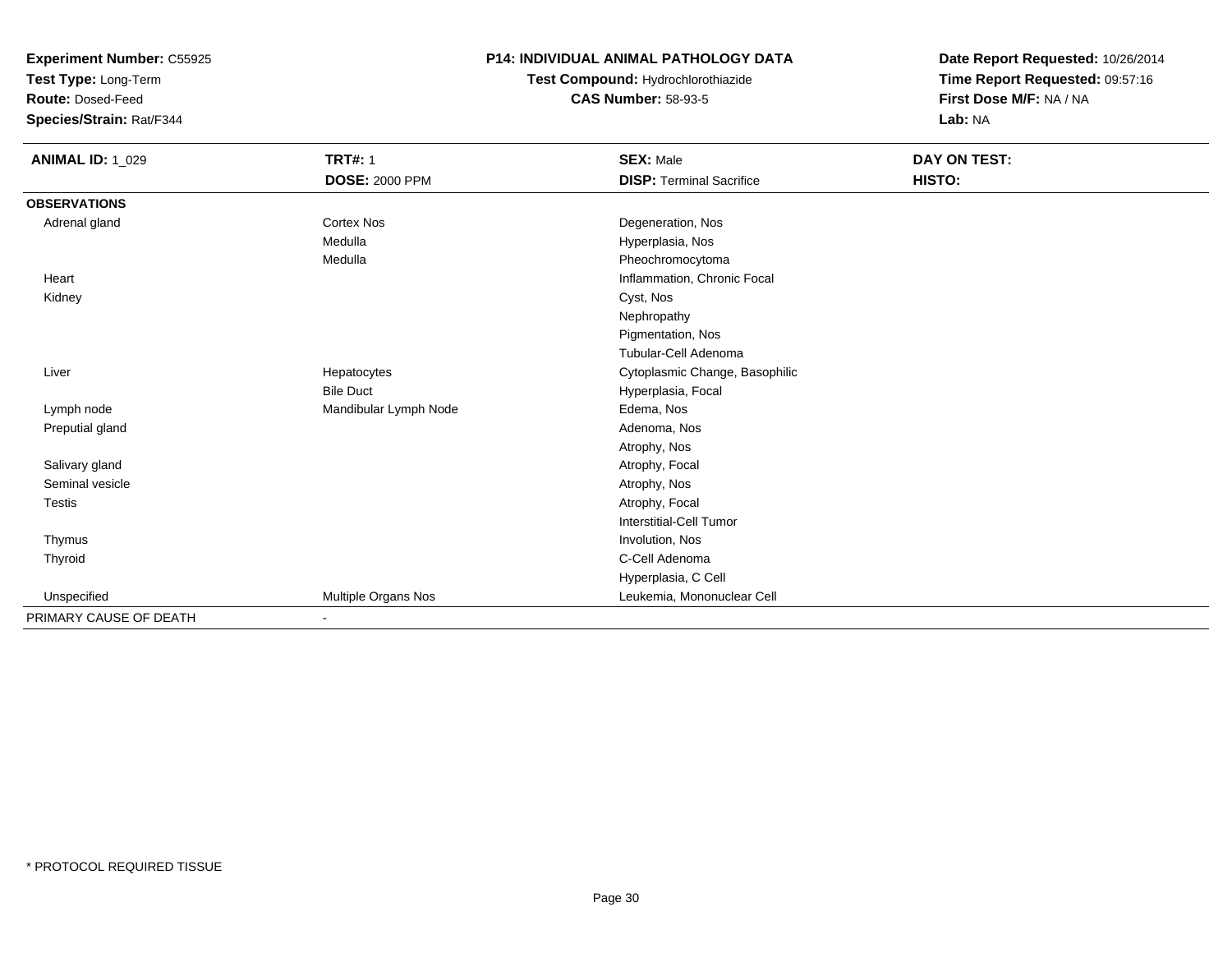**Experiment Number:** C55925
**Test Type:** Long-Term
**Route:** Dosed-Feed
**Species/Strain:** Rat/F344

**P14: INDIVIDUAL ANIMAL PATHOLOGY DATA**
**Test Compound:** Hydrochlorothiazide
**CAS Number:** 58-93-5

**Date Report Requested:** 10/26/2014
**Time Report Requested:** 09:57:16
**First Dose M/F:** NA / NA
**Lab:** NA

| **ANIMAL ID:** 1_029 | **TRT#:** 1 | **SEX:** Male | **DAY ON TEST:** |
|---|---|---|---|
| | **DOSE:** 2000 PPM | **DISP:** Terminal Sacrifice | **HISTO:** |
| **OBSERVATIONS** | | | |
| Adrenal gland | Cortex Nos | Degeneration, Nos | |
| | Medulla | Hyperplasia, Nos | |
| | Medulla | Pheochromocytoma | |
| Heart | | Inflammation, Chronic Focal | |
| Kidney | | Cyst, Nos | |
| | | Nephropathy | |
| | | Pigmentation, Nos | |
| | | Tubular-Cell Adenoma | |
| Liver | Hepatocytes | Cytoplasmic Change, Basophilic | |
| | Bile Duct | Hyperplasia, Focal | |
| Lymph node | Mandibular Lymph Node | Edema, Nos | |
| Preputial gland | | Adenoma, Nos | |
| | | Atrophy, Nos | |
| Salivary gland | | Atrophy, Focal | |
| Seminal vesicle | | Atrophy, Nos | |
| Testis | | Atrophy, Focal | |
| | | Interstitial-Cell Tumor | |
| Thymus | | Involution, Nos | |
| Thyroid | | C-Cell Adenoma | |
| | | Hyperplasia, C Cell | |
| Unspecified | Multiple Organs Nos | Leukemia, Mononuclear Cell | |
| PRIMARY CAUSE OF DEATH | - | | |

\* PROTOCOL REQUIRED TISSUE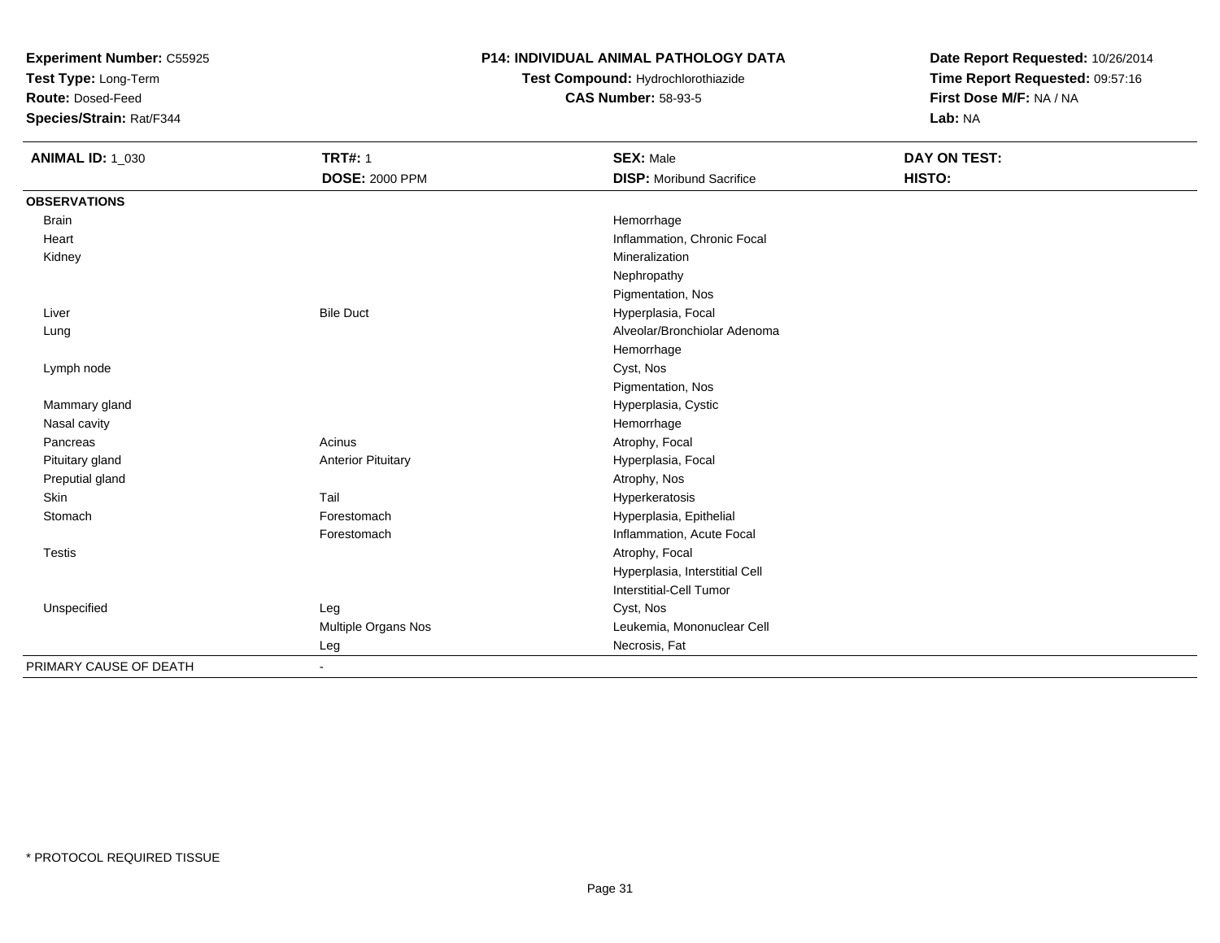**Experiment Number:** C55925
**Test Type:** Long-Term
**Route:** Dosed-Feed
**Species/Strain:** Rat/F344

**P14: INDIVIDUAL ANIMAL PATHOLOGY DATA**
**Test Compound:** Hydrochlorothiazide
**CAS Number:** 58-93-5

**Date Report Requested:** 10/26/2014
**Time Report Requested:** 09:57:16
**First Dose M/F:** NA / NA
**Lab:** NA

| **ANIMAL ID:** 1_030 | **TRT#:** 1 | **SEX:** Male | **DAY ON TEST:** |
|---|---|---|---|
| | **DOSE:** 2000 PPM | **DISP:** Moribund Sacrifice | **HISTO:** |
| **OBSERVATIONS** | | | |
| Brain | | Hemorrhage | |
| Heart | | Inflammation, Chronic Focal | |
| Kidney | | Mineralization | |
| | | Nephropathy | |
| | | Pigmentation, Nos | |
| Liver | Bile Duct | Hyperplasia, Focal | |
| Lung | | Alveolar/Bronchiolar Adenoma | |
| | | Hemorrhage | |
| Lymph node | | Cyst, Nos | |
| | | Pigmentation, Nos | |
| Mammary gland | | Hyperplasia, Cystic | |
| Nasal cavity | | Hemorrhage | |
| Pancreas | Acinus | Atrophy, Focal | |
| Pituitary gland | Anterior Pituitary | Hyperplasia, Focal | |
| Preputial gland | | Atrophy, Nos | |
| Skin | Tail | Hyperkeratosis | |
| Stomach | Forestomach | Hyperplasia, Epithelial | |
| | Forestomach | Inflammation, Acute Focal | |
| Testis | | Atrophy, Focal | |
| | | Hyperplasia, Interstitial Cell | |
| | | Interstitial-Cell Tumor | |
| Unspecified | Leg | Cyst, Nos | |
| | Multiple Organs Nos | Leukemia, Mononuclear Cell | |
| | Leg | Necrosis, Fat | |
| PRIMARY CAUSE OF DEATH | - | | |

* PROTOCOL REQUIRED TISSUE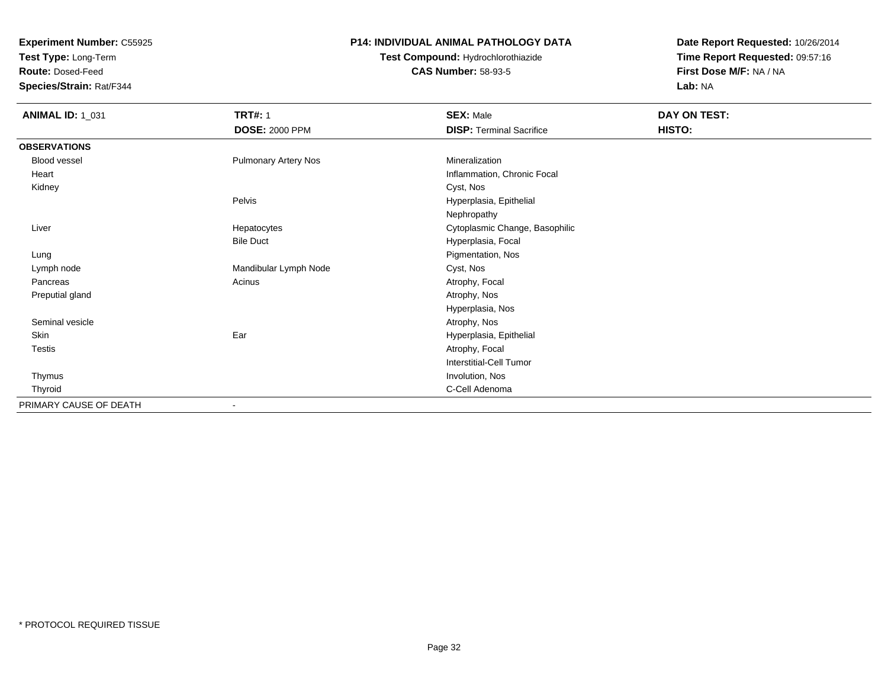**Experiment Number:** C55925
**Test Type:** Long-Term
**Route:** Dosed-Feed
**Species/Strain:** Rat/F344

**P14: INDIVIDUAL ANIMAL PATHOLOGY DATA**
**Test Compound:** Hydrochlorothiazide
**CAS Number:** 58-93-5

**Date Report Requested:** 10/26/2014
**Time Report Requested:** 09:57:16
**First Dose M/F:** NA / NA
**Lab:** NA

| **ANIMAL ID:** 1_031 | **TRT#:** 1 | **SEX:** Male | **DAY ON TEST:** |
|---|---|---|---|
| | **DOSE:** 2000 PPM | **DISP:** Terminal Sacrifice | **HISTO:** |
| **OBSERVATIONS** | | | |
| Blood vessel | Pulmonary Artery Nos | Mineralization | |
| Heart | | Inflammation, Chronic Focal | |
| Kidney | | Cyst, Nos | |
| | Pelvis | Hyperplasia, Epithelial | |
| | | Nephropathy | |
| Liver | Hepatocytes | Cytoplasmic Change, Basophilic | |
| | Bile Duct | Hyperplasia, Focal | |
| Lung | | Pigmentation, Nos | |
| Lymph node | Mandibular Lymph Node | Cyst, Nos | |
| Pancreas | Acinus | Atrophy, Focal | |
| Preputial gland | | Atrophy, Nos | |
| | | Hyperplasia, Nos | |
| Seminal vesicle | | Atrophy, Nos | |
| Skin | Ear | Hyperplasia, Epithelial | |
| Testis | | Atrophy, Focal | |
| | | Interstitial-Cell Tumor | |
| Thymus | | Involution, Nos | |
| Thyroid | | C-Cell Adenoma | |
| PRIMARY CAUSE OF DEATH | - | | |

* PROTOCOL REQUIRED TISSUE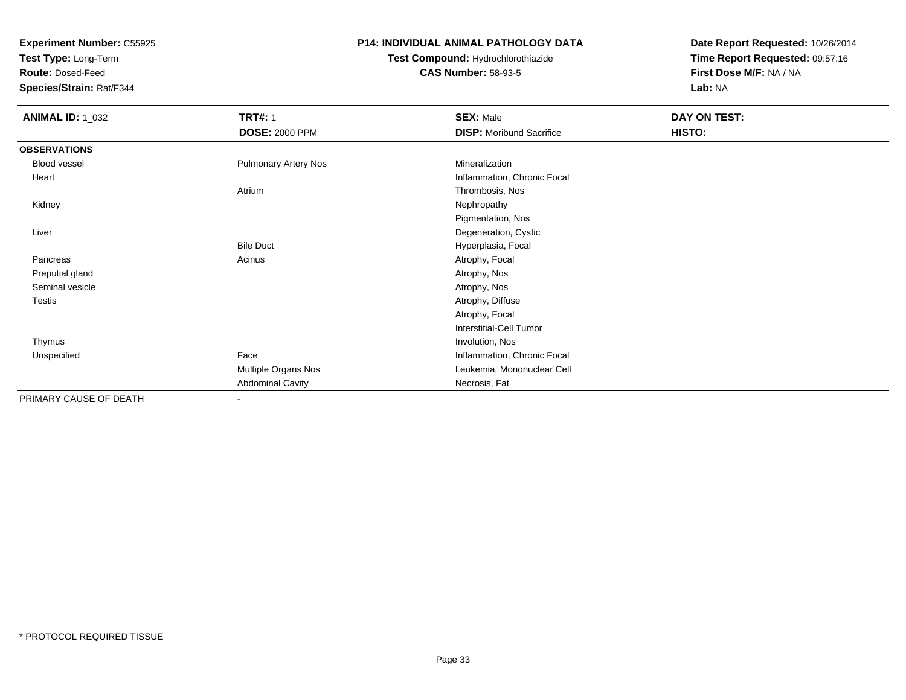**Experiment Number:** C55925
**Test Type:** Long-Term
**Route:** Dosed-Feed
**Species/Strain:** Rat/F344

**P14: INDIVIDUAL ANIMAL PATHOLOGY DATA**
**Test Compound:** Hydrochlorothiazide
**CAS Number:** 58-93-5

**Date Report Requested:** 10/26/2014
**Time Report Requested:** 09:57:16
**First Dose M/F:** NA / NA
**Lab:** NA

| **ANIMAL ID:** 1_032 | **TRT#:** 1 | **SEX:** Male | **DAY ON TEST:** |
|---|---|---|---|
| | **DOSE:** 2000 PPM | **DISP:** Moribund Sacrifice | **HISTO:** |
| **OBSERVATIONS** | | | |
| Blood vessel | Pulmonary Artery Nos | Mineralization | |
| Heart | | Inflammation, Chronic Focal | |
| | Atrium | Thrombosis, Nos | |
| Kidney | | Nephropathy | |
| | | Pigmentation, Nos | |
| Liver | | Degeneration, Cystic | |
| | Bile Duct | Hyperplasia, Focal | |
| Pancreas | Acinus | Atrophy, Focal | |
| Preputial gland | | Atrophy, Nos | |
| Seminal vesicle | | Atrophy, Nos | |
| Testis | | Atrophy, Diffuse | |
| | | Atrophy, Focal | |
| | | Interstitial-Cell Tumor | |
| Thymus | | Involution, Nos | |
| Unspecified | Face | Inflammation, Chronic Focal | |
| | Multiple Organs Nos | Leukemia, Mononuclear Cell | |
| | Abdominal Cavity | Necrosis, Fat | |
| PRIMARY CAUSE OF DEATH | - | | |

\* PROTOCOL REQUIRED TISSUE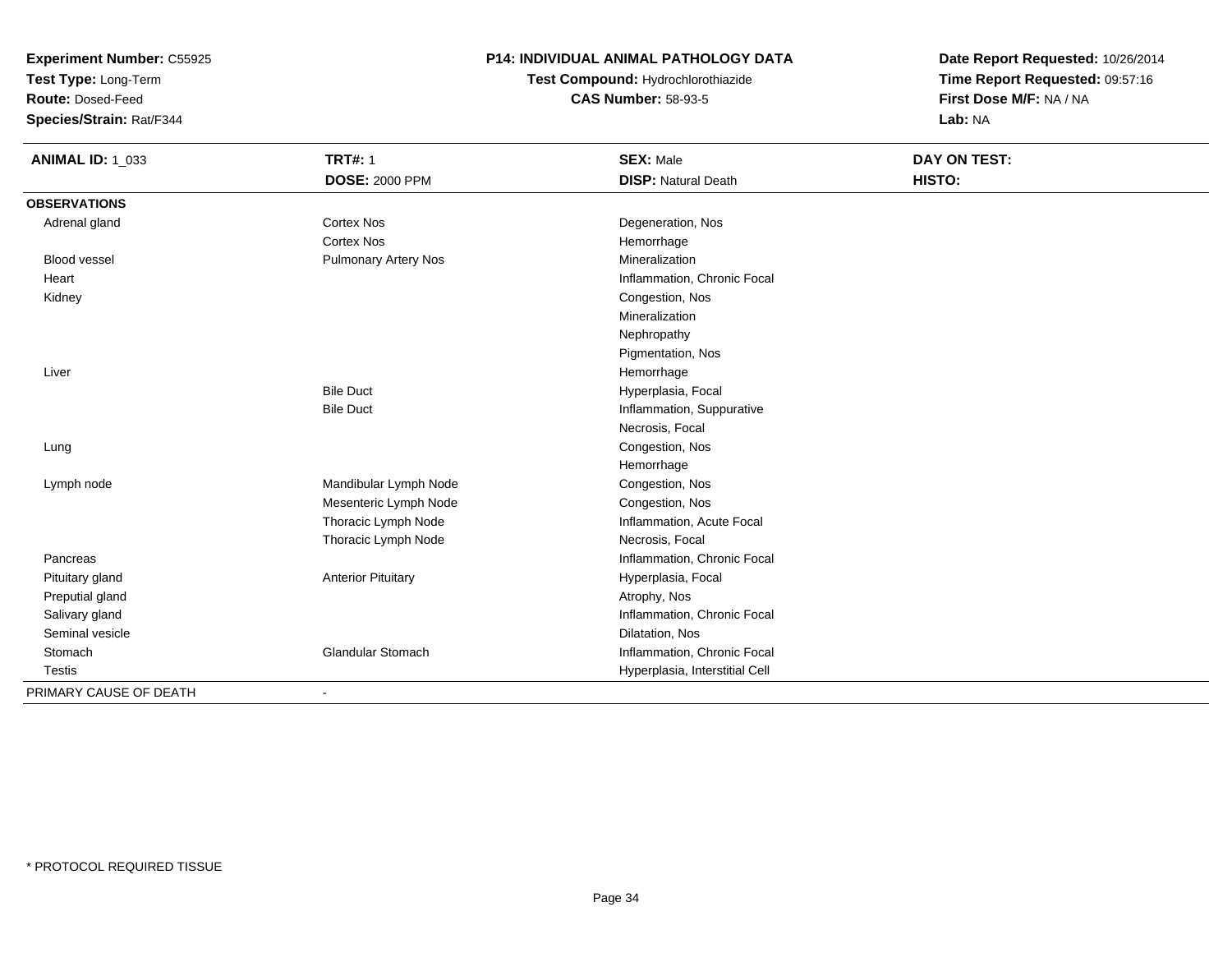**Experiment Number:** C55925
**Test Type:** Long-Term
**Route:** Dosed-Feed
**Species/Strain:** Rat/F344

**P14: INDIVIDUAL ANIMAL PATHOLOGY DATA**
**Test Compound:** Hydrochlorothiazide
**CAS Number:** 58-93-5

**Date Report Requested:** 10/26/2014
**Time Report Requested:** 09:57:16
**First Dose M/F:** NA / NA
**Lab:** NA

| **ANIMAL ID:** 1_033 | **TRT#:** 1 | **SEX:** Male | **DAY ON TEST:** |
|---|---|---|---|
| | **DOSE:** 2000 PPM | **DISP:** Natural Death | **HISTO:** |
| **OBSERVATIONS** | | | |
| Adrenal gland | Cortex Nos | Degeneration, Nos | |
| | Cortex Nos | Hemorrhage | |
| Blood vessel | Pulmonary Artery Nos | Mineralization | |
| Heart | | Inflammation, Chronic Focal | |
| Kidney | | Congestion, Nos | |
| | | Mineralization | |
| | | Nephropathy | |
| | | Pigmentation, Nos | |
| Liver | | Hemorrhage | |
| | Bile Duct | Hyperplasia, Focal | |
| | Bile Duct | Inflammation, Suppurative | |
| | | Necrosis, Focal | |
| Lung | | Congestion, Nos | |
| | | Hemorrhage | |
| Lymph node | Mandibular Lymph Node | Congestion, Nos | |
| | Mesenteric Lymph Node | Congestion, Nos | |
| | Thoracic Lymph Node | Inflammation, Acute Focal | |
| | Thoracic Lymph Node | Necrosis, Focal | |
| Pancreas | | Inflammation, Chronic Focal | |
| Pituitary gland | Anterior Pituitary | Hyperplasia, Focal | |
| Preputial gland | | Atrophy, Nos | |
| Salivary gland | | Inflammation, Chronic Focal | |
| Seminal vesicle | | Dilatation, Nos | |
| Stomach | Glandular Stomach | Inflammation, Chronic Focal | |
| Testis | | Hyperplasia, Interstitial Cell | |
| PRIMARY CAUSE OF DEATH | - | | |

* PROTOCOL REQUIRED TISSUE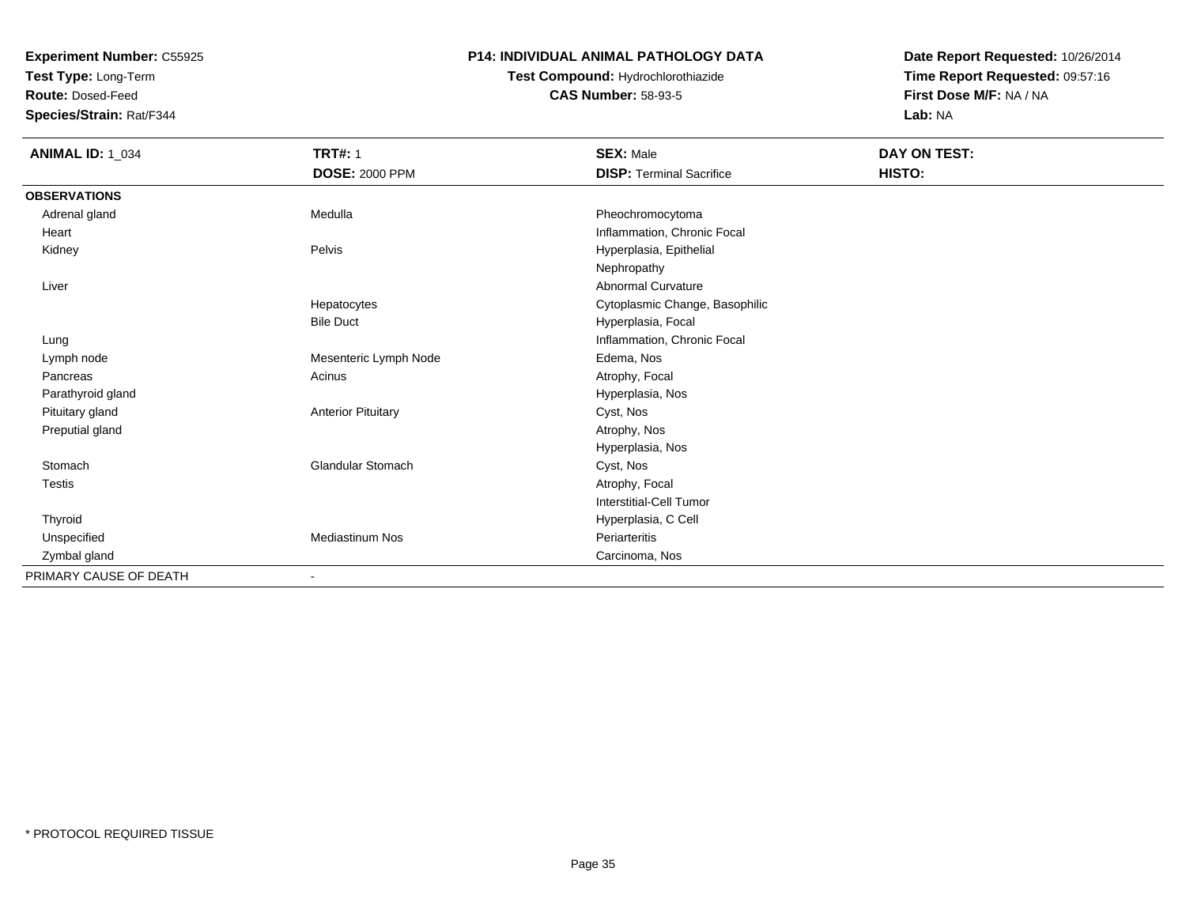**Experiment Number:** C55925
**Test Type:** Long-Term
**Route:** Dosed-Feed
**Species/Strain:** Rat/F344

**P14: INDIVIDUAL ANIMAL PATHOLOGY DATA**
**Test Compound:** Hydrochlorothiazide
**CAS Number:** 58-93-5

**Date Report Requested:** 10/26/2014
**Time Report Requested:** 09:57:16
**First Dose M/F:** NA / NA
**Lab:** NA

| **ANIMAL ID:** 1_034 | **TRT#:** 1 | **SEX:** Male | **DAY ON TEST:** |
|---|---|---|---|
| | **DOSE:** 2000 PPM | **DISP:** Terminal Sacrifice | **HISTO:** |
| **OBSERVATIONS** | | | |
| Adrenal gland | Medulla | Pheochromocytoma | |
| Heart | | Inflammation, Chronic Focal | |
| Kidney | Pelvis | Hyperplasia, Epithelial | |
| | | Nephropathy | |
| Liver | | Abnormal Curvature | |
| | Hepatocytes | Cytoplasmic Change, Basophilic | |
| | Bile Duct | Hyperplasia, Focal | |
| Lung | | Inflammation, Chronic Focal | |
| Lymph node | Mesenteric Lymph Node | Edema, Nos | |
| Pancreas | Acinus | Atrophy, Focal | |
| Parathyroid gland | | Hyperplasia, Nos | |
| Pituitary gland | Anterior Pituitary | Cyst, Nos | |
| Preputial gland | | Atrophy, Nos | |
| | | Hyperplasia, Nos | |
| Stomach | Glandular Stomach | Cyst, Nos | |
| Testis | | Atrophy, Focal | |
| | | Interstitial-Cell Tumor | |
| Thyroid | | Hyperplasia, C Cell | |
| Unspecified | Mediastinum Nos | Periarteritis | |
| Zymbal gland | | Carcinoma, Nos | |
| PRIMARY CAUSE OF DEATH | - | | |

* PROTOCOL REQUIRED TISSUE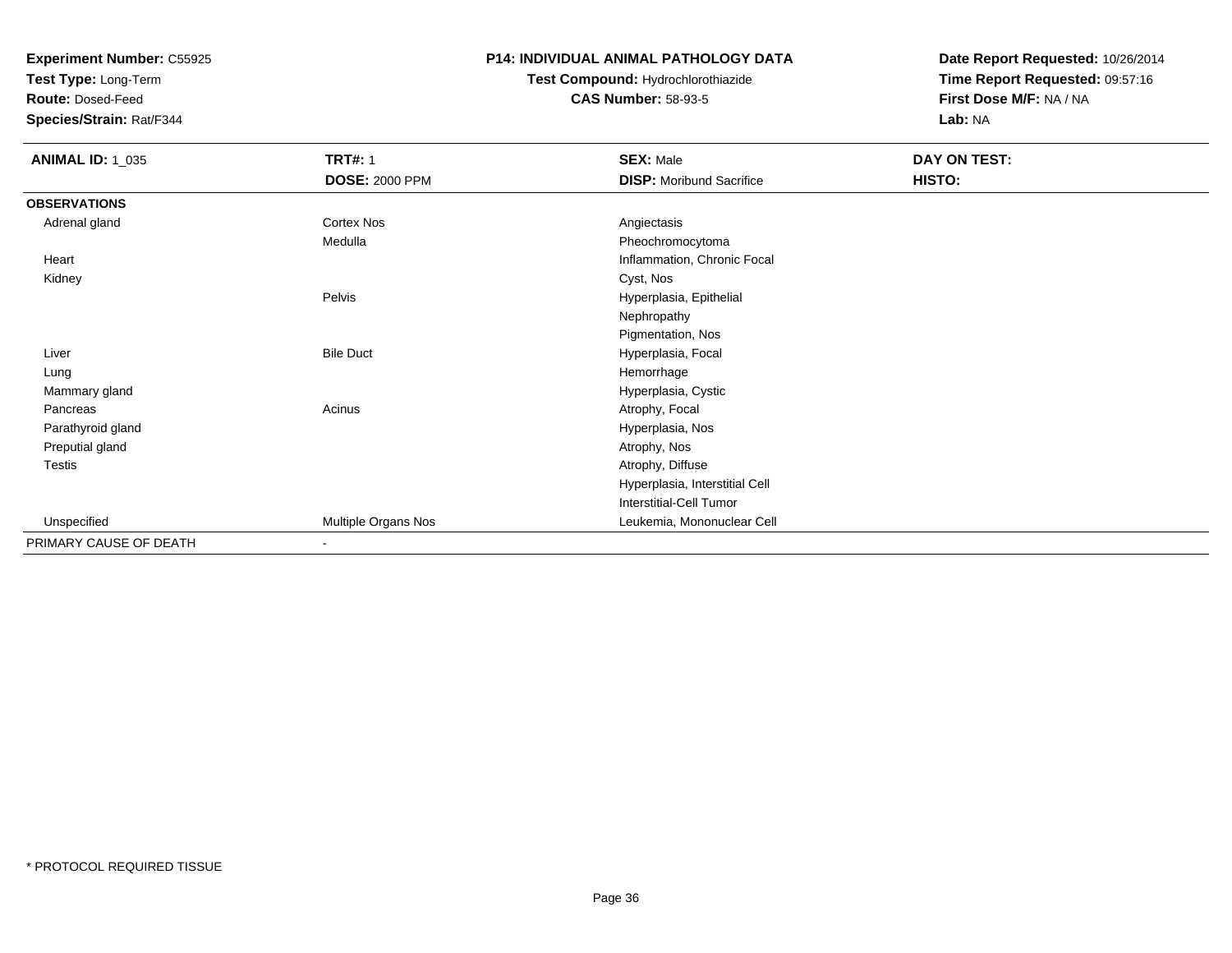**Experiment Number:** C55925
**Test Type:** Long-Term
**Route:** Dosed-Feed
**Species/Strain:** Rat/F344

**P14: INDIVIDUAL ANIMAL PATHOLOGY DATA**
**Test Compound:** Hydrochlorothiazide
**CAS Number:** 58-93-5

**Date Report Requested:** 10/26/2014
**Time Report Requested:** 09:57:16
**First Dose M/F:** NA / NA
**Lab:** NA

| **ANIMAL ID:** 1_035 | **TRT#:** 1 | **SEX:** Male | **DAY ON TEST:** |
|---|---|---|---|
| | **DOSE:** 2000 PPM | **DISP:** Moribund Sacrifice | **HISTO:** |
| **OBSERVATIONS** | | | |
| Adrenal gland | Cortex Nos | Angiectasis | |
| | Medulla | Pheochromocytoma | |
| Heart | | Inflammation, Chronic Focal | |
| Kidney | | Cyst, Nos | |
| | Pelvis | Hyperplasia, Epithelial | |
| | | Nephropathy | |
| | | Pigmentation, Nos | |
| Liver | Bile Duct | Hyperplasia, Focal | |
| Lung | | Hemorrhage | |
| Mammary gland | | Hyperplasia, Cystic | |
| Pancreas | Acinus | Atrophy, Focal | |
| Parathyroid gland | | Hyperplasia, Nos | |
| Preputial gland | | Atrophy, Nos | |
| Testis | | Atrophy, Diffuse | |
| | | Hyperplasia, Interstitial Cell | |
| | | Interstitial-Cell Tumor | |
| Unspecified | Multiple Organs Nos | Leukemia, Mononuclear Cell | |
| PRIMARY CAUSE OF DEATH | - | | |

* PROTOCOL REQUIRED TISSUE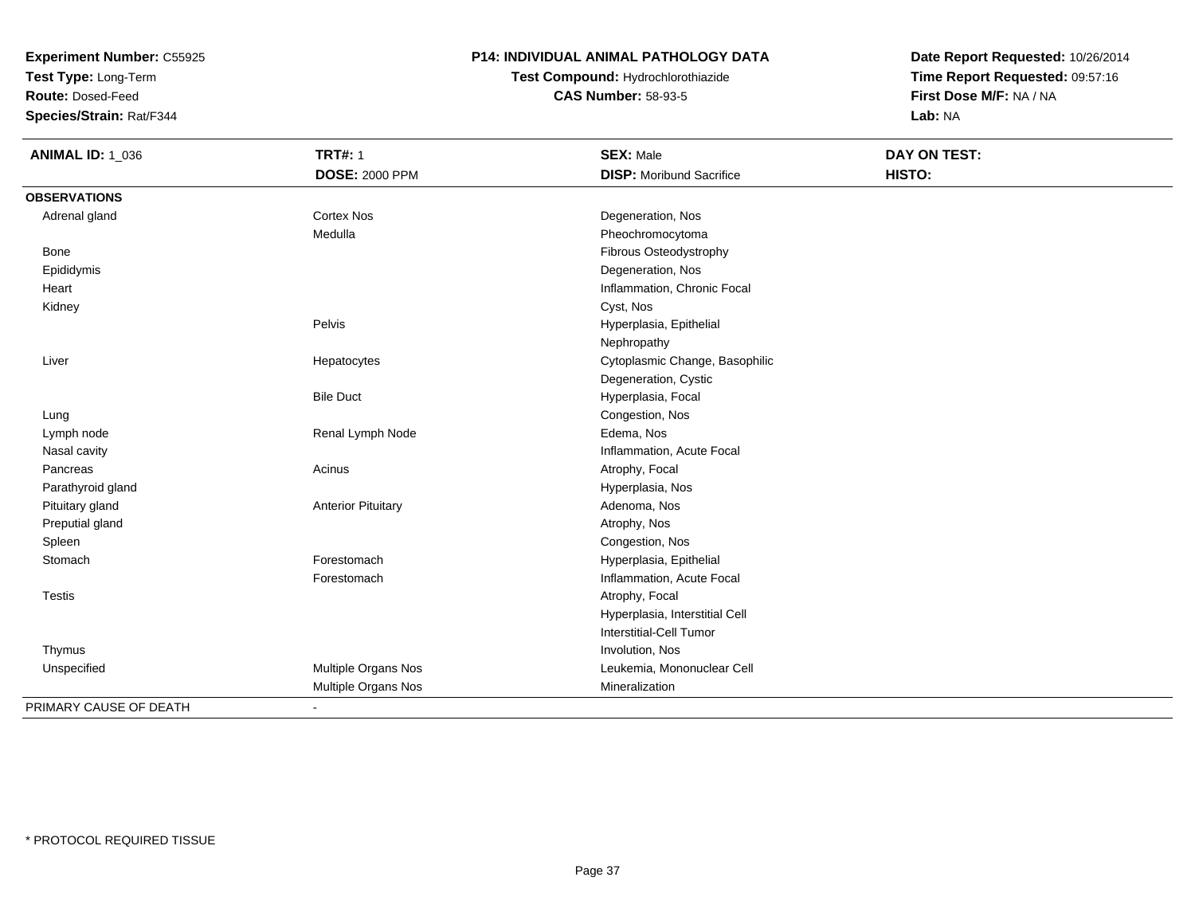**Experiment Number:** C55925
**Test Type:** Long-Term
**Route:** Dosed-Feed
**Species/Strain:** Rat/F344

**P14: INDIVIDUAL ANIMAL PATHOLOGY DATA**
**Test Compound:** Hydrochlorothiazide
**CAS Number:** 58-93-5

**Date Report Requested:** 10/26/2014
**Time Report Requested:** 09:57:16
**First Dose M/F:** NA / NA
**Lab:** NA

| **ANIMAL ID:** 1_036 | **TRT#:** 1 | **SEX:** Male | **DAY ON TEST:** |
|---|---|---|---|
| | **DOSE:** 2000 PPM | **DISP:** Moribund Sacrifice | **HISTO:** |
| **OBSERVATIONS** | | | |
| Adrenal gland | Cortex Nos | Degeneration, Nos | |
| | Medulla | Pheochromocytoma | |
| Bone | | Fibrous Osteodystrophy | |
| Epididymis | | Degeneration, Nos | |
| Heart | | Inflammation, Chronic Focal | |
| Kidney | | Cyst, Nos | |
| | Pelvis | Hyperplasia, Epithelial | |
| | | Nephropathy | |
| Liver | Hepatocytes | Cytoplasmic Change, Basophilic | |
| | | Degeneration, Cystic | |
| | Bile Duct | Hyperplasia, Focal | |
| Lung | | Congestion, Nos | |
| Lymph node | Renal Lymph Node | Edema, Nos | |
| Nasal cavity | | Inflammation, Acute Focal | |
| Pancreas | Acinus | Atrophy, Focal | |
| Parathyroid gland | | Hyperplasia, Nos | |
| Pituitary gland | Anterior Pituitary | Adenoma, Nos | |
| Preputial gland | | Atrophy, Nos | |
| Spleen | | Congestion, Nos | |
| Stomach | Forestomach | Hyperplasia, Epithelial | |
| | Forestomach | Inflammation, Acute Focal | |
| Testis | | Atrophy, Focal | |
| | | Hyperplasia, Interstitial Cell | |
| | | Interstitial-Cell Tumor | |
| Thymus | | Involution, Nos | |
| Unspecified | Multiple Organs Nos | Leukemia, Mononuclear Cell | |
| | Multiple Organs Nos | Mineralization | |
| PRIMARY CAUSE OF DEATH | - | | |

* PROTOCOL REQUIRED TISSUE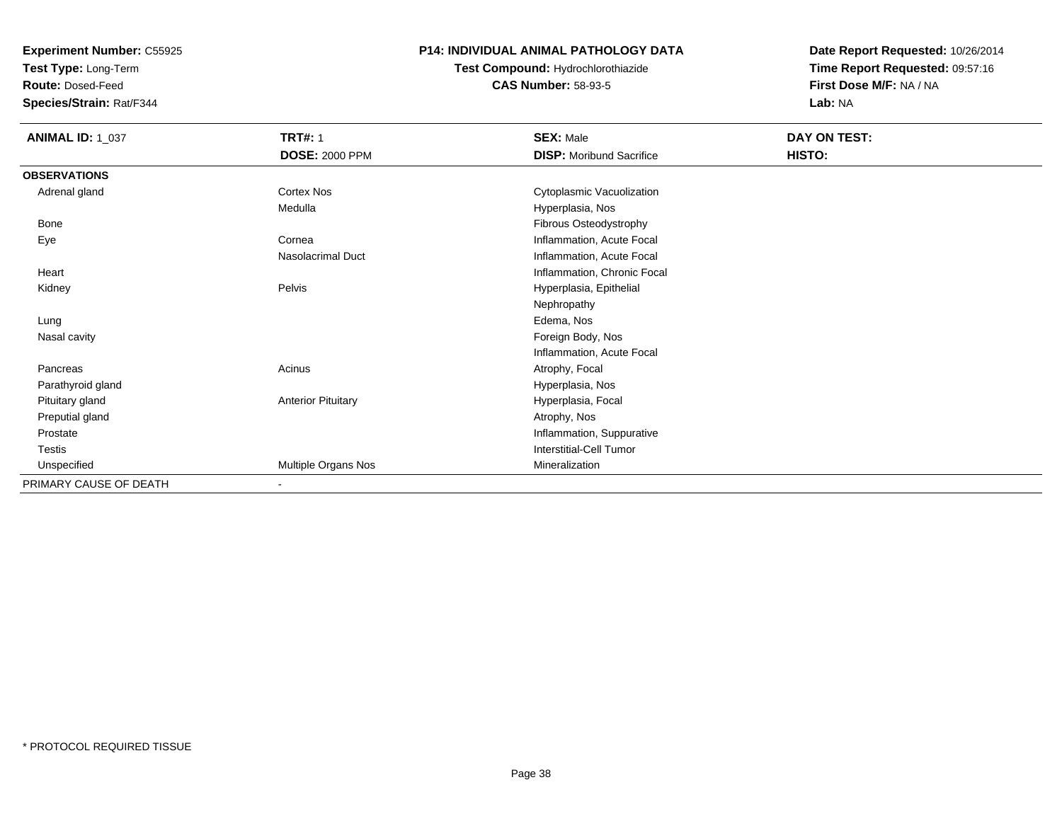**Experiment Number:** C55925
**Test Type:** Long-Term
**Route:** Dosed-Feed
**Species/Strain:** Rat/F344

**P14: INDIVIDUAL ANIMAL PATHOLOGY DATA**
**Test Compound:** Hydrochlorothiazide
**CAS Number:** 58-93-5

**Date Report Requested:** 10/26/2014
**Time Report Requested:** 09:57:16
**First Dose M/F:** NA / NA
**Lab:** NA

| **ANIMAL ID:** 1_037 | **TRT#:** 1 | **SEX:** Male | **DAY ON TEST:** |
|---|---|---|---|
| | **DOSE:** 2000 PPM | **DISP:** Moribund Sacrifice | **HISTO:** |
| **OBSERVATIONS** | | | |
| Adrenal gland | Cortex Nos | Cytoplasmic Vacuolization | |
| | Medulla | Hyperplasia, Nos | |
| Bone | | Fibrous Osteodystrophy | |
| Eye | Cornea | Inflammation, Acute Focal | |
| | Nasolacrimal Duct | Inflammation, Acute Focal | |
| Heart | | Inflammation, Chronic Focal | |
| Kidney | Pelvis | Hyperplasia, Epithelial | |
| | | Nephropathy | |
| Lung | | Edema, Nos | |
| Nasal cavity | | Foreign Body, Nos | |
| | | Inflammation, Acute Focal | |
| Pancreas | Acinus | Atrophy, Focal | |
| Parathyroid gland | | Hyperplasia, Nos | |
| Pituitary gland | Anterior Pituitary | Hyperplasia, Focal | |
| Preputial gland | | Atrophy, Nos | |
| Prostate | | Inflammation, Suppurative | |
| Testis | | Interstitial-Cell Tumor | |
| Unspecified | Multiple Organs Nos | Mineralization | |
| PRIMARY CAUSE OF DEATH | - | | |

* PROTOCOL REQUIRED TISSUE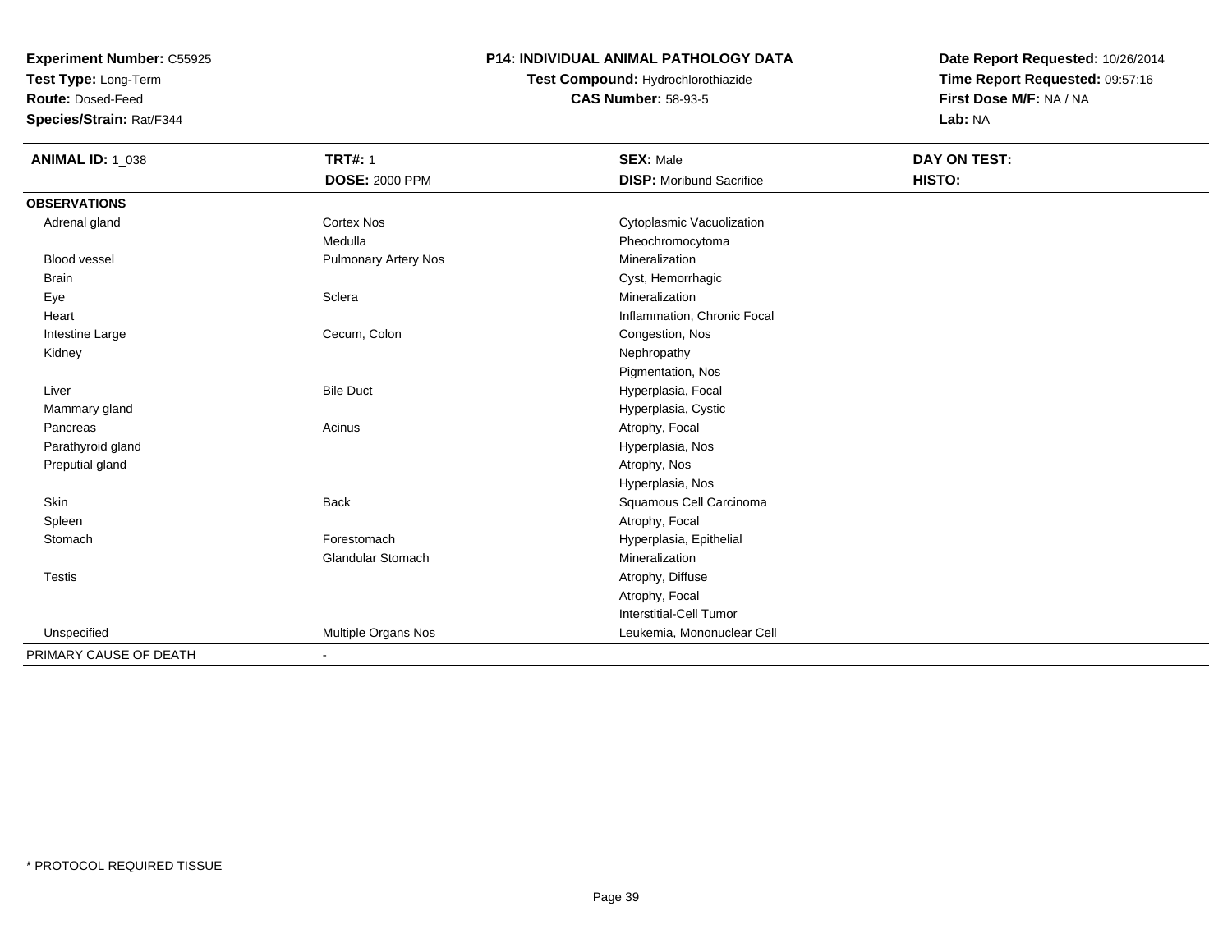**Experiment Number:** C55925
**Test Type:** Long-Term
**Route:** Dosed-Feed
**Species/Strain:** Rat/F344

**P14: INDIVIDUAL ANIMAL PATHOLOGY DATA**
**Test Compound:** Hydrochlorothiazide
**CAS Number:** 58-93-5

**Date Report Requested:** 10/26/2014
**Time Report Requested:** 09:57:16
**First Dose M/F:** NA / NA
**Lab:** NA

| **ANIMAL ID:** 1_038 | **TRT#:** 1 | **SEX:** Male | **DAY ON TEST:** |
|---|---|---|---|
| | **DOSE:** 2000 PPM | **DISP:** Moribund Sacrifice | **HISTO:** |
| **OBSERVATIONS** | | | |
| Adrenal gland | Cortex Nos | Cytoplasmic Vacuolization | |
| | Medulla | Pheochromocytoma | |
| Blood vessel | Pulmonary Artery Nos | Mineralization | |
| Brain | | Cyst, Hemorrhagic | |
| Eye | Sclera | Mineralization | |
| Heart | | Inflammation, Chronic Focal | |
| Intestine Large | Cecum, Colon | Congestion, Nos | |
| Kidney | | Nephropathy | |
| | | Pigmentation, Nos | |
| Liver | Bile Duct | Hyperplasia, Focal | |
| Mammary gland | | Hyperplasia, Cystic | |
| Pancreas | Acinus | Atrophy, Focal | |
| Parathyroid gland | | Hyperplasia, Nos | |
| Preputial gland | | Atrophy, Nos | |
| | | Hyperplasia, Nos | |
| Skin | Back | Squamous Cell Carcinoma | |
| Spleen | | Atrophy, Focal | |
| Stomach | Forestomach | Hyperplasia, Epithelial | |
| | Glandular Stomach | Mineralization | |
| Testis | | Atrophy, Diffuse | |
| | | Atrophy, Focal | |
| | | Interstitial-Cell Tumor | |
| Unspecified | Multiple Organs Nos | Leukemia, Mononuclear Cell | |
| PRIMARY CAUSE OF DEATH | - | | |

* PROTOCOL REQUIRED TISSUE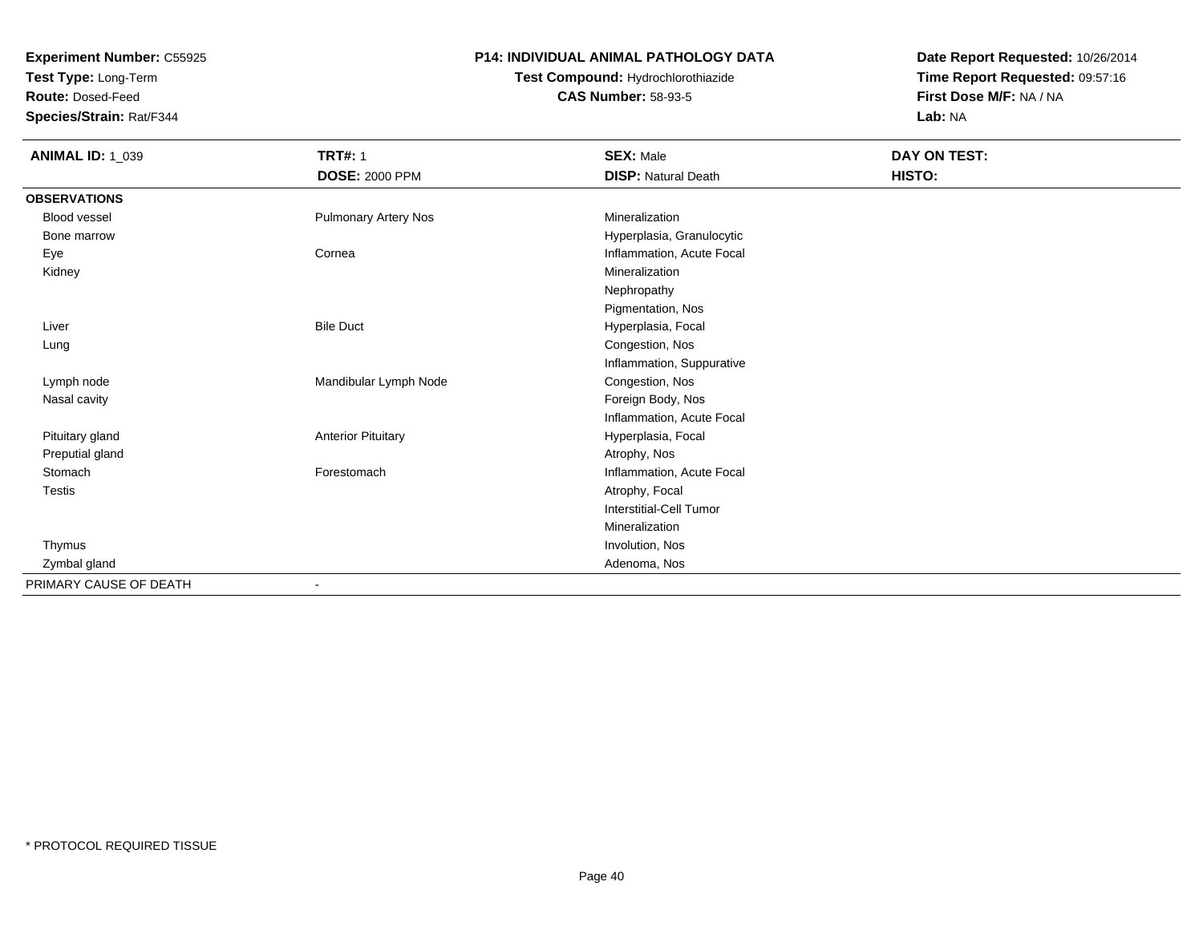**Experiment Number:** C55925
**Test Type:** Long-Term
**Route:** Dosed-Feed
**Species/Strain:** Rat/F344

**P14: INDIVIDUAL ANIMAL PATHOLOGY DATA**
**Test Compound:** Hydrochlorothiazide
**CAS Number:** 58-93-5

**Date Report Requested:** 10/26/2014
**Time Report Requested:** 09:57:16
**First Dose M/F:** NA / NA
**Lab:** NA

| ANIMAL ID: 1_039 | TRT#: 1<br>DOSE: 2000 PPM | SEX: Male<br>DISP: Natural Death | DAY ON TEST:<br>HISTO: |
|---|---|---|---|
| **OBSERVATIONS** | | | |
| Blood vessel | Pulmonary Artery Nos | Mineralization | |
| Bone marrow | | Hyperplasia, Granulocytic | |
| Eye | Cornea | Inflammation, Acute Focal | |
| Kidney | | Mineralization | |
| | | Nephropathy | |
| | | Pigmentation, Nos | |
| Liver | Bile Duct | Hyperplasia, Focal | |
| Lung | | Congestion, Nos | |
| | | Inflammation, Suppurative | |
| Lymph node | Mandibular Lymph Node | Congestion, Nos | |
| Nasal cavity | | Foreign Body, Nos | |
| | | Inflammation, Acute Focal | |
| Pituitary gland | Anterior Pituitary | Hyperplasia, Focal | |
| Preputial gland | | Atrophy, Nos | |
| Stomach | Forestomach | Inflammation, Acute Focal | |
| Testis | | Atrophy, Focal | |
| | | Interstitial-Cell Tumor | |
| | | Mineralization | |
| Thymus | | Involution, Nos | |
| Zymbal gland | | Adenoma, Nos | |
| PRIMARY CAUSE OF DEATH | - | | |

* PROTOCOL REQUIRED TISSUE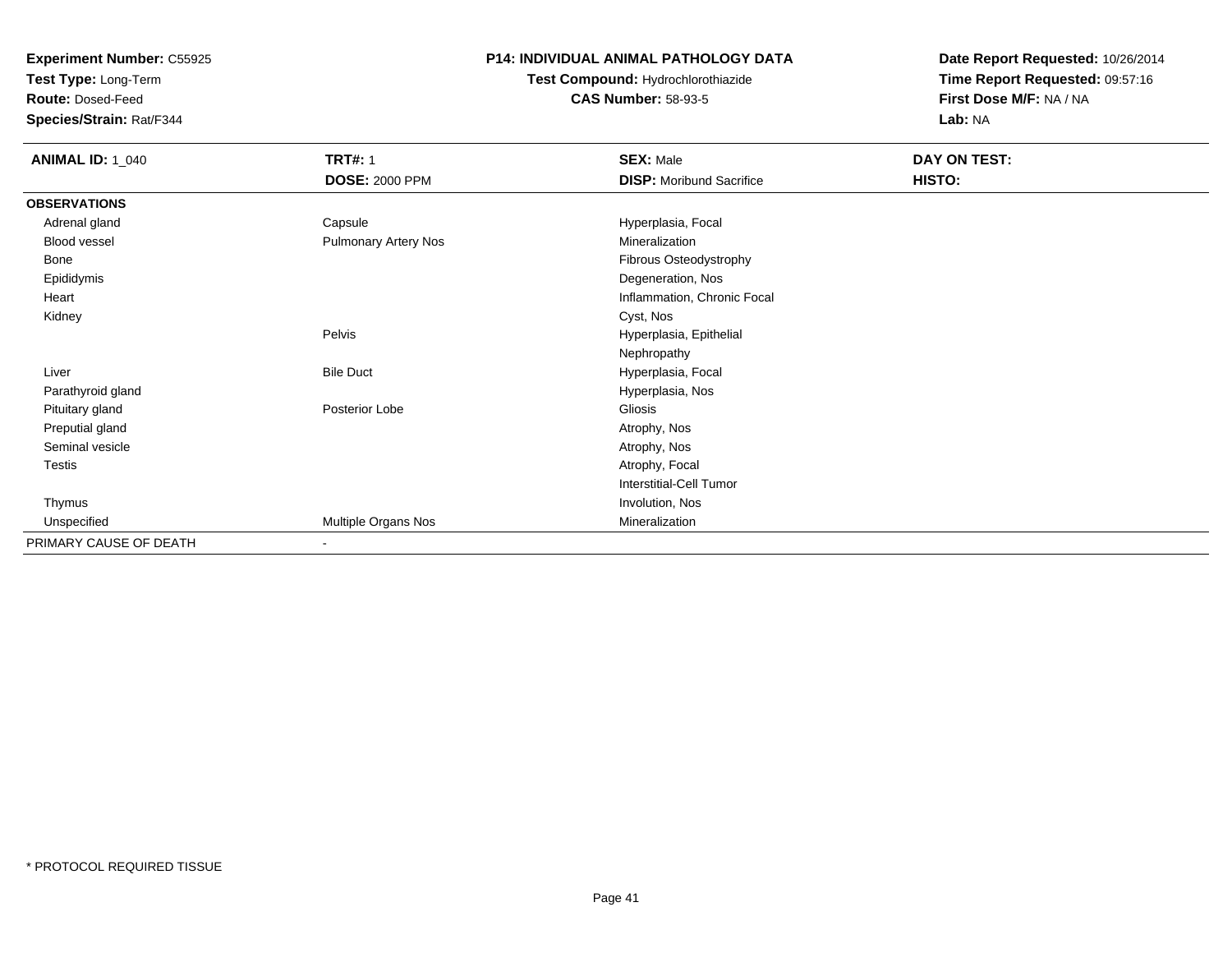**Experiment Number:** C55925
**Test Type:** Long-Term
**Route:** Dosed-Feed
**Species/Strain:** Rat/F344

**P14: INDIVIDUAL ANIMAL PATHOLOGY DATA**
**Test Compound:** Hydrochlorothiazide
**CAS Number:** 58-93-5

**Date Report Requested:** 10/26/2014
**Time Report Requested:** 09:57:16
**First Dose M/F:** NA / NA
**Lab:** NA

| **ANIMAL ID:** 1_040 | **TRT#:** 1 | **SEX:** Male | **DAY ON TEST:** |
|---|---|---|---|
| | **DOSE:** 2000 PPM | **DISP:** Moribund Sacrifice | **HISTO:** |
| **OBSERVATIONS** | | | |
| Adrenal gland | Capsule | Hyperplasia, Focal | |
| Blood vessel | Pulmonary Artery Nos | Mineralization | |
| Bone | | Fibrous Osteodystrophy | |
| Epididymis | | Degeneration, Nos | |
| Heart | | Inflammation, Chronic Focal | |
| Kidney | | Cyst, Nos | |
| | Pelvis | Hyperplasia, Epithelial | |
| | | Nephropathy | |
| Liver | Bile Duct | Hyperplasia, Focal | |
| Parathyroid gland | | Hyperplasia, Nos | |
| Pituitary gland | Posterior Lobe | Gliosis | |
| Preputial gland | | Atrophy, Nos | |
| Seminal vesicle | | Atrophy, Nos | |
| Testis | | Atrophy, Focal | |
| | | Interstitial-Cell Tumor | |
| Thymus | | Involution, Nos | |
| Unspecified | Multiple Organs Nos | Mineralization | |
| PRIMARY CAUSE OF DEATH | - | | |

* PROTOCOL REQUIRED TISSUE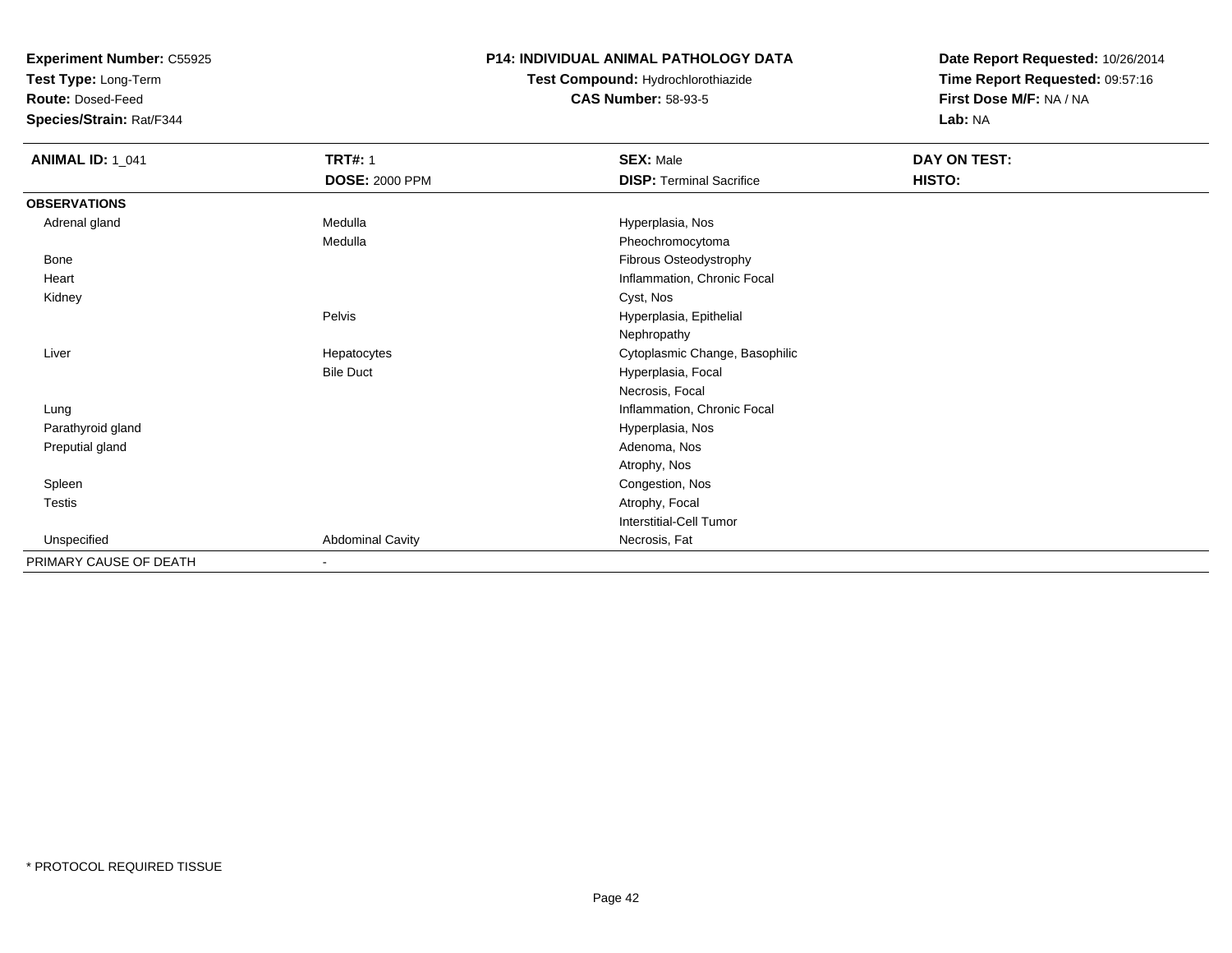**Experiment Number:** C55925
**Test Type:** Long-Term
**Route:** Dosed-Feed
**Species/Strain:** Rat/F344

**P14: INDIVIDUAL ANIMAL PATHOLOGY DATA**
**Test Compound:** Hydrochlorothiazide
**CAS Number:** 58-93-5

**Date Report Requested:** 10/26/2014
**Time Report Requested:** 09:57:16
**First Dose M/F:** NA / NA
**Lab:** NA

| **ANIMAL ID:** 1_041 | **TRT#:** 1 | **SEX:** Male | **DAY ON TEST:** |
|---|---|---|---|
| | **DOSE:** 2000 PPM | **DISP:** Terminal Sacrifice | **HISTO:** |
| **OBSERVATIONS** | | | |
| Adrenal gland | Medulla | Hyperplasia, Nos | |
| | Medulla | Pheochromocytoma | |
| Bone | | Fibrous Osteodystrophy | |
| Heart | | Inflammation, Chronic Focal | |
| Kidney | | Cyst, Nos | |
| | Pelvis | Hyperplasia, Epithelial | |
| | | Nephropathy | |
| Liver | Hepatocytes | Cytoplasmic Change, Basophilic | |
| | Bile Duct | Hyperplasia, Focal | |
| | | Necrosis, Focal | |
| Lung | | Inflammation, Chronic Focal | |
| Parathyroid gland | | Hyperplasia, Nos | |
| Preputial gland | | Adenoma, Nos | |
| | | Atrophy, Nos | |
| Spleen | | Congestion, Nos | |
| Testis | | Atrophy, Focal | |
| | | Interstitial-Cell Tumor | |
| Unspecified | Abdominal Cavity | Necrosis, Fat | |
| PRIMARY CAUSE OF DEATH | - | | |

* PROTOCOL REQUIRED TISSUE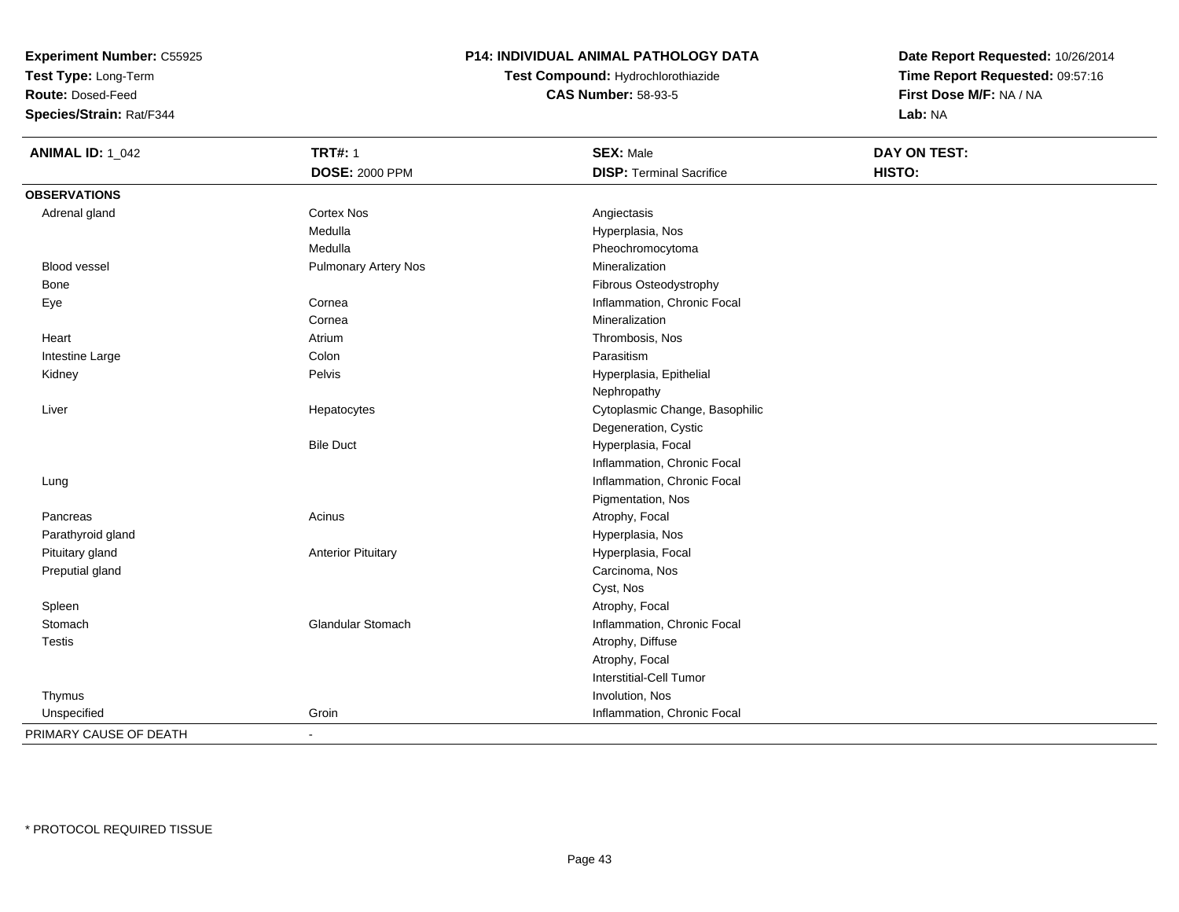**Experiment Number:** C55925
**Test Type:** Long-Term
**Route:** Dosed-Feed
**Species/Strain:** Rat/F344

**P14: INDIVIDUAL ANIMAL PATHOLOGY DATA**
**Test Compound:** Hydrochlorothiazide
**CAS Number:** 58-93-5

**Date Report Requested:** 10/26/2014
**Time Report Requested:** 09:57:16
**First Dose M/F:** NA / NA
**Lab:** NA

| **ANIMAL ID:** 1_042 | **TRT#:** 1 | **SEX:** Male | **DAY ON TEST:** |
|---|---|---|---|
| | **DOSE:** 2000 PPM | **DISP:** Terminal Sacrifice | **HISTO:** |
| **OBSERVATIONS** | | | |
| Adrenal gland | Cortex Nos | Angiectasis | |
| | Medulla | Hyperplasia, Nos | |
| | Medulla | Pheochromocytoma | |
| Blood vessel | Pulmonary Artery Nos | Mineralization | |
| Bone | | Fibrous Osteodystrophy | |
| Eye | Cornea | Inflammation, Chronic Focal | |
| | Cornea | Mineralization | |
| Heart | Atrium | Thrombosis, Nos | |
| Intestine Large | Colon | Parasitism | |
| Kidney | Pelvis | Hyperplasia, Epithelial | |
| | | Nephropathy | |
| Liver | Hepatocytes | Cytoplasmic Change, Basophilic | |
| | | Degeneration, Cystic | |
| | Bile Duct | Hyperplasia, Focal | |
| | | Inflammation, Chronic Focal | |
| Lung | | Inflammation, Chronic Focal | |
| | | Pigmentation, Nos | |
| Pancreas | Acinus | Atrophy, Focal | |
| Parathyroid gland | | Hyperplasia, Nos | |
| Pituitary gland | Anterior Pituitary | Hyperplasia, Focal | |
| Preputial gland | | Carcinoma, Nos | |
| | | Cyst, Nos | |
| Spleen | | Atrophy, Focal | |
| Stomach | Glandular Stomach | Inflammation, Chronic Focal | |
| Testis | | Atrophy, Diffuse | |
| | | Atrophy, Focal | |
| | | Interstitial-Cell Tumor | |
| Thymus | | Involution, Nos | |
| Unspecified | Groin | Inflammation, Chronic Focal | |
| PRIMARY CAUSE OF DEATH | - | | |

* PROTOCOL REQUIRED TISSUE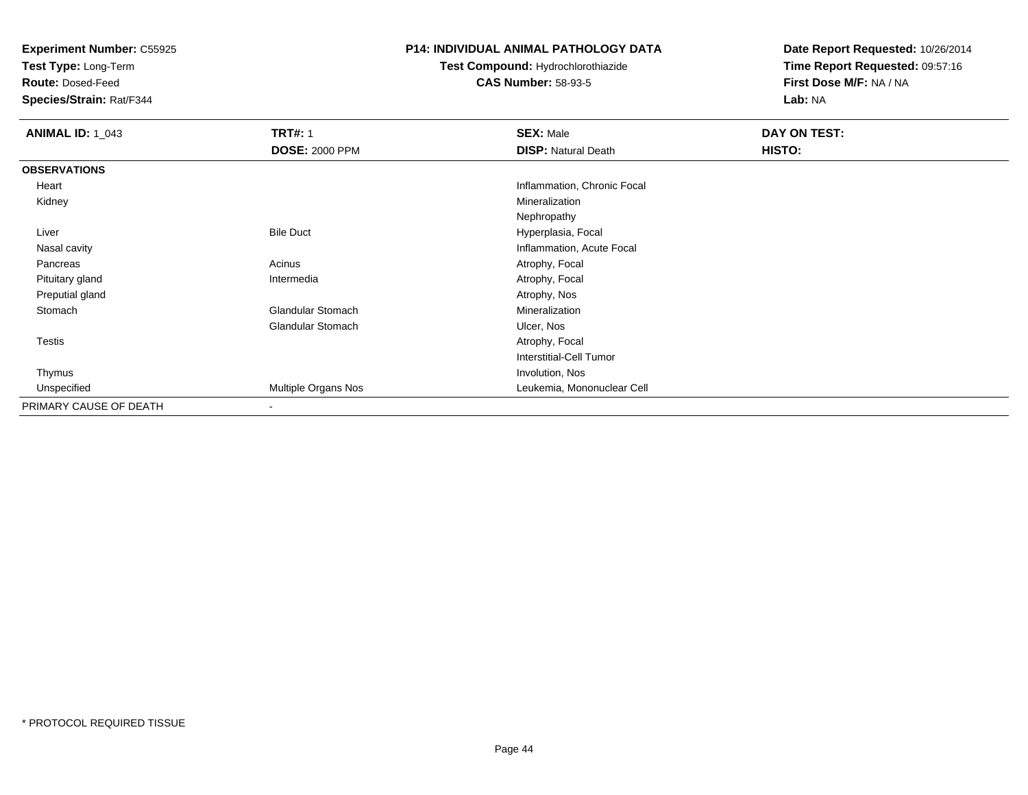**Experiment Number:** C55925
**Test Type:** Long-Term
**Route:** Dosed-Feed
**Species/Strain:** Rat/F344

**P14: INDIVIDUAL ANIMAL PATHOLOGY DATA**
**Test Compound:** Hydrochlorothiazide
**CAS Number:** 58-93-5

**Date Report Requested:** 10/26/2014
**Time Report Requested:** 09:57:16
**First Dose M/F:** NA / NA
**Lab:** NA

| **ANIMAL ID:** 1_043 | **TRT#:** 1 | **SEX:** Male | **DAY ON TEST:** |
|---|---|---|---|
| | **DOSE:** 2000 PPM | **DISP:** Natural Death | **HISTO:** |
| **OBSERVATIONS** | | | |
| Heart | | Inflammation, Chronic Focal | |
| Kidney | | Mineralization | |
| | | Nephropathy | |
| Liver | Bile Duct | Hyperplasia, Focal | |
| Nasal cavity | | Inflammation, Acute Focal | |
| Pancreas | Acinus | Atrophy, Focal | |
| Pituitary gland | Intermedia | Atrophy, Focal | |
| Preputial gland | | Atrophy, Nos | |
| Stomach | Glandular Stomach | Mineralization | |
| | Glandular Stomach | Ulcer, Nos | |
| Testis | | Atrophy, Focal | |
| | | Interstitial-Cell Tumor | |
| Thymus | | Involution, Nos | |
| Unspecified | Multiple Organs Nos | Leukemia, Mononuclear Cell | |
| PRIMARY CAUSE OF DEATH | - | | |

* PROTOCOL REQUIRED TISSUE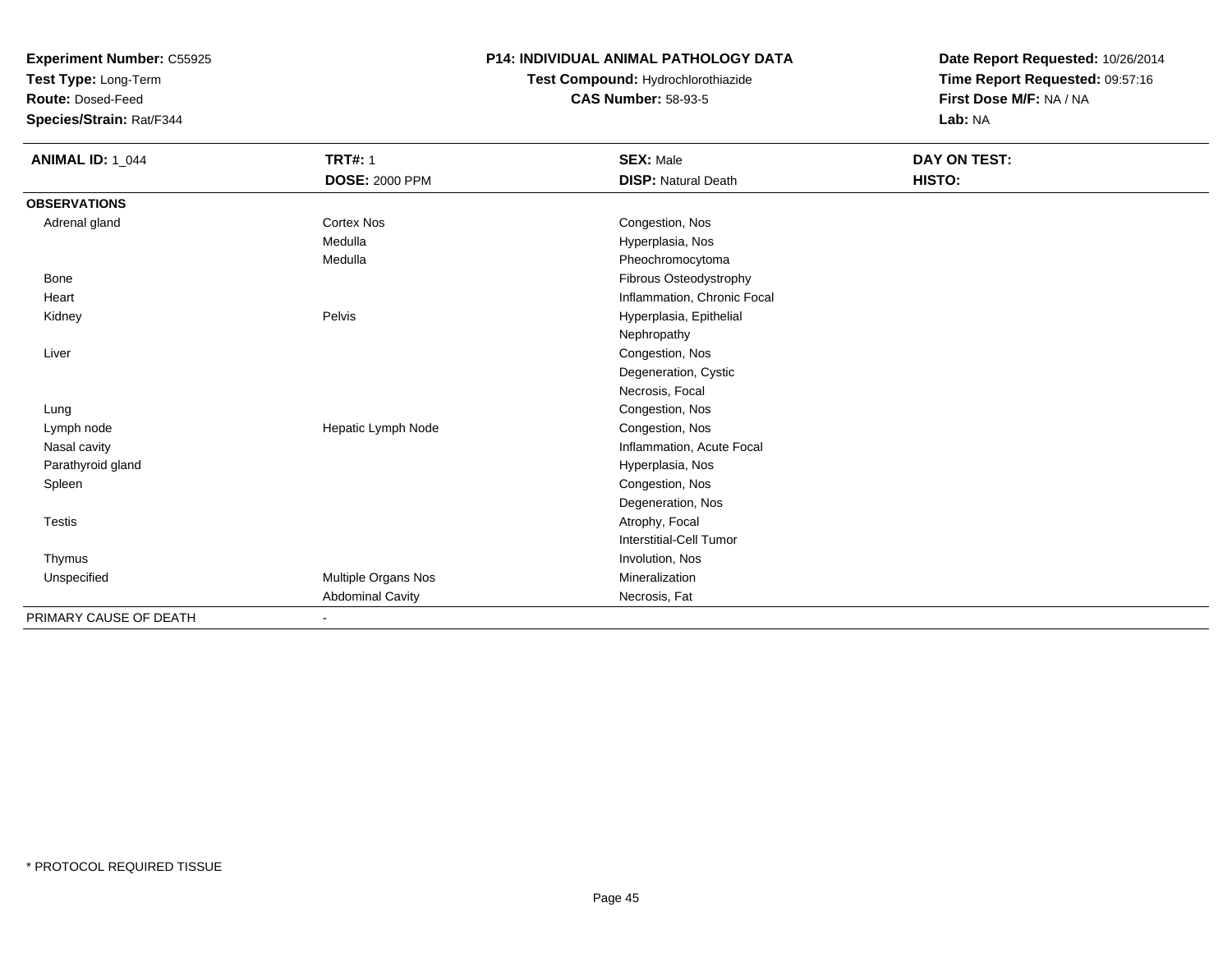**Experiment Number:** C55925
**Test Type:** Long-Term
**Route:** Dosed-Feed
**Species/Strain:** Rat/F344

**P14: INDIVIDUAL ANIMAL PATHOLOGY DATA**
**Test Compound:** Hydrochlorothiazide
**CAS Number:** 58-93-5

**Date Report Requested:** 10/26/2014
**Time Report Requested:** 09:57:16
**First Dose M/F:** NA / NA
**Lab:** NA

| **ANIMAL ID:** 1_044 | **TRT#:** 1 | **SEX:** Male | **DAY ON TEST:** |
|---|---|---|---|
| | **DOSE:** 2000 PPM | **DISP:** Natural Death | **HISTO:** |
| **OBSERVATIONS** | | | |
| Adrenal gland | Cortex Nos | Congestion, Nos | |
| | Medulla | Hyperplasia, Nos | |
| | Medulla | Pheochromocytoma | |
| Bone | | Fibrous Osteodystrophy | |
| Heart | | Inflammation, Chronic Focal | |
| Kidney | Pelvis | Hyperplasia, Epithelial | |
| | | Nephropathy | |
| Liver | | Congestion, Nos | |
| | | Degeneration, Cystic | |
| | | Necrosis, Focal | |
| Lung | | Congestion, Nos | |
| Lymph node | Hepatic Lymph Node | Congestion, Nos | |
| Nasal cavity | | Inflammation, Acute Focal | |
| Parathyroid gland | | Hyperplasia, Nos | |
| Spleen | | Congestion, Nos | |
| | | Degeneration, Nos | |
| Testis | | Atrophy, Focal | |
| | | Interstitial-Cell Tumor | |
| Thymus | | Involution, Nos | |
| Unspecified | Multiple Organs Nos | Mineralization | |
| | Abdominal Cavity | Necrosis, Fat | |
| PRIMARY CAUSE OF DEATH | - | | |

* PROTOCOL REQUIRED TISSUE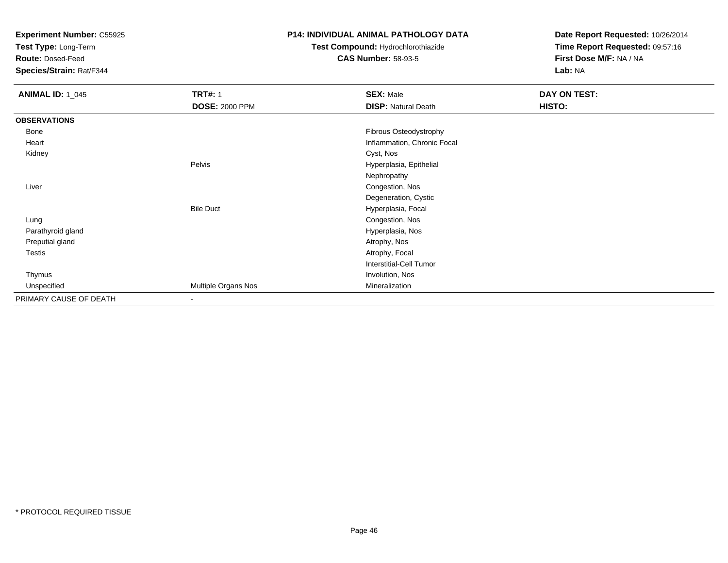**Experiment Number:** C55925
**Test Type:** Long-Term
**Route:** Dosed-Feed
**Species/Strain:** Rat/F344

**P14: INDIVIDUAL ANIMAL PATHOLOGY DATA**
**Test Compound:** Hydrochlorothiazide
**CAS Number:** 58-93-5

**Date Report Requested:** 10/26/2014
**Time Report Requested:** 09:57:16
**First Dose M/F:** NA / NA
**Lab:** NA

| **ANIMAL ID:** 1_045 | **TRT#:** 1 | **SEX:** Male | **DAY ON TEST:** |
|---|---|---|---|
| | **DOSE:** 2000 PPM | **DISP:** Natural Death | **HISTO:** |
| **OBSERVATIONS** | | | |
| Bone | | Fibrous Osteodystrophy | |
| Heart | | Inflammation, Chronic Focal | |
| Kidney | | Cyst, Nos | |
| | Pelvis | Hyperplasia, Epithelial | |
| | | Nephropathy | |
| Liver | | Congestion, Nos | |
| | | Degeneration, Cystic | |
| | Bile Duct | Hyperplasia, Focal | |
| Lung | | Congestion, Nos | |
| Parathyroid gland | | Hyperplasia, Nos | |
| Preputial gland | | Atrophy, Nos | |
| Testis | | Atrophy, Focal | |
| | | Interstitial-Cell Tumor | |
| Thymus | | Involution, Nos | |
| Unspecified | Multiple Organs Nos | Mineralization | |
| PRIMARY CAUSE OF DEATH | - | | |

* PROTOCOL REQUIRED TISSUE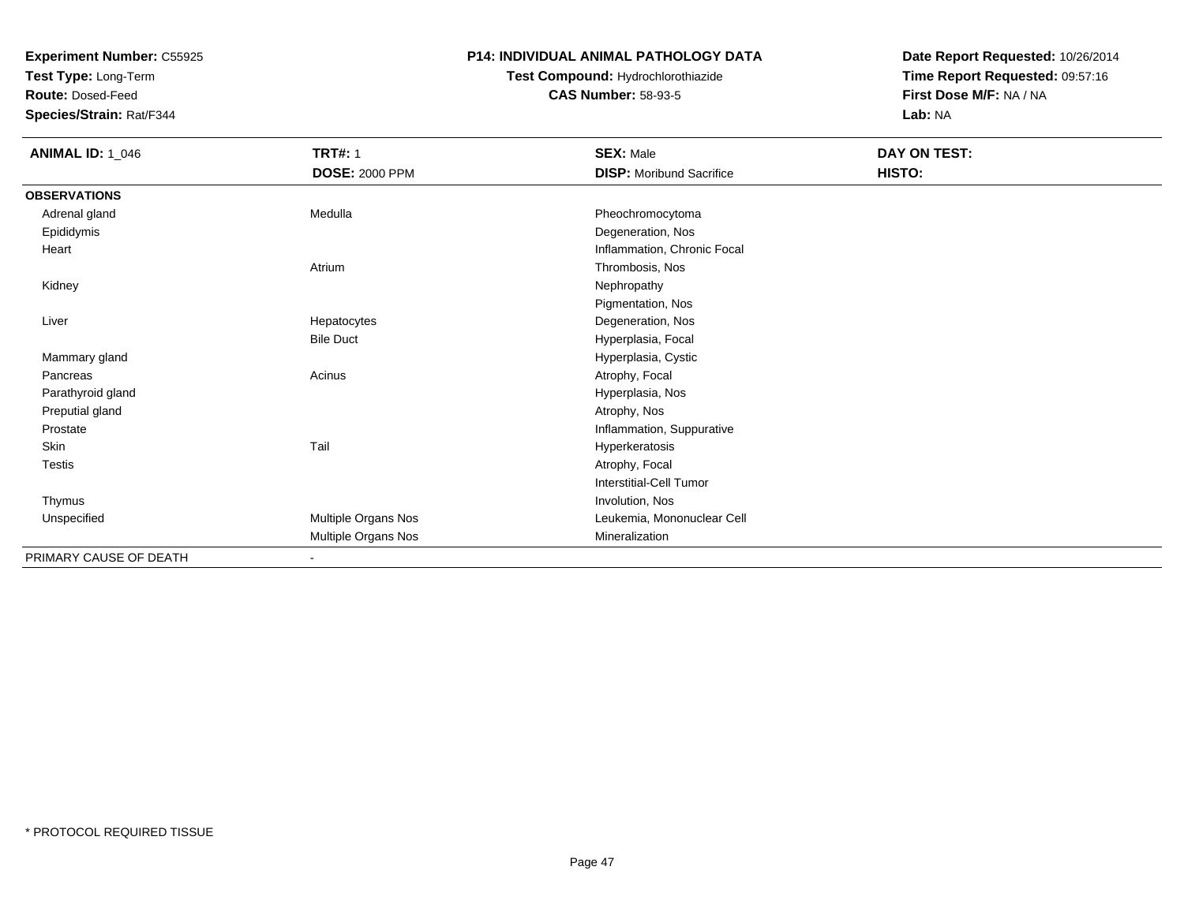**Experiment Number:** C55925
**Test Type:** Long-Term
**Route:** Dosed-Feed
**Species/Strain:** Rat/F344

**P14: INDIVIDUAL ANIMAL PATHOLOGY DATA**
**Test Compound:** Hydrochlorothiazide
**CAS Number:** 58-93-5

**Date Report Requested:** 10/26/2014
**Time Report Requested:** 09:57:16
**First Dose M/F:** NA / NA
**Lab:** NA

| **ANIMAL ID:** 1_046 | **TRT#:** 1 | **SEX:** Male | **DAY ON TEST:** |
|---|---|---|---|
| | **DOSE:** 2000 PPM | **DISP:** Moribund Sacrifice | **HISTO:** |
| **OBSERVATIONS** | | | |
| Adrenal gland | Medulla | Pheochromocytoma | |
| Epididymis | | Degeneration, Nos | |
| Heart | | Inflammation, Chronic Focal | |
| | Atrium | Thrombosis, Nos | |
| Kidney | | Nephropathy | |
| | | Pigmentation, Nos | |
| Liver | Hepatocytes | Degeneration, Nos | |
| | Bile Duct | Hyperplasia, Focal | |
| Mammary gland | | Hyperplasia, Cystic | |
| Pancreas | Acinus | Atrophy, Focal | |
| Parathyroid gland | | Hyperplasia, Nos | |
| Preputial gland | | Atrophy, Nos | |
| Prostate | | Inflammation, Suppurative | |
| Skin | Tail | Hyperkeratosis | |
| Testis | | Atrophy, Focal | |
| | | Interstitial-Cell Tumor | |
| Thymus | | Involution, Nos | |
| Unspecified | Multiple Organs Nos | Leukemia, Mononuclear Cell | |
| | Multiple Organs Nos | Mineralization | |
| PRIMARY CAUSE OF DEATH | - | | |

* PROTOCOL REQUIRED TISSUE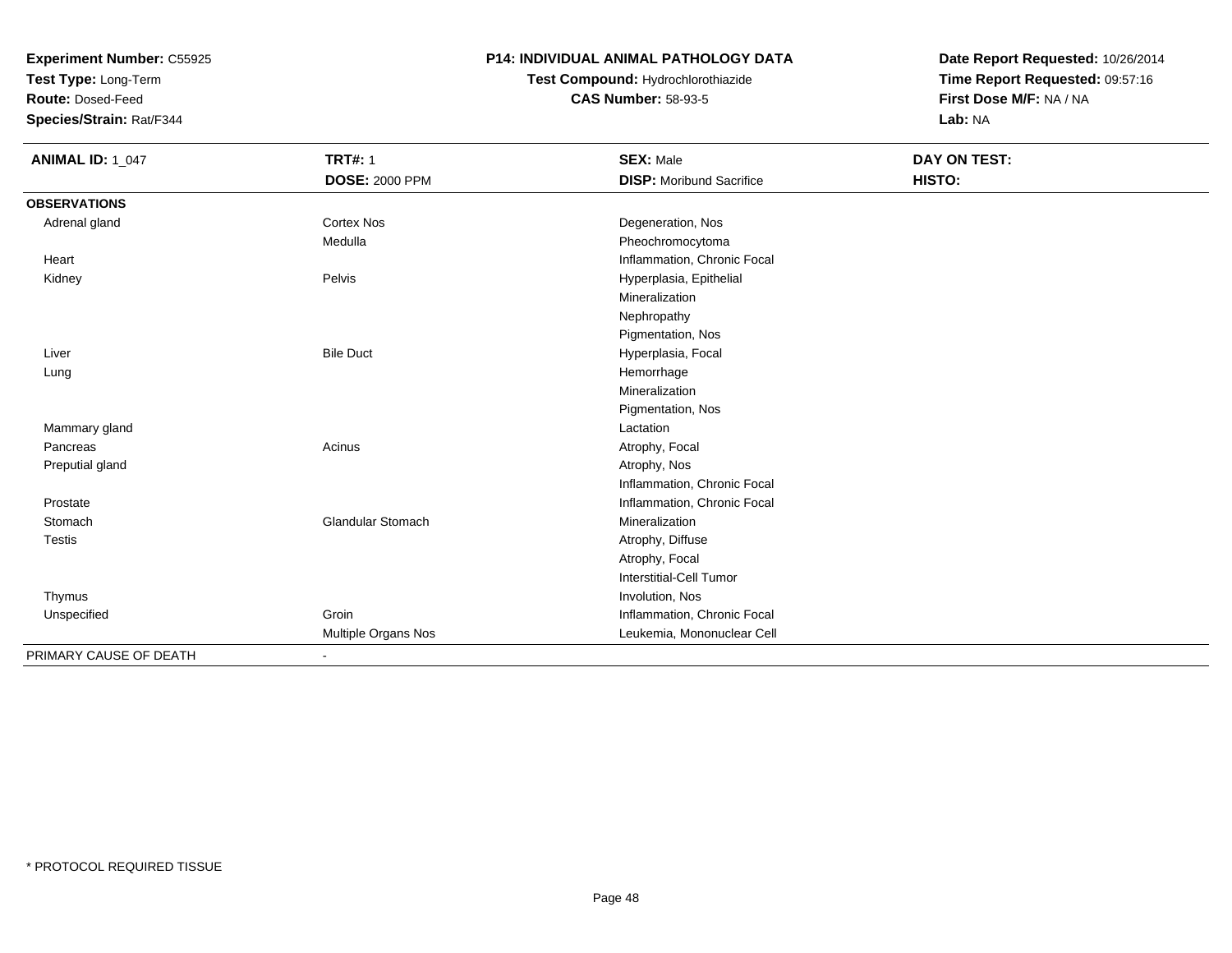**Experiment Number:** C55925
**Test Type:** Long-Term
**Route:** Dosed-Feed
**Species/Strain:** Rat/F344

**P14: INDIVIDUAL ANIMAL PATHOLOGY DATA**
**Test Compound:** Hydrochlorothiazide
**CAS Number:** 58-93-5

**Date Report Requested:** 10/26/2014
**Time Report Requested:** 09:57:16
**First Dose M/F:** NA / NA
**Lab:** NA

| **ANIMAL ID:** 1_047 | **TRT#:** 1 | **SEX:** Male | **DAY ON TEST:** |
|---|---|---|---|
| | **DOSE:** 2000 PPM | **DISP:** Moribund Sacrifice | **HISTO:** |
| **OBSERVATIONS** | | | |
| Adrenal gland | Cortex Nos | Degeneration, Nos | |
| | Medulla | Pheochromocytoma | |
| Heart | | Inflammation, Chronic Focal | |
| Kidney | Pelvis | Hyperplasia, Epithelial | |
| | | Mineralization | |
| | | Nephropathy | |
| | | Pigmentation, Nos | |
| Liver | Bile Duct | Hyperplasia, Focal | |
| Lung | | Hemorrhage | |
| | | Mineralization | |
| | | Pigmentation, Nos | |
| Mammary gland | | Lactation | |
| Pancreas | Acinus | Atrophy, Focal | |
| Preputial gland | | Atrophy, Nos | |
| | | Inflammation, Chronic Focal | |
| Prostate | | Inflammation, Chronic Focal | |
| Stomach | Glandular Stomach | Mineralization | |
| Testis | | Atrophy, Diffuse | |
| | | Atrophy, Focal | |
| | | Interstitial-Cell Tumor | |
| Thymus | | Involution, Nos | |
| Unspecified | Groin | Inflammation, Chronic Focal | |
| | Multiple Organs Nos | Leukemia, Mononuclear Cell | |
| PRIMARY CAUSE OF DEATH | - | | |

* PROTOCOL REQUIRED TISSUE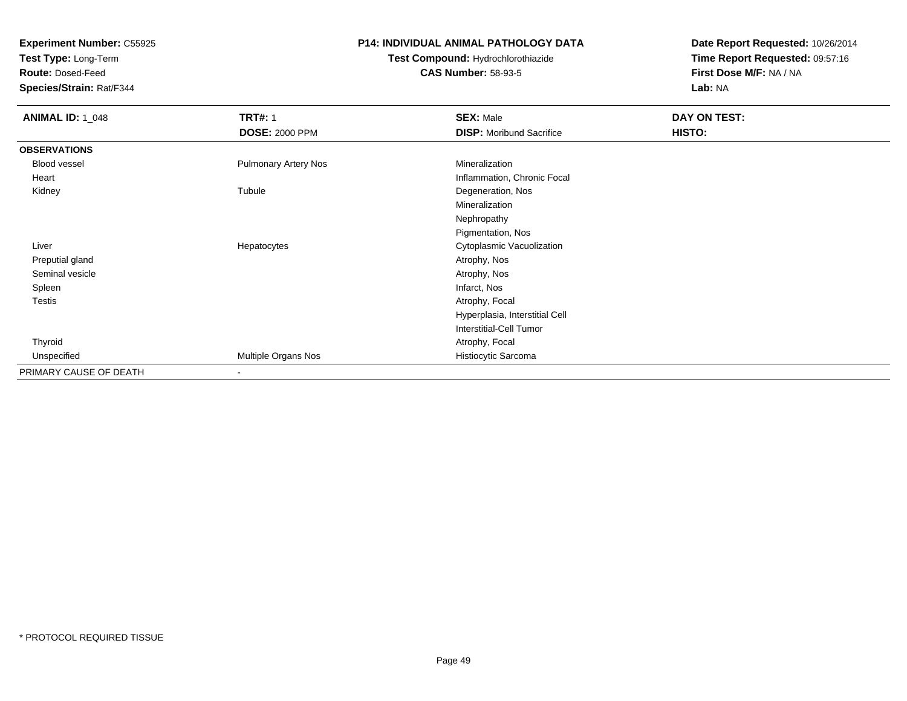**Experiment Number:** C55925
**Test Type:** Long-Term
**Route:** Dosed-Feed
**Species/Strain:** Rat/F344

**P14: INDIVIDUAL ANIMAL PATHOLOGY DATA**
**Test Compound:** Hydrochlorothiazide
**CAS Number:** 58-93-5

**Date Report Requested:** 10/26/2014
**Time Report Requested:** 09:57:16
**First Dose M/F:** NA / NA
**Lab:** NA

| **ANIMAL ID:** 1_048 | **TRT#:** 1 | **SEX:** Male | **DAY ON TEST:** |
|---|---|---|---|
| | **DOSE:** 2000 PPM | **DISP:** Moribund Sacrifice | **HISTO:** |
| **OBSERVATIONS** | | | |
| Blood vessel | Pulmonary Artery Nos | Mineralization | |
| Heart | | Inflammation, Chronic Focal | |
| Kidney | Tubule | Degeneration, Nos | |
| | | Mineralization | |
| | | Nephropathy | |
| | | Pigmentation, Nos | |
| Liver | Hepatocytes | Cytoplasmic Vacuolization | |
| Preputial gland | | Atrophy, Nos | |
| Seminal vesicle | | Atrophy, Nos | |
| Spleen | | Infarct, Nos | |
| Testis | | Atrophy, Focal | |
| | | Hyperplasia, Interstitial Cell | |
| | | Interstitial-Cell Tumor | |
| Thyroid | | Atrophy, Focal | |
| Unspecified | Multiple Organs Nos | Histiocytic Sarcoma | |
| PRIMARY CAUSE OF DEATH | - | | |

* PROTOCOL REQUIRED TISSUE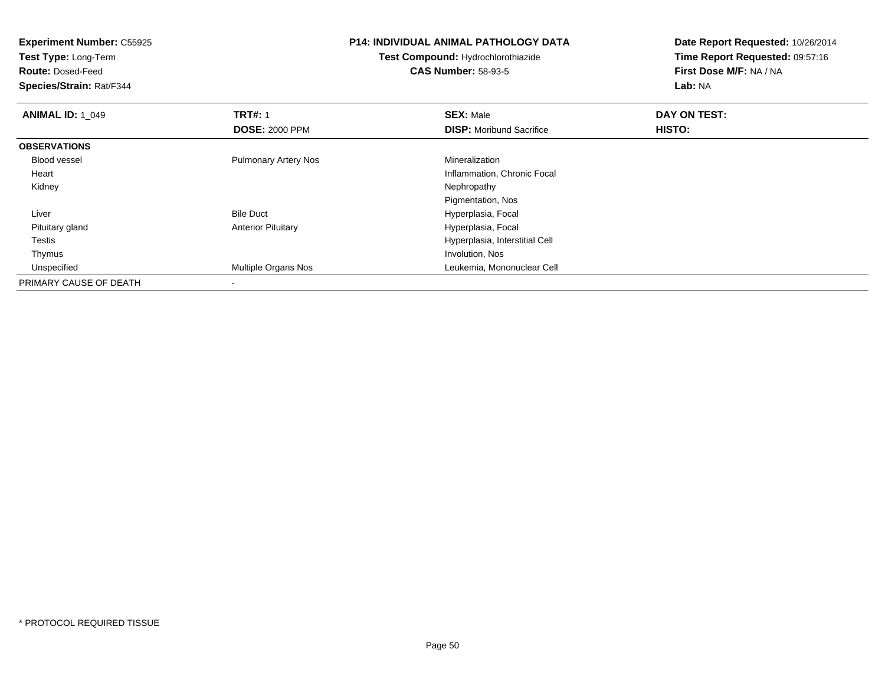**Experiment Number:** C55925
**Test Type:** Long-Term
**Route:** Dosed-Feed
**Species/Strain:** Rat/F344

**P14: INDIVIDUAL ANIMAL PATHOLOGY DATA**
**Test Compound:** Hydrochlorothiazide
**CAS Number:** 58-93-5

**Date Report Requested:** 10/26/2014
**Time Report Requested:** 09:57:16
**First Dose M/F:** NA / NA
**Lab:** NA

| **ANIMAL ID:** 1_049 | **TRT#:** 1 | **SEX:** Male | **DAY ON TEST:** |
|---|---|---|---|
| | **DOSE:** 2000 PPM | **DISP:** Moribund Sacrifice | **HISTO:** |
| **OBSERVATIONS** | | | |
| Blood vessel | Pulmonary Artery Nos | Mineralization | |
| Heart | | Inflammation, Chronic Focal | |
| Kidney | | Nephropathy | |
| | | Pigmentation, Nos | |
| Liver | Bile Duct | Hyperplasia, Focal | |
| Pituitary gland | Anterior Pituitary | Hyperplasia, Focal | |
| Testis | | Hyperplasia, Interstitial Cell | |
| Thymus | | Involution, Nos | |
| Unspecified | Multiple Organs Nos | Leukemia, Mononuclear Cell | |
| PRIMARY CAUSE OF DEATH | - | | |

* PROTOCOL REQUIRED TISSUE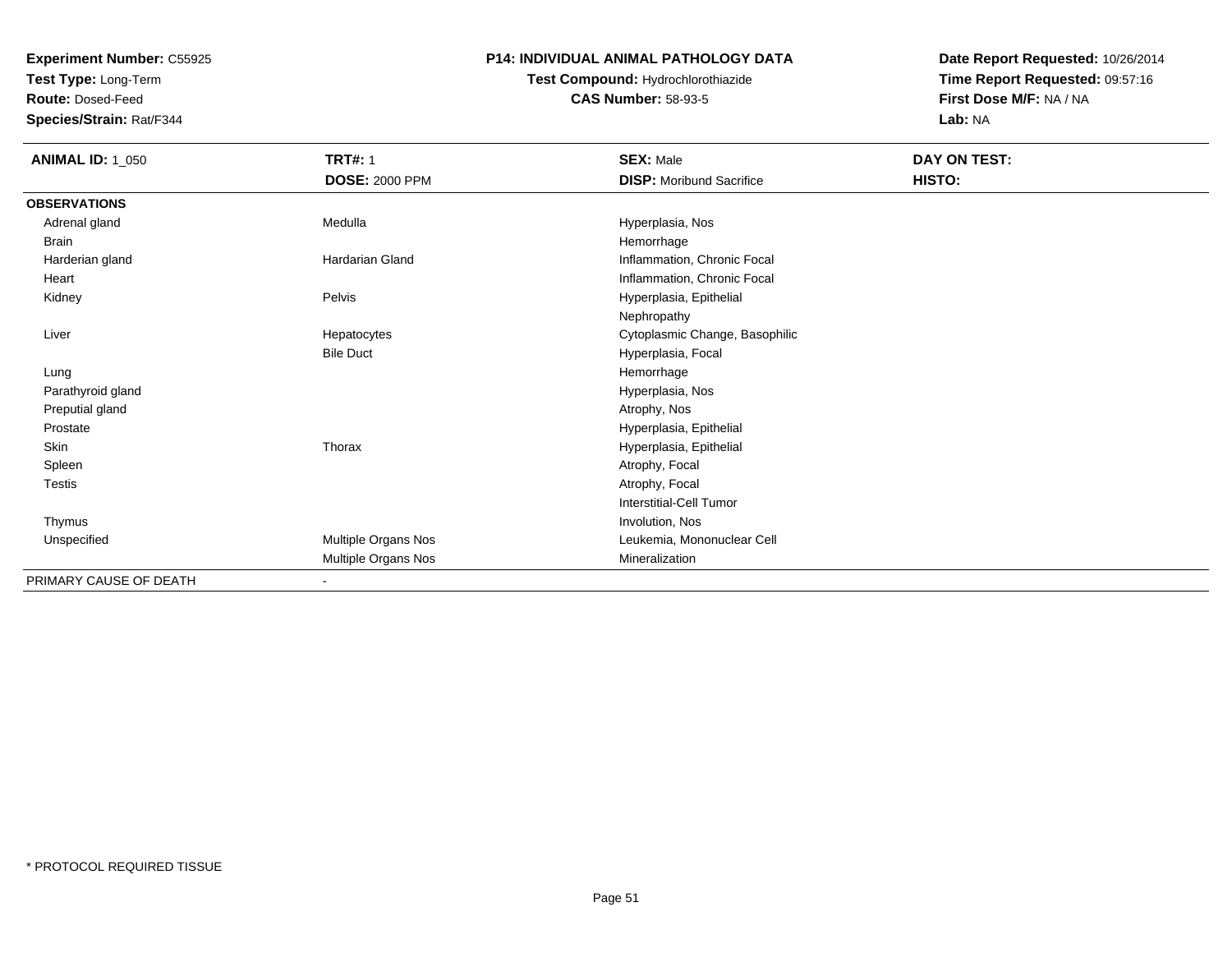**Experiment Number:** C55925
**Test Type:** Long-Term
**Route:** Dosed-Feed
**Species/Strain:** Rat/F344

## P14: INDIVIDUAL ANIMAL PATHOLOGY DATA

**Test Compound:** Hydrochlorothiazide
**CAS Number:** 58-93-5

**Date Report Requested:** 10/26/2014
**Time Report Requested:** 09:57:16
**First Dose M/F:** NA / NA
**Lab:** NA

| **ANIMAL ID:** 1_050 | **TRT#:** 1 | **SEX:** Male | **DAY ON TEST:** |
|---|---|---|---|
| | **DOSE:** 2000 PPM | **DISP:** Moribund Sacrifice | **HISTO:** |
| **OBSERVATIONS** | | | |
| Adrenal gland | Medulla | Hyperplasia, Nos | |
| Brain | | Hemorrhage | |
| Harderian gland | Hardarian Gland | Inflammation, Chronic Focal | |
| Heart | | Inflammation, Chronic Focal | |
| Kidney | Pelvis | Hyperplasia, Epithelial | |
| | | Nephropathy | |
| Liver | Hepatocytes | Cytoplasmic Change, Basophilic | |
| | Bile Duct | Hyperplasia, Focal | |
| Lung | | Hemorrhage | |
| Parathyroid gland | | Hyperplasia, Nos | |
| Preputial gland | | Atrophy, Nos | |
| Prostate | | Hyperplasia, Epithelial | |
| Skin | Thorax | Hyperplasia, Epithelial | |
| Spleen | | Atrophy, Focal | |
| Testis | | Atrophy, Focal | |
| | | Interstitial-Cell Tumor | |
| Thymus | | Involution, Nos | |
| Unspecified | Multiple Organs Nos | Leukemia, Mononuclear Cell | |
| | Multiple Organs Nos | Mineralization | |
| PRIMARY CAUSE OF DEATH | - | | |

* PROTOCOL REQUIRED TISSUE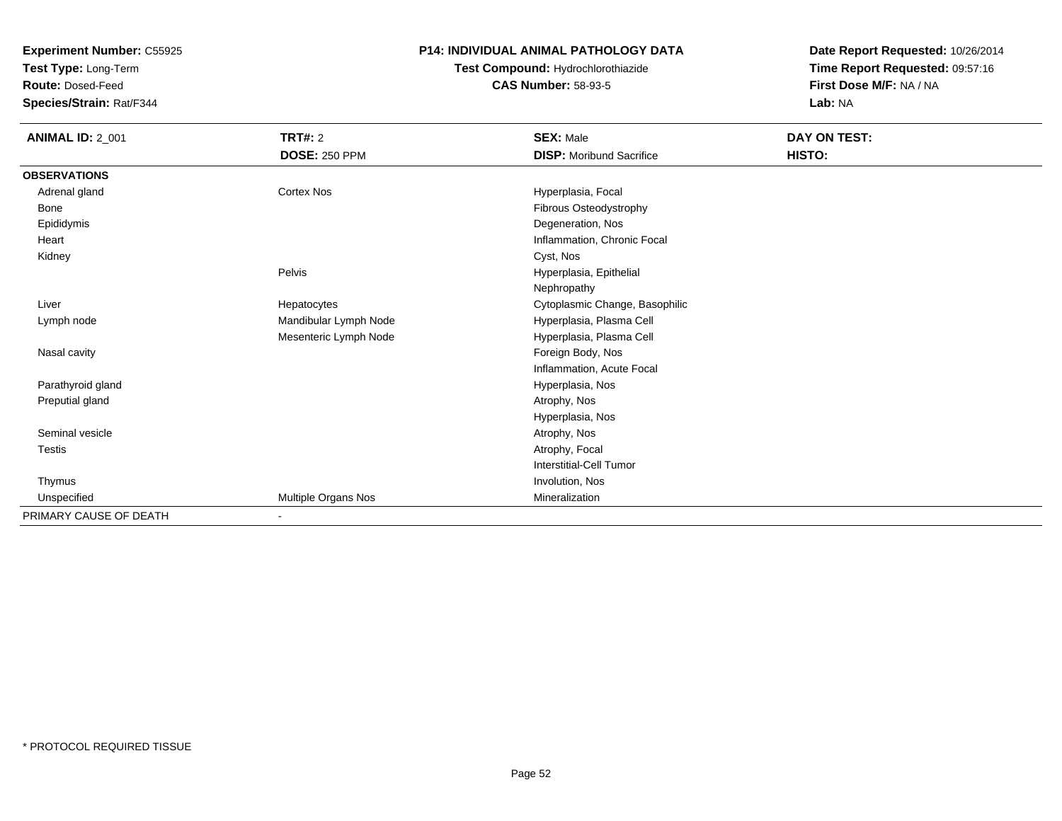**Experiment Number:** C55925
**Test Type:** Long-Term
**Route:** Dosed-Feed
**Species/Strain:** Rat/F344

**P14: INDIVIDUAL ANIMAL PATHOLOGY DATA**
**Test Compound:** Hydrochlorothiazide
**CAS Number:** 58-93-5

**Date Report Requested:** 10/26/2014
**Time Report Requested:** 09:57:16
**First Dose M/F:** NA / NA
**Lab:** NA

| **ANIMAL ID:** 2_001 | **TRT#:** 2 | **SEX:** Male | **DAY ON TEST:** |
|---|---|---|---|
| | **DOSE:** 250 PPM | **DISP:** Moribund Sacrifice | **HISTO:** |
| **OBSERVATIONS** | | | |
| Adrenal gland | Cortex Nos | Hyperplasia, Focal | |
| Bone | | Fibrous Osteodystrophy | |
| Epididymis | | Degeneration, Nos | |
| Heart | | Inflammation, Chronic Focal | |
| Kidney | | Cyst, Nos | |
| | Pelvis | Hyperplasia, Epithelial | |
| | | Nephropathy | |
| Liver | Hepatocytes | Cytoplasmic Change, Basophilic | |
| Lymph node | Mandibular Lymph Node | Hyperplasia, Plasma Cell | |
| | Mesenteric Lymph Node | Hyperplasia, Plasma Cell | |
| Nasal cavity | | Foreign Body, Nos | |
| | | Inflammation, Acute Focal | |
| Parathyroid gland | | Hyperplasia, Nos | |
| Preputial gland | | Atrophy, Nos | |
| | | Hyperplasia, Nos | |
| Seminal vesicle | | Atrophy, Nos | |
| Testis | | Atrophy, Focal | |
| | | Interstitial-Cell Tumor | |
| Thymus | | Involution, Nos | |
| Unspecified | Multiple Organs Nos | Mineralization | |
| PRIMARY CAUSE OF DEATH | - | | |

\* PROTOCOL REQUIRED TISSUE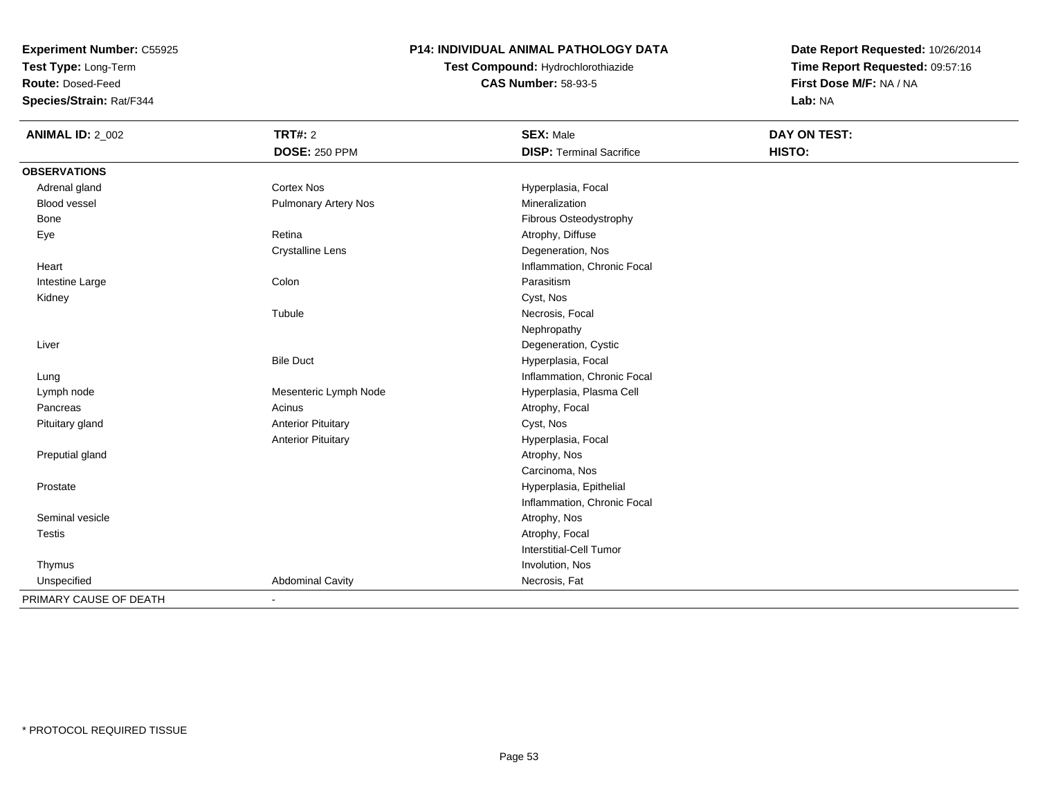**Experiment Number:** C55925
**Test Type:** Long-Term
**Route:** Dosed-Feed
**Species/Strain:** Rat/F344

**P14: INDIVIDUAL ANIMAL PATHOLOGY DATA**
**Test Compound:** Hydrochlorothiazide
**CAS Number:** 58-93-5

**Date Report Requested:** 10/26/2014
**Time Report Requested:** 09:57:16
**First Dose M/F:** NA / NA
**Lab:** NA

| **ANIMAL ID:** 2_002 | **TRT#:** 2 | **SEX:** Male | **DAY ON TEST:** |
|---|---|---|---|
| | **DOSE:** 250 PPM | **DISP:** Terminal Sacrifice | **HISTO:** |
| **OBSERVATIONS** | | | |
| Adrenal gland | Cortex Nos | Hyperplasia, Focal | |
| Blood vessel | Pulmonary Artery Nos | Mineralization | |
| Bone | | Fibrous Osteodystrophy | |
| Eye | Retina | Atrophy, Diffuse | |
| | Crystalline Lens | Degeneration, Nos | |
| Heart | | Inflammation, Chronic Focal | |
| Intestine Large | Colon | Parasitism | |
| Kidney | | Cyst, Nos | |
| | Tubule | Necrosis, Focal | |
| | | Nephropathy | |
| Liver | | Degeneration, Cystic | |
| | Bile Duct | Hyperplasia, Focal | |
| Lung | | Inflammation, Chronic Focal | |
| Lymph node | Mesenteric Lymph Node | Hyperplasia, Plasma Cell | |
| Pancreas | Acinus | Atrophy, Focal | |
| Pituitary gland | Anterior Pituitary | Cyst, Nos | |
| | Anterior Pituitary | Hyperplasia, Focal | |
| Preputial gland | | Atrophy, Nos | |
| | | Carcinoma, Nos | |
| Prostate | | Hyperplasia, Epithelial | |
| | | Inflammation, Chronic Focal | |
| Seminal vesicle | | Atrophy, Nos | |
| Testis | | Atrophy, Focal | |
| | | Interstitial-Cell Tumor | |
| Thymus | | Involution, Nos | |
| Unspecified | Abdominal Cavity | Necrosis, Fat | |
| PRIMARY CAUSE OF DEATH | - | | |

* PROTOCOL REQUIRED TISSUE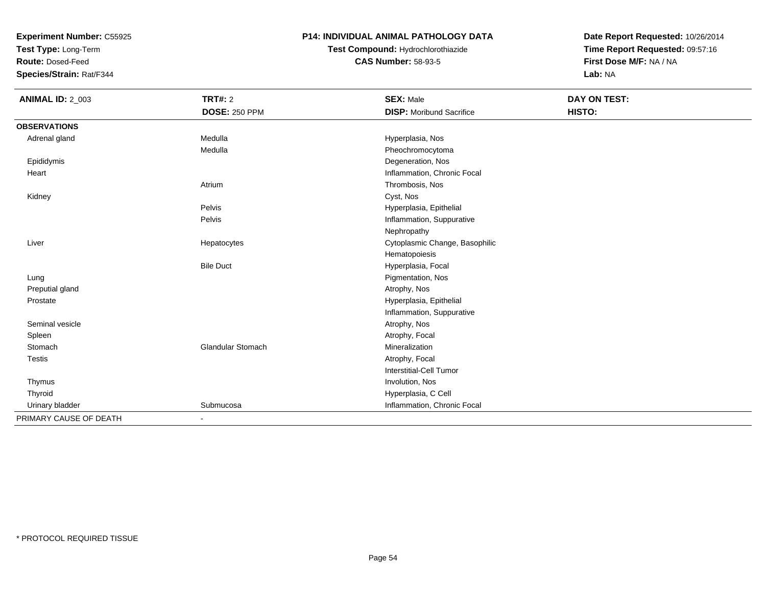**Experiment Number:** C55925
**Test Type:** Long-Term
**Route:** Dosed-Feed
**Species/Strain:** Rat/F344

**P14: INDIVIDUAL ANIMAL PATHOLOGY DATA**
**Test Compound:** Hydrochlorothiazide
**CAS Number:** 58-93-5

**Date Report Requested:** 10/26/2014
**Time Report Requested:** 09:57:16
**First Dose M/F:** NA / NA
**Lab:** NA

| **ANIMAL ID:** 2_003 | **TRT#:** 2 | **SEX:** Male | **DAY ON TEST:** |
|---|---|---|---|
| | **DOSE:** 250 PPM | **DISP:** Moribund Sacrifice | **HISTO:** |
| **OBSERVATIONS** | | | |
| Adrenal gland | Medulla | Hyperplasia, Nos | |
| | Medulla | Pheochromocytoma | |
| Epididymis | | Degeneration, Nos | |
| Heart | | Inflammation, Chronic Focal | |
| | Atrium | Thrombosis, Nos | |
| Kidney | | Cyst, Nos | |
| | Pelvis | Hyperplasia, Epithelial | |
| | Pelvis | Inflammation, Suppurative | |
| | | Nephropathy | |
| Liver | Hepatocytes | Cytoplasmic Change, Basophilic | |
| | | Hematopoiesis | |
| | Bile Duct | Hyperplasia, Focal | |
| Lung | | Pigmentation, Nos | |
| Preputial gland | | Atrophy, Nos | |
| Prostate | | Hyperplasia, Epithelial | |
| | | Inflammation, Suppurative | |
| Seminal vesicle | | Atrophy, Nos | |
| Spleen | | Atrophy, Focal | |
| Stomach | Glandular Stomach | Mineralization | |
| Testis | | Atrophy, Focal | |
| | | Interstitial-Cell Tumor | |
| Thymus | | Involution, Nos | |
| Thyroid | | Hyperplasia, C Cell | |
| Urinary bladder | Submucosa | Inflammation, Chronic Focal | |
| PRIMARY CAUSE OF DEATH | - | | |

\* PROTOCOL REQUIRED TISSUE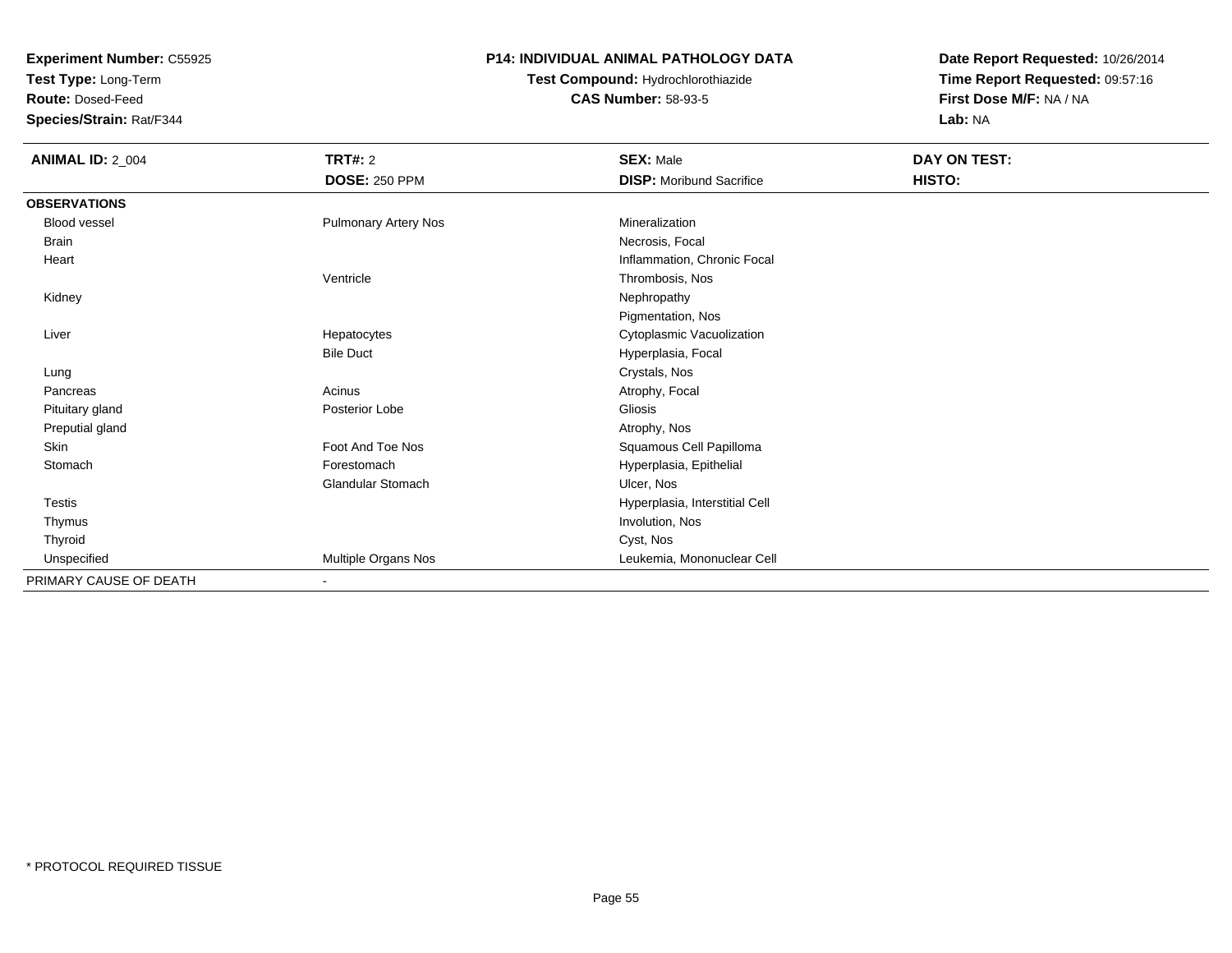**Experiment Number:** C55925
**Test Type:** Long-Term
**Route:** Dosed-Feed
**Species/Strain:** Rat/F344

**P14: INDIVIDUAL ANIMAL PATHOLOGY DATA**
**Test Compound:** Hydrochlorothiazide
**CAS Number:** 58-93-5

**Date Report Requested:** 10/26/2014
**Time Report Requested:** 09:57:16
**First Dose M/F:** NA / NA
**Lab:** NA

| **ANIMAL ID:** 2_004 | **TRT#:** 2 | **SEX:** Male | **DAY ON TEST:** |
|---|---|---|---|
| | **DOSE:** 250 PPM | **DISP:** Moribund Sacrifice | **HISTO:** |
| **OBSERVATIONS** | | | |
| Blood vessel | Pulmonary Artery Nos | Mineralization | |
| Brain | | Necrosis, Focal | |
| Heart | | Inflammation, Chronic Focal | |
| | Ventricle | Thrombosis, Nos | |
| Kidney | | Nephropathy | |
| | | Pigmentation, Nos | |
| Liver | Hepatocytes | Cytoplasmic Vacuolization | |
| | Bile Duct | Hyperplasia, Focal | |
| Lung | | Crystals, Nos | |
| Pancreas | Acinus | Atrophy, Focal | |
| Pituitary gland | Posterior Lobe | Gliosis | |
| Preputial gland | | Atrophy, Nos | |
| Skin | Foot And Toe Nos | Squamous Cell Papilloma | |
| Stomach | Forestomach | Hyperplasia, Epithelial | |
| | Glandular Stomach | Ulcer, Nos | |
| Testis | | Hyperplasia, Interstitial Cell | |
| Thymus | | Involution, Nos | |
| Thyroid | | Cyst, Nos | |
| Unspecified | Multiple Organs Nos | Leukemia, Mononuclear Cell | |
| PRIMARY CAUSE OF DEATH | - | | |

\* PROTOCOL REQUIRED TISSUE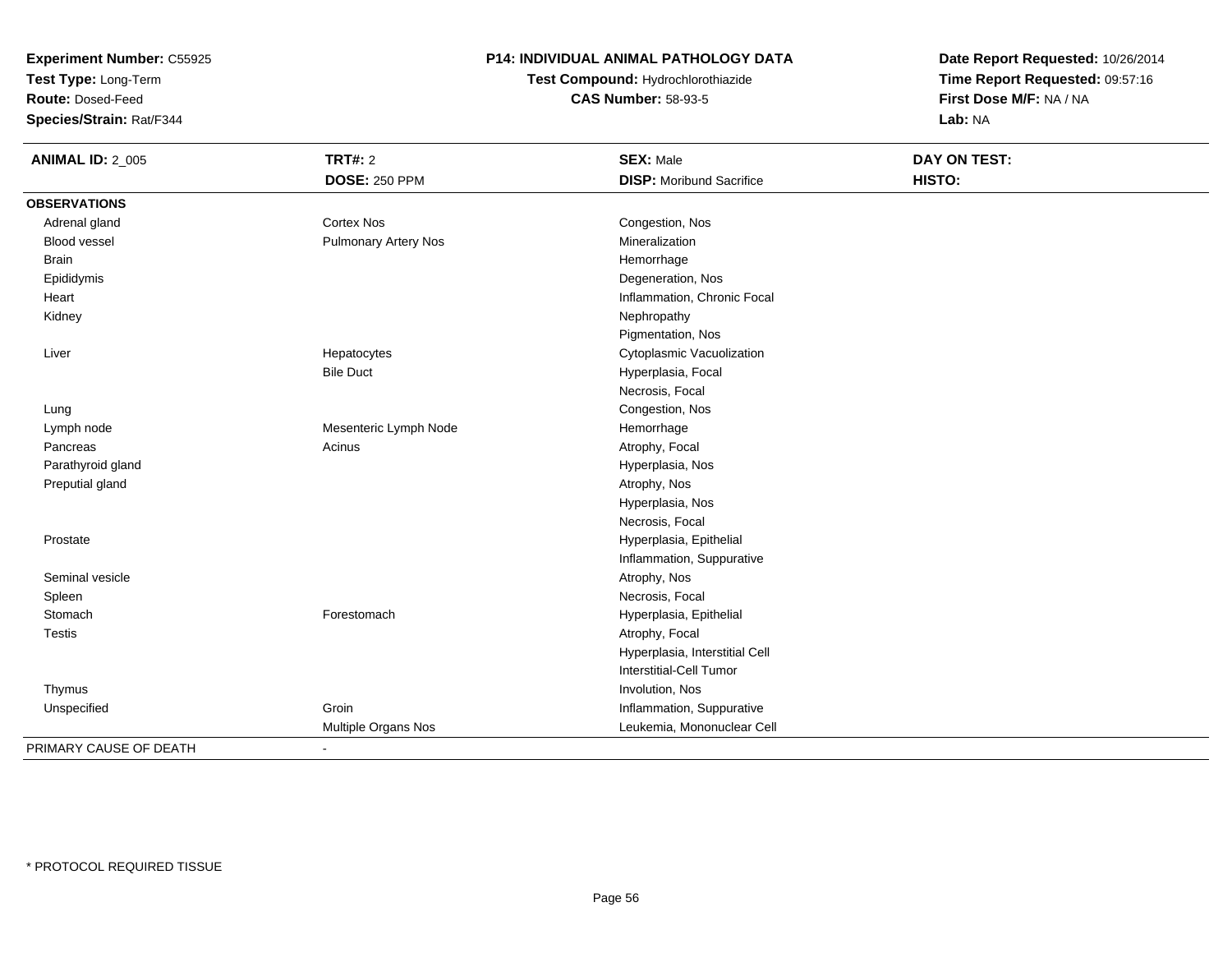**Experiment Number:** C55925
**Test Type:** Long-Term
**Route:** Dosed-Feed
**Species/Strain:** Rat/F344

**P14: INDIVIDUAL ANIMAL PATHOLOGY DATA**
**Test Compound:** Hydrochlorothiazide
**CAS Number:** 58-93-5

**Date Report Requested:** 10/26/2014
**Time Report Requested:** 09:57:16
**First Dose M/F:** NA / NA
**Lab:** NA

| **ANIMAL ID:** 2_005 | **TRT#:** 2 | **SEX:** Male | **DAY ON TEST:** |
|---|---|---|---|
| | **DOSE:** 250 PPM | **DISP:** Moribund Sacrifice | **HISTO:** |
| **OBSERVATIONS** | | | |
| Adrenal gland | Cortex Nos | Congestion, Nos | |
| Blood vessel | Pulmonary Artery Nos | Mineralization | |
| Brain | | Hemorrhage | |
| Epididymis | | Degeneration, Nos | |
| Heart | | Inflammation, Chronic Focal | |
| Kidney | | Nephropathy | |
| | | Pigmentation, Nos | |
| Liver | Hepatocytes | Cytoplasmic Vacuolization | |
| | Bile Duct | Hyperplasia, Focal | |
| | | Necrosis, Focal | |
| Lung | | Congestion, Nos | |
| Lymph node | Mesenteric Lymph Node | Hemorrhage | |
| Pancreas | Acinus | Atrophy, Focal | |
| Parathyroid gland | | Hyperplasia, Nos | |
| Preputial gland | | Atrophy, Nos | |
| | | Hyperplasia, Nos | |
| | | Necrosis, Focal | |
| Prostate | | Hyperplasia, Epithelial | |
| | | Inflammation, Suppurative | |
| Seminal vesicle | | Atrophy, Nos | |
| Spleen | | Necrosis, Focal | |
| Stomach | Forestomach | Hyperplasia, Epithelial | |
| Testis | | Atrophy, Focal | |
| | | Hyperplasia, Interstitial Cell | |
| | | Interstitial-Cell Tumor | |
| Thymus | | Involution, Nos | |
| Unspecified | Groin | Inflammation, Suppurative | |
| | Multiple Organs Nos | Leukemia, Mononuclear Cell | |
| PRIMARY CAUSE OF DEATH | - | | |

* PROTOCOL REQUIRED TISSUE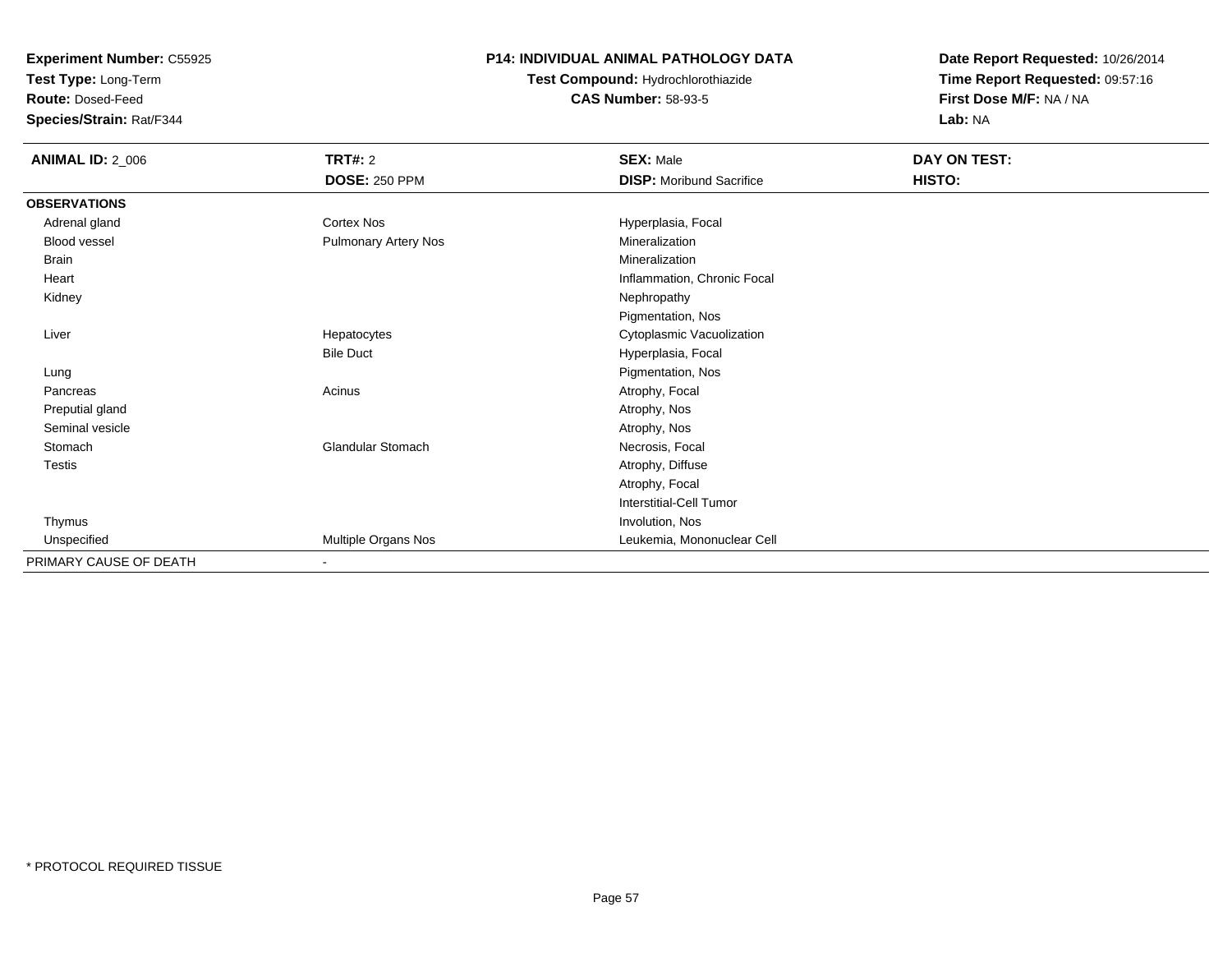**Experiment Number:** C55925
**Test Type:** Long-Term
**Route:** Dosed-Feed
**Species/Strain:** Rat/F344

**P14: INDIVIDUAL ANIMAL PATHOLOGY DATA**
**Test Compound:** Hydrochlorothiazide
**CAS Number:** 58-93-5

**Date Report Requested:** 10/26/2014
**Time Report Requested:** 09:57:16
**First Dose M/F:** NA / NA
**Lab:** NA

| **ANIMAL ID:** 2_006 | **TRT#:** 2 | **SEX:** Male | **DAY ON TEST:** |
|---|---|---|---|
| | **DOSE:** 250 PPM | **DISP:** Moribund Sacrifice | **HISTO:** |
| **OBSERVATIONS** | | | |
| Adrenal gland | Cortex Nos | Hyperplasia, Focal | |
| Blood vessel | Pulmonary Artery Nos | Mineralization | |
| Brain | | Mineralization | |
| Heart | | Inflammation, Chronic Focal | |
| Kidney | | Nephropathy | |
| | | Pigmentation, Nos | |
| Liver | Hepatocytes | Cytoplasmic Vacuolization | |
| | Bile Duct | Hyperplasia, Focal | |
| Lung | | Pigmentation, Nos | |
| Pancreas | Acinus | Atrophy, Focal | |
| Preputial gland | | Atrophy, Nos | |
| Seminal vesicle | | Atrophy, Nos | |
| Stomach | Glandular Stomach | Necrosis, Focal | |
| Testis | | Atrophy, Diffuse | |
| | | Atrophy, Focal | |
| | | Interstitial-Cell Tumor | |
| Thymus | | Involution, Nos | |
| Unspecified | Multiple Organs Nos | Leukemia, Mononuclear Cell | |
| PRIMARY CAUSE OF DEATH | - | | |

* PROTOCOL REQUIRED TISSUE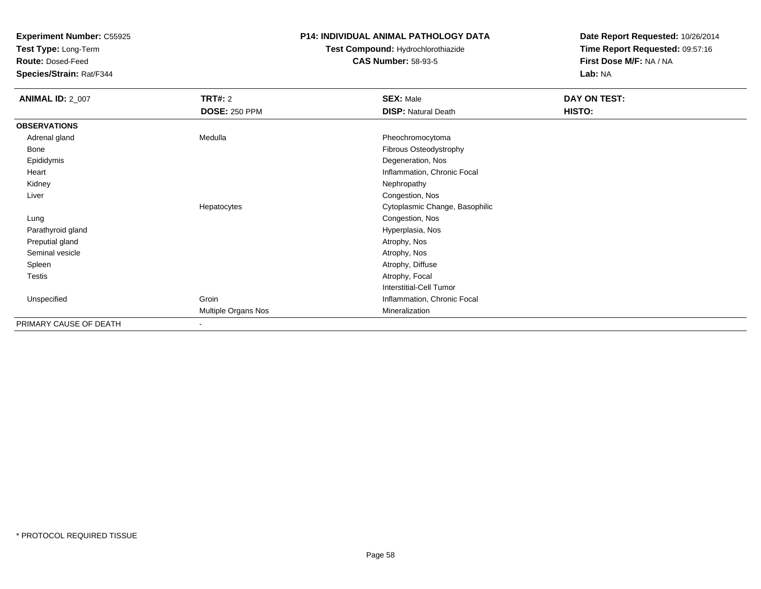**Experiment Number:** C55925
**Test Type:** Long-Term
**Route:** Dosed-Feed
**Species/Strain:** Rat/F344

**P14: INDIVIDUAL ANIMAL PATHOLOGY DATA**
**Test Compound:** Hydrochlorothiazide
**CAS Number:** 58-93-5

**Date Report Requested:** 10/26/2014
**Time Report Requested:** 09:57:16
**First Dose M/F:** NA / NA
**Lab:** NA

| **ANIMAL ID:** 2_007 | **TRT#:** 2 | **SEX:** Male | **DAY ON TEST:** |
|---|---|---|---|
| | **DOSE:** 250 PPM | **DISP:** Natural Death | **HISTO:** |
| **OBSERVATIONS** | | | |
| Adrenal gland | Medulla | Pheochromocytoma | |
| Bone | | Fibrous Osteodystrophy | |
| Epididymis | | Degeneration, Nos | |
| Heart | | Inflammation, Chronic Focal | |
| Kidney | | Nephropathy | |
| Liver | | Congestion, Nos | |
| | Hepatocytes | Cytoplasmic Change, Basophilic | |
| Lung | | Congestion, Nos | |
| Parathyroid gland | | Hyperplasia, Nos | |
| Preputial gland | | Atrophy, Nos | |
| Seminal vesicle | | Atrophy, Nos | |
| Spleen | | Atrophy, Diffuse | |
| Testis | | Atrophy, Focal | |
| | | Interstitial-Cell Tumor | |
| Unspecified | Groin | Inflammation, Chronic Focal | |
| | Multiple Organs Nos | Mineralization | |
| PRIMARY CAUSE OF DEATH | - | | |

* PROTOCOL REQUIRED TISSUE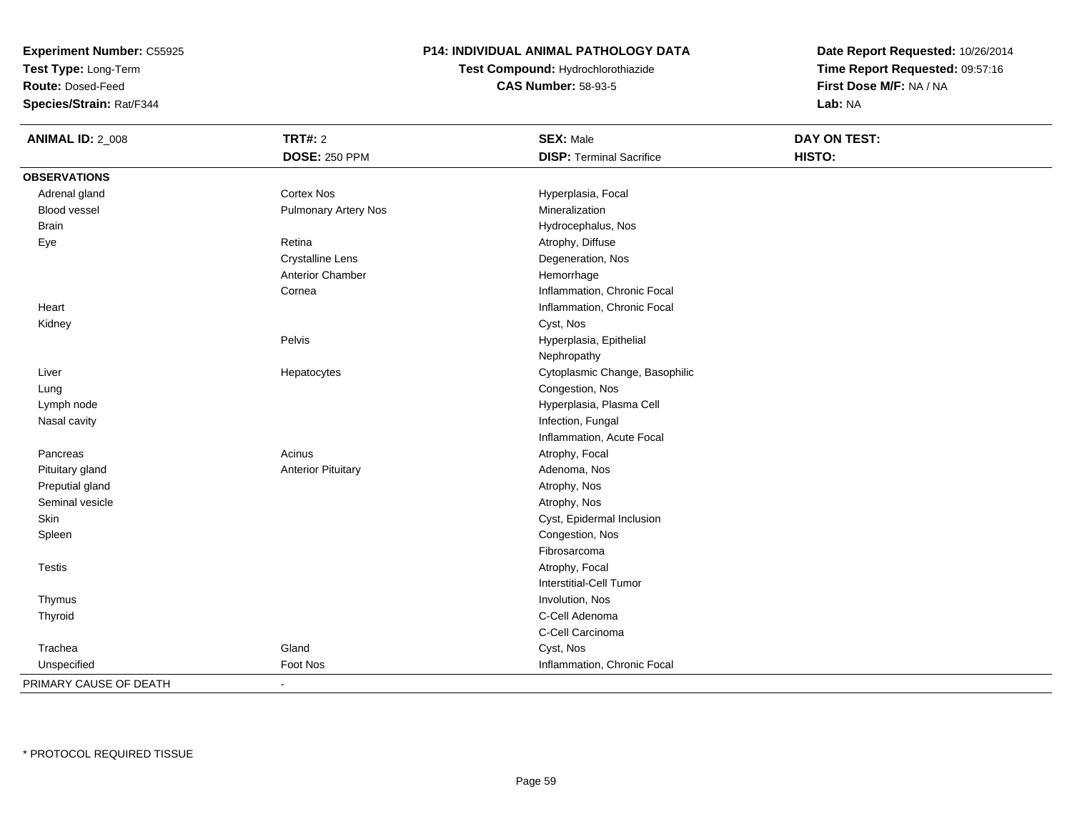**Experiment Number:** C55925
**Test Type:** Long-Term
**Route:** Dosed-Feed
**Species/Strain:** Rat/F344

**P14: INDIVIDUAL ANIMAL PATHOLOGY DATA**
**Test Compound:** Hydrochlorothiazide
**CAS Number:** 58-93-5

**Date Report Requested:** 10/26/2014
**Time Report Requested:** 09:57:16
**First Dose M/F:** NA / NA
**Lab:** NA

| **ANIMAL ID:** 2_008 | **TRT#:** 2 | **SEX:** Male | **DAY ON TEST:** |
|---|---|---|---|
| | **DOSE:** 250 PPM | **DISP:** Terminal Sacrifice | **HISTO:** |
| **OBSERVATIONS** | | | |
| Adrenal gland | Cortex Nos | Hyperplasia, Focal | |
| Blood vessel | Pulmonary Artery Nos | Mineralization | |
| Brain | | Hydrocephalus, Nos | |
| Eye | Retina | Atrophy, Diffuse | |
| | Crystalline Lens | Degeneration, Nos | |
| | Anterior Chamber | Hemorrhage | |
| | Cornea | Inflammation, Chronic Focal | |
| Heart | | Inflammation, Chronic Focal | |
| Kidney | | Cyst, Nos | |
| | Pelvis | Hyperplasia, Epithelial | |
| | | Nephropathy | |
| Liver | Hepatocytes | Cytoplasmic Change, Basophilic | |
| Lung | | Congestion, Nos | |
| Lymph node | | Hyperplasia, Plasma Cell | |
| Nasal cavity | | Infection, Fungal | |
| | | Inflammation, Acute Focal | |
| Pancreas | Acinus | Atrophy, Focal | |
| Pituitary gland | Anterior Pituitary | Adenoma, Nos | |
| Preputial gland | | Atrophy, Nos | |
| Seminal vesicle | | Atrophy, Nos | |
| Skin | | Cyst, Epidermal Inclusion | |
| Spleen | | Congestion, Nos | |
| | | Fibrosarcoma | |
| Testis | | Atrophy, Focal | |
| | | Interstitial-Cell Tumor | |
| Thymus | | Involution, Nos | |
| Thyroid | | C-Cell Adenoma | |
| | | C-Cell Carcinoma | |
| Trachea | Gland | Cyst, Nos | |
| Unspecified | Foot Nos | Inflammation, Chronic Focal | |
| PRIMARY CAUSE OF DEATH | - | | |

\* PROTOCOL REQUIRED TISSUE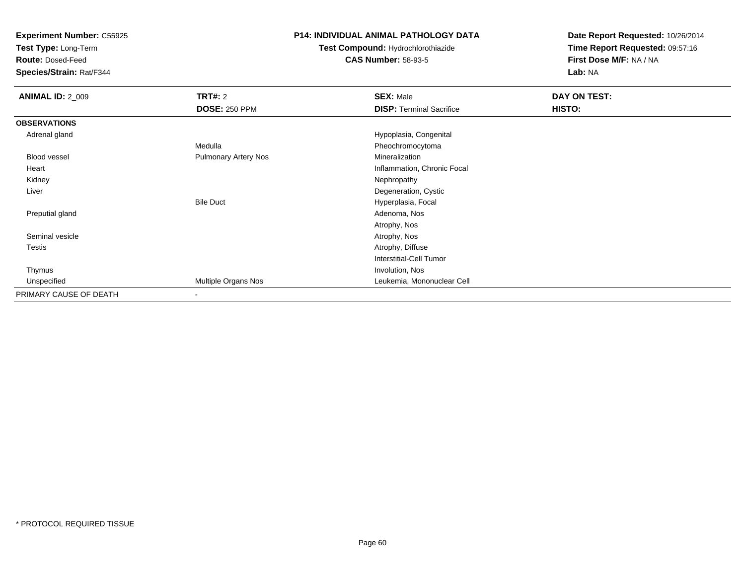**Experiment Number:** C55925
**Test Type:** Long-Term
**Route:** Dosed-Feed
**Species/Strain:** Rat/F344

**P14: INDIVIDUAL ANIMAL PATHOLOGY DATA**
**Test Compound:** Hydrochlorothiazide
**CAS Number:** 58-93-5

**Date Report Requested:** 10/26/2014
**Time Report Requested:** 09:57:16
**First Dose M/F:** NA / NA
**Lab:** NA

| **ANIMAL ID:** 2_009 | **TRT#:** 2 | **SEX:** Male | **DAY ON TEST:** |
|---|---|---|---|
| | **DOSE:** 250 PPM | **DISP:** Terminal Sacrifice | **HISTO:** |
| **OBSERVATIONS** | | | |
| Adrenal gland | | Hypoplasia, Congenital | |
| | Medulla | Pheochromocytoma | |
| Blood vessel | Pulmonary Artery Nos | Mineralization | |
| Heart | | Inflammation, Chronic Focal | |
| Kidney | | Nephropathy | |
| Liver | | Degeneration, Cystic | |
| | Bile Duct | Hyperplasia, Focal | |
| Preputial gland | | Adenoma, Nos | |
| | | Atrophy, Nos | |
| Seminal vesicle | | Atrophy, Nos | |
| Testis | | Atrophy, Diffuse | |
| | | Interstitial-Cell Tumor | |
| Thymus | | Involution, Nos | |
| Unspecified | Multiple Organs Nos | Leukemia, Mononuclear Cell | |
| PRIMARY CAUSE OF DEATH | - | | |

* PROTOCOL REQUIRED TISSUE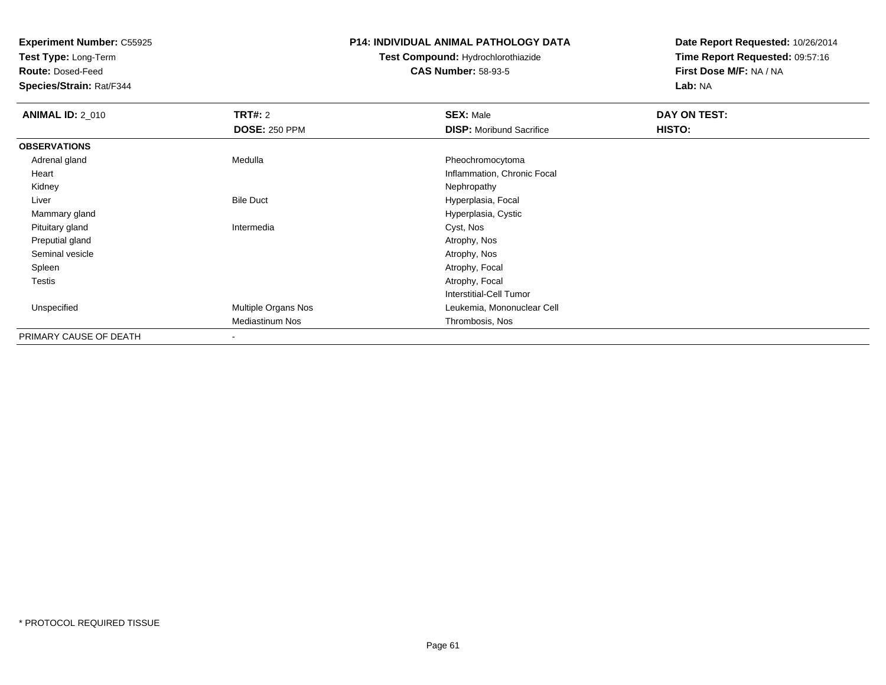**Experiment Number:** C55925
**Test Type:** Long-Term
**Route:** Dosed-Feed
**Species/Strain:** Rat/F344

**P14: INDIVIDUAL ANIMAL PATHOLOGY DATA**
**Test Compound:** Hydrochlorothiazide
**CAS Number:** 58-93-5

**Date Report Requested:** 10/26/2014
**Time Report Requested:** 09:57:16
**First Dose M/F:** NA / NA
**Lab:** NA

| **ANIMAL ID:** 2_010 | **TRT#:** 2 | **SEX:** Male | **DAY ON TEST:** |
|---|---|---|---|
| | **DOSE:** 250 PPM | **DISP:** Moribund Sacrifice | **HISTO:** |
| **OBSERVATIONS** | | | |
| Adrenal gland | Medulla | Pheochromocytoma | |
| Heart | | Inflammation, Chronic Focal | |
| Kidney | | Nephropathy | |
| Liver | Bile Duct | Hyperplasia, Focal | |
| Mammary gland | | Hyperplasia, Cystic | |
| Pituitary gland | Intermedia | Cyst, Nos | |
| Preputial gland | | Atrophy, Nos | |
| Seminal vesicle | | Atrophy, Nos | |
| Spleen | | Atrophy, Focal | |
| Testis | | Atrophy, Focal | |
| | | Interstitial-Cell Tumor | |
| Unspecified | Multiple Organs Nos | Leukemia, Mononuclear Cell | |
| | Mediastinum Nos | Thrombosis, Nos | |
| PRIMARY CAUSE OF DEATH | - | | |

* PROTOCOL REQUIRED TISSUE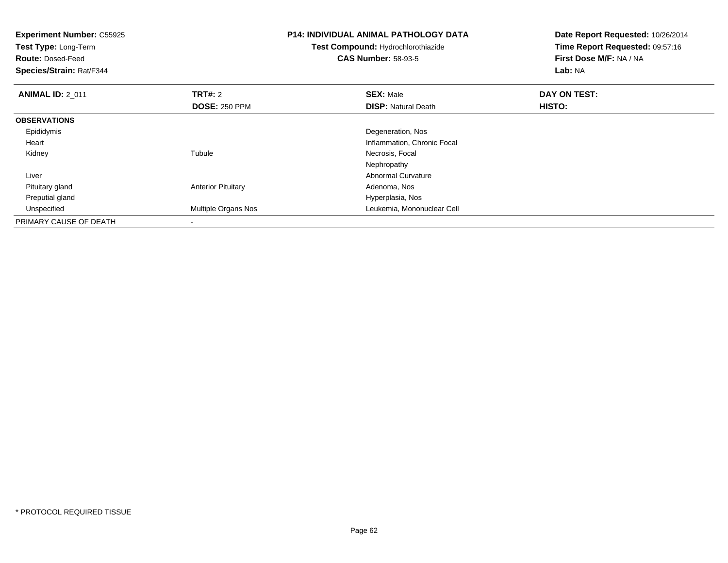**Experiment Number:** C55925
**Test Type:** Long-Term
**Route:** Dosed-Feed
**Species/Strain:** Rat/F344

**P14: INDIVIDUAL ANIMAL PATHOLOGY DATA**
**Test Compound:** Hydrochlorothiazide
**CAS Number:** 58-93-5

**Date Report Requested:** 10/26/2014
**Time Report Requested:** 09:57:16
**First Dose M/F:** NA / NA
**Lab:** NA

| **ANIMAL ID:** 2_011 | **TRT#:** 2 | **SEX:** Male | **DAY ON TEST:** |
|---|---|---|---|
| | **DOSE:** 250 PPM | **DISP:** Natural Death | **HISTO:** |
| **OBSERVATIONS** | | | |
| Epididymis | | Degeneration, Nos | |
| Heart | | Inflammation, Chronic Focal | |
| Kidney | Tubule | Necrosis, Focal | |
| | | Nephropathy | |
| Liver | | Abnormal Curvature | |
| Pituitary gland | Anterior Pituitary | Adenoma, Nos | |
| Preputial gland | | Hyperplasia, Nos | |
| Unspecified | Multiple Organs Nos | Leukemia, Mononuclear Cell | |
| PRIMARY CAUSE OF DEATH | - | | |

\* PROTOCOL REQUIRED TISSUE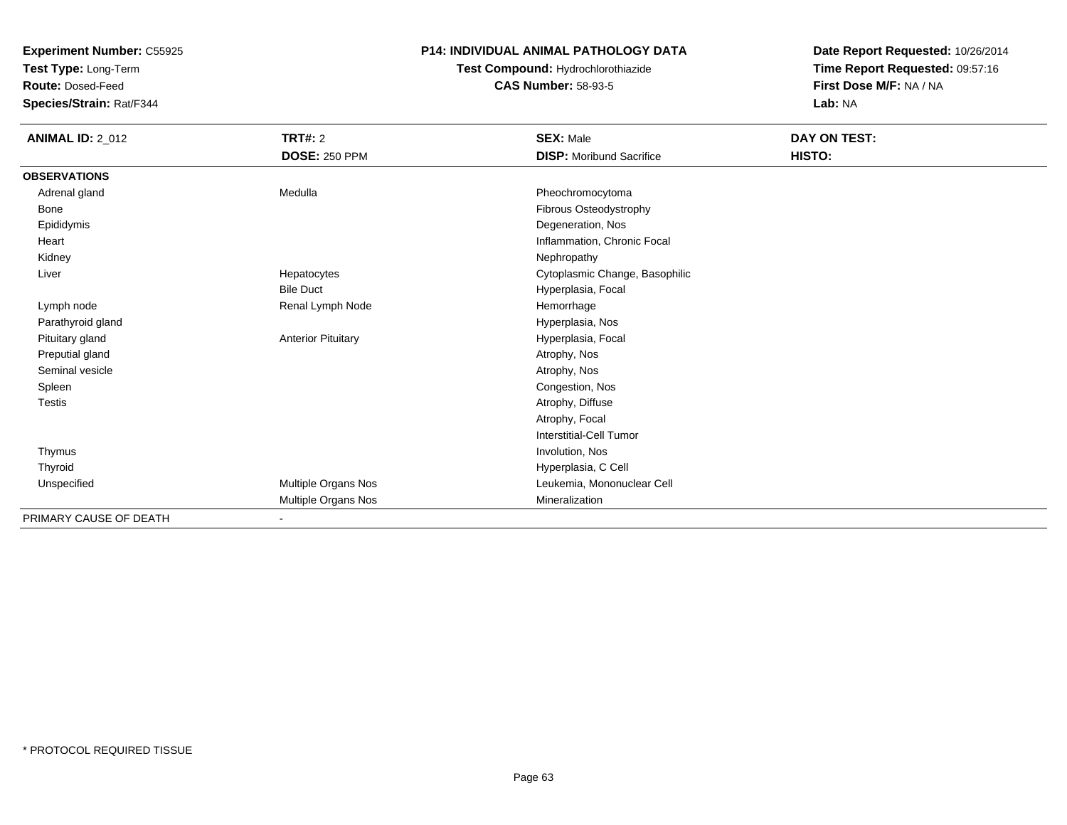**Experiment Number:** C55925
**Test Type:** Long-Term
**Route:** Dosed-Feed
**Species/Strain:** Rat/F344

**P14: INDIVIDUAL ANIMAL PATHOLOGY DATA**
**Test Compound:** Hydrochlorothiazide
**CAS Number:** 58-93-5

**Date Report Requested:** 10/26/2014
**Time Report Requested:** 09:57:16
**First Dose M/F:** NA / NA
**Lab:** NA

| **ANIMAL ID:** 2_012 | **TRT#:** 2 | **SEX:** Male | **DAY ON TEST:** |
|---|---|---|---|
| | **DOSE:** 250 PPM | **DISP:** Moribund Sacrifice | **HISTO:** |
| **OBSERVATIONS** | | | |
| Adrenal gland | Medulla | Pheochromocytoma | |
| Bone | | Fibrous Osteodystrophy | |
| Epididymis | | Degeneration, Nos | |
| Heart | | Inflammation, Chronic Focal | |
| Kidney | | Nephropathy | |
| Liver | Hepatocytes | Cytoplasmic Change, Basophilic | |
| | Bile Duct | Hyperplasia, Focal | |
| Lymph node | Renal Lymph Node | Hemorrhage | |
| Parathyroid gland | | Hyperplasia, Nos | |
| Pituitary gland | Anterior Pituitary | Hyperplasia, Focal | |
| Preputial gland | | Atrophy, Nos | |
| Seminal vesicle | | Atrophy, Nos | |
| Spleen | | Congestion, Nos | |
| Testis | | Atrophy, Diffuse | |
| | | Atrophy, Focal | |
| | | Interstitial-Cell Tumor | |
| Thymus | | Involution, Nos | |
| Thyroid | | Hyperplasia, C Cell | |
| Unspecified | Multiple Organs Nos | Leukemia, Mononuclear Cell | |
| | Multiple Organs Nos | Mineralization | |
| PRIMARY CAUSE OF DEATH | - | | |

* PROTOCOL REQUIRED TISSUE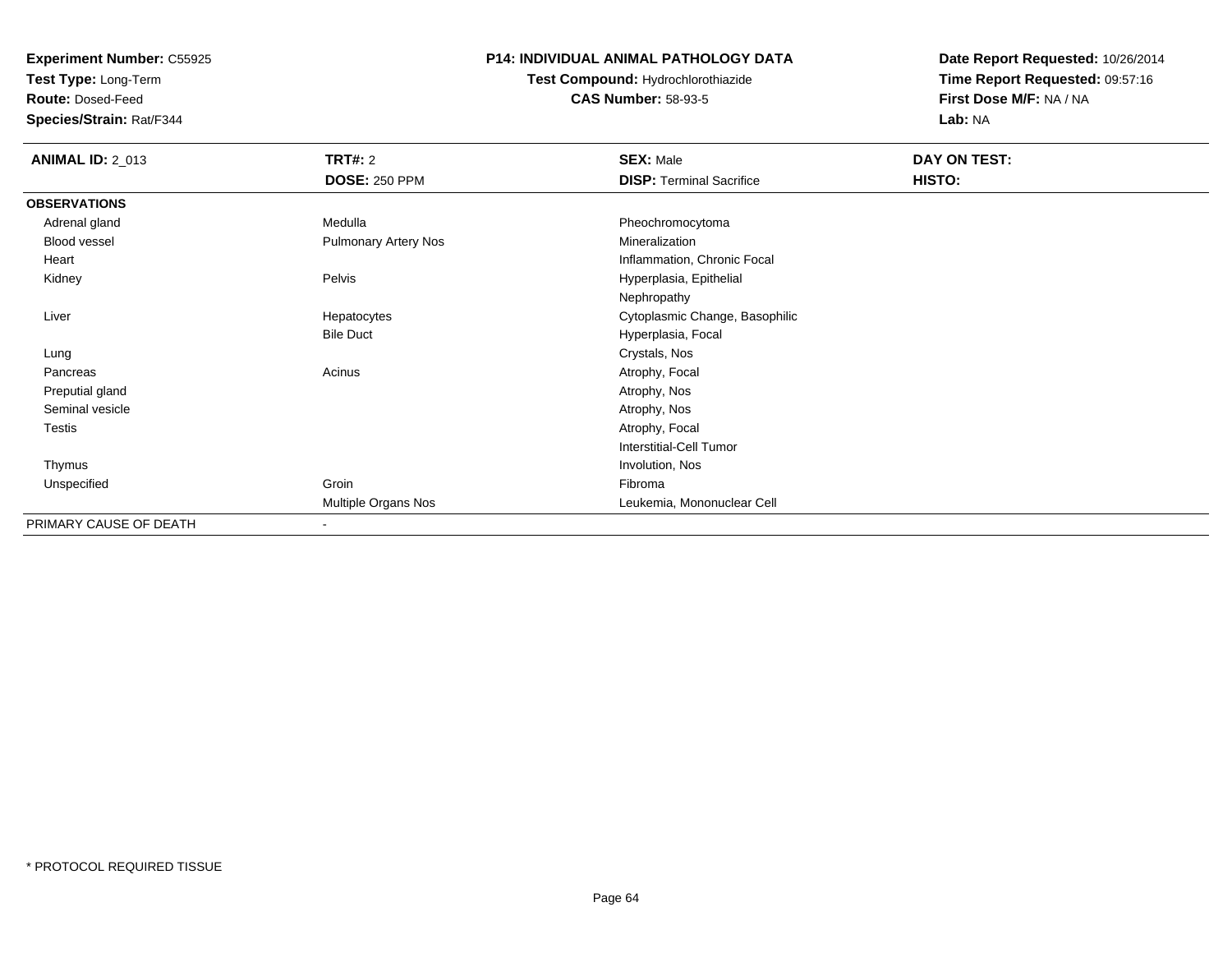**Experiment Number:** C55925
**Test Type:** Long-Term
**Route:** Dosed-Feed
**Species/Strain:** Rat/F344

**P14: INDIVIDUAL ANIMAL PATHOLOGY DATA**
**Test Compound:** Hydrochlorothiazide
**CAS Number:** 58-93-5

**Date Report Requested:** 10/26/2014
**Time Report Requested:** 09:57:16
**First Dose M/F:** NA / NA
**Lab:** NA

| **ANIMAL ID:** 2_013 | **TRT#:** 2 | **SEX:** Male | **DAY ON TEST:** |
|---|---|---|---|
| | **DOSE:** 250 PPM | **DISP:** Terminal Sacrifice | **HISTO:** |
| **OBSERVATIONS** | | | |
| Adrenal gland | Medulla | Pheochromocytoma | |
| Blood vessel | Pulmonary Artery Nos | Mineralization | |
| Heart | | Inflammation, Chronic Focal | |
| Kidney | Pelvis | Hyperplasia, Epithelial | |
| | | Nephropathy | |
| Liver | Hepatocytes | Cytoplasmic Change, Basophilic | |
| | Bile Duct | Hyperplasia, Focal | |
| Lung | | Crystals, Nos | |
| Pancreas | Acinus | Atrophy, Focal | |
| Preputial gland | | Atrophy, Nos | |
| Seminal vesicle | | Atrophy, Nos | |
| Testis | | Atrophy, Focal | |
| | | Interstitial-Cell Tumor | |
| Thymus | | Involution, Nos | |
| Unspecified | Groin | Fibroma | |
| | Multiple Organs Nos | Leukemia, Mononuclear Cell | |
| PRIMARY CAUSE OF DEATH | - | | |

\* PROTOCOL REQUIRED TISSUE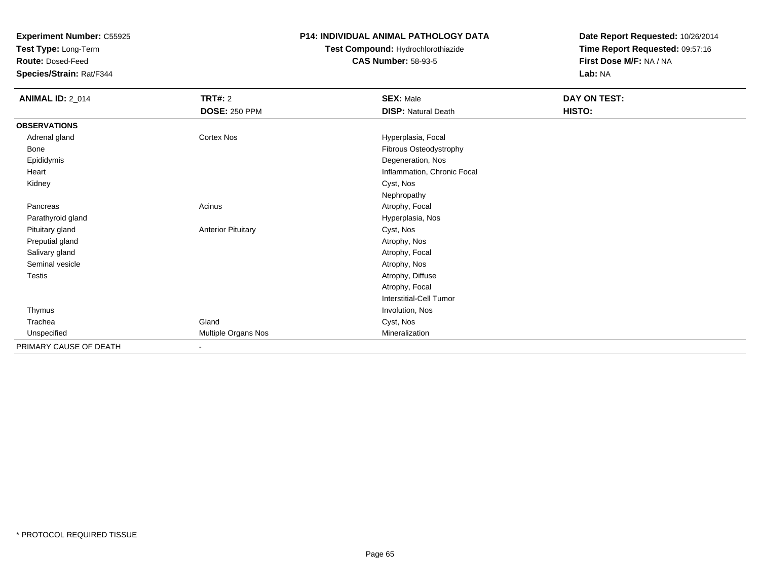**Experiment Number:** C55925
**Test Type:** Long-Term
**Route:** Dosed-Feed
**Species/Strain:** Rat/F344

**P14: INDIVIDUAL ANIMAL PATHOLOGY DATA**
**Test Compound:** Hydrochlorothiazide
**CAS Number:** 58-93-5

**Date Report Requested:** 10/26/2014
**Time Report Requested:** 09:57:16
**First Dose M/F:** NA / NA
**Lab:** NA

| **ANIMAL ID:** 2_014 | **TRT#:** 2 | **SEX:** Male | **DAY ON TEST:** |
|---|---|---|---|
| | **DOSE:** 250 PPM | **DISP:** Natural Death | **HISTO:** |
| **OBSERVATIONS** | | | |
| Adrenal gland | Cortex Nos | Hyperplasia, Focal | |
| Bone | | Fibrous Osteodystrophy | |
| Epididymis | | Degeneration, Nos | |
| Heart | | Inflammation, Chronic Focal | |
| Kidney | | Cyst, Nos | |
| | | Nephropathy | |
| Pancreas | Acinus | Atrophy, Focal | |
| Parathyroid gland | | Hyperplasia, Nos | |
| Pituitary gland | Anterior Pituitary | Cyst, Nos | |
| Preputial gland | | Atrophy, Nos | |
| Salivary gland | | Atrophy, Focal | |
| Seminal vesicle | | Atrophy, Nos | |
| Testis | | Atrophy, Diffuse | |
| | | Atrophy, Focal | |
| | | Interstitial-Cell Tumor | |
| Thymus | | Involution, Nos | |
| Trachea | Gland | Cyst, Nos | |
| Unspecified | Multiple Organs Nos | Mineralization | |
| PRIMARY CAUSE OF DEATH | - | | |

* PROTOCOL REQUIRED TISSUE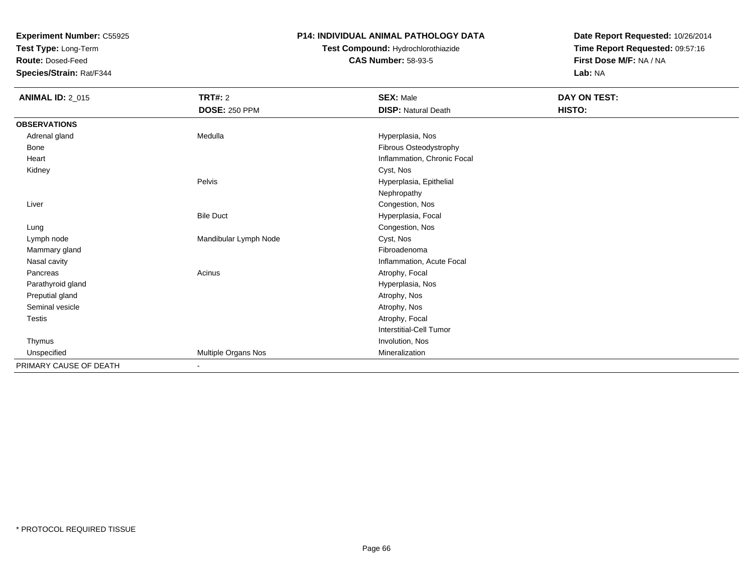**Experiment Number:** C55925
**Test Type:** Long-Term
**Route:** Dosed-Feed
**Species/Strain:** Rat/F344

**P14: INDIVIDUAL ANIMAL PATHOLOGY DATA**
**Test Compound:** Hydrochlorothiazide
**CAS Number:** 58-93-5

**Date Report Requested:** 10/26/2014
**Time Report Requested:** 09:57:16
**First Dose M/F:** NA / NA
**Lab:** NA

| **ANIMAL ID:** 2_015 | **TRT#:** 2 | **SEX:** Male | **DAY ON TEST:** |
|---|---|---|---|
| | **DOSE:** 250 PPM | **DISP:** Natural Death | **HISTO:** |
| **OBSERVATIONS** | | | |
| Adrenal gland | Medulla | Hyperplasia, Nos | |
| Bone | | Fibrous Osteodystrophy | |
| Heart | | Inflammation, Chronic Focal | |
| Kidney | | Cyst, Nos | |
| | Pelvis | Hyperplasia, Epithelial | |
| | | Nephropathy | |
| Liver | | Congestion, Nos | |
| | Bile Duct | Hyperplasia, Focal | |
| Lung | | Congestion, Nos | |
| Lymph node | Mandibular Lymph Node | Cyst, Nos | |
| Mammary gland | | Fibroadenoma | |
| Nasal cavity | | Inflammation, Acute Focal | |
| Pancreas | Acinus | Atrophy, Focal | |
| Parathyroid gland | | Hyperplasia, Nos | |
| Preputial gland | | Atrophy, Nos | |
| Seminal vesicle | | Atrophy, Nos | |
| Testis | | Atrophy, Focal | |
| | | Interstitial-Cell Tumor | |
| Thymus | | Involution, Nos | |
| Unspecified | Multiple Organs Nos | Mineralization | |
| PRIMARY CAUSE OF DEATH | - | | |

* PROTOCOL REQUIRED TISSUE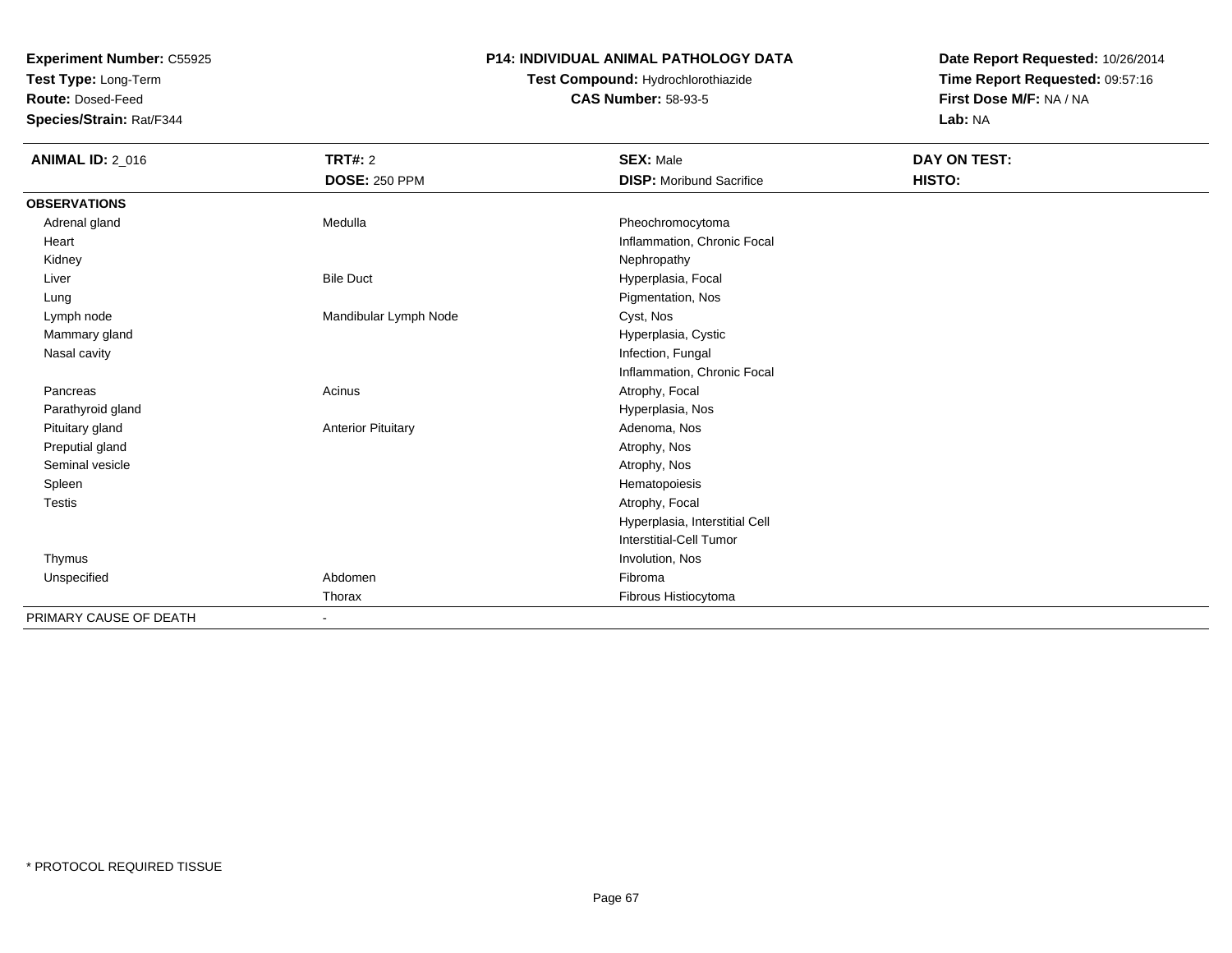**Experiment Number:** C55925
**Test Type:** Long-Term
**Route:** Dosed-Feed
**Species/Strain:** Rat/F344

**P14: INDIVIDUAL ANIMAL PATHOLOGY DATA**
**Test Compound:** Hydrochlorothiazide
**CAS Number:** 58-93-5

**Date Report Requested:** 10/26/2014
**Time Report Requested:** 09:57:16
**First Dose M/F:** NA / NA
**Lab:** NA

| **ANIMAL ID:** 2_016 | **TRT#:** 2 | **SEX:** Male | **DAY ON TEST:** |
|---|---|---|---|
| | **DOSE:** 250 PPM | **DISP:** Moribund Sacrifice | **HISTO:** |
| **OBSERVATIONS** | | | |
| Adrenal gland | Medulla | Pheochromocytoma | |
| Heart | | Inflammation, Chronic Focal | |
| Kidney | | Nephropathy | |
| Liver | Bile Duct | Hyperplasia, Focal | |
| Lung | | Pigmentation, Nos | |
| Lymph node | Mandibular Lymph Node | Cyst, Nos | |
| Mammary gland | | Hyperplasia, Cystic | |
| Nasal cavity | | Infection, Fungal | |
| | | Inflammation, Chronic Focal | |
| Pancreas | Acinus | Atrophy, Focal | |
| Parathyroid gland | | Hyperplasia, Nos | |
| Pituitary gland | Anterior Pituitary | Adenoma, Nos | |
| Preputial gland | | Atrophy, Nos | |
| Seminal vesicle | | Atrophy, Nos | |
| Spleen | | Hematopoiesis | |
| Testis | | Atrophy, Focal | |
| | | Hyperplasia, Interstitial Cell | |
| | | Interstitial-Cell Tumor | |
| Thymus | | Involution, Nos | |
| Unspecified | Abdomen | Fibroma | |
| | Thorax | Fibrous Histiocytoma | |
| PRIMARY CAUSE OF DEATH | - | | |

* PROTOCOL REQUIRED TISSUE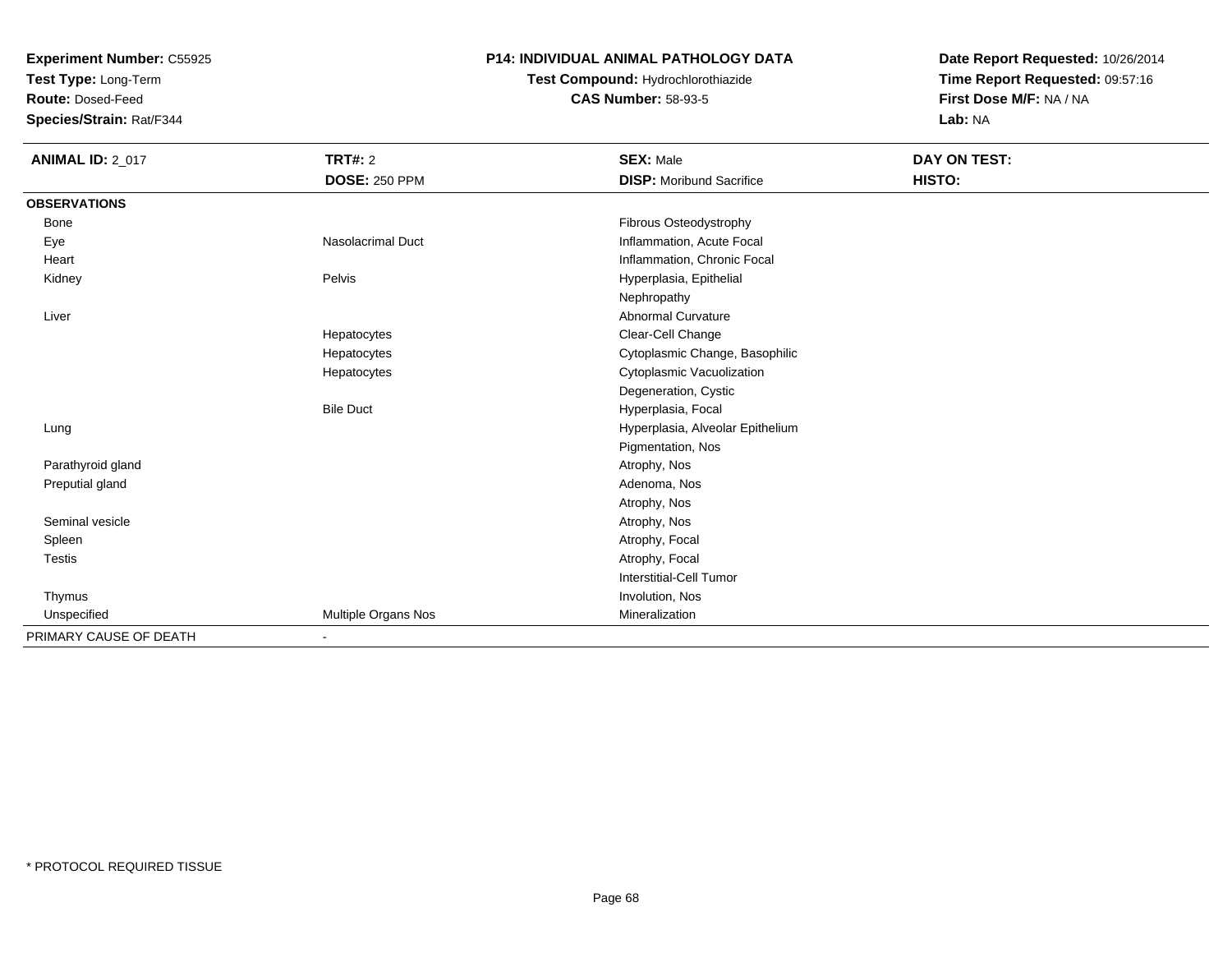**Experiment Number:** C55925
**Test Type:** Long-Term
**Route:** Dosed-Feed
**Species/Strain:** Rat/F344

**P14: INDIVIDUAL ANIMAL PATHOLOGY DATA**
**Test Compound:** Hydrochlorothiazide
**CAS Number:** 58-93-5

**Date Report Requested:** 10/26/2014
**Time Report Requested:** 09:57:16
**First Dose M/F:** NA / NA
**Lab:** NA

| **ANIMAL ID:** 2_017 | **TRT#:** 2 | **SEX:** Male | **DAY ON TEST:** |
|---|---|---|---|
| | **DOSE:** 250 PPM | **DISP:** Moribund Sacrifice | **HISTO:** |
| **OBSERVATIONS** | | | |
| Bone | | Fibrous Osteodystrophy | |
| Eye | Nasolacrimal Duct | Inflammation, Acute Focal | |
| Heart | | Inflammation, Chronic Focal | |
| Kidney | Pelvis | Hyperplasia, Epithelial | |
| | | Nephropathy | |
| Liver | | Abnormal Curvature | |
| | Hepatocytes | Clear-Cell Change | |
| | Hepatocytes | Cytoplasmic Change, Basophilic | |
| | Hepatocytes | Cytoplasmic Vacuolization | |
| | | Degeneration, Cystic | |
| | Bile Duct | Hyperplasia, Focal | |
| Lung | | Hyperplasia, Alveolar Epithelium | |
| | | Pigmentation, Nos | |
| Parathyroid gland | | Atrophy, Nos | |
| Preputial gland | | Adenoma, Nos | |
| | | Atrophy, Nos | |
| Seminal vesicle | | Atrophy, Nos | |
| Spleen | | Atrophy, Focal | |
| Testis | | Atrophy, Focal | |
| | | Interstitial-Cell Tumor | |
| Thymus | | Involution, Nos | |
| Unspecified | Multiple Organs Nos | Mineralization | |
| PRIMARY CAUSE OF DEATH | - | | |

\* PROTOCOL REQUIRED TISSUE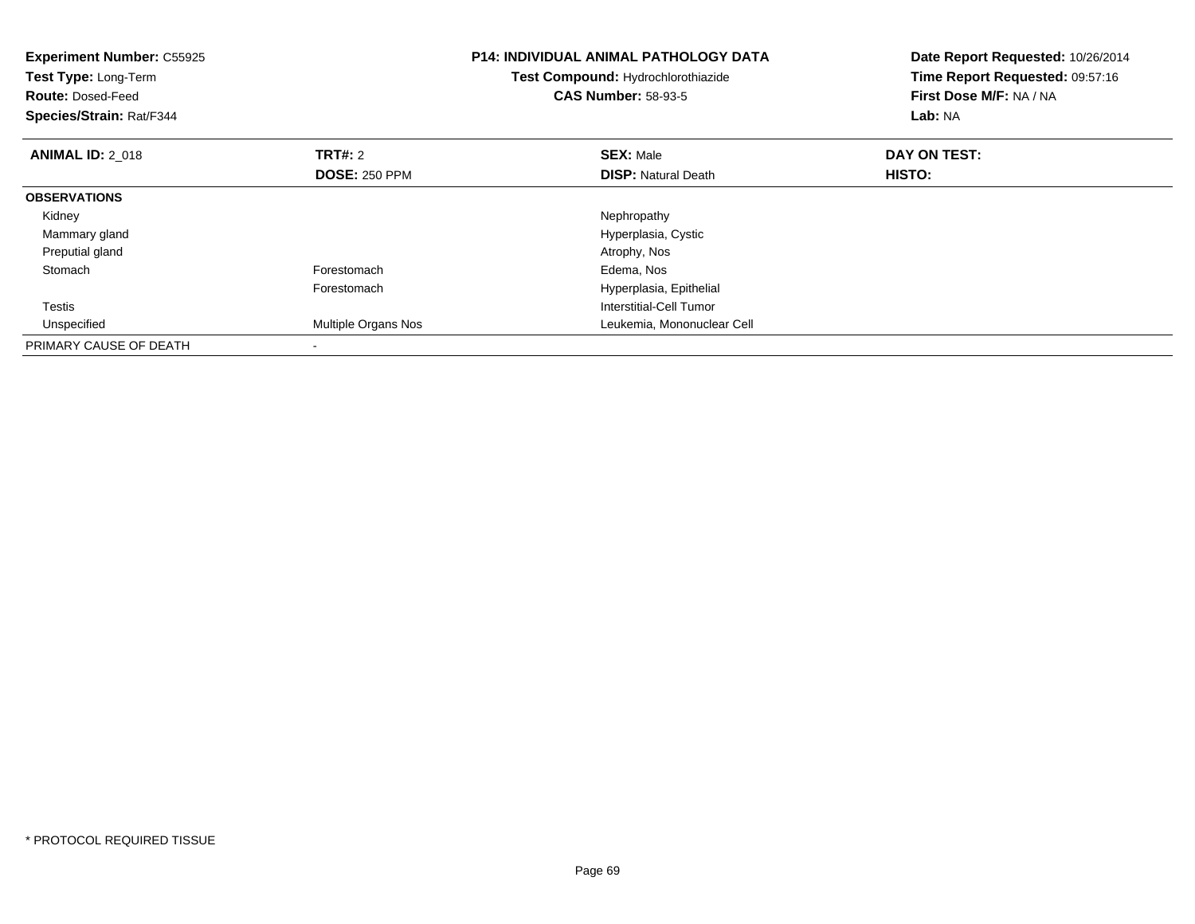**Experiment Number:** C55925
**Test Type:** Long-Term
**Route:** Dosed-Feed
**Species/Strain:** Rat/F344

**P14: INDIVIDUAL ANIMAL PATHOLOGY DATA**
**Test Compound:** Hydrochlorothiazide
**CAS Number:** 58-93-5

**Date Report Requested:** 10/26/2014
**Time Report Requested:** 09:57:16
**First Dose M/F:** NA / NA
**Lab:** NA

| **ANIMAL ID:** 2_018 | **TRT#:** 2 | **SEX:** Male | **DAY ON TEST:** |
|---|---|---|---|
| | **DOSE:** 250 PPM | **DISP:** Natural Death | **HISTO:** |
| **OBSERVATIONS** | | | |
| Kidney | | Nephropathy | |
| Mammary gland | | Hyperplasia, Cystic | |
| Preputial gland | | Atrophy, Nos | |
| Stomach | Forestomach | Edema, Nos | |
| | Forestomach | Hyperplasia, Epithelial | |
| Testis | | Interstitial-Cell Tumor | |
| Unspecified | Multiple Organs Nos | Leukemia, Mononuclear Cell | |
| PRIMARY CAUSE OF DEATH | - | | |

* PROTOCOL REQUIRED TISSUE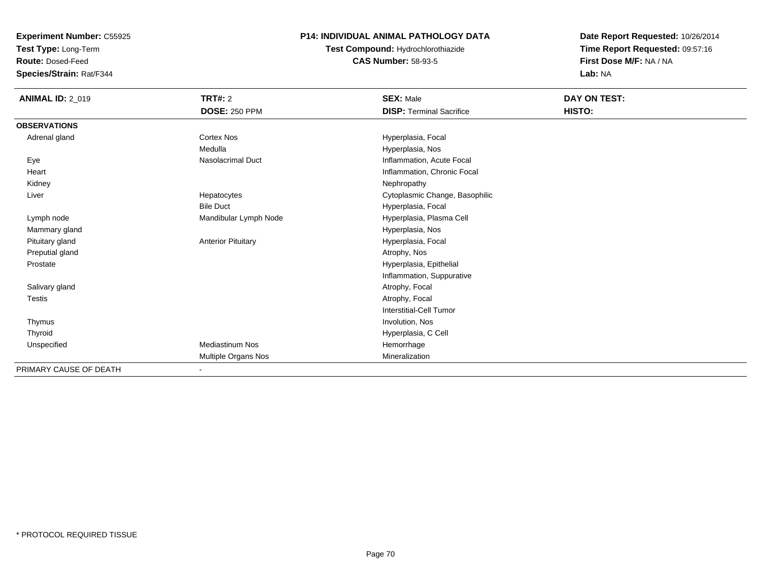**Experiment Number:** C55925
**Test Type:** Long-Term
**Route:** Dosed-Feed
**Species/Strain:** Rat/F344

**P14: INDIVIDUAL ANIMAL PATHOLOGY DATA**
**Test Compound:** Hydrochlorothiazide
**CAS Number:** 58-93-5

**Date Report Requested:** 10/26/2014
**Time Report Requested:** 09:57:16
**First Dose M/F:** NA / NA
**Lab:** NA

| **ANIMAL ID:** 2_019 | **TRT#:** 2 | **SEX:** Male | **DAY ON TEST:** |
|---|---|---|---|
| | **DOSE:** 250 PPM | **DISP:** Terminal Sacrifice | **HISTO:** |
| **OBSERVATIONS** | | | |
| Adrenal gland | Cortex Nos | Hyperplasia, Focal | |
| | Medulla | Hyperplasia, Nos | |
| Eye | Nasolacrimal Duct | Inflammation, Acute Focal | |
| Heart | | Inflammation, Chronic Focal | |
| Kidney | | Nephropathy | |
| Liver | Hepatocytes | Cytoplasmic Change, Basophilic | |
| | Bile Duct | Hyperplasia, Focal | |
| Lymph node | Mandibular Lymph Node | Hyperplasia, Plasma Cell | |
| Mammary gland | | Hyperplasia, Nos | |
| Pituitary gland | Anterior Pituitary | Hyperplasia, Focal | |
| Preputial gland | | Atrophy, Nos | |
| Prostate | | Hyperplasia, Epithelial | |
| | | Inflammation, Suppurative | |
| Salivary gland | | Atrophy, Focal | |
| Testis | | Atrophy, Focal | |
| | | Interstitial-Cell Tumor | |
| Thymus | | Involution, Nos | |
| Thyroid | | Hyperplasia, C Cell | |
| Unspecified | Mediastinum Nos | Hemorrhage | |
| | Multiple Organs Nos | Mineralization | |
| PRIMARY CAUSE OF DEATH | - | | |

* PROTOCOL REQUIRED TISSUE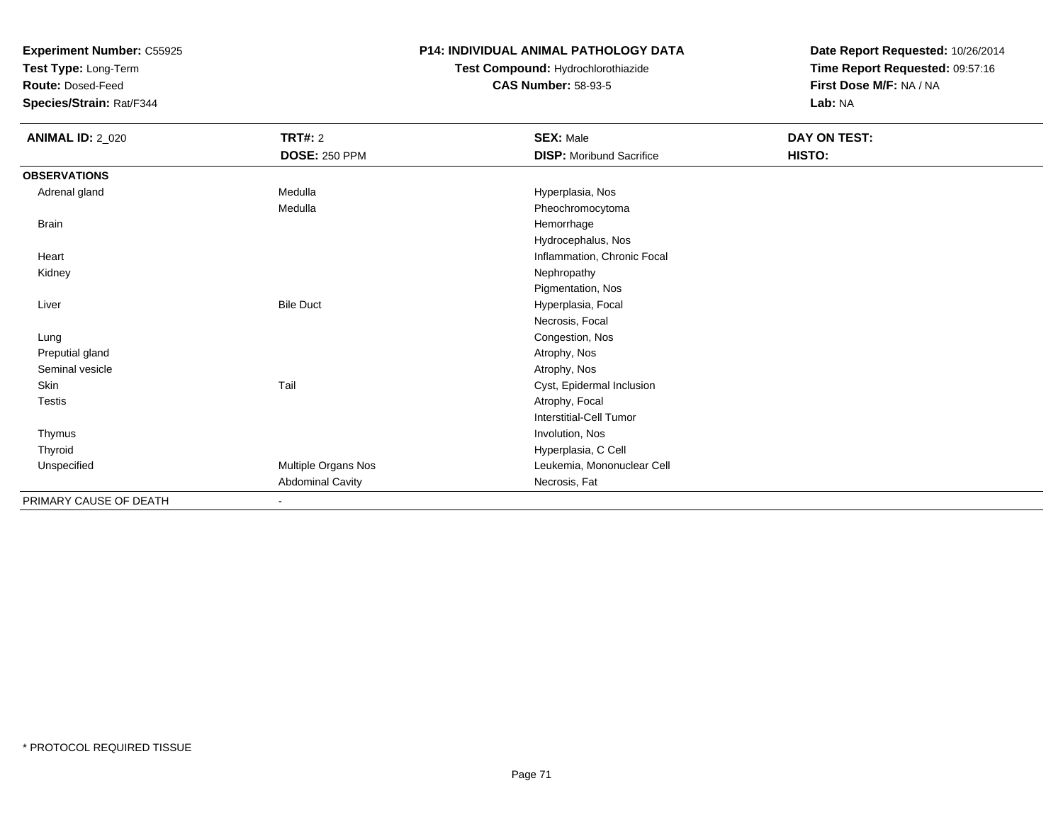**Experiment Number:** C55925
**Test Type:** Long-Term
**Route:** Dosed-Feed
**Species/Strain:** Rat/F344

**P14: INDIVIDUAL ANIMAL PATHOLOGY DATA**
**Test Compound:** Hydrochlorothiazide
**CAS Number:** 58-93-5

**Date Report Requested:** 10/26/2014
**Time Report Requested:** 09:57:16
**First Dose M/F:** NA / NA
**Lab:** NA

| **ANIMAL ID:** 2_020 | **TRT#:** 2 | **SEX:** Male | **DAY ON TEST:** |
|---|---|---|---|
| | **DOSE:** 250 PPM | **DISP:** Moribund Sacrifice | **HISTO:** |
| **OBSERVATIONS** | | | |
| Adrenal gland | Medulla | Hyperplasia, Nos | |
| | Medulla | Pheochromocytoma | |
| Brain | | Hemorrhage | |
| | | Hydrocephalus, Nos | |
| Heart | | Inflammation, Chronic Focal | |
| Kidney | | Nephropathy | |
| | | Pigmentation, Nos | |
| Liver | Bile Duct | Hyperplasia, Focal | |
| | | Necrosis, Focal | |
| Lung | | Congestion, Nos | |
| Preputial gland | | Atrophy, Nos | |
| Seminal vesicle | | Atrophy, Nos | |
| Skin | Tail | Cyst, Epidermal Inclusion | |
| Testis | | Atrophy, Focal | |
| | | Interstitial-Cell Tumor | |
| Thymus | | Involution, Nos | |
| Thyroid | | Hyperplasia, C Cell | |
| Unspecified | Multiple Organs Nos | Leukemia, Mononuclear Cell | |
| | Abdominal Cavity | Necrosis, Fat | |
| PRIMARY CAUSE OF DEATH | - | | |

* PROTOCOL REQUIRED TISSUE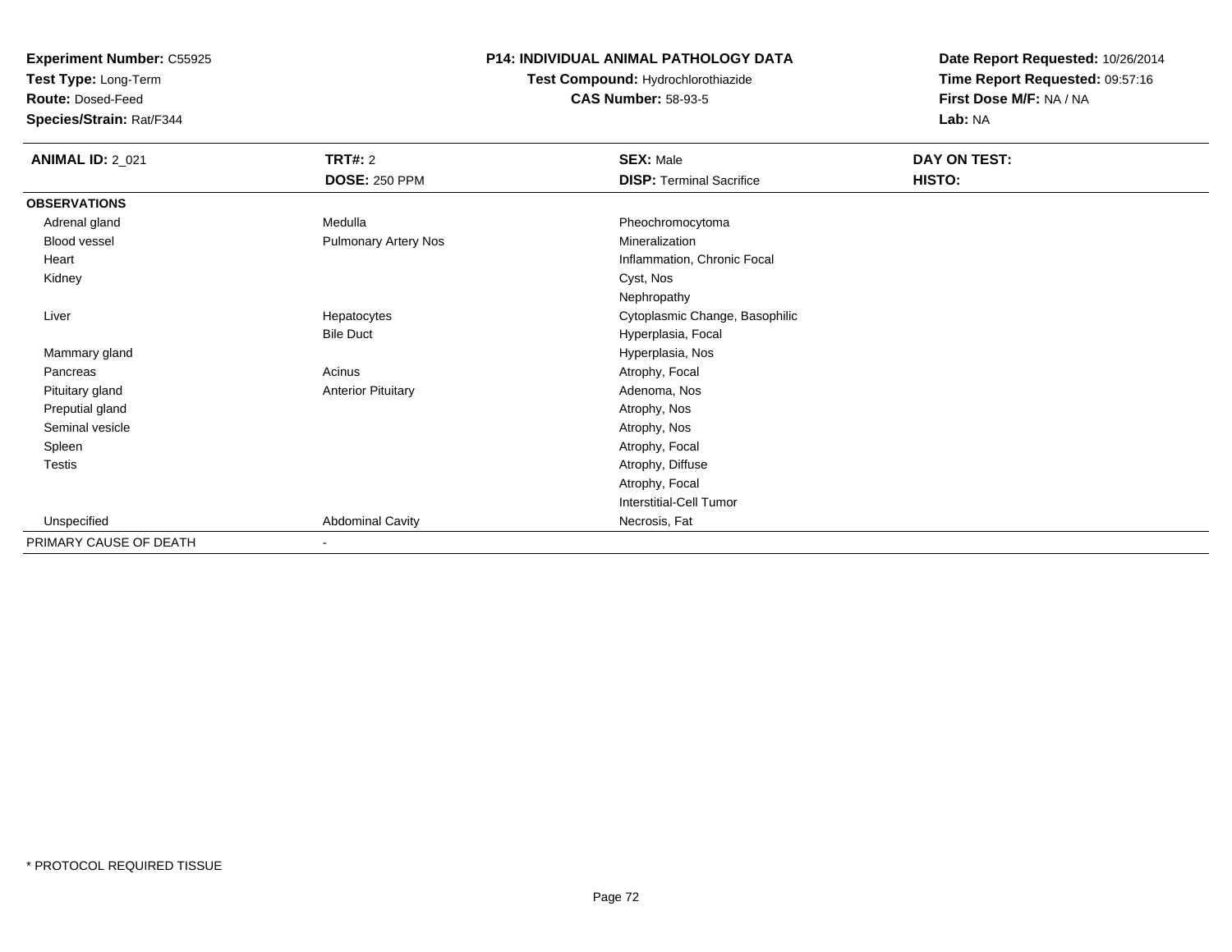**Experiment Number:** C55925
**Test Type:** Long-Term
**Route:** Dosed-Feed
**Species/Strain:** Rat/F344

**P14: INDIVIDUAL ANIMAL PATHOLOGY DATA**
**Test Compound:** Hydrochlorothiazide
**CAS Number:** 58-93-5

**Date Report Requested:** 10/26/2014
**Time Report Requested:** 09:57:16
**First Dose M/F:** NA / NA
**Lab:** NA

| **ANIMAL ID:** 2_021 | **TRT#:** 2 | **SEX:** Male | **DAY ON TEST:** |
|---|---|---|---|
| | **DOSE:** 250 PPM | **DISP:** Terminal Sacrifice | **HISTO:** |
| **OBSERVATIONS** | | | |
| Adrenal gland | Medulla | Pheochromocytoma | |
| Blood vessel | Pulmonary Artery Nos | Mineralization | |
| Heart | | Inflammation, Chronic Focal | |
| Kidney | | Cyst, Nos | |
| | | Nephropathy | |
| Liver | Hepatocytes | Cytoplasmic Change, Basophilic | |
| | Bile Duct | Hyperplasia, Focal | |
| Mammary gland | | Hyperplasia, Nos | |
| Pancreas | Acinus | Atrophy, Focal | |
| Pituitary gland | Anterior Pituitary | Adenoma, Nos | |
| Preputial gland | | Atrophy, Nos | |
| Seminal vesicle | | Atrophy, Nos | |
| Spleen | | Atrophy, Focal | |
| Testis | | Atrophy, Diffuse | |
| | | Atrophy, Focal | |
| | | Interstitial-Cell Tumor | |
| Unspecified | Abdominal Cavity | Necrosis, Fat | |
| PRIMARY CAUSE OF DEATH | - | | |

\* PROTOCOL REQUIRED TISSUE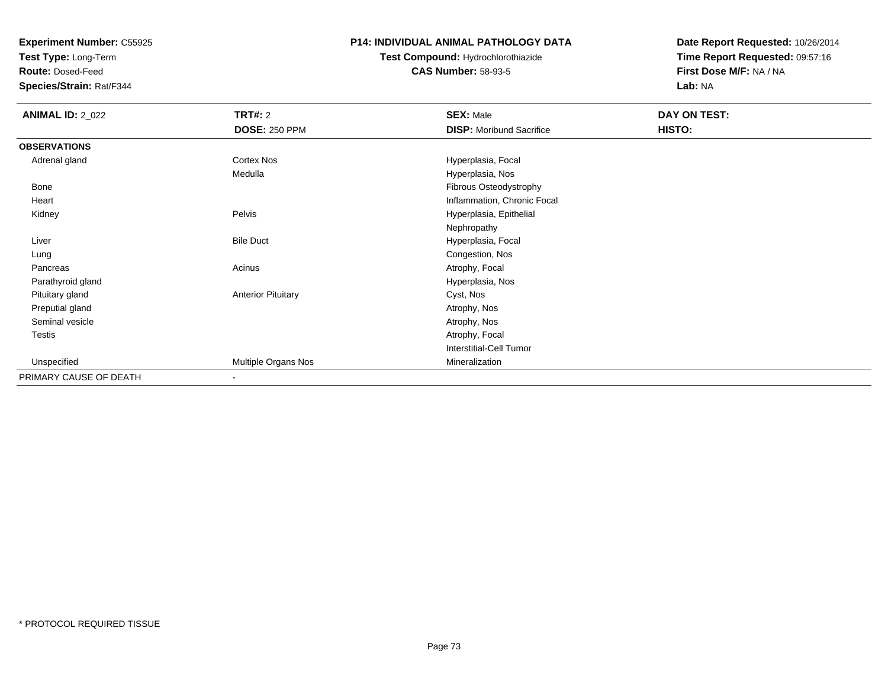**Experiment Number:** C55925
**Test Type:** Long-Term
**Route:** Dosed-Feed
**Species/Strain:** Rat/F344

**P14: INDIVIDUAL ANIMAL PATHOLOGY DATA**
**Test Compound:** Hydrochlorothiazide
**CAS Number:** 58-93-5

**Date Report Requested:** 10/26/2014
**Time Report Requested:** 09:57:16
**First Dose M/F:** NA / NA
**Lab:** NA

| **ANIMAL ID:** 2_022 | **TRT#:** 2 | **SEX:** Male | **DAY ON TEST:** |
|---|---|---|---|
| | **DOSE:** 250 PPM | **DISP:** Moribund Sacrifice | **HISTO:** |
| **OBSERVATIONS** | | | |
| Adrenal gland | Cortex Nos | Hyperplasia, Focal | |
| | Medulla | Hyperplasia, Nos | |
| Bone | | Fibrous Osteodystrophy | |
| Heart | | Inflammation, Chronic Focal | |
| Kidney | Pelvis | Hyperplasia, Epithelial | |
| | | Nephropathy | |
| Liver | Bile Duct | Hyperplasia, Focal | |
| Lung | | Congestion, Nos | |
| Pancreas | Acinus | Atrophy, Focal | |
| Parathyroid gland | | Hyperplasia, Nos | |
| Pituitary gland | Anterior Pituitary | Cyst, Nos | |
| Preputial gland | | Atrophy, Nos | |
| Seminal vesicle | | Atrophy, Nos | |
| Testis | | Atrophy, Focal | |
| | | Interstitial-Cell Tumor | |
| Unspecified | Multiple Organs Nos | Mineralization | |
| PRIMARY CAUSE OF DEATH | - | | |

* PROTOCOL REQUIRED TISSUE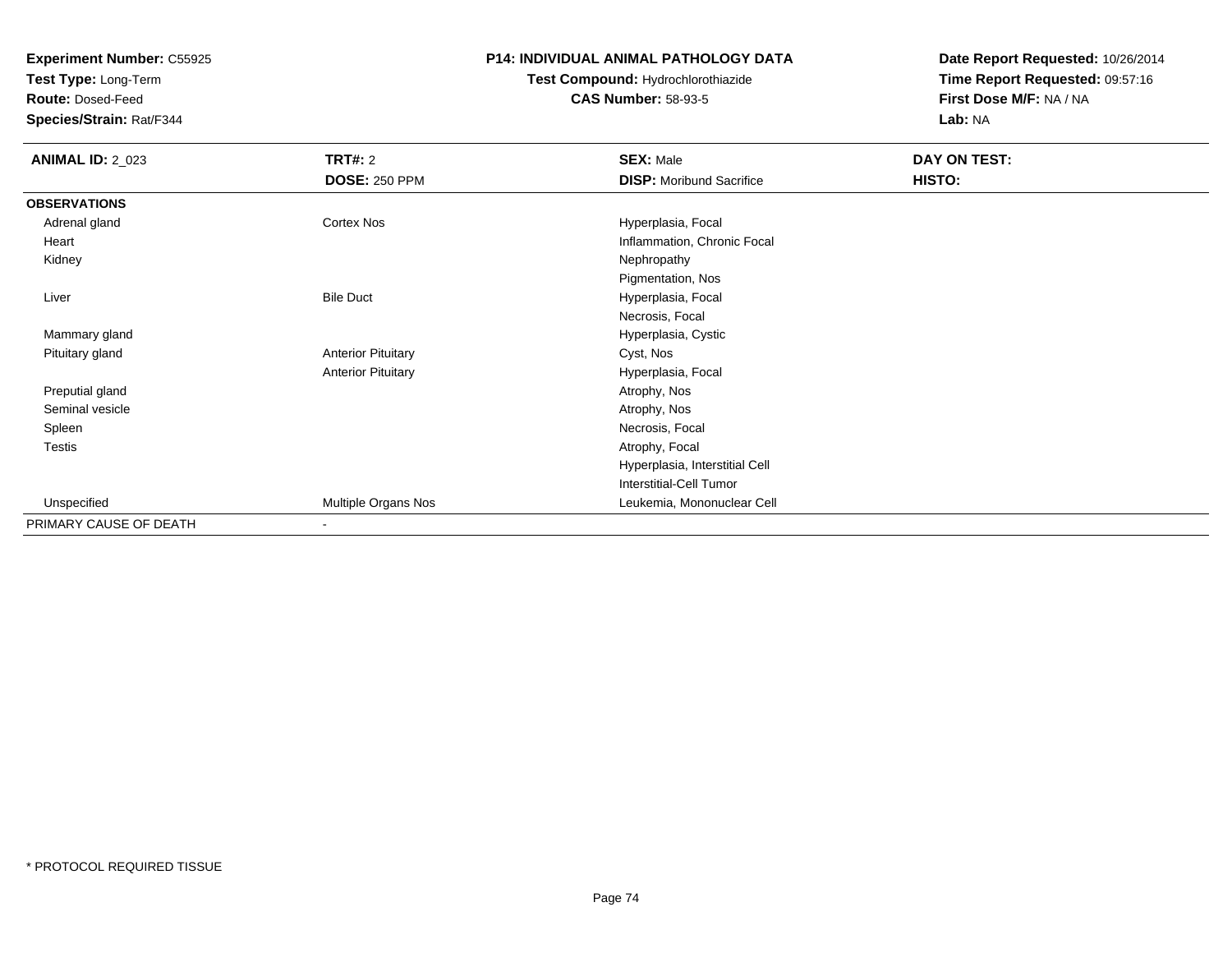**Experiment Number:** C55925
**Test Type:** Long-Term
**Route:** Dosed-Feed
**Species/Strain:** Rat/F344

**P14: INDIVIDUAL ANIMAL PATHOLOGY DATA**
**Test Compound:** Hydrochlorothiazide
**CAS Number:** 58-93-5

**Date Report Requested:** 10/26/2014
**Time Report Requested:** 09:57:16
**First Dose M/F:** NA / NA
**Lab:** NA

| **ANIMAL ID:** 2_023 | **TRT#:** 2 | **SEX:** Male | **DAY ON TEST:** |
|---|---|---|---|
| | **DOSE:** 250 PPM | **DISP:** Moribund Sacrifice | **HISTO:** |
| **OBSERVATIONS** | | | |
| Adrenal gland | Cortex Nos | Hyperplasia, Focal | |
| Heart | | Inflammation, Chronic Focal | |
| Kidney | | Nephropathy | |
| | | Pigmentation, Nos | |
| Liver | Bile Duct | Hyperplasia, Focal | |
| | | Necrosis, Focal | |
| Mammary gland | | Hyperplasia, Cystic | |
| Pituitary gland | Anterior Pituitary | Cyst, Nos | |
| | Anterior Pituitary | Hyperplasia, Focal | |
| Preputial gland | | Atrophy, Nos | |
| Seminal vesicle | | Atrophy, Nos | |
| Spleen | | Necrosis, Focal | |
| Testis | | Atrophy, Focal | |
| | | Hyperplasia, Interstitial Cell | |
| | | Interstitial-Cell Tumor | |
| Unspecified | Multiple Organs Nos | Leukemia, Mononuclear Cell | |
| PRIMARY CAUSE OF DEATH | - | | |

\* PROTOCOL REQUIRED TISSUE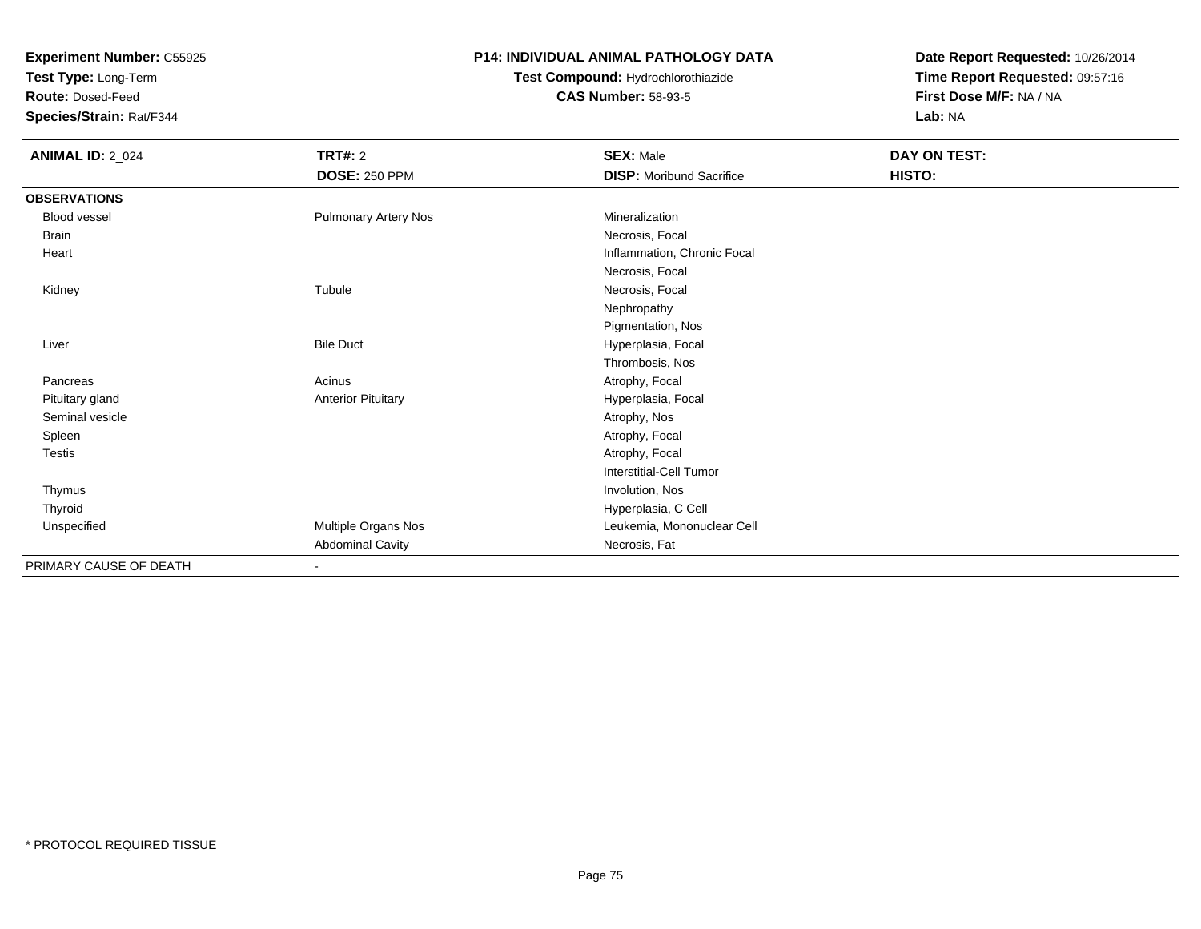**Experiment Number:** C55925
**Test Type:** Long-Term
**Route:** Dosed-Feed
**Species/Strain:** Rat/F344

**P14: INDIVIDUAL ANIMAL PATHOLOGY DATA**
**Test Compound:** Hydrochlorothiazide
**CAS Number:** 58-93-5

**Date Report Requested:** 10/26/2014
**Time Report Requested:** 09:57:16
**First Dose M/F:** NA / NA
**Lab:** NA

| **ANIMAL ID:** 2_024 | **TRT#:** 2 | **SEX:** Male | **DAY ON TEST:** |
|---|---|---|---|
| | **DOSE:** 250 PPM | **DISP:** Moribund Sacrifice | **HISTO:** |
| **OBSERVATIONS** | | | |
| Blood vessel | Pulmonary Artery Nos | Mineralization | |
| Brain | | Necrosis, Focal | |
| Heart | | Inflammation, Chronic Focal | |
| | | Necrosis, Focal | |
| Kidney | Tubule | Necrosis, Focal | |
| | | Nephropathy | |
| | | Pigmentation, Nos | |
| Liver | Bile Duct | Hyperplasia, Focal | |
| | | Thrombosis, Nos | |
| Pancreas | Acinus | Atrophy, Focal | |
| Pituitary gland | Anterior Pituitary | Hyperplasia, Focal | |
| Seminal vesicle | | Atrophy, Nos | |
| Spleen | | Atrophy, Focal | |
| Testis | | Atrophy, Focal | |
| | | Interstitial-Cell Tumor | |
| Thymus | | Involution, Nos | |
| Thyroid | | Hyperplasia, C Cell | |
| Unspecified | Multiple Organs Nos | Leukemia, Mononuclear Cell | |
| | Abdominal Cavity | Necrosis, Fat | |
| PRIMARY CAUSE OF DEATH | - | | |

\* PROTOCOL REQUIRED TISSUE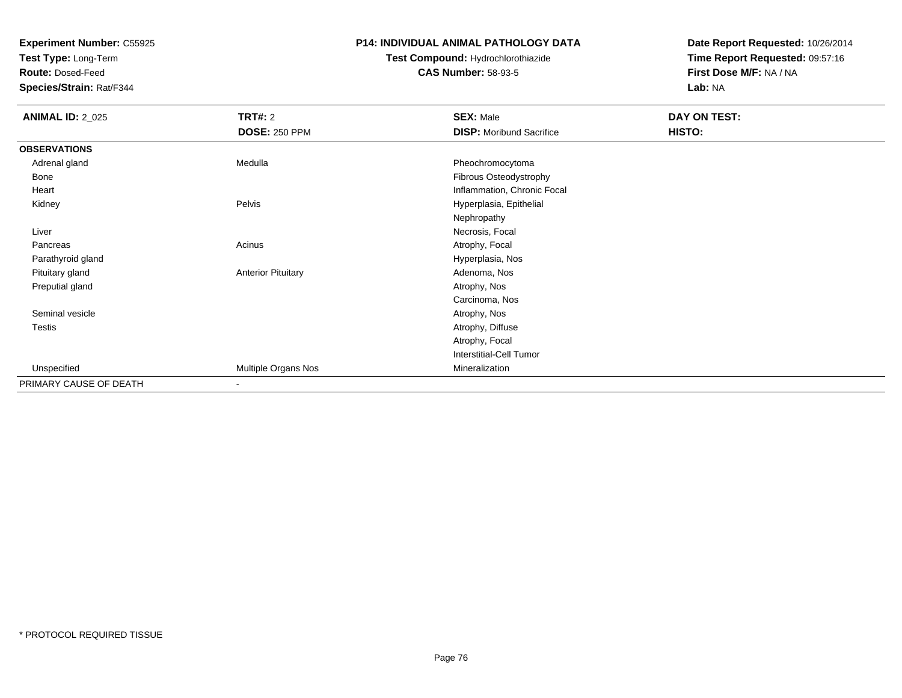**Experiment Number:** C55925
**Test Type:** Long-Term
**Route:** Dosed-Feed
**Species/Strain:** Rat/F344

**P14: INDIVIDUAL ANIMAL PATHOLOGY DATA**
**Test Compound:** Hydrochlorothiazide
**CAS Number:** 58-93-5

**Date Report Requested:** 10/26/2014
**Time Report Requested:** 09:57:16
**First Dose M/F:** NA / NA
**Lab:** NA

| **ANIMAL ID:** 2_025 | **TRT#:** 2 | **SEX:** Male | **DAY ON TEST:** |
|---|---|---|---|
| | **DOSE:** 250 PPM | **DISP:** Moribund Sacrifice | **HISTO:** |
| **OBSERVATIONS** | | | |
| Adrenal gland | Medulla | Pheochromocytoma | |
| Bone | | Fibrous Osteodystrophy | |
| Heart | | Inflammation, Chronic Focal | |
| Kidney | Pelvis | Hyperplasia, Epithelial | |
| | | Nephropathy | |
| Liver | | Necrosis, Focal | |
| Pancreas | Acinus | Atrophy, Focal | |
| Parathyroid gland | | Hyperplasia, Nos | |
| Pituitary gland | Anterior Pituitary | Adenoma, Nos | |
| Preputial gland | | Atrophy, Nos | |
| | | Carcinoma, Nos | |
| Seminal vesicle | | Atrophy, Nos | |
| Testis | | Atrophy, Diffuse | |
| | | Atrophy, Focal | |
| | | Interstitial-Cell Tumor | |
| Unspecified | Multiple Organs Nos | Mineralization | |
| PRIMARY CAUSE OF DEATH | - | | |

\* PROTOCOL REQUIRED TISSUE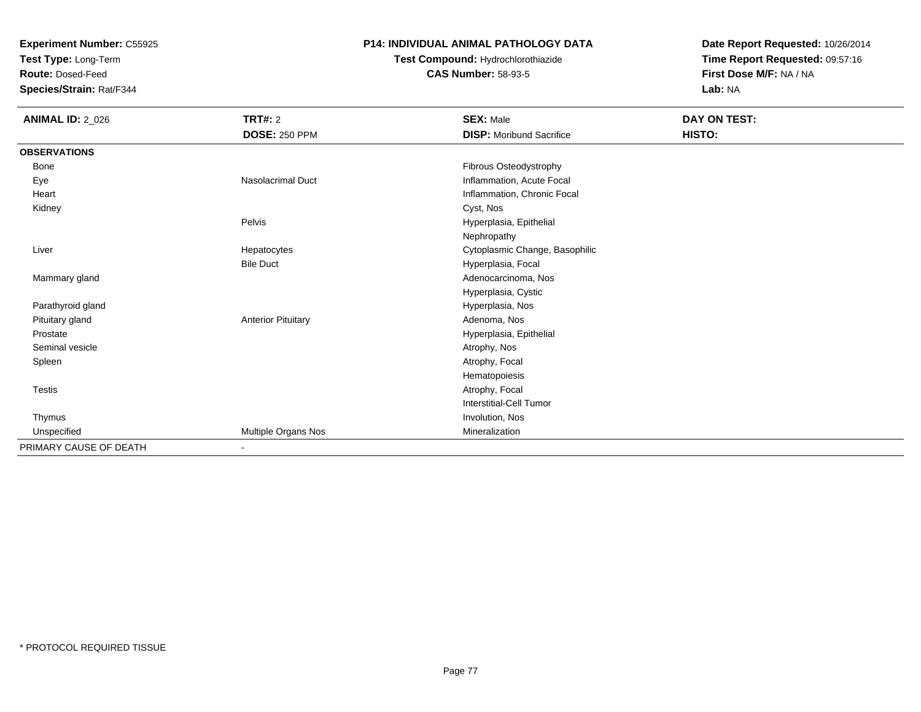**Experiment Number:** C55925
**Test Type:** Long-Term
**Route:** Dosed-Feed
**Species/Strain:** Rat/F344

**P14: INDIVIDUAL ANIMAL PATHOLOGY DATA**
**Test Compound:** Hydrochlorothiazide
**CAS Number:** 58-93-5

**Date Report Requested:** 10/26/2014
**Time Report Requested:** 09:57:16
**First Dose M/F:** NA / NA
**Lab:** NA

| **ANIMAL ID:** 2_026 | **TRT#:** 2 | **SEX:** Male | **DAY ON TEST:** |
|---|---|---|---|
| | **DOSE:** 250 PPM | **DISP:** Moribund Sacrifice | **HISTO:** |
| **OBSERVATIONS** | | | |
| Bone | | Fibrous Osteodystrophy | |
| Eye | Nasolacrimal Duct | Inflammation, Acute Focal | |
| Heart | | Inflammation, Chronic Focal | |
| Kidney | | Cyst, Nos | |
| | Pelvis | Hyperplasia, Epithelial | |
| | | Nephropathy | |
| Liver | Hepatocytes | Cytoplasmic Change, Basophilic | |
| | Bile Duct | Hyperplasia, Focal | |
| Mammary gland | | Adenocarcinoma, Nos | |
| | | Hyperplasia, Cystic | |
| Parathyroid gland | | Hyperplasia, Nos | |
| Pituitary gland | Anterior Pituitary | Adenoma, Nos | |
| Prostate | | Hyperplasia, Epithelial | |
| Seminal vesicle | | Atrophy, Nos | |
| Spleen | | Atrophy, Focal | |
| | | Hematopoiesis | |
| Testis | | Atrophy, Focal | |
| | | Interstitial-Cell Tumor | |
| Thymus | | Involution, Nos | |
| Unspecified | Multiple Organs Nos | Mineralization | |
| PRIMARY CAUSE OF DEATH | - | | |

* PROTOCOL REQUIRED TISSUE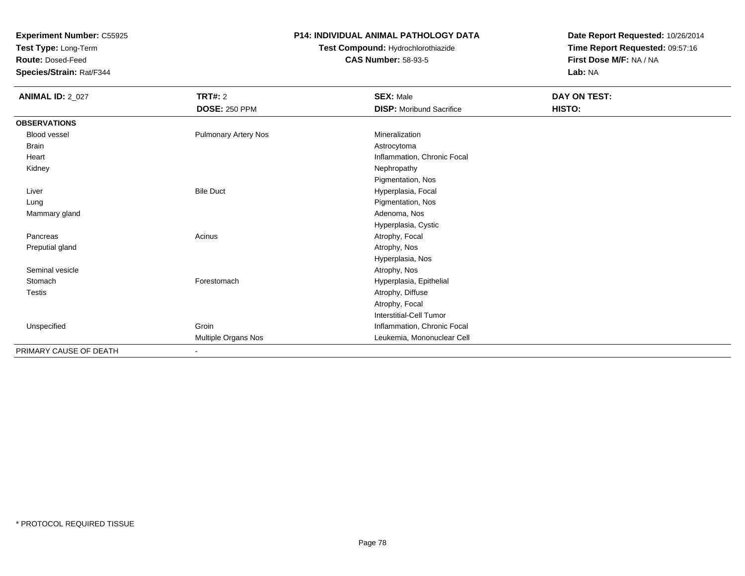**Experiment Number:** C55925
**Test Type:** Long-Term
**Route:** Dosed-Feed
**Species/Strain:** Rat/F344

## P14: INDIVIDUAL ANIMAL PATHOLOGY DATA

**Test Compound:** Hydrochlorothiazide
**CAS Number:** 58-93-5

**Date Report Requested:** 10/26/2014
**Time Report Requested:** 09:57:16
**First Dose M/F:** NA / NA
**Lab:** NA

| **ANIMAL ID:** 2_027 | **TRT#:** 2 | **SEX:** Male | **DAY ON TEST:** |
|---|---|---|---|
| | **DOSE:** 250 PPM | **DISP:** Moribund Sacrifice | **HISTO:** |
| **OBSERVATIONS** | | | |
| Blood vessel | Pulmonary Artery Nos | Mineralization | |
| Brain | | Astrocytoma | |
| Heart | | Inflammation, Chronic Focal | |
| Kidney | | Nephropathy | |
| | | Pigmentation, Nos | |
| Liver | Bile Duct | Hyperplasia, Focal | |
| Lung | | Pigmentation, Nos | |
| Mammary gland | | Adenoma, Nos | |
| | | Hyperplasia, Cystic | |
| Pancreas | Acinus | Atrophy, Focal | |
| Preputial gland | | Atrophy, Nos | |
| | | Hyperplasia, Nos | |
| Seminal vesicle | | Atrophy, Nos | |
| Stomach | Forestomach | Hyperplasia, Epithelial | |
| Testis | | Atrophy, Diffuse | |
| | | Atrophy, Focal | |
| | | Interstitial-Cell Tumor | |
| Unspecified | Groin | Inflammation, Chronic Focal | |
| | Multiple Organs Nos | Leukemia, Mononuclear Cell | |
| PRIMARY CAUSE OF DEATH | - | | |

\* PROTOCOL REQUIRED TISSUE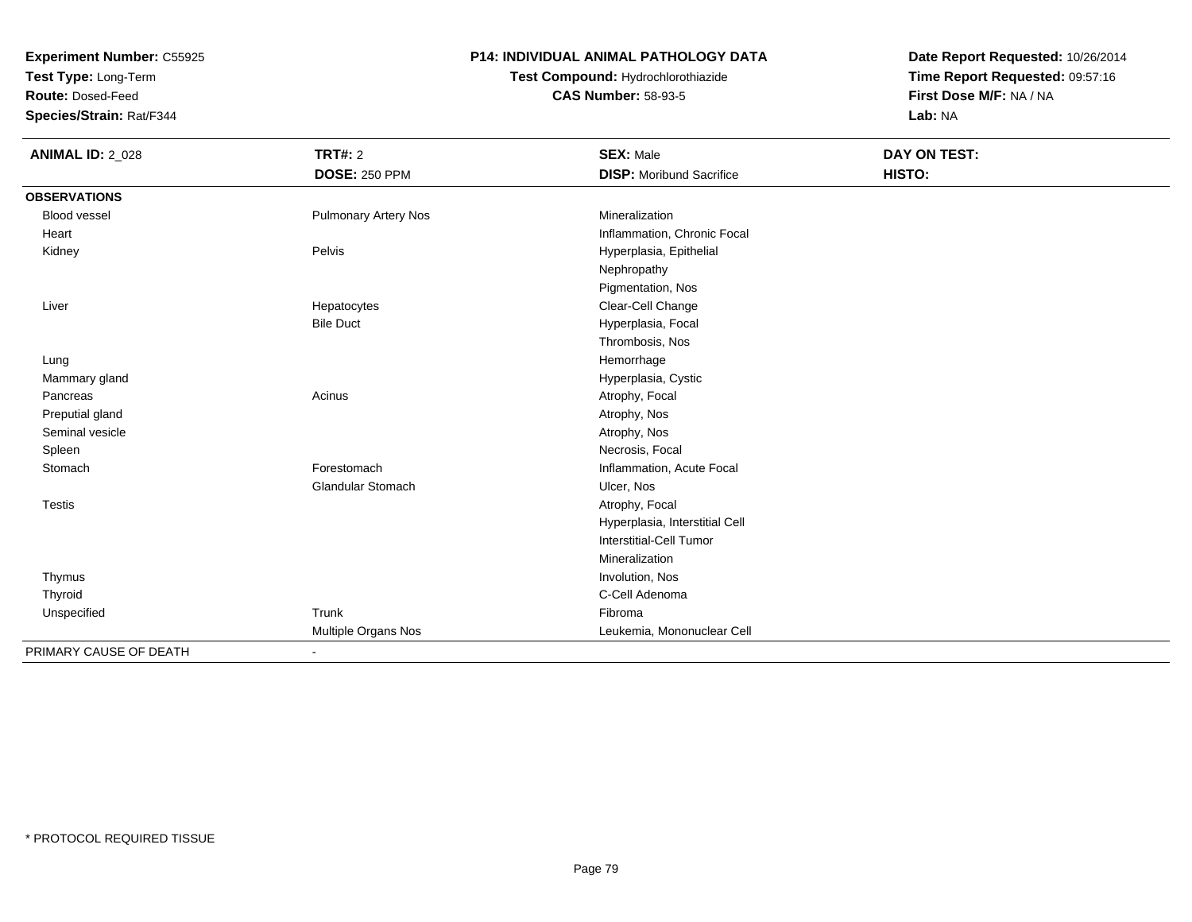**Experiment Number:** C55925
**Test Type:** Long-Term
**Route:** Dosed-Feed
**Species/Strain:** Rat/F344

**P14: INDIVIDUAL ANIMAL PATHOLOGY DATA**
**Test Compound:** Hydrochlorothiazide
**CAS Number:** 58-93-5

**Date Report Requested:** 10/26/2014
**Time Report Requested:** 09:57:16
**First Dose M/F:** NA / NA
**Lab:** NA

| **ANIMAL ID:** 2_028 | **TRT#:** 2 | **SEX:** Male | **DAY ON TEST:** |
|---|---|---|---|
| | **DOSE:** 250 PPM | **DISP:** Moribund Sacrifice | **HISTO:** |
| **OBSERVATIONS** | | | |
| Blood vessel | Pulmonary Artery Nos | Mineralization | |
| Heart | | Inflammation, Chronic Focal | |
| Kidney | Pelvis | Hyperplasia, Epithelial | |
| | | Nephropathy | |
| | | Pigmentation, Nos | |
| Liver | Hepatocytes | Clear-Cell Change | |
| | Bile Duct | Hyperplasia, Focal | |
| | | Thrombosis, Nos | |
| Lung | | Hemorrhage | |
| Mammary gland | | Hyperplasia, Cystic | |
| Pancreas | Acinus | Atrophy, Focal | |
| Preputial gland | | Atrophy, Nos | |
| Seminal vesicle | | Atrophy, Nos | |
| Spleen | | Necrosis, Focal | |
| Stomach | Forestomach | Inflammation, Acute Focal | |
| | Glandular Stomach | Ulcer, Nos | |
| Testis | | Atrophy, Focal | |
| | | Hyperplasia, Interstitial Cell | |
| | | Interstitial-Cell Tumor | |
| | | Mineralization | |
| Thymus | | Involution, Nos | |
| Thyroid | | C-Cell Adenoma | |
| Unspecified | Trunk | Fibroma | |
| | Multiple Organs Nos | Leukemia, Mononuclear Cell | |
| PRIMARY CAUSE OF DEATH | - | | |

\* PROTOCOL REQUIRED TISSUE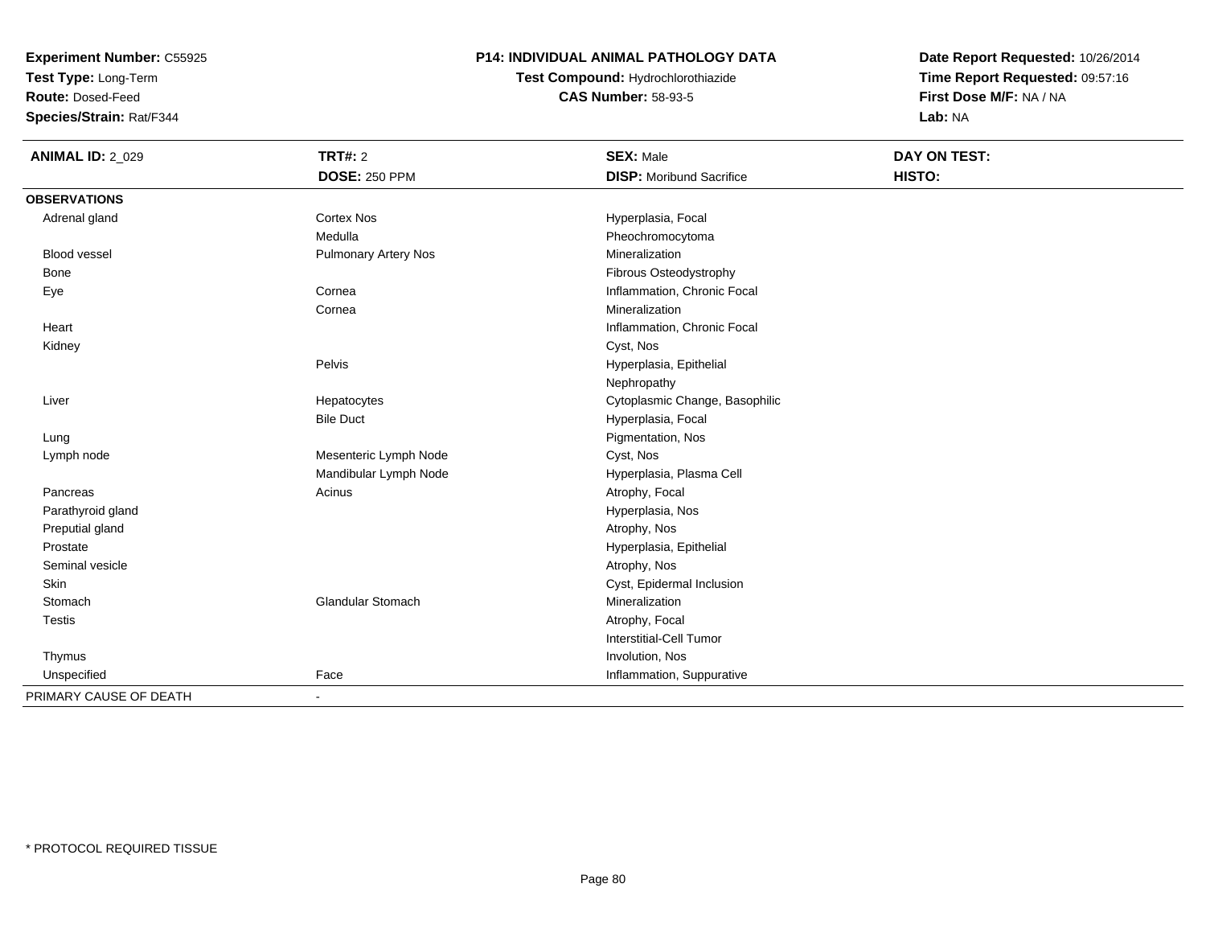**Experiment Number:** C55925
**Test Type:** Long-Term
**Route:** Dosed-Feed
**Species/Strain:** Rat/F344

**P14: INDIVIDUAL ANIMAL PATHOLOGY DATA**
**Test Compound:** Hydrochlorothiazide
**CAS Number:** 58-93-5

**Date Report Requested:** 10/26/2014
**Time Report Requested:** 09:57:16
**First Dose M/F:** NA / NA
**Lab:** NA

| **ANIMAL ID:** 2_029 | **TRT#:** 2 | **SEX:** Male | **DAY ON TEST:** |
|---|---|---|---|
| | **DOSE:** 250 PPM | **DISP:** Moribund Sacrifice | **HISTO:** |
| **OBSERVATIONS** | | | |
| Adrenal gland | Cortex Nos | Hyperplasia, Focal | |
| | Medulla | Pheochromocytoma | |
| Blood vessel | Pulmonary Artery Nos | Mineralization | |
| Bone | | Fibrous Osteodystrophy | |
| Eye | Cornea | Inflammation, Chronic Focal | |
| | Cornea | Mineralization | |
| Heart | | Inflammation, Chronic Focal | |
| Kidney | | Cyst, Nos | |
| | Pelvis | Hyperplasia, Epithelial | |
| | | Nephropathy | |
| Liver | Hepatocytes | Cytoplasmic Change, Basophilic | |
| | Bile Duct | Hyperplasia, Focal | |
| Lung | | Pigmentation, Nos | |
| Lymph node | Mesenteric Lymph Node | Cyst, Nos | |
| | Mandibular Lymph Node | Hyperplasia, Plasma Cell | |
| Pancreas | Acinus | Atrophy, Focal | |
| Parathyroid gland | | Hyperplasia, Nos | |
| Preputial gland | | Atrophy, Nos | |
| Prostate | | Hyperplasia, Epithelial | |
| Seminal vesicle | | Atrophy, Nos | |
| Skin | | Cyst, Epidermal Inclusion | |
| Stomach | Glandular Stomach | Mineralization | |
| Testis | | Atrophy, Focal | |
| | | Interstitial-Cell Tumor | |
| Thymus | | Involution, Nos | |
| Unspecified | Face | Inflammation, Suppurative | |
| PRIMARY CAUSE OF DEATH | - | | |

\* PROTOCOL REQUIRED TISSUE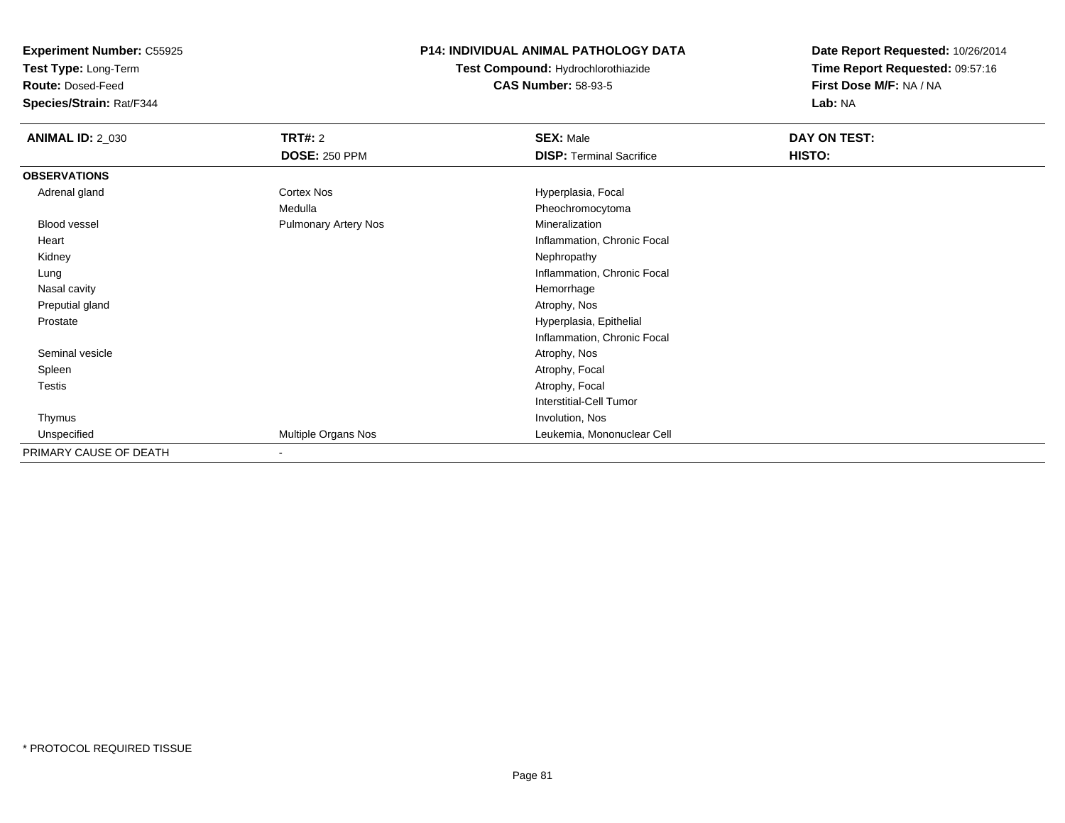**Experiment Number:** C55925
**Test Type:** Long-Term
**Route:** Dosed-Feed
**Species/Strain:** Rat/F344

**P14: INDIVIDUAL ANIMAL PATHOLOGY DATA**
**Test Compound:** Hydrochlorothiazide
**CAS Number:** 58-93-5

**Date Report Requested:** 10/26/2014
**Time Report Requested:** 09:57:16
**First Dose M/F:** NA / NA
**Lab:** NA

| **ANIMAL ID:** 2_030 | **TRT#:** 2 | **SEX:** Male | **DAY ON TEST:** |
|---|---|---|---|
| | **DOSE:** 250 PPM | **DISP:** Terminal Sacrifice | **HISTO:** |
| **OBSERVATIONS** | | | |
| Adrenal gland | Cortex Nos | Hyperplasia, Focal | |
| | Medulla | Pheochromocytoma | |
| Blood vessel | Pulmonary Artery Nos | Mineralization | |
| Heart | | Inflammation, Chronic Focal | |
| Kidney | | Nephropathy | |
| Lung | | Inflammation, Chronic Focal | |
| Nasal cavity | | Hemorrhage | |
| Preputial gland | | Atrophy, Nos | |
| Prostate | | Hyperplasia, Epithelial | |
| | | Inflammation, Chronic Focal | |
| Seminal vesicle | | Atrophy, Nos | |
| Spleen | | Atrophy, Focal | |
| Testis | | Atrophy, Focal | |
| | | Interstitial-Cell Tumor | |
| Thymus | | Involution, Nos | |
| Unspecified | Multiple Organs Nos | Leukemia, Mononuclear Cell | |
| PRIMARY CAUSE OF DEATH | - | | |

* PROTOCOL REQUIRED TISSUE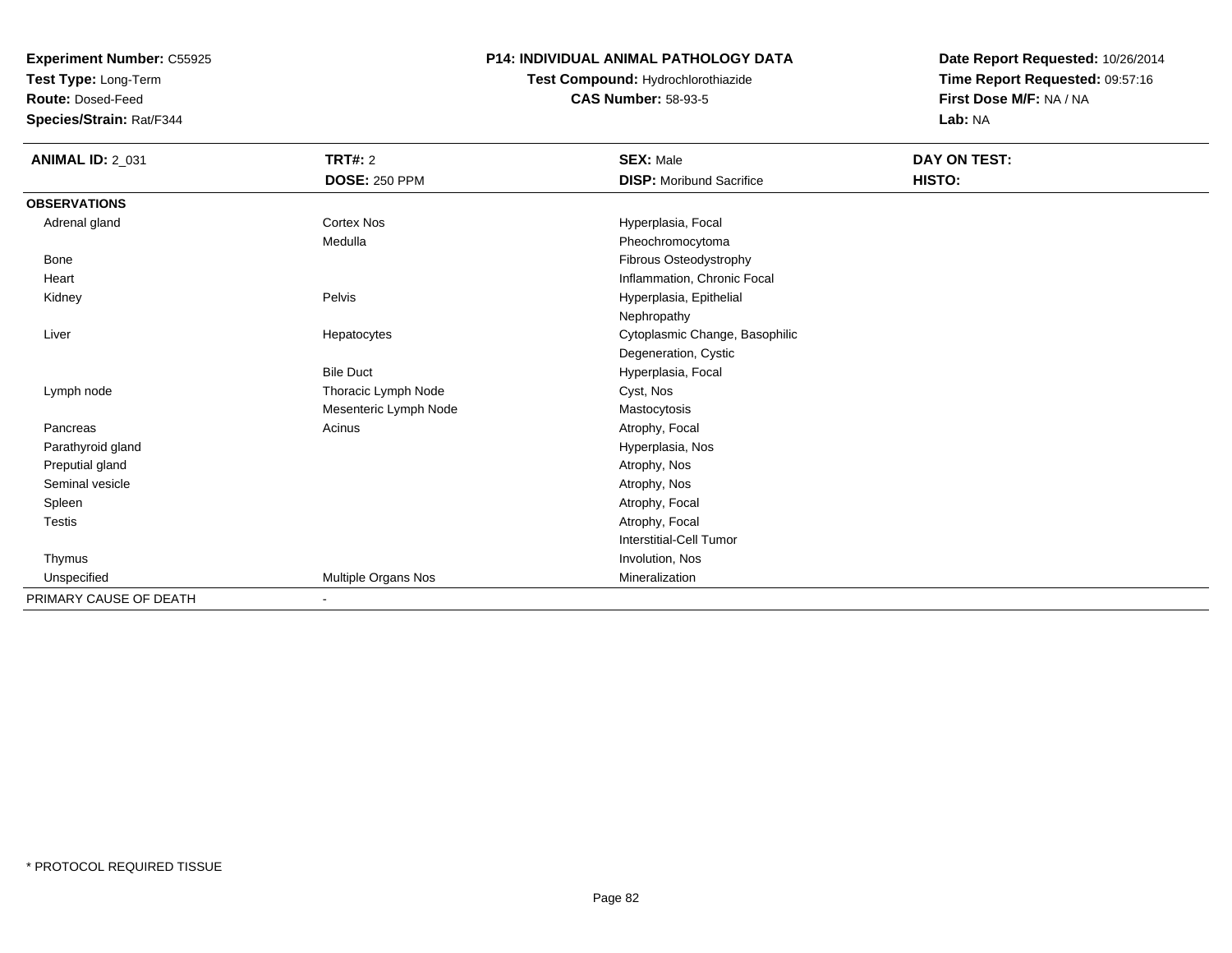**Experiment Number:** C55925
**Test Type:** Long-Term
**Route:** Dosed-Feed
**Species/Strain:** Rat/F344

# P14: INDIVIDUAL ANIMAL PATHOLOGY DATA

**Test Compound:** Hydrochlorothiazide
**CAS Number:** 58-93-5

**Date Report Requested:** 10/26/2014
**Time Report Requested:** 09:57:16
**First Dose M/F:** NA / NA
**Lab:** NA

| **ANIMAL ID:** 2_031 | **TRT#:** 2 | **SEX:** Male | **DAY ON TEST:** |
|---|---|---|---|
| | **DOSE:** 250 PPM | **DISP:** Moribund Sacrifice | **HISTO:** |
| **OBSERVATIONS** | | | |
| Adrenal gland | Cortex Nos | Hyperplasia, Focal | |
| | Medulla | Pheochromocytoma | |
| Bone | | Fibrous Osteodystrophy | |
| Heart | | Inflammation, Chronic Focal | |
| Kidney | Pelvis | Hyperplasia, Epithelial | |
| | | Nephropathy | |
| Liver | Hepatocytes | Cytoplasmic Change, Basophilic | |
| | | Degeneration, Cystic | |
| | Bile Duct | Hyperplasia, Focal | |
| Lymph node | Thoracic Lymph Node | Cyst, Nos | |
| | Mesenteric Lymph Node | Mastocytosis | |
| Pancreas | Acinus | Atrophy, Focal | |
| Parathyroid gland | | Hyperplasia, Nos | |
| Preputial gland | | Atrophy, Nos | |
| Seminal vesicle | | Atrophy, Nos | |
| Spleen | | Atrophy, Focal | |
| Testis | | Atrophy, Focal | |
| | | Interstitial-Cell Tumor | |
| Thymus | | Involution, Nos | |
| Unspecified | Multiple Organs Nos | Mineralization | |
| PRIMARY CAUSE OF DEATH | - | | |

* PROTOCOL REQUIRED TISSUE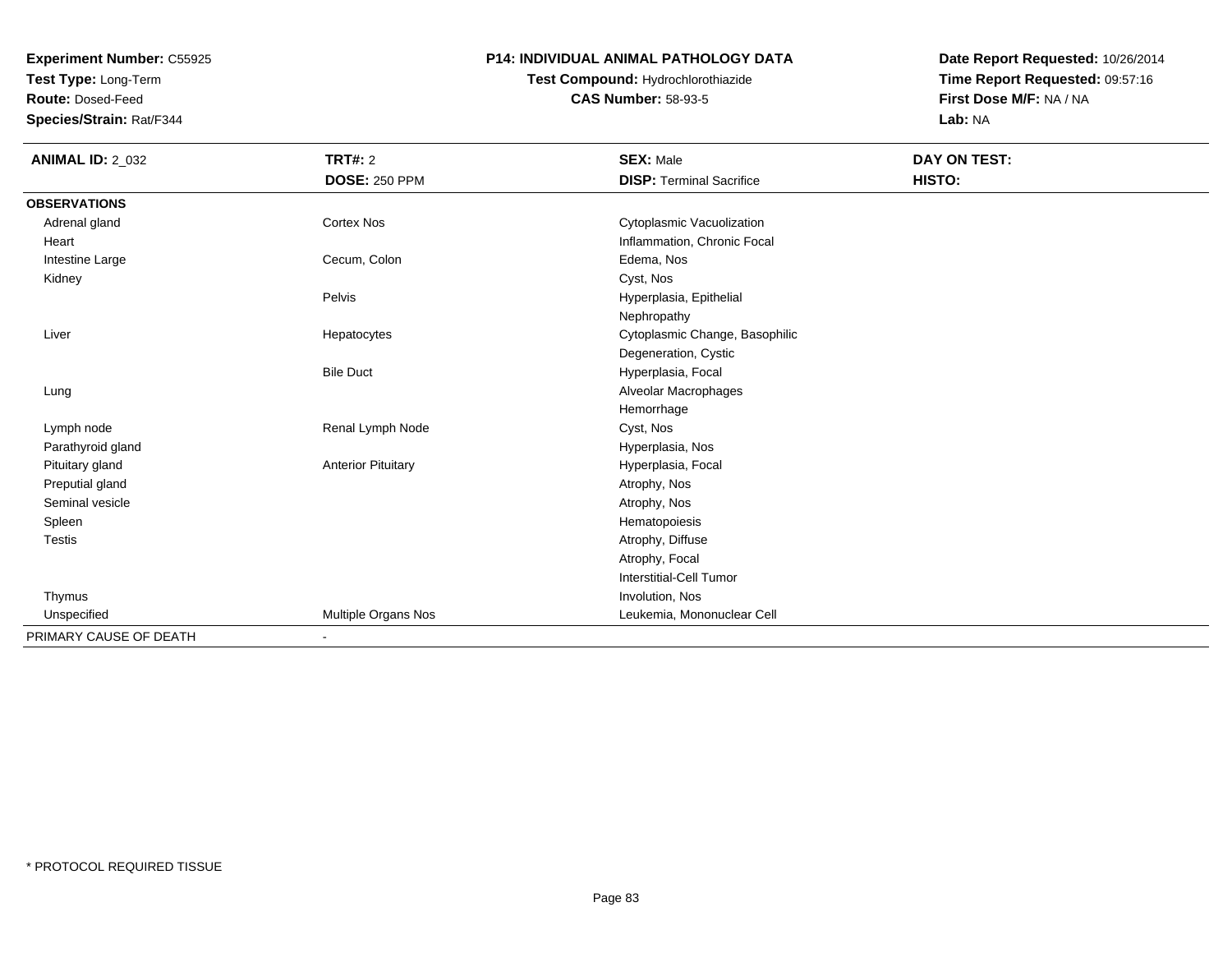**Experiment Number:** C55925
**Test Type:** Long-Term
**Route:** Dosed-Feed
**Species/Strain:** Rat/F344

**P14: INDIVIDUAL ANIMAL PATHOLOGY DATA**
**Test Compound:** Hydrochlorothiazide
**CAS Number:** 58-93-5

**Date Report Requested:** 10/26/2014
**Time Report Requested:** 09:57:16
**First Dose M/F:** NA / NA
**Lab:** NA

| **ANIMAL ID:** 2_032 | **TRT#:** 2 | **SEX:** Male | **DAY ON TEST:** |
|---|---|---|---|
| | **DOSE:** 250 PPM | **DISP:** Terminal Sacrifice | **HISTO:** |
| **OBSERVATIONS** | | | |
| Adrenal gland | Cortex Nos | Cytoplasmic Vacuolization | |
| Heart | | Inflammation, Chronic Focal | |
| Intestine Large | Cecum, Colon | Edema, Nos | |
| Kidney | | Cyst, Nos | |
| | Pelvis | Hyperplasia, Epithelial | |
| | | Nephropathy | |
| Liver | Hepatocytes | Cytoplasmic Change, Basophilic | |
| | | Degeneration, Cystic | |
| | Bile Duct | Hyperplasia, Focal | |
| Lung | | Alveolar Macrophages | |
| | | Hemorrhage | |
| Lymph node | Renal Lymph Node | Cyst, Nos | |
| Parathyroid gland | | Hyperplasia, Nos | |
| Pituitary gland | Anterior Pituitary | Hyperplasia, Focal | |
| Preputial gland | | Atrophy, Nos | |
| Seminal vesicle | | Atrophy, Nos | |
| Spleen | | Hematopoiesis | |
| Testis | | Atrophy, Diffuse | |
| | | Atrophy, Focal | |
| | | Interstitial-Cell Tumor | |
| Thymus | | Involution, Nos | |
| Unspecified | Multiple Organs Nos | Leukemia, Mononuclear Cell | |
| PRIMARY CAUSE OF DEATH | - | | |

* PROTOCOL REQUIRED TISSUE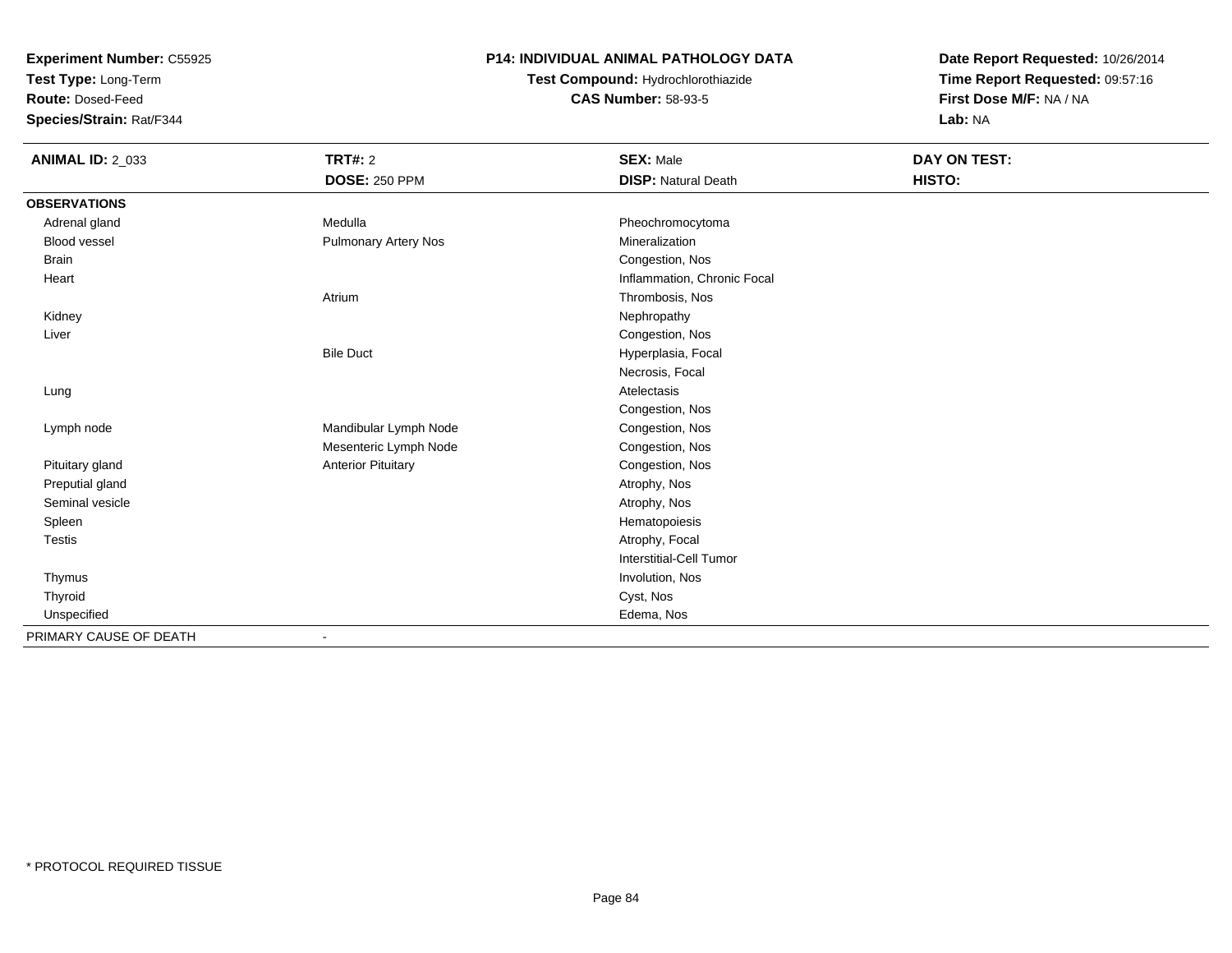**Experiment Number:** C55925
**Test Type:** Long-Term
**Route:** Dosed-Feed
**Species/Strain:** Rat/F344

**P14: INDIVIDUAL ANIMAL PATHOLOGY DATA**
**Test Compound:** Hydrochlorothiazide
**CAS Number:** 58-93-5

**Date Report Requested:** 10/26/2014
**Time Report Requested:** 09:57:16
**First Dose M/F:** NA / NA
**Lab:** NA

| **ANIMAL ID:** 2_033 | **TRT#:** 2 | **SEX:** Male | **DAY ON TEST:** |
|---|---|---|---|
| | **DOSE:** 250 PPM | **DISP:** Natural Death | **HISTO:** |
| **OBSERVATIONS** | | | |
| Adrenal gland | Medulla | Pheochromocytoma | |
| Blood vessel | Pulmonary Artery Nos | Mineralization | |
| Brain | | Congestion, Nos | |
| Heart | | Inflammation, Chronic Focal | |
| | Atrium | Thrombosis, Nos | |
| Kidney | | Nephropathy | |
| Liver | | Congestion, Nos | |
| | Bile Duct | Hyperplasia, Focal | |
| | | Necrosis, Focal | |
| Lung | | Atelectasis | |
| | | Congestion, Nos | |
| Lymph node | Mandibular Lymph Node | Congestion, Nos | |
| | Mesenteric Lymph Node | Congestion, Nos | |
| Pituitary gland | Anterior Pituitary | Congestion, Nos | |
| Preputial gland | | Atrophy, Nos | |
| Seminal vesicle | | Atrophy, Nos | |
| Spleen | | Hematopoiesis | |
| Testis | | Atrophy, Focal | |
| | | Interstitial-Cell Tumor | |
| Thymus | | Involution, Nos | |
| Thyroid | | Cyst, Nos | |
| Unspecified | | Edema, Nos | |
| PRIMARY CAUSE OF DEATH | - | | |

\* PROTOCOL REQUIRED TISSUE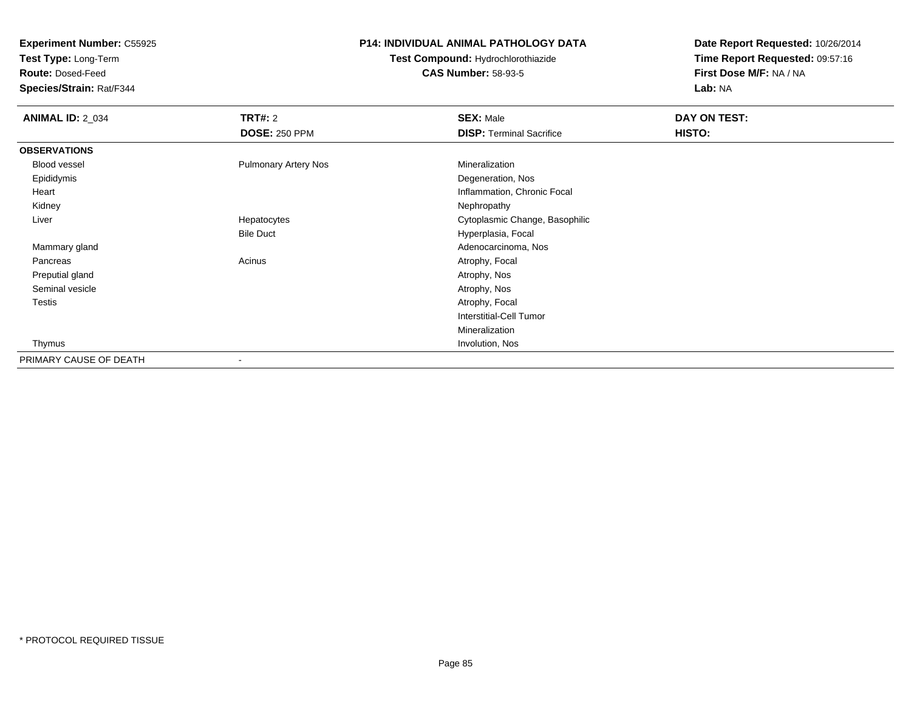**Experiment Number:** C55925
**Test Type:** Long-Term
**Route:** Dosed-Feed
**Species/Strain:** Rat/F344

**P14: INDIVIDUAL ANIMAL PATHOLOGY DATA**
**Test Compound:** Hydrochlorothiazide
**CAS Number:** 58-93-5

**Date Report Requested:** 10/26/2014
**Time Report Requested:** 09:57:16
**First Dose M/F:** NA / NA
**Lab:** NA

| **ANIMAL ID:** 2_034 | **TRT#:** 2 | **SEX:** Male | **DAY ON TEST:** |
|---|---|---|---|
| | **DOSE:** 250 PPM | **DISP:** Terminal Sacrifice | **HISTO:** |
| **OBSERVATIONS** | | | |
| Blood vessel | Pulmonary Artery Nos | Mineralization | |
| Epididymis | | Degeneration, Nos | |
| Heart | | Inflammation, Chronic Focal | |
| Kidney | | Nephropathy | |
| Liver | Hepatocytes | Cytoplasmic Change, Basophilic | |
| | Bile Duct | Hyperplasia, Focal | |
| Mammary gland | | Adenocarcinoma, Nos | |
| Pancreas | Acinus | Atrophy, Focal | |
| Preputial gland | | Atrophy, Nos | |
| Seminal vesicle | | Atrophy, Nos | |
| Testis | | Atrophy, Focal | |
| | | Interstitial-Cell Tumor | |
| | | Mineralization | |
| Thymus | | Involution, Nos | |
| PRIMARY CAUSE OF DEATH | - | | |

\* PROTOCOL REQUIRED TISSUE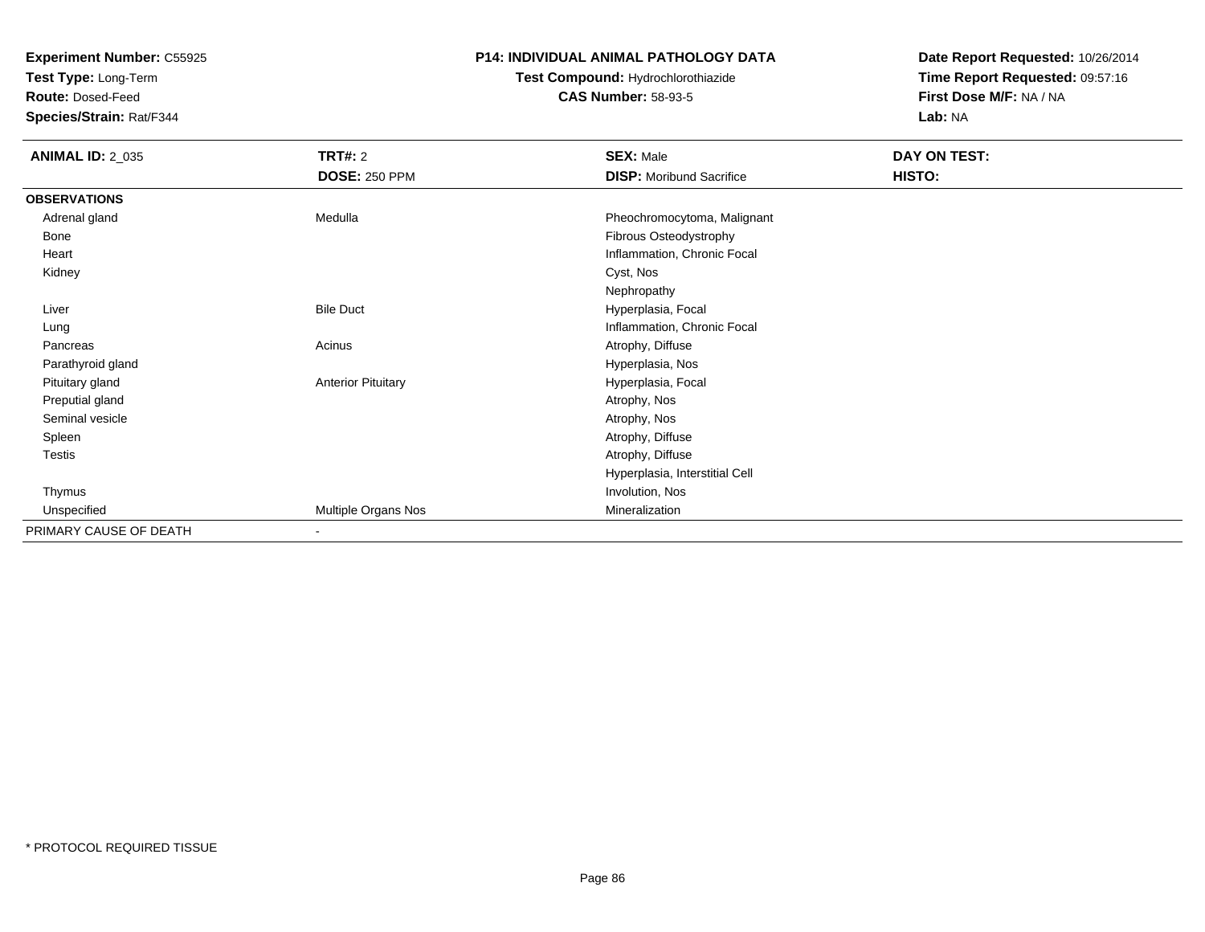**Experiment Number:** C55925
**Test Type:** Long-Term
**Route:** Dosed-Feed
**Species/Strain:** Rat/F344

**P14: INDIVIDUAL ANIMAL PATHOLOGY DATA**
**Test Compound:** Hydrochlorothiazide
**CAS Number:** 58-93-5

**Date Report Requested:** 10/26/2014
**Time Report Requested:** 09:57:16
**First Dose M/F:** NA / NA
**Lab:** NA

| **ANIMAL ID:** 2_035 | **TRT#:** 2 | **SEX:** Male | **DAY ON TEST:** |
|---|---|---|---|
| | **DOSE:** 250 PPM | **DISP:** Moribund Sacrifice | **HISTO:** |
| **OBSERVATIONS** | | | |
| Adrenal gland | Medulla | Pheochromocytoma, Malignant | |
| Bone | | Fibrous Osteodystrophy | |
| Heart | | Inflammation, Chronic Focal | |
| Kidney | | Cyst, Nos | |
| | | Nephropathy | |
| Liver | Bile Duct | Hyperplasia, Focal | |
| Lung | | Inflammation, Chronic Focal | |
| Pancreas | Acinus | Atrophy, Diffuse | |
| Parathyroid gland | | Hyperplasia, Nos | |
| Pituitary gland | Anterior Pituitary | Hyperplasia, Focal | |
| Preputial gland | | Atrophy, Nos | |
| Seminal vesicle | | Atrophy, Nos | |
| Spleen | | Atrophy, Diffuse | |
| Testis | | Atrophy, Diffuse | |
| | | Hyperplasia, Interstitial Cell | |
| Thymus | | Involution, Nos | |
| Unspecified | Multiple Organs Nos | Mineralization | |
| PRIMARY CAUSE OF DEATH | - | | |

\* PROTOCOL REQUIRED TISSUE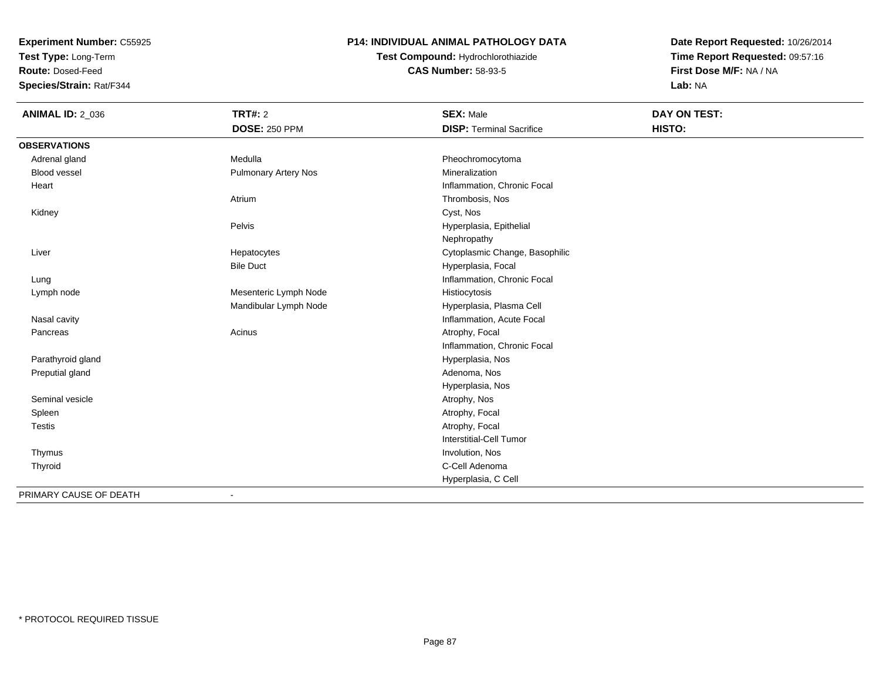**Experiment Number:** C55925
**Test Type:** Long-Term
**Route:** Dosed-Feed
**Species/Strain:** Rat/F344

**P14: INDIVIDUAL ANIMAL PATHOLOGY DATA**
**Test Compound:** Hydrochlorothiazide
**CAS Number:** 58-93-5

**Date Report Requested:** 10/26/2014
**Time Report Requested:** 09:57:16
**First Dose M/F:** NA / NA
**Lab:** NA

| **ANIMAL ID:** 2_036 | **TRT#:** 2 | **SEX:** Male | **DAY ON TEST:** |
|---|---|---|---|
| | **DOSE:** 250 PPM | **DISP:** Terminal Sacrifice | **HISTO:** |
| **OBSERVATIONS** | | | |
| Adrenal gland | Medulla | Pheochromocytoma | |
| Blood vessel | Pulmonary Artery Nos | Mineralization | |
| Heart | | Inflammation, Chronic Focal | |
| | Atrium | Thrombosis, Nos | |
| Kidney | | Cyst, Nos | |
| | Pelvis | Hyperplasia, Epithelial | |
| | | Nephropathy | |
| Liver | Hepatocytes | Cytoplasmic Change, Basophilic | |
| | Bile Duct | Hyperplasia, Focal | |
| Lung | | Inflammation, Chronic Focal | |
| Lymph node | Mesenteric Lymph Node | Histiocytosis | |
| | Mandibular Lymph Node | Hyperplasia, Plasma Cell | |
| Nasal cavity | | Inflammation, Acute Focal | |
| Pancreas | Acinus | Atrophy, Focal | |
| | | Inflammation, Chronic Focal | |
| Parathyroid gland | | Hyperplasia, Nos | |
| Preputial gland | | Adenoma, Nos | |
| | | Hyperplasia, Nos | |
| Seminal vesicle | | Atrophy, Nos | |
| Spleen | | Atrophy, Focal | |
| Testis | | Atrophy, Focal | |
| | | Interstitial-Cell Tumor | |
| Thymus | | Involution, Nos | |
| Thyroid | | C-Cell Adenoma | |
| | | Hyperplasia, C Cell | |
| PRIMARY CAUSE OF DEATH | - | | |

\* PROTOCOL REQUIRED TISSUE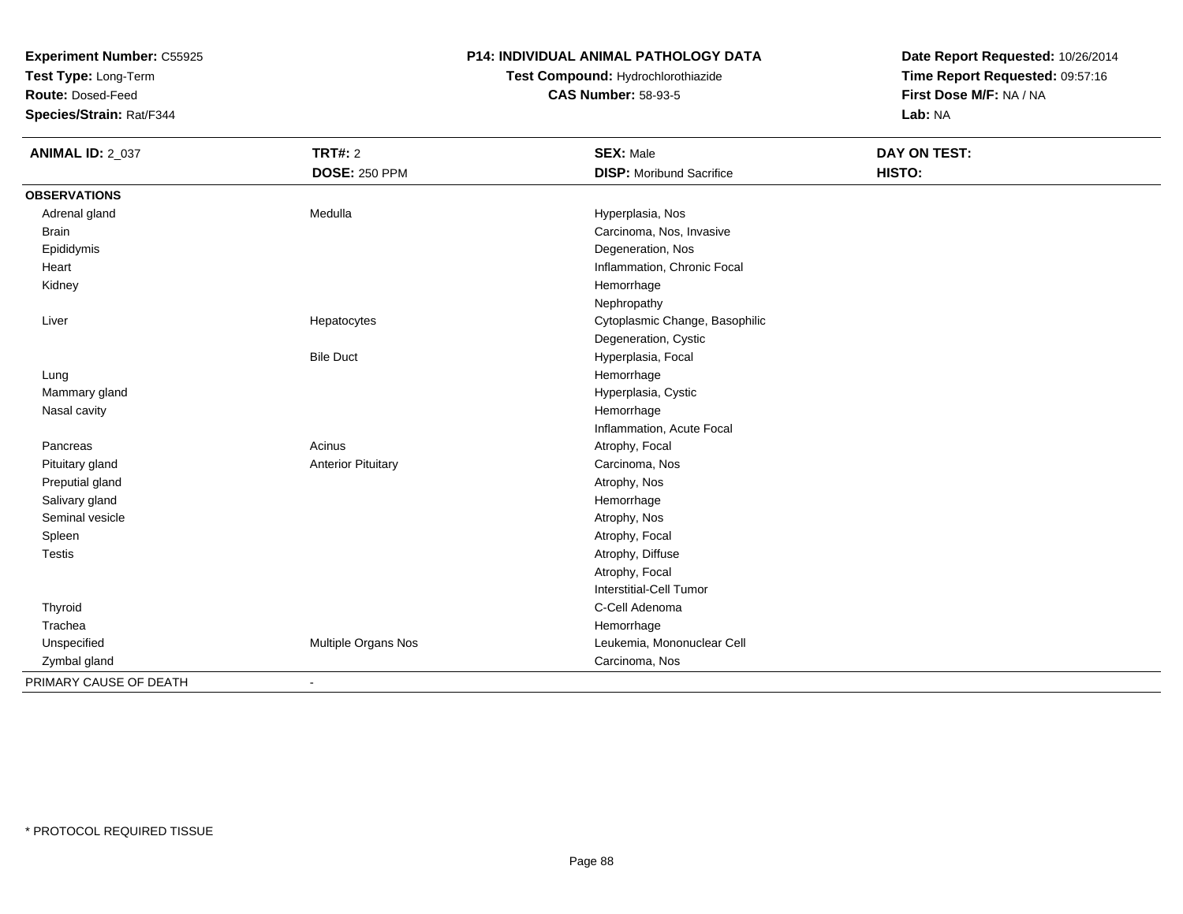**Experiment Number:** C55925
**Test Type:** Long-Term
**Route:** Dosed-Feed
**Species/Strain:** Rat/F344

**P14: INDIVIDUAL ANIMAL PATHOLOGY DATA**
**Test Compound:** Hydrochlorothiazide
**CAS Number:** 58-93-5

**Date Report Requested:** 10/26/2014
**Time Report Requested:** 09:57:16
**First Dose M/F:** NA / NA
**Lab:** NA

| ANIMAL ID: 2_037 | TRT#: 2<br>DOSE: 250 PPM | SEX: Male<br>DISP: Moribund Sacrifice | DAY ON TEST:<br>HISTO: |
|---|---|---|---|
| **OBSERVATIONS** | | | |
| Adrenal gland | Medulla | Hyperplasia, Nos | |
| Brain | | Carcinoma, Nos, Invasive | |
| Epididymis | | Degeneration, Nos | |
| Heart | | Inflammation, Chronic Focal | |
| Kidney | | Hemorrhage | |
| | | Nephropathy | |
| Liver | Hepatocytes | Cytoplasmic Change, Basophilic | |
| | | Degeneration, Cystic | |
| | Bile Duct | Hyperplasia, Focal | |
| Lung | | Hemorrhage | |
| Mammary gland | | Hyperplasia, Cystic | |
| Nasal cavity | | Hemorrhage | |
| | | Inflammation, Acute Focal | |
| Pancreas | Acinus | Atrophy, Focal | |
| Pituitary gland | Anterior Pituitary | Carcinoma, Nos | |
| Preputial gland | | Atrophy, Nos | |
| Salivary gland | | Hemorrhage | |
| Seminal vesicle | | Atrophy, Nos | |
| Spleen | | Atrophy, Focal | |
| Testis | | Atrophy, Diffuse | |
| | | Atrophy, Focal | |
| | | Interstitial-Cell Tumor | |
| Thyroid | | C-Cell Adenoma | |
| Trachea | | Hemorrhage | |
| Unspecified | Multiple Organs Nos | Leukemia, Mononuclear Cell | |
| Zymbal gland | | Carcinoma, Nos | |
| PRIMARY CAUSE OF DEATH | - | | |

* PROTOCOL REQUIRED TISSUE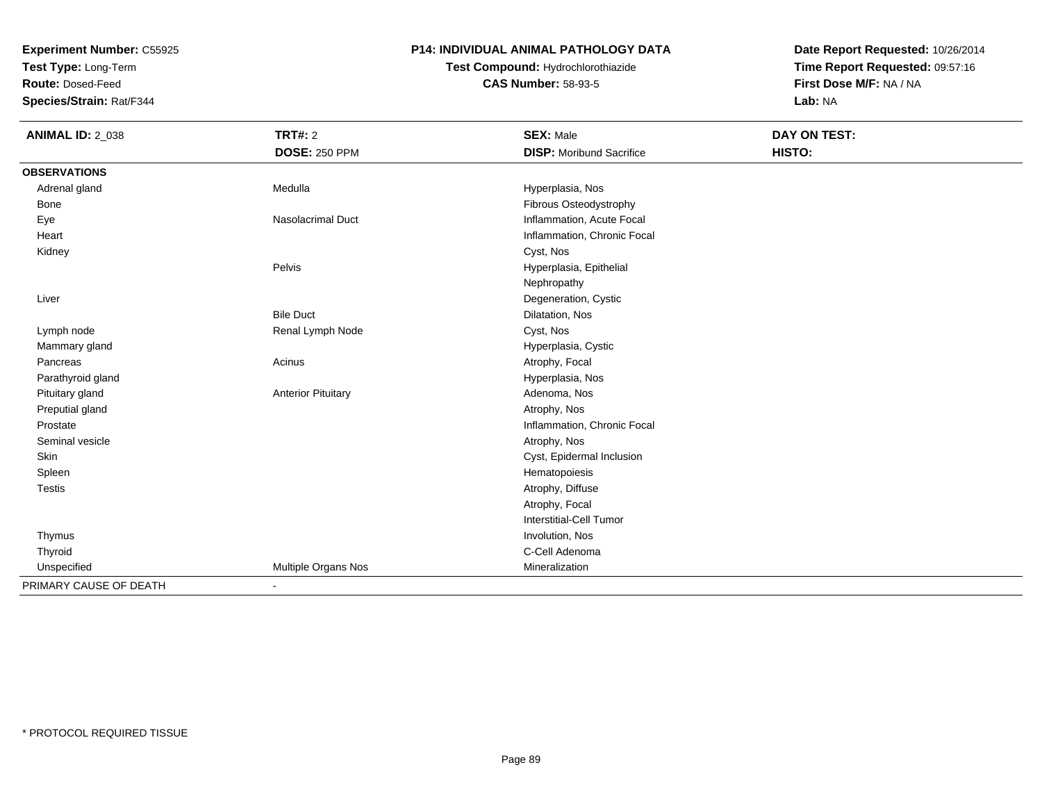**Experiment Number:** C55925
**Test Type:** Long-Term
**Route:** Dosed-Feed
**Species/Strain:** Rat/F344

**P14: INDIVIDUAL ANIMAL PATHOLOGY DATA**
**Test Compound:** Hydrochlorothiazide
**CAS Number:** 58-93-5

**Date Report Requested:** 10/26/2014
**Time Report Requested:** 09:57:16
**First Dose M/F:** NA / NA
**Lab:** NA

| ANIMAL ID: 2_038 | TRT#: 2 | SEX: Male | DAY ON TEST: |
|---|---|---|---|
| | DOSE: 250 PPM | DISP: Moribund Sacrifice | HISTO: |
| **OBSERVATIONS** | | | |
| Adrenal gland | Medulla | Hyperplasia, Nos | |
| Bone | | Fibrous Osteodystrophy | |
| Eye | Nasolacrimal Duct | Inflammation, Acute Focal | |
| Heart | | Inflammation, Chronic Focal | |
| Kidney | | Cyst, Nos | |
| | Pelvis | Hyperplasia, Epithelial | |
| | | Nephropathy | |
| Liver | | Degeneration, Cystic | |
| | Bile Duct | Dilatation, Nos | |
| Lymph node | Renal Lymph Node | Cyst, Nos | |
| Mammary gland | | Hyperplasia, Cystic | |
| Pancreas | Acinus | Atrophy, Focal | |
| Parathyroid gland | | Hyperplasia, Nos | |
| Pituitary gland | Anterior Pituitary | Adenoma, Nos | |
| Preputial gland | | Atrophy, Nos | |
| Prostate | | Inflammation, Chronic Focal | |
| Seminal vesicle | | Atrophy, Nos | |
| Skin | | Cyst, Epidermal Inclusion | |
| Spleen | | Hematopoiesis | |
| Testis | | Atrophy, Diffuse | |
| | | Atrophy, Focal | |
| | | Interstitial-Cell Tumor | |
| Thymus | | Involution, Nos | |
| Thyroid | | C-Cell Adenoma | |
| Unspecified | Multiple Organs Nos | Mineralization | |
| PRIMARY CAUSE OF DEATH | - | | |

\* PROTOCOL REQUIRED TISSUE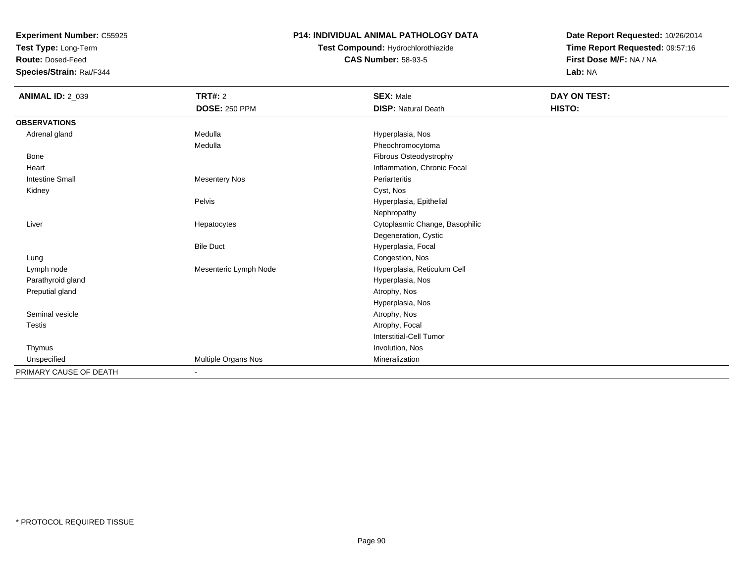**Experiment Number:** C55925
**Test Type:** Long-Term
**Route:** Dosed-Feed
**Species/Strain:** Rat/F344

**P14: INDIVIDUAL ANIMAL PATHOLOGY DATA**
**Test Compound:** Hydrochlorothiazide
**CAS Number:** 58-93-5

**Date Report Requested:** 10/26/2014
**Time Report Requested:** 09:57:16
**First Dose M/F:** NA / NA
**Lab:** NA

| **ANIMAL ID:** 2_039 | **TRT#:** 2 | **SEX:** Male | **DAY ON TEST:** |
|---|---|---|---|
| | **DOSE:** 250 PPM | **DISP:** Natural Death | **HISTO:** |
| **OBSERVATIONS** | | | |
| Adrenal gland | Medulla | Hyperplasia, Nos | |
| | Medulla | Pheochromocytoma | |
| Bone | | Fibrous Osteodystrophy | |
| Heart | | Inflammation, Chronic Focal | |
| Intestine Small | Mesentery Nos | Periarteritis | |
| Kidney | | Cyst, Nos | |
| | Pelvis | Hyperplasia, Epithelial | |
| | | Nephropathy | |
| Liver | Hepatocytes | Cytoplasmic Change, Basophilic | |
| | | Degeneration, Cystic | |
| | Bile Duct | Hyperplasia, Focal | |
| Lung | | Congestion, Nos | |
| Lymph node | Mesenteric Lymph Node | Hyperplasia, Reticulum Cell | |
| Parathyroid gland | | Hyperplasia, Nos | |
| Preputial gland | | Atrophy, Nos | |
| | | Hyperplasia, Nos | |
| Seminal vesicle | | Atrophy, Nos | |
| Testis | | Atrophy, Focal | |
| | | Interstitial-Cell Tumor | |
| Thymus | | Involution, Nos | |
| Unspecified | Multiple Organs Nos | Mineralization | |
| PRIMARY CAUSE OF DEATH | - | | |

* PROTOCOL REQUIRED TISSUE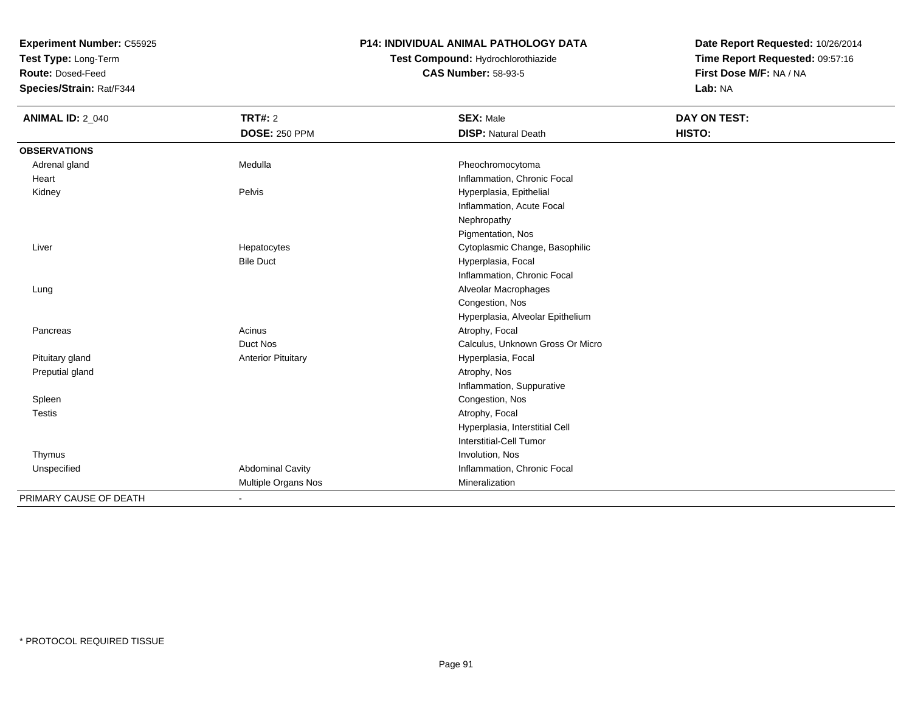**Experiment Number:** C55925
**Test Type:** Long-Term
**Route:** Dosed-Feed
**Species/Strain:** Rat/F344

**P14: INDIVIDUAL ANIMAL PATHOLOGY DATA**
**Test Compound:** Hydrochlorothiazide
**CAS Number:** 58-93-5

**Date Report Requested:** 10/26/2014
**Time Report Requested:** 09:57:16
**First Dose M/F:** NA / NA
**Lab:** NA

| **ANIMAL ID:** 2_040 | **TRT#:** 2 | **SEX:** Male | **DAY ON TEST:** |
|---|---|---|---|
| | **DOSE:** 250 PPM | **DISP:** Natural Death | **HISTO:** |
| **OBSERVATIONS** | | | |
| Adrenal gland | Medulla | Pheochromocytoma | |
| Heart | | Inflammation, Chronic Focal | |
| Kidney | Pelvis | Hyperplasia, Epithelial | |
| | | Inflammation, Acute Focal | |
| | | Nephropathy | |
| | | Pigmentation, Nos | |
| Liver | Hepatocytes | Cytoplasmic Change, Basophilic | |
| | Bile Duct | Hyperplasia, Focal | |
| | | Inflammation, Chronic Focal | |
| Lung | | Alveolar Macrophages | |
| | | Congestion, Nos | |
| | | Hyperplasia, Alveolar Epithelium | |
| Pancreas | Acinus | Atrophy, Focal | |
| | Duct Nos | Calculus, Unknown Gross Or Micro | |
| Pituitary gland | Anterior Pituitary | Hyperplasia, Focal | |
| Preputial gland | | Atrophy, Nos | |
| | | Inflammation, Suppurative | |
| Spleen | | Congestion, Nos | |
| Testis | | Atrophy, Focal | |
| | | Hyperplasia, Interstitial Cell | |
| | | Interstitial-Cell Tumor | |
| Thymus | | Involution, Nos | |
| Unspecified | Abdominal Cavity | Inflammation, Chronic Focal | |
| | Multiple Organs Nos | Mineralization | |
| PRIMARY CAUSE OF DEATH | - | | |

* PROTOCOL REQUIRED TISSUE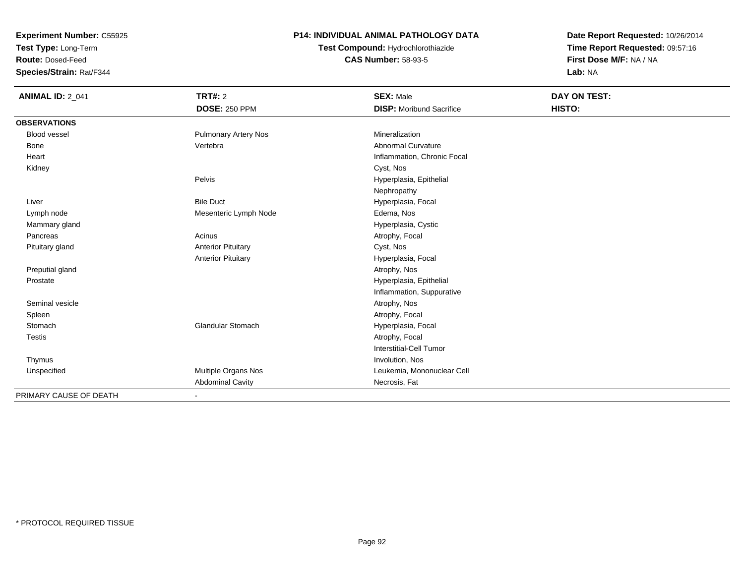**Experiment Number:** C55925
**Test Type:** Long-Term
**Route:** Dosed-Feed
**Species/Strain:** Rat/F344

**P14: INDIVIDUAL ANIMAL PATHOLOGY DATA**
**Test Compound:** Hydrochlorothiazide
**CAS Number:** 58-93-5

**Date Report Requested:** 10/26/2014
**Time Report Requested:** 09:57:16
**First Dose M/F:** NA / NA
**Lab:** NA

| **ANIMAL ID:** 2_041 | **TRT#:** 2 | **SEX:** Male | **DAY ON TEST:** |
|---|---|---|---|
| | **DOSE:** 250 PPM | **DISP:** Moribund Sacrifice | **HISTO:** |
| **OBSERVATIONS** | | | |
| Blood vessel | Pulmonary Artery Nos | Mineralization | |
| Bone | Vertebra | Abnormal Curvature | |
| Heart | | Inflammation, Chronic Focal | |
| Kidney | | Cyst, Nos | |
| | Pelvis | Hyperplasia, Epithelial | |
| | | Nephropathy | |
| Liver | Bile Duct | Hyperplasia, Focal | |
| Lymph node | Mesenteric Lymph Node | Edema, Nos | |
| Mammary gland | | Hyperplasia, Cystic | |
| Pancreas | Acinus | Atrophy, Focal | |
| Pituitary gland | Anterior Pituitary | Cyst, Nos | |
| | Anterior Pituitary | Hyperplasia, Focal | |
| Preputial gland | | Atrophy, Nos | |
| Prostate | | Hyperplasia, Epithelial | |
| | | Inflammation, Suppurative | |
| Seminal vesicle | | Atrophy, Nos | |
| Spleen | | Atrophy, Focal | |
| Stomach | Glandular Stomach | Hyperplasia, Focal | |
| Testis | | Atrophy, Focal | |
| | | Interstitial-Cell Tumor | |
| Thymus | | Involution, Nos | |
| Unspecified | Multiple Organs Nos | Leukemia, Mononuclear Cell | |
| | Abdominal Cavity | Necrosis, Fat | |
| PRIMARY CAUSE OF DEATH | - | | |

* PROTOCOL REQUIRED TISSUE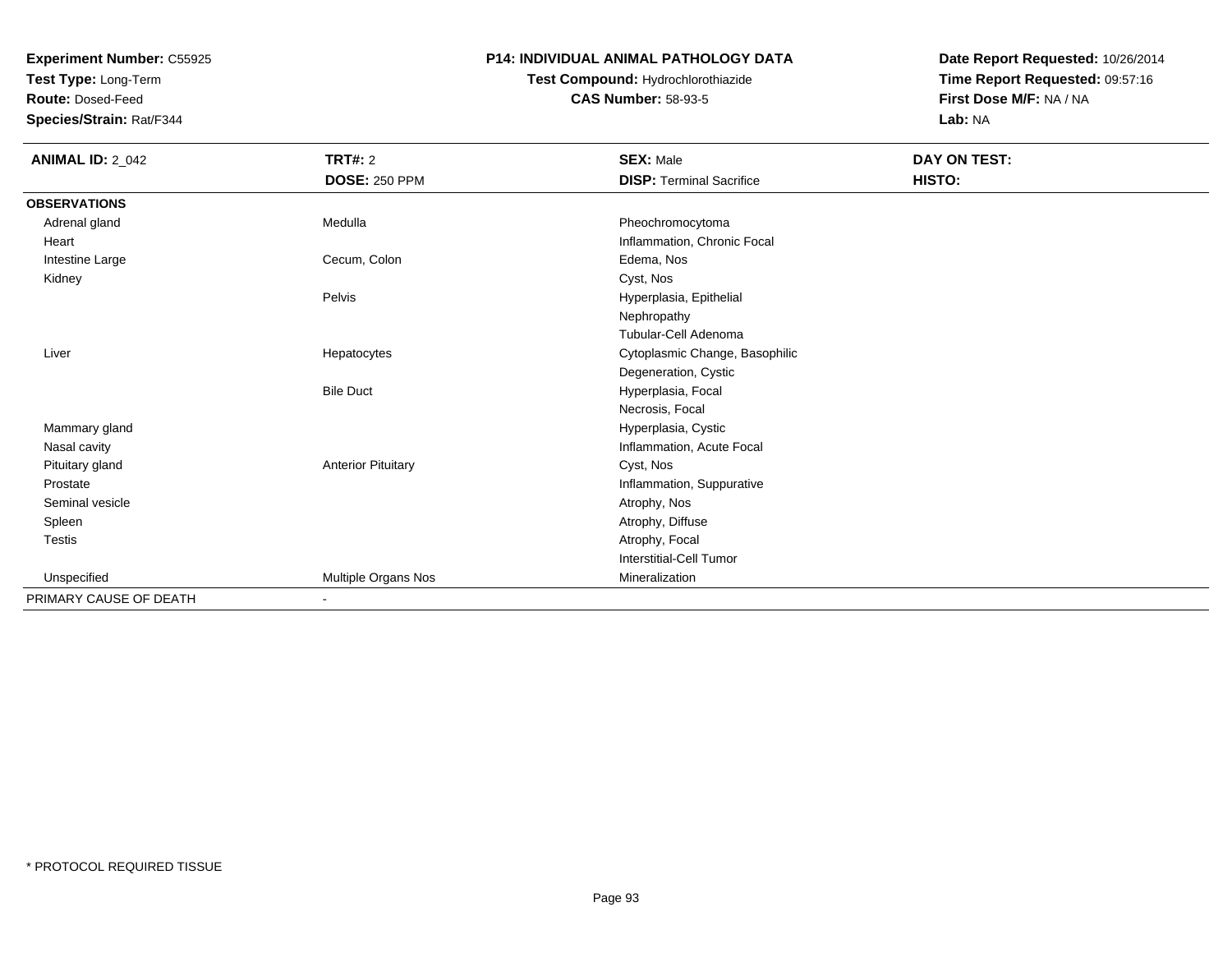**Experiment Number:** C55925
**Test Type:** Long-Term
**Route:** Dosed-Feed
**Species/Strain:** Rat/F344

**P14: INDIVIDUAL ANIMAL PATHOLOGY DATA**
**Test Compound:** Hydrochlorothiazide
**CAS Number:** 58-93-5

**Date Report Requested:** 10/26/2014
**Time Report Requested:** 09:57:16
**First Dose M/F:** NA / NA
**Lab:** NA

| **ANIMAL ID:** 2_042 | **TRT#:** 2 | **SEX:** Male | **DAY ON TEST:** |
|---|---|---|---|
| | **DOSE:** 250 PPM | **DISP:** Terminal Sacrifice | **HISTO:** |
| **OBSERVATIONS** | | | |
| Adrenal gland | Medulla | Pheochromocytoma | |
| Heart | | Inflammation, Chronic Focal | |
| Intestine Large | Cecum, Colon | Edema, Nos | |
| Kidney | | Cyst, Nos | |
| | Pelvis | Hyperplasia, Epithelial | |
| | | Nephropathy | |
| | | Tubular-Cell Adenoma | |
| Liver | Hepatocytes | Cytoplasmic Change, Basophilic | |
| | | Degeneration, Cystic | |
| | Bile Duct | Hyperplasia, Focal | |
| | | Necrosis, Focal | |
| Mammary gland | | Hyperplasia, Cystic | |
| Nasal cavity | | Inflammation, Acute Focal | |
| Pituitary gland | Anterior Pituitary | Cyst, Nos | |
| Prostate | | Inflammation, Suppurative | |
| Seminal vesicle | | Atrophy, Nos | |
| Spleen | | Atrophy, Diffuse | |
| Testis | | Atrophy, Focal | |
| | | Interstitial-Cell Tumor | |
| Unspecified | Multiple Organs Nos | Mineralization | |
| PRIMARY CAUSE OF DEATH | - | | |

* PROTOCOL REQUIRED TISSUE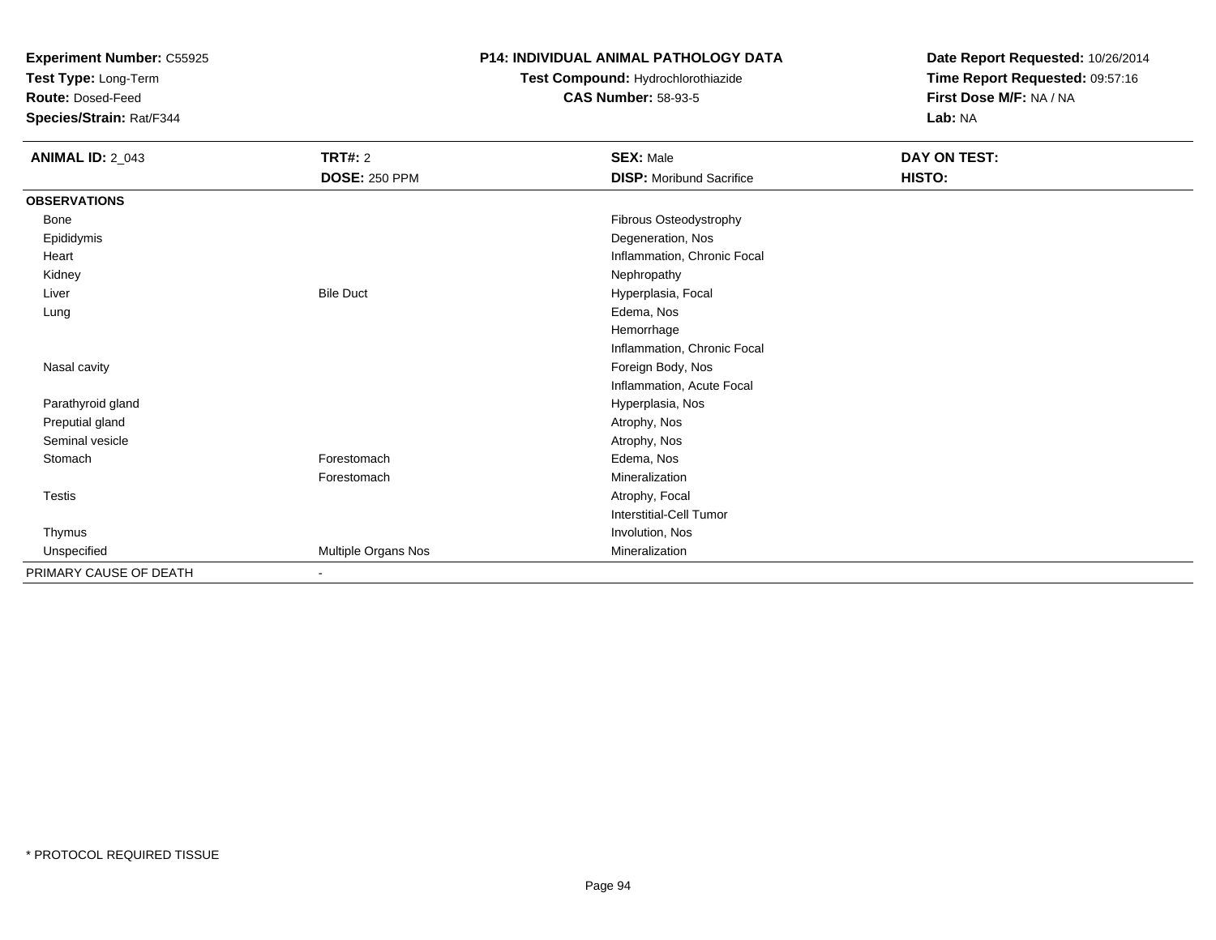**Experiment Number:** C55925
**Test Type:** Long-Term
**Route:** Dosed-Feed
**Species/Strain:** Rat/F344

**P14: INDIVIDUAL ANIMAL PATHOLOGY DATA**
**Test Compound:** Hydrochlorothiazide
**CAS Number:** 58-93-5

**Date Report Requested:** 10/26/2014
**Time Report Requested:** 09:57:16
**First Dose M/F:** NA / NA
**Lab:** NA

| **ANIMAL ID:** 2_043 | **TRT#:** 2 | **SEX:** Male | **DAY ON TEST:** |
|---|---|---|---|
| | **DOSE:** 250 PPM | **DISP:** Moribund Sacrifice | **HISTO:** |
| **OBSERVATIONS** | | | |
| Bone | | Fibrous Osteodystrophy | |
| Epididymis | | Degeneration, Nos | |
| Heart | | Inflammation, Chronic Focal | |
| Kidney | | Nephropathy | |
| Liver | Bile Duct | Hyperplasia, Focal | |
| Lung | | Edema, Nos | |
| | | Hemorrhage | |
| | | Inflammation, Chronic Focal | |
| Nasal cavity | | Foreign Body, Nos | |
| | | Inflammation, Acute Focal | |
| Parathyroid gland | | Hyperplasia, Nos | |
| Preputial gland | | Atrophy, Nos | |
| Seminal vesicle | | Atrophy, Nos | |
| Stomach | Forestomach | Edema, Nos | |
| | Forestomach | Mineralization | |
| Testis | | Atrophy, Focal | |
| | | Interstitial-Cell Tumor | |
| Thymus | | Involution, Nos | |
| Unspecified | Multiple Organs Nos | Mineralization | |
| PRIMARY CAUSE OF DEATH | - | | |

* PROTOCOL REQUIRED TISSUE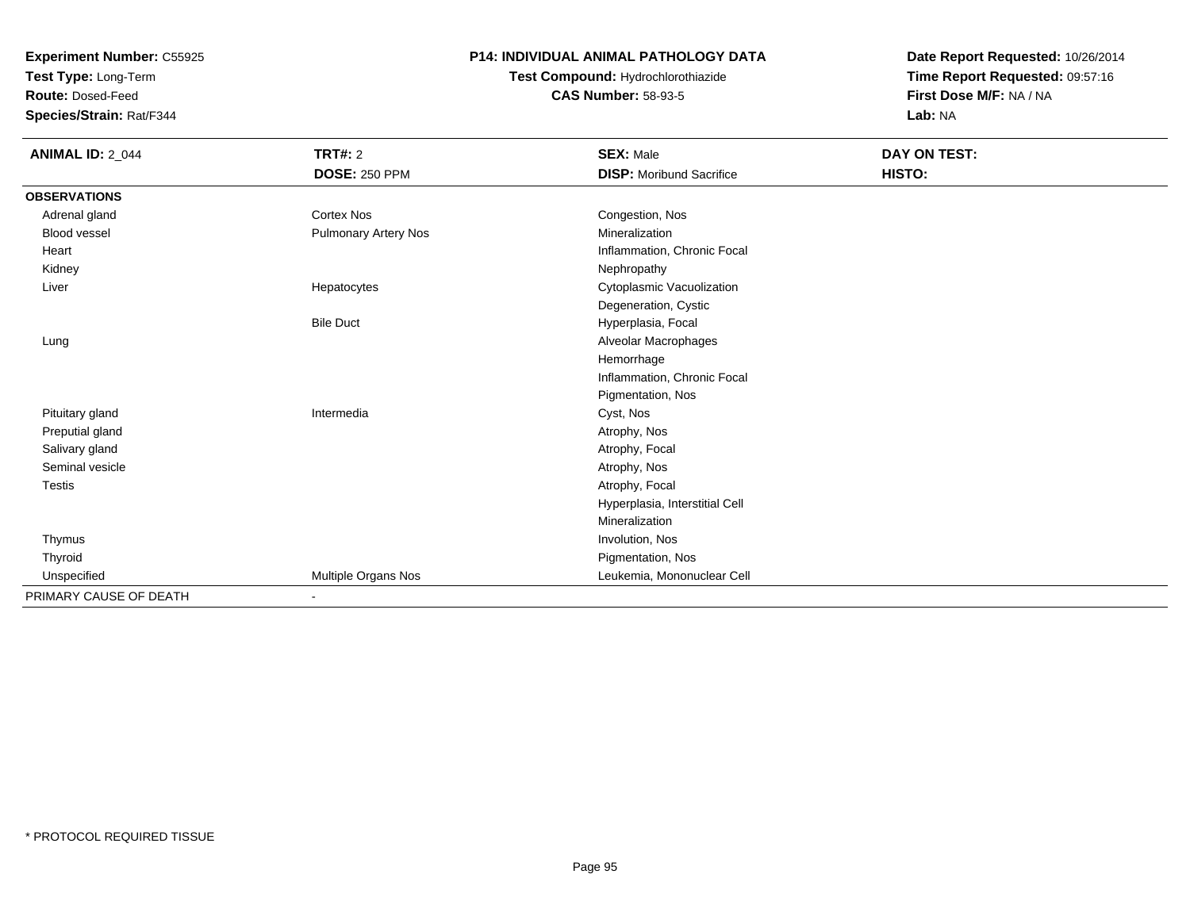**Experiment Number:** C55925
**Test Type:** Long-Term
**Route:** Dosed-Feed
**Species/Strain:** Rat/F344

# P14: INDIVIDUAL ANIMAL PATHOLOGY DATA

**Test Compound:** Hydrochlorothiazide
**CAS Number:** 58-93-5

**Date Report Requested:** 10/26/2014
**Time Report Requested:** 09:57:16
**First Dose M/F:** NA / NA
**Lab:** NA

| **ANIMAL ID:** 2_044 | **TRT#:** 2 | **SEX:** Male | **DAY ON TEST:** |
|---|---|---|---|
| | **DOSE:** 250 PPM | **DISP:** Moribund Sacrifice | **HISTO:** |
| **OBSERVATIONS** | | | |
| Adrenal gland | Cortex Nos | Congestion, Nos | |
| Blood vessel | Pulmonary Artery Nos | Mineralization | |
| Heart | | Inflammation, Chronic Focal | |
| Kidney | | Nephropathy | |
| Liver | Hepatocytes | Cytoplasmic Vacuolization | |
| | | Degeneration, Cystic | |
| | Bile Duct | Hyperplasia, Focal | |
| Lung | | Alveolar Macrophages | |
| | | Hemorrhage | |
| | | Inflammation, Chronic Focal | |
| | | Pigmentation, Nos | |
| Pituitary gland | Intermedia | Cyst, Nos | |
| Preputial gland | | Atrophy, Nos | |
| Salivary gland | | Atrophy, Focal | |
| Seminal vesicle | | Atrophy, Nos | |
| Testis | | Atrophy, Focal | |
| | | Hyperplasia, Interstitial Cell | |
| | | Mineralization | |
| Thymus | | Involution, Nos | |
| Thyroid | | Pigmentation, Nos | |
| Unspecified | Multiple Organs Nos | Leukemia, Mononuclear Cell | |
| PRIMARY CAUSE OF DEATH | - | | |

\* PROTOCOL REQUIRED TISSUE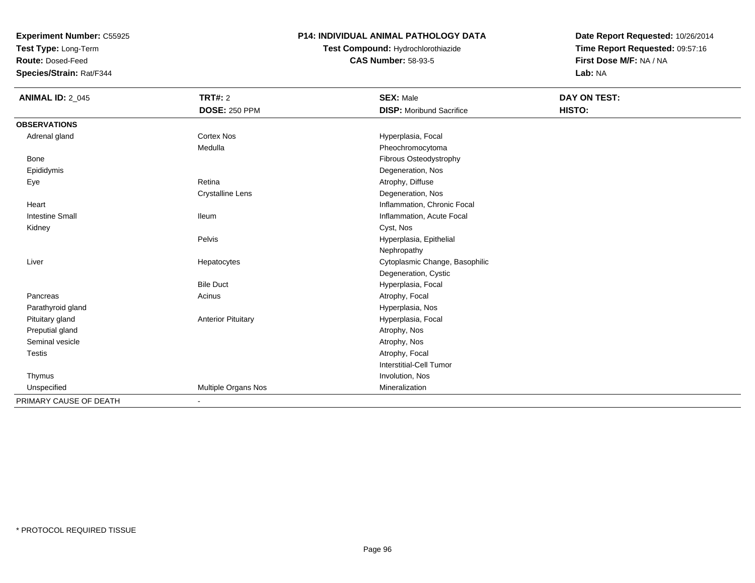**Experiment Number:** C55925
**Test Type:** Long-Term
**Route:** Dosed-Feed
**Species/Strain:** Rat/F344

## P14: INDIVIDUAL ANIMAL PATHOLOGY DATA

**Test Compound:** Hydrochlorothiazide
**CAS Number:** 58-93-5

**Date Report Requested:** 10/26/2014
**Time Report Requested:** 09:57:16
**First Dose M/F:** NA / NA
**Lab:** NA

| **ANIMAL ID:** 2_045 | **TRT#:** 2 | **SEX:** Male | **DAY ON TEST:** |
|---|---|---|---|
| | **DOSE:** 250 PPM | **DISP:** Moribund Sacrifice | **HISTO:** |
| **OBSERVATIONS** | | | |
| Adrenal gland | Cortex Nos | Hyperplasia, Focal | |
| | Medulla | Pheochromocytoma | |
| Bone | | Fibrous Osteodystrophy | |
| Epididymis | | Degeneration, Nos | |
| Eye | Retina | Atrophy, Diffuse | |
| | Crystalline Lens | Degeneration, Nos | |
| Heart | | Inflammation, Chronic Focal | |
| Intestine Small | Ileum | Inflammation, Acute Focal | |
| Kidney | | Cyst, Nos | |
| | Pelvis | Hyperplasia, Epithelial | |
| | | Nephropathy | |
| Liver | Hepatocytes | Cytoplasmic Change, Basophilic | |
| | | Degeneration, Cystic | |
| | Bile Duct | Hyperplasia, Focal | |
| Pancreas | Acinus | Atrophy, Focal | |
| Parathyroid gland | | Hyperplasia, Nos | |
| Pituitary gland | Anterior Pituitary | Hyperplasia, Focal | |
| Preputial gland | | Atrophy, Nos | |
| Seminal vesicle | | Atrophy, Nos | |
| Testis | | Atrophy, Focal | |
| | | Interstitial-Cell Tumor | |
| Thymus | | Involution, Nos | |
| Unspecified | Multiple Organs Nos | Mineralization | |
| PRIMARY CAUSE OF DEATH | - | | |

* PROTOCOL REQUIRED TISSUE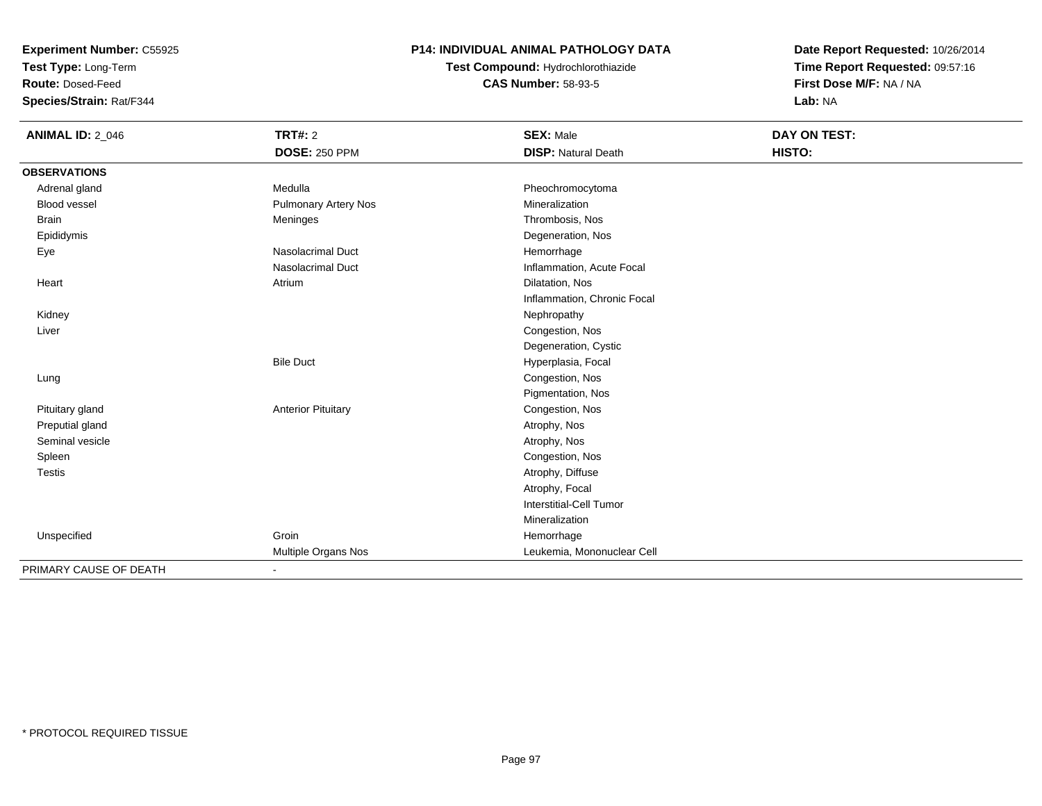**Experiment Number:** C55925
**Test Type:** Long-Term
**Route:** Dosed-Feed
**Species/Strain:** Rat/F344

**P14: INDIVIDUAL ANIMAL PATHOLOGY DATA**
**Test Compound:** Hydrochlorothiazide
**CAS Number:** 58-93-5

**Date Report Requested:** 10/26/2014
**Time Report Requested:** 09:57:16
**First Dose M/F:** NA / NA
**Lab:** NA

| **ANIMAL ID:** 2_046 | **TRT#:** 2 | **SEX:** Male | **DAY ON TEST:** |
|---|---|---|---|
| | **DOSE:** 250 PPM | **DISP:** Natural Death | **HISTO:** |
| **OBSERVATIONS** | | | |
| Adrenal gland | Medulla | Pheochromocytoma | |
| Blood vessel | Pulmonary Artery Nos | Mineralization | |
| Brain | Meninges | Thrombosis, Nos | |
| Epididymis | | Degeneration, Nos | |
| Eye | Nasolacrimal Duct | Hemorrhage | |
| | Nasolacrimal Duct | Inflammation, Acute Focal | |
| Heart | Atrium | Dilatation, Nos | |
| | | Inflammation, Chronic Focal | |
| Kidney | | Nephropathy | |
| Liver | | Congestion, Nos | |
| | | Degeneration, Cystic | |
| | Bile Duct | Hyperplasia, Focal | |
| Lung | | Congestion, Nos | |
| | | Pigmentation, Nos | |
| Pituitary gland | Anterior Pituitary | Congestion, Nos | |
| Preputial gland | | Atrophy, Nos | |
| Seminal vesicle | | Atrophy, Nos | |
| Spleen | | Congestion, Nos | |
| Testis | | Atrophy, Diffuse | |
| | | Atrophy, Focal | |
| | | Interstitial-Cell Tumor | |
| | | Mineralization | |
| Unspecified | Groin | Hemorrhage | |
| | Multiple Organs Nos | Leukemia, Mononuclear Cell | |
| PRIMARY CAUSE OF DEATH | - | | |

\* PROTOCOL REQUIRED TISSUE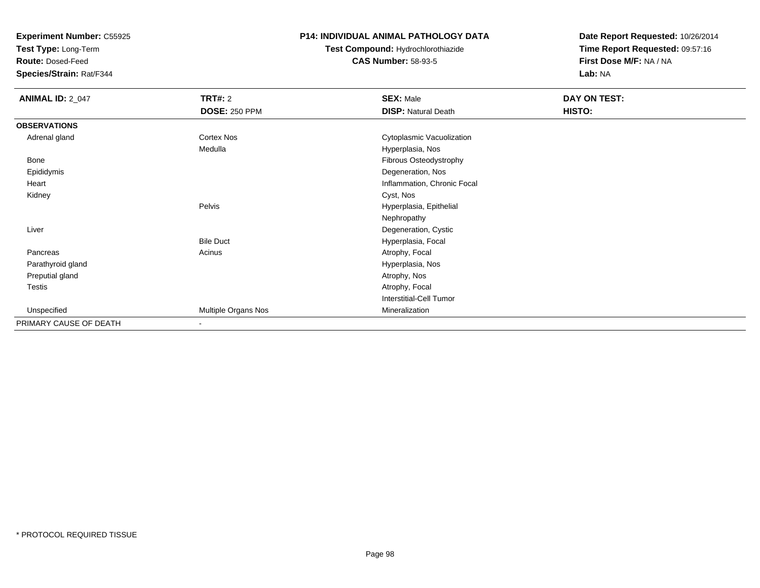**Experiment Number:** C55925
**Test Type:** Long-Term
**Route:** Dosed-Feed
**Species/Strain:** Rat/F344

**P14: INDIVIDUAL ANIMAL PATHOLOGY DATA**
**Test Compound:** Hydrochlorothiazide
**CAS Number:** 58-93-5

**Date Report Requested:** 10/26/2014
**Time Report Requested:** 09:57:16
**First Dose M/F:** NA / NA
**Lab:** NA

| **ANIMAL ID:** 2_047 | **TRT#:** 2 | **SEX:** Male | **DAY ON TEST:** |
|---|---|---|---|
| | **DOSE:** 250 PPM | **DISP:** Natural Death | **HISTO:** |
| **OBSERVATIONS** | | | |
| Adrenal gland | Cortex Nos | Cytoplasmic Vacuolization | |
| | Medulla | Hyperplasia, Nos | |
| Bone | | Fibrous Osteodystrophy | |
| Epididymis | | Degeneration, Nos | |
| Heart | | Inflammation, Chronic Focal | |
| Kidney | | Cyst, Nos | |
| | Pelvis | Hyperplasia, Epithelial | |
| | | Nephropathy | |
| Liver | | Degeneration, Cystic | |
| | Bile Duct | Hyperplasia, Focal | |
| Pancreas | Acinus | Atrophy, Focal | |
| Parathyroid gland | | Hyperplasia, Nos | |
| Preputial gland | | Atrophy, Nos | |
| Testis | | Atrophy, Focal | |
| | | Interstitial-Cell Tumor | |
| Unspecified | Multiple Organs Nos | Mineralization | |
| PRIMARY CAUSE OF DEATH | - | | |

* PROTOCOL REQUIRED TISSUE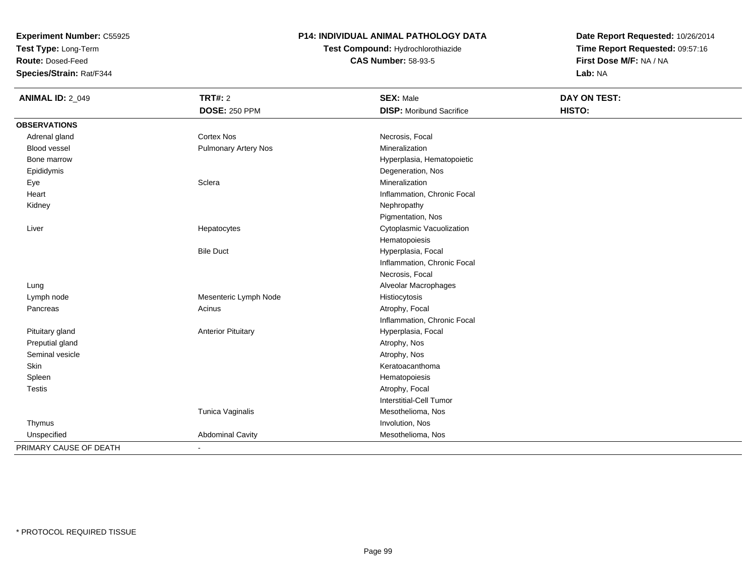**Experiment Number:** C55925
**Test Type:** Long-Term
**Route:** Dosed-Feed
**Species/Strain:** Rat/F344

**P14: INDIVIDUAL ANIMAL PATHOLOGY DATA**
**Test Compound:** Hydrochlorothiazide
**CAS Number:** 58-93-5

**Date Report Requested:** 10/26/2014
**Time Report Requested:** 09:57:16
**First Dose M/F:** NA / NA
**Lab:** NA

| **ANIMAL ID:** 2_049 | **TRT#:** 2 | **SEX:** Male | **DAY ON TEST:** |
|---|---|---|---|
| | **DOSE:** 250 PPM | **DISP:** Moribund Sacrifice | **HISTO:** |
| **OBSERVATIONS** | | | |
| Adrenal gland | Cortex Nos | Necrosis, Focal | |
| Blood vessel | Pulmonary Artery Nos | Mineralization | |
| Bone marrow | | Hyperplasia, Hematopoietic | |
| Epididymis | | Degeneration, Nos | |
| Eye | Sclera | Mineralization | |
| Heart | | Inflammation, Chronic Focal | |
| Kidney | | Nephropathy | |
| | | Pigmentation, Nos | |
| Liver | Hepatocytes | Cytoplasmic Vacuolization | |
| | | Hematopoiesis | |
| | Bile Duct | Hyperplasia, Focal | |
| | | Inflammation, Chronic Focal | |
| | | Necrosis, Focal | |
| Lung | | Alveolar Macrophages | |
| Lymph node | Mesenteric Lymph Node | Histiocytosis | |
| Pancreas | Acinus | Atrophy, Focal | |
| | | Inflammation, Chronic Focal | |
| Pituitary gland | Anterior Pituitary | Hyperplasia, Focal | |
| Preputial gland | | Atrophy, Nos | |
| Seminal vesicle | | Atrophy, Nos | |
| Skin | | Keratoacanthoma | |
| Spleen | | Hematopoiesis | |
| Testis | | Atrophy, Focal | |
| | | Interstitial-Cell Tumor | |
| | Tunica Vaginalis | Mesothelioma, Nos | |
| Thymus | | Involution, Nos | |
| Unspecified | Abdominal Cavity | Mesothelioma, Nos | |
| PRIMARY CAUSE OF DEATH | - | | |

* PROTOCOL REQUIRED TISSUE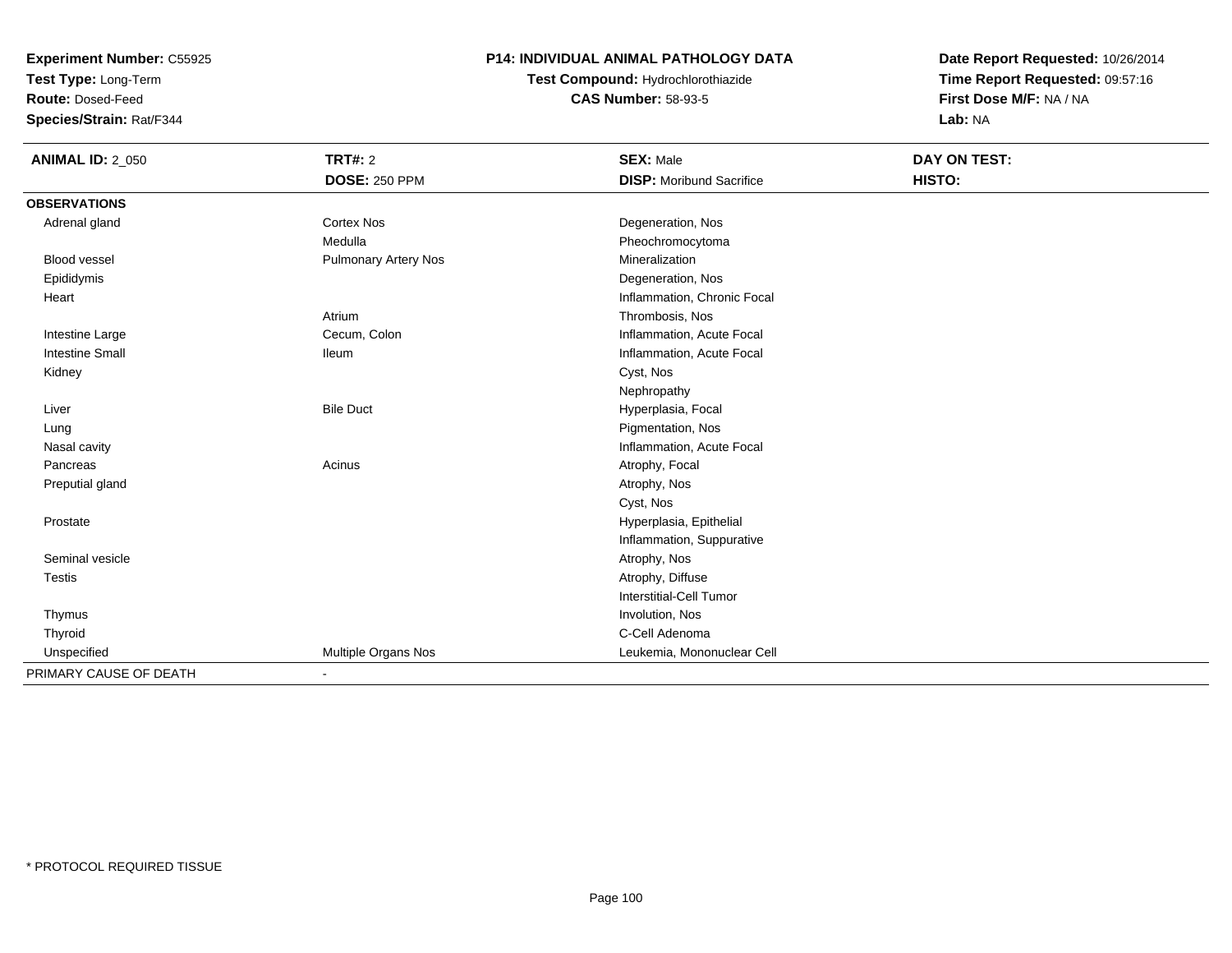**Experiment Number:** C55925
**Test Type:** Long-Term
**Route:** Dosed-Feed
**Species/Strain:** Rat/F344

**P14: INDIVIDUAL ANIMAL PATHOLOGY DATA**
**Test Compound:** Hydrochlorothiazide
**CAS Number:** 58-93-5

**Date Report Requested:** 10/26/2014
**Time Report Requested:** 09:57:16
**First Dose M/F:** NA / NA
**Lab:** NA

| **ANIMAL ID:** 2_050 | **TRT#:** 2 | **SEX:** Male | **DAY ON TEST:** |
|---|---|---|---|
| | **DOSE:** 250 PPM | **DISP:** Moribund Sacrifice | **HISTO:** |
| **OBSERVATIONS** | | | |
| Adrenal gland | Cortex Nos | Degeneration, Nos | |
| | Medulla | Pheochromocytoma | |
| Blood vessel | Pulmonary Artery Nos | Mineralization | |
| Epididymis | | Degeneration, Nos | |
| Heart | | Inflammation, Chronic Focal | |
| | Atrium | Thrombosis, Nos | |
| Intestine Large | Cecum, Colon | Inflammation, Acute Focal | |
| Intestine Small | Ileum | Inflammation, Acute Focal | |
| Kidney | | Cyst, Nos | |
| | | Nephropathy | |
| Liver | Bile Duct | Hyperplasia, Focal | |
| Lung | | Pigmentation, Nos | |
| Nasal cavity | | Inflammation, Acute Focal | |
| Pancreas | Acinus | Atrophy, Focal | |
| Preputial gland | | Atrophy, Nos | |
| | | Cyst, Nos | |
| Prostate | | Hyperplasia, Epithelial | |
| | | Inflammation, Suppurative | |
| Seminal vesicle | | Atrophy, Nos | |
| Testis | | Atrophy, Diffuse | |
| | | Interstitial-Cell Tumor | |
| Thymus | | Involution, Nos | |
| Thyroid | | C-Cell Adenoma | |
| Unspecified | Multiple Organs Nos | Leukemia, Mononuclear Cell | |
| PRIMARY CAUSE OF DEATH | - | | |

\* PROTOCOL REQUIRED TISSUE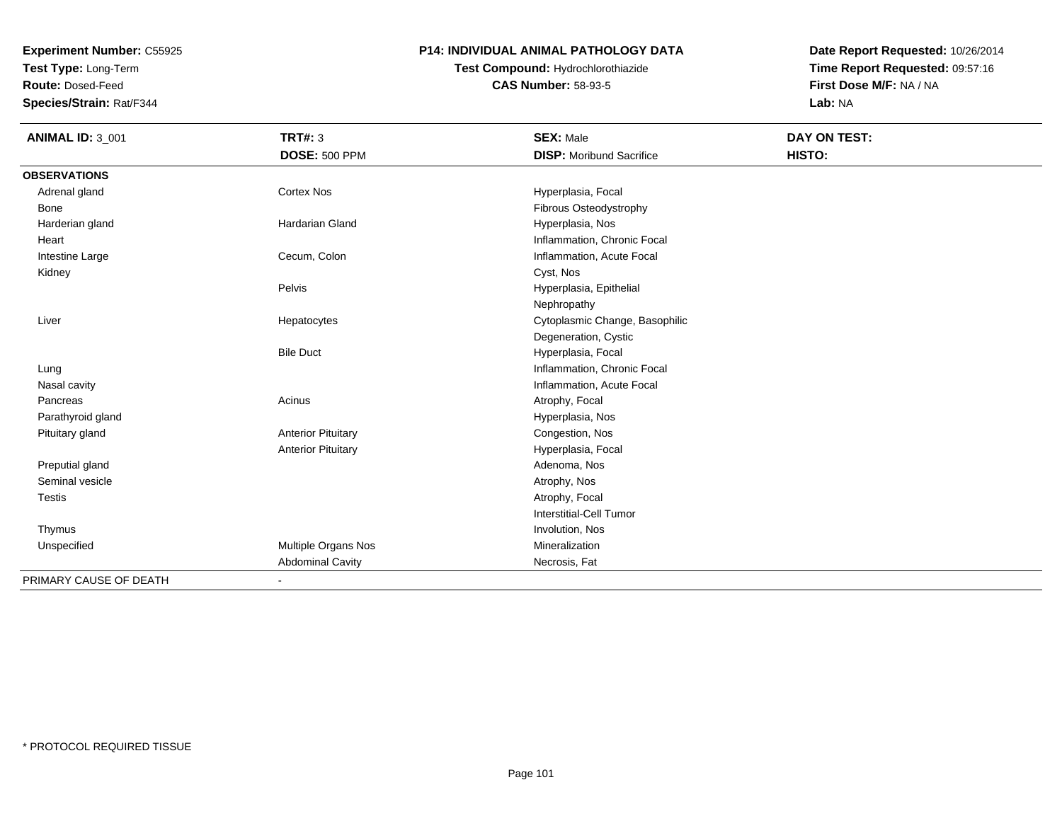**Experiment Number:** C55925
**Test Type:** Long-Term
**Route:** Dosed-Feed
**Species/Strain:** Rat/F344

# P14: INDIVIDUAL ANIMAL PATHOLOGY DATA

**Test Compound:** Hydrochlorothiazide
**CAS Number:** 58-93-5

**Date Report Requested:** 10/26/2014
**Time Report Requested:** 09:57:16
**First Dose M/F:** NA / NA
**Lab:** NA

| ANIMAL ID: 3_001 | TRT#: 3 | SEX: Male | DAY ON TEST: |
|---|---|---|---|
| | DOSE: 500 PPM | DISP: Moribund Sacrifice | HISTO: |
| **OBSERVATIONS** | | | |
| Adrenal gland | Cortex Nos | Hyperplasia, Focal | |
| Bone | | Fibrous Osteodystrophy | |
| Harderian gland | Hardarian Gland | Hyperplasia, Nos | |
| Heart | | Inflammation, Chronic Focal | |
| Intestine Large | Cecum, Colon | Inflammation, Acute Focal | |
| Kidney | | Cyst, Nos | |
| | Pelvis | Hyperplasia, Epithelial | |
| | | Nephropathy | |
| Liver | Hepatocytes | Cytoplasmic Change, Basophilic | |
| | | Degeneration, Cystic | |
| | Bile Duct | Hyperplasia, Focal | |
| Lung | | Inflammation, Chronic Focal | |
| Nasal cavity | | Inflammation, Acute Focal | |
| Pancreas | Acinus | Atrophy, Focal | |
| Parathyroid gland | | Hyperplasia, Nos | |
| Pituitary gland | Anterior Pituitary | Congestion, Nos | |
| | Anterior Pituitary | Hyperplasia, Focal | |
| Preputial gland | | Adenoma, Nos | |
| Seminal vesicle | | Atrophy, Nos | |
| Testis | | Atrophy, Focal | |
| | | Interstitial-Cell Tumor | |
| Thymus | | Involution, Nos | |
| Unspecified | Multiple Organs Nos | Mineralization | |
| | Abdominal Cavity | Necrosis, Fat | |
| PRIMARY CAUSE OF DEATH | - | | |

\* PROTOCOL REQUIRED TISSUE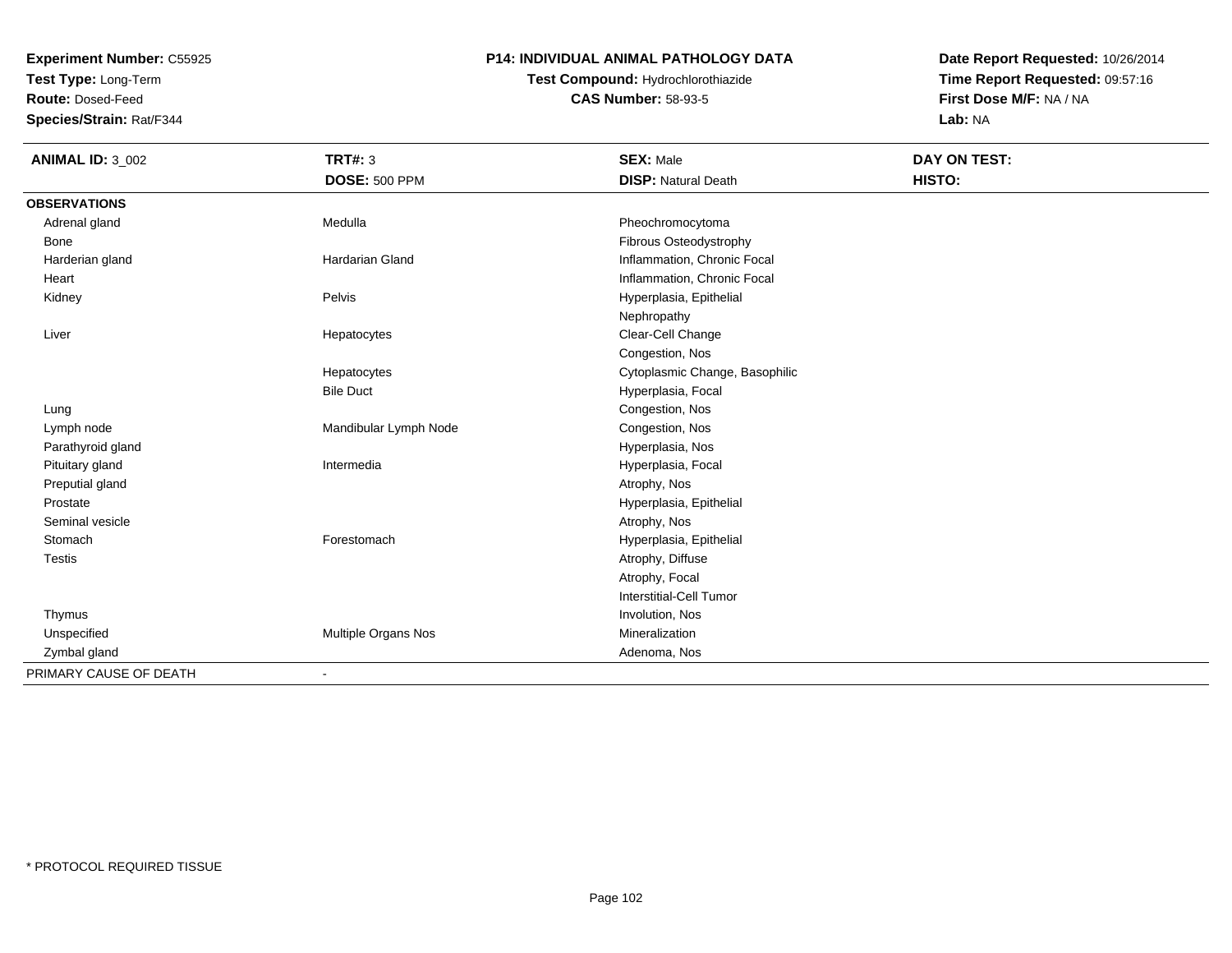**Experiment Number:** C55925
**Test Type:** Long-Term
**Route:** Dosed-Feed
**Species/Strain:** Rat/F344

**P14: INDIVIDUAL ANIMAL PATHOLOGY DATA**
**Test Compound:** Hydrochlorothiazide
**CAS Number:** 58-93-5

**Date Report Requested:** 10/26/2014
**Time Report Requested:** 09:57:16
**First Dose M/F:** NA / NA
**Lab:** NA

| **ANIMAL ID:** 3_002 | **TRT#:** 3 | **SEX:** Male | **DAY ON TEST:** |
|---|---|---|---|
| | **DOSE:** 500 PPM | **DISP:** Natural Death | **HISTO:** |
| **OBSERVATIONS** | | | |
| Adrenal gland | Medulla | Pheochromocytoma | |
| Bone | | Fibrous Osteodystrophy | |
| Harderian gland | Hardarian Gland | Inflammation, Chronic Focal | |
| Heart | | Inflammation, Chronic Focal | |
| Kidney | Pelvis | Hyperplasia, Epithelial | |
| | | Nephropathy | |
| Liver | Hepatocytes | Clear-Cell Change | |
| | | Congestion, Nos | |
| | Hepatocytes | Cytoplasmic Change, Basophilic | |
| | Bile Duct | Hyperplasia, Focal | |
| Lung | | Congestion, Nos | |
| Lymph node | Mandibular Lymph Node | Congestion, Nos | |
| Parathyroid gland | | Hyperplasia, Nos | |
| Pituitary gland | Intermedia | Hyperplasia, Focal | |
| Preputial gland | | Atrophy, Nos | |
| Prostate | | Hyperplasia, Epithelial | |
| Seminal vesicle | | Atrophy, Nos | |
| Stomach | Forestomach | Hyperplasia, Epithelial | |
| Testis | | Atrophy, Diffuse | |
| | | Atrophy, Focal | |
| | | Interstitial-Cell Tumor | |
| Thymus | | Involution, Nos | |
| Unspecified | Multiple Organs Nos | Mineralization | |
| Zymbal gland | | Adenoma, Nos | |
| PRIMARY CAUSE OF DEATH | - | | |

* PROTOCOL REQUIRED TISSUE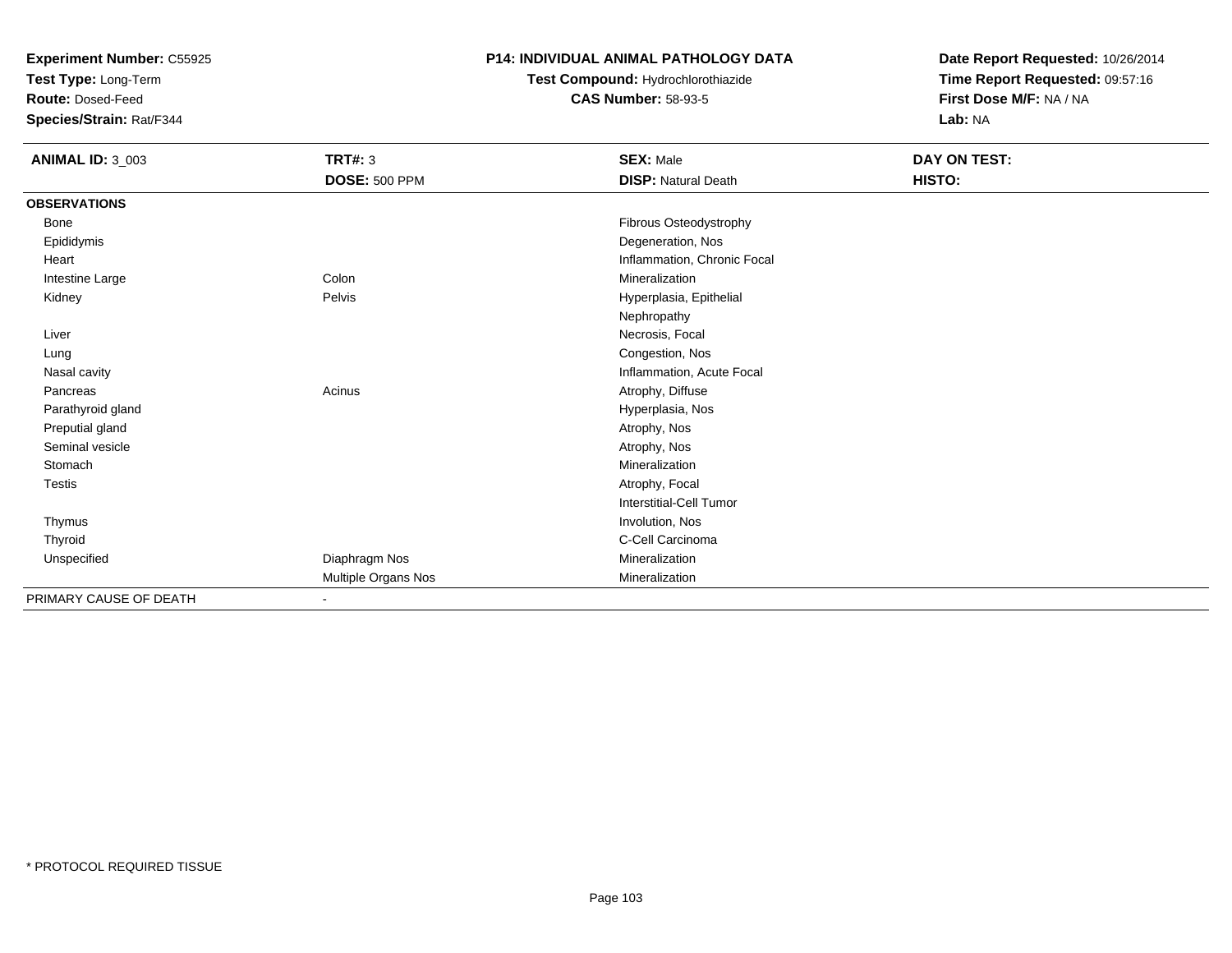**Experiment Number:** C55925
**Test Type:** Long-Term
**Route:** Dosed-Feed
**Species/Strain:** Rat/F344

**P14: INDIVIDUAL ANIMAL PATHOLOGY DATA**
**Test Compound:** Hydrochlorothiazide
**CAS Number:** 58-93-5

**Date Report Requested:** 10/26/2014
**Time Report Requested:** 09:57:16
**First Dose M/F:** NA / NA
**Lab:** NA

| **ANIMAL ID:** 3_003 | **TRT#:** 3 | **SEX:** Male | **DAY ON TEST:** |
|---|---|---|---|
| | **DOSE:** 500 PPM | **DISP:** Natural Death | **HISTO:** |
| **OBSERVATIONS** | | | |
| Bone | | Fibrous Osteodystrophy | |
| Epididymis | | Degeneration, Nos | |
| Heart | | Inflammation, Chronic Focal | |
| Intestine Large | Colon | Mineralization | |
| Kidney | Pelvis | Hyperplasia, Epithelial | |
| | | Nephropathy | |
| Liver | | Necrosis, Focal | |
| Lung | | Congestion, Nos | |
| Nasal cavity | | Inflammation, Acute Focal | |
| Pancreas | Acinus | Atrophy, Diffuse | |
| Parathyroid gland | | Hyperplasia, Nos | |
| Preputial gland | | Atrophy, Nos | |
| Seminal vesicle | | Atrophy, Nos | |
| Stomach | | Mineralization | |
| Testis | | Atrophy, Focal | |
| | | Interstitial-Cell Tumor | |
| Thymus | | Involution, Nos | |
| Thyroid | | C-Cell Carcinoma | |
| Unspecified | Diaphragm Nos | Mineralization | |
| | Multiple Organs Nos | Mineralization | |
| PRIMARY CAUSE OF DEATH | - | | |

* PROTOCOL REQUIRED TISSUE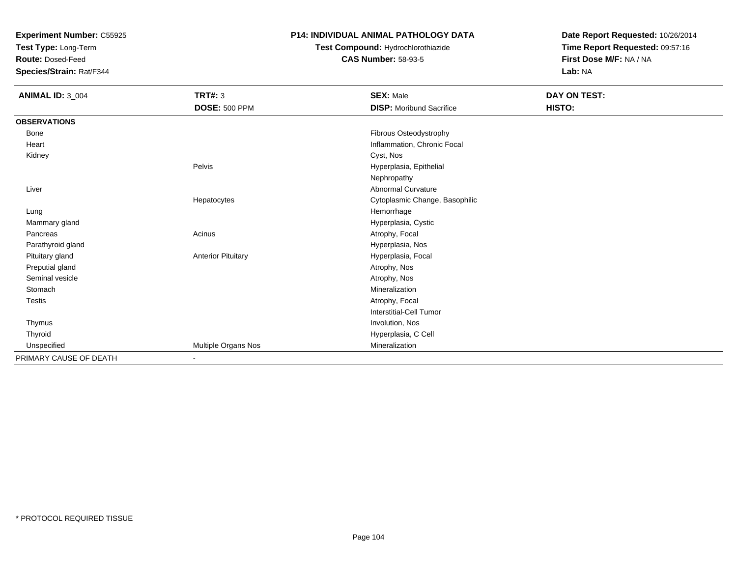**Experiment Number:** C55925
**Test Type:** Long-Term
**Route:** Dosed-Feed
**Species/Strain:** Rat/F344

**P14: INDIVIDUAL ANIMAL PATHOLOGY DATA**
**Test Compound:** Hydrochlorothiazide
**CAS Number:** 58-93-5

**Date Report Requested:** 10/26/2014
**Time Report Requested:** 09:57:16
**First Dose M/F:** NA / NA
**Lab:** NA

| **ANIMAL ID:** 3_004 | **TRT#:** 3 | **SEX:** Male | **DAY ON TEST:** |
|---|---|---|---|
| | **DOSE:** 500 PPM | **DISP:** Moribund Sacrifice | **HISTO:** |
| **OBSERVATIONS** | | | |
| Bone | | Fibrous Osteodystrophy | |
| Heart | | Inflammation, Chronic Focal | |
| Kidney | | Cyst, Nos | |
| | Pelvis | Hyperplasia, Epithelial | |
| | | Nephropathy | |
| Liver | | Abnormal Curvature | |
| | Hepatocytes | Cytoplasmic Change, Basophilic | |
| Lung | | Hemorrhage | |
| Mammary gland | | Hyperplasia, Cystic | |
| Pancreas | Acinus | Atrophy, Focal | |
| Parathyroid gland | | Hyperplasia, Nos | |
| Pituitary gland | Anterior Pituitary | Hyperplasia, Focal | |
| Preputial gland | | Atrophy, Nos | |
| Seminal vesicle | | Atrophy, Nos | |
| Stomach | | Mineralization | |
| Testis | | Atrophy, Focal | |
| | | Interstitial-Cell Tumor | |
| Thymus | | Involution, Nos | |
| Thyroid | | Hyperplasia, C Cell | |
| Unspecified | Multiple Organs Nos | Mineralization | |
| PRIMARY CAUSE OF DEATH | - | | |

\* PROTOCOL REQUIRED TISSUE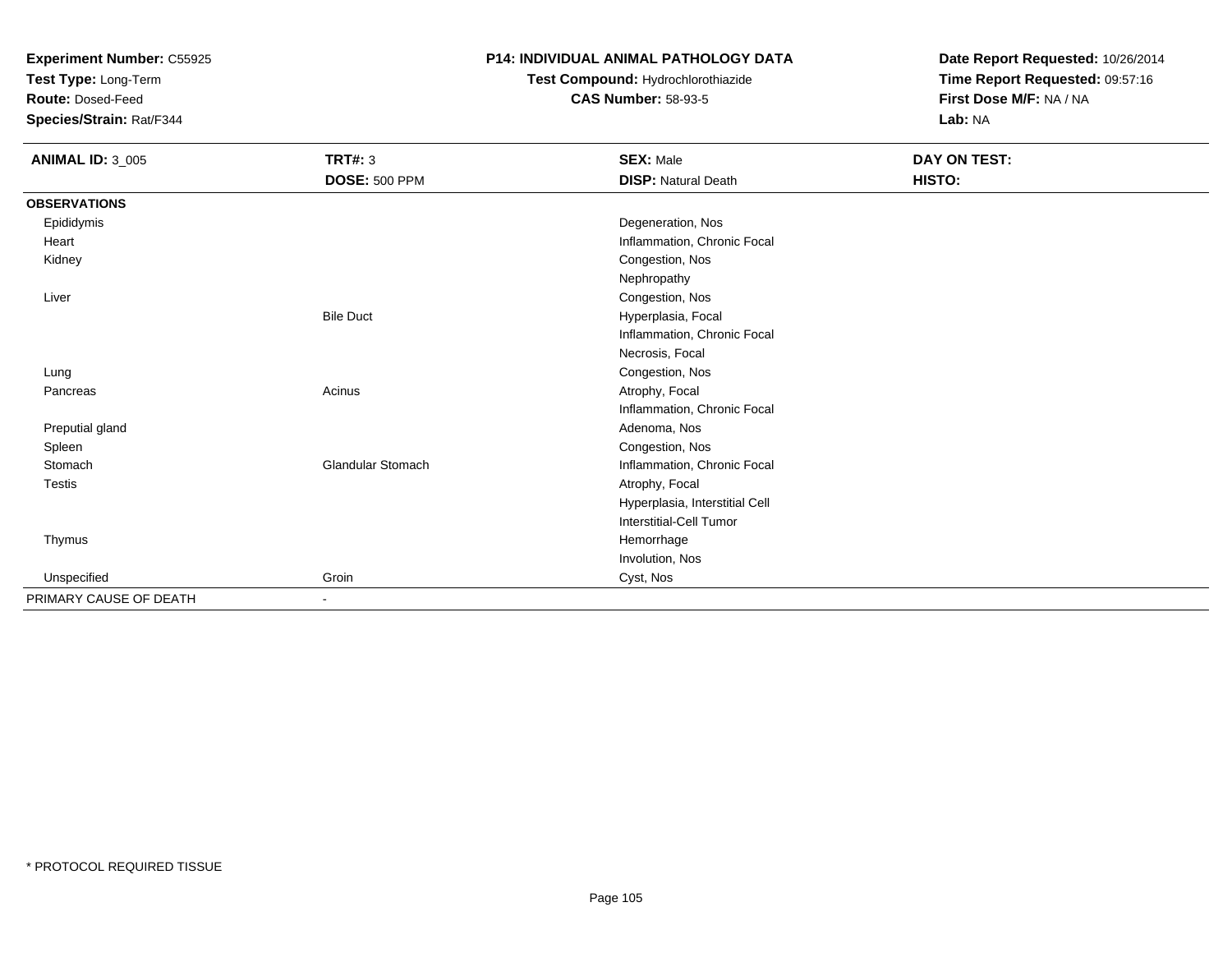**Experiment Number:** C55925
**Test Type:** Long-Term
**Route:** Dosed-Feed
**Species/Strain:** Rat/F344

**P14: INDIVIDUAL ANIMAL PATHOLOGY DATA**
**Test Compound:** Hydrochlorothiazide
**CAS Number:** 58-93-5

**Date Report Requested:** 10/26/2014
**Time Report Requested:** 09:57:16
**First Dose M/F:** NA / NA
**Lab:** NA

| **ANIMAL ID:** 3_005 | **TRT#:** 3 | **SEX:** Male | **DAY ON TEST:** |
|---|---|---|---|
| | **DOSE:** 500 PPM | **DISP:** Natural Death | **HISTO:** |
| **OBSERVATIONS** | | | |
| Epididymis | | Degeneration, Nos | |
| Heart | | Inflammation, Chronic Focal | |
| Kidney | | Congestion, Nos | |
| | | Nephropathy | |
| Liver | | Congestion, Nos | |
| | Bile Duct | Hyperplasia, Focal | |
| | | Inflammation, Chronic Focal | |
| | | Necrosis, Focal | |
| Lung | | Congestion, Nos | |
| Pancreas | Acinus | Atrophy, Focal | |
| | | Inflammation, Chronic Focal | |
| Preputial gland | | Adenoma, Nos | |
| Spleen | | Congestion, Nos | |
| Stomach | Glandular Stomach | Inflammation, Chronic Focal | |
| Testis | | Atrophy, Focal | |
| | | Hyperplasia, Interstitial Cell | |
| | | Interstitial-Cell Tumor | |
| Thymus | | Hemorrhage | |
| | | Involution, Nos | |
| Unspecified | Groin | Cyst, Nos | |
| PRIMARY CAUSE OF DEATH | - | | |

* PROTOCOL REQUIRED TISSUE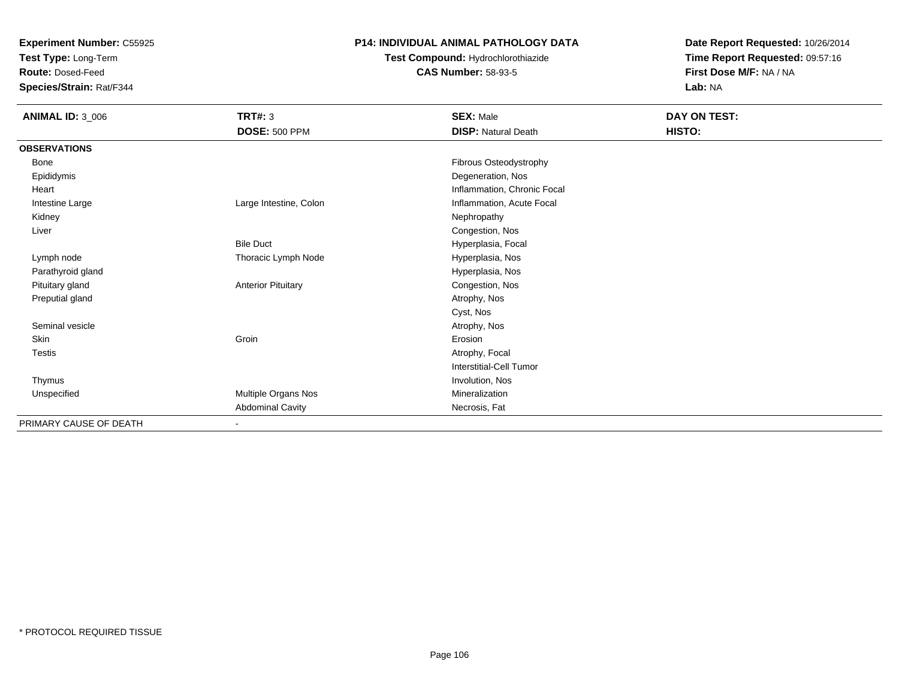**Experiment Number:** C55925
**Test Type:** Long-Term
**Route:** Dosed-Feed
**Species/Strain:** Rat/F344

## P14: INDIVIDUAL ANIMAL PATHOLOGY DATA

**Test Compound:** Hydrochlorothiazide
**CAS Number:** 58-93-5

**Date Report Requested:** 10/26/2014
**Time Report Requested:** 09:57:16
**First Dose M/F:** NA / NA
**Lab:** NA

| **ANIMAL ID:** 3_006 | **TRT#:** 3 | **SEX:** Male | **DAY ON TEST:** |
|---|---|---|---|
| | **DOSE:** 500 PPM | **DISP:** Natural Death | **HISTO:** |
| **OBSERVATIONS** | | | |
| Bone | | Fibrous Osteodystrophy | |
| Epididymis | | Degeneration, Nos | |
| Heart | | Inflammation, Chronic Focal | |
| Intestine Large | Large Intestine, Colon | Inflammation, Acute Focal | |
| Kidney | | Nephropathy | |
| Liver | | Congestion, Nos | |
| | Bile Duct | Hyperplasia, Focal | |
| Lymph node | Thoracic Lymph Node | Hyperplasia, Nos | |
| Parathyroid gland | | Hyperplasia, Nos | |
| Pituitary gland | Anterior Pituitary | Congestion, Nos | |
| Preputial gland | | Atrophy, Nos | |
| | | Cyst, Nos | |
| Seminal vesicle | | Atrophy, Nos | |
| Skin | Groin | Erosion | |
| Testis | | Atrophy, Focal | |
| | | Interstitial-Cell Tumor | |
| Thymus | | Involution, Nos | |
| Unspecified | Multiple Organs Nos | Mineralization | |
| | Abdominal Cavity | Necrosis, Fat | |
| PRIMARY CAUSE OF DEATH | - | | |

* PROTOCOL REQUIRED TISSUE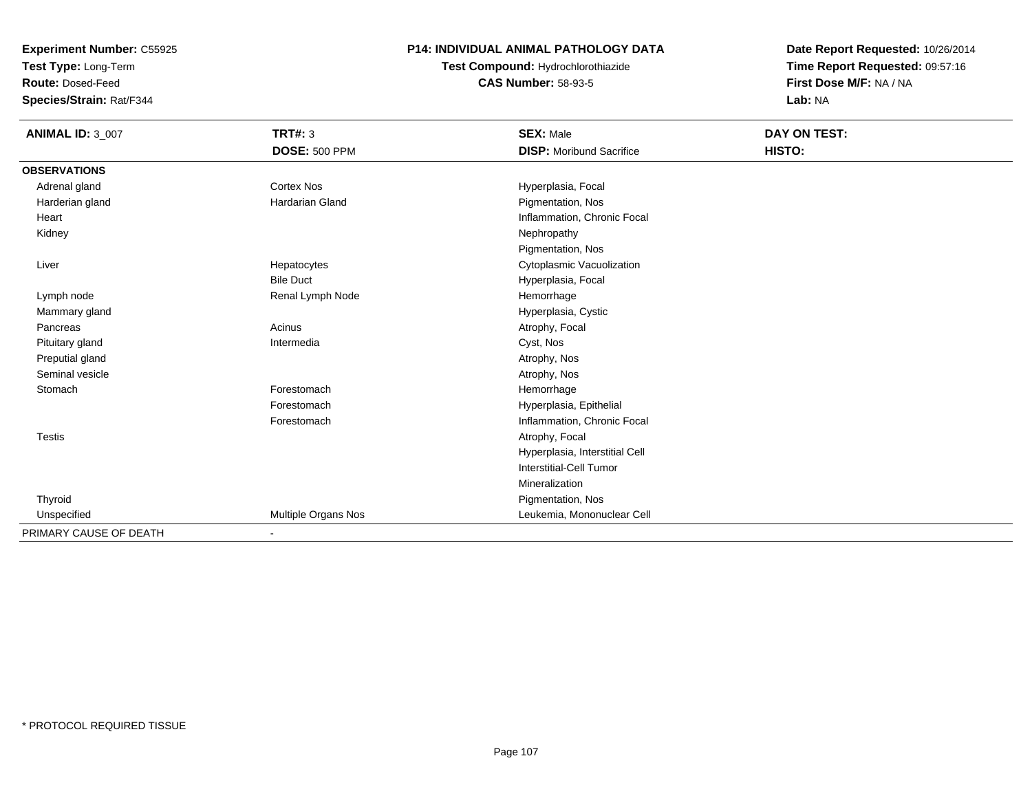**Experiment Number:** C55925
**Test Type:** Long-Term
**Route:** Dosed-Feed
**Species/Strain:** Rat/F344

## P14: INDIVIDUAL ANIMAL PATHOLOGY DATA

**Test Compound:** Hydrochlorothiazide
**CAS Number:** 58-93-5

**Date Report Requested:** 10/26/2014
**Time Report Requested:** 09:57:16
**First Dose M/F:** NA / NA
**Lab:** NA

| **ANIMAL ID:** 3_007 | **TRT#:** 3 | **SEX:** Male | **DAY ON TEST:** |
|---|---|---|---|
| | **DOSE:** 500 PPM | **DISP:** Moribund Sacrifice | **HISTO:** |
| **OBSERVATIONS** | | | |
| Adrenal gland | Cortex Nos | Hyperplasia, Focal | |
| Harderian gland | Hardarian Gland | Pigmentation, Nos | |
| Heart | | Inflammation, Chronic Focal | |
| Kidney | | Nephropathy | |
| | | Pigmentation, Nos | |
| Liver | Hepatocytes | Cytoplasmic Vacuolization | |
| | Bile Duct | Hyperplasia, Focal | |
| Lymph node | Renal Lymph Node | Hemorrhage | |
| Mammary gland | | Hyperplasia, Cystic | |
| Pancreas | Acinus | Atrophy, Focal | |
| Pituitary gland | Intermedia | Cyst, Nos | |
| Preputial gland | | Atrophy, Nos | |
| Seminal vesicle | | Atrophy, Nos | |
| Stomach | Forestomach | Hemorrhage | |
| | Forestomach | Hyperplasia, Epithelial | |
| | Forestomach | Inflammation, Chronic Focal | |
| Testis | | Atrophy, Focal | |
| | | Hyperplasia, Interstitial Cell | |
| | | Interstitial-Cell Tumor | |
| | | Mineralization | |
| Thyroid | | Pigmentation, Nos | |
| Unspecified | Multiple Organs Nos | Leukemia, Mononuclear Cell | |
| PRIMARY CAUSE OF DEATH | - | | |

* PROTOCOL REQUIRED TISSUE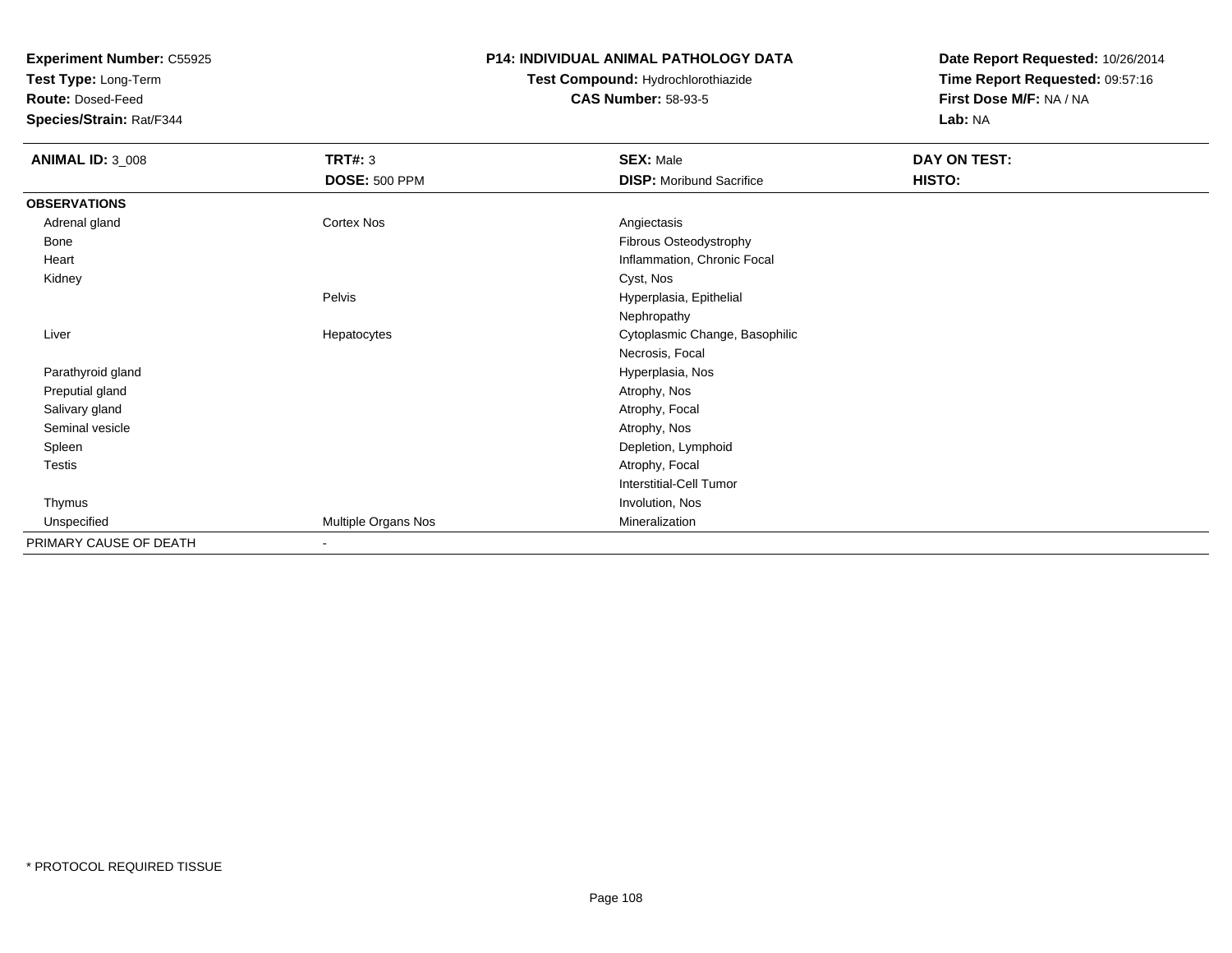**Experiment Number:** C55925
**Test Type:** Long-Term
**Route:** Dosed-Feed
**Species/Strain:** Rat/F344

**P14: INDIVIDUAL ANIMAL PATHOLOGY DATA**
**Test Compound:** Hydrochlorothiazide
**CAS Number:** 58-93-5

**Date Report Requested:** 10/26/2014
**Time Report Requested:** 09:57:16
**First Dose M/F:** NA / NA
**Lab:** NA

| **ANIMAL ID:** 3_008 | **TRT#:** 3 | **SEX:** Male | **DAY ON TEST:** |
|---|---|---|---|
| | **DOSE:** 500 PPM | **DISP:** Moribund Sacrifice | **HISTO:** |
| **OBSERVATIONS** | | | |
| Adrenal gland | Cortex Nos | Angiectasis | |
| Bone | | Fibrous Osteodystrophy | |
| Heart | | Inflammation, Chronic Focal | |
| Kidney | | Cyst, Nos | |
| | Pelvis | Hyperplasia, Epithelial | |
| | | Nephropathy | |
| Liver | Hepatocytes | Cytoplasmic Change, Basophilic | |
| | | Necrosis, Focal | |
| Parathyroid gland | | Hyperplasia, Nos | |
| Preputial gland | | Atrophy, Nos | |
| Salivary gland | | Atrophy, Focal | |
| Seminal vesicle | | Atrophy, Nos | |
| Spleen | | Depletion, Lymphoid | |
| Testis | | Atrophy, Focal | |
| | | Interstitial-Cell Tumor | |
| Thymus | | Involution, Nos | |
| Unspecified | Multiple Organs Nos | Mineralization | |
| PRIMARY CAUSE OF DEATH | - | | |

* PROTOCOL REQUIRED TISSUE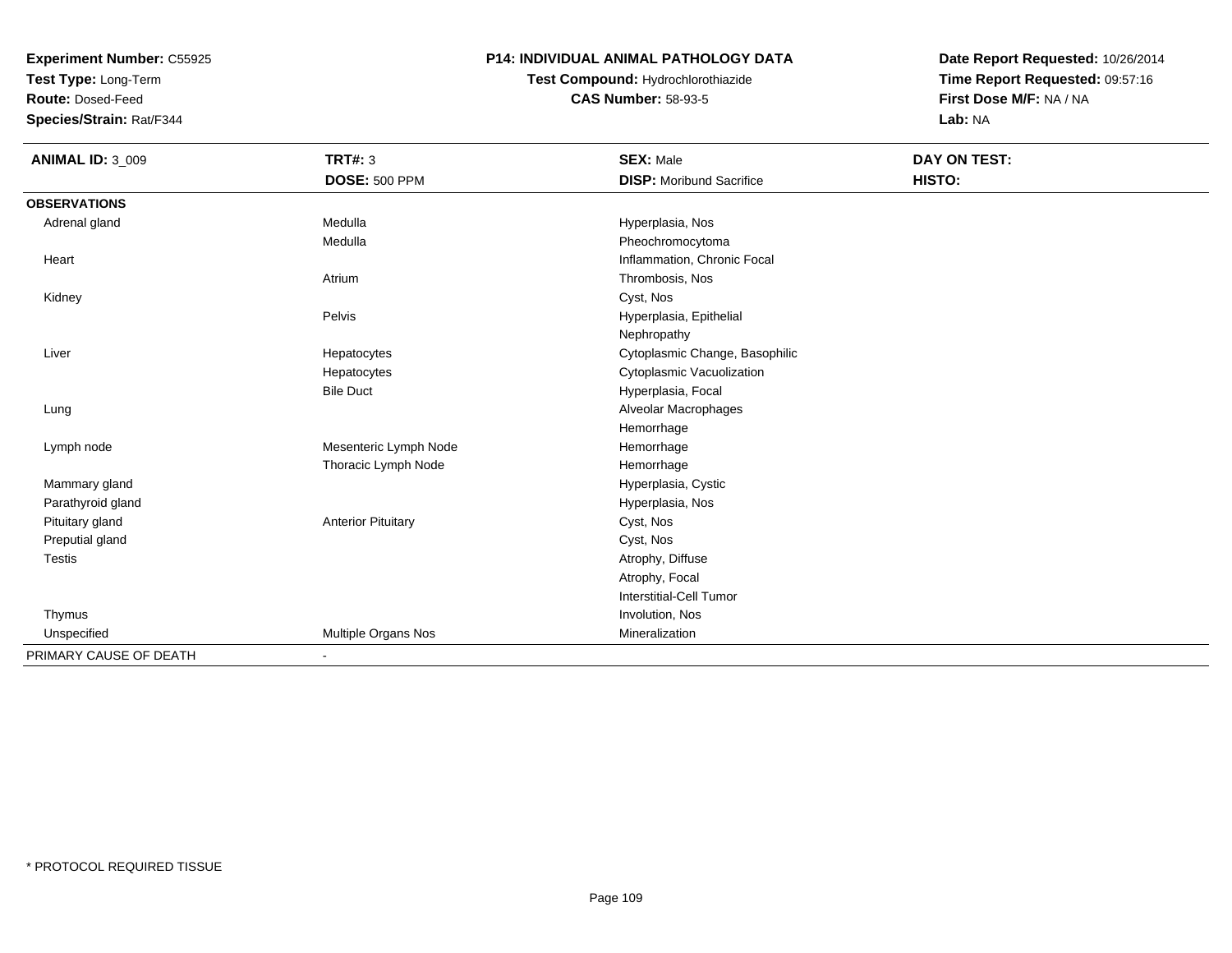**Experiment Number:** C55925
**Test Type:** Long-Term
**Route:** Dosed-Feed
**Species/Strain:** Rat/F344

**P14: INDIVIDUAL ANIMAL PATHOLOGY DATA**
**Test Compound:** Hydrochlorothiazide
**CAS Number:** 58-93-5

**Date Report Requested:** 10/26/2014
**Time Report Requested:** 09:57:16
**First Dose M/F:** NA / NA
**Lab:** NA

| **ANIMAL ID:** 3_009 | **TRT#:** 3 | **SEX:** Male | **DAY ON TEST:** |
|---|---|---|---|
| | **DOSE:** 500 PPM | **DISP:** Moribund Sacrifice | **HISTO:** |
| **OBSERVATIONS** | | | |
| Adrenal gland | Medulla | Hyperplasia, Nos | |
| | Medulla | Pheochromocytoma | |
| Heart | | Inflammation, Chronic Focal | |
| | Atrium | Thrombosis, Nos | |
| Kidney | | Cyst, Nos | |
| | Pelvis | Hyperplasia, Epithelial | |
| | | Nephropathy | |
| Liver | Hepatocytes | Cytoplasmic Change, Basophilic | |
| | Hepatocytes | Cytoplasmic Vacuolization | |
| | Bile Duct | Hyperplasia, Focal | |
| Lung | | Alveolar Macrophages | |
| | | Hemorrhage | |
| Lymph node | Mesenteric Lymph Node | Hemorrhage | |
| | Thoracic Lymph Node | Hemorrhage | |
| Mammary gland | | Hyperplasia, Cystic | |
| Parathyroid gland | | Hyperplasia, Nos | |
| Pituitary gland | Anterior Pituitary | Cyst, Nos | |
| Preputial gland | | Cyst, Nos | |
| Testis | | Atrophy, Diffuse | |
| | | Atrophy, Focal | |
| | | Interstitial-Cell Tumor | |
| Thymus | | Involution, Nos | |
| Unspecified | Multiple Organs Nos | Mineralization | |
| PRIMARY CAUSE OF DEATH | - | | |

* PROTOCOL REQUIRED TISSUE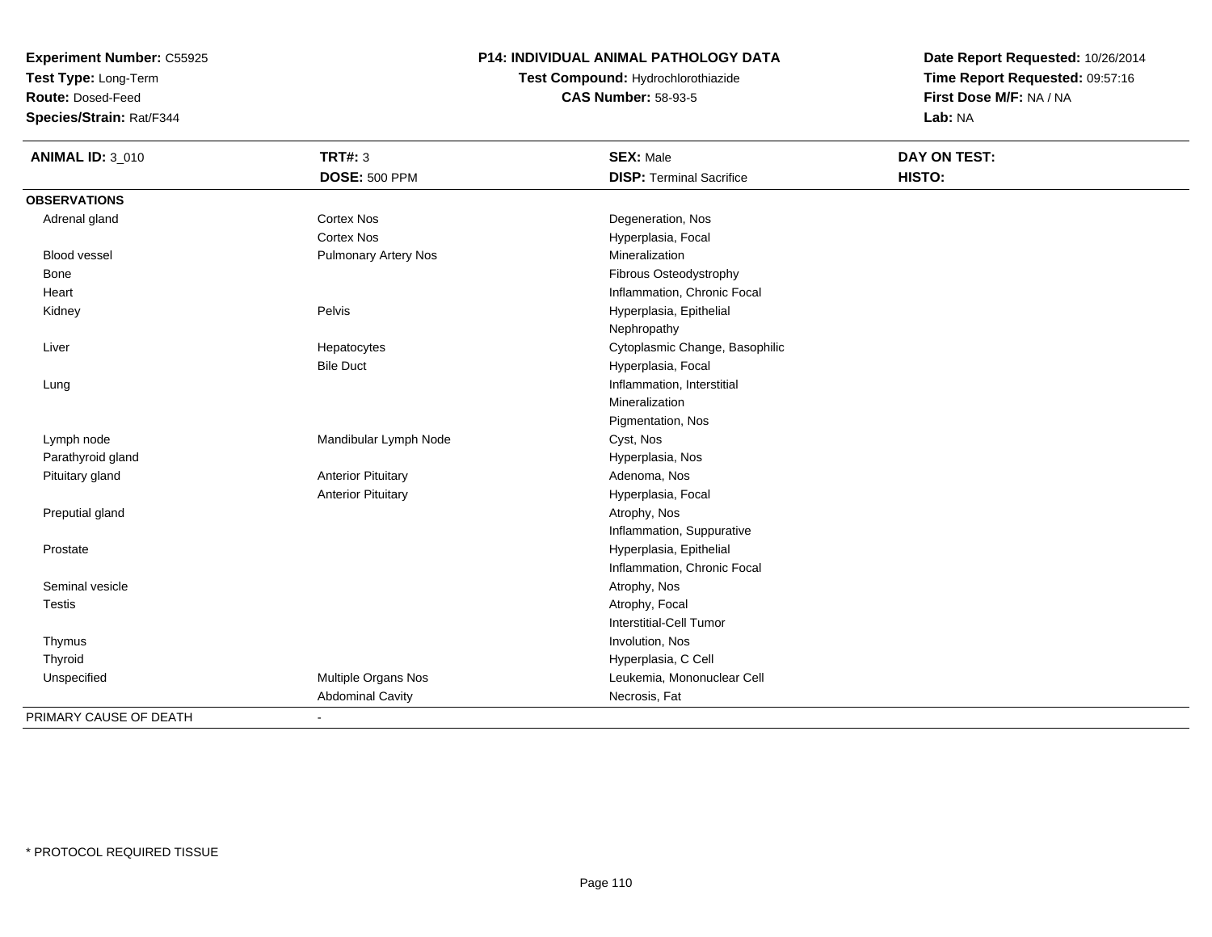**Experiment Number:** C55925
**Test Type:** Long-Term
**Route:** Dosed-Feed
**Species/Strain:** Rat/F344

**P14: INDIVIDUAL ANIMAL PATHOLOGY DATA**
**Test Compound:** Hydrochlorothiazide
**CAS Number:** 58-93-5

**Date Report Requested:** 10/26/2014
**Time Report Requested:** 09:57:16
**First Dose M/F:** NA / NA
**Lab:** NA

| **ANIMAL ID:** 3_010 | **TRT#:** 3 | **SEX:** Male | **DAY ON TEST:** |
|---|---|---|---|
| | **DOSE:** 500 PPM | **DISP:** Terminal Sacrifice | **HISTO:** |
| **OBSERVATIONS** | | | |
| Adrenal gland | Cortex Nos | Degeneration, Nos | |
| | Cortex Nos | Hyperplasia, Focal | |
| Blood vessel | Pulmonary Artery Nos | Mineralization | |
| Bone | | Fibrous Osteodystrophy | |
| Heart | | Inflammation, Chronic Focal | |
| Kidney | Pelvis | Hyperplasia, Epithelial | |
| | | Nephropathy | |
| Liver | Hepatocytes | Cytoplasmic Change, Basophilic | |
| | Bile Duct | Hyperplasia, Focal | |
| Lung | | Inflammation, Interstitial | |
| | | Mineralization | |
| | | Pigmentation, Nos | |
| Lymph node | Mandibular Lymph Node | Cyst, Nos | |
| Parathyroid gland | | Hyperplasia, Nos | |
| Pituitary gland | Anterior Pituitary | Adenoma, Nos | |
| | Anterior Pituitary | Hyperplasia, Focal | |
| Preputial gland | | Atrophy, Nos | |
| | | Inflammation, Suppurative | |
| Prostate | | Hyperplasia, Epithelial | |
| | | Inflammation, Chronic Focal | |
| Seminal vesicle | | Atrophy, Nos | |
| Testis | | Atrophy, Focal | |
| | | Interstitial-Cell Tumor | |
| Thymus | | Involution, Nos | |
| Thyroid | | Hyperplasia, C Cell | |
| Unspecified | Multiple Organs Nos | Leukemia, Mononuclear Cell | |
| | Abdominal Cavity | Necrosis, Fat | |
| PRIMARY CAUSE OF DEATH | - | | |

* PROTOCOL REQUIRED TISSUE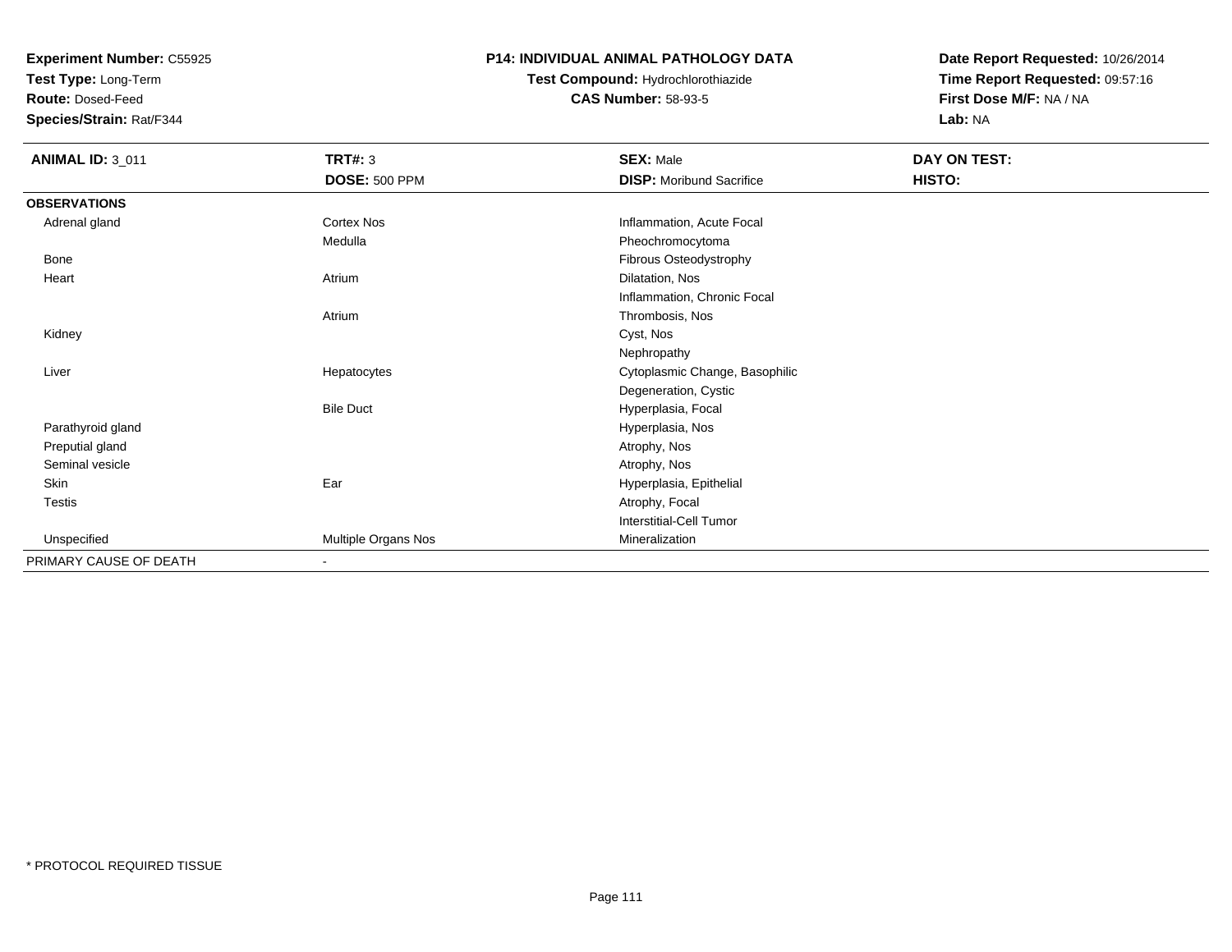**Experiment Number:** C55925
**Test Type:** Long-Term
**Route:** Dosed-Feed
**Species/Strain:** Rat/F344

**P14: INDIVIDUAL ANIMAL PATHOLOGY DATA**
**Test Compound:** Hydrochlorothiazide
**CAS Number:** 58-93-5

**Date Report Requested:** 10/26/2014
**Time Report Requested:** 09:57:16
**First Dose M/F:** NA / NA
**Lab:** NA

| **ANIMAL ID:** 3_011 | **TRT#:** 3 | **SEX:** Male | **DAY ON TEST:** |
|---|---|---|---|
| | **DOSE:** 500 PPM | **DISP:** Moribund Sacrifice | **HISTO:** |
| **OBSERVATIONS** | | | |
| Adrenal gland | Cortex Nos | Inflammation, Acute Focal | |
| | Medulla | Pheochromocytoma | |
| Bone | | Fibrous Osteodystrophy | |
| Heart | Atrium | Dilatation, Nos | |
| | | Inflammation, Chronic Focal | |
| | Atrium | Thrombosis, Nos | |
| Kidney | | Cyst, Nos | |
| | | Nephropathy | |
| Liver | Hepatocytes | Cytoplasmic Change, Basophilic | |
| | | Degeneration, Cystic | |
| | Bile Duct | Hyperplasia, Focal | |
| Parathyroid gland | | Hyperplasia, Nos | |
| Preputial gland | | Atrophy, Nos | |
| Seminal vesicle | | Atrophy, Nos | |
| Skin | Ear | Hyperplasia, Epithelial | |
| Testis | | Atrophy, Focal | |
| | | Interstitial-Cell Tumor | |
| Unspecified | Multiple Organs Nos | Mineralization | |
| PRIMARY CAUSE OF DEATH | - | | |

* PROTOCOL REQUIRED TISSUE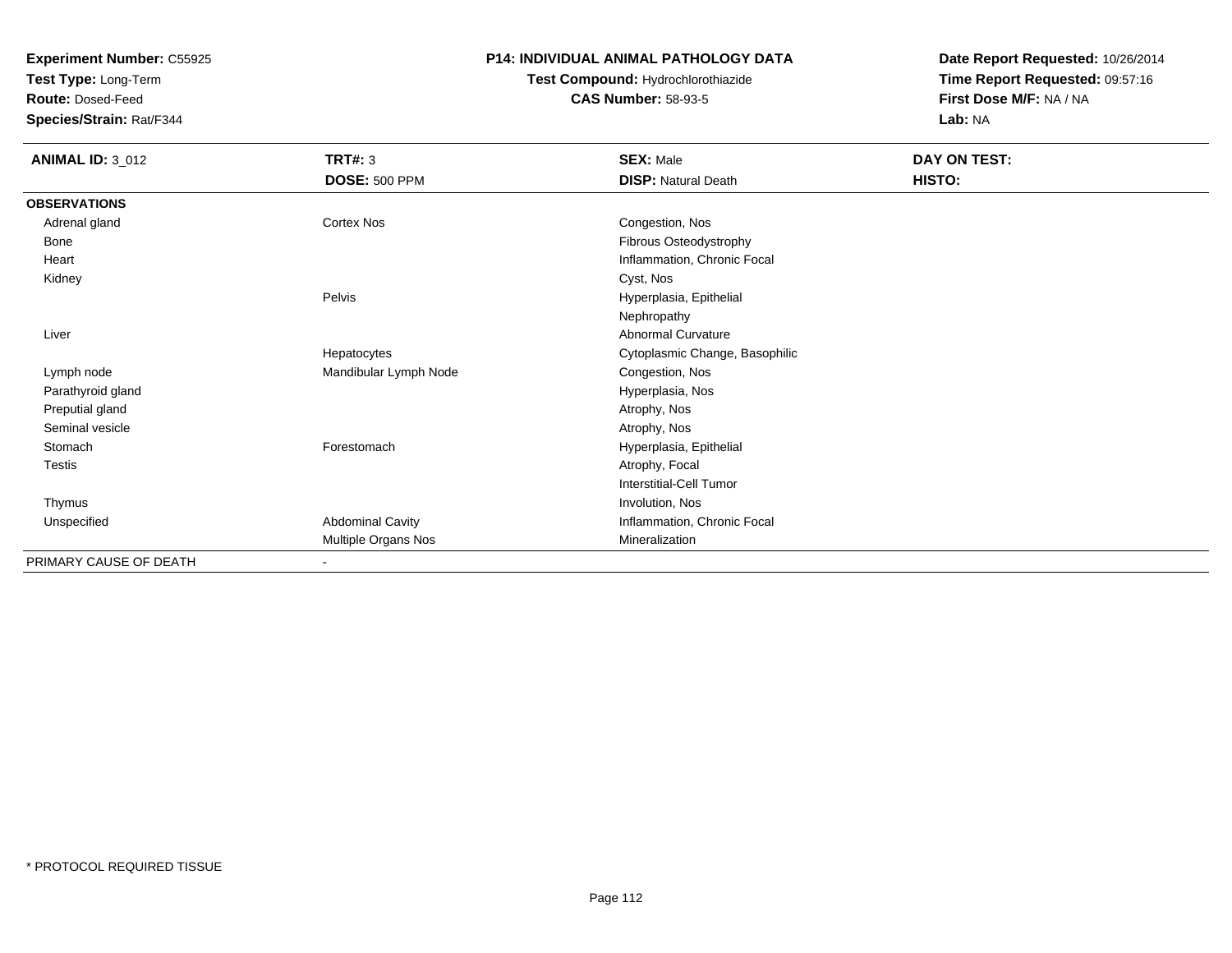**Experiment Number:** C55925
**Test Type:** Long-Term
**Route:** Dosed-Feed
**Species/Strain:** Rat/F344

**P14: INDIVIDUAL ANIMAL PATHOLOGY DATA**
**Test Compound:** Hydrochlorothiazide
**CAS Number:** 58-93-5

**Date Report Requested:** 10/26/2014
**Time Report Requested:** 09:57:16
**First Dose M/F:** NA / NA
**Lab:** NA

| **ANIMAL ID:** 3_012 | **TRT#:** 3 | **SEX:** Male | **DAY ON TEST:** |
|---|---|---|---|
| | **DOSE:** 500 PPM | **DISP:** Natural Death | **HISTO:** |
| **OBSERVATIONS** | | | |
| Adrenal gland | Cortex Nos | Congestion, Nos | |
| Bone | | Fibrous Osteodystrophy | |
| Heart | | Inflammation, Chronic Focal | |
| Kidney | | Cyst, Nos | |
| | Pelvis | Hyperplasia, Epithelial | |
| | | Nephropathy | |
| Liver | | Abnormal Curvature | |
| | Hepatocytes | Cytoplasmic Change, Basophilic | |
| Lymph node | Mandibular Lymph Node | Congestion, Nos | |
| Parathyroid gland | | Hyperplasia, Nos | |
| Preputial gland | | Atrophy, Nos | |
| Seminal vesicle | | Atrophy, Nos | |
| Stomach | Forestomach | Hyperplasia, Epithelial | |
| Testis | | Atrophy, Focal | |
| | | Interstitial-Cell Tumor | |
| Thymus | | Involution, Nos | |
| Unspecified | Abdominal Cavity | Inflammation, Chronic Focal | |
| | Multiple Organs Nos | Mineralization | |
| PRIMARY CAUSE OF DEATH | - | | |

* PROTOCOL REQUIRED TISSUE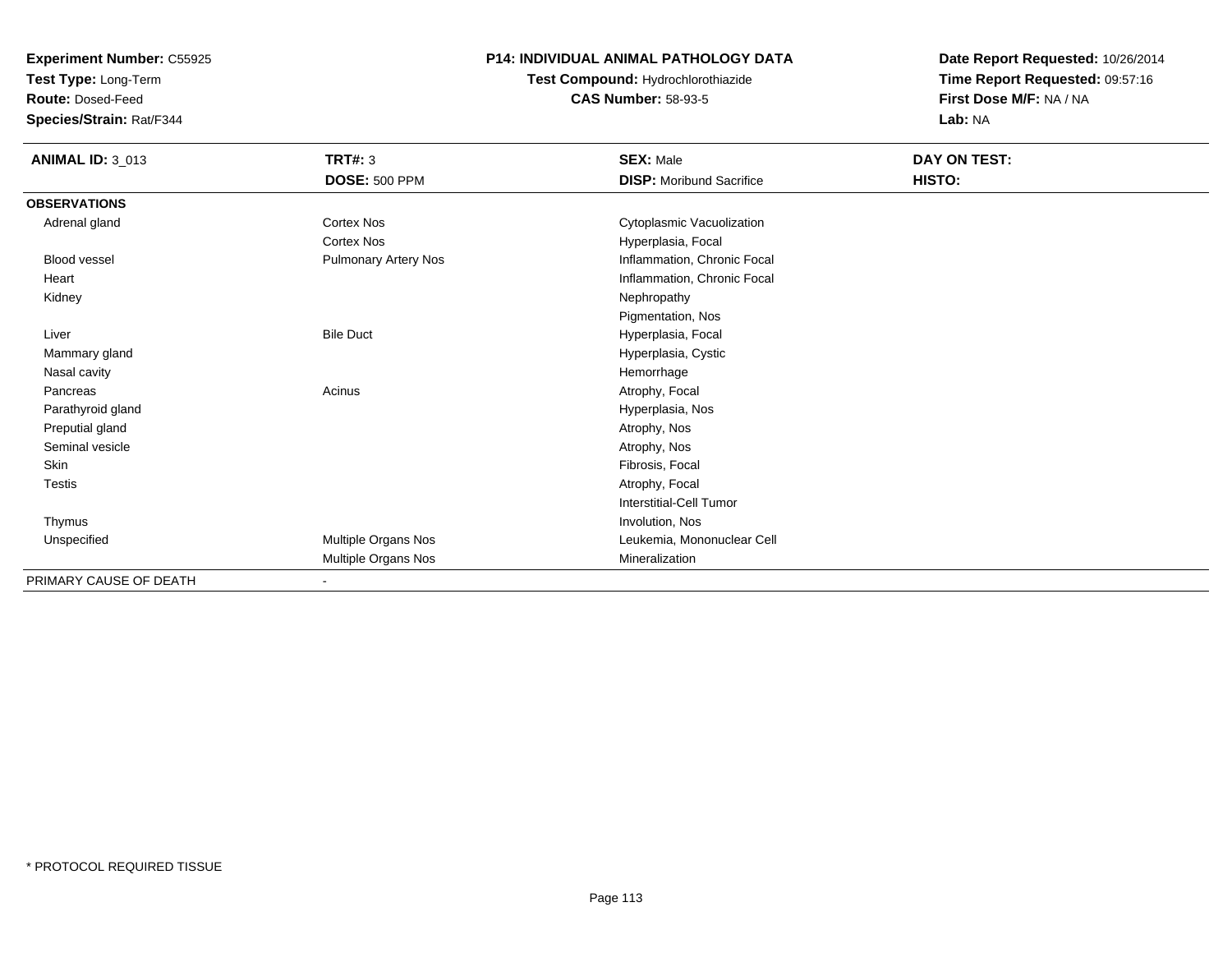**Experiment Number:** C55925
**Test Type:** Long-Term
**Route:** Dosed-Feed
**Species/Strain:** Rat/F344

**P14: INDIVIDUAL ANIMAL PATHOLOGY DATA**
**Test Compound:** Hydrochlorothiazide
**CAS Number:** 58-93-5

**Date Report Requested:** 10/26/2014
**Time Report Requested:** 09:57:16
**First Dose M/F:** NA / NA
**Lab:** NA

| **ANIMAL ID:** 3_013 | **TRT#:** 3 | **SEX:** Male | **DAY ON TEST:** |
|---|---|---|---|
| | **DOSE:** 500 PPM | **DISP:** Moribund Sacrifice | **HISTO:** |
| **OBSERVATIONS** | | | |
| Adrenal gland | Cortex Nos | Cytoplasmic Vacuolization | |
| | Cortex Nos | Hyperplasia, Focal | |
| Blood vessel | Pulmonary Artery Nos | Inflammation, Chronic Focal | |
| Heart | | Inflammation, Chronic Focal | |
| Kidney | | Nephropathy | |
| | | Pigmentation, Nos | |
| Liver | Bile Duct | Hyperplasia, Focal | |
| Mammary gland | | Hyperplasia, Cystic | |
| Nasal cavity | | Hemorrhage | |
| Pancreas | Acinus | Atrophy, Focal | |
| Parathyroid gland | | Hyperplasia, Nos | |
| Preputial gland | | Atrophy, Nos | |
| Seminal vesicle | | Atrophy, Nos | |
| Skin | | Fibrosis, Focal | |
| Testis | | Atrophy, Focal | |
| | | Interstitial-Cell Tumor | |
| Thymus | | Involution, Nos | |
| Unspecified | Multiple Organs Nos | Leukemia, Mononuclear Cell | |
| | Multiple Organs Nos | Mineralization | |
| PRIMARY CAUSE OF DEATH | - | | |

* PROTOCOL REQUIRED TISSUE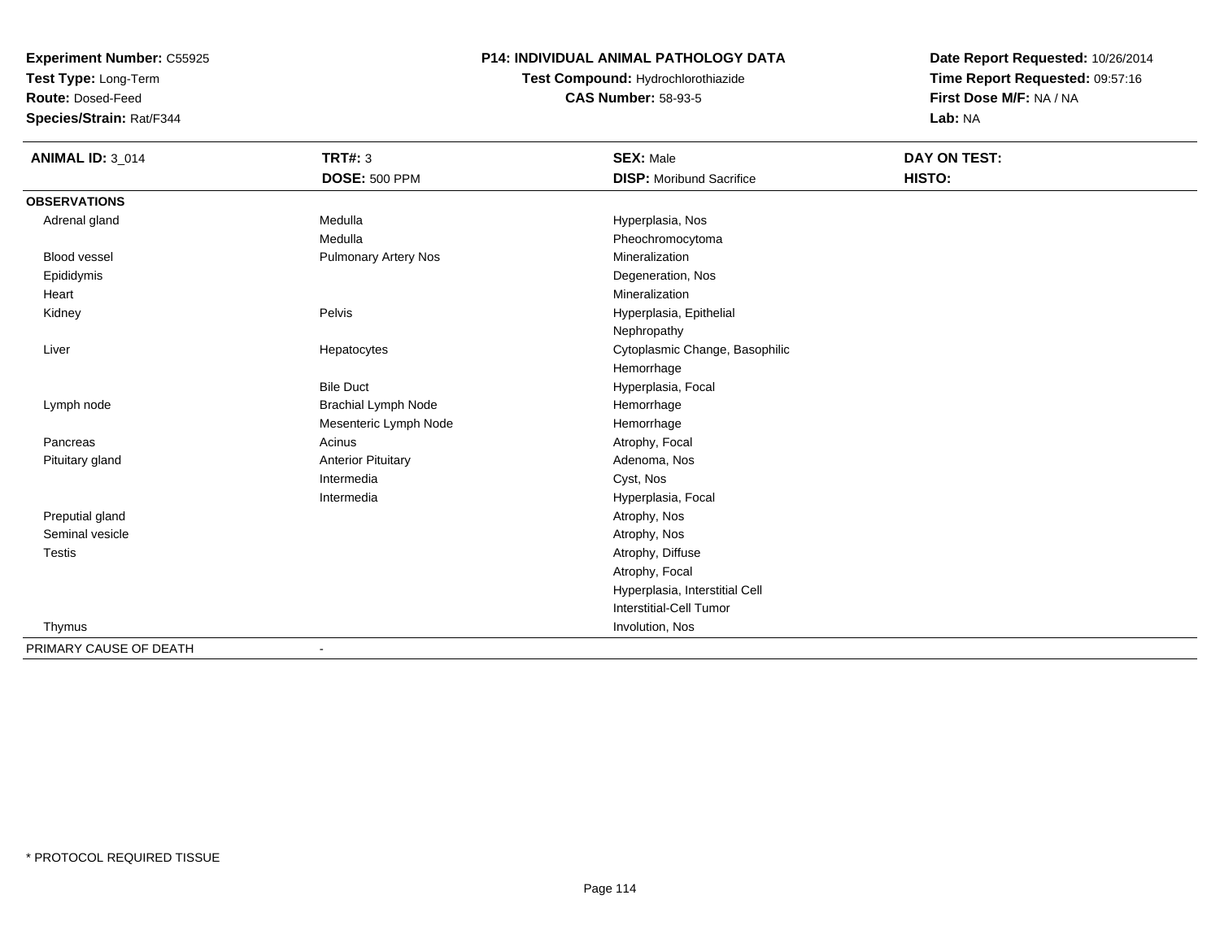**Experiment Number:** C55925
**Test Type:** Long-Term
**Route:** Dosed-Feed
**Species/Strain:** Rat/F344

**P14: INDIVIDUAL ANIMAL PATHOLOGY DATA**
**Test Compound:** Hydrochlorothiazide
**CAS Number:** 58-93-5

**Date Report Requested:** 10/26/2014
**Time Report Requested:** 09:57:16
**First Dose M/F:** NA / NA
**Lab:** NA

| **ANIMAL ID:** 3_014 | **TRT#:** 3 | **SEX:** Male | **DAY ON TEST:** |
|---|---|---|---|
| | **DOSE:** 500 PPM | **DISP:** Moribund Sacrifice | **HISTO:** |
| **OBSERVATIONS** | | | |
| Adrenal gland | Medulla | Hyperplasia, Nos | |
| | Medulla | Pheochromocytoma | |
| Blood vessel | Pulmonary Artery Nos | Mineralization | |
| Epididymis | | Degeneration, Nos | |
| Heart | | Mineralization | |
| Kidney | Pelvis | Hyperplasia, Epithelial | |
| | | Nephropathy | |
| Liver | Hepatocytes | Cytoplasmic Change, Basophilic | |
| | | Hemorrhage | |
| | Bile Duct | Hyperplasia, Focal | |
| Lymph node | Brachial Lymph Node | Hemorrhage | |
| | Mesenteric Lymph Node | Hemorrhage | |
| Pancreas | Acinus | Atrophy, Focal | |
| Pituitary gland | Anterior Pituitary | Adenoma, Nos | |
| | Intermedia | Cyst, Nos | |
| | Intermedia | Hyperplasia, Focal | |
| Preputial gland | | Atrophy, Nos | |
| Seminal vesicle | | Atrophy, Nos | |
| Testis | | Atrophy, Diffuse | |
| | | Atrophy, Focal | |
| | | Hyperplasia, Interstitial Cell | |
| | | Interstitial-Cell Tumor | |
| Thymus | | Involution, Nos | |
| PRIMARY CAUSE OF DEATH | - | | |

\* PROTOCOL REQUIRED TISSUE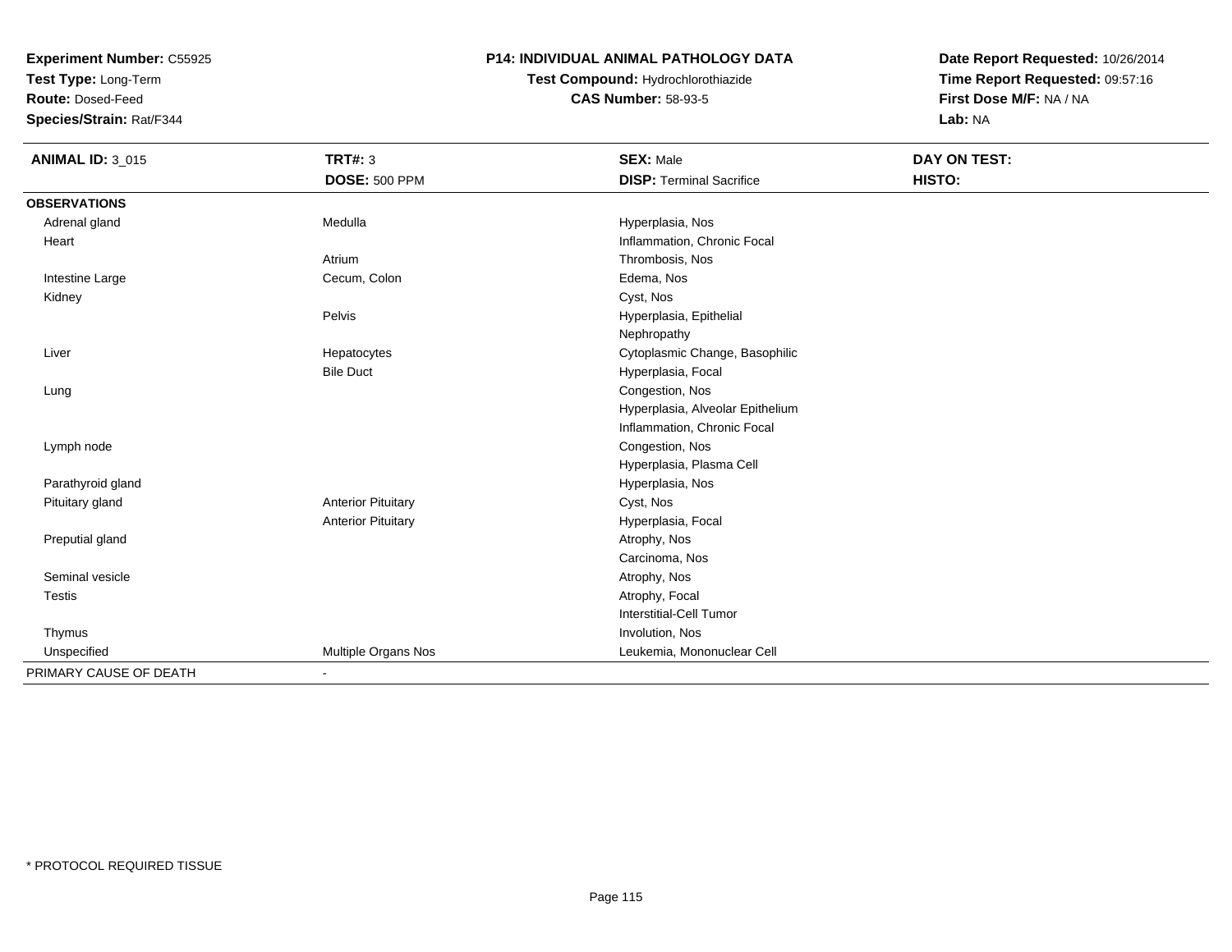**Experiment Number:** C55925
**Test Type:** Long-Term
**Route:** Dosed-Feed
**Species/Strain:** Rat/F344

**P14: INDIVIDUAL ANIMAL PATHOLOGY DATA**
**Test Compound:** Hydrochlorothiazide
**CAS Number:** 58-93-5

**Date Report Requested:** 10/26/2014
**Time Report Requested:** 09:57:16
**First Dose M/F:** NA / NA
**Lab:** NA

| **ANIMAL ID:** 3_015 | **TRT#:** 3 | **SEX:** Male | **DAY ON TEST:** |
|---|---|---|---|
| | **DOSE:** 500 PPM | **DISP:** Terminal Sacrifice | **HISTO:** |
| **OBSERVATIONS** | | | |
| Adrenal gland | Medulla | Hyperplasia, Nos | |
| Heart | | Inflammation, Chronic Focal | |
| | Atrium | Thrombosis, Nos | |
| Intestine Large | Cecum, Colon | Edema, Nos | |
| Kidney | | Cyst, Nos | |
| | Pelvis | Hyperplasia, Epithelial | |
| | | Nephropathy | |
| Liver | Hepatocytes | Cytoplasmic Change, Basophilic | |
| | Bile Duct | Hyperplasia, Focal | |
| Lung | | Congestion, Nos | |
| | | Hyperplasia, Alveolar Epithelium | |
| | | Inflammation, Chronic Focal | |
| Lymph node | | Congestion, Nos | |
| | | Hyperplasia, Plasma Cell | |
| Parathyroid gland | | Hyperplasia, Nos | |
| Pituitary gland | Anterior Pituitary | Cyst, Nos | |
| | Anterior Pituitary | Hyperplasia, Focal | |
| Preputial gland | | Atrophy, Nos | |
| | | Carcinoma, Nos | |
| Seminal vesicle | | Atrophy, Nos | |
| Testis | | Atrophy, Focal | |
| | | Interstitial-Cell Tumor | |
| Thymus | | Involution, Nos | |
| Unspecified | Multiple Organs Nos | Leukemia, Mononuclear Cell | |
| PRIMARY CAUSE OF DEATH | - | | |

* PROTOCOL REQUIRED TISSUE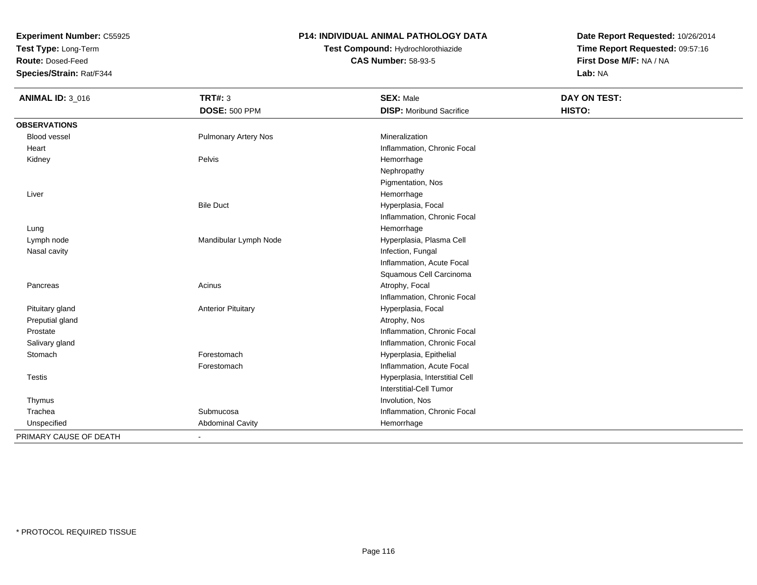**Experiment Number:** C55925
**Test Type:** Long-Term
**Route:** Dosed-Feed
**Species/Strain:** Rat/F344

# P14: INDIVIDUAL ANIMAL PATHOLOGY DATA

**Test Compound:** Hydrochlorothiazide
**CAS Number:** 58-93-5

**Date Report Requested:** 10/26/2014
**Time Report Requested:** 09:57:16
**First Dose M/F:** NA / NA
**Lab:** NA

| **ANIMAL ID:** 3_016 | **TRT#:** 3 | **SEX:** Male | **DAY ON TEST:** |
|---|---|---|---|
| | **DOSE:** 500 PPM | **DISP:** Moribund Sacrifice | **HISTO:** |
| **OBSERVATIONS** | | | |
| Blood vessel | Pulmonary Artery Nos | Mineralization | |
| Heart | | Inflammation, Chronic Focal | |
| Kidney | Pelvis | Hemorrhage | |
| | | Nephropathy | |
| | | Pigmentation, Nos | |
| Liver | | Hemorrhage | |
| | Bile Duct | Hyperplasia, Focal | |
| | | Inflammation, Chronic Focal | |
| Lung | | Hemorrhage | |
| Lymph node | Mandibular Lymph Node | Hyperplasia, Plasma Cell | |
| Nasal cavity | | Infection, Fungal | |
| | | Inflammation, Acute Focal | |
| | | Squamous Cell Carcinoma | |
| Pancreas | Acinus | Atrophy, Focal | |
| | | Inflammation, Chronic Focal | |
| Pituitary gland | Anterior Pituitary | Hyperplasia, Focal | |
| Preputial gland | | Atrophy, Nos | |
| Prostate | | Inflammation, Chronic Focal | |
| Salivary gland | | Inflammation, Chronic Focal | |
| Stomach | Forestomach | Hyperplasia, Epithelial | |
| | Forestomach | Inflammation, Acute Focal | |
| Testis | | Hyperplasia, Interstitial Cell | |
| | | Interstitial-Cell Tumor | |
| Thymus | | Involution, Nos | |
| Trachea | Submucosa | Inflammation, Chronic Focal | |
| Unspecified | Abdominal Cavity | Hemorrhage | |
| PRIMARY CAUSE OF DEATH | - | | |

\* PROTOCOL REQUIRED TISSUE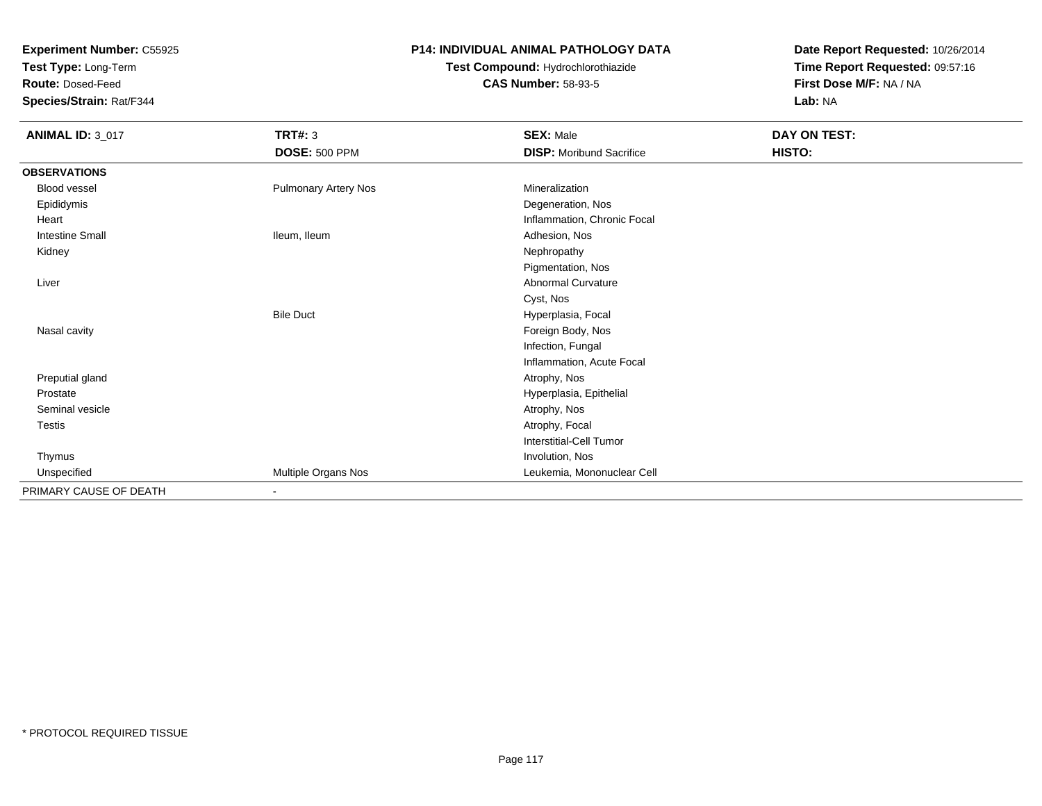**Experiment Number:** C55925
**Test Type:** Long-Term
**Route:** Dosed-Feed
**Species/Strain:** Rat/F344

**P14: INDIVIDUAL ANIMAL PATHOLOGY DATA**
**Test Compound:** Hydrochlorothiazide
**CAS Number:** 58-93-5

**Date Report Requested:** 10/26/2014
**Time Report Requested:** 09:57:16
**First Dose M/F:** NA / NA
**Lab:** NA

| **ANIMAL ID:** 3_017 | **TRT#:** 3 | **SEX:** Male | **DAY ON TEST:** |
|---|---|---|---|
| | **DOSE:** 500 PPM | **DISP:** Moribund Sacrifice | **HISTO:** |
| **OBSERVATIONS** | | | |
| Blood vessel | Pulmonary Artery Nos | Mineralization | |
| Epididymis | | Degeneration, Nos | |
| Heart | | Inflammation, Chronic Focal | |
| Intestine Small | Ileum, Ileum | Adhesion, Nos | |
| Kidney | | Nephropathy | |
| | | Pigmentation, Nos | |
| Liver | | Abnormal Curvature | |
| | | Cyst, Nos | |
| | Bile Duct | Hyperplasia, Focal | |
| Nasal cavity | | Foreign Body, Nos | |
| | | Infection, Fungal | |
| | | Inflammation, Acute Focal | |
| Preputial gland | | Atrophy, Nos | |
| Prostate | | Hyperplasia, Epithelial | |
| Seminal vesicle | | Atrophy, Nos | |
| Testis | | Atrophy, Focal | |
| | | Interstitial-Cell Tumor | |
| Thymus | | Involution, Nos | |
| Unspecified | Multiple Organs Nos | Leukemia, Mononuclear Cell | |
| PRIMARY CAUSE OF DEATH | - | | |

\* PROTOCOL REQUIRED TISSUE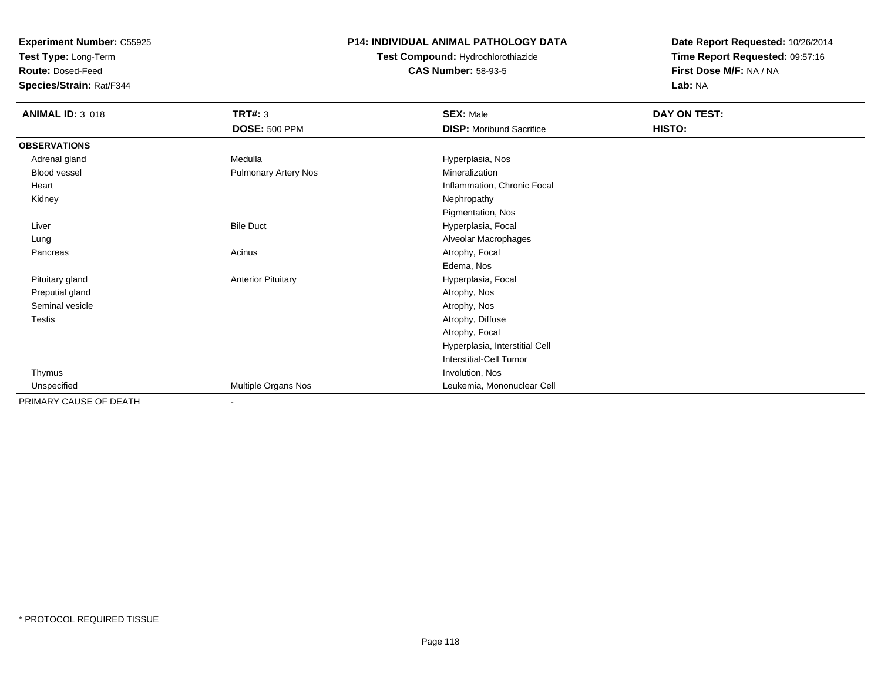**Experiment Number:** C55925
**Test Type:** Long-Term
**Route:** Dosed-Feed
**Species/Strain:** Rat/F344

**P14: INDIVIDUAL ANIMAL PATHOLOGY DATA**
**Test Compound:** Hydrochlorothiazide
**CAS Number:** 58-93-5

**Date Report Requested:** 10/26/2014
**Time Report Requested:** 09:57:16
**First Dose M/F:** NA / NA
**Lab:** NA

| **ANIMAL ID:** 3_018 | **TRT#:** 3 | **SEX:** Male | **DAY ON TEST:** |
|---|---|---|---|
| | **DOSE:** 500 PPM | **DISP:** Moribund Sacrifice | **HISTO:** |
| **OBSERVATIONS** | | | |
| Adrenal gland | Medulla | Hyperplasia, Nos | |
| Blood vessel | Pulmonary Artery Nos | Mineralization | |
| Heart | | Inflammation, Chronic Focal | |
| Kidney | | Nephropathy | |
| | | Pigmentation, Nos | |
| Liver | Bile Duct | Hyperplasia, Focal | |
| Lung | | Alveolar Macrophages | |
| Pancreas | Acinus | Atrophy, Focal | |
| | | Edema, Nos | |
| Pituitary gland | Anterior Pituitary | Hyperplasia, Focal | |
| Preputial gland | | Atrophy, Nos | |
| Seminal vesicle | | Atrophy, Nos | |
| Testis | | Atrophy, Diffuse | |
| | | Atrophy, Focal | |
| | | Hyperplasia, Interstitial Cell | |
| | | Interstitial-Cell Tumor | |
| Thymus | | Involution, Nos | |
| Unspecified | Multiple Organs Nos | Leukemia, Mononuclear Cell | |
| PRIMARY CAUSE OF DEATH | - | | |

\* PROTOCOL REQUIRED TISSUE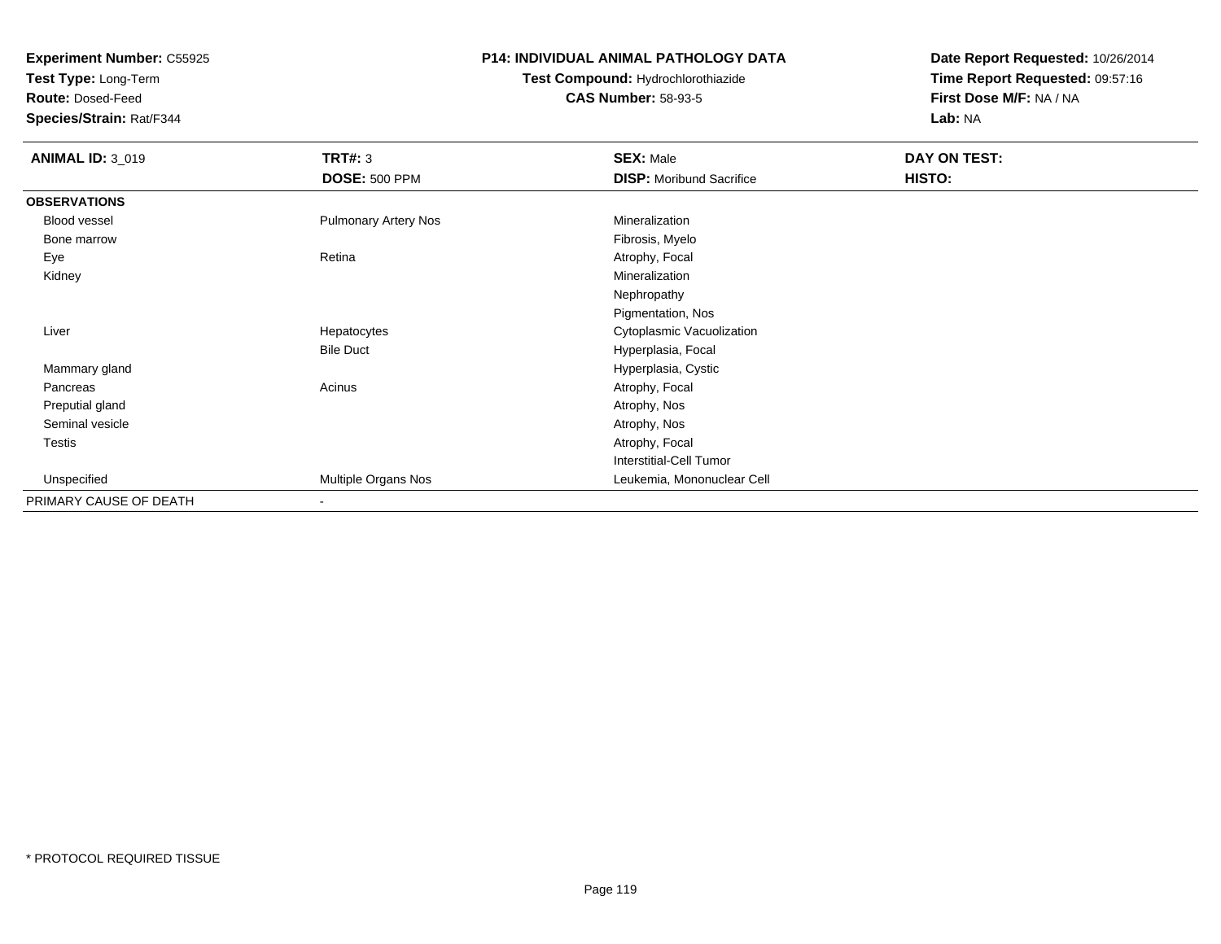**Experiment Number:** C55925
**Test Type:** Long-Term
**Route:** Dosed-Feed
**Species/Strain:** Rat/F344

## P14: INDIVIDUAL ANIMAL PATHOLOGY DATA

**Test Compound:** Hydrochlorothiazide
**CAS Number:** 58-93-5

**Date Report Requested:** 10/26/2014
**Time Report Requested:** 09:57:16
**First Dose M/F:** NA / NA
**Lab:** NA

| **ANIMAL ID:** 3_019 | **TRT#:** 3 | **SEX:** Male | **DAY ON TEST:** |
|---|---|---|---|
| | **DOSE:** 500 PPM | **DISP:** Moribund Sacrifice | **HISTO:** |
| **OBSERVATIONS** | | | |
| Blood vessel | Pulmonary Artery Nos | Mineralization | |
| Bone marrow | | Fibrosis, Myelo | |
| Eye | Retina | Atrophy, Focal | |
| Kidney | | Mineralization | |
| | | Nephropathy | |
| | | Pigmentation, Nos | |
| Liver | Hepatocytes | Cytoplasmic Vacuolization | |
| | Bile Duct | Hyperplasia, Focal | |
| Mammary gland | | Hyperplasia, Cystic | |
| Pancreas | Acinus | Atrophy, Focal | |
| Preputial gland | | Atrophy, Nos | |
| Seminal vesicle | | Atrophy, Nos | |
| Testis | | Atrophy, Focal | |
| | | Interstitial-Cell Tumor | |
| Unspecified | Multiple Organs Nos | Leukemia, Mononuclear Cell | |
| PRIMARY CAUSE OF DEATH | - | | |

* PROTOCOL REQUIRED TISSUE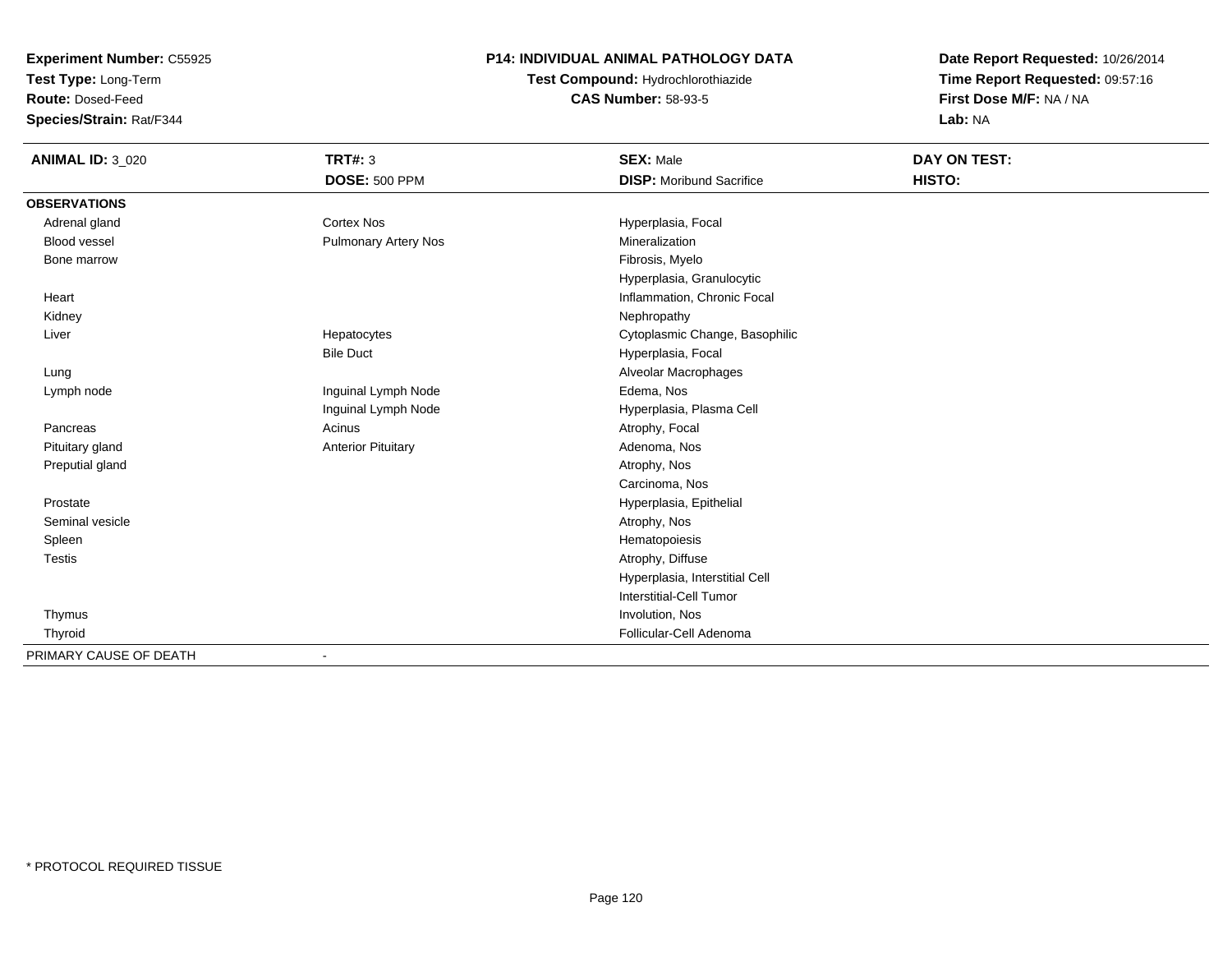**Experiment Number:** C55925
**Test Type:** Long-Term
**Route:** Dosed-Feed
**Species/Strain:** Rat/F344

**P14: INDIVIDUAL ANIMAL PATHOLOGY DATA**
**Test Compound:** Hydrochlorothiazide
**CAS Number:** 58-93-5

**Date Report Requested:** 10/26/2014
**Time Report Requested:** 09:57:16
**First Dose M/F:** NA / NA
**Lab:** NA

| **ANIMAL ID:** 3_020 | **TRT#:** 3 | **SEX:** Male | **DAY ON TEST:** |
|---|---|---|---|
| | **DOSE:** 500 PPM | **DISP:** Moribund Sacrifice | **HISTO:** |
| **OBSERVATIONS** | | | |
| Adrenal gland | Cortex Nos | Hyperplasia, Focal | |
| Blood vessel | Pulmonary Artery Nos | Mineralization | |
| Bone marrow | | Fibrosis, Myelo | |
| | | Hyperplasia, Granulocytic | |
| Heart | | Inflammation, Chronic Focal | |
| Kidney | | Nephropathy | |
| Liver | Hepatocytes | Cytoplasmic Change, Basophilic | |
| | Bile Duct | Hyperplasia, Focal | |
| Lung | | Alveolar Macrophages | |
| Lymph node | Inguinal Lymph Node | Edema, Nos | |
| | Inguinal Lymph Node | Hyperplasia, Plasma Cell | |
| Pancreas | Acinus | Atrophy, Focal | |
| Pituitary gland | Anterior Pituitary | Adenoma, Nos | |
| Preputial gland | | Atrophy, Nos | |
| | | Carcinoma, Nos | |
| Prostate | | Hyperplasia, Epithelial | |
| Seminal vesicle | | Atrophy, Nos | |
| Spleen | | Hematopoiesis | |
| Testis | | Atrophy, Diffuse | |
| | | Hyperplasia, Interstitial Cell | |
| | | Interstitial-Cell Tumor | |
| Thymus | | Involution, Nos | |
| Thyroid | | Follicular-Cell Adenoma | |
| PRIMARY CAUSE OF DEATH | - | | |

* PROTOCOL REQUIRED TISSUE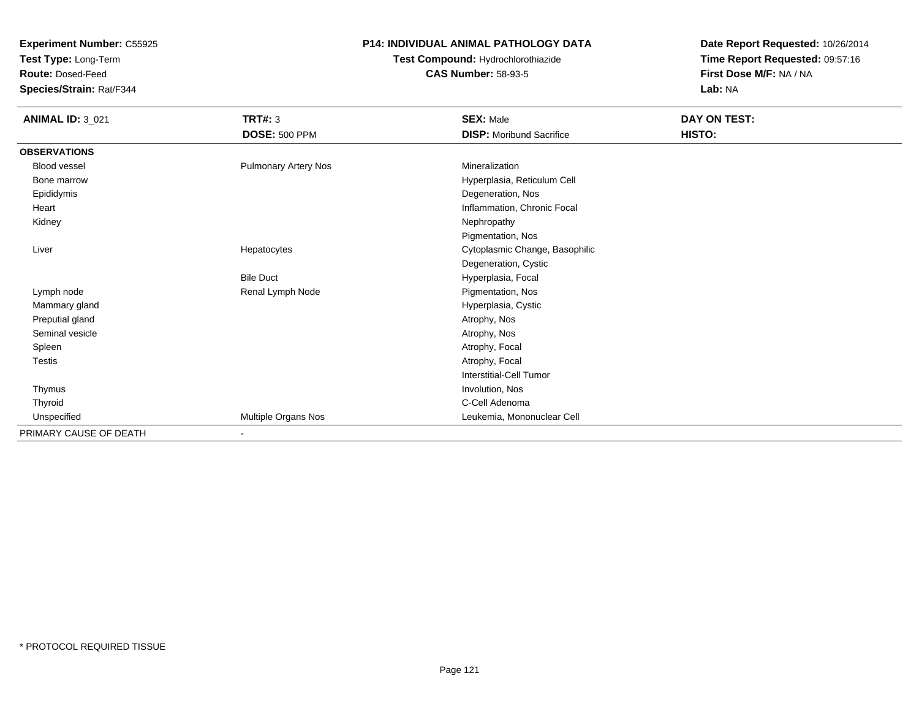**Experiment Number:** C55925
**Test Type:** Long-Term
**Route:** Dosed-Feed
**Species/Strain:** Rat/F344

# P14: INDIVIDUAL ANIMAL PATHOLOGY DATA

**Test Compound:** Hydrochlorothiazide
**CAS Number:** 58-93-5

**Date Report Requested:** 10/26/2014
**Time Report Requested:** 09:57:16
**First Dose M/F:** NA / NA
**Lab:** NA

| ANIMAL ID: 3_021 | TRT#: 3 | SEX: Male | DAY ON TEST: |
|---|---|---|---|
| | DOSE: 500 PPM | DISP: Moribund Sacrifice | HISTO: |
| **OBSERVATIONS** | | | |
| Blood vessel | Pulmonary Artery Nos | Mineralization | |
| Bone marrow | | Hyperplasia, Reticulum Cell | |
| Epididymis | | Degeneration, Nos | |
| Heart | | Inflammation, Chronic Focal | |
| Kidney | | Nephropathy | |
| | | Pigmentation, Nos | |
| Liver | Hepatocytes | Cytoplasmic Change, Basophilic | |
| | | Degeneration, Cystic | |
| | Bile Duct | Hyperplasia, Focal | |
| Lymph node | Renal Lymph Node | Pigmentation, Nos | |
| Mammary gland | | Hyperplasia, Cystic | |
| Preputial gland | | Atrophy, Nos | |
| Seminal vesicle | | Atrophy, Nos | |
| Spleen | | Atrophy, Focal | |
| Testis | | Atrophy, Focal | |
| | | Interstitial-Cell Tumor | |
| Thymus | | Involution, Nos | |
| Thyroid | | C-Cell Adenoma | |
| Unspecified | Multiple Organs Nos | Leukemia, Mononuclear Cell | |
| PRIMARY CAUSE OF DEATH | - | | |

\* PROTOCOL REQUIRED TISSUE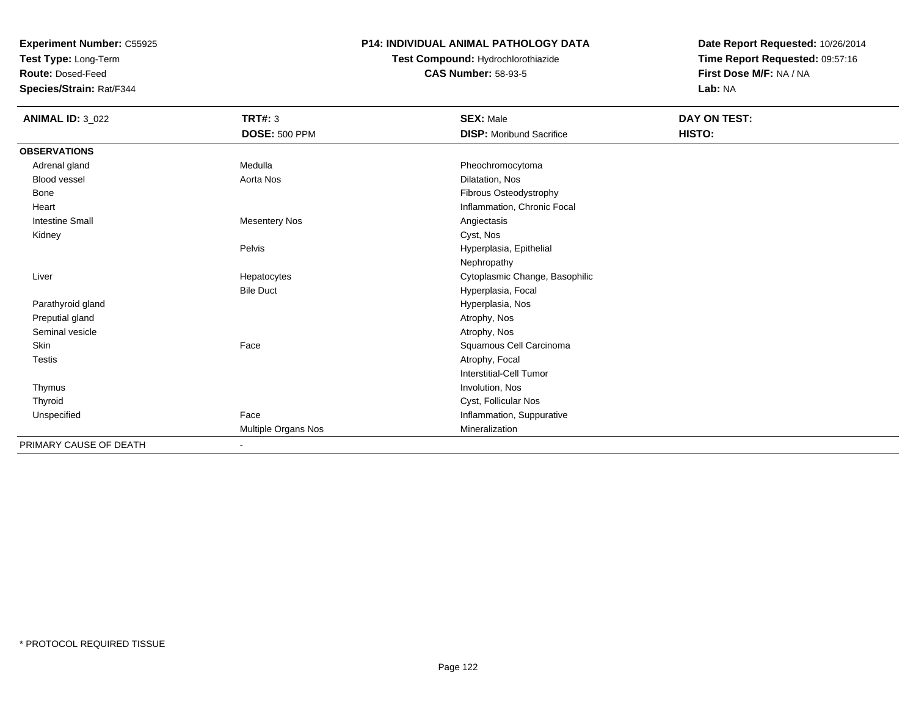**Experiment Number:** C55925
**Test Type:** Long-Term
**Route:** Dosed-Feed
**Species/Strain:** Rat/F344

# P14: INDIVIDUAL ANIMAL PATHOLOGY DATA

**Test Compound:** Hydrochlorothiazide
**CAS Number:** 58-93-5

**Date Report Requested:** 10/26/2014
**Time Report Requested:** 09:57:16
**First Dose M/F:** NA / NA
**Lab:** NA

| **ANIMAL ID:** 3_022 | **TRT#:** 3 | **SEX:** Male | **DAY ON TEST:** |
|---|---|---|---|
| | **DOSE:** 500 PPM | **DISP:** Moribund Sacrifice | **HISTO:** |
| **OBSERVATIONS** | | | |
| Adrenal gland | Medulla | Pheochromocytoma | |
| Blood vessel | Aorta Nos | Dilatation, Nos | |
| Bone | | Fibrous Osteodystrophy | |
| Heart | | Inflammation, Chronic Focal | |
| Intestine Small | Mesentery Nos | Angiectasis | |
| Kidney | | Cyst, Nos | |
| | Pelvis | Hyperplasia, Epithelial | |
| | | Nephropathy | |
| Liver | Hepatocytes | Cytoplasmic Change, Basophilic | |
| | Bile Duct | Hyperplasia, Focal | |
| Parathyroid gland | | Hyperplasia, Nos | |
| Preputial gland | | Atrophy, Nos | |
| Seminal vesicle | | Atrophy, Nos | |
| Skin | Face | Squamous Cell Carcinoma | |
| Testis | | Atrophy, Focal | |
| | | Interstitial-Cell Tumor | |
| Thymus | | Involution, Nos | |
| Thyroid | | Cyst, Follicular Nos | |
| Unspecified | Face | Inflammation, Suppurative | |
| | Multiple Organs Nos | Mineralization | |
| PRIMARY CAUSE OF DEATH | - | | |

* PROTOCOL REQUIRED TISSUE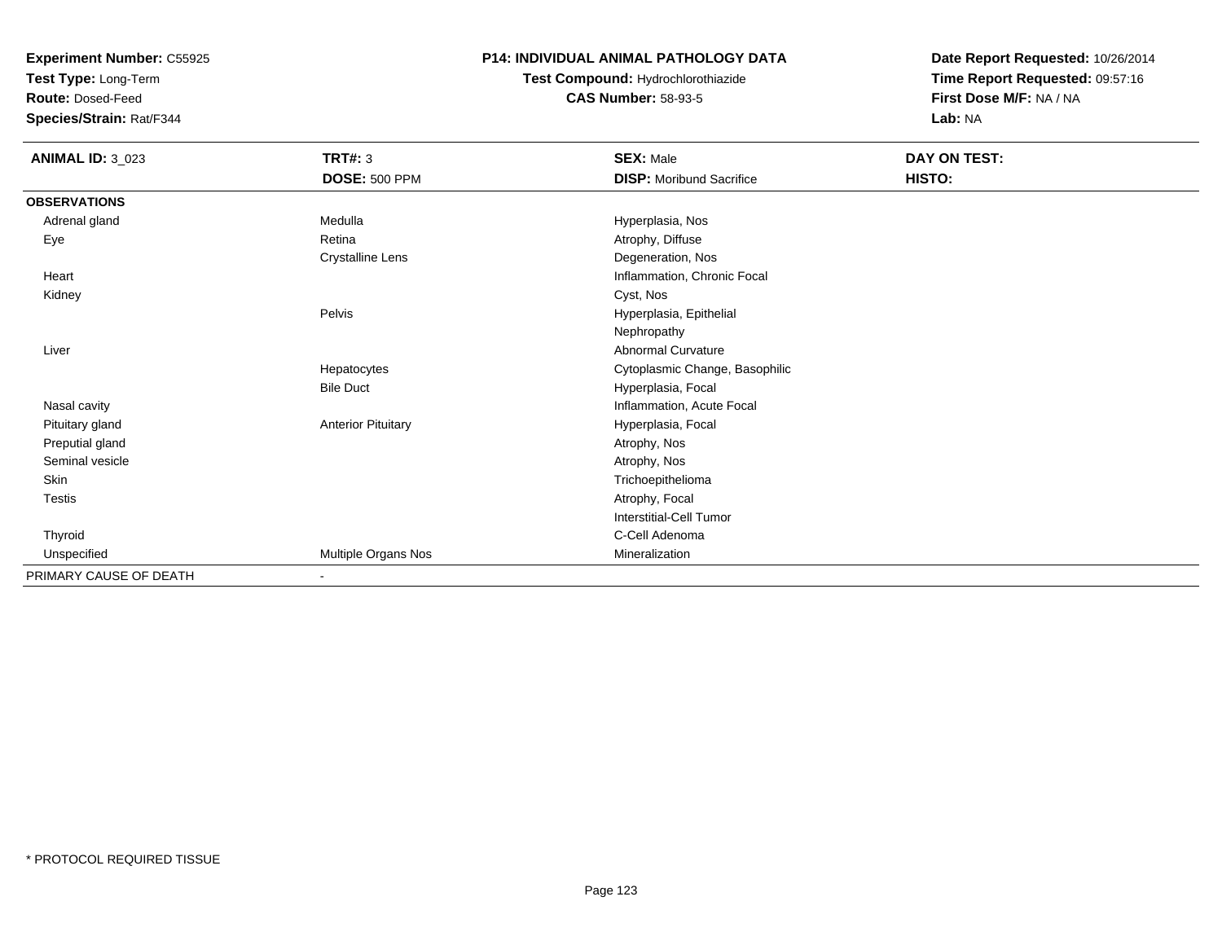**Experiment Number:** C55925
**Test Type:** Long-Term
**Route:** Dosed-Feed
**Species/Strain:** Rat/F344

**P14: INDIVIDUAL ANIMAL PATHOLOGY DATA**
**Test Compound:** Hydrochlorothiazide
**CAS Number:** 58-93-5

**Date Report Requested:** 10/26/2014
**Time Report Requested:** 09:57:16
**First Dose M/F:** NA / NA
**Lab:** NA

| **ANIMAL ID:** 3_023 | **TRT#:** 3 | **SEX:** Male | **DAY ON TEST:** |
|---|---|---|---|
| | **DOSE:** 500 PPM | **DISP:** Moribund Sacrifice | **HISTO:** |
| **OBSERVATIONS** | | | |
| Adrenal gland | Medulla | Hyperplasia, Nos | |
| Eye | Retina | Atrophy, Diffuse | |
| | Crystalline Lens | Degeneration, Nos | |
| Heart | | Inflammation, Chronic Focal | |
| Kidney | | Cyst, Nos | |
| | Pelvis | Hyperplasia, Epithelial | |
| | | Nephropathy | |
| Liver | | Abnormal Curvature | |
| | Hepatocytes | Cytoplasmic Change, Basophilic | |
| | Bile Duct | Hyperplasia, Focal | |
| Nasal cavity | | Inflammation, Acute Focal | |
| Pituitary gland | Anterior Pituitary | Hyperplasia, Focal | |
| Preputial gland | | Atrophy, Nos | |
| Seminal vesicle | | Atrophy, Nos | |
| Skin | | Trichoepithelioma | |
| Testis | | Atrophy, Focal | |
| | | Interstitial-Cell Tumor | |
| Thyroid | | C-Cell Adenoma | |
| Unspecified | Multiple Organs Nos | Mineralization | |
| PRIMARY CAUSE OF DEATH | - | | |

* PROTOCOL REQUIRED TISSUE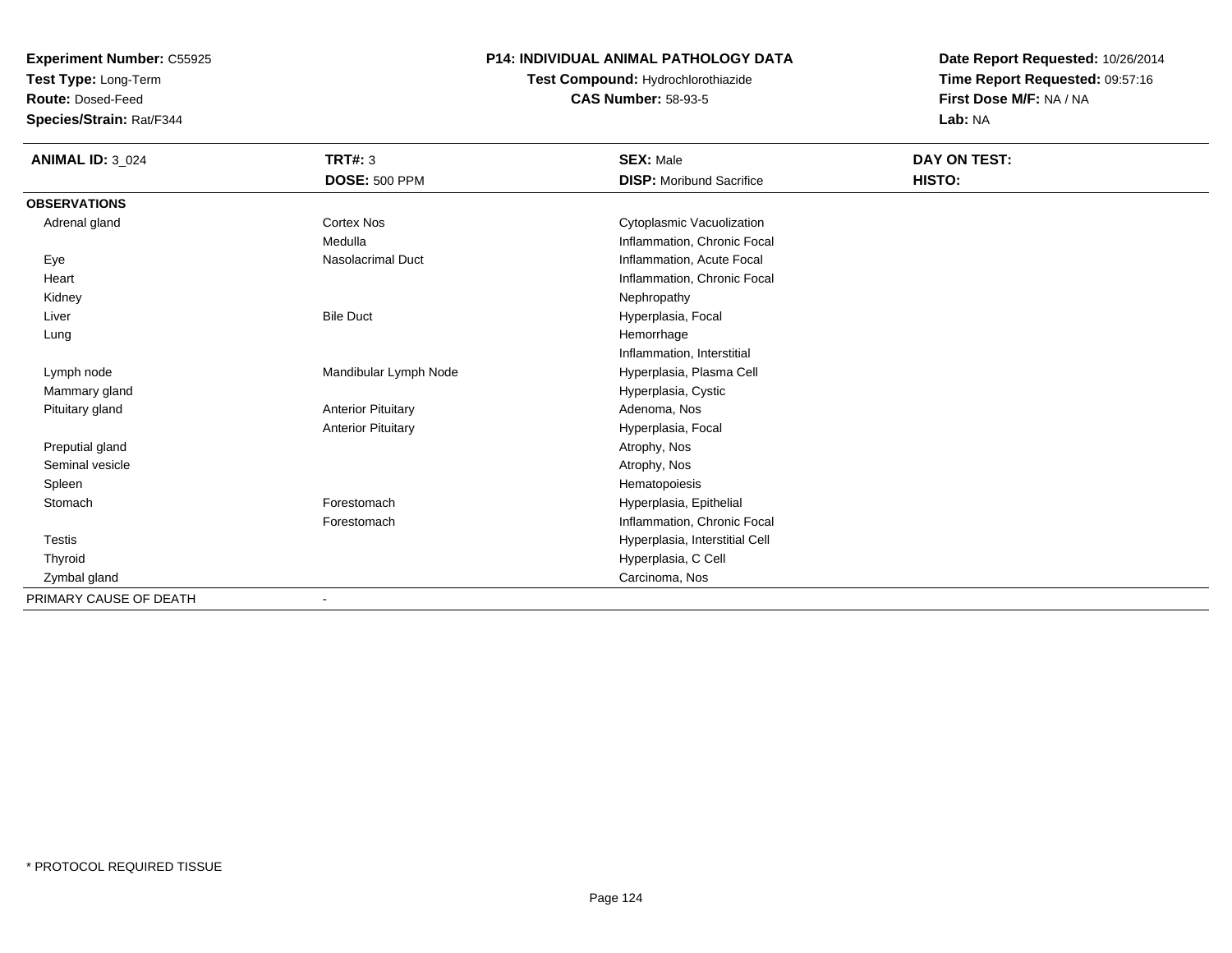**Experiment Number:** C55925
**Test Type:** Long-Term
**Route:** Dosed-Feed
**Species/Strain:** Rat/F344

## P14: INDIVIDUAL ANIMAL PATHOLOGY DATA

**Test Compound:** Hydrochlorothiazide
**CAS Number:** 58-93-5

**Date Report Requested:** 10/26/2014
**Time Report Requested:** 09:57:16
**First Dose M/F:** NA / NA
**Lab:** NA

| ANIMAL ID: 3_024 | TRT#: 3 | SEX: Male | DAY ON TEST: |
|---|---|---|---|
| | **DOSE:** 500 PPM | **DISP:** Moribund Sacrifice | **HISTO:** |
| **OBSERVATIONS** | | | |
| Adrenal gland | Cortex Nos | Cytoplasmic Vacuolization | |
| | Medulla | Inflammation, Chronic Focal | |
| Eye | Nasolacrimal Duct | Inflammation, Acute Focal | |
| Heart | | Inflammation, Chronic Focal | |
| Kidney | | Nephropathy | |
| Liver | Bile Duct | Hyperplasia, Focal | |
| Lung | | Hemorrhage | |
| | | Inflammation, Interstitial | |
| Lymph node | Mandibular Lymph Node | Hyperplasia, Plasma Cell | |
| Mammary gland | | Hyperplasia, Cystic | |
| Pituitary gland | Anterior Pituitary | Adenoma, Nos | |
| | Anterior Pituitary | Hyperplasia, Focal | |
| Preputial gland | | Atrophy, Nos | |
| Seminal vesicle | | Atrophy, Nos | |
| Spleen | | Hematopoiesis | |
| Stomach | Forestomach | Hyperplasia, Epithelial | |
| | Forestomach | Inflammation, Chronic Focal | |
| Testis | | Hyperplasia, Interstitial Cell | |
| Thyroid | | Hyperplasia, C Cell | |
| Zymbal gland | | Carcinoma, Nos | |
| PRIMARY CAUSE OF DEATH | - | | |

* PROTOCOL REQUIRED TISSUE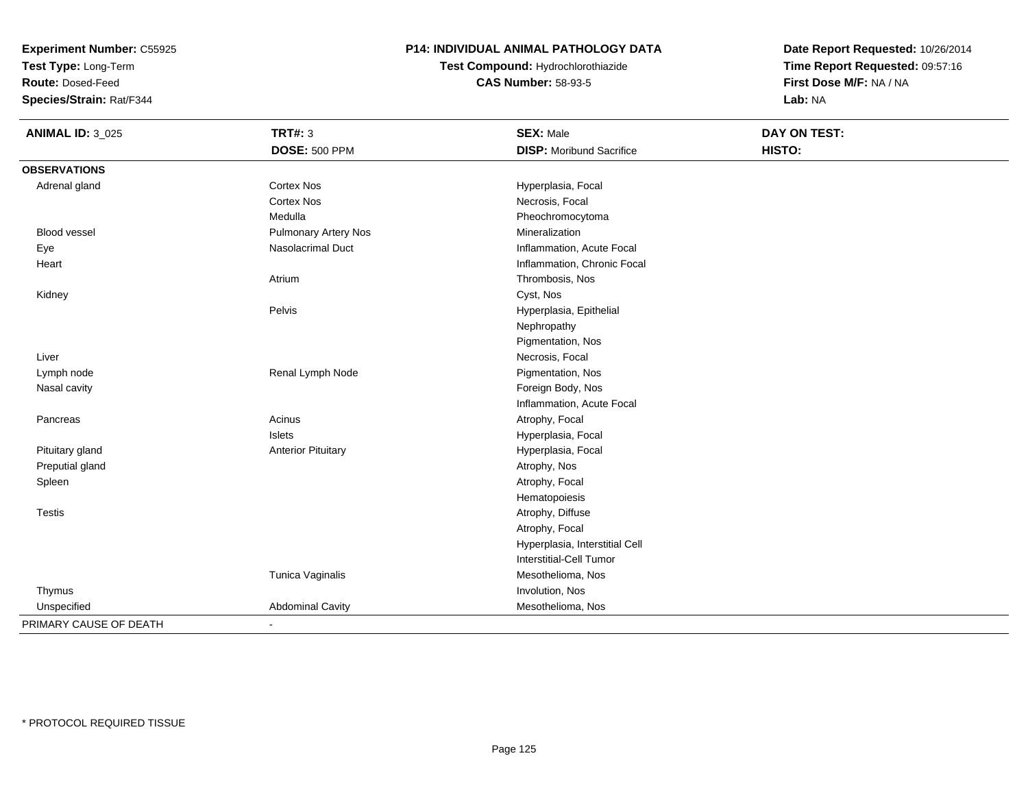**Experiment Number:** C55925
**Test Type:** Long-Term
**Route:** Dosed-Feed
**Species/Strain:** Rat/F344

## P14: INDIVIDUAL ANIMAL PATHOLOGY DATA

**Test Compound:** Hydrochlorothiazide
**CAS Number:** 58-93-5

**Date Report Requested:** 10/26/2014
**Time Report Requested:** 09:57:16
**First Dose M/F:** NA / NA
**Lab:** NA

| **ANIMAL ID:** 3_025 | **TRT#:** 3 | **SEX:** Male | **DAY ON TEST:** |
|---|---|---|---|
| | **DOSE:** 500 PPM | **DISP:** Moribund Sacrifice | **HISTO:** |
| **OBSERVATIONS** | | | |
| Adrenal gland | Cortex Nos | Hyperplasia, Focal | |
| | Cortex Nos | Necrosis, Focal | |
| | Medulla | Pheochromocytoma | |
| Blood vessel | Pulmonary Artery Nos | Mineralization | |
| Eye | Nasolacrimal Duct | Inflammation, Acute Focal | |
| Heart | | Inflammation, Chronic Focal | |
| | Atrium | Thrombosis, Nos | |
| Kidney | | Cyst, Nos | |
| | Pelvis | Hyperplasia, Epithelial | |
| | | Nephropathy | |
| | | Pigmentation, Nos | |
| Liver | | Necrosis, Focal | |
| Lymph node | Renal Lymph Node | Pigmentation, Nos | |
| Nasal cavity | | Foreign Body, Nos | |
| | | Inflammation, Acute Focal | |
| Pancreas | Acinus | Atrophy, Focal | |
| | Islets | Hyperplasia, Focal | |
| Pituitary gland | Anterior Pituitary | Hyperplasia, Focal | |
| Preputial gland | | Atrophy, Nos | |
| Spleen | | Atrophy, Focal | |
| | | Hematopoiesis | |
| Testis | | Atrophy, Diffuse | |
| | | Atrophy, Focal | |
| | | Hyperplasia, Interstitial Cell | |
| | | Interstitial-Cell Tumor | |
| | Tunica Vaginalis | Mesothelioma, Nos | |
| Thymus | | Involution, Nos | |
| Unspecified | Abdominal Cavity | Mesothelioma, Nos | |
| PRIMARY CAUSE OF DEATH | - | | |

* PROTOCOL REQUIRED TISSUE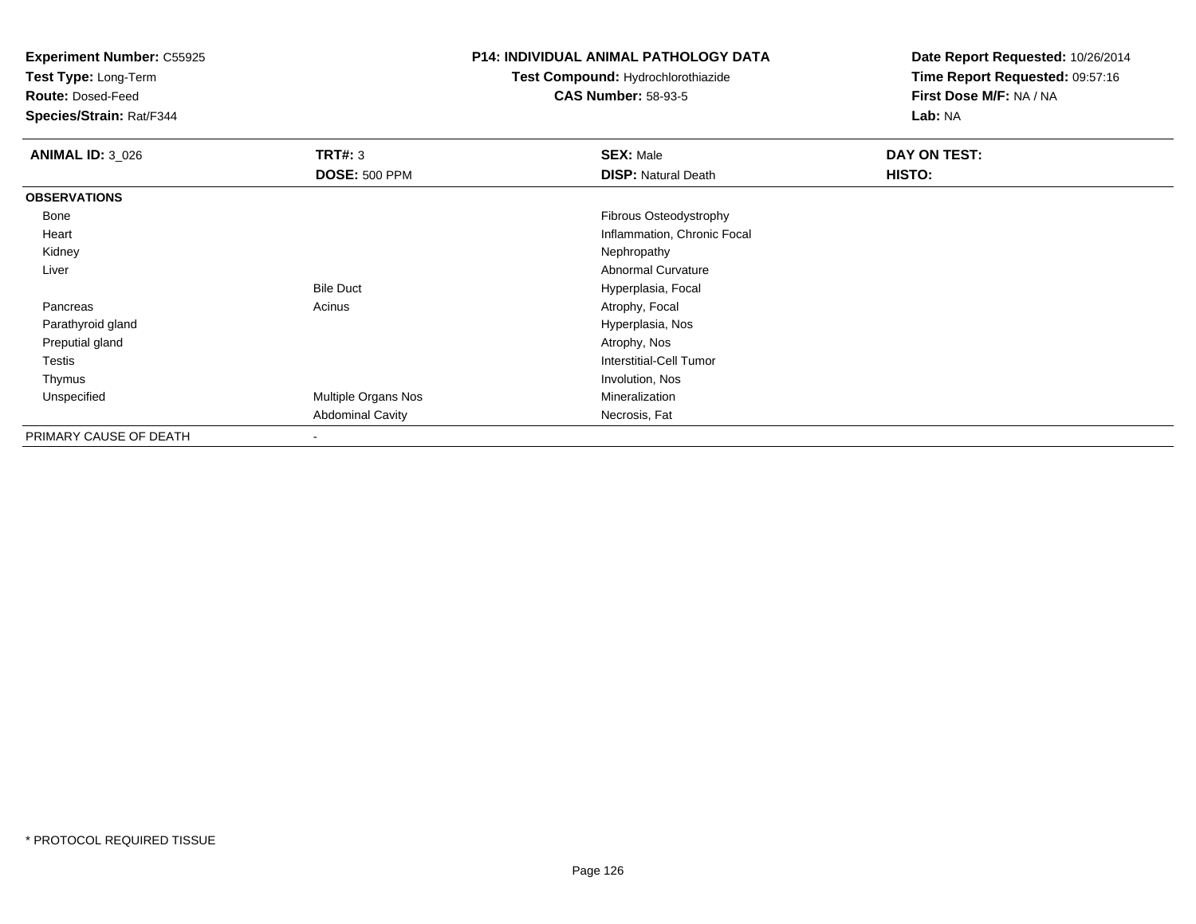**Experiment Number:** C55925
**Test Type:** Long-Term
**Route:** Dosed-Feed
**Species/Strain:** Rat/F344

**P14: INDIVIDUAL ANIMAL PATHOLOGY DATA**
**Test Compound:** Hydrochlorothiazide
**CAS Number:** 58-93-5

**Date Report Requested:** 10/26/2014
**Time Report Requested:** 09:57:16
**First Dose M/F:** NA / NA
**Lab:** NA

| **ANIMAL ID:** 3_026 | **TRT#:** 3 | **SEX:** Male | **DAY ON TEST:** |
|---|---|---|---|
| | **DOSE:** 500 PPM | **DISP:** Natural Death | **HISTO:** |
| **OBSERVATIONS** | | | |
| Bone | | Fibrous Osteodystrophy | |
| Heart | | Inflammation, Chronic Focal | |
| Kidney | | Nephropathy | |
| Liver | | Abnormal Curvature | |
| | Bile Duct | Hyperplasia, Focal | |
| Pancreas | Acinus | Atrophy, Focal | |
| Parathyroid gland | | Hyperplasia, Nos | |
| Preputial gland | | Atrophy, Nos | |
| Testis | | Interstitial-Cell Tumor | |
| Thymus | | Involution, Nos | |
| Unspecified | Multiple Organs Nos | Mineralization | |
| | Abdominal Cavity | Necrosis, Fat | |
| PRIMARY CAUSE OF DEATH | - | | |

\* PROTOCOL REQUIRED TISSUE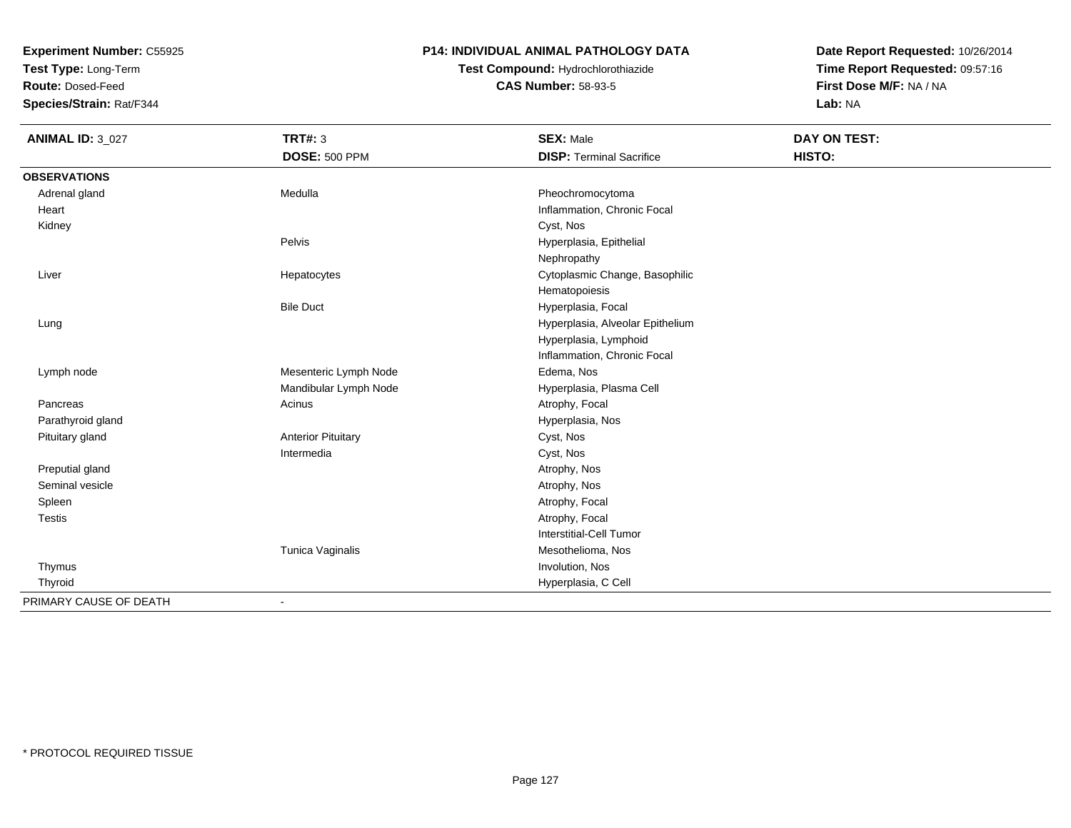**Experiment Number:** C55925
**Test Type:** Long-Term
**Route:** Dosed-Feed
**Species/Strain:** Rat/F344

**P14: INDIVIDUAL ANIMAL PATHOLOGY DATA**
**Test Compound:** Hydrochlorothiazide
**CAS Number:** 58-93-5

**Date Report Requested:** 10/26/2014
**Time Report Requested:** 09:57:16
**First Dose M/F:** NA / NA
**Lab:** NA

| **ANIMAL ID:** 3_027 | **TRT#:** 3 | **SEX:** Male | **DAY ON TEST:** |
|---|---|---|---|
| | **DOSE:** 500 PPM | **DISP:** Terminal Sacrifice | **HISTO:** |
| **OBSERVATIONS** | | | |
| Adrenal gland | Medulla | Pheochromocytoma | |
| Heart | | Inflammation, Chronic Focal | |
| Kidney | | Cyst, Nos | |
| | Pelvis | Hyperplasia, Epithelial | |
| | | Nephropathy | |
| Liver | Hepatocytes | Cytoplasmic Change, Basophilic | |
| | | Hematopoiesis | |
| | Bile Duct | Hyperplasia, Focal | |
| Lung | | Hyperplasia, Alveolar Epithelium | |
| | | Hyperplasia, Lymphoid | |
| | | Inflammation, Chronic Focal | |
| Lymph node | Mesenteric Lymph Node | Edema, Nos | |
| | Mandibular Lymph Node | Hyperplasia, Plasma Cell | |
| Pancreas | Acinus | Atrophy, Focal | |
| Parathyroid gland | | Hyperplasia, Nos | |
| Pituitary gland | Anterior Pituitary | Cyst, Nos | |
| | Intermedia | Cyst, Nos | |
| Preputial gland | | Atrophy, Nos | |
| Seminal vesicle | | Atrophy, Nos | |
| Spleen | | Atrophy, Focal | |
| Testis | | Atrophy, Focal | |
| | | Interstitial-Cell Tumor | |
| | Tunica Vaginalis | Mesothelioma, Nos | |
| Thymus | | Involution, Nos | |
| Thyroid | | Hyperplasia, C Cell | |
| PRIMARY CAUSE OF DEATH | - | | |

* PROTOCOL REQUIRED TISSUE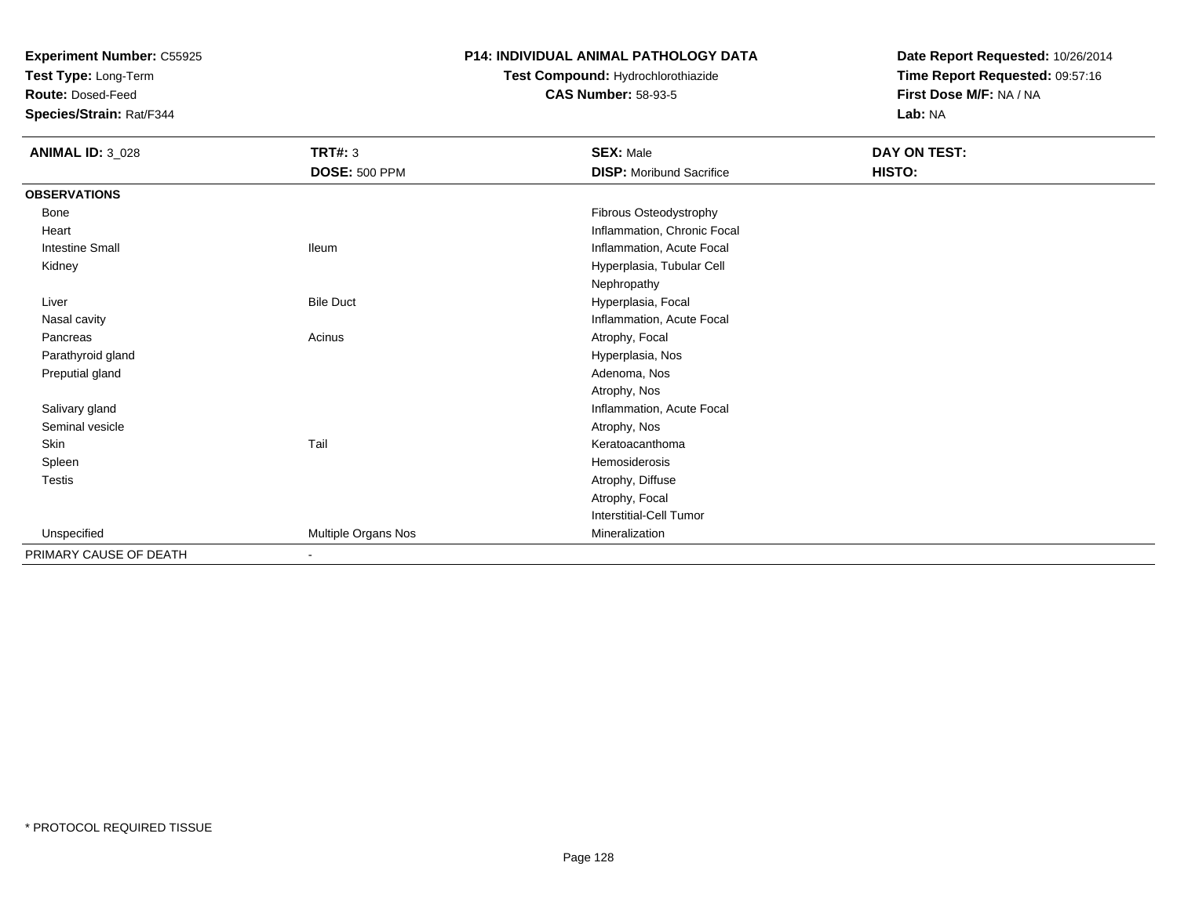**Experiment Number:** C55925
**Test Type:** Long-Term
**Route:** Dosed-Feed
**Species/Strain:** Rat/F344

**P14: INDIVIDUAL ANIMAL PATHOLOGY DATA**
**Test Compound:** Hydrochlorothiazide
**CAS Number:** 58-93-5

**Date Report Requested:** 10/26/2014
**Time Report Requested:** 09:57:16
**First Dose M/F:** NA / NA
**Lab:** NA

| **ANIMAL ID:** 3_028 | **TRT#:** 3 | **SEX:** Male | **DAY ON TEST:** |
|---|---|---|---|
| | **DOSE:** 500 PPM | **DISP:** Moribund Sacrifice | **HISTO:** |
| **OBSERVATIONS** | | | |
| Bone | | Fibrous Osteodystrophy | |
| Heart | | Inflammation, Chronic Focal | |
| Intestine Small | Ileum | Inflammation, Acute Focal | |
| Kidney | | Hyperplasia, Tubular Cell | |
| | | Nephropathy | |
| Liver | Bile Duct | Hyperplasia, Focal | |
| Nasal cavity | | Inflammation, Acute Focal | |
| Pancreas | Acinus | Atrophy, Focal | |
| Parathyroid gland | | Hyperplasia, Nos | |
| Preputial gland | | Adenoma, Nos | |
| | | Atrophy, Nos | |
| Salivary gland | | Inflammation, Acute Focal | |
| Seminal vesicle | | Atrophy, Nos | |
| Skin | Tail | Keratoacanthoma | |
| Spleen | | Hemosiderosis | |
| Testis | | Atrophy, Diffuse | |
| | | Atrophy, Focal | |
| | | Interstitial-Cell Tumor | |
| Unspecified | Multiple Organs Nos | Mineralization | |
| PRIMARY CAUSE OF DEATH | - | | |

* PROTOCOL REQUIRED TISSUE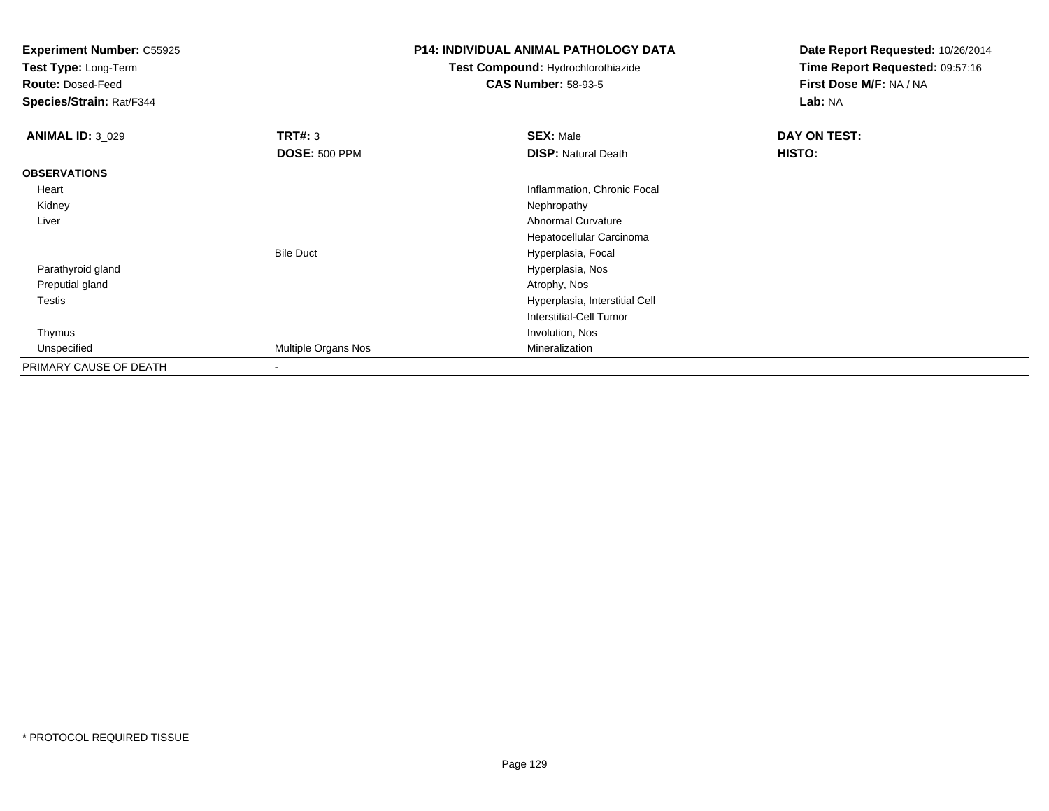**Experiment Number:** C55925
**Test Type:** Long-Term
**Route:** Dosed-Feed
**Species/Strain:** Rat/F344

**P14: INDIVIDUAL ANIMAL PATHOLOGY DATA**
**Test Compound:** Hydrochlorothiazide
**CAS Number:** 58-93-5

**Date Report Requested:** 10/26/2014
**Time Report Requested:** 09:57:16
**First Dose M/F:** NA / NA
**Lab:** NA

| **ANIMAL ID:** 3_029 | **TRT#:** 3 | **SEX:** Male | **DAY ON TEST:** |
|---|---|---|---|
| | **DOSE:** 500 PPM | **DISP:** Natural Death | **HISTO:** |
| **OBSERVATIONS** | | | |
| Heart | | Inflammation, Chronic Focal | |
| Kidney | | Nephropathy | |
| Liver | | Abnormal Curvature | |
| | | Hepatocellular Carcinoma | |
| | Bile Duct | Hyperplasia, Focal | |
| Parathyroid gland | | Hyperplasia, Nos | |
| Preputial gland | | Atrophy, Nos | |
| Testis | | Hyperplasia, Interstitial Cell | |
| | | Interstitial-Cell Tumor | |
| Thymus | | Involution, Nos | |
| Unspecified | Multiple Organs Nos | Mineralization | |
| PRIMARY CAUSE OF DEATH | - | | |

\* PROTOCOL REQUIRED TISSUE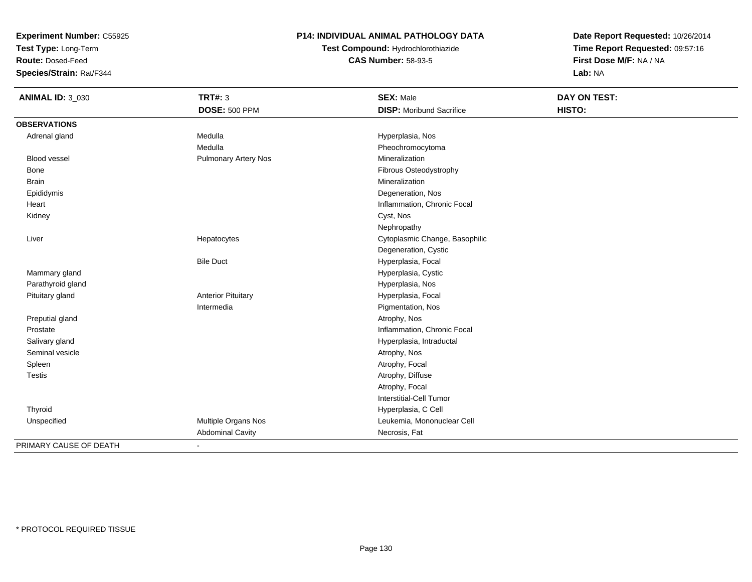**Experiment Number:** C55925
**Test Type:** Long-Term
**Route:** Dosed-Feed
**Species/Strain:** Rat/F344

**P14: INDIVIDUAL ANIMAL PATHOLOGY DATA**
**Test Compound:** Hydrochlorothiazide
**CAS Number:** 58-93-5

**Date Report Requested:** 10/26/2014
**Time Report Requested:** 09:57:16
**First Dose M/F:** NA / NA
**Lab:** NA

| **ANIMAL ID:** 3_030 | **TRT#:** 3 | **SEX:** Male | **DAY ON TEST:** |
|---|---|---|---|
| | **DOSE:** 500 PPM | **DISP:** Moribund Sacrifice | **HISTO:** |
| **OBSERVATIONS** | | | |
| Adrenal gland | Medulla | Hyperplasia, Nos | |
| | Medulla | Pheochromocytoma | |
| Blood vessel | Pulmonary Artery Nos | Mineralization | |
| Bone | | Fibrous Osteodystrophy | |
| Brain | | Mineralization | |
| Epididymis | | Degeneration, Nos | |
| Heart | | Inflammation, Chronic Focal | |
| Kidney | | Cyst, Nos | |
| | | Nephropathy | |
| Liver | Hepatocytes | Cytoplasmic Change, Basophilic | |
| | | Degeneration, Cystic | |
| | Bile Duct | Hyperplasia, Focal | |
| Mammary gland | | Hyperplasia, Cystic | |
| Parathyroid gland | | Hyperplasia, Nos | |
| Pituitary gland | Anterior Pituitary | Hyperplasia, Focal | |
| | Intermedia | Pigmentation, Nos | |
| Preputial gland | | Atrophy, Nos | |
| Prostate | | Inflammation, Chronic Focal | |
| Salivary gland | | Hyperplasia, Intraductal | |
| Seminal vesicle | | Atrophy, Nos | |
| Spleen | | Atrophy, Focal | |
| Testis | | Atrophy, Diffuse | |
| | | Atrophy, Focal | |
| | | Interstitial-Cell Tumor | |
| Thyroid | | Hyperplasia, C Cell | |
| Unspecified | Multiple Organs Nos | Leukemia, Mononuclear Cell | |
| | Abdominal Cavity | Necrosis, Fat | |
| PRIMARY CAUSE OF DEATH | - | | |

* PROTOCOL REQUIRED TISSUE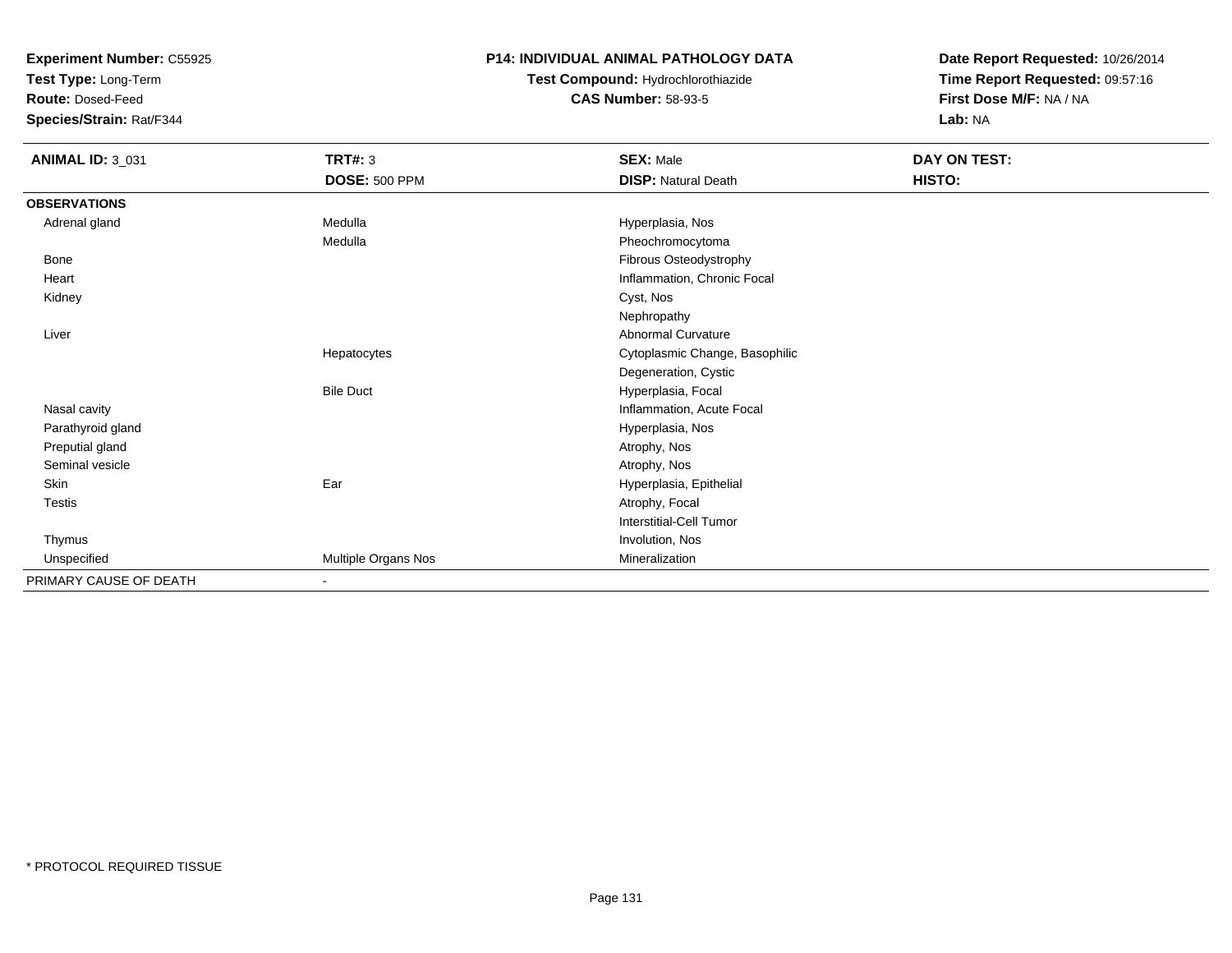**Experiment Number:** C55925
**Test Type:** Long-Term
**Route:** Dosed-Feed
**Species/Strain:** Rat/F344

**P14: INDIVIDUAL ANIMAL PATHOLOGY DATA**
**Test Compound:** Hydrochlorothiazide
**CAS Number:** 58-93-5

**Date Report Requested:** 10/26/2014
**Time Report Requested:** 09:57:16
**First Dose M/F:** NA / NA
**Lab:** NA

| **ANIMAL ID:** 3_031 | **TRT#:** 3 | **SEX:** Male | **DAY ON TEST:** |
|---|---|---|---|
| | **DOSE:** 500 PPM | **DISP:** Natural Death | **HISTO:** |
| **OBSERVATIONS** | | | |
| Adrenal gland | Medulla | Hyperplasia, Nos | |
| | Medulla | Pheochromocytoma | |
| Bone | | Fibrous Osteodystrophy | |
| Heart | | Inflammation, Chronic Focal | |
| Kidney | | Cyst, Nos | |
| | | Nephropathy | |
| Liver | | Abnormal Curvature | |
| | Hepatocytes | Cytoplasmic Change, Basophilic | |
| | | Degeneration, Cystic | |
| | Bile Duct | Hyperplasia, Focal | |
| Nasal cavity | | Inflammation, Acute Focal | |
| Parathyroid gland | | Hyperplasia, Nos | |
| Preputial gland | | Atrophy, Nos | |
| Seminal vesicle | | Atrophy, Nos | |
| Skin | Ear | Hyperplasia, Epithelial | |
| Testis | | Atrophy, Focal | |
| | | Interstitial-Cell Tumor | |
| Thymus | | Involution, Nos | |
| Unspecified | Multiple Organs Nos | Mineralization | |
| PRIMARY CAUSE OF DEATH | - | | |

* PROTOCOL REQUIRED TISSUE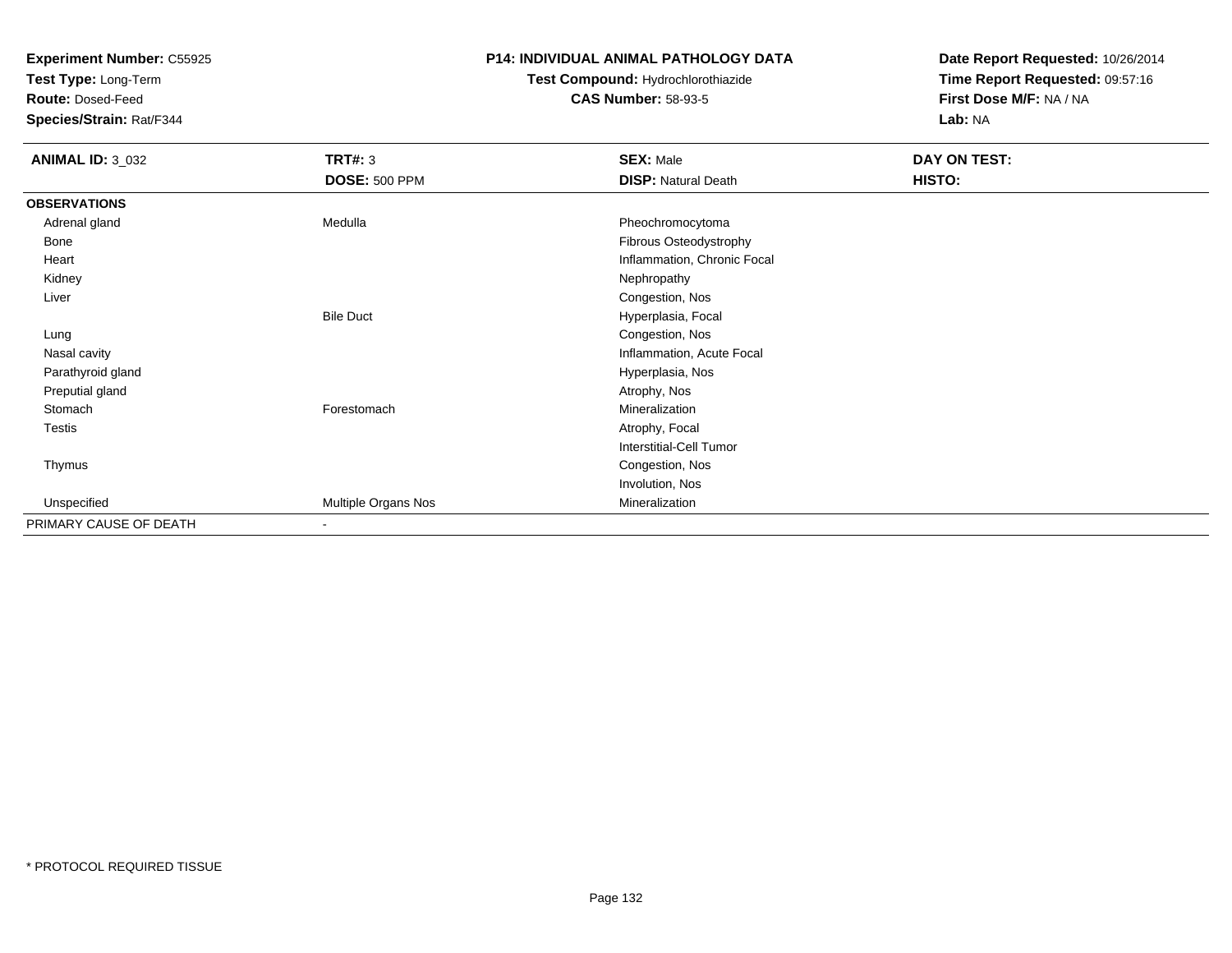**Experiment Number:** C55925
**Test Type:** Long-Term
**Route:** Dosed-Feed
**Species/Strain:** Rat/F344

**P14: INDIVIDUAL ANIMAL PATHOLOGY DATA**
**Test Compound:** Hydrochlorothiazide
**CAS Number:** 58-93-5

**Date Report Requested:** 10/26/2014
**Time Report Requested:** 09:57:16
**First Dose M/F:** NA / NA
**Lab:** NA

| **ANIMAL ID:** 3_032 | **TRT#:** 3 | **SEX:** Male | **DAY ON TEST:** |
|---|---|---|---|
| | **DOSE:** 500 PPM | **DISP:** Natural Death | **HISTO:** |
| **OBSERVATIONS** | | | |
| Adrenal gland | Medulla | Pheochromocytoma | |
| Bone | | Fibrous Osteodystrophy | |
| Heart | | Inflammation, Chronic Focal | |
| Kidney | | Nephropathy | |
| Liver | | Congestion, Nos | |
| | Bile Duct | Hyperplasia, Focal | |
| Lung | | Congestion, Nos | |
| Nasal cavity | | Inflammation, Acute Focal | |
| Parathyroid gland | | Hyperplasia, Nos | |
| Preputial gland | | Atrophy, Nos | |
| Stomach | Forestomach | Mineralization | |
| Testis | | Atrophy, Focal | |
| | | Interstitial-Cell Tumor | |
| Thymus | | Congestion, Nos | |
| | | Involution, Nos | |
| Unspecified | Multiple Organs Nos | Mineralization | |
| PRIMARY CAUSE OF DEATH | - | | |

* PROTOCOL REQUIRED TISSUE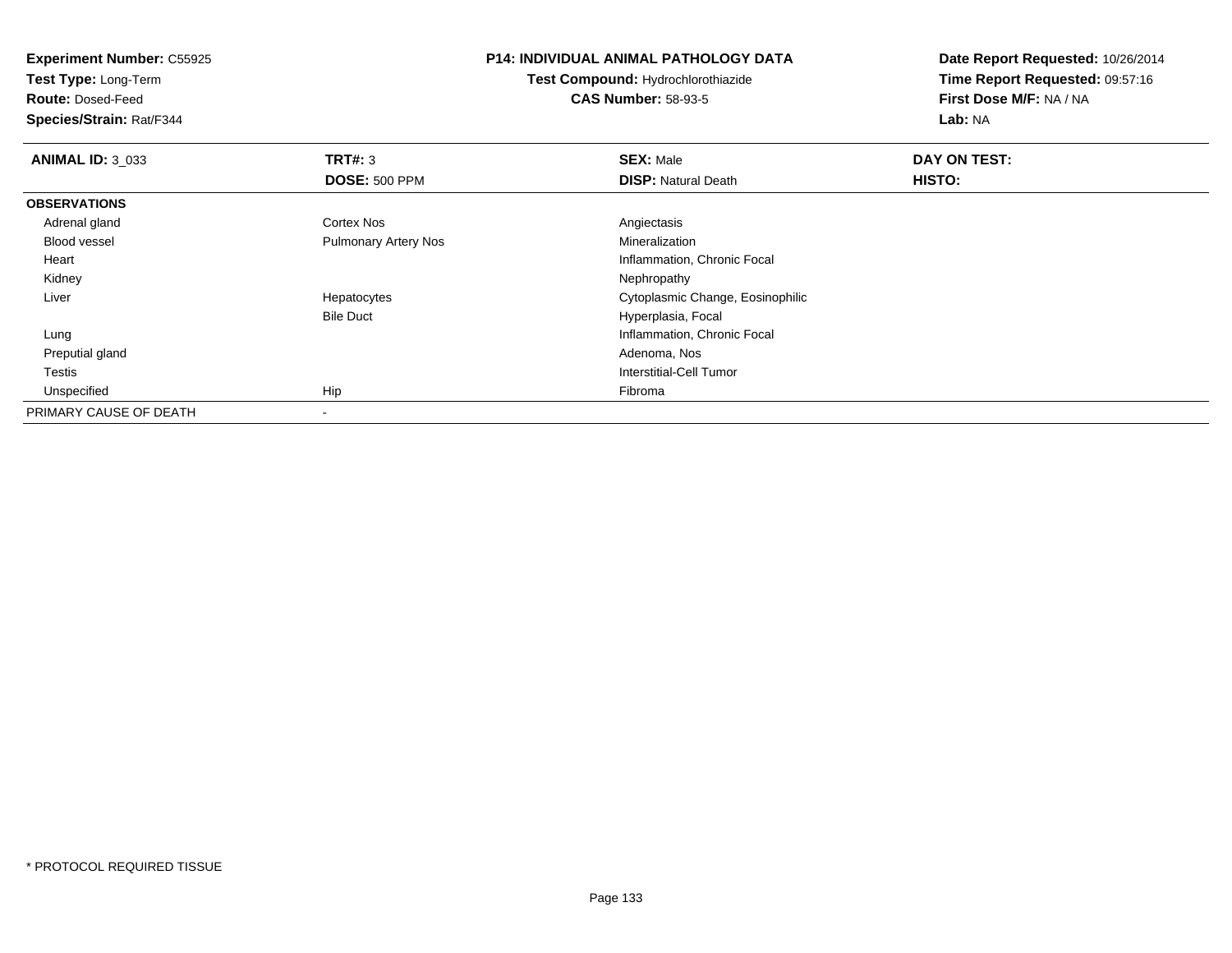**Experiment Number:** C55925
**Test Type:** Long-Term
**Route:** Dosed-Feed
**Species/Strain:** Rat/F344

## P14: INDIVIDUAL ANIMAL PATHOLOGY DATA

**Test Compound:** Hydrochlorothiazide
**CAS Number:** 58-93-5

**Date Report Requested:** 10/26/2014
**Time Report Requested:** 09:57:16
**First Dose M/F:** NA / NA
**Lab:** NA

| **ANIMAL ID:** 3_033 | **TRT#:** 3 | **SEX:** Male | **DAY ON TEST:** |
|---|---|---|---|
| | **DOSE:** 500 PPM | **DISP:** Natural Death | **HISTO:** |
| **OBSERVATIONS** | | | |
| Adrenal gland | Cortex Nos | Angiectasis | |
| Blood vessel | Pulmonary Artery Nos | Mineralization | |
| Heart | | Inflammation, Chronic Focal | |
| Kidney | | Nephropathy | |
| Liver | Hepatocytes | Cytoplasmic Change, Eosinophilic | |
| | Bile Duct | Hyperplasia, Focal | |
| Lung | | Inflammation, Chronic Focal | |
| Preputial gland | | Adenoma, Nos | |
| Testis | | Interstitial-Cell Tumor | |
| Unspecified | Hip | Fibroma | |
| PRIMARY CAUSE OF DEATH | - | | |

* PROTOCOL REQUIRED TISSUE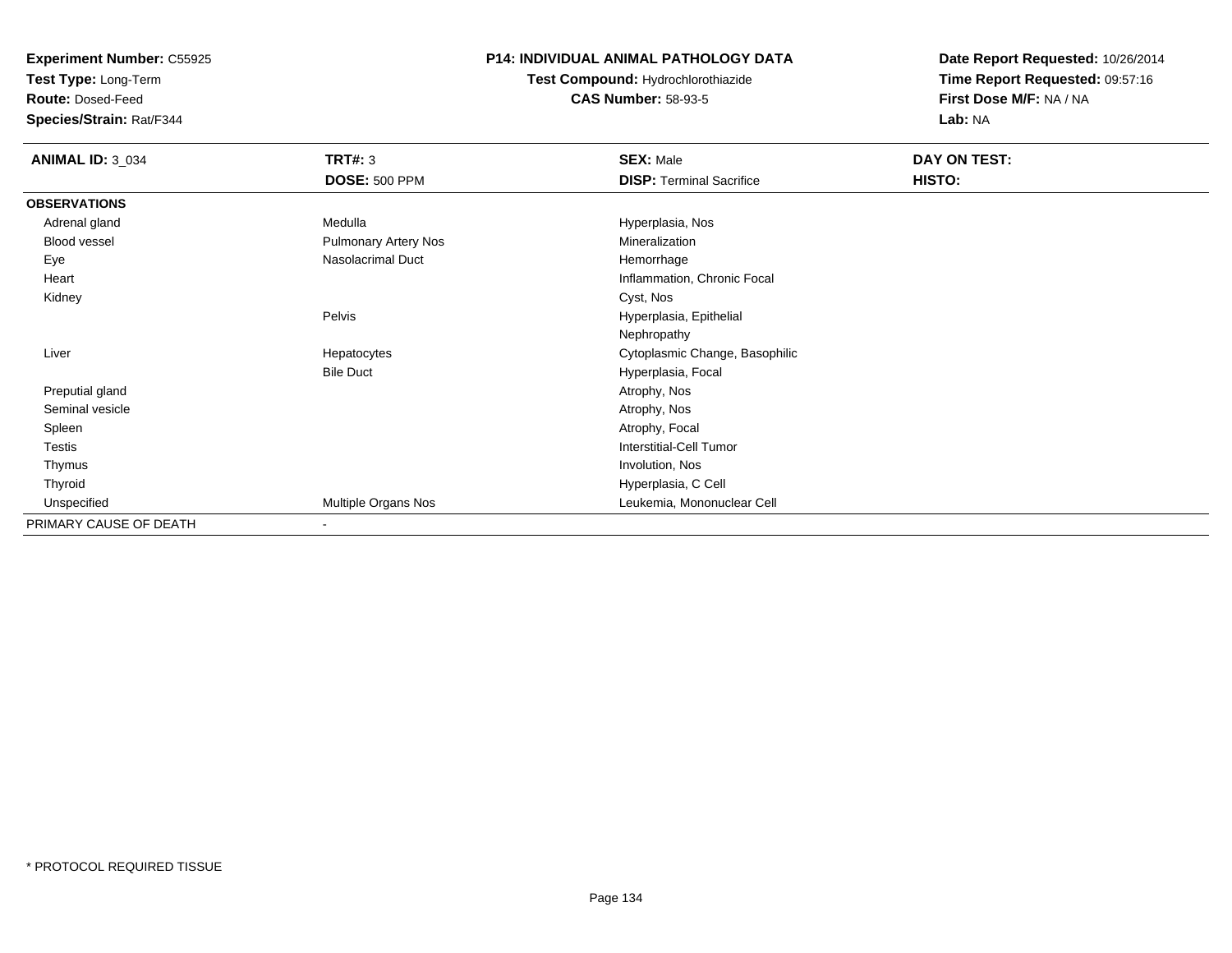**Experiment Number:** C55925
**Test Type:** Long-Term
**Route:** Dosed-Feed
**Species/Strain:** Rat/F344

**P14: INDIVIDUAL ANIMAL PATHOLOGY DATA**
**Test Compound:** Hydrochlorothiazide
**CAS Number:** 58-93-5

**Date Report Requested:** 10/26/2014
**Time Report Requested:** 09:57:16
**First Dose M/F:** NA / NA
**Lab:** NA

| **ANIMAL ID:** 3_034 | **TRT#:** 3 | **SEX:** Male | **DAY ON TEST:** |
|---|---|---|---|
| | **DOSE:** 500 PPM | **DISP:** Terminal Sacrifice | **HISTO:** |
| **OBSERVATIONS** | | | |
| Adrenal gland | Medulla | Hyperplasia, Nos | |
| Blood vessel | Pulmonary Artery Nos | Mineralization | |
| Eye | Nasolacrimal Duct | Hemorrhage | |
| Heart | | Inflammation, Chronic Focal | |
| Kidney | | Cyst, Nos | |
| | Pelvis | Hyperplasia, Epithelial | |
| | | Nephropathy | |
| Liver | Hepatocytes | Cytoplasmic Change, Basophilic | |
| | Bile Duct | Hyperplasia, Focal | |
| Preputial gland | | Atrophy, Nos | |
| Seminal vesicle | | Atrophy, Nos | |
| Spleen | | Atrophy, Focal | |
| Testis | | Interstitial-Cell Tumor | |
| Thymus | | Involution, Nos | |
| Thyroid | | Hyperplasia, C Cell | |
| Unspecified | Multiple Organs Nos | Leukemia, Mononuclear Cell | |
| PRIMARY CAUSE OF DEATH | - | | |

* PROTOCOL REQUIRED TISSUE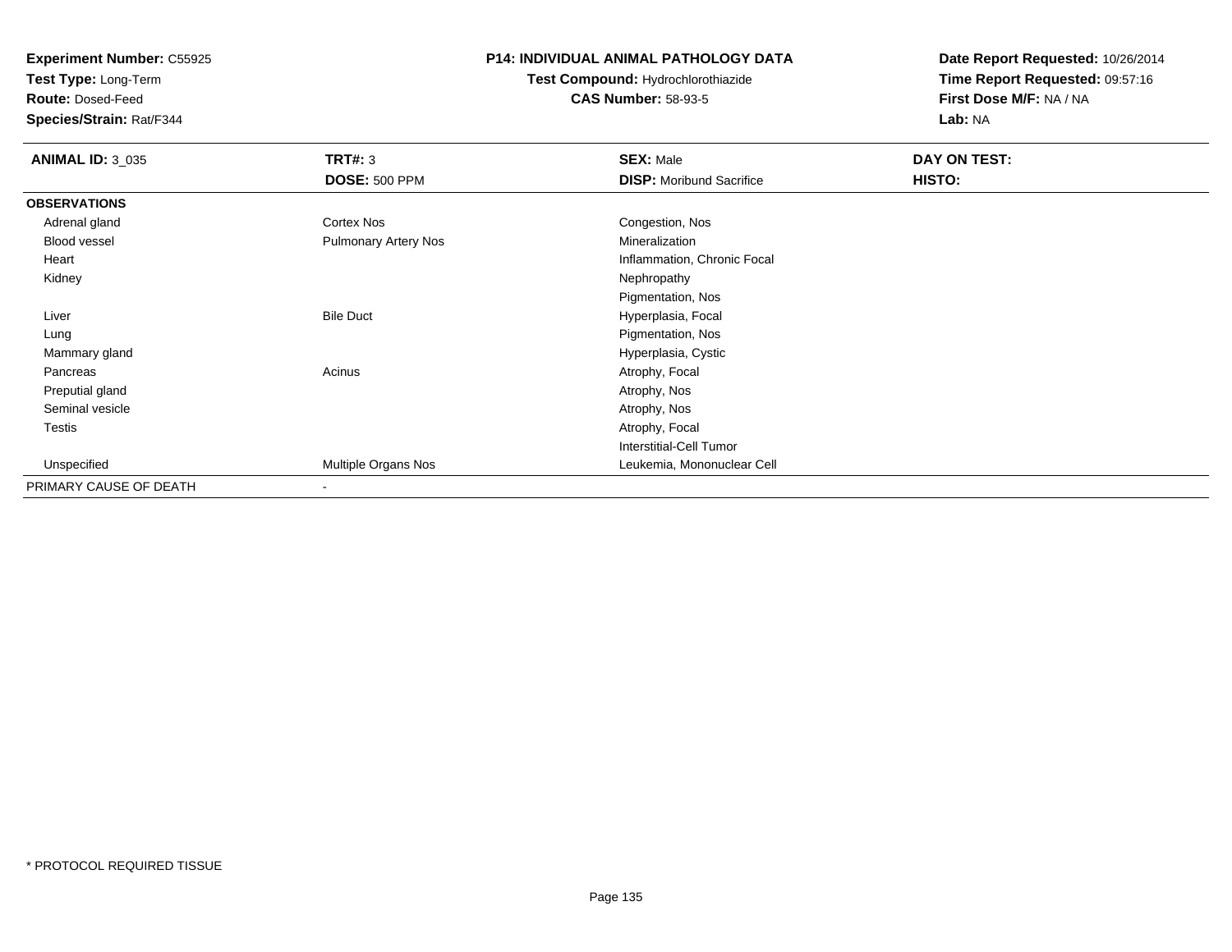**Experiment Number:** C55925
**Test Type:** Long-Term
**Route:** Dosed-Feed
**Species/Strain:** Rat/F344

**P14: INDIVIDUAL ANIMAL PATHOLOGY DATA**
**Test Compound:** Hydrochlorothiazide
**CAS Number:** 58-93-5

**Date Report Requested:** 10/26/2014
**Time Report Requested:** 09:57:16
**First Dose M/F:** NA / NA
**Lab:** NA

| **ANIMAL ID:** 3_035 | **TRT#:** 3 | **SEX:** Male | **DAY ON TEST:** |
|---|---|---|---|
| | **DOSE:** 500 PPM | **DISP:** Moribund Sacrifice | **HISTO:** |
| **OBSERVATIONS** | | | |
| Adrenal gland | Cortex Nos | Congestion, Nos | |
| Blood vessel | Pulmonary Artery Nos | Mineralization | |
| Heart | | Inflammation, Chronic Focal | |
| Kidney | | Nephropathy | |
| | | Pigmentation, Nos | |
| Liver | Bile Duct | Hyperplasia, Focal | |
| Lung | | Pigmentation, Nos | |
| Mammary gland | | Hyperplasia, Cystic | |
| Pancreas | Acinus | Atrophy, Focal | |
| Preputial gland | | Atrophy, Nos | |
| Seminal vesicle | | Atrophy, Nos | |
| Testis | | Atrophy, Focal | |
| | | Interstitial-Cell Tumor | |
| Unspecified | Multiple Organs Nos | Leukemia, Mononuclear Cell | |
| PRIMARY CAUSE OF DEATH | - | | |

\* PROTOCOL REQUIRED TISSUE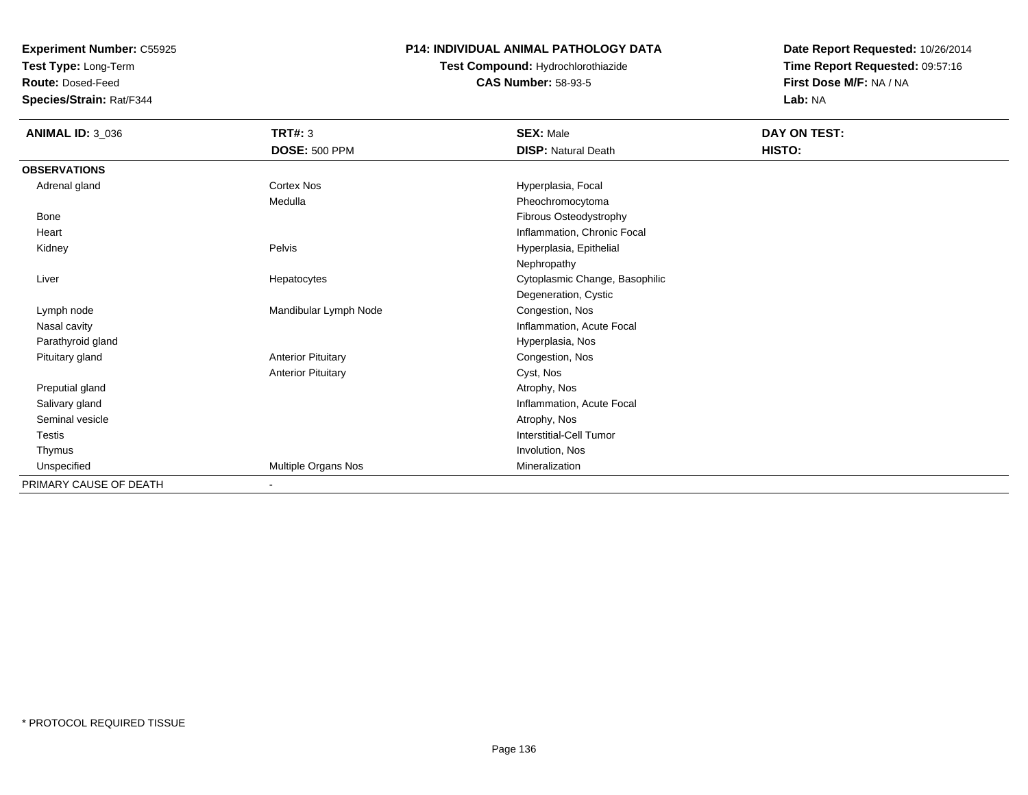**Experiment Number:** C55925
**Test Type:** Long-Term
**Route:** Dosed-Feed
**Species/Strain:** Rat/F344

## P14: INDIVIDUAL ANIMAL PATHOLOGY DATA

**Test Compound:** Hydrochlorothiazide
**CAS Number:** 58-93-5

**Date Report Requested:** 10/26/2014
**Time Report Requested:** 09:57:16
**First Dose M/F:** NA / NA
**Lab:** NA

| **ANIMAL ID:** 3_036 | **TRT#:** 3 | **SEX:** Male | **DAY ON TEST:** |
|---|---|---|---|
| | **DOSE:** 500 PPM | **DISP:** Natural Death | **HISTO:** |
| **OBSERVATIONS** | | | |
| Adrenal gland | Cortex Nos | Hyperplasia, Focal | |
| | Medulla | Pheochromocytoma | |
| Bone | | Fibrous Osteodystrophy | |
| Heart | | Inflammation, Chronic Focal | |
| Kidney | Pelvis | Hyperplasia, Epithelial | |
| | | Nephropathy | |
| Liver | Hepatocytes | Cytoplasmic Change, Basophilic | |
| | | Degeneration, Cystic | |
| Lymph node | Mandibular Lymph Node | Congestion, Nos | |
| Nasal cavity | | Inflammation, Acute Focal | |
| Parathyroid gland | | Hyperplasia, Nos | |
| Pituitary gland | Anterior Pituitary | Congestion, Nos | |
| | Anterior Pituitary | Cyst, Nos | |
| Preputial gland | | Atrophy, Nos | |
| Salivary gland | | Inflammation, Acute Focal | |
| Seminal vesicle | | Atrophy, Nos | |
| Testis | | Interstitial-Cell Tumor | |
| Thymus | | Involution, Nos | |
| Unspecified | Multiple Organs Nos | Mineralization | |
| PRIMARY CAUSE OF DEATH | - | | |

* PROTOCOL REQUIRED TISSUE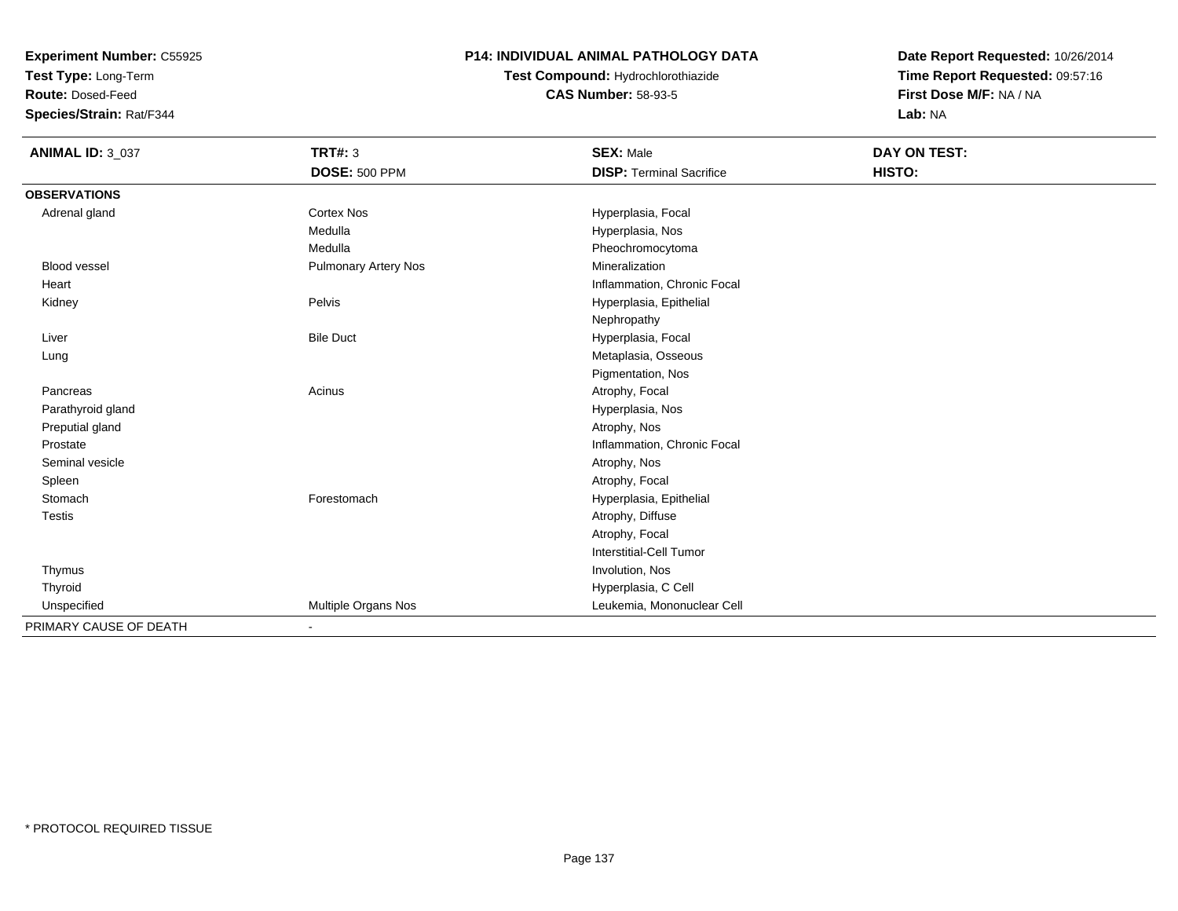**Experiment Number:** C55925
**Test Type:** Long-Term
**Route:** Dosed-Feed
**Species/Strain:** Rat/F344

## P14: INDIVIDUAL ANIMAL PATHOLOGY DATA

**Test Compound:** Hydrochlorothiazide
**CAS Number:** 58-93-5

**Date Report Requested:** 10/26/2014
**Time Report Requested:** 09:57:16
**First Dose M/F:** NA / NA
**Lab:** NA

| **ANIMAL ID:** 3_037 | **TRT#:** 3 | **SEX:** Male | **DAY ON TEST:** |
|---|---|---|---|
| | **DOSE:** 500 PPM | **DISP:** Terminal Sacrifice | **HISTO:** |
| **OBSERVATIONS** | | | |
| Adrenal gland | Cortex Nos | Hyperplasia, Focal | |
| | Medulla | Hyperplasia, Nos | |
| | Medulla | Pheochromocytoma | |
| Blood vessel | Pulmonary Artery Nos | Mineralization | |
| Heart | | Inflammation, Chronic Focal | |
| Kidney | Pelvis | Hyperplasia, Epithelial | |
| | | Nephropathy | |
| Liver | Bile Duct | Hyperplasia, Focal | |
| Lung | | Metaplasia, Osseous | |
| | | Pigmentation, Nos | |
| Pancreas | Acinus | Atrophy, Focal | |
| Parathyroid gland | | Hyperplasia, Nos | |
| Preputial gland | | Atrophy, Nos | |
| Prostate | | Inflammation, Chronic Focal | |
| Seminal vesicle | | Atrophy, Nos | |
| Spleen | | Atrophy, Focal | |
| Stomach | Forestomach | Hyperplasia, Epithelial | |
| Testis | | Atrophy, Diffuse | |
| | | Atrophy, Focal | |
| | | Interstitial-Cell Tumor | |
| Thymus | | Involution, Nos | |
| Thyroid | | Hyperplasia, C Cell | |
| Unspecified | Multiple Organs Nos | Leukemia, Mononuclear Cell | |
| PRIMARY CAUSE OF DEATH | - | | |

\* PROTOCOL REQUIRED TISSUE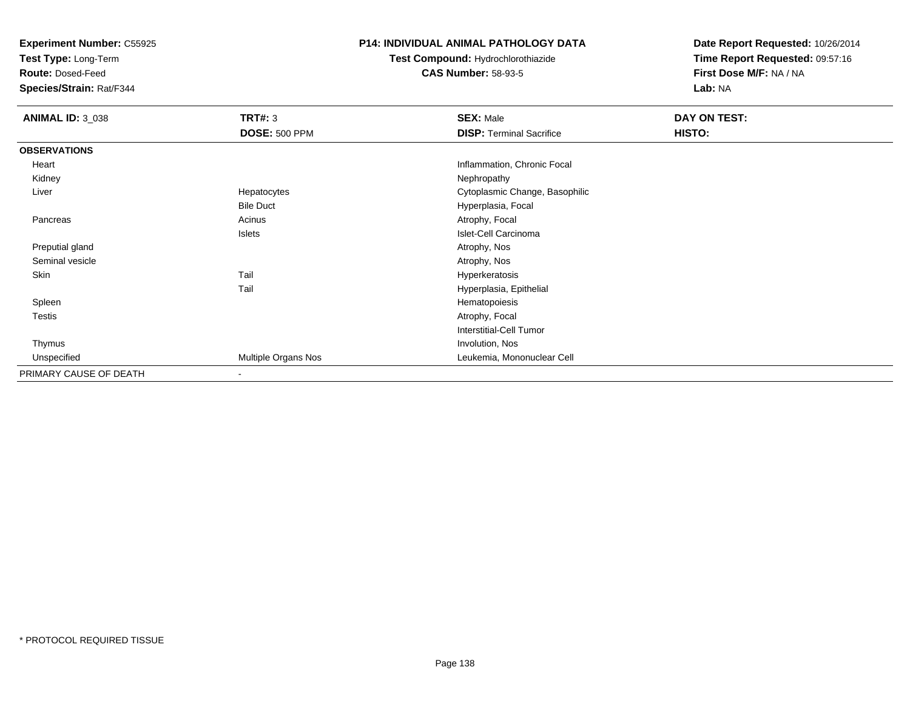**Experiment Number:** C55925
**Test Type:** Long-Term
**Route:** Dosed-Feed
**Species/Strain:** Rat/F344

**P14: INDIVIDUAL ANIMAL PATHOLOGY DATA**
**Test Compound:** Hydrochlorothiazide
**CAS Number:** 58-93-5

**Date Report Requested:** 10/26/2014
**Time Report Requested:** 09:57:16
**First Dose M/F:** NA / NA
**Lab:** NA

| **ANIMAL ID:** 3_038 | **TRT#:** 3 | **SEX:** Male | **DAY ON TEST:** |
|---|---|---|---|
| | **DOSE:** 500 PPM | **DISP:** Terminal Sacrifice | **HISTO:** |
| **OBSERVATIONS** | | | |
| Heart | | Inflammation, Chronic Focal | |
| Kidney | | Nephropathy | |
| Liver | Hepatocytes | Cytoplasmic Change, Basophilic | |
| | Bile Duct | Hyperplasia, Focal | |
| Pancreas | Acinus | Atrophy, Focal | |
| | Islets | Islet-Cell Carcinoma | |
| Preputial gland | | Atrophy, Nos | |
| Seminal vesicle | | Atrophy, Nos | |
| Skin | Tail | Hyperkeratosis | |
| | Tail | Hyperplasia, Epithelial | |
| Spleen | | Hematopoiesis | |
| Testis | | Atrophy, Focal | |
| | | Interstitial-Cell Tumor | |
| Thymus | | Involution, Nos | |
| Unspecified | Multiple Organs Nos | Leukemia, Mononuclear Cell | |
| PRIMARY CAUSE OF DEATH | - | | |

\* PROTOCOL REQUIRED TISSUE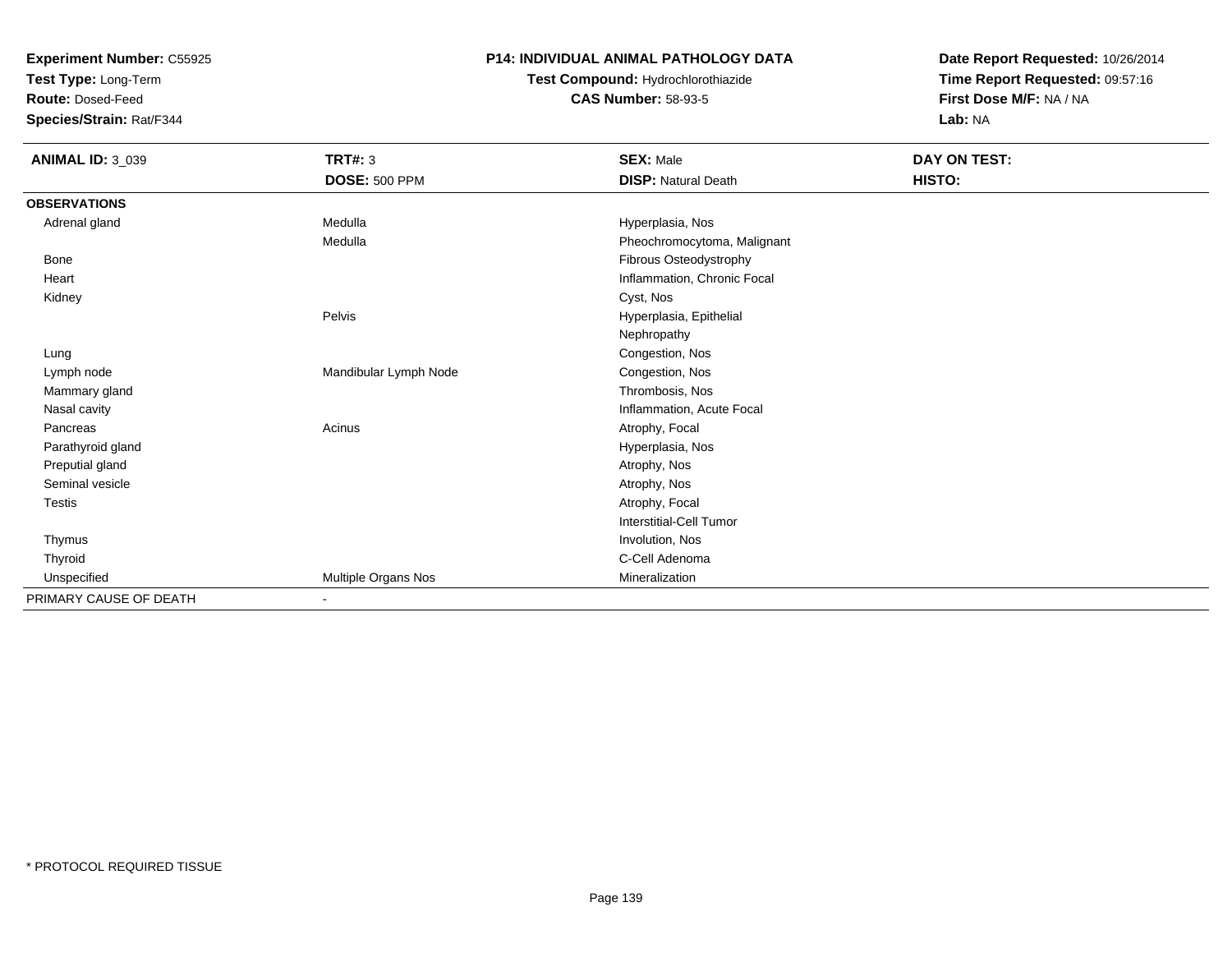**Experiment Number:** C55925
**Test Type:** Long-Term
**Route:** Dosed-Feed
**Species/Strain:** Rat/F344

**P14: INDIVIDUAL ANIMAL PATHOLOGY DATA**
**Test Compound:** Hydrochlorothiazide
**CAS Number:** 58-93-5

**Date Report Requested:** 10/26/2014
**Time Report Requested:** 09:57:16
**First Dose M/F:** NA / NA
**Lab:** NA

| **ANIMAL ID:** 3_039 | **TRT#:** 3 | **SEX:** Male | **DAY ON TEST:** |
|---|---|---|---|
| | **DOSE:** 500 PPM | **DISP:** Natural Death | **HISTO:** |
| **OBSERVATIONS** | | | |
| Adrenal gland | Medulla | Hyperplasia, Nos | |
| | Medulla | Pheochromocytoma, Malignant | |
| Bone | | Fibrous Osteodystrophy | |
| Heart | | Inflammation, Chronic Focal | |
| Kidney | | Cyst, Nos | |
| | Pelvis | Hyperplasia, Epithelial | |
| | | Nephropathy | |
| Lung | | Congestion, Nos | |
| Lymph node | Mandibular Lymph Node | Congestion, Nos | |
| Mammary gland | | Thrombosis, Nos | |
| Nasal cavity | | Inflammation, Acute Focal | |
| Pancreas | Acinus | Atrophy, Focal | |
| Parathyroid gland | | Hyperplasia, Nos | |
| Preputial gland | | Atrophy, Nos | |
| Seminal vesicle | | Atrophy, Nos | |
| Testis | | Atrophy, Focal | |
| | | Interstitial-Cell Tumor | |
| Thymus | | Involution, Nos | |
| Thyroid | | C-Cell Adenoma | |
| Unspecified | Multiple Organs Nos | Mineralization | |
| PRIMARY CAUSE OF DEATH | - | | |

* PROTOCOL REQUIRED TISSUE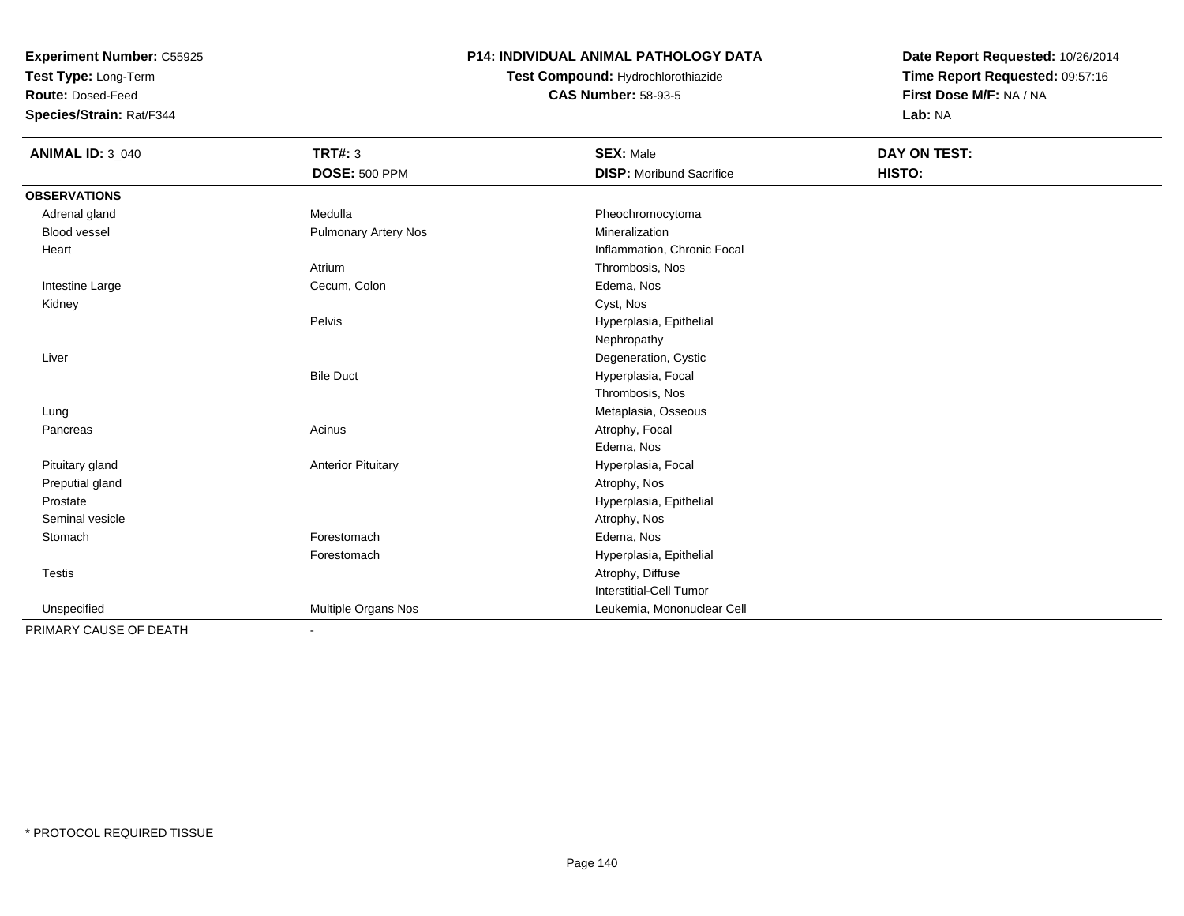**Experiment Number:** C55925
**Test Type:** Long-Term
**Route:** Dosed-Feed
**Species/Strain:** Rat/F344

**P14: INDIVIDUAL ANIMAL PATHOLOGY DATA**
**Test Compound:** Hydrochlorothiazide
**CAS Number:** 58-93-5

**Date Report Requested:** 10/26/2014
**Time Report Requested:** 09:57:16
**First Dose M/F:** NA / NA
**Lab:** NA

| **ANIMAL ID:** 3_040 | **TRT#:** 3 | **SEX:** Male | **DAY ON TEST:** |
|---|---|---|---|
| | **DOSE:** 500 PPM | **DISP:** Moribund Sacrifice | **HISTO:** |
| **OBSERVATIONS** | | | |
| Adrenal gland | Medulla | Pheochromocytoma | |
| Blood vessel | Pulmonary Artery Nos | Mineralization | |
| Heart | | Inflammation, Chronic Focal | |
| | Atrium | Thrombosis, Nos | |
| Intestine Large | Cecum, Colon | Edema, Nos | |
| Kidney | | Cyst, Nos | |
| | Pelvis | Hyperplasia, Epithelial | |
| | | Nephropathy | |
| Liver | | Degeneration, Cystic | |
| | Bile Duct | Hyperplasia, Focal | |
| | | Thrombosis, Nos | |
| Lung | | Metaplasia, Osseous | |
| Pancreas | Acinus | Atrophy, Focal | |
| | | Edema, Nos | |
| Pituitary gland | Anterior Pituitary | Hyperplasia, Focal | |
| Preputial gland | | Atrophy, Nos | |
| Prostate | | Hyperplasia, Epithelial | |
| Seminal vesicle | | Atrophy, Nos | |
| Stomach | Forestomach | Edema, Nos | |
| | Forestomach | Hyperplasia, Epithelial | |
| Testis | | Atrophy, Diffuse | |
| | | Interstitial-Cell Tumor | |
| Unspecified | Multiple Organs Nos | Leukemia, Mononuclear Cell | |
| PRIMARY CAUSE OF DEATH | - | | |

* PROTOCOL REQUIRED TISSUE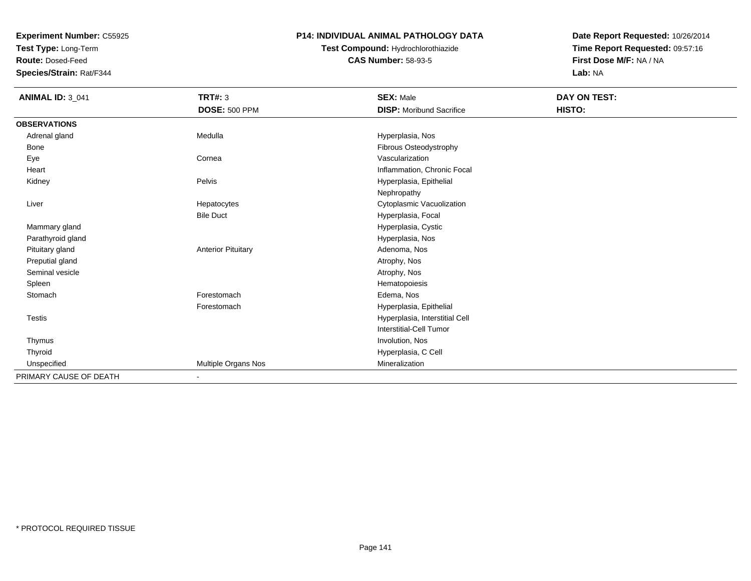**Experiment Number:** C55925
**Test Type:** Long-Term
**Route:** Dosed-Feed
**Species/Strain:** Rat/F344

**P14: INDIVIDUAL ANIMAL PATHOLOGY DATA**
**Test Compound:** Hydrochlorothiazide
**CAS Number:** 58-93-5

**Date Report Requested:** 10/26/2014
**Time Report Requested:** 09:57:16
**First Dose M/F:** NA / NA
**Lab:** NA

| **ANIMAL ID:** 3_041 | **TRT#:** 3 | **SEX:** Male | **DAY ON TEST:** |
|---|---|---|---|
| | **DOSE:** 500 PPM | **DISP:** Moribund Sacrifice | **HISTO:** |
| **OBSERVATIONS** | | | |
| Adrenal gland | Medulla | Hyperplasia, Nos | |
| Bone | | Fibrous Osteodystrophy | |
| Eye | Cornea | Vascularization | |
| Heart | | Inflammation, Chronic Focal | |
| Kidney | Pelvis | Hyperplasia, Epithelial | |
| | | Nephropathy | |
| Liver | Hepatocytes | Cytoplasmic Vacuolization | |
| | Bile Duct | Hyperplasia, Focal | |
| Mammary gland | | Hyperplasia, Cystic | |
| Parathyroid gland | | Hyperplasia, Nos | |
| Pituitary gland | Anterior Pituitary | Adenoma, Nos | |
| Preputial gland | | Atrophy, Nos | |
| Seminal vesicle | | Atrophy, Nos | |
| Spleen | | Hematopoiesis | |
| Stomach | Forestomach | Edema, Nos | |
| | Forestomach | Hyperplasia, Epithelial | |
| Testis | | Hyperplasia, Interstitial Cell | |
| | | Interstitial-Cell Tumor | |
| Thymus | | Involution, Nos | |
| Thyroid | | Hyperplasia, C Cell | |
| Unspecified | Multiple Organs Nos | Mineralization | |
| PRIMARY CAUSE OF DEATH | - | | |

* PROTOCOL REQUIRED TISSUE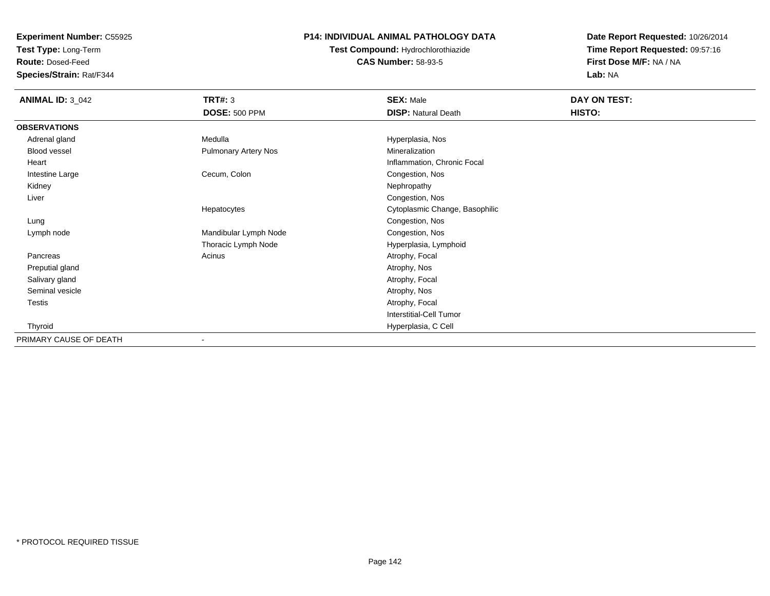**Experiment Number:** C55925
**Test Type:** Long-Term
**Route:** Dosed-Feed
**Species/Strain:** Rat/F344

**P14: INDIVIDUAL ANIMAL PATHOLOGY DATA**
**Test Compound:** Hydrochlorothiazide
**CAS Number:** 58-93-5

**Date Report Requested:** 10/26/2014
**Time Report Requested:** 09:57:16
**First Dose M/F:** NA / NA
**Lab:** NA

| **ANIMAL ID:** 3_042 | **TRT#:** 3 | **SEX:** Male | **DAY ON TEST:** |
|---|---|---|---|
| | **DOSE:** 500 PPM | **DISP:** Natural Death | **HISTO:** |
| **OBSERVATIONS** | | | |
| Adrenal gland | Medulla | Hyperplasia, Nos | |
| Blood vessel | Pulmonary Artery Nos | Mineralization | |
| Heart | | Inflammation, Chronic Focal | |
| Intestine Large | Cecum, Colon | Congestion, Nos | |
| Kidney | | Nephropathy | |
| Liver | | Congestion, Nos | |
| | Hepatocytes | Cytoplasmic Change, Basophilic | |
| Lung | | Congestion, Nos | |
| Lymph node | Mandibular Lymph Node | Congestion, Nos | |
| | Thoracic Lymph Node | Hyperplasia, Lymphoid | |
| Pancreas | Acinus | Atrophy, Focal | |
| Preputial gland | | Atrophy, Nos | |
| Salivary gland | | Atrophy, Focal | |
| Seminal vesicle | | Atrophy, Nos | |
| Testis | | Atrophy, Focal | |
| | | Interstitial-Cell Tumor | |
| Thyroid | | Hyperplasia, C Cell | |
| PRIMARY CAUSE OF DEATH | - | | |

* PROTOCOL REQUIRED TISSUE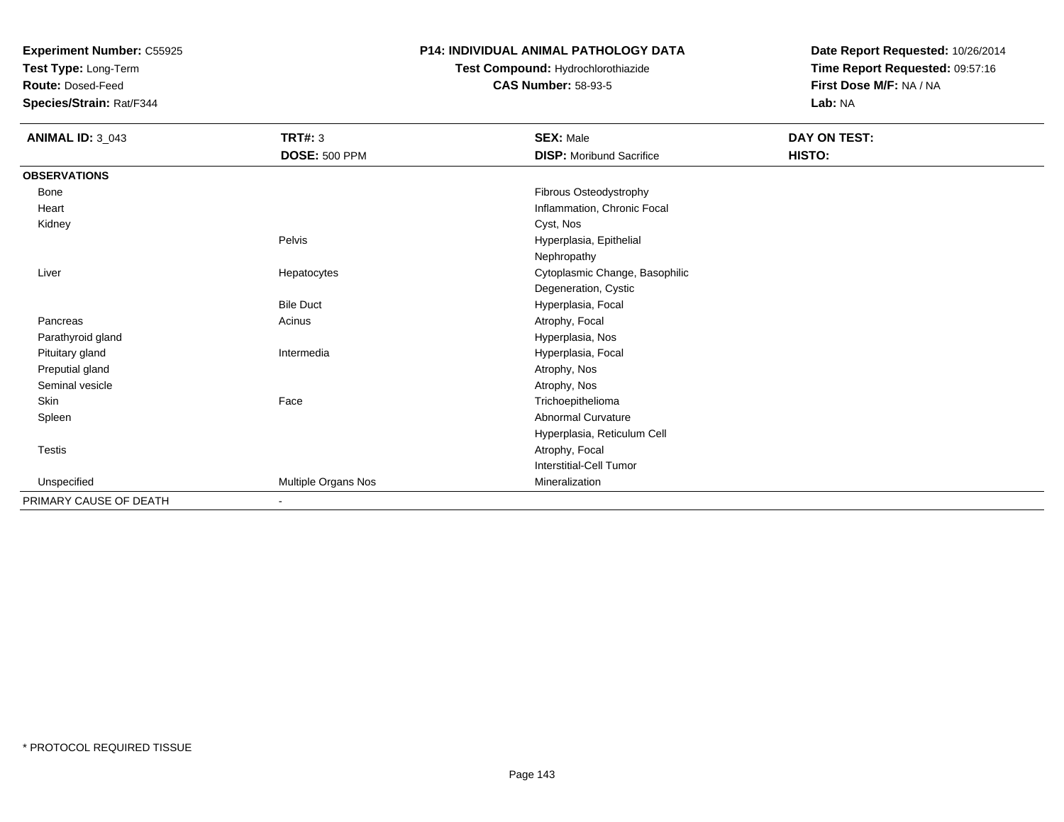**Experiment Number:** C55925
**Test Type:** Long-Term
**Route:** Dosed-Feed
**Species/Strain:** Rat/F344

**P14: INDIVIDUAL ANIMAL PATHOLOGY DATA**
**Test Compound:** Hydrochlorothiazide
**CAS Number:** 58-93-5

**Date Report Requested:** 10/26/2014
**Time Report Requested:** 09:57:16
**First Dose M/F:** NA / NA
**Lab:** NA

| **ANIMAL ID:** 3_043 | **TRT#:** 3 | **SEX:** Male | **DAY ON TEST:** |
|---|---|---|---|
| | **DOSE:** 500 PPM | **DISP:** Moribund Sacrifice | **HISTO:** |
| **OBSERVATIONS** | | | |
| Bone | | Fibrous Osteodystrophy | |
| Heart | | Inflammation, Chronic Focal | |
| Kidney | | Cyst, Nos | |
| | Pelvis | Hyperplasia, Epithelial | |
| | | Nephropathy | |
| Liver | Hepatocytes | Cytoplasmic Change, Basophilic | |
| | | Degeneration, Cystic | |
| | Bile Duct | Hyperplasia, Focal | |
| Pancreas | Acinus | Atrophy, Focal | |
| Parathyroid gland | | Hyperplasia, Nos | |
| Pituitary gland | Intermedia | Hyperplasia, Focal | |
| Preputial gland | | Atrophy, Nos | |
| Seminal vesicle | | Atrophy, Nos | |
| Skin | Face | Trichoepithelioma | |
| Spleen | | Abnormal Curvature | |
| | | Hyperplasia, Reticulum Cell | |
| Testis | | Atrophy, Focal | |
| | | Interstitial-Cell Tumor | |
| Unspecified | Multiple Organs Nos | Mineralization | |
| PRIMARY CAUSE OF DEATH | - | | |

\* PROTOCOL REQUIRED TISSUE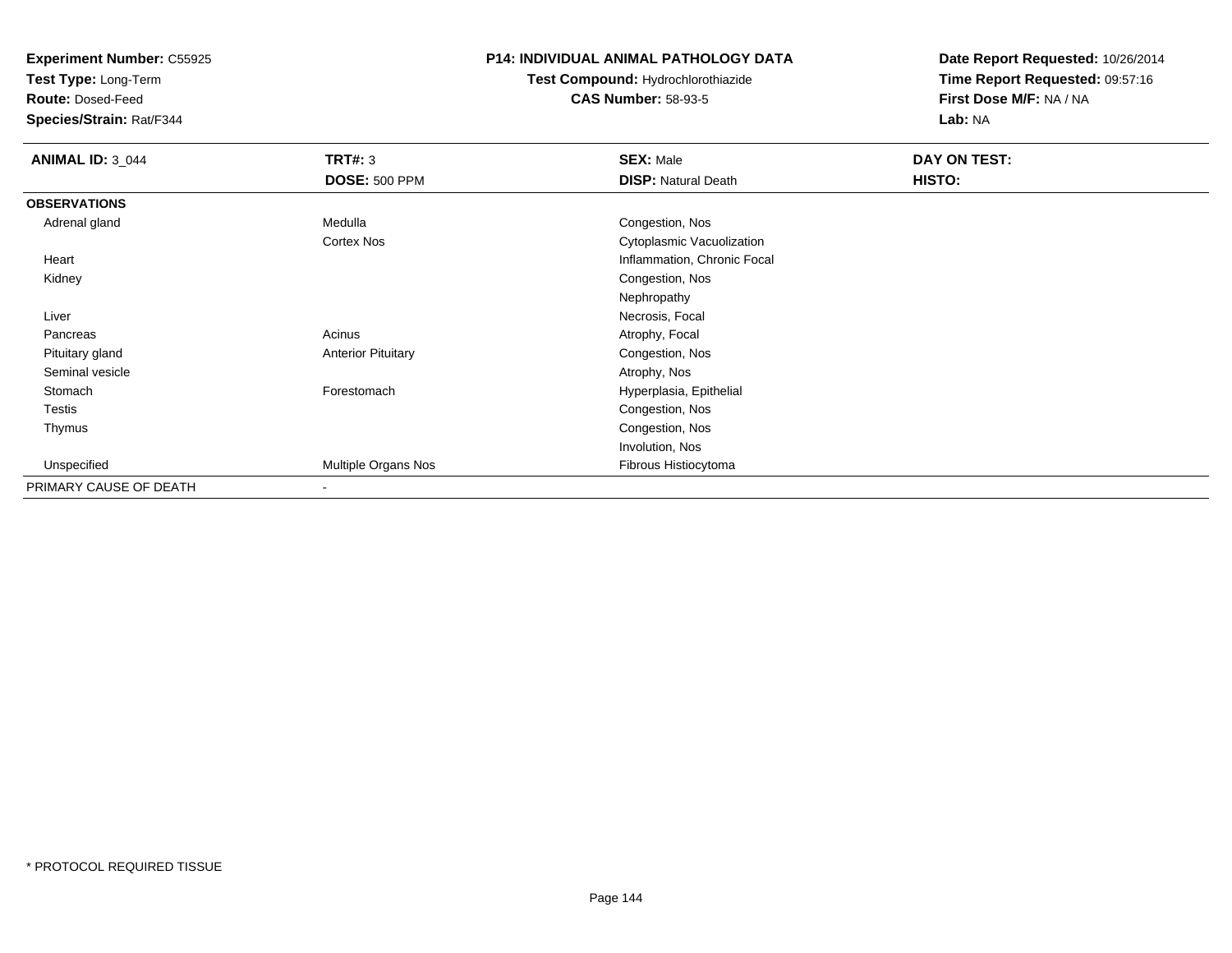**Experiment Number:** C55925
**Test Type:** Long-Term
**Route:** Dosed-Feed
**Species/Strain:** Rat/F344

**P14: INDIVIDUAL ANIMAL PATHOLOGY DATA**
**Test Compound:** Hydrochlorothiazide
**CAS Number:** 58-93-5

**Date Report Requested:** 10/26/2014
**Time Report Requested:** 09:57:16
**First Dose M/F:** NA / NA
**Lab:** NA

| **ANIMAL ID:** 3_044 | **TRT#:** 3 | **SEX:** Male | **DAY ON TEST:** |
|---|---|---|---|
| | **DOSE:** 500 PPM | **DISP:** Natural Death | **HISTO:** |
| **OBSERVATIONS** | | | |
| Adrenal gland | Medulla | Congestion, Nos | |
| | Cortex Nos | Cytoplasmic Vacuolization | |
| Heart | | Inflammation, Chronic Focal | |
| Kidney | | Congestion, Nos | |
| | | Nephropathy | |
| Liver | | Necrosis, Focal | |
| Pancreas | Acinus | Atrophy, Focal | |
| Pituitary gland | Anterior Pituitary | Congestion, Nos | |
| Seminal vesicle | | Atrophy, Nos | |
| Stomach | Forestomach | Hyperplasia, Epithelial | |
| Testis | | Congestion, Nos | |
| Thymus | | Congestion, Nos | |
| | | Involution, Nos | |
| Unspecified | Multiple Organs Nos | Fibrous Histiocytoma | |
| PRIMARY CAUSE OF DEATH | - | | |

* PROTOCOL REQUIRED TISSUE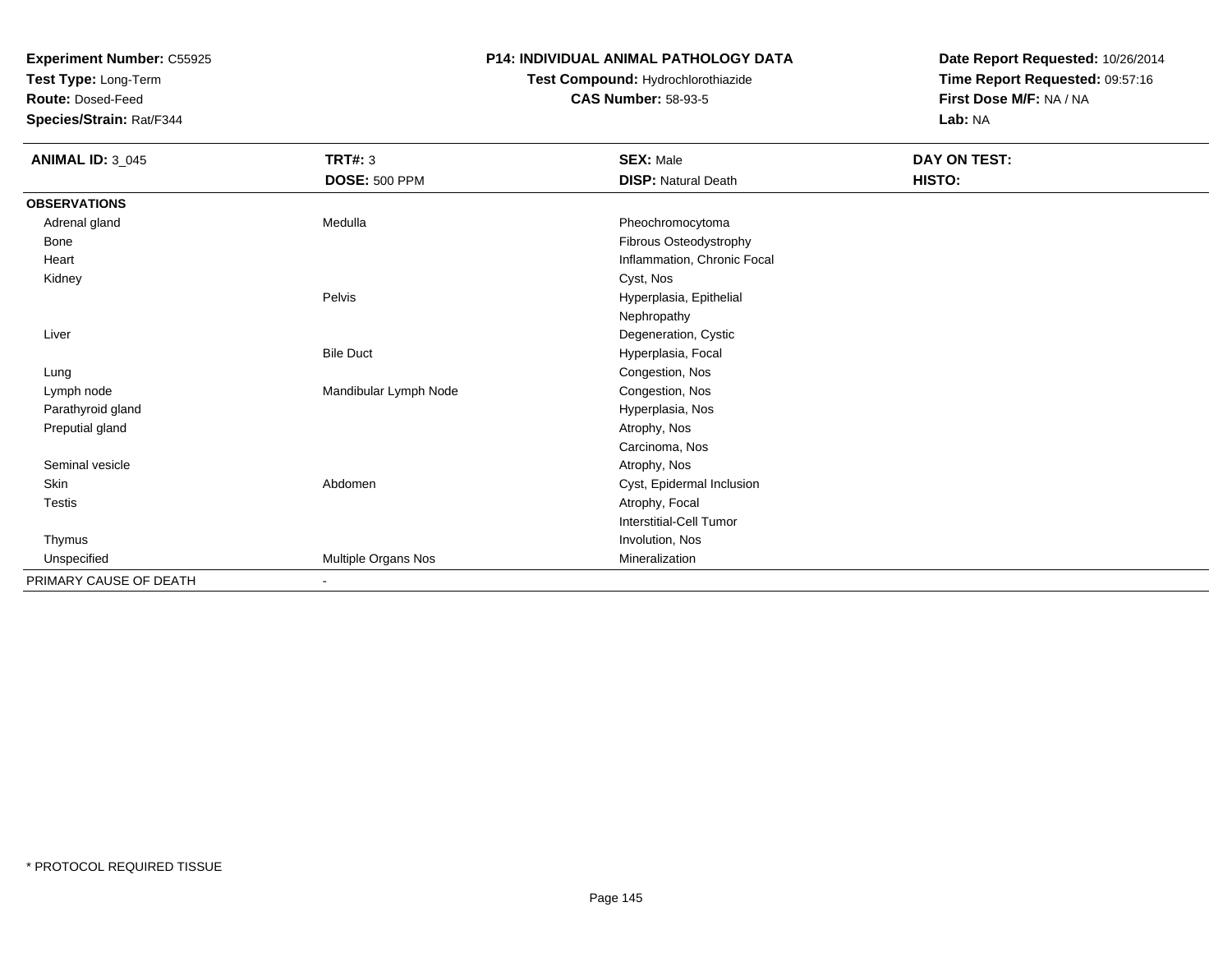**Experiment Number:** C55925
**Test Type:** Long-Term
**Route:** Dosed-Feed
**Species/Strain:** Rat/F344

**P14: INDIVIDUAL ANIMAL PATHOLOGY DATA**
**Test Compound:** Hydrochlorothiazide
**CAS Number:** 58-93-5

**Date Report Requested:** 10/26/2014
**Time Report Requested:** 09:57:16
**First Dose M/F:** NA / NA
**Lab:** NA

| **ANIMAL ID:** 3_045 | **TRT#:** 3 | **SEX:** Male | **DAY ON TEST:** |
|---|---|---|---|
| | **DOSE:** 500 PPM | **DISP:** Natural Death | **HISTO:** |
| **OBSERVATIONS** | | | |
| Adrenal gland | Medulla | Pheochromocytoma | |
| Bone | | Fibrous Osteodystrophy | |
| Heart | | Inflammation, Chronic Focal | |
| Kidney | | Cyst, Nos | |
| | Pelvis | Hyperplasia, Epithelial | |
| | | Nephropathy | |
| Liver | | Degeneration, Cystic | |
| | Bile Duct | Hyperplasia, Focal | |
| Lung | | Congestion, Nos | |
| Lymph node | Mandibular Lymph Node | Congestion, Nos | |
| Parathyroid gland | | Hyperplasia, Nos | |
| Preputial gland | | Atrophy, Nos | |
| | | Carcinoma, Nos | |
| Seminal vesicle | | Atrophy, Nos | |
| Skin | Abdomen | Cyst, Epidermal Inclusion | |
| Testis | | Atrophy, Focal | |
| | | Interstitial-Cell Tumor | |
| Thymus | | Involution, Nos | |
| Unspecified | Multiple Organs Nos | Mineralization | |
| PRIMARY CAUSE OF DEATH | - | | |

* PROTOCOL REQUIRED TISSUE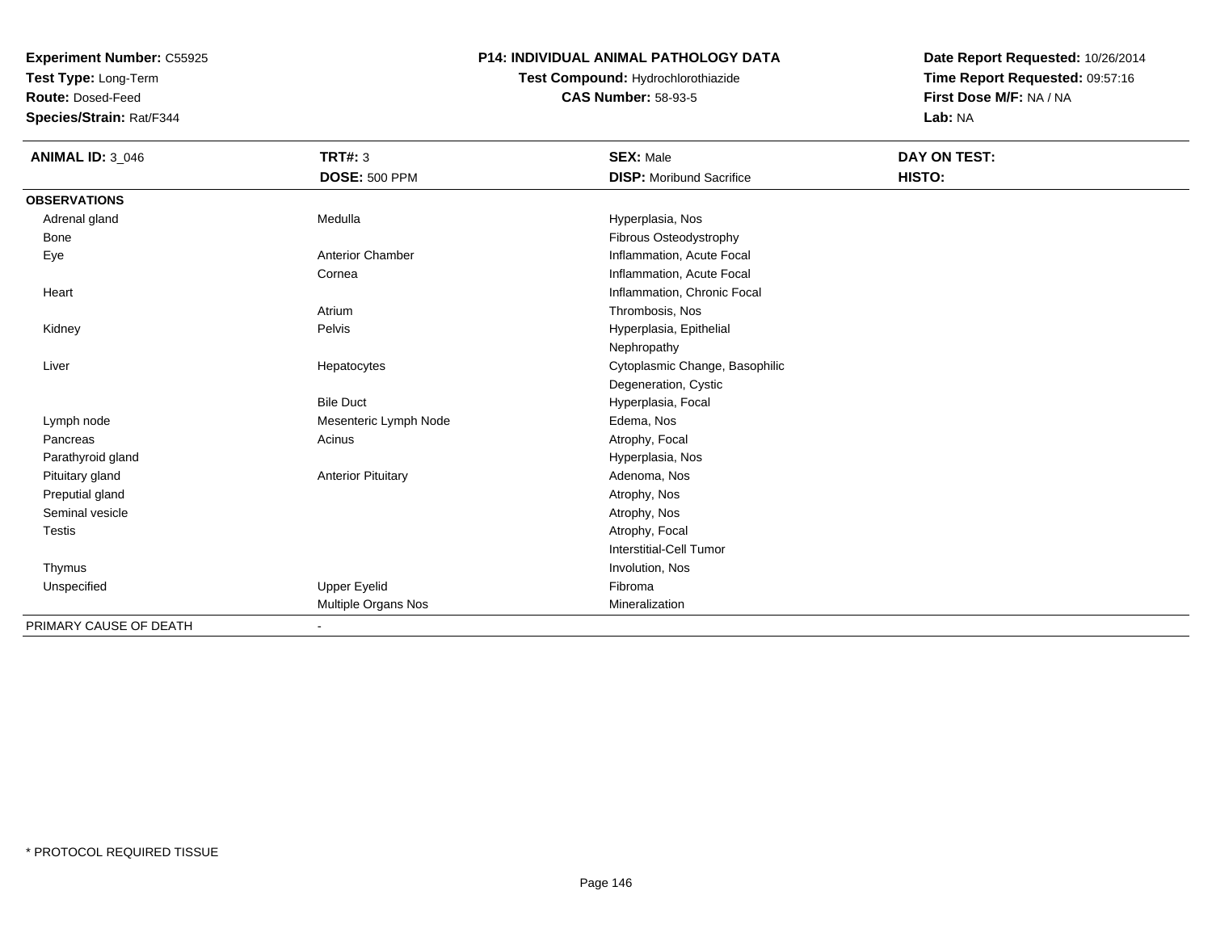**Experiment Number:** C55925
**Test Type:** Long-Term
**Route:** Dosed-Feed
**Species/Strain:** Rat/F344

**P14: INDIVIDUAL ANIMAL PATHOLOGY DATA**
**Test Compound:** Hydrochlorothiazide
**CAS Number:** 58-93-5

**Date Report Requested:** 10/26/2014
**Time Report Requested:** 09:57:16
**First Dose M/F:** NA / NA
**Lab:** NA

| **ANIMAL ID:** 3_046 | **TRT#:** 3 | **SEX:** Male | **DAY ON TEST:** |
|---|---|---|---|
| | **DOSE:** 500 PPM | **DISP:** Moribund Sacrifice | **HISTO:** |
| **OBSERVATIONS** | | | |
| Adrenal gland | Medulla | Hyperplasia, Nos | |
| Bone | | Fibrous Osteodystrophy | |
| Eye | Anterior Chamber | Inflammation, Acute Focal | |
| | Cornea | Inflammation, Acute Focal | |
| Heart | | Inflammation, Chronic Focal | |
| | Atrium | Thrombosis, Nos | |
| Kidney | Pelvis | Hyperplasia, Epithelial | |
| | | Nephropathy | |
| Liver | Hepatocytes | Cytoplasmic Change, Basophilic | |
| | | Degeneration, Cystic | |
| | Bile Duct | Hyperplasia, Focal | |
| Lymph node | Mesenteric Lymph Node | Edema, Nos | |
| Pancreas | Acinus | Atrophy, Focal | |
| Parathyroid gland | | Hyperplasia, Nos | |
| Pituitary gland | Anterior Pituitary | Adenoma, Nos | |
| Preputial gland | | Atrophy, Nos | |
| Seminal vesicle | | Atrophy, Nos | |
| Testis | | Atrophy, Focal | |
| | | Interstitial-Cell Tumor | |
| Thymus | | Involution, Nos | |
| Unspecified | Upper Eyelid | Fibroma | |
| | Multiple Organs Nos | Mineralization | |
| PRIMARY CAUSE OF DEATH | - | | |

\* PROTOCOL REQUIRED TISSUE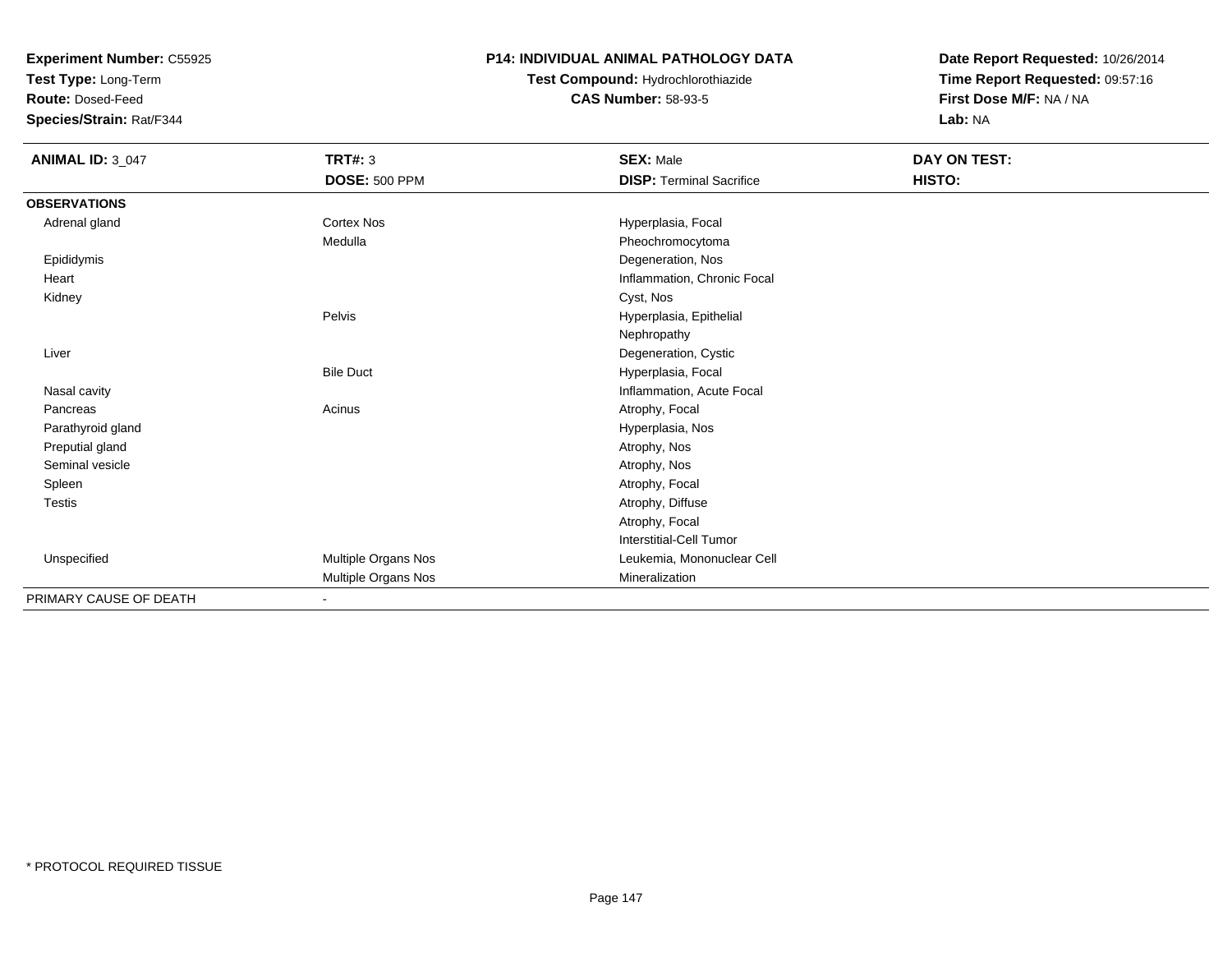**Experiment Number:** C55925
**Test Type:** Long-Term
**Route:** Dosed-Feed
**Species/Strain:** Rat/F344

**P14: INDIVIDUAL ANIMAL PATHOLOGY DATA**
**Test Compound:** Hydrochlorothiazide
**CAS Number:** 58-93-5

**Date Report Requested:** 10/26/2014
**Time Report Requested:** 09:57:16
**First Dose M/F:** NA / NA
**Lab:** NA

| **ANIMAL ID:** 3_047 | **TRT#:** 3 | **SEX:** Male | **DAY ON TEST:** |
|---|---|---|---|
| | **DOSE:** 500 PPM | **DISP:** Terminal Sacrifice | **HISTO:** |
| **OBSERVATIONS** | | | |
| Adrenal gland | Cortex Nos | Hyperplasia, Focal | |
| | Medulla | Pheochromocytoma | |
| Epididymis | | Degeneration, Nos | |
| Heart | | Inflammation, Chronic Focal | |
| Kidney | | Cyst, Nos | |
| | Pelvis | Hyperplasia, Epithelial | |
| | | Nephropathy | |
| Liver | | Degeneration, Cystic | |
| | Bile Duct | Hyperplasia, Focal | |
| Nasal cavity | | Inflammation, Acute Focal | |
| Pancreas | Acinus | Atrophy, Focal | |
| Parathyroid gland | | Hyperplasia, Nos | |
| Preputial gland | | Atrophy, Nos | |
| Seminal vesicle | | Atrophy, Nos | |
| Spleen | | Atrophy, Focal | |
| Testis | | Atrophy, Diffuse | |
| | | Atrophy, Focal | |
| | | Interstitial-Cell Tumor | |
| Unspecified | Multiple Organs Nos | Leukemia, Mononuclear Cell | |
| | Multiple Organs Nos | Mineralization | |
| PRIMARY CAUSE OF DEATH | - | | |

* PROTOCOL REQUIRED TISSUE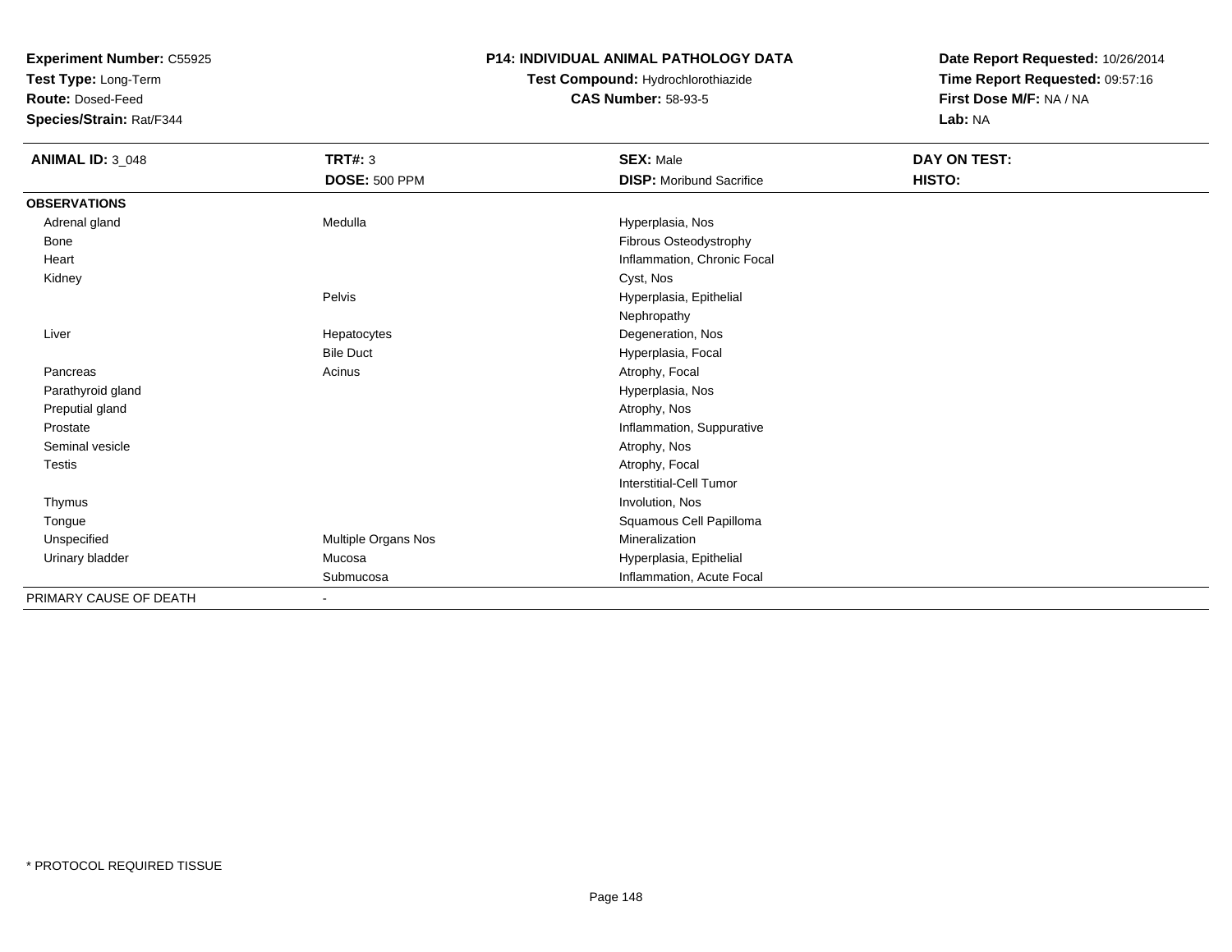**Experiment Number:** C55925
**Test Type:** Long-Term
**Route:** Dosed-Feed
**Species/Strain:** Rat/F344

**P14: INDIVIDUAL ANIMAL PATHOLOGY DATA**
**Test Compound:** Hydrochlorothiazide
**CAS Number:** 58-93-5

**Date Report Requested:** 10/26/2014
**Time Report Requested:** 09:57:16
**First Dose M/F:** NA / NA
**Lab:** NA

| **ANIMAL ID:** 3_048 | **TRT#:** 3 | **SEX:** Male | **DAY ON TEST:** |
|---|---|---|---|
| | **DOSE:** 500 PPM | **DISP:** Moribund Sacrifice | **HISTO:** |
| **OBSERVATIONS** | | | |
| Adrenal gland | Medulla | Hyperplasia, Nos | |
| Bone | | Fibrous Osteodystrophy | |
| Heart | | Inflammation, Chronic Focal | |
| Kidney | | Cyst, Nos | |
| | Pelvis | Hyperplasia, Epithelial | |
| | | Nephropathy | |
| Liver | Hepatocytes | Degeneration, Nos | |
| | Bile Duct | Hyperplasia, Focal | |
| Pancreas | Acinus | Atrophy, Focal | |
| Parathyroid gland | | Hyperplasia, Nos | |
| Preputial gland | | Atrophy, Nos | |
| Prostate | | Inflammation, Suppurative | |
| Seminal vesicle | | Atrophy, Nos | |
| Testis | | Atrophy, Focal | |
| | | Interstitial-Cell Tumor | |
| Thymus | | Involution, Nos | |
| Tongue | | Squamous Cell Papilloma | |
| Unspecified | Multiple Organs Nos | Mineralization | |
| Urinary bladder | Mucosa | Hyperplasia, Epithelial | |
| | Submucosa | Inflammation, Acute Focal | |
| PRIMARY CAUSE OF DEATH | - | | |

* PROTOCOL REQUIRED TISSUE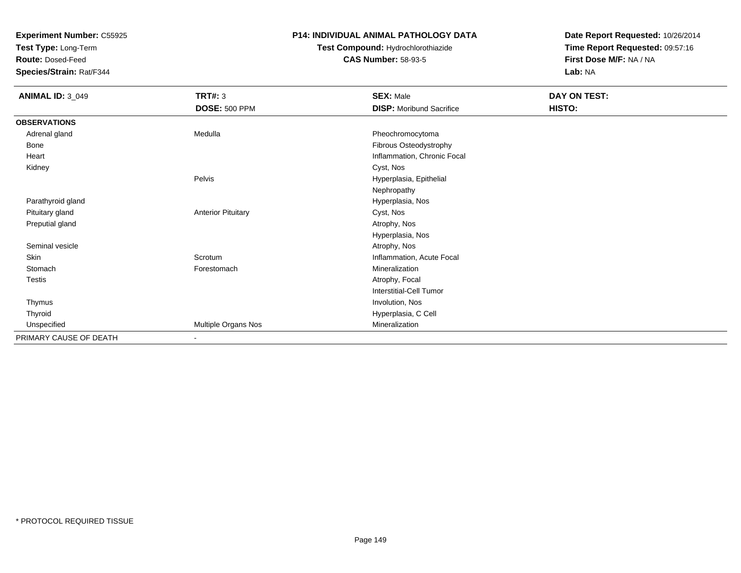**Experiment Number:** C55925
**Test Type:** Long-Term
**Route:** Dosed-Feed
**Species/Strain:** Rat/F344

**P14: INDIVIDUAL ANIMAL PATHOLOGY DATA**
**Test Compound:** Hydrochlorothiazide
**CAS Number:** 58-93-5

**Date Report Requested:** 10/26/2014
**Time Report Requested:** 09:57:16
**First Dose M/F:** NA / NA
**Lab:** NA

| **ANIMAL ID:** 3_049 | **TRT#:** 3 | **SEX:** Male | **DAY ON TEST:** |
|---|---|---|---|
| | **DOSE:** 500 PPM | **DISP:** Moribund Sacrifice | **HISTO:** |
| **OBSERVATIONS** | | | |
| Adrenal gland | Medulla | Pheochromocytoma | |
| Bone | | Fibrous Osteodystrophy | |
| Heart | | Inflammation, Chronic Focal | |
| Kidney | | Cyst, Nos | |
| | Pelvis | Hyperplasia, Epithelial | |
| | | Nephropathy | |
| Parathyroid gland | | Hyperplasia, Nos | |
| Pituitary gland | Anterior Pituitary | Cyst, Nos | |
| Preputial gland | | Atrophy, Nos | |
| | | Hyperplasia, Nos | |
| Seminal vesicle | | Atrophy, Nos | |
| Skin | Scrotum | Inflammation, Acute Focal | |
| Stomach | Forestomach | Mineralization | |
| Testis | | Atrophy, Focal | |
| | | Interstitial-Cell Tumor | |
| Thymus | | Involution, Nos | |
| Thyroid | | Hyperplasia, C Cell | |
| Unspecified | Multiple Organs Nos | Mineralization | |
| PRIMARY CAUSE OF DEATH | - | | |

* PROTOCOL REQUIRED TISSUE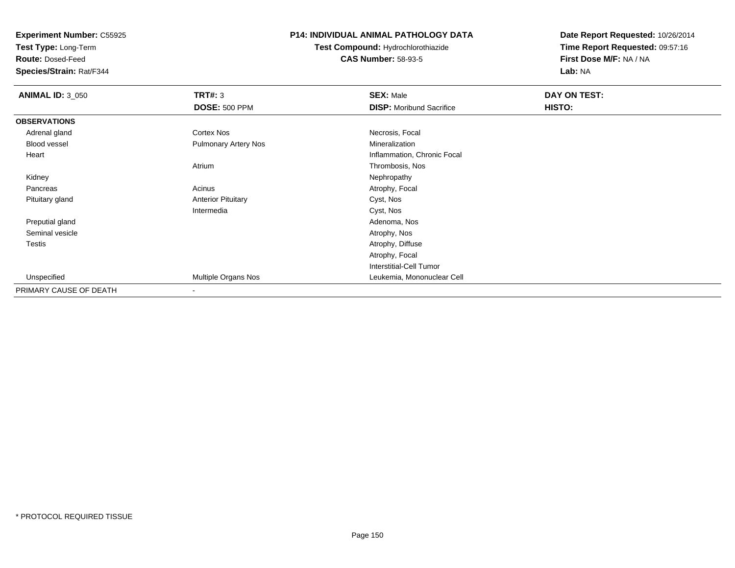**Experiment Number:** C55925
**Test Type:** Long-Term
**Route:** Dosed-Feed
**Species/Strain:** Rat/F344

**P14: INDIVIDUAL ANIMAL PATHOLOGY DATA**
**Test Compound:** Hydrochlorothiazide
**CAS Number:** 58-93-5

**Date Report Requested:** 10/26/2014
**Time Report Requested:** 09:57:16
**First Dose M/F:** NA / NA
**Lab:** NA

| **ANIMAL ID:** 3_050 | **TRT#:** 3 | **SEX:** Male | **DAY ON TEST:** |
|---|---|---|---|
| | **DOSE:** 500 PPM | **DISP:** Moribund Sacrifice | **HISTO:** |
| **OBSERVATIONS** | | | |
| Adrenal gland | Cortex Nos | Necrosis, Focal | |
| Blood vessel | Pulmonary Artery Nos | Mineralization | |
| Heart | | Inflammation, Chronic Focal | |
| | Atrium | Thrombosis, Nos | |
| Kidney | | Nephropathy | |
| Pancreas | Acinus | Atrophy, Focal | |
| Pituitary gland | Anterior Pituitary | Cyst, Nos | |
| | Intermedia | Cyst, Nos | |
| Preputial gland | | Adenoma, Nos | |
| Seminal vesicle | | Atrophy, Nos | |
| Testis | | Atrophy, Diffuse | |
| | | Atrophy, Focal | |
| | | Interstitial-Cell Tumor | |
| Unspecified | Multiple Organs Nos | Leukemia, Mononuclear Cell | |
| PRIMARY CAUSE OF DEATH | - | | |

* PROTOCOL REQUIRED TISSUE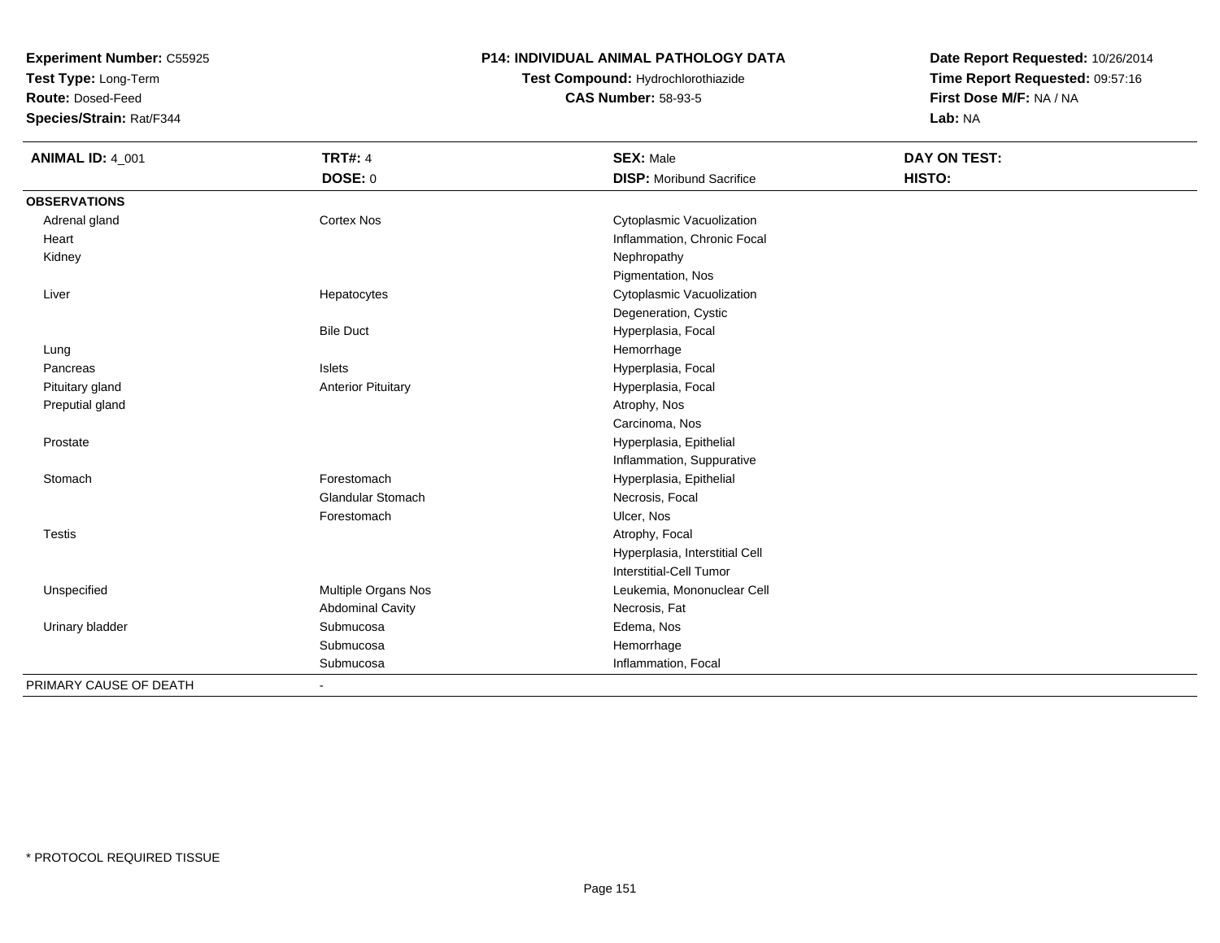**Experiment Number:** C55925
**Test Type:** Long-Term
**Route:** Dosed-Feed
**Species/Strain:** Rat/F344

# P14: INDIVIDUAL ANIMAL PATHOLOGY DATA

**Test Compound:** Hydrochlorothiazide
**CAS Number:** 58-93-5

**Date Report Requested:** 10/26/2014
**Time Report Requested:** 09:57:16
**First Dose M/F:** NA / NA
**Lab:** NA

| **ANIMAL ID:** 4_001 | **TRT#:** 4 | **SEX:** Male | **DAY ON TEST:** |
|---|---|---|---|
| | **DOSE:** 0 | **DISP:** Moribund Sacrifice | **HISTO:** |
| **OBSERVATIONS** | | | |
| Adrenal gland | Cortex Nos | Cytoplasmic Vacuolization | |
| Heart | | Inflammation, Chronic Focal | |
| Kidney | | Nephropathy | |
| | | Pigmentation, Nos | |
| Liver | Hepatocytes | Cytoplasmic Vacuolization | |
| | | Degeneration, Cystic | |
| | Bile Duct | Hyperplasia, Focal | |
| Lung | | Hemorrhage | |
| Pancreas | Islets | Hyperplasia, Focal | |
| Pituitary gland | Anterior Pituitary | Hyperplasia, Focal | |
| Preputial gland | | Atrophy, Nos | |
| | | Carcinoma, Nos | |
| Prostate | | Hyperplasia, Epithelial | |
| | | Inflammation, Suppurative | |
| Stomach | Forestomach | Hyperplasia, Epithelial | |
| | Glandular Stomach | Necrosis, Focal | |
| | Forestomach | Ulcer, Nos | |
| Testis | | Atrophy, Focal | |
| | | Hyperplasia, Interstitial Cell | |
| | | Interstitial-Cell Tumor | |
| Unspecified | Multiple Organs Nos | Leukemia, Mononuclear Cell | |
| | Abdominal Cavity | Necrosis, Fat | |
| Urinary bladder | Submucosa | Edema, Nos | |
| | Submucosa | Hemorrhage | |
| | Submucosa | Inflammation, Focal | |
| PRIMARY CAUSE OF DEATH | - | | |

* PROTOCOL REQUIRED TISSUE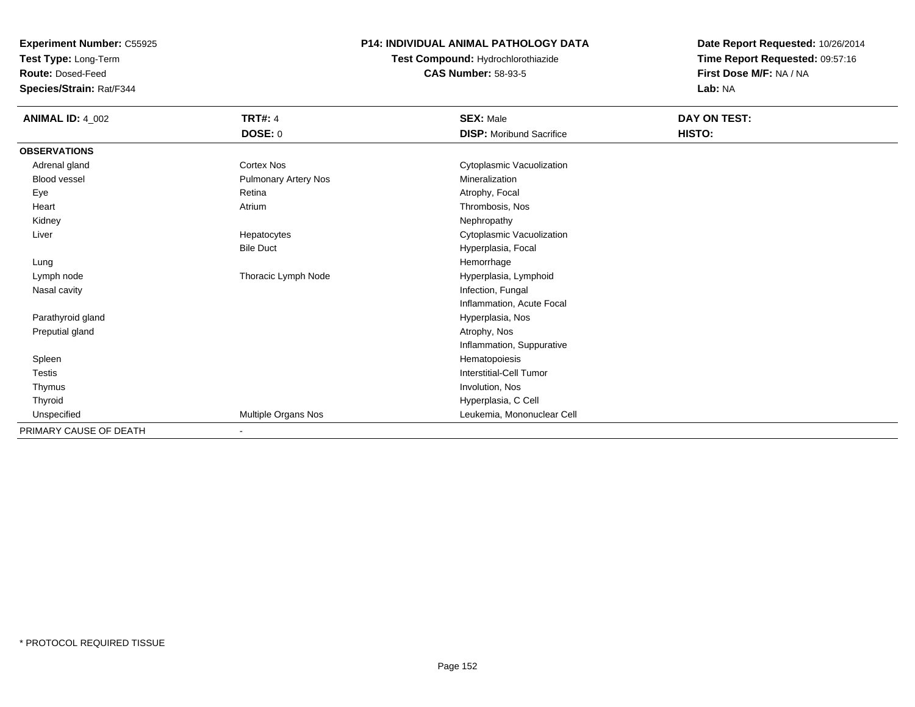**Experiment Number:** C55925
**Test Type:** Long-Term
**Route:** Dosed-Feed
**Species/Strain:** Rat/F344

**P14: INDIVIDUAL ANIMAL PATHOLOGY DATA**
**Test Compound:** Hydrochlorothiazide
**CAS Number:** 58-93-5

**Date Report Requested:** 10/26/2014
**Time Report Requested:** 09:57:16
**First Dose M/F:** NA / NA
**Lab:** NA

| **ANIMAL ID:** 4_002 | **TRT#:** 4 | **SEX:** Male | **DAY ON TEST:** |
|---|---|---|---|
| | **DOSE:** 0 | **DISP:** Moribund Sacrifice | **HISTO:** |
| **OBSERVATIONS** | | | |
| Adrenal gland | Cortex Nos | Cytoplasmic Vacuolization | |
| Blood vessel | Pulmonary Artery Nos | Mineralization | |
| Eye | Retina | Atrophy, Focal | |
| Heart | Atrium | Thrombosis, Nos | |
| Kidney | | Nephropathy | |
| Liver | Hepatocytes | Cytoplasmic Vacuolization | |
| | Bile Duct | Hyperplasia, Focal | |
| Lung | | Hemorrhage | |
| Lymph node | Thoracic Lymph Node | Hyperplasia, Lymphoid | |
| Nasal cavity | | Infection, Fungal | |
| | | Inflammation, Acute Focal | |
| Parathyroid gland | | Hyperplasia, Nos | |
| Preputial gland | | Atrophy, Nos | |
| | | Inflammation, Suppurative | |
| Spleen | | Hematopoiesis | |
| Testis | | Interstitial-Cell Tumor | |
| Thymus | | Involution, Nos | |
| Thyroid | | Hyperplasia, C Cell | |
| Unspecified | Multiple Organs Nos | Leukemia, Mononuclear Cell | |
| PRIMARY CAUSE OF DEATH | - | | |

\* PROTOCOL REQUIRED TISSUE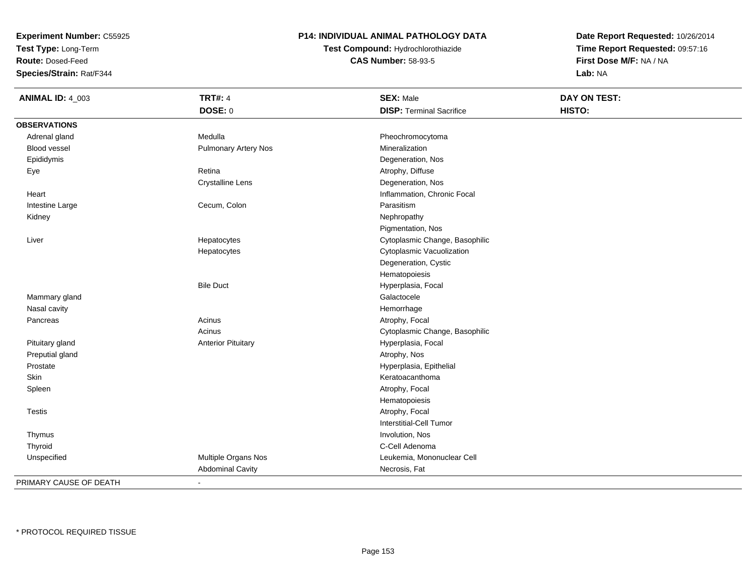**Experiment Number:** C55925
**Test Type:** Long-Term
**Route:** Dosed-Feed
**Species/Strain:** Rat/F344

**P14: INDIVIDUAL ANIMAL PATHOLOGY DATA**
**Test Compound:** Hydrochlorothiazide
**CAS Number:** 58-93-5

**Date Report Requested:** 10/26/2014
**Time Report Requested:** 09:57:16
**First Dose M/F:** NA / NA
**Lab:** NA

| **ANIMAL ID:** 4_003 | **TRT#:** 4 | **SEX:** Male | **DAY ON TEST:** |
|---|---|---|---|
| | **DOSE:** 0 | **DISP:** Terminal Sacrifice | **HISTO:** |
| **OBSERVATIONS** | | | |
| Adrenal gland | Medulla | Pheochromocytoma | |
| Blood vessel | Pulmonary Artery Nos | Mineralization | |
| Epididymis | | Degeneration, Nos | |
| Eye | Retina | Atrophy, Diffuse | |
| | Crystalline Lens | Degeneration, Nos | |
| Heart | | Inflammation, Chronic Focal | |
| Intestine Large | Cecum, Colon | Parasitism | |
| Kidney | | Nephropathy | |
| | | Pigmentation, Nos | |
| Liver | Hepatocytes | Cytoplasmic Change, Basophilic | |
| | Hepatocytes | Cytoplasmic Vacuolization | |
| | | Degeneration, Cystic | |
| | | Hematopoiesis | |
| | Bile Duct | Hyperplasia, Focal | |
| Mammary gland | | Galactocele | |
| Nasal cavity | | Hemorrhage | |
| Pancreas | Acinus | Atrophy, Focal | |
| | Acinus | Cytoplasmic Change, Basophilic | |
| Pituitary gland | Anterior Pituitary | Hyperplasia, Focal | |
| Preputial gland | | Atrophy, Nos | |
| Prostate | | Hyperplasia, Epithelial | |
| Skin | | Keratoacanthoma | |
| Spleen | | Atrophy, Focal | |
| | | Hematopoiesis | |
| Testis | | Atrophy, Focal | |
| | | Interstitial-Cell Tumor | |
| Thymus | | Involution, Nos | |
| Thyroid | | C-Cell Adenoma | |
| Unspecified | Multiple Organs Nos | Leukemia, Mononuclear Cell | |
| | Abdominal Cavity | Necrosis, Fat | |
| PRIMARY CAUSE OF DEATH | - | | |

* PROTOCOL REQUIRED TISSUE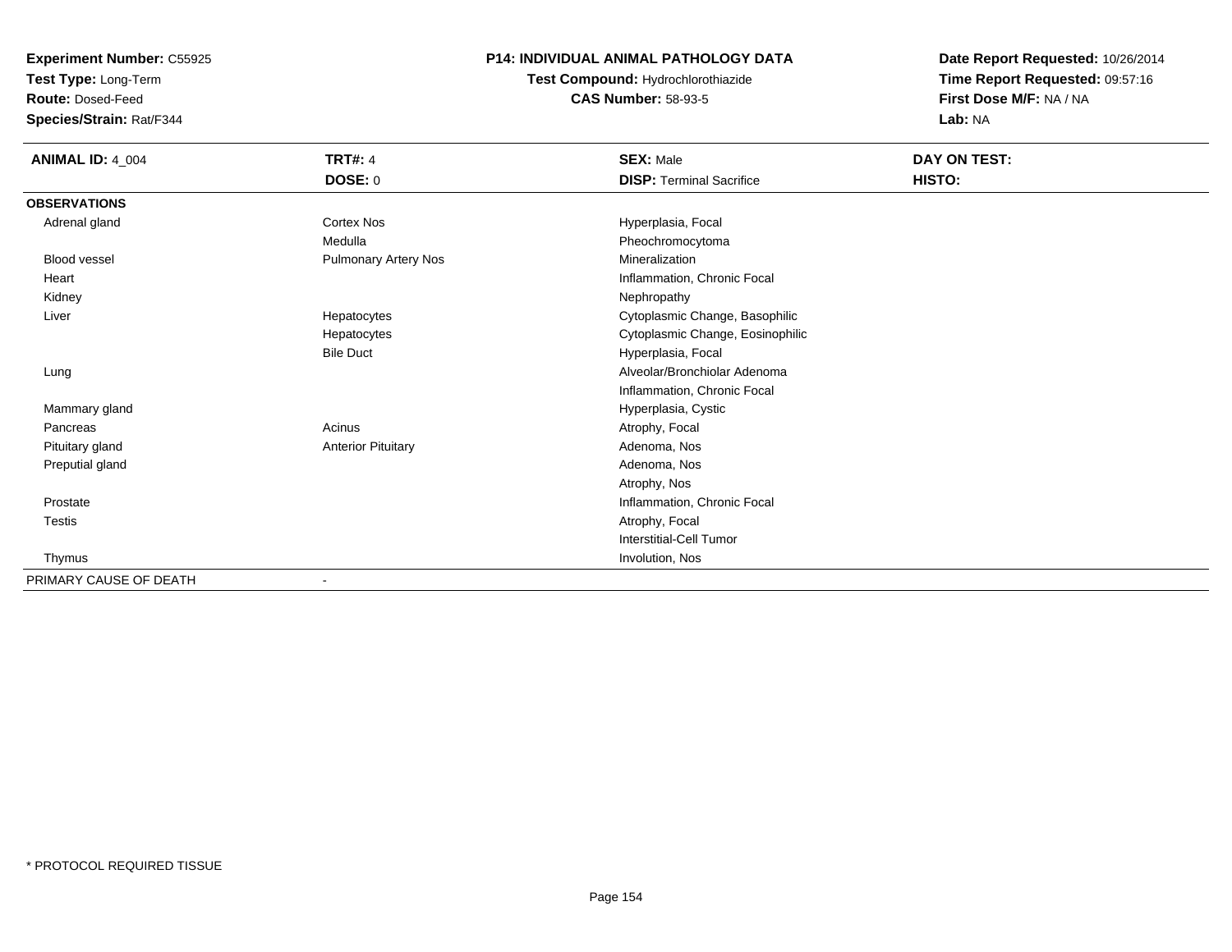**Experiment Number:** C55925
**Test Type:** Long-Term
**Route:** Dosed-Feed
**Species/Strain:** Rat/F344

**P14: INDIVIDUAL ANIMAL PATHOLOGY DATA**
**Test Compound:** Hydrochlorothiazide
**CAS Number:** 58-93-5

**Date Report Requested:** 10/26/2014
**Time Report Requested:** 09:57:16
**First Dose M/F:** NA / NA
**Lab:** NA

| **ANIMAL ID:** 4_004 | **TRT#:** 4 | **SEX:** Male | **DAY ON TEST:** |
|---|---|---|---|
| | **DOSE:** 0 | **DISP:** Terminal Sacrifice | **HISTO:** |
| **OBSERVATIONS** | | | |
| Adrenal gland | Cortex Nos | Hyperplasia, Focal | |
| | Medulla | Pheochromocytoma | |
| Blood vessel | Pulmonary Artery Nos | Mineralization | |
| Heart | | Inflammation, Chronic Focal | |
| Kidney | | Nephropathy | |
| Liver | Hepatocytes | Cytoplasmic Change, Basophilic | |
| | Hepatocytes | Cytoplasmic Change, Eosinophilic | |
| | Bile Duct | Hyperplasia, Focal | |
| Lung | | Alveolar/Bronchiolar Adenoma | |
| | | Inflammation, Chronic Focal | |
| Mammary gland | | Hyperplasia, Cystic | |
| Pancreas | Acinus | Atrophy, Focal | |
| Pituitary gland | Anterior Pituitary | Adenoma, Nos | |
| Preputial gland | | Adenoma, Nos | |
| | | Atrophy, Nos | |
| Prostate | | Inflammation, Chronic Focal | |
| Testis | | Atrophy, Focal | |
| | | Interstitial-Cell Tumor | |
| Thymus | | Involution, Nos | |
| PRIMARY CAUSE OF DEATH | - | | |

* PROTOCOL REQUIRED TISSUE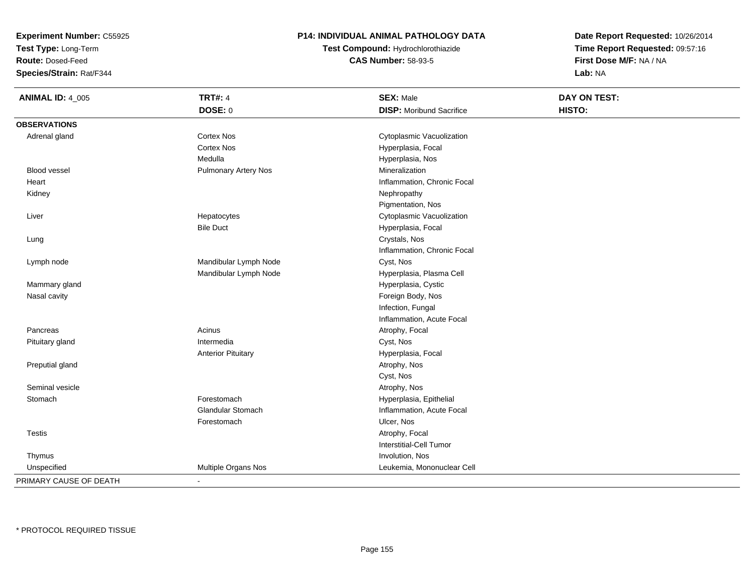**Experiment Number:** C55925
**Test Type:** Long-Term
**Route:** Dosed-Feed
**Species/Strain:** Rat/F344

# P14: INDIVIDUAL ANIMAL PATHOLOGY DATA

**Test Compound:** Hydrochlorothiazide
**CAS Number:** 58-93-5

**Date Report Requested:** 10/26/2014
**Time Report Requested:** 09:57:16
**First Dose M/F:** NA / NA
**Lab:** NA

| **ANIMAL ID:** 4_005 | **TRT#:** 4 | **SEX:** Male | **DAY ON TEST:** |
|---|---|---|---|
| | **DOSE:** 0 | **DISP:** Moribund Sacrifice | **HISTO:** |
| **OBSERVATIONS** | | | |
| Adrenal gland | Cortex Nos | Cytoplasmic Vacuolization | |
| | Cortex Nos | Hyperplasia, Focal | |
| | Medulla | Hyperplasia, Nos | |
| Blood vessel | Pulmonary Artery Nos | Mineralization | |
| Heart | | Inflammation, Chronic Focal | |
| Kidney | | Nephropathy | |
| | | Pigmentation, Nos | |
| Liver | Hepatocytes | Cytoplasmic Vacuolization | |
| | Bile Duct | Hyperplasia, Focal | |
| Lung | | Crystals, Nos | |
| | | Inflammation, Chronic Focal | |
| Lymph node | Mandibular Lymph Node | Cyst, Nos | |
| | Mandibular Lymph Node | Hyperplasia, Plasma Cell | |
| Mammary gland | | Hyperplasia, Cystic | |
| Nasal cavity | | Foreign Body, Nos | |
| | | Infection, Fungal | |
| | | Inflammation, Acute Focal | |
| Pancreas | Acinus | Atrophy, Focal | |
| Pituitary gland | Intermedia | Cyst, Nos | |
| | Anterior Pituitary | Hyperplasia, Focal | |
| Preputial gland | | Atrophy, Nos | |
| | | Cyst, Nos | |
| Seminal vesicle | | Atrophy, Nos | |
| Stomach | Forestomach | Hyperplasia, Epithelial | |
| | Glandular Stomach | Inflammation, Acute Focal | |
| | Forestomach | Ulcer, Nos | |
| Testis | | Atrophy, Focal | |
| | | Interstitial-Cell Tumor | |
| Thymus | | Involution, Nos | |
| Unspecified | Multiple Organs Nos | Leukemia, Mononuclear Cell | |
| PRIMARY CAUSE OF DEATH | - | | |

* PROTOCOL REQUIRED TISSUE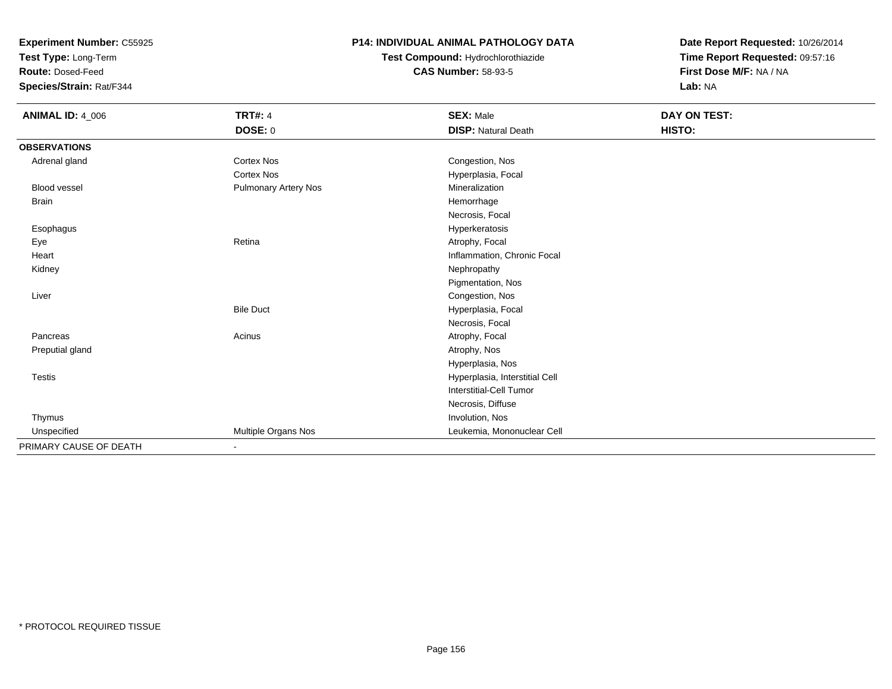**Experiment Number:** C55925
**Test Type:** Long-Term
**Route:** Dosed-Feed
**Species/Strain:** Rat/F344

**P14: INDIVIDUAL ANIMAL PATHOLOGY DATA**
**Test Compound:** Hydrochlorothiazide
**CAS Number:** 58-93-5

**Date Report Requested:** 10/26/2014
**Time Report Requested:** 09:57:16
**First Dose M/F:** NA / NA
**Lab:** NA

| **ANIMAL ID:** 4_006 | **TRT#:** 4 | **SEX:** Male | **DAY ON TEST:** |
|---|---|---|---|
| | **DOSE:** 0 | **DISP:** Natural Death | **HISTO:** |
| **OBSERVATIONS** | | | |
| Adrenal gland | Cortex Nos | Congestion, Nos | |
| | Cortex Nos | Hyperplasia, Focal | |
| Blood vessel | Pulmonary Artery Nos | Mineralization | |
| Brain | | Hemorrhage | |
| | | Necrosis, Focal | |
| Esophagus | | Hyperkeratosis | |
| Eye | Retina | Atrophy, Focal | |
| Heart | | Inflammation, Chronic Focal | |
| Kidney | | Nephropathy | |
| | | Pigmentation, Nos | |
| Liver | | Congestion, Nos | |
| | Bile Duct | Hyperplasia, Focal | |
| | | Necrosis, Focal | |
| Pancreas | Acinus | Atrophy, Focal | |
| Preputial gland | | Atrophy, Nos | |
| | | Hyperplasia, Nos | |
| Testis | | Hyperplasia, Interstitial Cell | |
| | | Interstitial-Cell Tumor | |
| | | Necrosis, Diffuse | |
| Thymus | | Involution, Nos | |
| Unspecified | Multiple Organs Nos | Leukemia, Mononuclear Cell | |
| PRIMARY CAUSE OF DEATH | - | | |

\* PROTOCOL REQUIRED TISSUE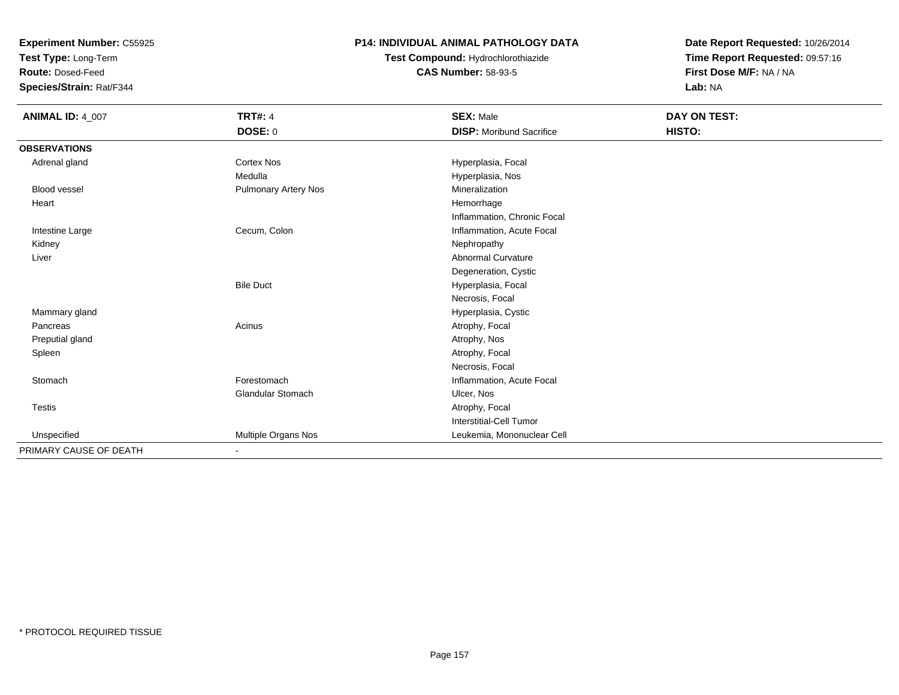**Experiment Number:** C55925
**Test Type:** Long-Term
**Route:** Dosed-Feed
**Species/Strain:** Rat/F344

## P14: INDIVIDUAL ANIMAL PATHOLOGY DATA

**Test Compound:** Hydrochlorothiazide
**CAS Number:** 58-93-5

**Date Report Requested:** 10/26/2014
**Time Report Requested:** 09:57:16
**First Dose M/F:** NA / NA
**Lab:** NA

| **ANIMAL ID:** 4_007 | **TRT#:** 4 | **SEX:** Male | **DAY ON TEST:** |
|---|---|---|---|
| | **DOSE:** 0 | **DISP:** Moribund Sacrifice | **HISTO:** |
| **OBSERVATIONS** | | | |
| Adrenal gland | Cortex Nos | Hyperplasia, Focal | |
| | Medulla | Hyperplasia, Nos | |
| Blood vessel | Pulmonary Artery Nos | Mineralization | |
| Heart | | Hemorrhage | |
| | | Inflammation, Chronic Focal | |
| Intestine Large | Cecum, Colon | Inflammation, Acute Focal | |
| Kidney | | Nephropathy | |
| Liver | | Abnormal Curvature | |
| | | Degeneration, Cystic | |
| | Bile Duct | Hyperplasia, Focal | |
| | | Necrosis, Focal | |
| Mammary gland | | Hyperplasia, Cystic | |
| Pancreas | Acinus | Atrophy, Focal | |
| Preputial gland | | Atrophy, Nos | |
| Spleen | | Atrophy, Focal | |
| | | Necrosis, Focal | |
| Stomach | Forestomach | Inflammation, Acute Focal | |
| | Glandular Stomach | Ulcer, Nos | |
| Testis | | Atrophy, Focal | |
| | | Interstitial-Cell Tumor | |
| Unspecified | Multiple Organs Nos | Leukemia, Mononuclear Cell | |
| PRIMARY CAUSE OF DEATH | - | | |

\* PROTOCOL REQUIRED TISSUE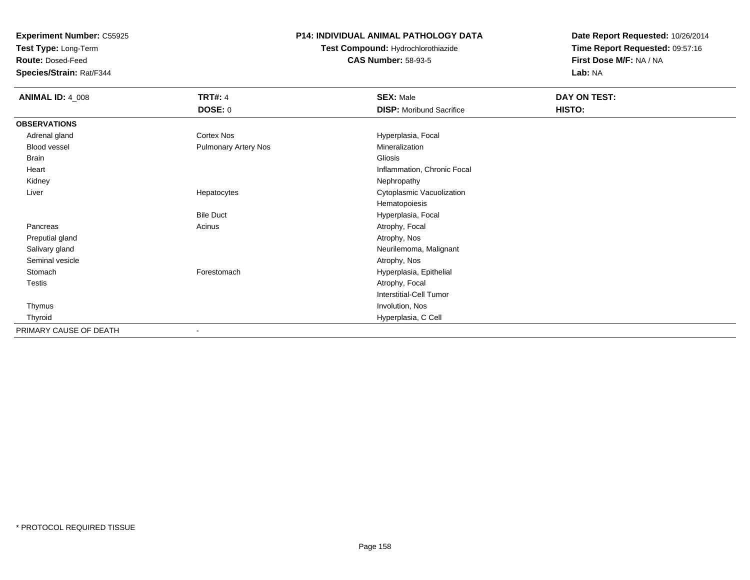**Experiment Number:** C55925
**Test Type:** Long-Term
**Route:** Dosed-Feed
**Species/Strain:** Rat/F344

**P14: INDIVIDUAL ANIMAL PATHOLOGY DATA**
**Test Compound:** Hydrochlorothiazide
**CAS Number:** 58-93-5

**Date Report Requested:** 10/26/2014
**Time Report Requested:** 09:57:16
**First Dose M/F:** NA / NA
**Lab:** NA

| **ANIMAL ID:** 4_008 | **TRT#:** 4 | **SEX:** Male | **DAY ON TEST:** |
|---|---|---|---|
| | **DOSE:** 0 | **DISP:** Moribund Sacrifice | **HISTO:** |
| **OBSERVATIONS** | | | |
| Adrenal gland | Cortex Nos | Hyperplasia, Focal | |
| Blood vessel | Pulmonary Artery Nos | Mineralization | |
| Brain | | Gliosis | |
| Heart | | Inflammation, Chronic Focal | |
| Kidney | | Nephropathy | |
| Liver | Hepatocytes | Cytoplasmic Vacuolization | |
| | | Hematopoiesis | |
| | Bile Duct | Hyperplasia, Focal | |
| Pancreas | Acinus | Atrophy, Focal | |
| Preputial gland | | Atrophy, Nos | |
| Salivary gland | | Neurilemoma, Malignant | |
| Seminal vesicle | | Atrophy, Nos | |
| Stomach | Forestomach | Hyperplasia, Epithelial | |
| Testis | | Atrophy, Focal | |
| | | Interstitial-Cell Tumor | |
| Thymus | | Involution, Nos | |
| Thyroid | | Hyperplasia, C Cell | |
| PRIMARY CAUSE OF DEATH | - | | |

* PROTOCOL REQUIRED TISSUE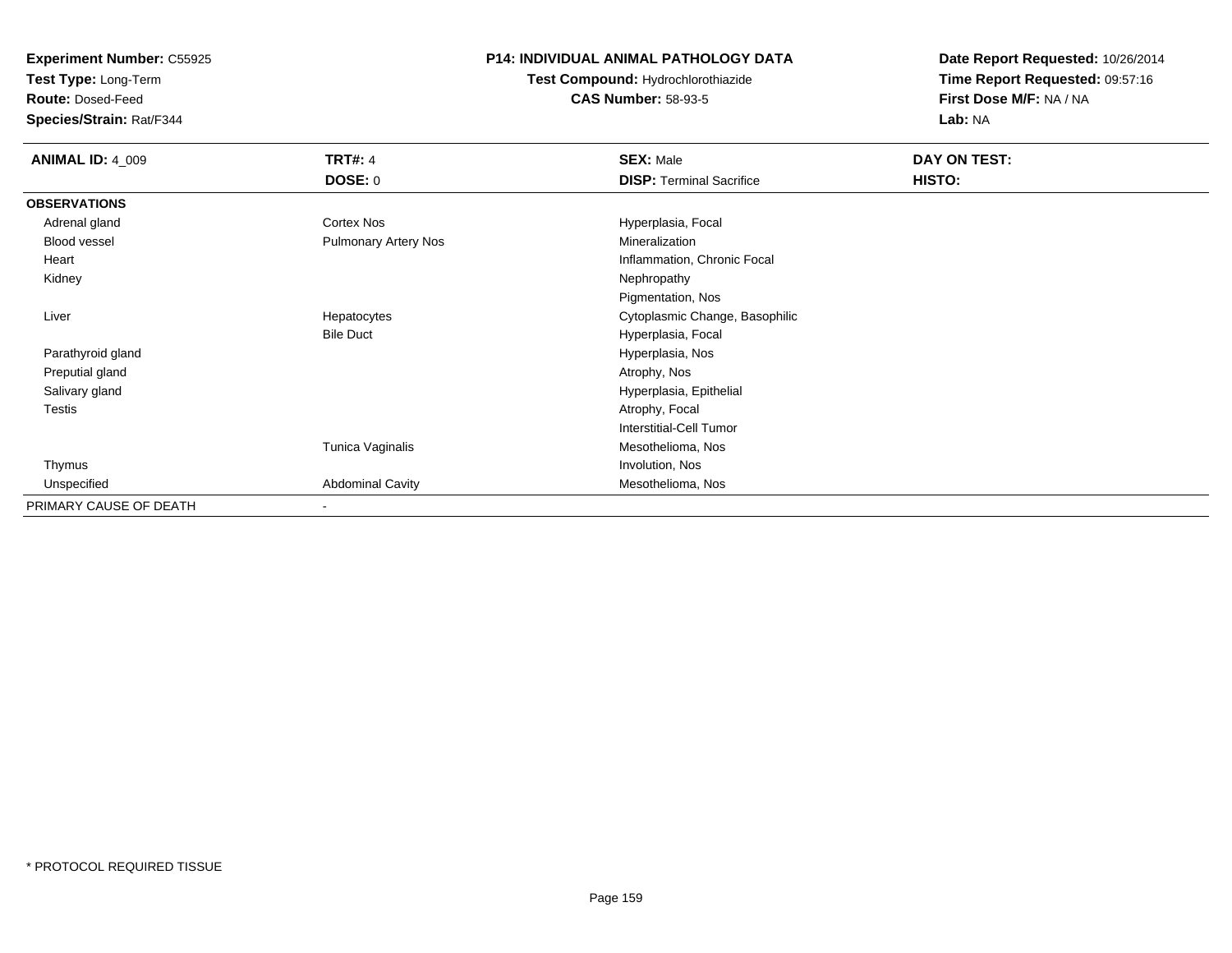**Experiment Number:** C55925
**Test Type:** Long-Term
**Route:** Dosed-Feed
**Species/Strain:** Rat/F344

**P14: INDIVIDUAL ANIMAL PATHOLOGY DATA**
**Test Compound:** Hydrochlorothiazide
**CAS Number:** 58-93-5

**Date Report Requested:** 10/26/2014
**Time Report Requested:** 09:57:16
**First Dose M/F:** NA / NA
**Lab:** NA

| **ANIMAL ID:** 4_009 | **TRT#:** 4 | **SEX:** Male | **DAY ON TEST:** |
|---|---|---|---|
| | **DOSE:** 0 | **DISP:** Terminal Sacrifice | **HISTO:** |
| **OBSERVATIONS** | | | |
| Adrenal gland | Cortex Nos | Hyperplasia, Focal | |
| Blood vessel | Pulmonary Artery Nos | Mineralization | |
| Heart | | Inflammation, Chronic Focal | |
| Kidney | | Nephropathy | |
| | | Pigmentation, Nos | |
| Liver | Hepatocytes | Cytoplasmic Change, Basophilic | |
| | Bile Duct | Hyperplasia, Focal | |
| Parathyroid gland | | Hyperplasia, Nos | |
| Preputial gland | | Atrophy, Nos | |
| Salivary gland | | Hyperplasia, Epithelial | |
| Testis | | Atrophy, Focal | |
| | | Interstitial-Cell Tumor | |
| | Tunica Vaginalis | Mesothelioma, Nos | |
| Thymus | | Involution, Nos | |
| Unspecified | Abdominal Cavity | Mesothelioma, Nos | |
| PRIMARY CAUSE OF DEATH | - | | |

* PROTOCOL REQUIRED TISSUE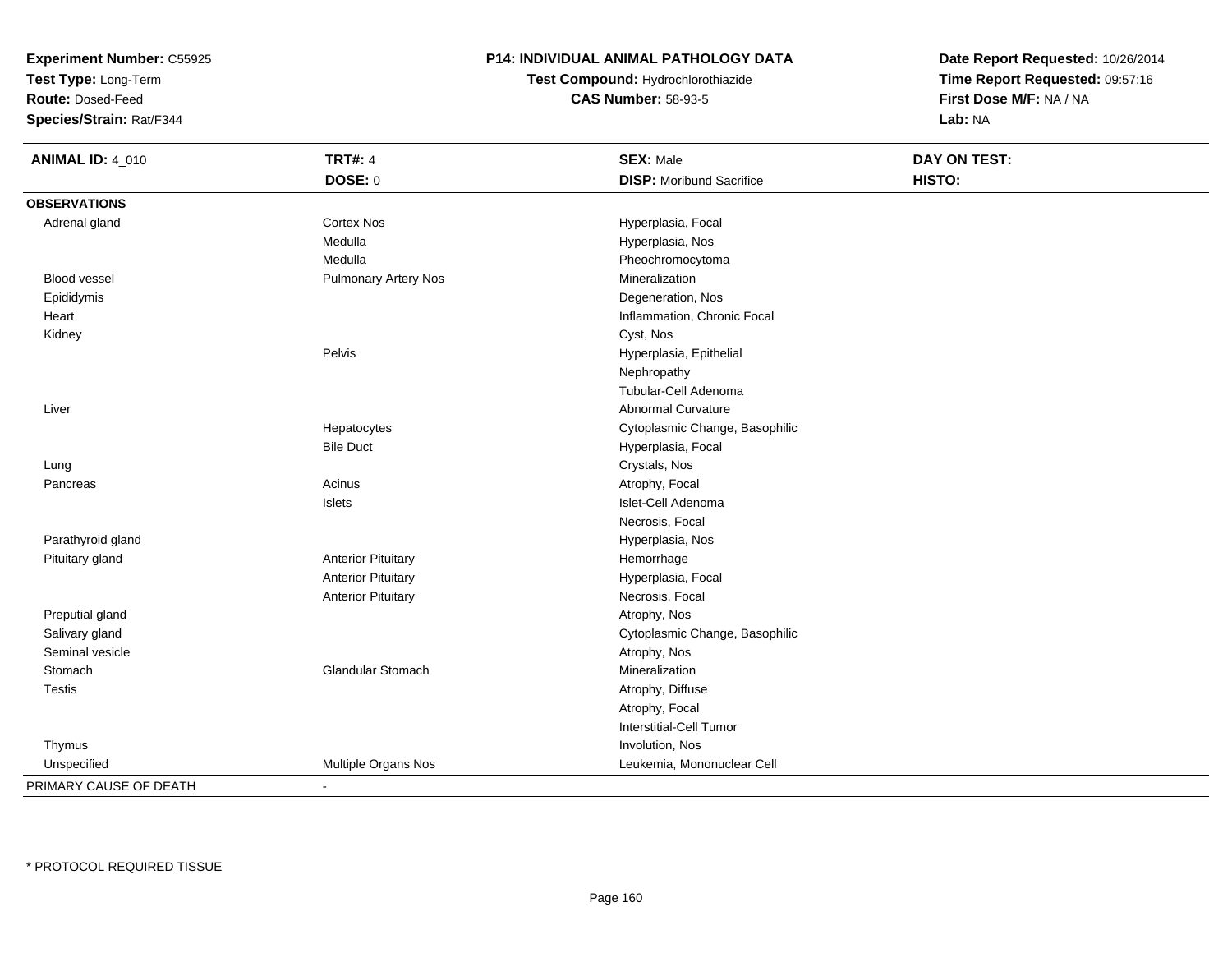**Experiment Number:** C55925
**Test Type:** Long-Term
**Route:** Dosed-Feed
**Species/Strain:** Rat/F344

**P14: INDIVIDUAL ANIMAL PATHOLOGY DATA**
**Test Compound:** Hydrochlorothiazide
**CAS Number:** 58-93-5

**Date Report Requested:** 10/26/2014
**Time Report Requested:** 09:57:16
**First Dose M/F:** NA / NA
**Lab:** NA

| **ANIMAL ID:** 4_010 | **TRT#:** 4<br>**DOSE:** 0 | **SEX:** Male<br>**DISP:** Moribund Sacrifice | **DAY ON TEST:**<br>**HISTO:** |
|---|---|---|---|
| **OBSERVATIONS** | | | |
| Adrenal gland | Cortex Nos | Hyperplasia, Focal | |
| | Medulla | Hyperplasia, Nos | |
| | Medulla | Pheochromocytoma | |
| Blood vessel | Pulmonary Artery Nos | Mineralization | |
| Epididymis | | Degeneration, Nos | |
| Heart | | Inflammation, Chronic Focal | |
| Kidney | | Cyst, Nos | |
| | Pelvis | Hyperplasia, Epithelial | |
| | | Nephropathy | |
| | | Tubular-Cell Adenoma | |
| Liver | | Abnormal Curvature | |
| | Hepatocytes | Cytoplasmic Change, Basophilic | |
| | Bile Duct | Hyperplasia, Focal | |
| Lung | | Crystals, Nos | |
| Pancreas | Acinus | Atrophy, Focal | |
| | Islets | Islet-Cell Adenoma | |
| | | Necrosis, Focal | |
| Parathyroid gland | | Hyperplasia, Nos | |
| Pituitary gland | Anterior Pituitary | Hemorrhage | |
| | Anterior Pituitary | Hyperplasia, Focal | |
| | Anterior Pituitary | Necrosis, Focal | |
| Preputial gland | | Atrophy, Nos | |
| Salivary gland | | Cytoplasmic Change, Basophilic | |
| Seminal vesicle | | Atrophy, Nos | |
| Stomach | Glandular Stomach | Mineralization | |
| Testis | | Atrophy, Diffuse | |
| | | Atrophy, Focal | |
| | | Interstitial-Cell Tumor | |
| Thymus | | Involution, Nos | |
| Unspecified | Multiple Organs Nos | Leukemia, Mononuclear Cell | |
| PRIMARY CAUSE OF DEATH | - | | |

* PROTOCOL REQUIRED TISSUE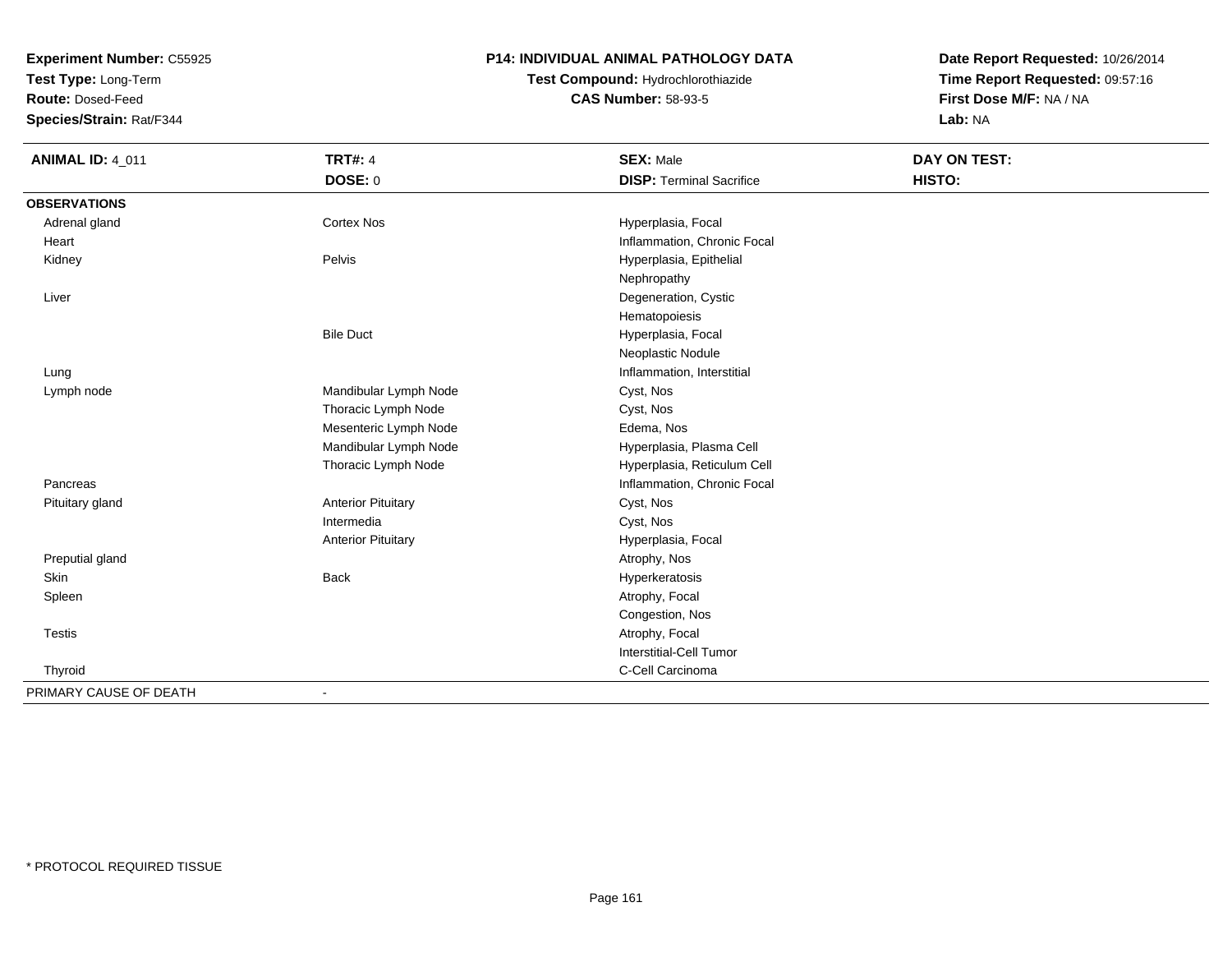**Experiment Number:** C55925
**Test Type:** Long-Term
**Route:** Dosed-Feed
**Species/Strain:** Rat/F344

# P14: INDIVIDUAL ANIMAL PATHOLOGY DATA

**Test Compound:** Hydrochlorothiazide
**CAS Number:** 58-93-5

**Date Report Requested:** 10/26/2014
**Time Report Requested:** 09:57:16
**First Dose M/F:** NA / NA
**Lab:** NA

| ANIMAL ID: 4_011 | TRT#: 4 | SEX: Male | DAY ON TEST: |
|---|---|---|---|
| | DOSE: 0 | DISP: Terminal Sacrifice | HISTO: |
| **OBSERVATIONS** | | | |
| Adrenal gland | Cortex Nos | Hyperplasia, Focal | |
| Heart | | Inflammation, Chronic Focal | |
| Kidney | Pelvis | Hyperplasia, Epithelial | |
| | | Nephropathy | |
| Liver | | Degeneration, Cystic | |
| | | Hematopoiesis | |
| | Bile Duct | Hyperplasia, Focal | |
| | | Neoplastic Nodule | |
| Lung | | Inflammation, Interstitial | |
| Lymph node | Mandibular Lymph Node | Cyst, Nos | |
| | Thoracic Lymph Node | Cyst, Nos | |
| | Mesenteric Lymph Node | Edema, Nos | |
| | Mandibular Lymph Node | Hyperplasia, Plasma Cell | |
| | Thoracic Lymph Node | Hyperplasia, Reticulum Cell | |
| Pancreas | | Inflammation, Chronic Focal | |
| Pituitary gland | Anterior Pituitary | Cyst, Nos | |
| | Intermedia | Cyst, Nos | |
| | Anterior Pituitary | Hyperplasia, Focal | |
| Preputial gland | | Atrophy, Nos | |
| Skin | Back | Hyperkeratosis | |
| Spleen | | Atrophy, Focal | |
| | | Congestion, Nos | |
| Testis | | Atrophy, Focal | |
| | | Interstitial-Cell Tumor | |
| Thyroid | | C-Cell Carcinoma | |
| PRIMARY CAUSE OF DEATH | - | | |

* PROTOCOL REQUIRED TISSUE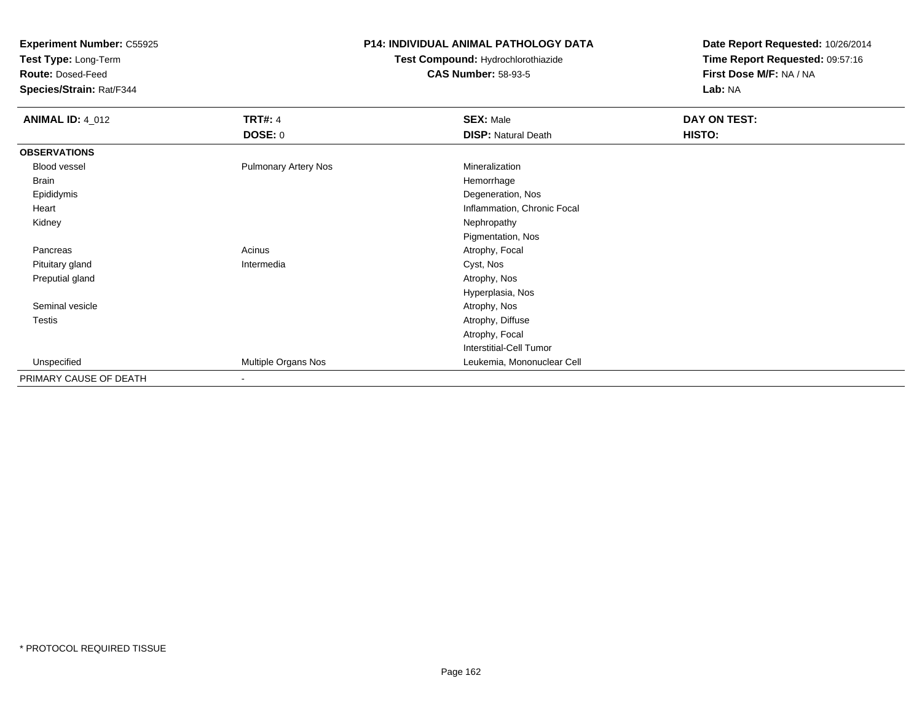**Experiment Number:** C55925
**Test Type:** Long-Term
**Route:** Dosed-Feed
**Species/Strain:** Rat/F344

**P14: INDIVIDUAL ANIMAL PATHOLOGY DATA**
**Test Compound:** Hydrochlorothiazide
**CAS Number:** 58-93-5

**Date Report Requested:** 10/26/2014
**Time Report Requested:** 09:57:16
**First Dose M/F:** NA / NA
**Lab:** NA

| **ANIMAL ID:** 4_012 | **TRT#:** 4 | **SEX:** Male | **DAY ON TEST:** |
|---|---|---|---|
| | **DOSE:** 0 | **DISP:** Natural Death | **HISTO:** |
| **OBSERVATIONS** | | | |
| Blood vessel | Pulmonary Artery Nos | Mineralization | |
| Brain | | Hemorrhage | |
| Epididymis | | Degeneration, Nos | |
| Heart | | Inflammation, Chronic Focal | |
| Kidney | | Nephropathy | |
| | | Pigmentation, Nos | |
| Pancreas | Acinus | Atrophy, Focal | |
| Pituitary gland | Intermedia | Cyst, Nos | |
| Preputial gland | | Atrophy, Nos | |
| | | Hyperplasia, Nos | |
| Seminal vesicle | | Atrophy, Nos | |
| Testis | | Atrophy, Diffuse | |
| | | Atrophy, Focal | |
| | | Interstitial-Cell Tumor | |
| Unspecified | Multiple Organs Nos | Leukemia, Mononuclear Cell | |
| PRIMARY CAUSE OF DEATH | - | | |

\* PROTOCOL REQUIRED TISSUE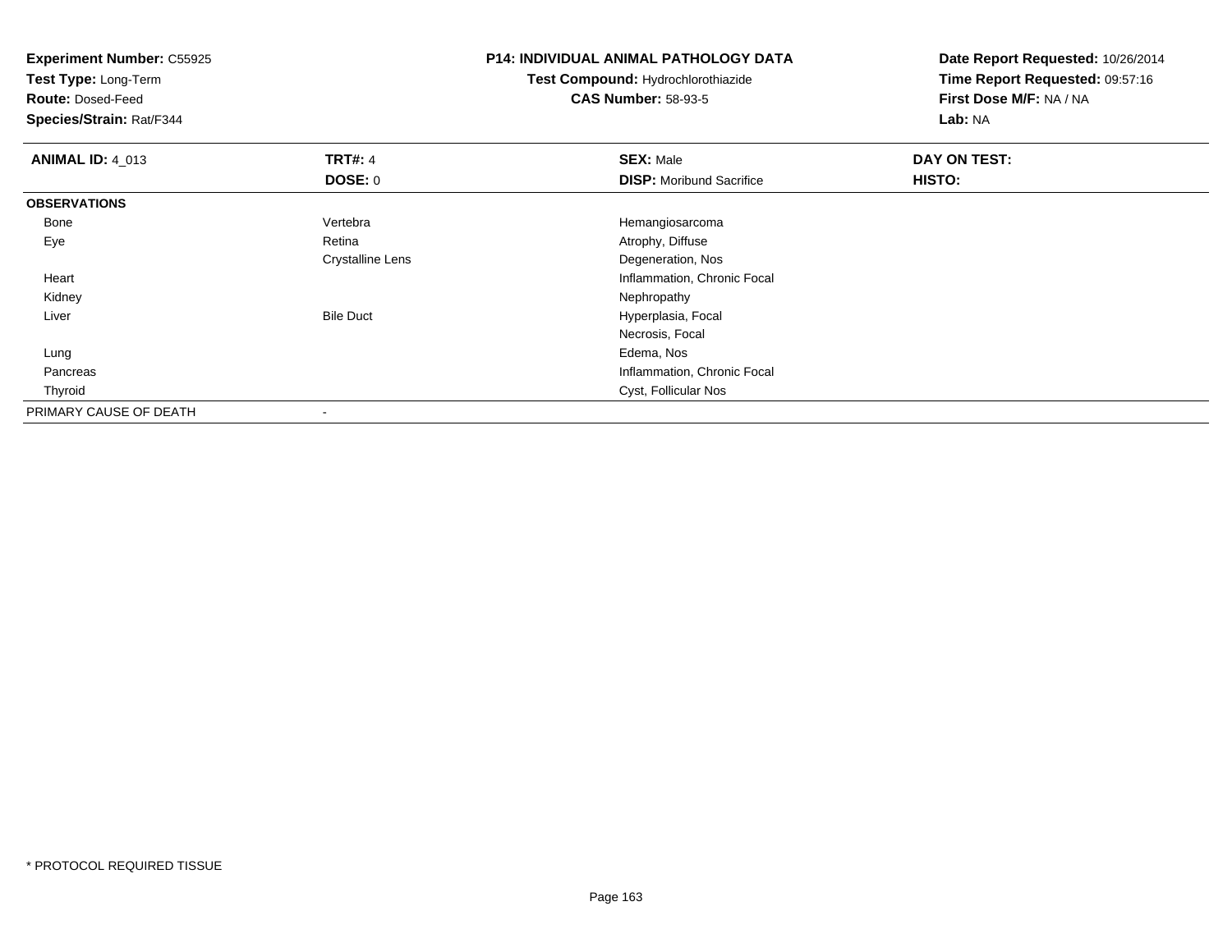**Experiment Number:** C55925
**Test Type:** Long-Term
**Route:** Dosed-Feed
**Species/Strain:** Rat/F344

**P14: INDIVIDUAL ANIMAL PATHOLOGY DATA**
**Test Compound:** Hydrochlorothiazide
**CAS Number:** 58-93-5

**Date Report Requested:** 10/26/2014
**Time Report Requested:** 09:57:16
**First Dose M/F:** NA / NA
**Lab:** NA

| **ANIMAL ID:** 4_013 | **TRT#:** 4 | **SEX:** Male | **DAY ON TEST:** |
|---|---|---|---|
| | **DOSE:** 0 | **DISP:** Moribund Sacrifice | **HISTO:** |
| **OBSERVATIONS** | | | |
| Bone | Vertebra | Hemangiosarcoma | |
| Eye | Retina | Atrophy, Diffuse | |
| | Crystalline Lens | Degeneration, Nos | |
| Heart | | Inflammation, Chronic Focal | |
| Kidney | | Nephropathy | |
| Liver | Bile Duct | Hyperplasia, Focal | |
| | | Necrosis, Focal | |
| Lung | | Edema, Nos | |
| Pancreas | | Inflammation, Chronic Focal | |
| Thyroid | | Cyst, Follicular Nos | |
| PRIMARY CAUSE OF DEATH | - | | |

* PROTOCOL REQUIRED TISSUE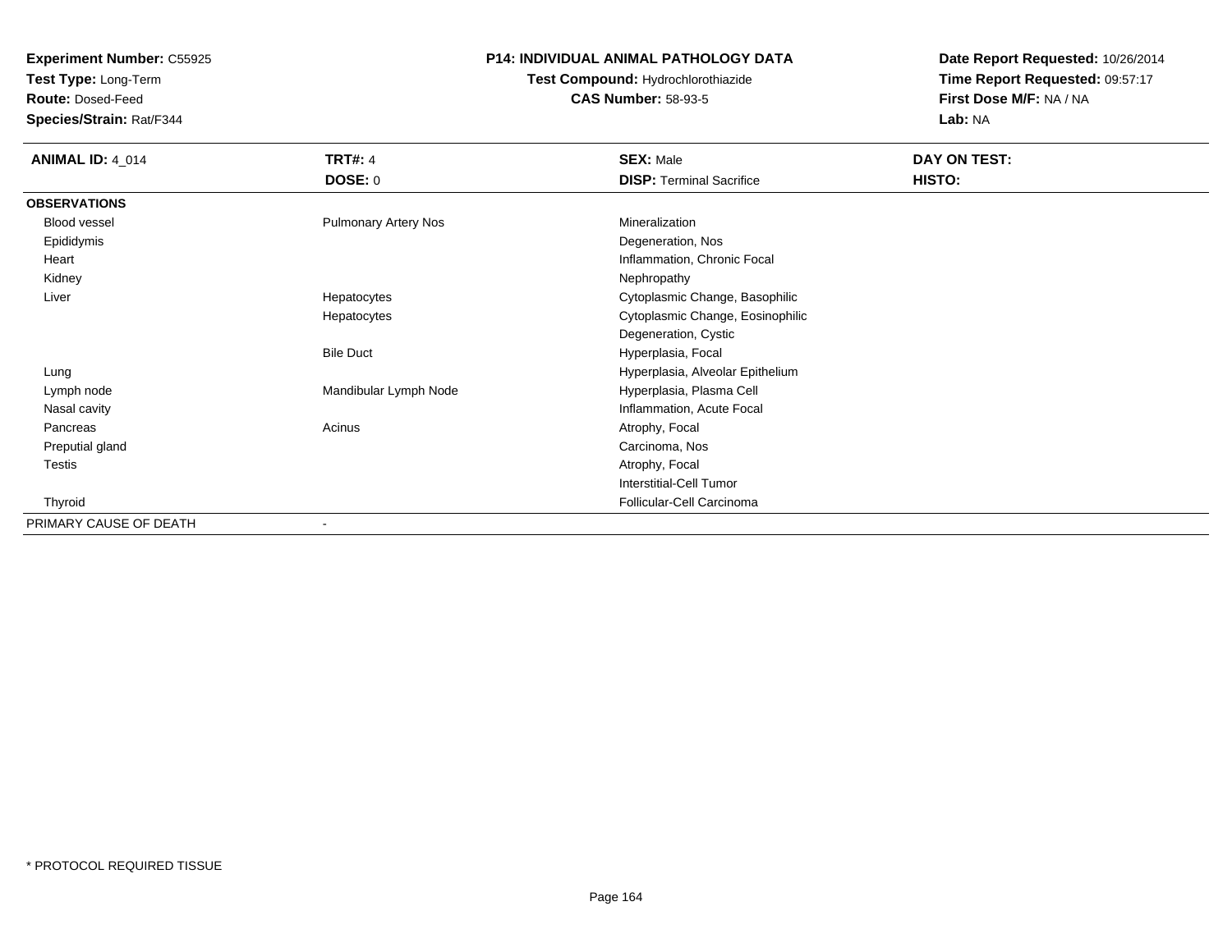**Experiment Number:** C55925
**Test Type:** Long-Term
**Route:** Dosed-Feed
**Species/Strain:** Rat/F344

**P14: INDIVIDUAL ANIMAL PATHOLOGY DATA**
**Test Compound:** Hydrochlorothiazide
**CAS Number:** 58-93-5

**Date Report Requested:** 10/26/2014
**Time Report Requested:** 09:57:17
**First Dose M/F:** NA / NA
**Lab:** NA

| **ANIMAL ID:** 4_014 | **TRT#:** 4 | **SEX:** Male | **DAY ON TEST:** |
|---|---|---|---|
| | **DOSE:** 0 | **DISP:** Terminal Sacrifice | **HISTO:** |
| **OBSERVATIONS** | | | |
| Blood vessel | Pulmonary Artery Nos | Mineralization | |
| Epididymis | | Degeneration, Nos | |
| Heart | | Inflammation, Chronic Focal | |
| Kidney | | Nephropathy | |
| Liver | Hepatocytes | Cytoplasmic Change, Basophilic | |
| | Hepatocytes | Cytoplasmic Change, Eosinophilic | |
| | | Degeneration, Cystic | |
| | Bile Duct | Hyperplasia, Focal | |
| Lung | | Hyperplasia, Alveolar Epithelium | |
| Lymph node | Mandibular Lymph Node | Hyperplasia, Plasma Cell | |
| Nasal cavity | | Inflammation, Acute Focal | |
| Pancreas | Acinus | Atrophy, Focal | |
| Preputial gland | | Carcinoma, Nos | |
| Testis | | Atrophy, Focal | |
| | | Interstitial-Cell Tumor | |
| Thyroid | | Follicular-Cell Carcinoma | |
| PRIMARY CAUSE OF DEATH | - | | |

* PROTOCOL REQUIRED TISSUE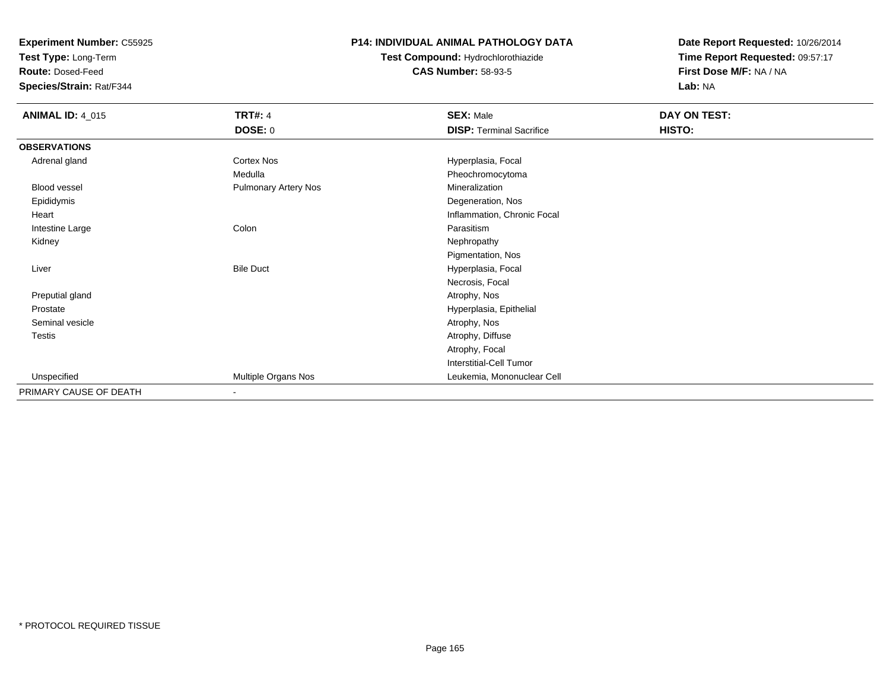**Experiment Number:** C55925
**Test Type:** Long-Term
**Route:** Dosed-Feed
**Species/Strain:** Rat/F344

**P14: INDIVIDUAL ANIMAL PATHOLOGY DATA**
**Test Compound:** Hydrochlorothiazide
**CAS Number:** 58-93-5

**Date Report Requested:** 10/26/2014
**Time Report Requested:** 09:57:17
**First Dose M/F:** NA / NA
**Lab:** NA

| **ANIMAL ID:** 4_015 | **TRT#:** 4 | **SEX:** Male | **DAY ON TEST:** |
|---|---|---|---|
| | **DOSE:** 0 | **DISP:** Terminal Sacrifice | **HISTO:** |
| **OBSERVATIONS** | | | |
| Adrenal gland | Cortex Nos | Hyperplasia, Focal | |
| | Medulla | Pheochromocytoma | |
| Blood vessel | Pulmonary Artery Nos | Mineralization | |
| Epididymis | | Degeneration, Nos | |
| Heart | | Inflammation, Chronic Focal | |
| Intestine Large | Colon | Parasitism | |
| Kidney | | Nephropathy | |
| | | Pigmentation, Nos | |
| Liver | Bile Duct | Hyperplasia, Focal | |
| | | Necrosis, Focal | |
| Preputial gland | | Atrophy, Nos | |
| Prostate | | Hyperplasia, Epithelial | |
| Seminal vesicle | | Atrophy, Nos | |
| Testis | | Atrophy, Diffuse | |
| | | Atrophy, Focal | |
| | | Interstitial-Cell Tumor | |
| Unspecified | Multiple Organs Nos | Leukemia, Mononuclear Cell | |
| PRIMARY CAUSE OF DEATH | - | | |

* PROTOCOL REQUIRED TISSUE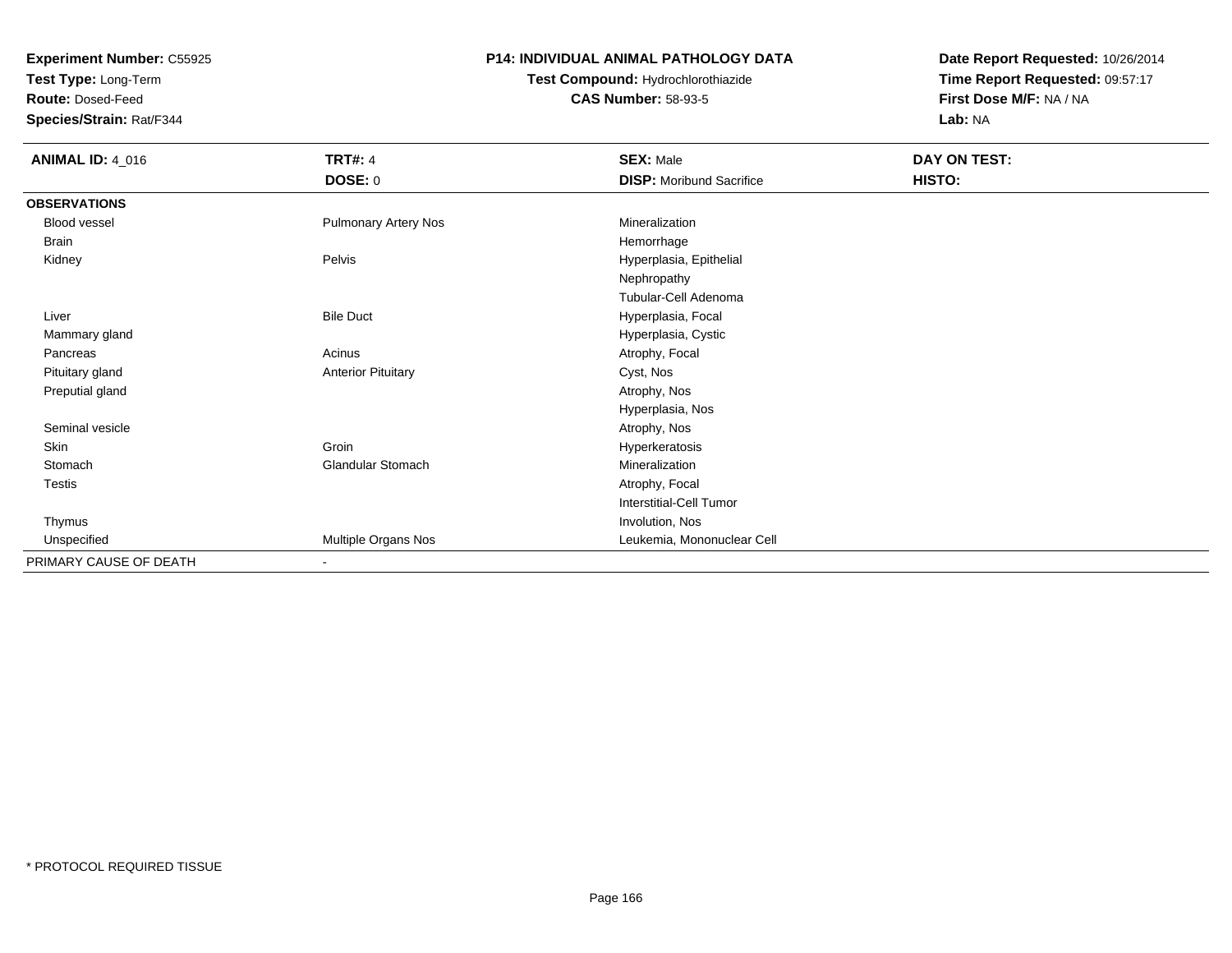**Experiment Number:** C55925
**Test Type:** Long-Term
**Route:** Dosed-Feed
**Species/Strain:** Rat/F344

**P14: INDIVIDUAL ANIMAL PATHOLOGY DATA**
**Test Compound:** Hydrochlorothiazide
**CAS Number:** 58-93-5

**Date Report Requested:** 10/26/2014
**Time Report Requested:** 09:57:17
**First Dose M/F:** NA / NA
**Lab:** NA

| **ANIMAL ID:** 4_016 | **TRT#:** 4 | **SEX:** Male | **DAY ON TEST:** |
|---|---|---|---|
| | **DOSE:** 0 | **DISP:** Moribund Sacrifice | **HISTO:** |
| **OBSERVATIONS** | | | |
| Blood vessel | Pulmonary Artery Nos | Mineralization | |
| Brain | | Hemorrhage | |
| Kidney | Pelvis | Hyperplasia, Epithelial | |
| | | Nephropathy | |
| | | Tubular-Cell Adenoma | |
| Liver | Bile Duct | Hyperplasia, Focal | |
| Mammary gland | | Hyperplasia, Cystic | |
| Pancreas | Acinus | Atrophy, Focal | |
| Pituitary gland | Anterior Pituitary | Cyst, Nos | |
| Preputial gland | | Atrophy, Nos | |
| | | Hyperplasia, Nos | |
| Seminal vesicle | | Atrophy, Nos | |
| Skin | Groin | Hyperkeratosis | |
| Stomach | Glandular Stomach | Mineralization | |
| Testis | | Atrophy, Focal | |
| | | Interstitial-Cell Tumor | |
| Thymus | | Involution, Nos | |
| Unspecified | Multiple Organs Nos | Leukemia, Mononuclear Cell | |
| PRIMARY CAUSE OF DEATH | - | | |

\* PROTOCOL REQUIRED TISSUE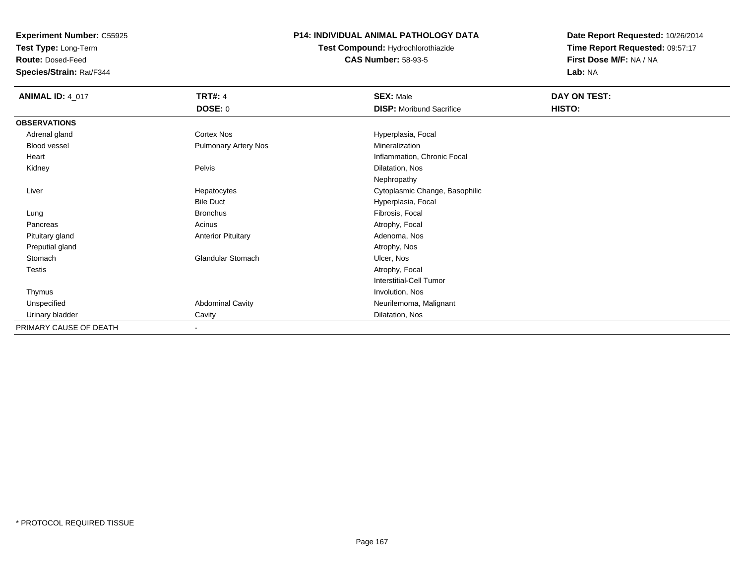**Experiment Number:** C55925
**Test Type:** Long-Term
**Route:** Dosed-Feed
**Species/Strain:** Rat/F344

**P14: INDIVIDUAL ANIMAL PATHOLOGY DATA**
**Test Compound:** Hydrochlorothiazide
**CAS Number:** 58-93-5

**Date Report Requested:** 10/26/2014
**Time Report Requested:** 09:57:17
**First Dose M/F:** NA / NA
**Lab:** NA

| **ANIMAL ID:** 4_017 | **TRT#:** 4 | **SEX:** Male | **DAY ON TEST:** |
|---|---|---|---|
| | **DOSE:** 0 | **DISP:** Moribund Sacrifice | **HISTO:** |
| **OBSERVATIONS** | | | |
| Adrenal gland | Cortex Nos | Hyperplasia, Focal | |
| Blood vessel | Pulmonary Artery Nos | Mineralization | |
| Heart | | Inflammation, Chronic Focal | |
| Kidney | Pelvis | Dilatation, Nos | |
| | | Nephropathy | |
| Liver | Hepatocytes | Cytoplasmic Change, Basophilic | |
| | Bile Duct | Hyperplasia, Focal | |
| Lung | Bronchus | Fibrosis, Focal | |
| Pancreas | Acinus | Atrophy, Focal | |
| Pituitary gland | Anterior Pituitary | Adenoma, Nos | |
| Preputial gland | | Atrophy, Nos | |
| Stomach | Glandular Stomach | Ulcer, Nos | |
| Testis | | Atrophy, Focal | |
| | | Interstitial-Cell Tumor | |
| Thymus | | Involution, Nos | |
| Unspecified | Abdominal Cavity | Neurilemoma, Malignant | |
| Urinary bladder | Cavity | Dilatation, Nos | |
| PRIMARY CAUSE OF DEATH | - | | |

* PROTOCOL REQUIRED TISSUE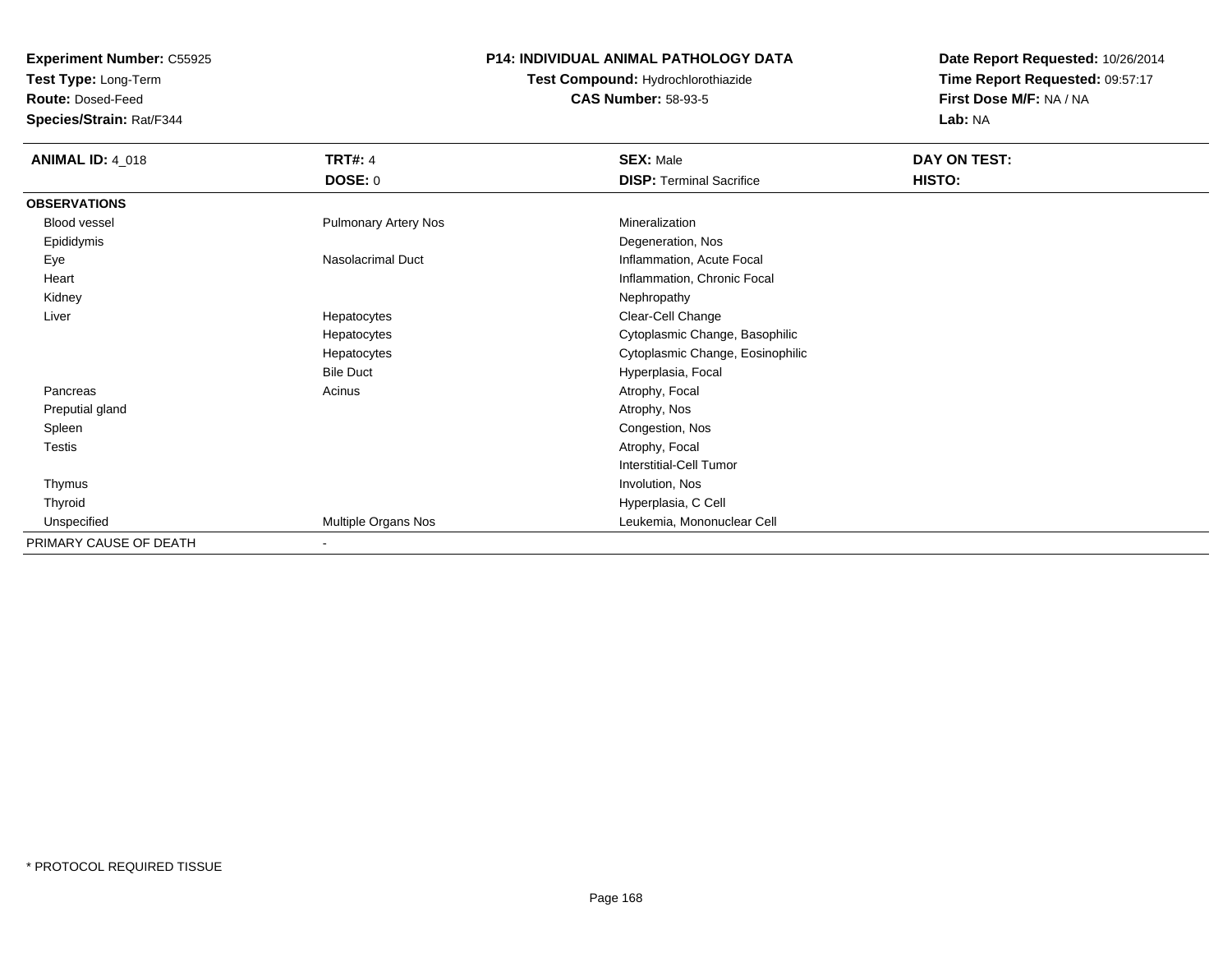**Experiment Number:** C55925
**Test Type:** Long-Term
**Route:** Dosed-Feed
**Species/Strain:** Rat/F344

**P14: INDIVIDUAL ANIMAL PATHOLOGY DATA**
**Test Compound:** Hydrochlorothiazide
**CAS Number:** 58-93-5

**Date Report Requested:** 10/26/2014
**Time Report Requested:** 09:57:17
**First Dose M/F:** NA / NA
**Lab:** NA

| **ANIMAL ID:** 4_018 | **TRT#:** 4 | **SEX:** Male | **DAY ON TEST:** |
|---|---|---|---|
| | **DOSE:** 0 | **DISP:** Terminal Sacrifice | **HISTO:** |
| **OBSERVATIONS** | | | |
| Blood vessel | Pulmonary Artery Nos | Mineralization | |
| Epididymis | | Degeneration, Nos | |
| Eye | Nasolacrimal Duct | Inflammation, Acute Focal | |
| Heart | | Inflammation, Chronic Focal | |
| Kidney | | Nephropathy | |
| Liver | Hepatocytes | Clear-Cell Change | |
| | Hepatocytes | Cytoplasmic Change, Basophilic | |
| | Hepatocytes | Cytoplasmic Change, Eosinophilic | |
| | Bile Duct | Hyperplasia, Focal | |
| Pancreas | Acinus | Atrophy, Focal | |
| Preputial gland | | Atrophy, Nos | |
| Spleen | | Congestion, Nos | |
| Testis | | Atrophy, Focal | |
| | | Interstitial-Cell Tumor | |
| Thymus | | Involution, Nos | |
| Thyroid | | Hyperplasia, C Cell | |
| Unspecified | Multiple Organs Nos | Leukemia, Mononuclear Cell | |
| PRIMARY CAUSE OF DEATH | - | | |

* PROTOCOL REQUIRED TISSUE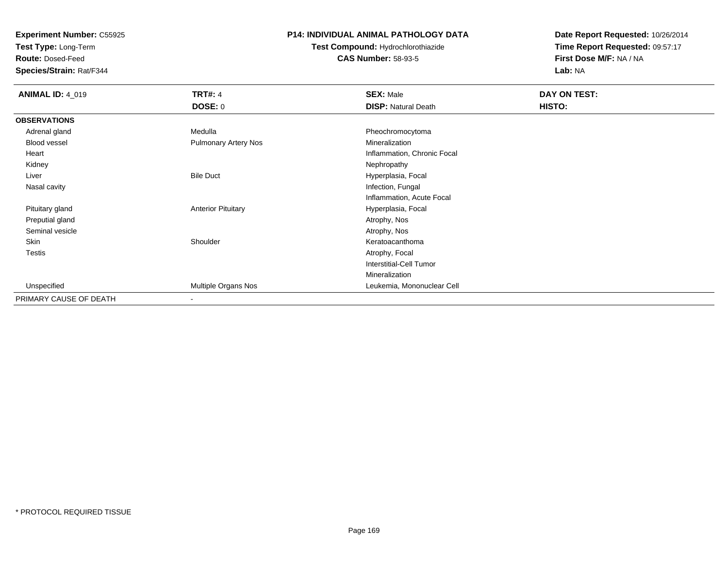**Experiment Number:** C55925
**Test Type:** Long-Term
**Route:** Dosed-Feed
**Species/Strain:** Rat/F344

**P14: INDIVIDUAL ANIMAL PATHOLOGY DATA**
**Test Compound:** Hydrochlorothiazide
**CAS Number:** 58-93-5

**Date Report Requested:** 10/26/2014
**Time Report Requested:** 09:57:17
**First Dose M/F:** NA / NA
**Lab:** NA

| **ANIMAL ID:** 4_019 | **TRT#:** 4 | **SEX:** Male | **DAY ON TEST:** |
|---|---|---|---|
| | **DOSE:** 0 | **DISP:** Natural Death | **HISTO:** |
| **OBSERVATIONS** | | | |
| Adrenal gland | Medulla | Pheochromocytoma | |
| Blood vessel | Pulmonary Artery Nos | Mineralization | |
| Heart | | Inflammation, Chronic Focal | |
| Kidney | | Nephropathy | |
| Liver | Bile Duct | Hyperplasia, Focal | |
| Nasal cavity | | Infection, Fungal | |
| | | Inflammation, Acute Focal | |
| Pituitary gland | Anterior Pituitary | Hyperplasia, Focal | |
| Preputial gland | | Atrophy, Nos | |
| Seminal vesicle | | Atrophy, Nos | |
| Skin | Shoulder | Keratoacanthoma | |
| Testis | | Atrophy, Focal | |
| | | Interstitial-Cell Tumor | |
| | | Mineralization | |
| Unspecified | Multiple Organs Nos | Leukemia, Mononuclear Cell | |
| PRIMARY CAUSE OF DEATH | - | | |

* PROTOCOL REQUIRED TISSUE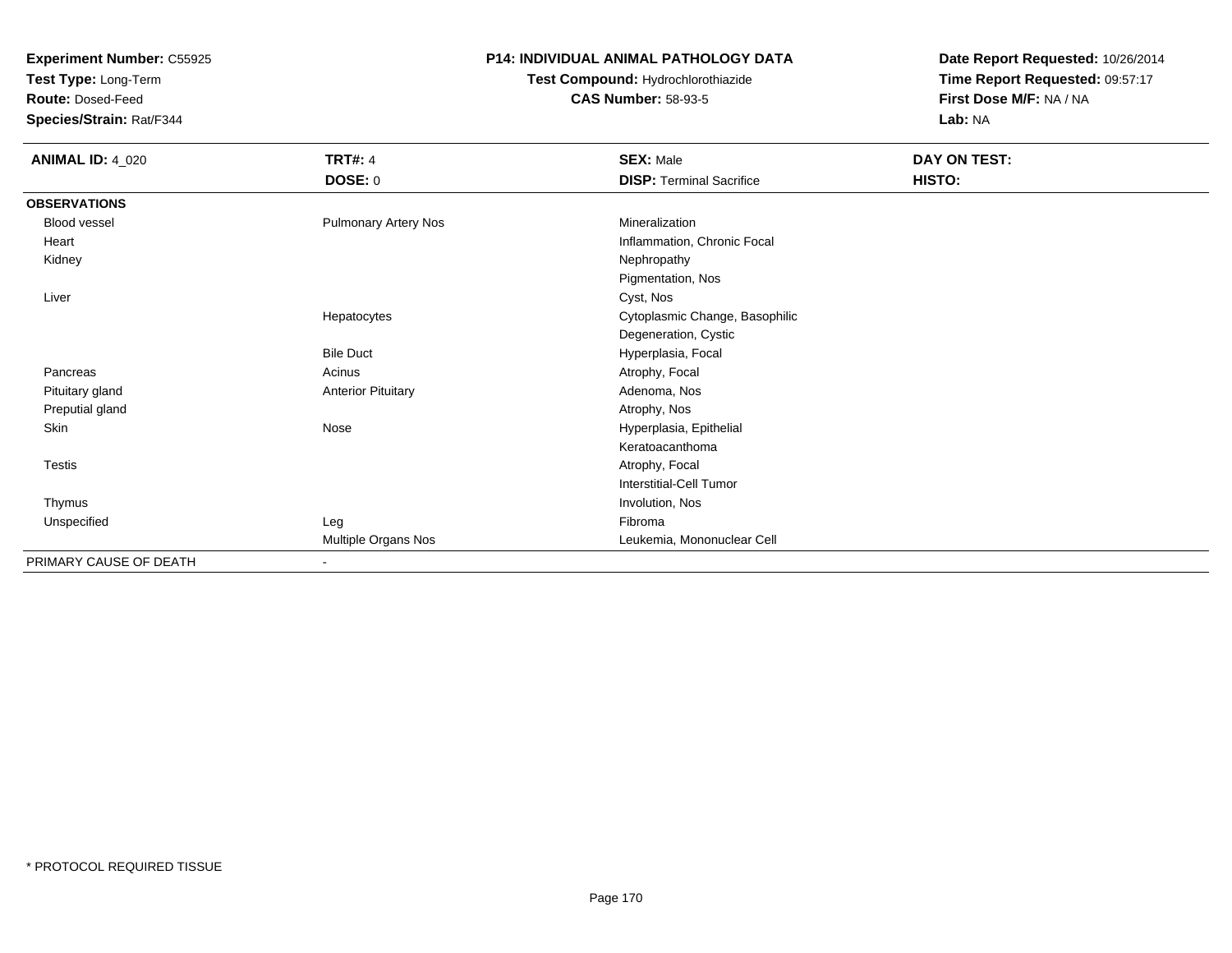**Experiment Number:** C55925
**Test Type:** Long-Term
**Route:** Dosed-Feed
**Species/Strain:** Rat/F344

**P14: INDIVIDUAL ANIMAL PATHOLOGY DATA**
**Test Compound:** Hydrochlorothiazide
**CAS Number:** 58-93-5

**Date Report Requested:** 10/26/2014
**Time Report Requested:** 09:57:17
**First Dose M/F:** NA / NA
**Lab:** NA

| **ANIMAL ID:** 4_020 | **TRT#:** 4 | **SEX:** Male | **DAY ON TEST:** |
|---|---|---|---|
| | **DOSE:** 0 | **DISP:** Terminal Sacrifice | **HISTO:** |
| **OBSERVATIONS** | | | |
| Blood vessel | Pulmonary Artery Nos | Mineralization | |
| Heart | | Inflammation, Chronic Focal | |
| Kidney | | Nephropathy | |
| | | Pigmentation, Nos | |
| Liver | | Cyst, Nos | |
| | Hepatocytes | Cytoplasmic Change, Basophilic | |
| | | Degeneration, Cystic | |
| | Bile Duct | Hyperplasia, Focal | |
| Pancreas | Acinus | Atrophy, Focal | |
| Pituitary gland | Anterior Pituitary | Adenoma, Nos | |
| Preputial gland | | Atrophy, Nos | |
| Skin | Nose | Hyperplasia, Epithelial | |
| | | Keratoacanthoma | |
| Testis | | Atrophy, Focal | |
| | | Interstitial-Cell Tumor | |
| Thymus | | Involution, Nos | |
| Unspecified | Leg | Fibroma | |
| | Multiple Organs Nos | Leukemia, Mononuclear Cell | |
| PRIMARY CAUSE OF DEATH | - | | |

* PROTOCOL REQUIRED TISSUE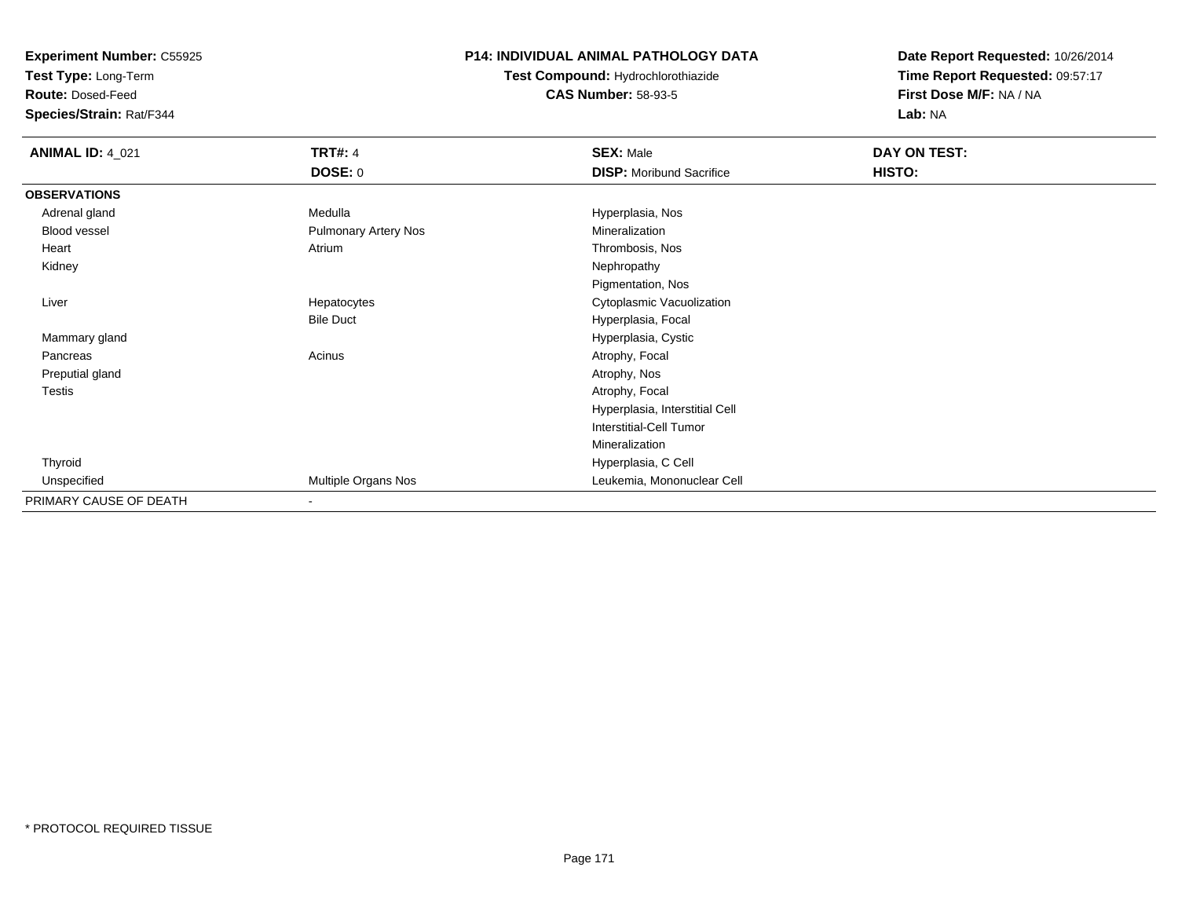**Experiment Number:** C55925
**Test Type:** Long-Term
**Route:** Dosed-Feed
**Species/Strain:** Rat/F344

**P14: INDIVIDUAL ANIMAL PATHOLOGY DATA**
**Test Compound:** Hydrochlorothiazide
**CAS Number:** 58-93-5

**Date Report Requested:** 10/26/2014
**Time Report Requested:** 09:57:17
**First Dose M/F:** NA / NA
**Lab:** NA

| **ANIMAL ID:** 4_021 | **TRT#:** 4 | **SEX:** Male | **DAY ON TEST:** |
|---|---|---|---|
| | **DOSE:** 0 | **DISP:** Moribund Sacrifice | **HISTO:** |
| **OBSERVATIONS** | | | |
| Adrenal gland | Medulla | Hyperplasia, Nos | |
| Blood vessel | Pulmonary Artery Nos | Mineralization | |
| Heart | Atrium | Thrombosis, Nos | |
| Kidney | | Nephropathy | |
| | | Pigmentation, Nos | |
| Liver | Hepatocytes | Cytoplasmic Vacuolization | |
| | Bile Duct | Hyperplasia, Focal | |
| Mammary gland | | Hyperplasia, Cystic | |
| Pancreas | Acinus | Atrophy, Focal | |
| Preputial gland | | Atrophy, Nos | |
| Testis | | Atrophy, Focal | |
| | | Hyperplasia, Interstitial Cell | |
| | | Interstitial-Cell Tumor | |
| | | Mineralization | |
| Thyroid | | Hyperplasia, C Cell | |
| Unspecified | Multiple Organs Nos | Leukemia, Mononuclear Cell | |
| PRIMARY CAUSE OF DEATH | - | | |

\* PROTOCOL REQUIRED TISSUE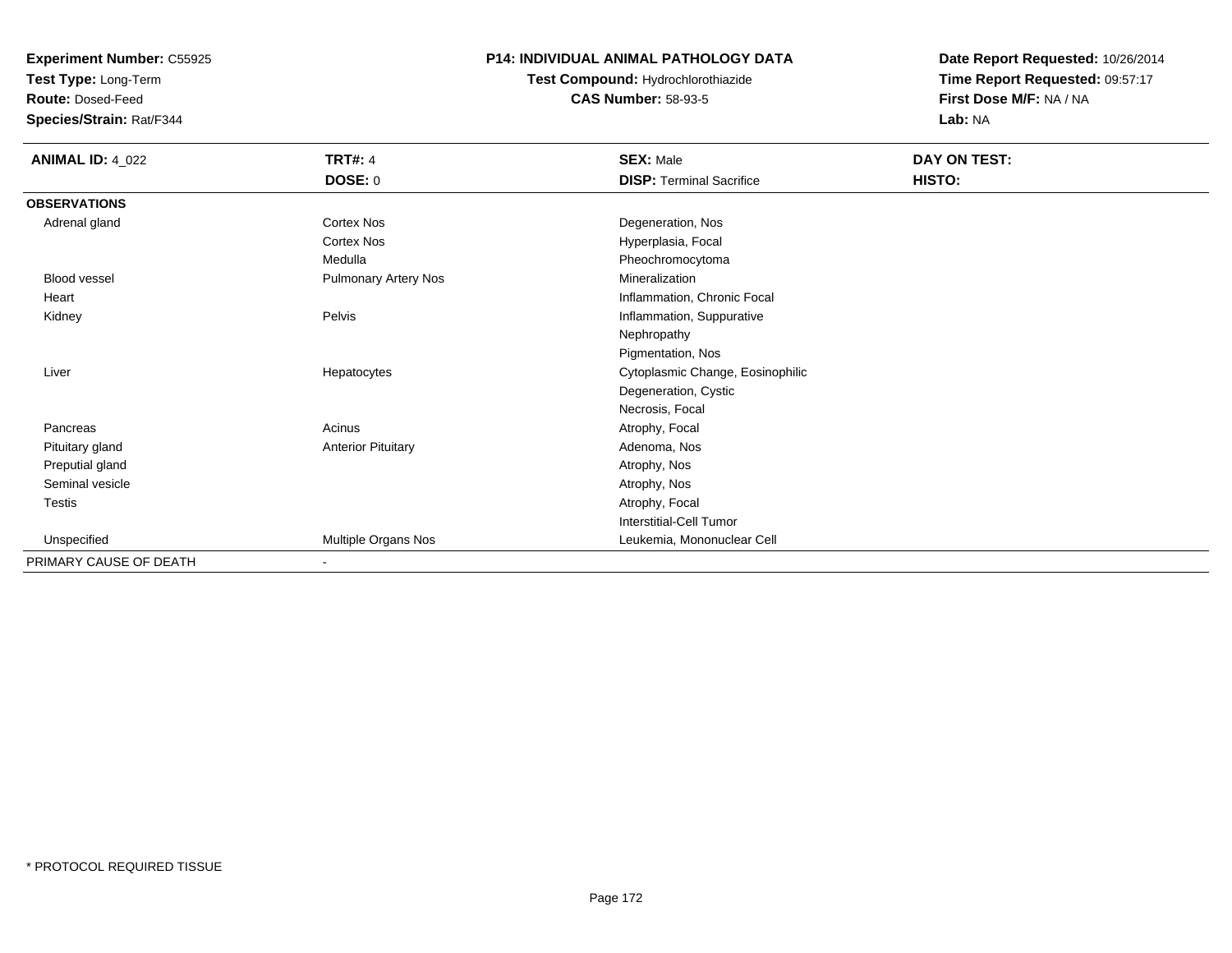**Experiment Number:** C55925
**Test Type:** Long-Term
**Route:** Dosed-Feed
**Species/Strain:** Rat/F344

**P14: INDIVIDUAL ANIMAL PATHOLOGY DATA**
**Test Compound:** Hydrochlorothiazide
**CAS Number:** 58-93-5

**Date Report Requested:** 10/26/2014
**Time Report Requested:** 09:57:17
**First Dose M/F:** NA / NA
**Lab:** NA

| **ANIMAL ID:** 4_022 | **TRT#:** 4 | **SEX:** Male | **DAY ON TEST:** |
|---|---|---|---|
| | **DOSE:** 0 | **DISP:** Terminal Sacrifice | **HISTO:** |
| **OBSERVATIONS** | | | |
| Adrenal gland | Cortex Nos | Degeneration, Nos | |
| | Cortex Nos | Hyperplasia, Focal | |
| | Medulla | Pheochromocytoma | |
| Blood vessel | Pulmonary Artery Nos | Mineralization | |
| Heart | | Inflammation, Chronic Focal | |
| Kidney | Pelvis | Inflammation, Suppurative | |
| | | Nephropathy | |
| | | Pigmentation, Nos | |
| Liver | Hepatocytes | Cytoplasmic Change, Eosinophilic | |
| | | Degeneration, Cystic | |
| | | Necrosis, Focal | |
| Pancreas | Acinus | Atrophy, Focal | |
| Pituitary gland | Anterior Pituitary | Adenoma, Nos | |
| Preputial gland | | Atrophy, Nos | |
| Seminal vesicle | | Atrophy, Nos | |
| Testis | | Atrophy, Focal | |
| | | Interstitial-Cell Tumor | |
| Unspecified | Multiple Organs Nos | Leukemia, Mononuclear Cell | |
| PRIMARY CAUSE OF DEATH | - | | |

* PROTOCOL REQUIRED TISSUE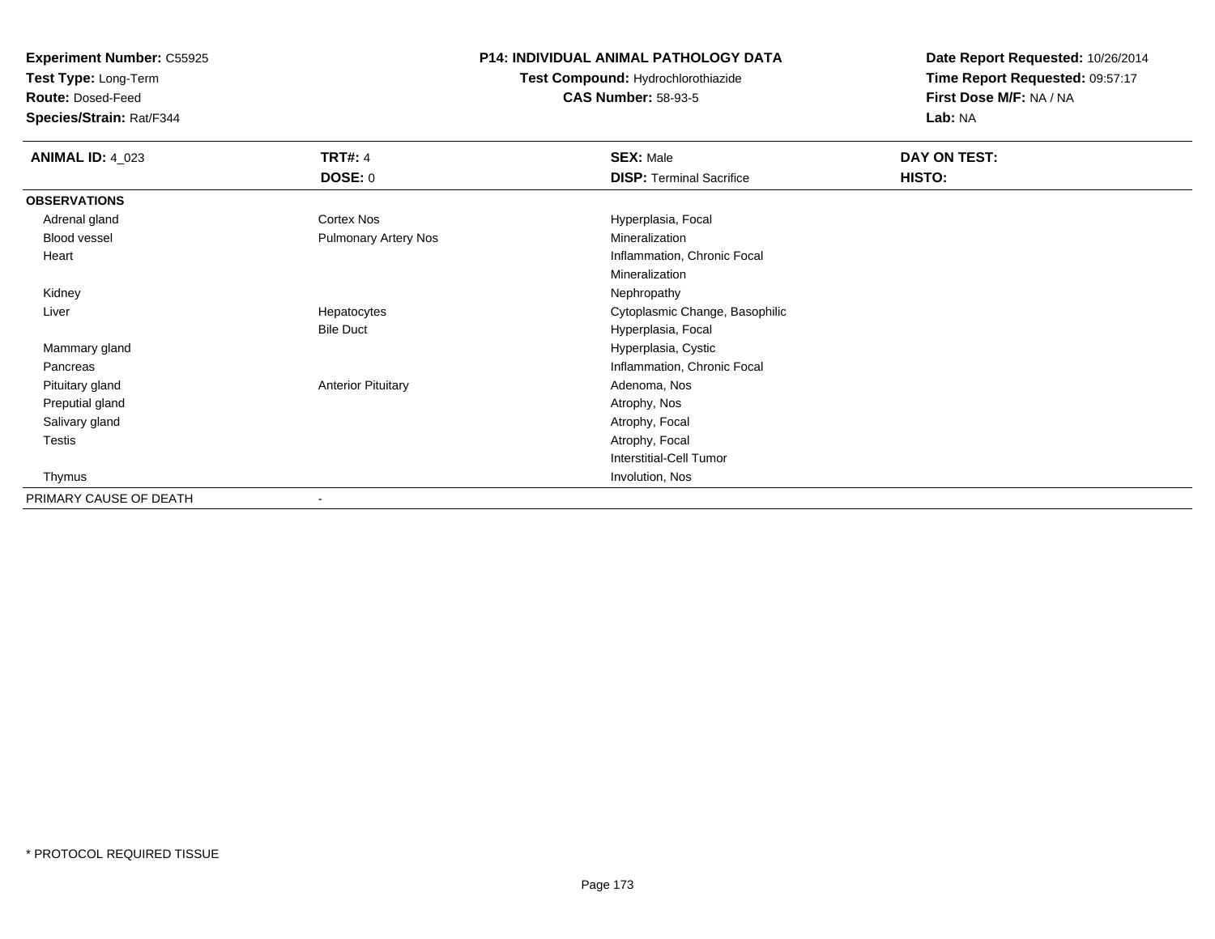**Experiment Number:** C55925
**Test Type:** Long-Term
**Route:** Dosed-Feed
**Species/Strain:** Rat/F344

**P14: INDIVIDUAL ANIMAL PATHOLOGY DATA**
**Test Compound:** Hydrochlorothiazide
**CAS Number:** 58-93-5

**Date Report Requested:** 10/26/2014
**Time Report Requested:** 09:57:17
**First Dose M/F:** NA / NA
**Lab:** NA

| **ANIMAL ID:** 4_023 | **TRT#:** 4 | **SEX:** Male | **DAY ON TEST:** |
|---|---|---|---|
| | **DOSE:** 0 | **DISP:** Terminal Sacrifice | **HISTO:** |
| **OBSERVATIONS** | | | |
| Adrenal gland | Cortex Nos | Hyperplasia, Focal | |
| Blood vessel | Pulmonary Artery Nos | Mineralization | |
| Heart | | Inflammation, Chronic Focal | |
| | | Mineralization | |
| Kidney | | Nephropathy | |
| Liver | Hepatocytes | Cytoplasmic Change, Basophilic | |
| | Bile Duct | Hyperplasia, Focal | |
| Mammary gland | | Hyperplasia, Cystic | |
| Pancreas | | Inflammation, Chronic Focal | |
| Pituitary gland | Anterior Pituitary | Adenoma, Nos | |
| Preputial gland | | Atrophy, Nos | |
| Salivary gland | | Atrophy, Focal | |
| Testis | | Atrophy, Focal | |
| | | Interstitial-Cell Tumor | |
| Thymus | | Involution, Nos | |
| PRIMARY CAUSE OF DEATH | - | | |

* PROTOCOL REQUIRED TISSUE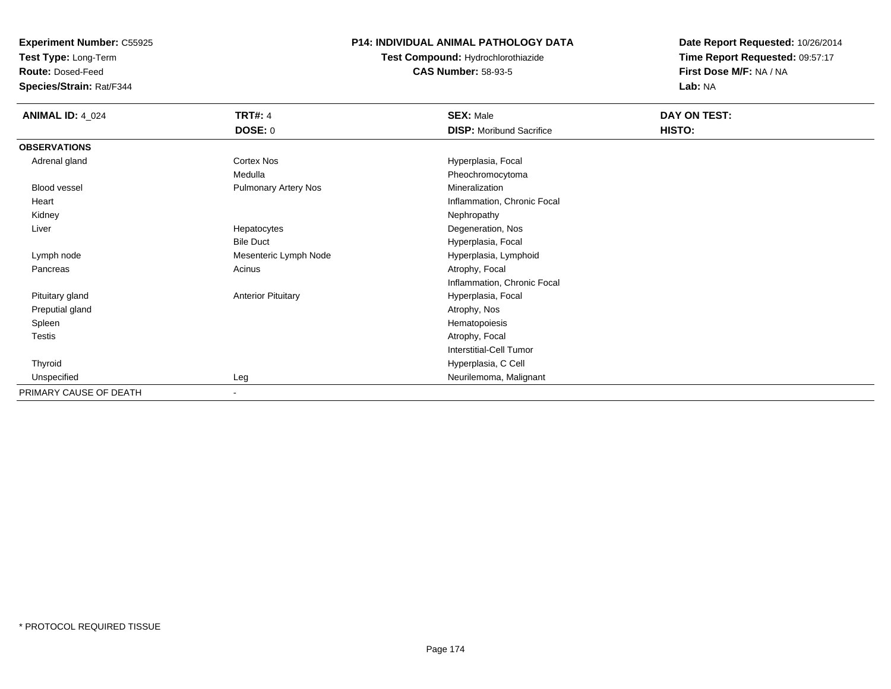**Experiment Number:** C55925
**Test Type:** Long-Term
**Route:** Dosed-Feed
**Species/Strain:** Rat/F344

**P14: INDIVIDUAL ANIMAL PATHOLOGY DATA**
**Test Compound:** Hydrochlorothiazide
**CAS Number:** 58-93-5

**Date Report Requested:** 10/26/2014
**Time Report Requested:** 09:57:17
**First Dose M/F:** NA / NA
**Lab:** NA

| **ANIMAL ID:** 4_024 | **TRT#:** 4 | **SEX:** Male | **DAY ON TEST:** |
|---|---|---|---|
| | **DOSE:** 0 | **DISP:** Moribund Sacrifice | **HISTO:** |
| **OBSERVATIONS** | | | |
| Adrenal gland | Cortex Nos | Hyperplasia, Focal | |
| | Medulla | Pheochromocytoma | |
| Blood vessel | Pulmonary Artery Nos | Mineralization | |
| Heart | | Inflammation, Chronic Focal | |
| Kidney | | Nephropathy | |
| Liver | Hepatocytes | Degeneration, Nos | |
| | Bile Duct | Hyperplasia, Focal | |
| Lymph node | Mesenteric Lymph Node | Hyperplasia, Lymphoid | |
| Pancreas | Acinus | Atrophy, Focal | |
| | | Inflammation, Chronic Focal | |
| Pituitary gland | Anterior Pituitary | Hyperplasia, Focal | |
| Preputial gland | | Atrophy, Nos | |
| Spleen | | Hematopoiesis | |
| Testis | | Atrophy, Focal | |
| | | Interstitial-Cell Tumor | |
| Thyroid | | Hyperplasia, C Cell | |
| Unspecified | Leg | Neurilemoma, Malignant | |
| PRIMARY CAUSE OF DEATH | - | | |

* PROTOCOL REQUIRED TISSUE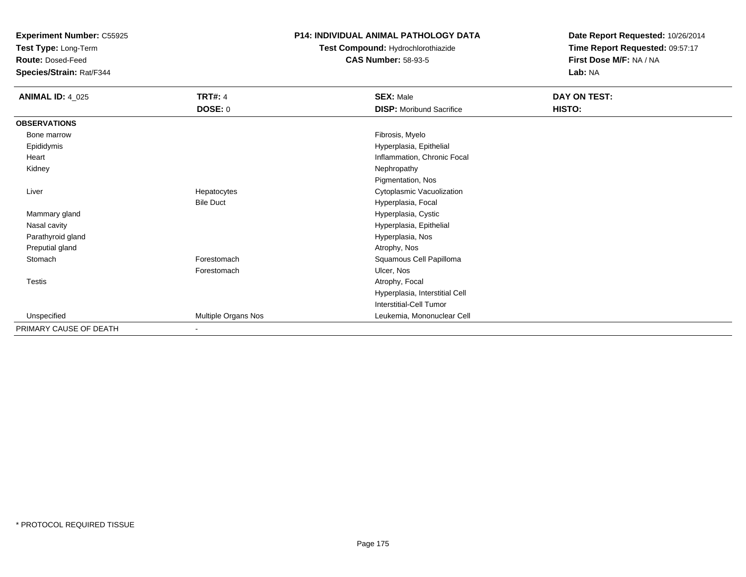**Experiment Number:** C55925
**Test Type:** Long-Term
**Route:** Dosed-Feed
**Species/Strain:** Rat/F344

**P14: INDIVIDUAL ANIMAL PATHOLOGY DATA**
**Test Compound:** Hydrochlorothiazide
**CAS Number:** 58-93-5

**Date Report Requested:** 10/26/2014
**Time Report Requested:** 09:57:17
**First Dose M/F:** NA / NA
**Lab:** NA

| **ANIMAL ID:** 4_025 | **TRT#:** 4 | **SEX:** Male | **DAY ON TEST:** |
|---|---|---|---|
| | **DOSE:** 0 | **DISP:** Moribund Sacrifice | **HISTO:** |
| **OBSERVATIONS** | | | |
| Bone marrow | | Fibrosis, Myelo | |
| Epididymis | | Hyperplasia, Epithelial | |
| Heart | | Inflammation, Chronic Focal | |
| Kidney | | Nephropathy | |
| | | Pigmentation, Nos | |
| Liver | Hepatocytes | Cytoplasmic Vacuolization | |
| | Bile Duct | Hyperplasia, Focal | |
| Mammary gland | | Hyperplasia, Cystic | |
| Nasal cavity | | Hyperplasia, Epithelial | |
| Parathyroid gland | | Hyperplasia, Nos | |
| Preputial gland | | Atrophy, Nos | |
| Stomach | Forestomach | Squamous Cell Papilloma | |
| | Forestomach | Ulcer, Nos | |
| Testis | | Atrophy, Focal | |
| | | Hyperplasia, Interstitial Cell | |
| | | Interstitial-Cell Tumor | |
| Unspecified | Multiple Organs Nos | Leukemia, Mononuclear Cell | |
| PRIMARY CAUSE OF DEATH | - | | |

* PROTOCOL REQUIRED TISSUE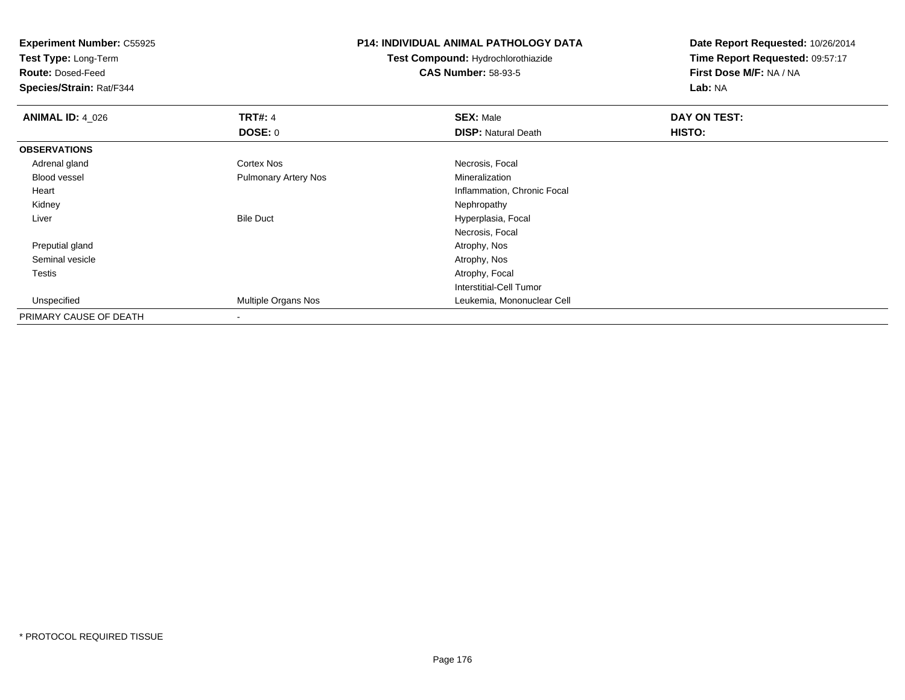**Experiment Number:** C55925
**Test Type:** Long-Term
**Route:** Dosed-Feed
**Species/Strain:** Rat/F344

**P14: INDIVIDUAL ANIMAL PATHOLOGY DATA**
**Test Compound:** Hydrochlorothiazide
**CAS Number:** 58-93-5

**Date Report Requested:** 10/26/2014
**Time Report Requested:** 09:57:17
**First Dose M/F:** NA / NA
**Lab:** NA

| **ANIMAL ID:** 4_026 | **TRT#:** 4 | **SEX:** Male | **DAY ON TEST:** |
|---|---|---|---|
| | **DOSE:** 0 | **DISP:** Natural Death | **HISTO:** |
| **OBSERVATIONS** | | | |
| Adrenal gland | Cortex Nos | Necrosis, Focal | |
| Blood vessel | Pulmonary Artery Nos | Mineralization | |
| Heart | | Inflammation, Chronic Focal | |
| Kidney | | Nephropathy | |
| Liver | Bile Duct | Hyperplasia, Focal | |
| | | Necrosis, Focal | |
| Preputial gland | | Atrophy, Nos | |
| Seminal vesicle | | Atrophy, Nos | |
| Testis | | Atrophy, Focal | |
| | | Interstitial-Cell Tumor | |
| Unspecified | Multiple Organs Nos | Leukemia, Mononuclear Cell | |
| PRIMARY CAUSE OF DEATH | - | | |

* PROTOCOL REQUIRED TISSUE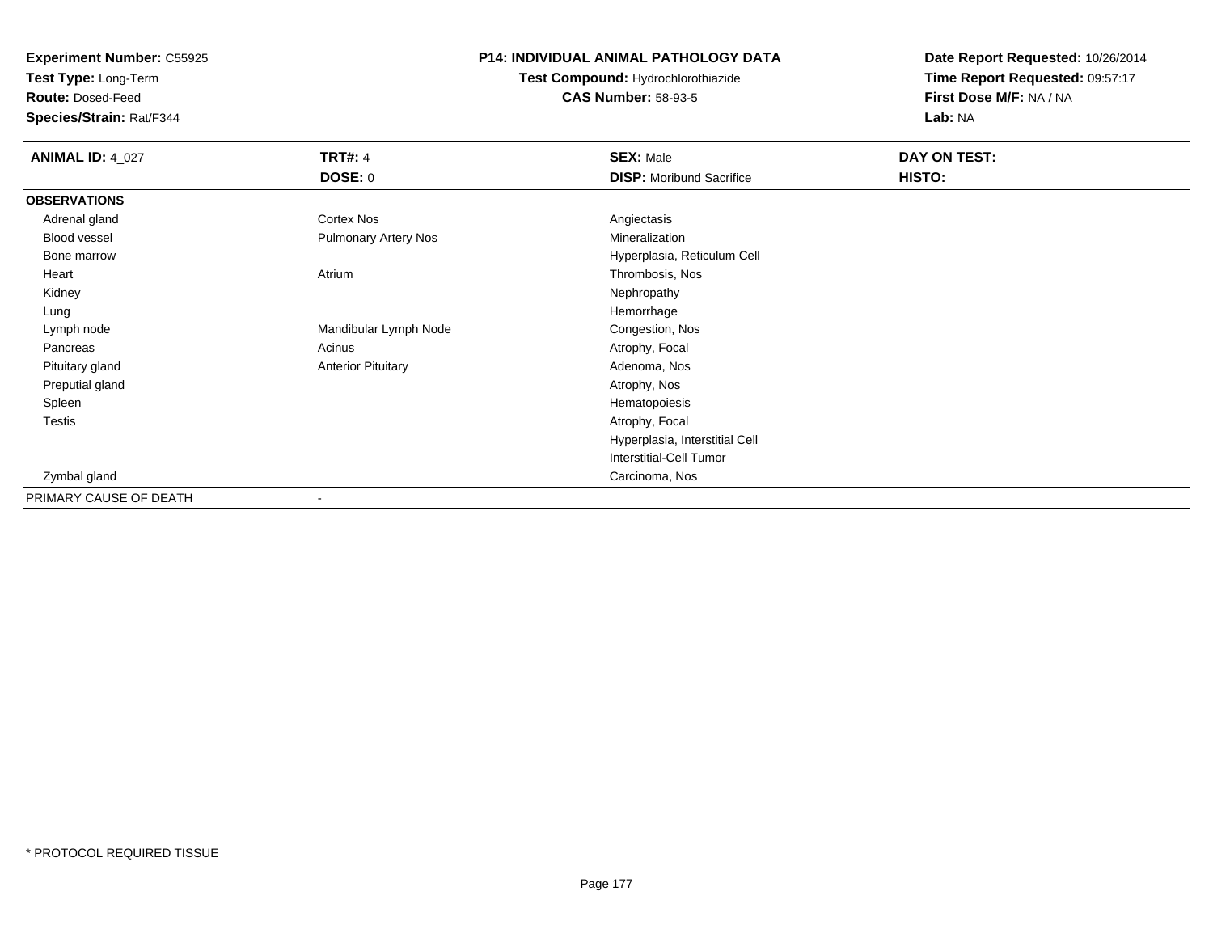**Experiment Number:** C55925
**Test Type:** Long-Term
**Route:** Dosed-Feed
**Species/Strain:** Rat/F344

**P14: INDIVIDUAL ANIMAL PATHOLOGY DATA**
**Test Compound:** Hydrochlorothiazide
**CAS Number:** 58-93-5

**Date Report Requested:** 10/26/2014
**Time Report Requested:** 09:57:17
**First Dose M/F:** NA / NA
**Lab:** NA

| **ANIMAL ID:** 4_027 | **TRT#:** 4 | **SEX:** Male | **DAY ON TEST:** |
|---|---|---|---|
| | **DOSE:** 0 | **DISP:** Moribund Sacrifice | **HISTO:** |
| **OBSERVATIONS** | | | |
| Adrenal gland | Cortex Nos | Angiectasis | |
| Blood vessel | Pulmonary Artery Nos | Mineralization | |
| Bone marrow | | Hyperplasia, Reticulum Cell | |
| Heart | Atrium | Thrombosis, Nos | |
| Kidney | | Nephropathy | |
| Lung | | Hemorrhage | |
| Lymph node | Mandibular Lymph Node | Congestion, Nos | |
| Pancreas | Acinus | Atrophy, Focal | |
| Pituitary gland | Anterior Pituitary | Adenoma, Nos | |
| Preputial gland | | Atrophy, Nos | |
| Spleen | | Hematopoiesis | |
| Testis | | Atrophy, Focal | |
| | | Hyperplasia, Interstitial Cell | |
| | | Interstitial-Cell Tumor | |
| Zymbal gland | | Carcinoma, Nos | |
| PRIMARY CAUSE OF DEATH | - | | |

* PROTOCOL REQUIRED TISSUE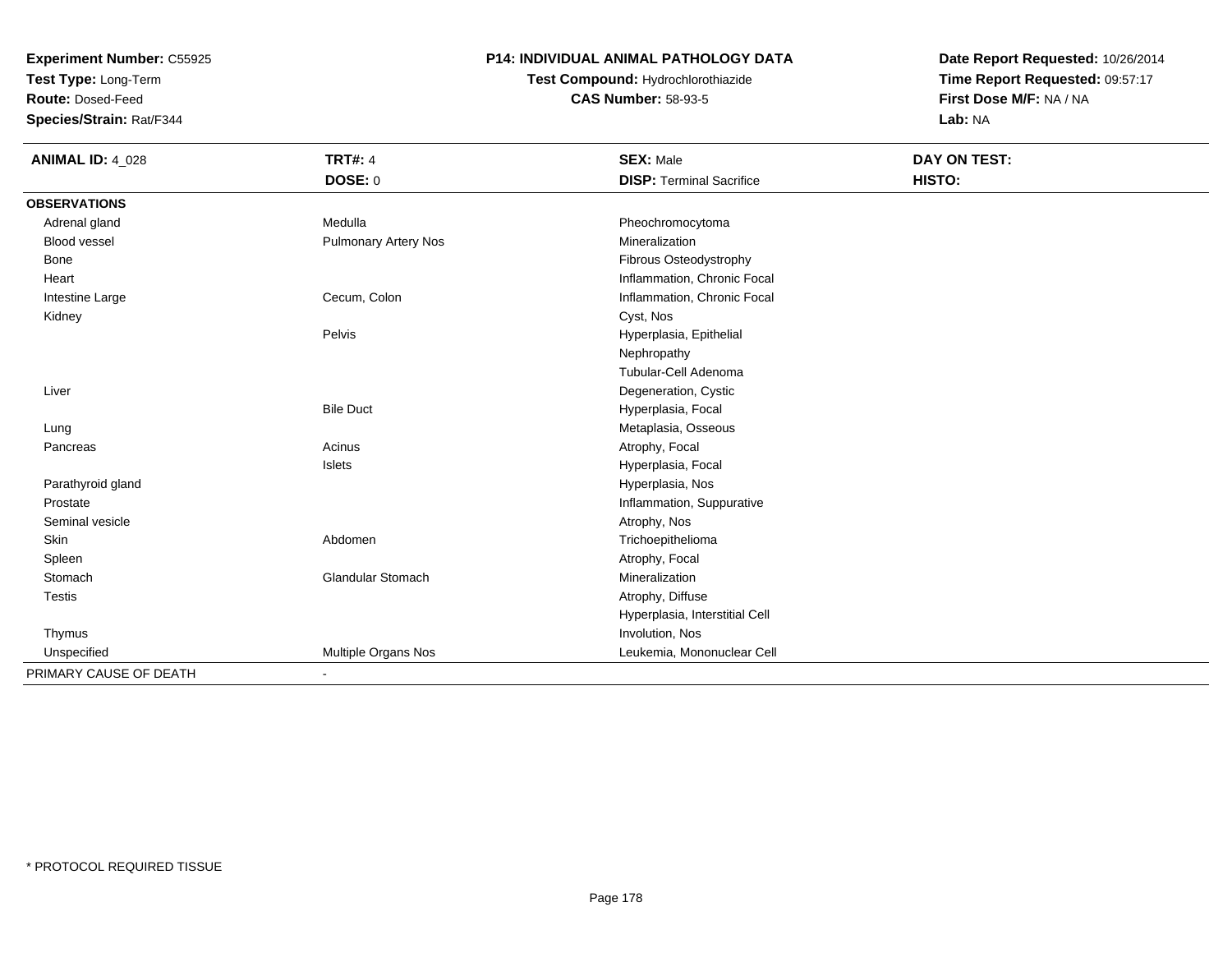**Experiment Number:** C55925
**Test Type:** Long-Term
**Route:** Dosed-Feed
**Species/Strain:** Rat/F344

**P14: INDIVIDUAL ANIMAL PATHOLOGY DATA**
**Test Compound:** Hydrochlorothiazide
**CAS Number:** 58-93-5

**Date Report Requested:** 10/26/2014
**Time Report Requested:** 09:57:17
**First Dose M/F:** NA / NA
**Lab:** NA

| **ANIMAL ID:** 4_028 | **TRT#:** 4 | **SEX:** Male | **DAY ON TEST:** |
|---|---|---|---|
| | **DOSE:** 0 | **DISP:** Terminal Sacrifice | **HISTO:** |
| **OBSERVATIONS** | | | |
| Adrenal gland | Medulla | Pheochromocytoma | |
| Blood vessel | Pulmonary Artery Nos | Mineralization | |
| Bone | | Fibrous Osteodystrophy | |
| Heart | | Inflammation, Chronic Focal | |
| Intestine Large | Cecum, Colon | Inflammation, Chronic Focal | |
| Kidney | | Cyst, Nos | |
| | Pelvis | Hyperplasia, Epithelial | |
| | | Nephropathy | |
| | | Tubular-Cell Adenoma | |
| Liver | | Degeneration, Cystic | |
| | Bile Duct | Hyperplasia, Focal | |
| Lung | | Metaplasia, Osseous | |
| Pancreas | Acinus | Atrophy, Focal | |
| | Islets | Hyperplasia, Focal | |
| Parathyroid gland | | Hyperplasia, Nos | |
| Prostate | | Inflammation, Suppurative | |
| Seminal vesicle | | Atrophy, Nos | |
| Skin | Abdomen | Trichoepithelioma | |
| Spleen | | Atrophy, Focal | |
| Stomach | Glandular Stomach | Mineralization | |
| Testis | | Atrophy, Diffuse | |
| | | Hyperplasia, Interstitial Cell | |
| Thymus | | Involution, Nos | |
| Unspecified | Multiple Organs Nos | Leukemia, Mononuclear Cell | |
| PRIMARY CAUSE OF DEATH | - | | |

* PROTOCOL REQUIRED TISSUE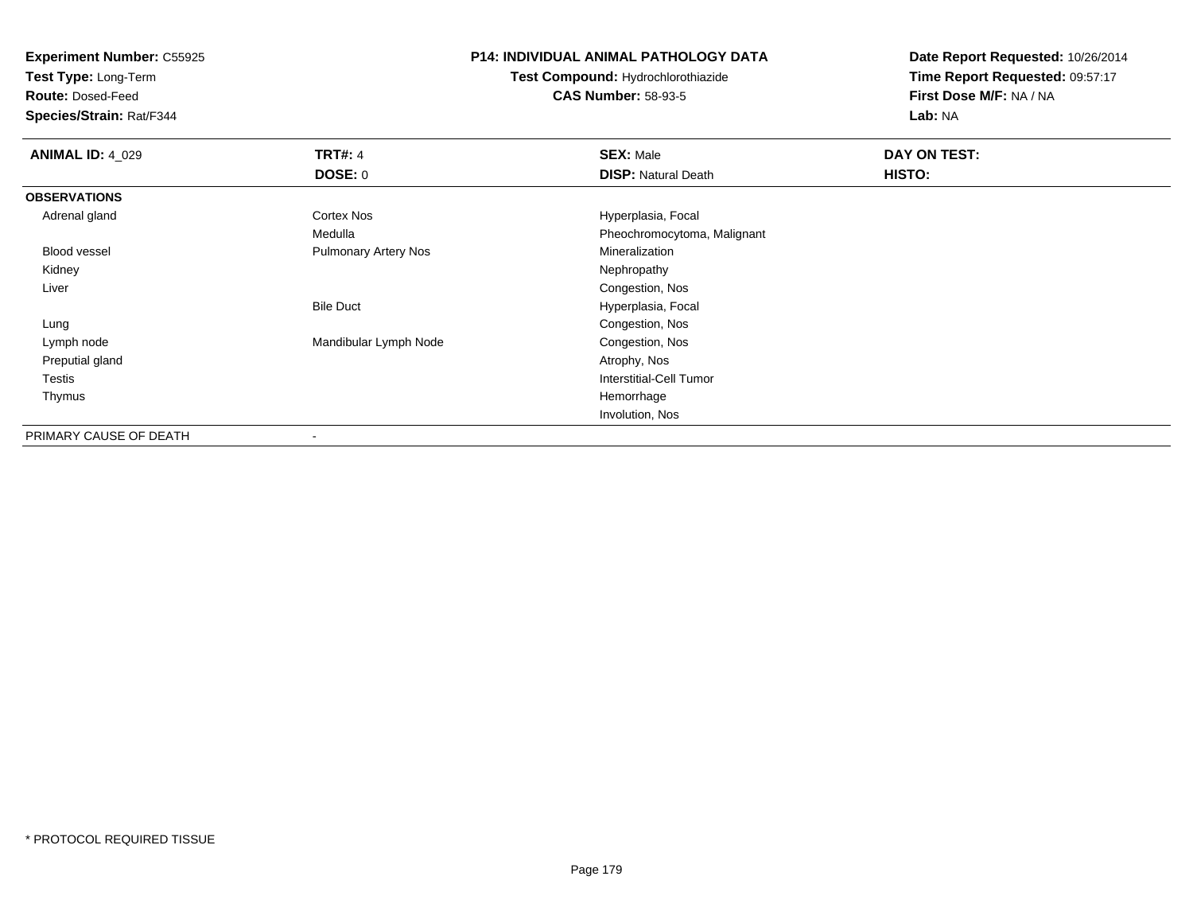**Experiment Number:** C55925
**Test Type:** Long-Term
**Route:** Dosed-Feed
**Species/Strain:** Rat/F344

**P14: INDIVIDUAL ANIMAL PATHOLOGY DATA**
**Test Compound:** Hydrochlorothiazide
**CAS Number:** 58-93-5

**Date Report Requested:** 10/26/2014
**Time Report Requested:** 09:57:17
**First Dose M/F:** NA / NA
**Lab:** NA

| **ANIMAL ID:** 4_029 | **TRT#:** 4 | **SEX:** Male | **DAY ON TEST:** |
|---|---|---|---|
| | **DOSE:** 0 | **DISP:** Natural Death | **HISTO:** |
| **OBSERVATIONS** | | | |
| Adrenal gland | Cortex Nos | Hyperplasia, Focal | |
| | Medulla | Pheochromocytoma, Malignant | |
| Blood vessel | Pulmonary Artery Nos | Mineralization | |
| Kidney | | Nephropathy | |
| Liver | | Congestion, Nos | |
| | Bile Duct | Hyperplasia, Focal | |
| Lung | | Congestion, Nos | |
| Lymph node | Mandibular Lymph Node | Congestion, Nos | |
| Preputial gland | | Atrophy, Nos | |
| Testis | | Interstitial-Cell Tumor | |
| Thymus | | Hemorrhage | |
| | | Involution, Nos | |
| PRIMARY CAUSE OF DEATH | - | | |

* PROTOCOL REQUIRED TISSUE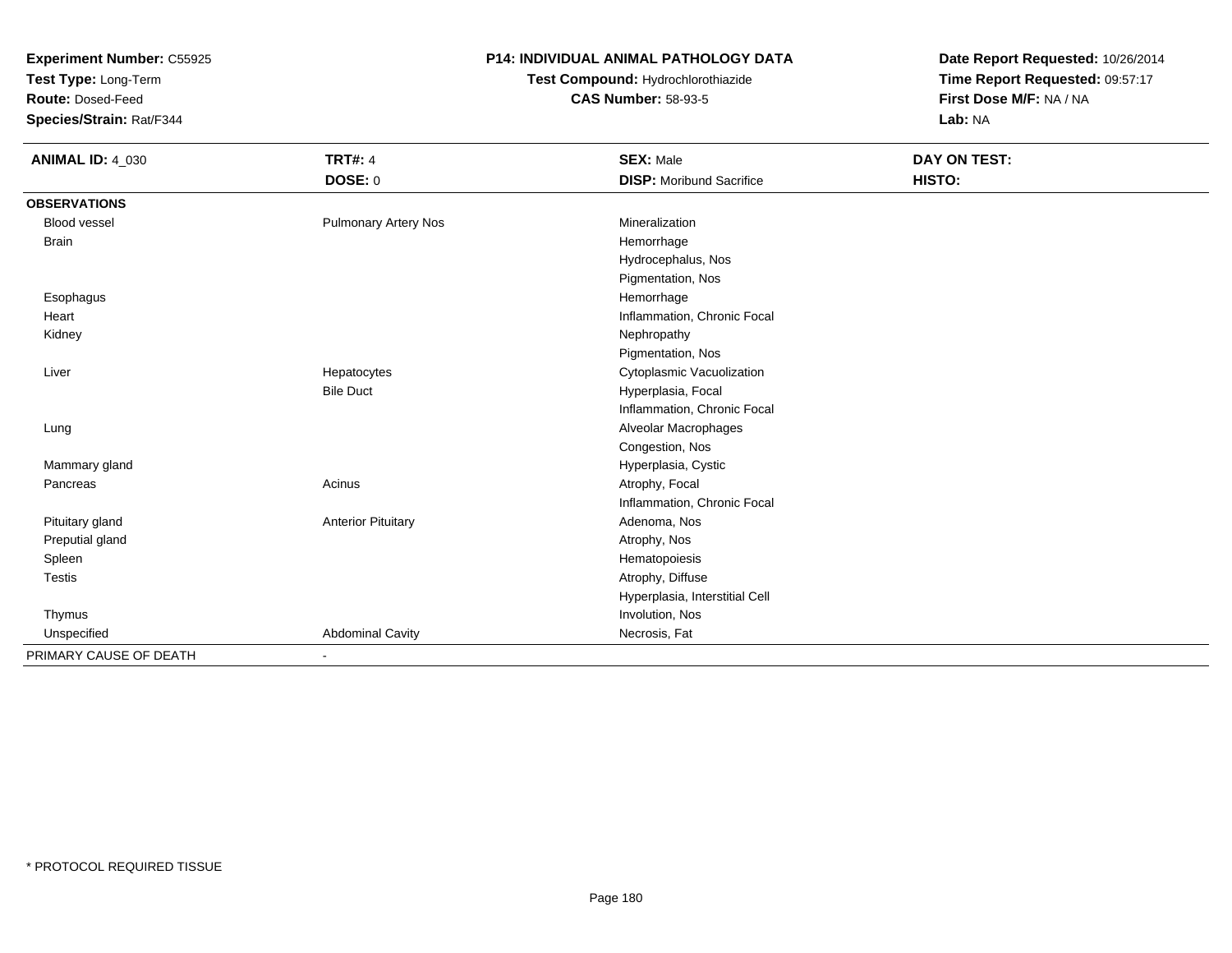**Experiment Number:** C55925
**Test Type:** Long-Term
**Route:** Dosed-Feed
**Species/Strain:** Rat/F344

# P14: INDIVIDUAL ANIMAL PATHOLOGY DATA

**Test Compound:** Hydrochlorothiazide
**CAS Number:** 58-93-5

**Date Report Requested:** 10/26/2014
**Time Report Requested:** 09:57:17
**First Dose M/F:** NA / NA
**Lab:** NA

| **ANIMAL ID:** 4_030 | **TRT#:** 4 | **SEX:** Male | **DAY ON TEST:** |
|---|---|---|---|
| | **DOSE:** 0 | **DISP:** Moribund Sacrifice | **HISTO:** |
| **OBSERVATIONS** | | | |
| Blood vessel | Pulmonary Artery Nos | Mineralization | |
| Brain | | Hemorrhage | |
| | | Hydrocephalus, Nos | |
| | | Pigmentation, Nos | |
| Esophagus | | Hemorrhage | |
| Heart | | Inflammation, Chronic Focal | |
| Kidney | | Nephropathy | |
| | | Pigmentation, Nos | |
| Liver | Hepatocytes | Cytoplasmic Vacuolization | |
| | Bile Duct | Hyperplasia, Focal | |
| | | Inflammation, Chronic Focal | |
| Lung | | Alveolar Macrophages | |
| | | Congestion, Nos | |
| Mammary gland | | Hyperplasia, Cystic | |
| Pancreas | Acinus | Atrophy, Focal | |
| | | Inflammation, Chronic Focal | |
| Pituitary gland | Anterior Pituitary | Adenoma, Nos | |
| Preputial gland | | Atrophy, Nos | |
| Spleen | | Hematopoiesis | |
| Testis | | Atrophy, Diffuse | |
| | | Hyperplasia, Interstitial Cell | |
| Thymus | | Involution, Nos | |
| Unspecified | Abdominal Cavity | Necrosis, Fat | |
| PRIMARY CAUSE OF DEATH | - | | |

* PROTOCOL REQUIRED TISSUE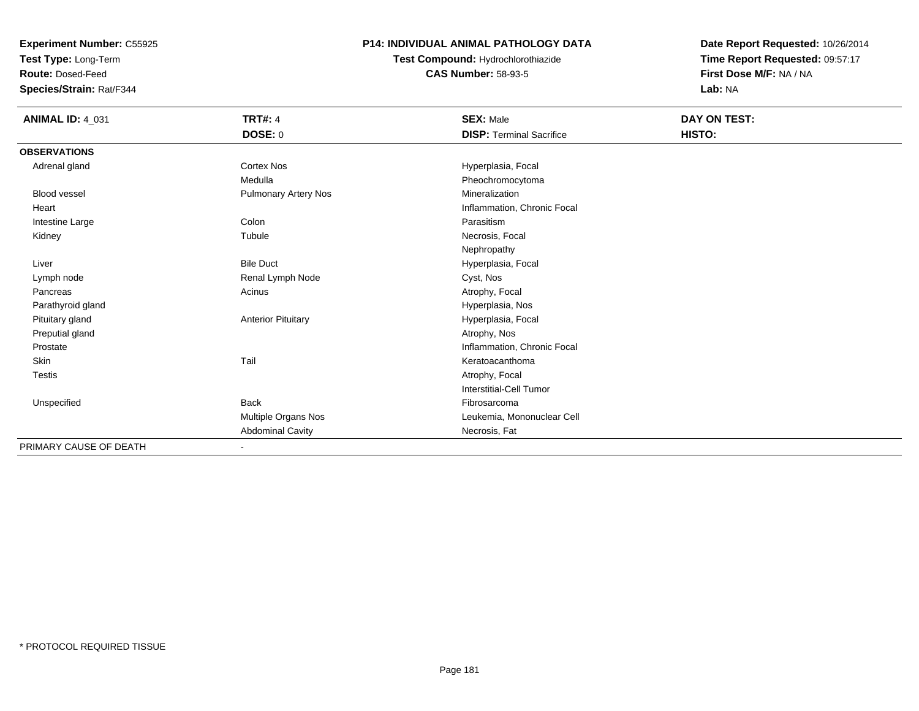**Experiment Number:** C55925
**Test Type:** Long-Term
**Route:** Dosed-Feed
**Species/Strain:** Rat/F344

**P14: INDIVIDUAL ANIMAL PATHOLOGY DATA**
**Test Compound:** Hydrochlorothiazide
**CAS Number:** 58-93-5

**Date Report Requested:** 10/26/2014
**Time Report Requested:** 09:57:17
**First Dose M/F:** NA / NA
**Lab:** NA

| ANIMAL ID: 4_031 | TRT#: 4 | SEX: Male | DAY ON TEST: |
|---|---|---|---|
| | DOSE: 0 | DISP: Terminal Sacrifice | HISTO: |
| **OBSERVATIONS** | | | |
| Adrenal gland | Cortex Nos | Hyperplasia, Focal | |
| | Medulla | Pheochromocytoma | |
| Blood vessel | Pulmonary Artery Nos | Mineralization | |
| Heart | | Inflammation, Chronic Focal | |
| Intestine Large | Colon | Parasitism | |
| Kidney | Tubule | Necrosis, Focal | |
| | | Nephropathy | |
| Liver | Bile Duct | Hyperplasia, Focal | |
| Lymph node | Renal Lymph Node | Cyst, Nos | |
| Pancreas | Acinus | Atrophy, Focal | |
| Parathyroid gland | | Hyperplasia, Nos | |
| Pituitary gland | Anterior Pituitary | Hyperplasia, Focal | |
| Preputial gland | | Atrophy, Nos | |
| Prostate | | Inflammation, Chronic Focal | |
| Skin | Tail | Keratoacanthoma | |
| Testis | | Atrophy, Focal | |
| | | Interstitial-Cell Tumor | |
| Unspecified | Back | Fibrosarcoma | |
| | Multiple Organs Nos | Leukemia, Mononuclear Cell | |
| | Abdominal Cavity | Necrosis, Fat | |
| PRIMARY CAUSE OF DEATH | - | | |

* PROTOCOL REQUIRED TISSUE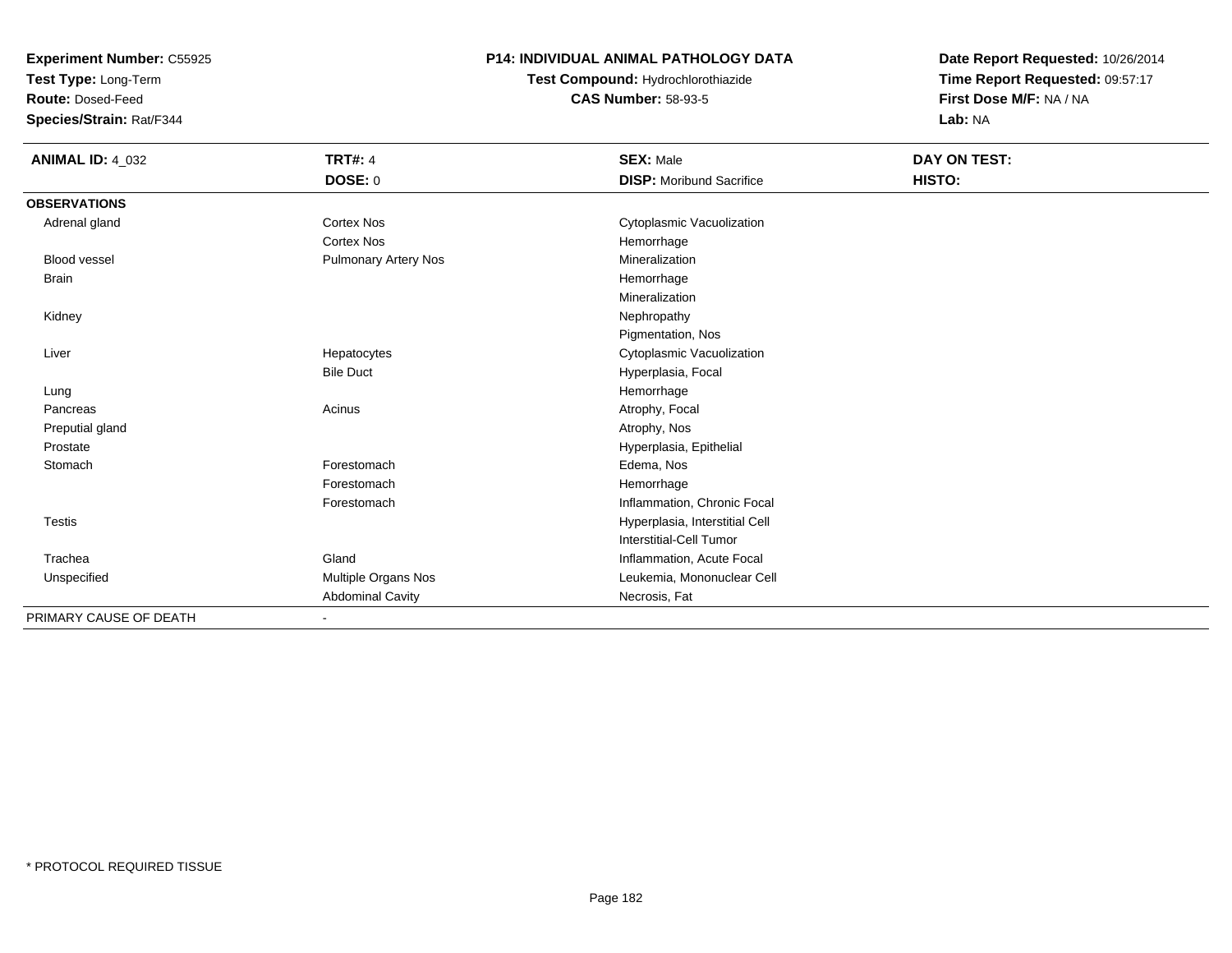**Experiment Number:** C55925
**Test Type:** Long-Term
**Route:** Dosed-Feed
**Species/Strain:** Rat/F344

**P14: INDIVIDUAL ANIMAL PATHOLOGY DATA**
**Test Compound:** Hydrochlorothiazide
**CAS Number:** 58-93-5

**Date Report Requested:** 10/26/2014
**Time Report Requested:** 09:57:17
**First Dose M/F:** NA / NA
**Lab:** NA

| **ANIMAL ID:** 4_032 | **TRT#:** 4 | **SEX:** Male | **DAY ON TEST:** |
|---|---|---|---|
| | **DOSE:** 0 | **DISP:** Moribund Sacrifice | **HISTO:** |
| **OBSERVATIONS** | | | |
| Adrenal gland | Cortex Nos | Cytoplasmic Vacuolization | |
| | Cortex Nos | Hemorrhage | |
| Blood vessel | Pulmonary Artery Nos | Mineralization | |
| Brain | | Hemorrhage | |
| | | Mineralization | |
| Kidney | | Nephropathy | |
| | | Pigmentation, Nos | |
| Liver | Hepatocytes | Cytoplasmic Vacuolization | |
| | Bile Duct | Hyperplasia, Focal | |
| Lung | | Hemorrhage | |
| Pancreas | Acinus | Atrophy, Focal | |
| Preputial gland | | Atrophy, Nos | |
| Prostate | | Hyperplasia, Epithelial | |
| Stomach | Forestomach | Edema, Nos | |
| | Forestomach | Hemorrhage | |
| | Forestomach | Inflammation, Chronic Focal | |
| Testis | | Hyperplasia, Interstitial Cell | |
| | | Interstitial-Cell Tumor | |
| Trachea | Gland | Inflammation, Acute Focal | |
| Unspecified | Multiple Organs Nos | Leukemia, Mononuclear Cell | |
| | Abdominal Cavity | Necrosis, Fat | |
| PRIMARY CAUSE OF DEATH | - | | |

* PROTOCOL REQUIRED TISSUE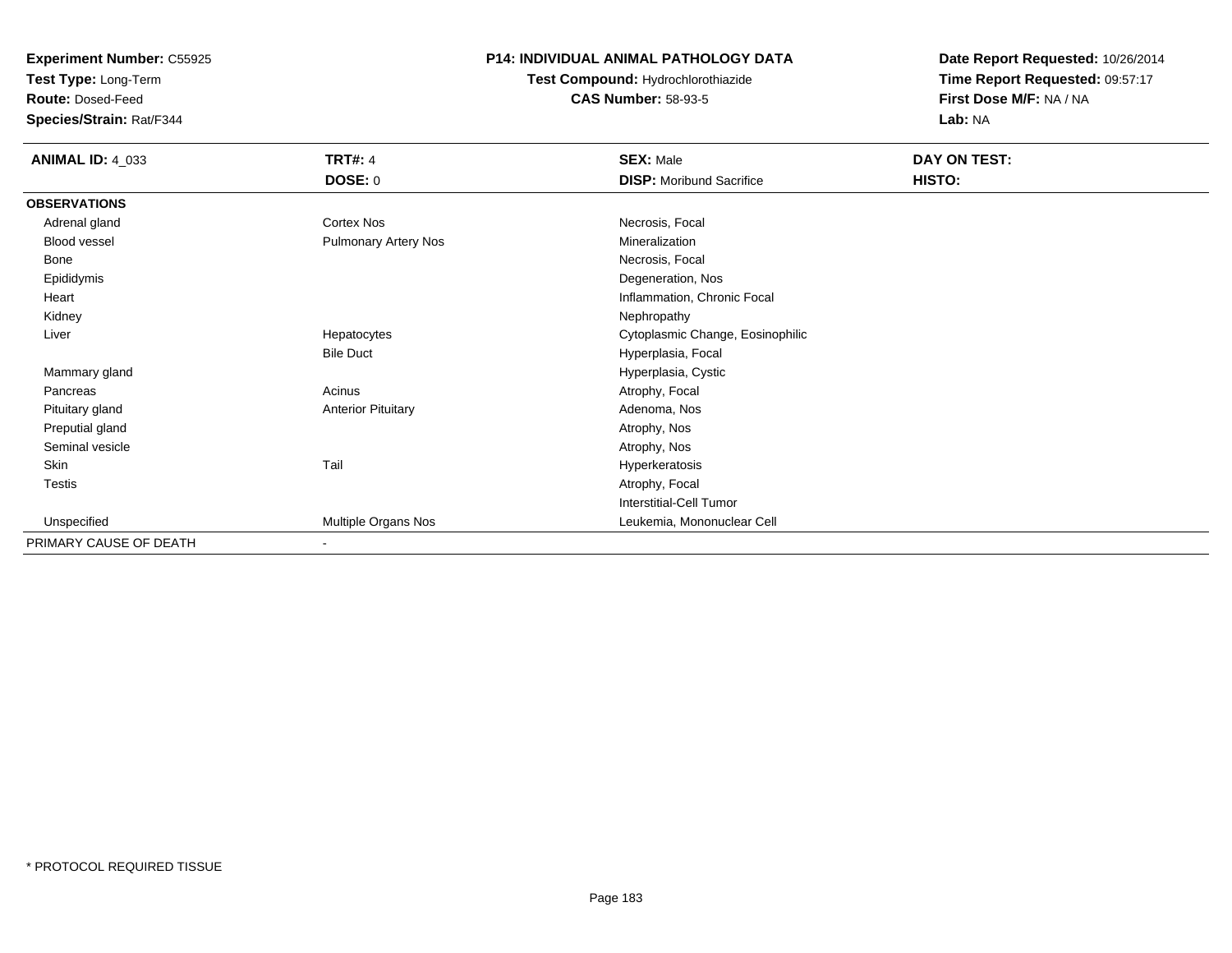**Experiment Number:** C55925
**Test Type:** Long-Term
**Route:** Dosed-Feed
**Species/Strain:** Rat/F344

**P14: INDIVIDUAL ANIMAL PATHOLOGY DATA**
**Test Compound:** Hydrochlorothiazide
**CAS Number:** 58-93-5

**Date Report Requested:** 10/26/2014
**Time Report Requested:** 09:57:17
**First Dose M/F:** NA / NA
**Lab:** NA

| **ANIMAL ID:** 4_033 | **TRT#:** 4 | **SEX:** Male | **DAY ON TEST:** |
|---|---|---|---|
| | **DOSE:** 0 | **DISP:** Moribund Sacrifice | **HISTO:** |
| **OBSERVATIONS** | | | |
| Adrenal gland | Cortex Nos | Necrosis, Focal | |
| Blood vessel | Pulmonary Artery Nos | Mineralization | |
| Bone | | Necrosis, Focal | |
| Epididymis | | Degeneration, Nos | |
| Heart | | Inflammation, Chronic Focal | |
| Kidney | | Nephropathy | |
| Liver | Hepatocytes | Cytoplasmic Change, Eosinophilic | |
| | Bile Duct | Hyperplasia, Focal | |
| Mammary gland | | Hyperplasia, Cystic | |
| Pancreas | Acinus | Atrophy, Focal | |
| Pituitary gland | Anterior Pituitary | Adenoma, Nos | |
| Preputial gland | | Atrophy, Nos | |
| Seminal vesicle | | Atrophy, Nos | |
| Skin | Tail | Hyperkeratosis | |
| Testis | | Atrophy, Focal | |
| | | Interstitial-Cell Tumor | |
| Unspecified | Multiple Organs Nos | Leukemia, Mononuclear Cell | |
| PRIMARY CAUSE OF DEATH | - | | |

\* PROTOCOL REQUIRED TISSUE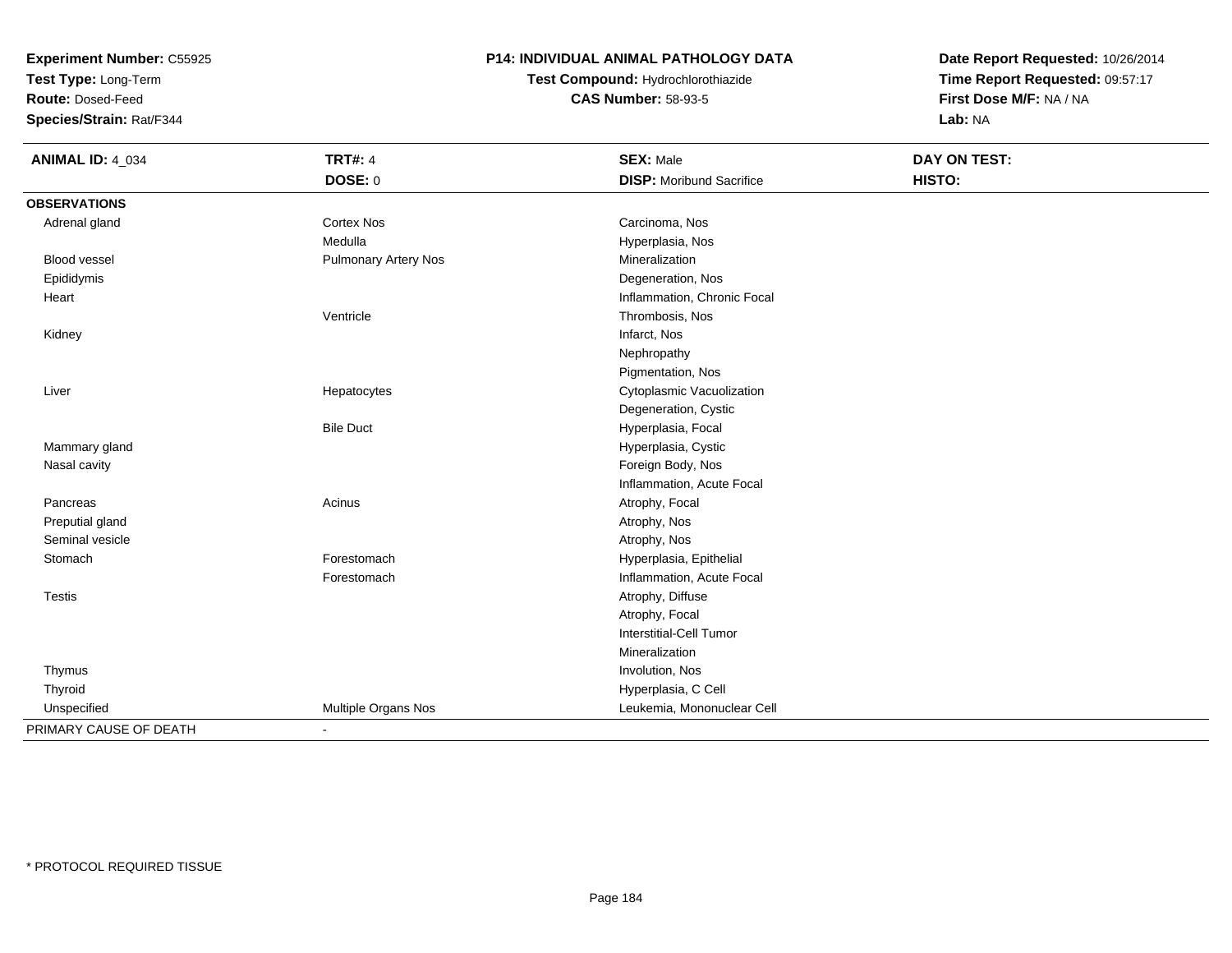**Experiment Number:** C55925
**Test Type:** Long-Term
**Route:** Dosed-Feed
**Species/Strain:** Rat/F344

# P14: INDIVIDUAL ANIMAL PATHOLOGY DATA

**Test Compound:** Hydrochlorothiazide
**CAS Number:** 58-93-5

**Date Report Requested:** 10/26/2014
**Time Report Requested:** 09:57:17
**First Dose M/F:** NA / NA
**Lab:** NA

| **ANIMAL ID:** 4_034 | **TRT#:** 4 | **SEX:** Male | **DAY ON TEST:** |
|---|---|---|---|
| | **DOSE:** 0 | **DISP:** Moribund Sacrifice | **HISTO:** |
| **OBSERVATIONS** | | | |
| Adrenal gland | Cortex Nos | Carcinoma, Nos | |
| | Medulla | Hyperplasia, Nos | |
| Blood vessel | Pulmonary Artery Nos | Mineralization | |
| Epididymis | | Degeneration, Nos | |
| Heart | | Inflammation, Chronic Focal | |
| | Ventricle | Thrombosis, Nos | |
| Kidney | | Infarct, Nos | |
| | | Nephropathy | |
| | | Pigmentation, Nos | |
| Liver | Hepatocytes | Cytoplasmic Vacuolization | |
| | | Degeneration, Cystic | |
| | Bile Duct | Hyperplasia, Focal | |
| Mammary gland | | Hyperplasia, Cystic | |
| Nasal cavity | | Foreign Body, Nos | |
| | | Inflammation, Acute Focal | |
| Pancreas | Acinus | Atrophy, Focal | |
| Preputial gland | | Atrophy, Nos | |
| Seminal vesicle | | Atrophy, Nos | |
| Stomach | Forestomach | Hyperplasia, Epithelial | |
| | Forestomach | Inflammation, Acute Focal | |
| Testis | | Atrophy, Diffuse | |
| | | Atrophy, Focal | |
| | | Interstitial-Cell Tumor | |
| | | Mineralization | |
| Thymus | | Involution, Nos | |
| Thyroid | | Hyperplasia, C Cell | |
| Unspecified | Multiple Organs Nos | Leukemia, Mononuclear Cell | |
| PRIMARY CAUSE OF DEATH | - | | |

* PROTOCOL REQUIRED TISSUE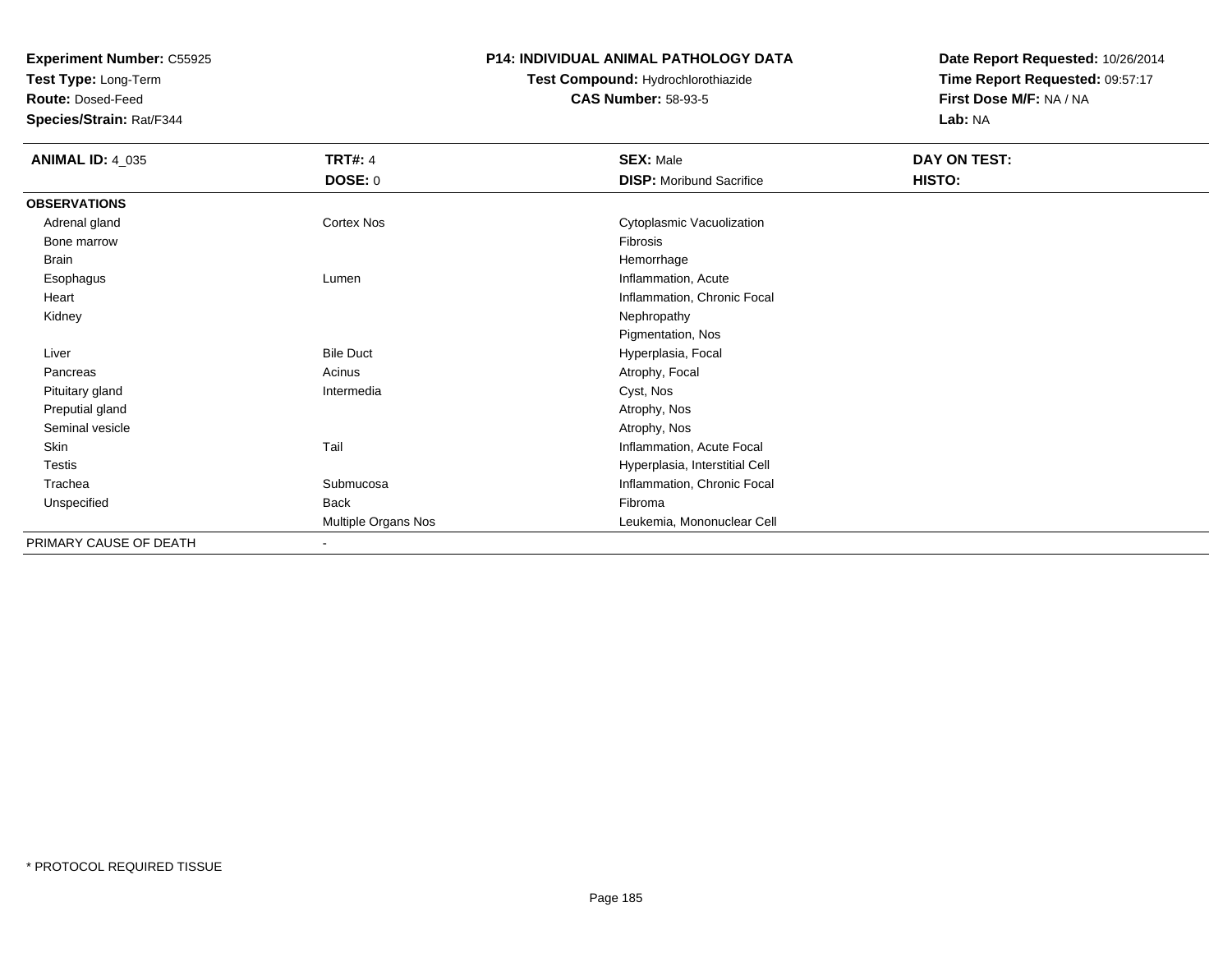**Experiment Number:** C55925
**Test Type:** Long-Term
**Route:** Dosed-Feed
**Species/Strain:** Rat/F344

**P14: INDIVIDUAL ANIMAL PATHOLOGY DATA**
**Test Compound:** Hydrochlorothiazide
**CAS Number:** 58-93-5

**Date Report Requested:** 10/26/2014
**Time Report Requested:** 09:57:17
**First Dose M/F:** NA / NA
**Lab:** NA

| **ANIMAL ID:** 4_035 | **TRT#:** 4 | **SEX:** Male | **DAY ON TEST:** |
|---|---|---|---|
| | **DOSE:** 0 | **DISP:** Moribund Sacrifice | **HISTO:** |
| **OBSERVATIONS** | | | |
| Adrenal gland | Cortex Nos | Cytoplasmic Vacuolization | |
| Bone marrow | | Fibrosis | |
| Brain | | Hemorrhage | |
| Esophagus | Lumen | Inflammation, Acute | |
| Heart | | Inflammation, Chronic Focal | |
| Kidney | | Nephropathy | |
| | | Pigmentation, Nos | |
| Liver | Bile Duct | Hyperplasia, Focal | |
| Pancreas | Acinus | Atrophy, Focal | |
| Pituitary gland | Intermedia | Cyst, Nos | |
| Preputial gland | | Atrophy, Nos | |
| Seminal vesicle | | Atrophy, Nos | |
| Skin | Tail | Inflammation, Acute Focal | |
| Testis | | Hyperplasia, Interstitial Cell | |
| Trachea | Submucosa | Inflammation, Chronic Focal | |
| Unspecified | Back | Fibroma | |
| | Multiple Organs Nos | Leukemia, Mononuclear Cell | |
| PRIMARY CAUSE OF DEATH | - | | |

* PROTOCOL REQUIRED TISSUE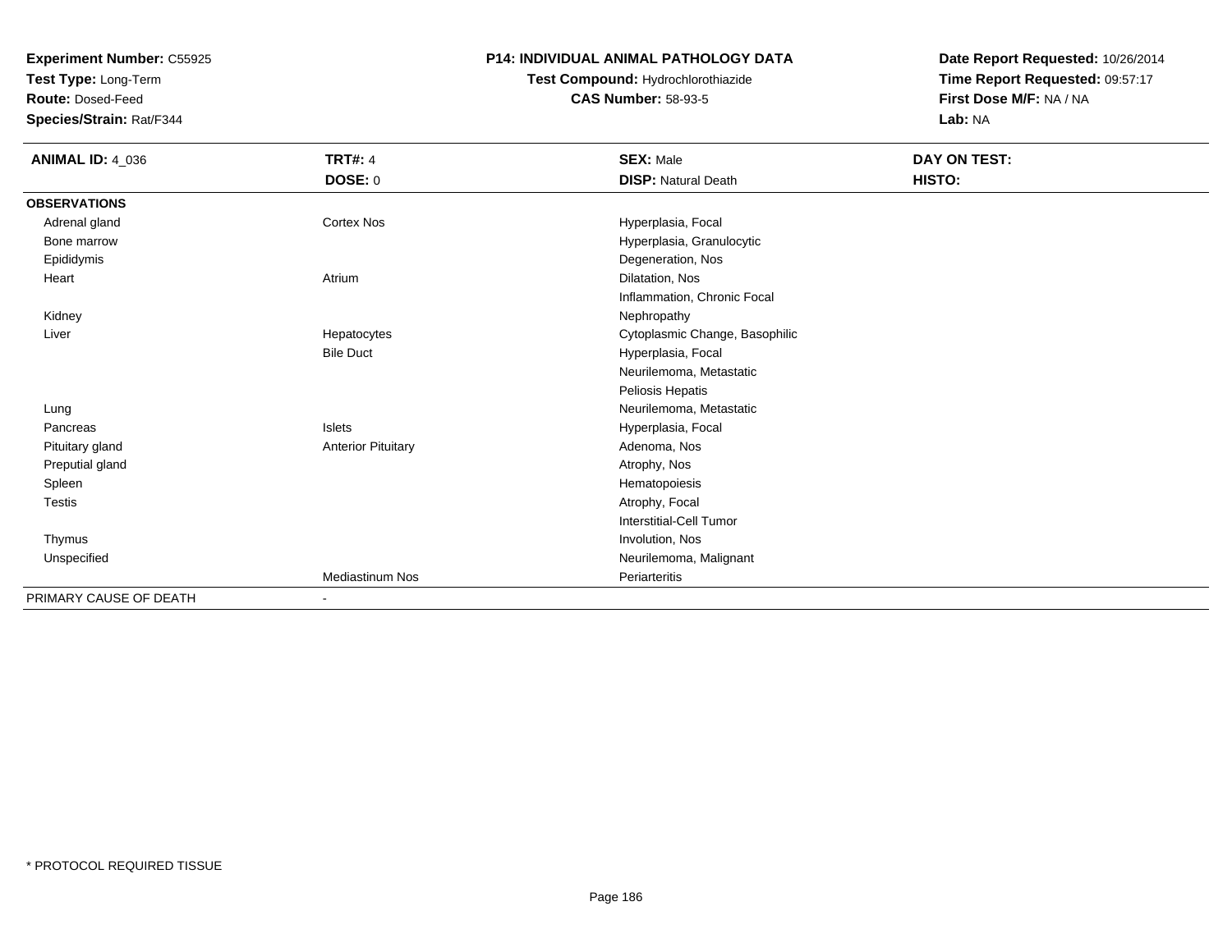**Experiment Number:** C55925
**Test Type:** Long-Term
**Route:** Dosed-Feed
**Species/Strain:** Rat/F344

**P14: INDIVIDUAL ANIMAL PATHOLOGY DATA**
**Test Compound:** Hydrochlorothiazide
**CAS Number:** 58-93-5

**Date Report Requested:** 10/26/2014
**Time Report Requested:** 09:57:17
**First Dose M/F:** NA / NA
**Lab:** NA

| **ANIMAL ID:** 4_036 | **TRT#:** 4 | **SEX:** Male | **DAY ON TEST:** |
|---|---|---|---|
| | **DOSE:** 0 | **DISP:** Natural Death | **HISTO:** |
| **OBSERVATIONS** | | | |
| Adrenal gland | Cortex Nos | Hyperplasia, Focal | |
| Bone marrow | | Hyperplasia, Granulocytic | |
| Epididymis | | Degeneration, Nos | |
| Heart | Atrium | Dilatation, Nos | |
| | | Inflammation, Chronic Focal | |
| Kidney | | Nephropathy | |
| Liver | Hepatocytes | Cytoplasmic Change, Basophilic | |
| | Bile Duct | Hyperplasia, Focal | |
| | | Neurilemoma, Metastatic | |
| | | Peliosis Hepatis | |
| Lung | | Neurilemoma, Metastatic | |
| Pancreas | Islets | Hyperplasia, Focal | |
| Pituitary gland | Anterior Pituitary | Adenoma, Nos | |
| Preputial gland | | Atrophy, Nos | |
| Spleen | | Hematopoiesis | |
| Testis | | Atrophy, Focal | |
| | | Interstitial-Cell Tumor | |
| Thymus | | Involution, Nos | |
| Unspecified | | Neurilemoma, Malignant | |
| | Mediastinum Nos | Periarteritis | |
| PRIMARY CAUSE OF DEATH | - | | |

\* PROTOCOL REQUIRED TISSUE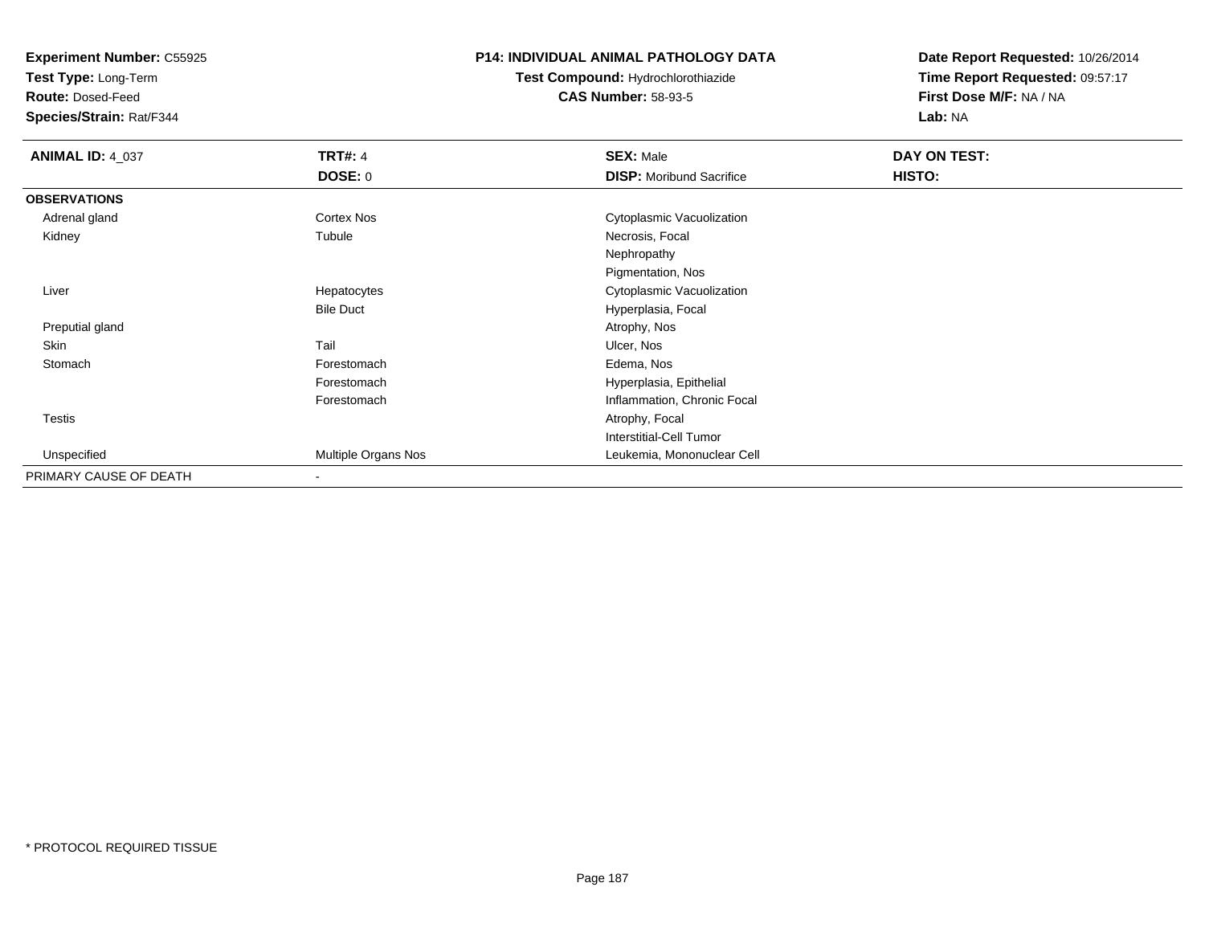**Experiment Number:** C55925
**Test Type:** Long-Term
**Route:** Dosed-Feed
**Species/Strain:** Rat/F344

**P14: INDIVIDUAL ANIMAL PATHOLOGY DATA**
**Test Compound:** Hydrochlorothiazide
**CAS Number:** 58-93-5

**Date Report Requested:** 10/26/2014
**Time Report Requested:** 09:57:17
**First Dose M/F:** NA / NA
**Lab:** NA

| **ANIMAL ID:** 4_037 | **TRT#:** 4 | **SEX:** Male | **DAY ON TEST:** |
|---|---|---|---|
| | **DOSE:** 0 | **DISP:** Moribund Sacrifice | **HISTO:** |
| **OBSERVATIONS** | | | |
| Adrenal gland | Cortex Nos | Cytoplasmic Vacuolization | |
| Kidney | Tubule | Necrosis, Focal | |
| | | Nephropathy | |
| | | Pigmentation, Nos | |
| Liver | Hepatocytes | Cytoplasmic Vacuolization | |
| | Bile Duct | Hyperplasia, Focal | |
| Preputial gland | | Atrophy, Nos | |
| Skin | Tail | Ulcer, Nos | |
| Stomach | Forestomach | Edema, Nos | |
| | Forestomach | Hyperplasia, Epithelial | |
| | Forestomach | Inflammation, Chronic Focal | |
| Testis | | Atrophy, Focal | |
| | | Interstitial-Cell Tumor | |
| Unspecified | Multiple Organs Nos | Leukemia, Mononuclear Cell | |
| PRIMARY CAUSE OF DEATH | - | | |

* PROTOCOL REQUIRED TISSUE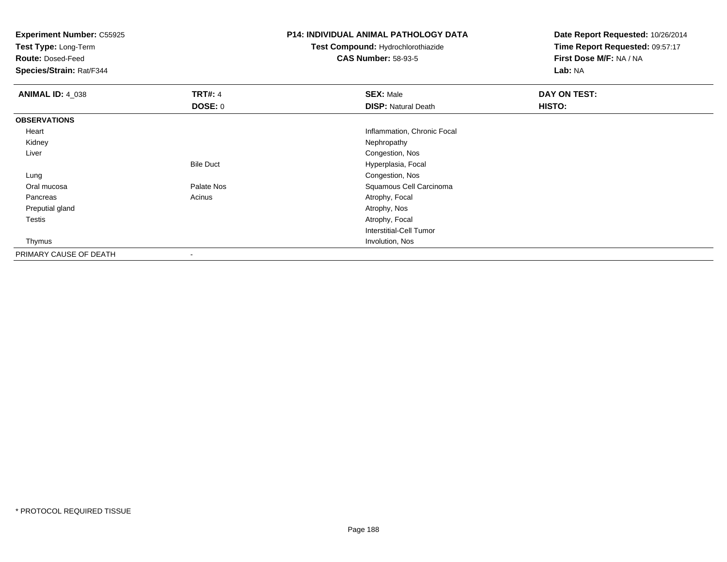**Experiment Number:** C55925
**Test Type:** Long-Term
**Route:** Dosed-Feed
**Species/Strain:** Rat/F344

**P14: INDIVIDUAL ANIMAL PATHOLOGY DATA**
**Test Compound:** Hydrochlorothiazide
**CAS Number:** 58-93-5

**Date Report Requested:** 10/26/2014
**Time Report Requested:** 09:57:17
**First Dose M/F:** NA / NA
**Lab:** NA

| **ANIMAL ID:** 4_038 | **TRT#:** 4 | **SEX:** Male | **DAY ON TEST:** |
|---|---|---|---|
| | **DOSE:** 0 | **DISP:** Natural Death | **HISTO:** |
| **OBSERVATIONS** | | | |
| Heart | | Inflammation, Chronic Focal | |
| Kidney | | Nephropathy | |
| Liver | | Congestion, Nos | |
| | Bile Duct | Hyperplasia, Focal | |
| Lung | | Congestion, Nos | |
| Oral mucosa | Palate Nos | Squamous Cell Carcinoma | |
| Pancreas | Acinus | Atrophy, Focal | |
| Preputial gland | | Atrophy, Nos | |
| Testis | | Atrophy, Focal | |
| | | Interstitial-Cell Tumor | |
| Thymus | | Involution, Nos | |
| PRIMARY CAUSE OF DEATH | - | | |

* PROTOCOL REQUIRED TISSUE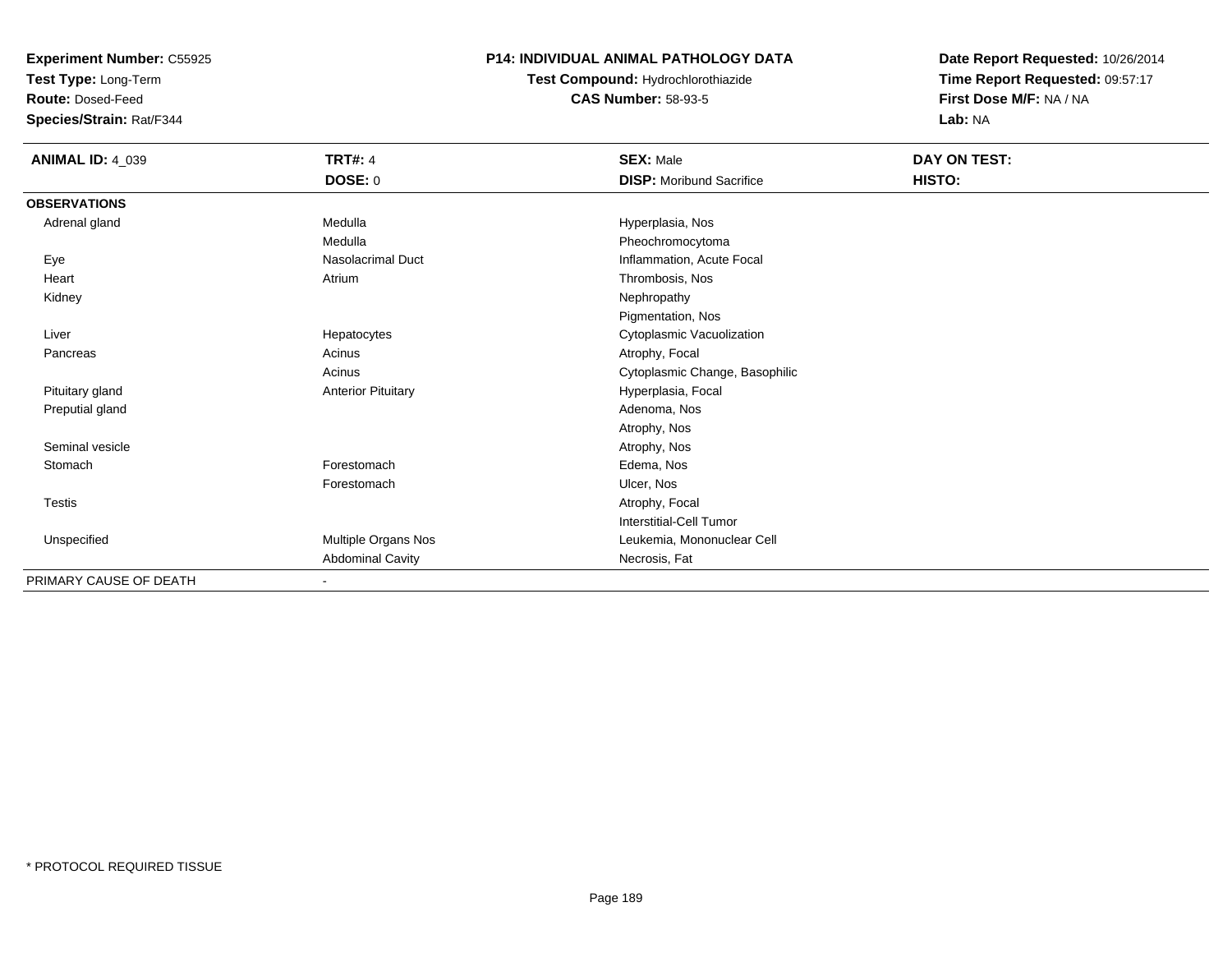**Experiment Number:** C55925
**Test Type:** Long-Term
**Route:** Dosed-Feed
**Species/Strain:** Rat/F344

**P14: INDIVIDUAL ANIMAL PATHOLOGY DATA**
**Test Compound:** Hydrochlorothiazide
**CAS Number:** 58-93-5

**Date Report Requested:** 10/26/2014
**Time Report Requested:** 09:57:17
**First Dose M/F:** NA / NA
**Lab:** NA

| **ANIMAL ID:** 4_039 | **TRT#:** 4 | **SEX:** Male | **DAY ON TEST:** |
|---|---|---|---|
| | **DOSE:** 0 | **DISP:** Moribund Sacrifice | **HISTO:** |
| **OBSERVATIONS** | | | |
| Adrenal gland | Medulla | Hyperplasia, Nos | |
| | Medulla | Pheochromocytoma | |
| Eye | Nasolacrimal Duct | Inflammation, Acute Focal | |
| Heart | Atrium | Thrombosis, Nos | |
| Kidney | | Nephropathy | |
| | | Pigmentation, Nos | |
| Liver | Hepatocytes | Cytoplasmic Vacuolization | |
| Pancreas | Acinus | Atrophy, Focal | |
| | Acinus | Cytoplasmic Change, Basophilic | |
| Pituitary gland | Anterior Pituitary | Hyperplasia, Focal | |
| Preputial gland | | Adenoma, Nos | |
| | | Atrophy, Nos | |
| Seminal vesicle | | Atrophy, Nos | |
| Stomach | Forestomach | Edema, Nos | |
| | Forestomach | Ulcer, Nos | |
| Testis | | Atrophy, Focal | |
| | | Interstitial-Cell Tumor | |
| Unspecified | Multiple Organs Nos | Leukemia, Mononuclear Cell | |
| | Abdominal Cavity | Necrosis, Fat | |
| PRIMARY CAUSE OF DEATH | - | | |

* PROTOCOL REQUIRED TISSUE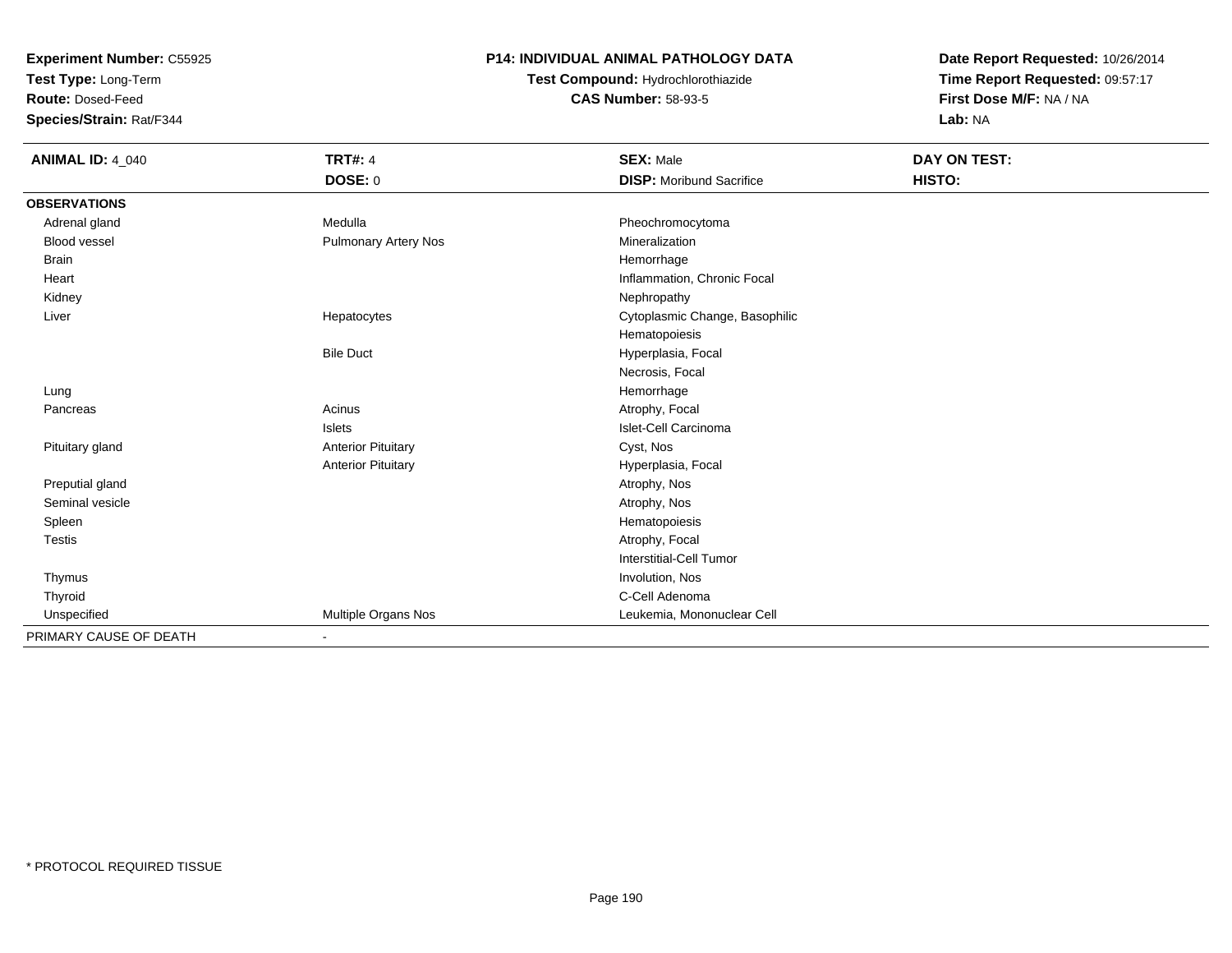**Experiment Number:** C55925
**Test Type:** Long-Term
**Route:** Dosed-Feed
**Species/Strain:** Rat/F344

**P14: INDIVIDUAL ANIMAL PATHOLOGY DATA**
**Test Compound:** Hydrochlorothiazide
**CAS Number:** 58-93-5

**Date Report Requested:** 10/26/2014
**Time Report Requested:** 09:57:17
**First Dose M/F:** NA / NA
**Lab:** NA

| ANIMAL ID: 4_040 | TRT#: 4 | SEX: Male | DAY ON TEST: |
|---|---|---|---|
| | DOSE: 0 | DISP: Moribund Sacrifice | HISTO: |
| **OBSERVATIONS** | | | |
| Adrenal gland | Medulla | Pheochromocytoma | |
| Blood vessel | Pulmonary Artery Nos | Mineralization | |
| Brain | | Hemorrhage | |
| Heart | | Inflammation, Chronic Focal | |
| Kidney | | Nephropathy | |
| Liver | Hepatocytes | Cytoplasmic Change, Basophilic | |
| | | Hematopoiesis | |
| | Bile Duct | Hyperplasia, Focal | |
| | | Necrosis, Focal | |
| Lung | | Hemorrhage | |
| Pancreas | Acinus | Atrophy, Focal | |
| | Islets | Islet-Cell Carcinoma | |
| Pituitary gland | Anterior Pituitary | Cyst, Nos | |
| | Anterior Pituitary | Hyperplasia, Focal | |
| Preputial gland | | Atrophy, Nos | |
| Seminal vesicle | | Atrophy, Nos | |
| Spleen | | Hematopoiesis | |
| Testis | | Atrophy, Focal | |
| | | Interstitial-Cell Tumor | |
| Thymus | | Involution, Nos | |
| Thyroid | | C-Cell Adenoma | |
| Unspecified | Multiple Organs Nos | Leukemia, Mononuclear Cell | |
| PRIMARY CAUSE OF DEATH | - | | |

* PROTOCOL REQUIRED TISSUE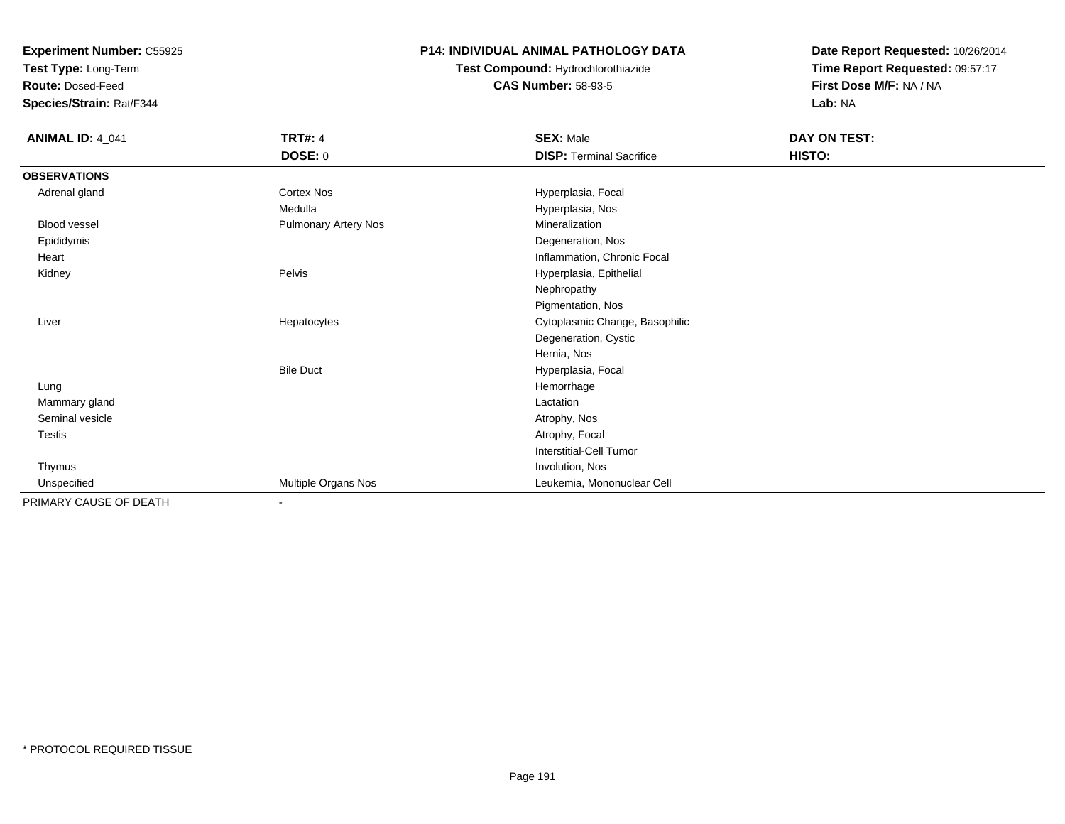**Experiment Number:** C55925
**Test Type:** Long-Term
**Route:** Dosed-Feed
**Species/Strain:** Rat/F344

**P14: INDIVIDUAL ANIMAL PATHOLOGY DATA**
**Test Compound:** Hydrochlorothiazide
**CAS Number:** 58-93-5

**Date Report Requested:** 10/26/2014
**Time Report Requested:** 09:57:17
**First Dose M/F:** NA / NA
**Lab:** NA

| **ANIMAL ID:** 4_041 | **TRT#:** 4 | **SEX:** Male | **DAY ON TEST:** |
|---|---|---|---|
| | **DOSE:** 0 | **DISP:** Terminal Sacrifice | **HISTO:** |
| **OBSERVATIONS** | | | |
| Adrenal gland | Cortex Nos | Hyperplasia, Focal | |
| | Medulla | Hyperplasia, Nos | |
| Blood vessel | Pulmonary Artery Nos | Mineralization | |
| Epididymis | | Degeneration, Nos | |
| Heart | | Inflammation, Chronic Focal | |
| Kidney | Pelvis | Hyperplasia, Epithelial | |
| | | Nephropathy | |
| | | Pigmentation, Nos | |
| Liver | Hepatocytes | Cytoplasmic Change, Basophilic | |
| | | Degeneration, Cystic | |
| | | Hernia, Nos | |
| | Bile Duct | Hyperplasia, Focal | |
| Lung | | Hemorrhage | |
| Mammary gland | | Lactation | |
| Seminal vesicle | | Atrophy, Nos | |
| Testis | | Atrophy, Focal | |
| | | Interstitial-Cell Tumor | |
| Thymus | | Involution, Nos | |
| Unspecified | Multiple Organs Nos | Leukemia, Mononuclear Cell | |
| PRIMARY CAUSE OF DEATH | - | | |

* PROTOCOL REQUIRED TISSUE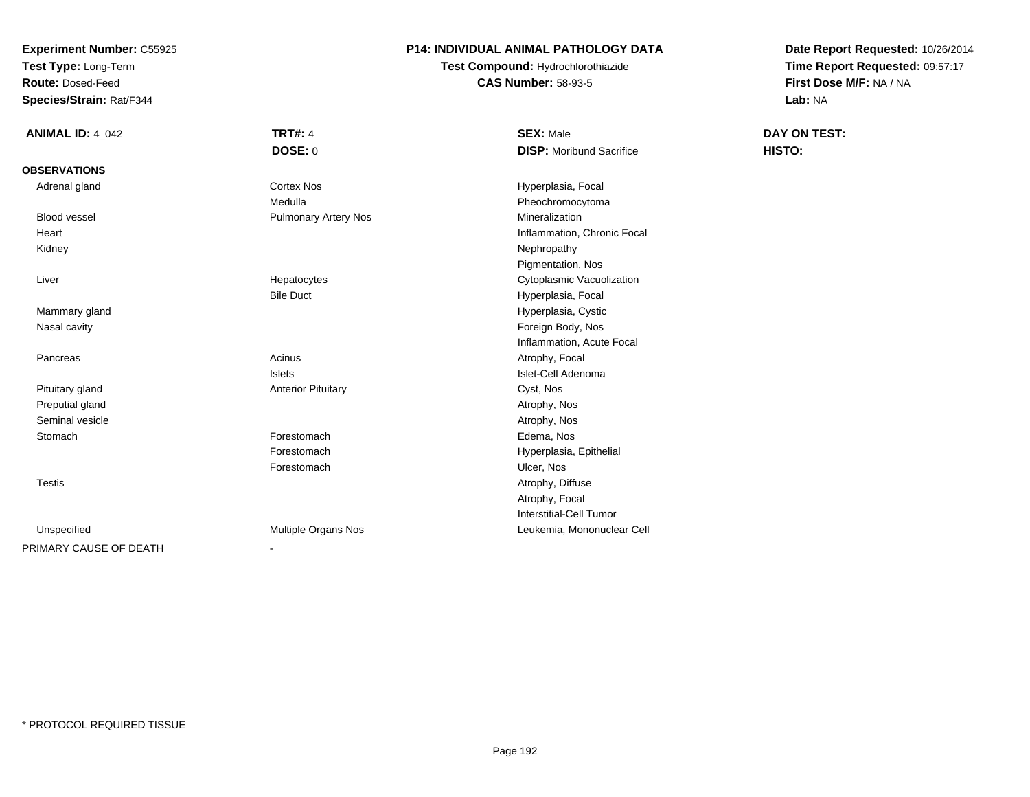**Experiment Number:** C55925
**Test Type:** Long-Term
**Route:** Dosed-Feed
**Species/Strain:** Rat/F344

**P14: INDIVIDUAL ANIMAL PATHOLOGY DATA**
**Test Compound:** Hydrochlorothiazide
**CAS Number:** 58-93-5

**Date Report Requested:** 10/26/2014
**Time Report Requested:** 09:57:17
**First Dose M/F:** NA / NA
**Lab:** NA

| **ANIMAL ID:** 4_042 | **TRT#:** 4 | **SEX:** Male | **DAY ON TEST:** |
|---|---|---|---|
| | **DOSE:** 0 | **DISP:** Moribund Sacrifice | **HISTO:** |
| **OBSERVATIONS** | | | |
| Adrenal gland | Cortex Nos | Hyperplasia, Focal | |
| | Medulla | Pheochromocytoma | |
| Blood vessel | Pulmonary Artery Nos | Mineralization | |
| Heart | | Inflammation, Chronic Focal | |
| Kidney | | Nephropathy | |
| | | Pigmentation, Nos | |
| Liver | Hepatocytes | Cytoplasmic Vacuolization | |
| | Bile Duct | Hyperplasia, Focal | |
| Mammary gland | | Hyperplasia, Cystic | |
| Nasal cavity | | Foreign Body, Nos | |
| | | Inflammation, Acute Focal | |
| Pancreas | Acinus | Atrophy, Focal | |
| | Islets | Islet-Cell Adenoma | |
| Pituitary gland | Anterior Pituitary | Cyst, Nos | |
| Preputial gland | | Atrophy, Nos | |
| Seminal vesicle | | Atrophy, Nos | |
| Stomach | Forestomach | Edema, Nos | |
| | Forestomach | Hyperplasia, Epithelial | |
| | Forestomach | Ulcer, Nos | |
| Testis | | Atrophy, Diffuse | |
| | | Atrophy, Focal | |
| | | Interstitial-Cell Tumor | |
| Unspecified | Multiple Organs Nos | Leukemia, Mononuclear Cell | |
| PRIMARY CAUSE OF DEATH | - | | |

\* PROTOCOL REQUIRED TISSUE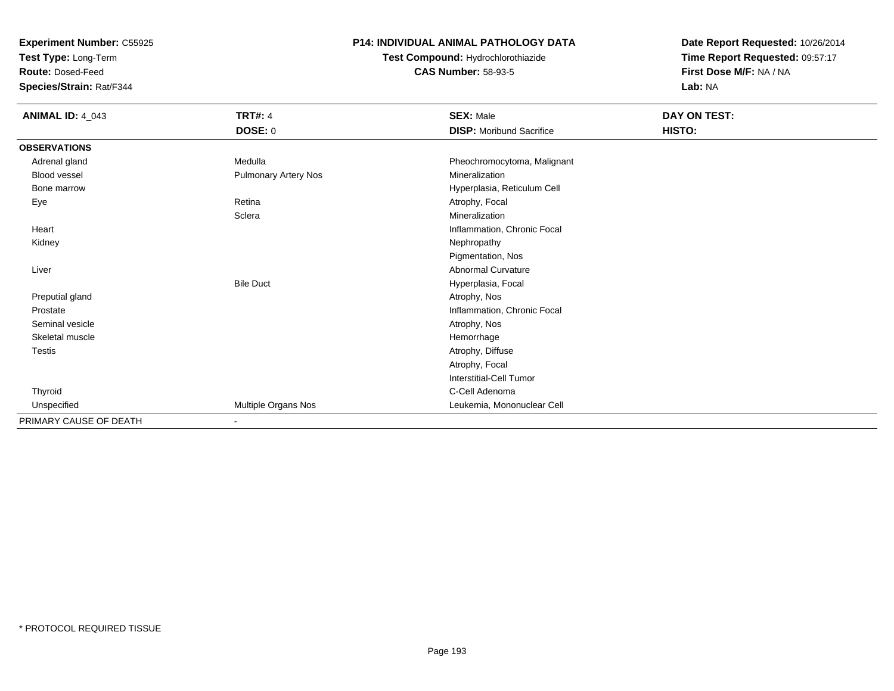**Experiment Number:** C55925
**Test Type:** Long-Term
**Route:** Dosed-Feed
**Species/Strain:** Rat/F344

**P14: INDIVIDUAL ANIMAL PATHOLOGY DATA**
**Test Compound:** Hydrochlorothiazide
**CAS Number:** 58-93-5

**Date Report Requested:** 10/26/2014
**Time Report Requested:** 09:57:17
**First Dose M/F:** NA / NA
**Lab:** NA

| **ANIMAL ID:** 4_043 | **TRT#:** 4 | **SEX:** Male | **DAY ON TEST:** |
|---|---|---|---|
| | **DOSE:** 0 | **DISP:** Moribund Sacrifice | **HISTO:** |
| **OBSERVATIONS** | | | |
| Adrenal gland | Medulla | Pheochromocytoma, Malignant | |
| Blood vessel | Pulmonary Artery Nos | Mineralization | |
| Bone marrow | | Hyperplasia, Reticulum Cell | |
| Eye | Retina | Atrophy, Focal | |
| | Sclera | Mineralization | |
| Heart | | Inflammation, Chronic Focal | |
| Kidney | | Nephropathy | |
| | | Pigmentation, Nos | |
| Liver | | Abnormal Curvature | |
| | Bile Duct | Hyperplasia, Focal | |
| Preputial gland | | Atrophy, Nos | |
| Prostate | | Inflammation, Chronic Focal | |
| Seminal vesicle | | Atrophy, Nos | |
| Skeletal muscle | | Hemorrhage | |
| Testis | | Atrophy, Diffuse | |
| | | Atrophy, Focal | |
| | | Interstitial-Cell Tumor | |
| Thyroid | | C-Cell Adenoma | |
| Unspecified | Multiple Organs Nos | Leukemia, Mononuclear Cell | |
| PRIMARY CAUSE OF DEATH | - | | |

* PROTOCOL REQUIRED TISSUE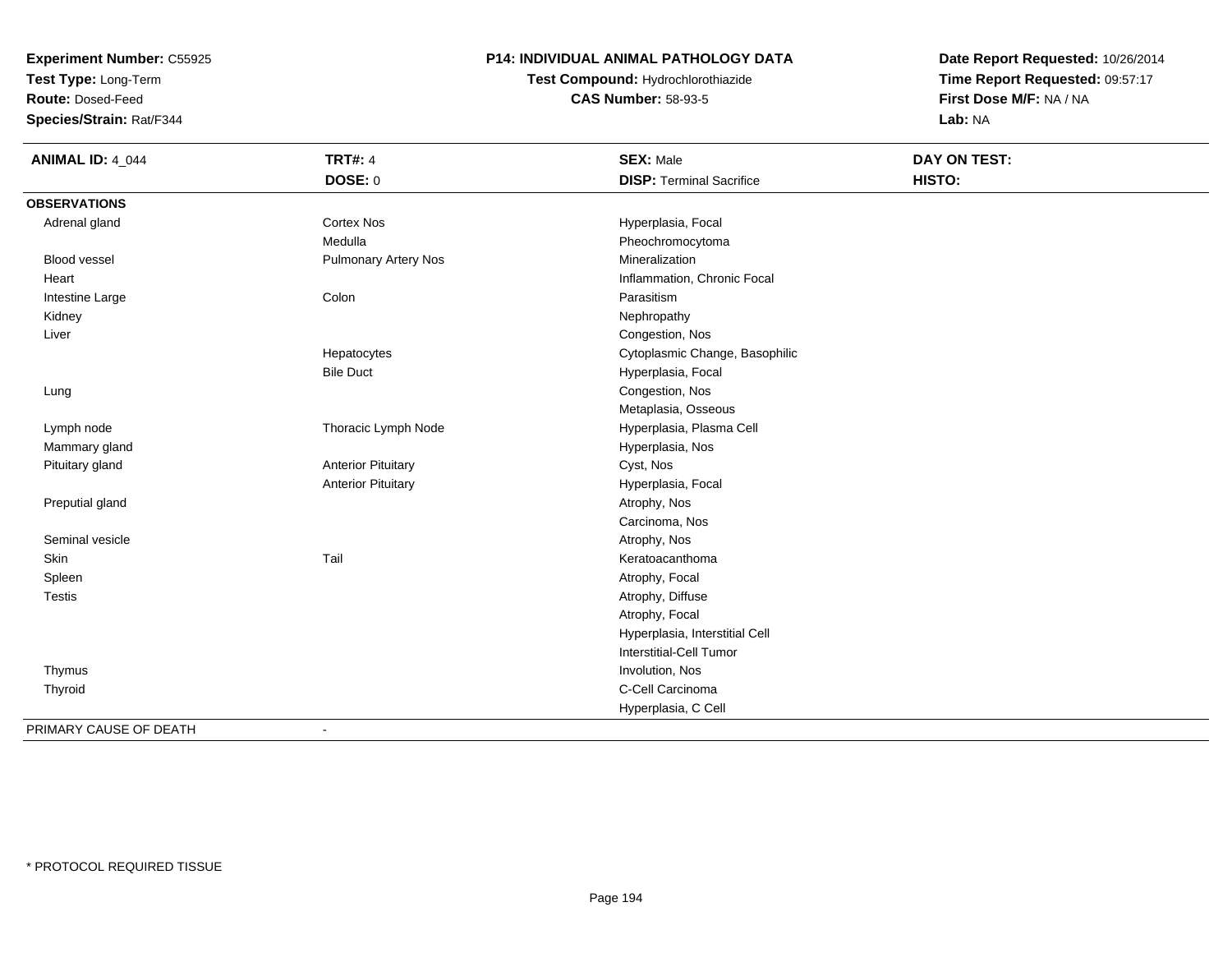**Experiment Number:** C55925
**Test Type:** Long-Term
**Route:** Dosed-Feed
**Species/Strain:** Rat/F344

**P14: INDIVIDUAL ANIMAL PATHOLOGY DATA**
**Test Compound:** Hydrochlorothiazide
**CAS Number:** 58-93-5

**Date Report Requested:** 10/26/2014
**Time Report Requested:** 09:57:17
**First Dose M/F:** NA / NA
**Lab:** NA

| **ANIMAL ID:** 4_044 | **TRT#:** 4 | **SEX:** Male | **DAY ON TEST:** |
|---|---|---|---|
| | **DOSE:** 0 | **DISP:** Terminal Sacrifice | **HISTO:** |
| **OBSERVATIONS** | | | |
| Adrenal gland | Cortex Nos | Hyperplasia, Focal | |
| | Medulla | Pheochromocytoma | |
| Blood vessel | Pulmonary Artery Nos | Mineralization | |
| Heart | | Inflammation, Chronic Focal | |
| Intestine Large | Colon | Parasitism | |
| Kidney | | Nephropathy | |
| Liver | | Congestion, Nos | |
| | Hepatocytes | Cytoplasmic Change, Basophilic | |
| | Bile Duct | Hyperplasia, Focal | |
| Lung | | Congestion, Nos | |
| | | Metaplasia, Osseous | |
| Lymph node | Thoracic Lymph Node | Hyperplasia, Plasma Cell | |
| Mammary gland | | Hyperplasia, Nos | |
| Pituitary gland | Anterior Pituitary | Cyst, Nos | |
| | Anterior Pituitary | Hyperplasia, Focal | |
| Preputial gland | | Atrophy, Nos | |
| | | Carcinoma, Nos | |
| Seminal vesicle | | Atrophy, Nos | |
| Skin | Tail | Keratoacanthoma | |
| Spleen | | Atrophy, Focal | |
| Testis | | Atrophy, Diffuse | |
| | | Atrophy, Focal | |
| | | Hyperplasia, Interstitial Cell | |
| | | Interstitial-Cell Tumor | |
| Thymus | | Involution, Nos | |
| Thyroid | | C-Cell Carcinoma | |
| | | Hyperplasia, C Cell | |
| PRIMARY CAUSE OF DEATH | - | | |

* PROTOCOL REQUIRED TISSUE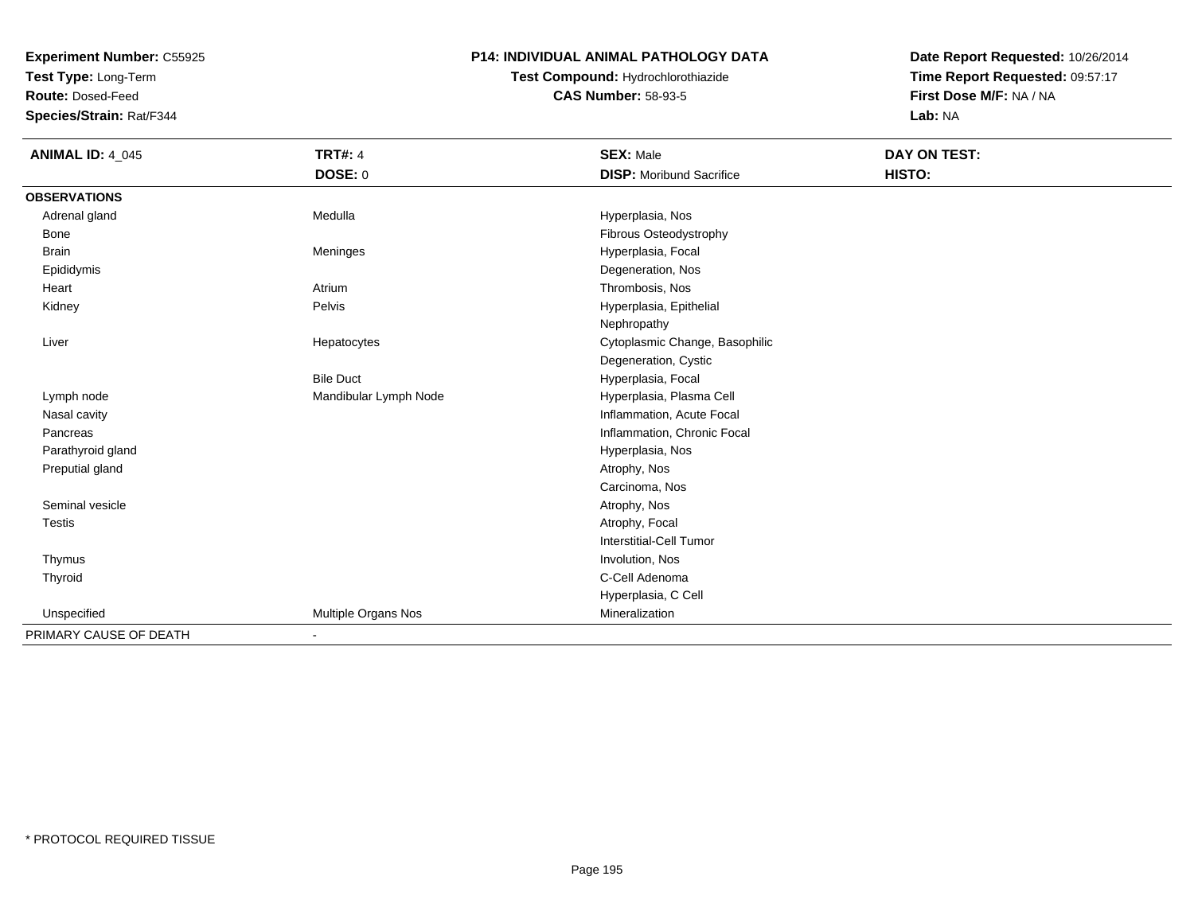**Experiment Number:** C55925
**Test Type:** Long-Term
**Route:** Dosed-Feed
**Species/Strain:** Rat/F344

# P14: INDIVIDUAL ANIMAL PATHOLOGY DATA

**Test Compound:** Hydrochlorothiazide
**CAS Number:** 58-93-5

**Date Report Requested:** 10/26/2014
**Time Report Requested:** 09:57:17
**First Dose M/F:** NA / NA
**Lab:** NA

| **ANIMAL ID:** 4_045 | **TRT#:** 4 | **SEX:** Male | **DAY ON TEST:** |
|---|---|---|---|
| | **DOSE:** 0 | **DISP:** Moribund Sacrifice | **HISTO:** |
| **OBSERVATIONS** | | | |
| Adrenal gland | Medulla | Hyperplasia, Nos | |
| Bone | | Fibrous Osteodystrophy | |
| Brain | Meninges | Hyperplasia, Focal | |
| Epididymis | | Degeneration, Nos | |
| Heart | Atrium | Thrombosis, Nos | |
| Kidney | Pelvis | Hyperplasia, Epithelial | |
| | | Nephropathy | |
| Liver | Hepatocytes | Cytoplasmic Change, Basophilic | |
| | | Degeneration, Cystic | |
| | Bile Duct | Hyperplasia, Focal | |
| Lymph node | Mandibular Lymph Node | Hyperplasia, Plasma Cell | |
| Nasal cavity | | Inflammation, Acute Focal | |
| Pancreas | | Inflammation, Chronic Focal | |
| Parathyroid gland | | Hyperplasia, Nos | |
| Preputial gland | | Atrophy, Nos | |
| | | Carcinoma, Nos | |
| Seminal vesicle | | Atrophy, Nos | |
| Testis | | Atrophy, Focal | |
| | | Interstitial-Cell Tumor | |
| Thymus | | Involution, Nos | |
| Thyroid | | C-Cell Adenoma | |
| | | Hyperplasia, C Cell | |
| Unspecified | Multiple Organs Nos | Mineralization | |
| PRIMARY CAUSE OF DEATH | - | | |

* PROTOCOL REQUIRED TISSUE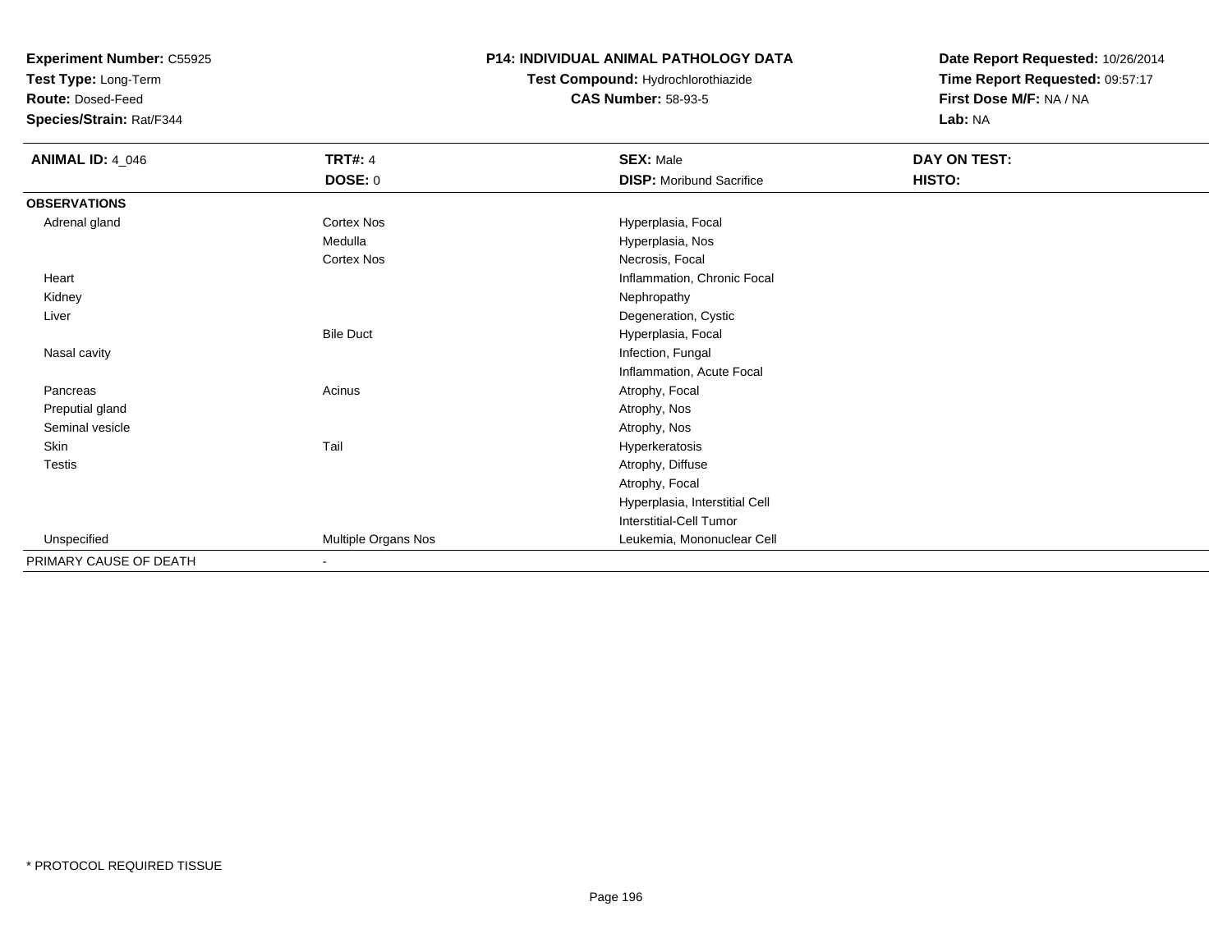**Experiment Number:** C55925
**Test Type:** Long-Term
**Route:** Dosed-Feed
**Species/Strain:** Rat/F344

**P14: INDIVIDUAL ANIMAL PATHOLOGY DATA**
**Test Compound:** Hydrochlorothiazide
**CAS Number:** 58-93-5

**Date Report Requested:** 10/26/2014
**Time Report Requested:** 09:57:17
**First Dose M/F:** NA / NA
**Lab:** NA

| **ANIMAL ID:** 4_046 | **TRT#:** 4 | **SEX:** Male | **DAY ON TEST:** |
|---|---|---|---|
| | **DOSE:** 0 | **DISP:** Moribund Sacrifice | **HISTO:** |
| **OBSERVATIONS** | | | |
| Adrenal gland | Cortex Nos | Hyperplasia, Focal | |
| | Medulla | Hyperplasia, Nos | |
| | Cortex Nos | Necrosis, Focal | |
| Heart | | Inflammation, Chronic Focal | |
| Kidney | | Nephropathy | |
| Liver | | Degeneration, Cystic | |
| | Bile Duct | Hyperplasia, Focal | |
| Nasal cavity | | Infection, Fungal | |
| | | Inflammation, Acute Focal | |
| Pancreas | Acinus | Atrophy, Focal | |
| Preputial gland | | Atrophy, Nos | |
| Seminal vesicle | | Atrophy, Nos | |
| Skin | Tail | Hyperkeratosis | |
| Testis | | Atrophy, Diffuse | |
| | | Atrophy, Focal | |
| | | Hyperplasia, Interstitial Cell | |
| | | Interstitial-Cell Tumor | |
| Unspecified | Multiple Organs Nos | Leukemia, Mononuclear Cell | |
| PRIMARY CAUSE OF DEATH | - | | |

* PROTOCOL REQUIRED TISSUE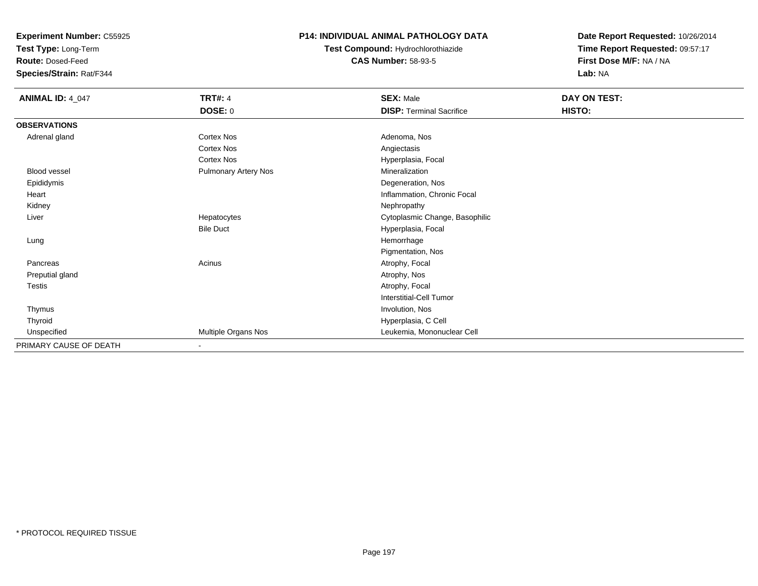**Experiment Number:** C55925
**Test Type:** Long-Term
**Route:** Dosed-Feed
**Species/Strain:** Rat/F344

**P14: INDIVIDUAL ANIMAL PATHOLOGY DATA**
**Test Compound:** Hydrochlorothiazide
**CAS Number:** 58-93-5

**Date Report Requested:** 10/26/2014
**Time Report Requested:** 09:57:17
**First Dose M/F:** NA / NA
**Lab:** NA

| **ANIMAL ID:** 4_047 | **TRT#:** 4 | **SEX:** Male | **DAY ON TEST:** |
|---|---|---|---|
| | **DOSE:** 0 | **DISP:** Terminal Sacrifice | **HISTO:** |
| **OBSERVATIONS** | | | |
| Adrenal gland | Cortex Nos | Adenoma, Nos | |
| | Cortex Nos | Angiectasis | |
| | Cortex Nos | Hyperplasia, Focal | |
| Blood vessel | Pulmonary Artery Nos | Mineralization | |
| Epididymis | | Degeneration, Nos | |
| Heart | | Inflammation, Chronic Focal | |
| Kidney | | Nephropathy | |
| Liver | Hepatocytes | Cytoplasmic Change, Basophilic | |
| | Bile Duct | Hyperplasia, Focal | |
| Lung | | Hemorrhage | |
| | | Pigmentation, Nos | |
| Pancreas | Acinus | Atrophy, Focal | |
| Preputial gland | | Atrophy, Nos | |
| Testis | | Atrophy, Focal | |
| | | Interstitial-Cell Tumor | |
| Thymus | | Involution, Nos | |
| Thyroid | | Hyperplasia, C Cell | |
| Unspecified | Multiple Organs Nos | Leukemia, Mononuclear Cell | |
| PRIMARY CAUSE OF DEATH | - | | |

\* PROTOCOL REQUIRED TISSUE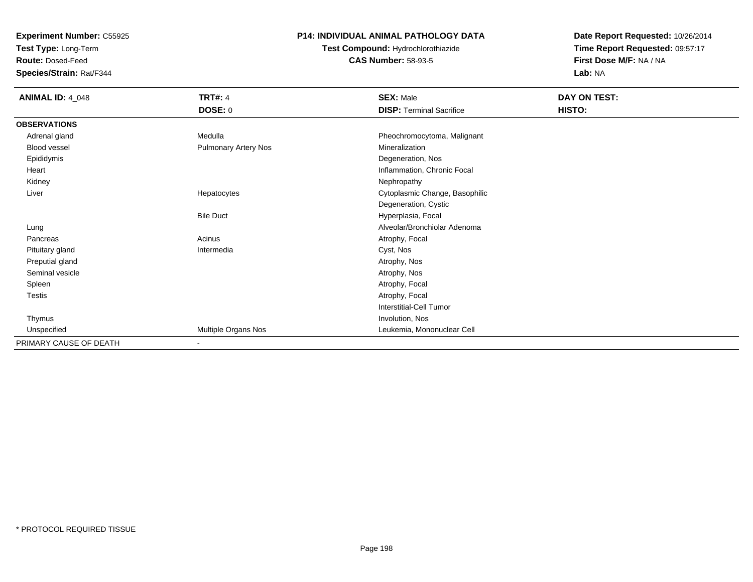**Experiment Number:** C55925
**Test Type:** Long-Term
**Route:** Dosed-Feed
**Species/Strain:** Rat/F344

**P14: INDIVIDUAL ANIMAL PATHOLOGY DATA**
**Test Compound:** Hydrochlorothiazide
**CAS Number:** 58-93-5

**Date Report Requested:** 10/26/2014
**Time Report Requested:** 09:57:17
**First Dose M/F:** NA / NA
**Lab:** NA

| **ANIMAL ID:** 4_048 | **TRT#:** 4 | **SEX:** Male | **DAY ON TEST:** |
|---|---|---|---|
| | **DOSE:** 0 | **DISP:** Terminal Sacrifice | **HISTO:** |
| **OBSERVATIONS** | | | |
| Adrenal gland | Medulla | Pheochromocytoma, Malignant | |
| Blood vessel | Pulmonary Artery Nos | Mineralization | |
| Epididymis | | Degeneration, Nos | |
| Heart | | Inflammation, Chronic Focal | |
| Kidney | | Nephropathy | |
| Liver | Hepatocytes | Cytoplasmic Change, Basophilic | |
| | | Degeneration, Cystic | |
| | Bile Duct | Hyperplasia, Focal | |
| Lung | | Alveolar/Bronchiolar Adenoma | |
| Pancreas | Acinus | Atrophy, Focal | |
| Pituitary gland | Intermedia | Cyst, Nos | |
| Preputial gland | | Atrophy, Nos | |
| Seminal vesicle | | Atrophy, Nos | |
| Spleen | | Atrophy, Focal | |
| Testis | | Atrophy, Focal | |
| | | Interstitial-Cell Tumor | |
| Thymus | | Involution, Nos | |
| Unspecified | Multiple Organs Nos | Leukemia, Mononuclear Cell | |
| PRIMARY CAUSE OF DEATH | - | | |

* PROTOCOL REQUIRED TISSUE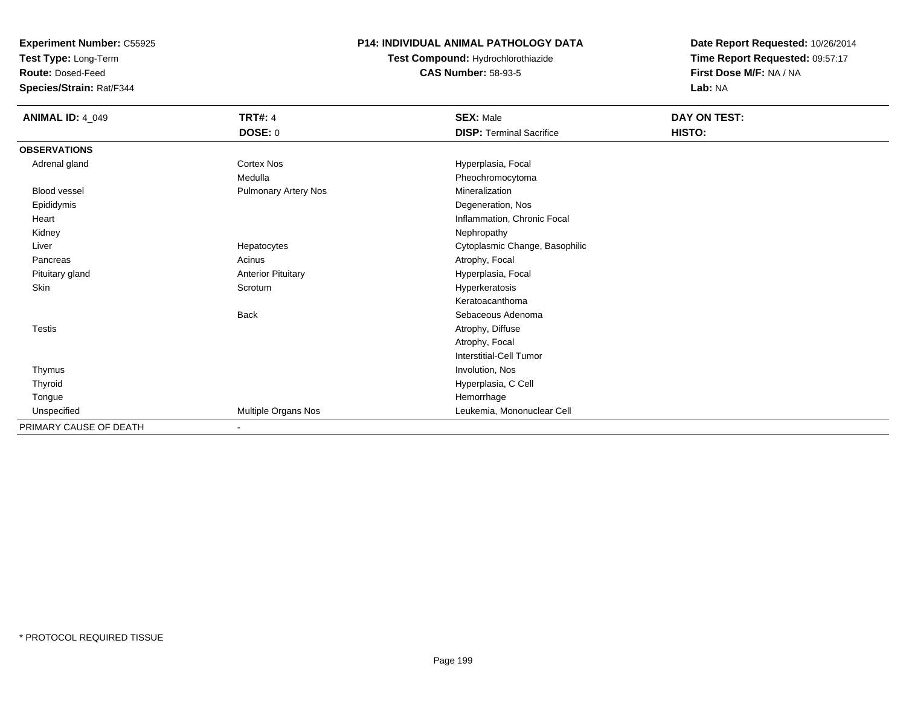**Experiment Number:** C55925
**Test Type:** Long-Term
**Route:** Dosed-Feed
**Species/Strain:** Rat/F344

**P14: INDIVIDUAL ANIMAL PATHOLOGY DATA**
**Test Compound:** Hydrochlorothiazide
**CAS Number:** 58-93-5

**Date Report Requested:** 10/26/2014
**Time Report Requested:** 09:57:17
**First Dose M/F:** NA / NA
**Lab:** NA

| **ANIMAL ID:** 4_049 | **TRT#:** 4 | **SEX:** Male | **DAY ON TEST:** |
|---|---|---|---|
| | **DOSE:** 0 | **DISP:** Terminal Sacrifice | **HISTO:** |
| **OBSERVATIONS** | | | |
| Adrenal gland | Cortex Nos | Hyperplasia, Focal | |
| | Medulla | Pheochromocytoma | |
| Blood vessel | Pulmonary Artery Nos | Mineralization | |
| Epididymis | | Degeneration, Nos | |
| Heart | | Inflammation, Chronic Focal | |
| Kidney | | Nephropathy | |
| Liver | Hepatocytes | Cytoplasmic Change, Basophilic | |
| Pancreas | Acinus | Atrophy, Focal | |
| Pituitary gland | Anterior Pituitary | Hyperplasia, Focal | |
| Skin | Scrotum | Hyperkeratosis | |
| | | Keratoacanthoma | |
| | Back | Sebaceous Adenoma | |
| Testis | | Atrophy, Diffuse | |
| | | Atrophy, Focal | |
| | | Interstitial-Cell Tumor | |
| Thymus | | Involution, Nos | |
| Thyroid | | Hyperplasia, C Cell | |
| Tongue | | Hemorrhage | |
| Unspecified | Multiple Organs Nos | Leukemia, Mononuclear Cell | |
| PRIMARY CAUSE OF DEATH | - | | |

* PROTOCOL REQUIRED TISSUE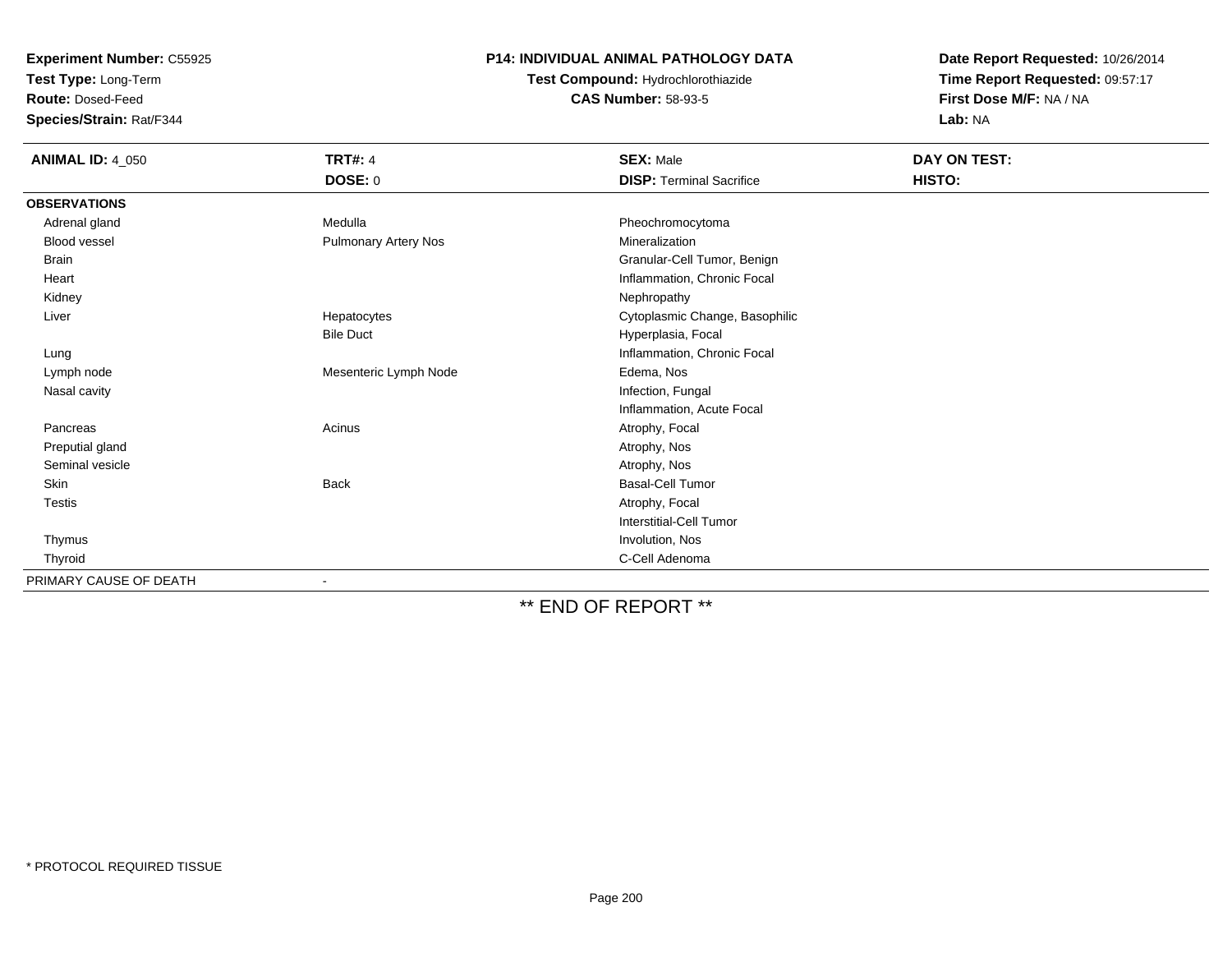**Experiment Number:** C55925
**Test Type:** Long-Term
**Route:** Dosed-Feed
**Species/Strain:** Rat/F344

**P14: INDIVIDUAL ANIMAL PATHOLOGY DATA**
**Test Compound:** Hydrochlorothiazide
**CAS Number:** 58-93-5

**Date Report Requested:** 10/26/2014
**Time Report Requested:** 09:57:17
**First Dose M/F:** NA / NA
**Lab:** NA

| **ANIMAL ID:** 4_050 | **TRT#:** 4 | **SEX:** Male | **DAY ON TEST:** |
|---|---|---|---|
| | **DOSE:** 0 | **DISP:** Terminal Sacrifice | **HISTO:** |
| **OBSERVATIONS** | | | |
| Adrenal gland | Medulla | Pheochromocytoma | |
| Blood vessel | Pulmonary Artery Nos | Mineralization | |
| Brain | | Granular-Cell Tumor, Benign | |
| Heart | | Inflammation, Chronic Focal | |
| Kidney | | Nephropathy | |
| Liver | Hepatocytes | Cytoplasmic Change, Basophilic | |
| | Bile Duct | Hyperplasia, Focal | |
| Lung | | Inflammation, Chronic Focal | |
| Lymph node | Mesenteric Lymph Node | Edema, Nos | |
| Nasal cavity | | Infection, Fungal | |
| | | Inflammation, Acute Focal | |
| Pancreas | Acinus | Atrophy, Focal | |
| Preputial gland | | Atrophy, Nos | |
| Seminal vesicle | | Atrophy, Nos | |
| Skin | Back | Basal-Cell Tumor | |
| Testis | | Atrophy, Focal | |
| | | Interstitial-Cell Tumor | |
| Thymus | | Involution, Nos | |
| Thyroid | | C-Cell Adenoma | |
| PRIMARY CAUSE OF DEATH | - | | |

** END OF REPORT **

* PROTOCOL REQUIRED TISSUE